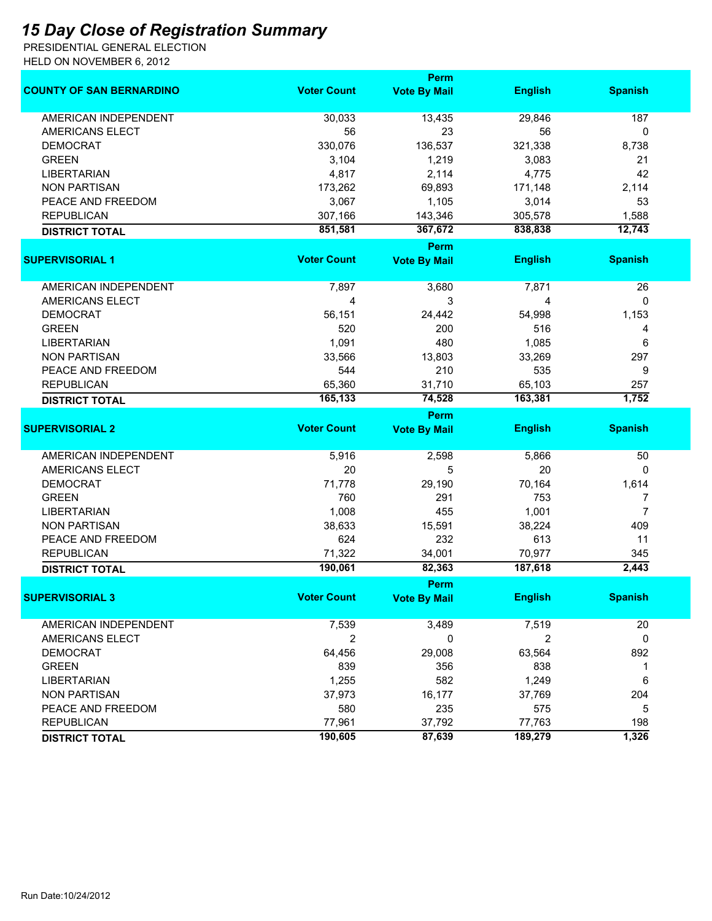# 15 Day Close of Registration Summary

PRESIDENTIAL GENERAL ELECTION
HELD ON NOVEMBER 6, 2012

| COUNTY OF SAN BERNARDINO | Voter Count | Perm Vote By Mail | English | Spanish |
|---|---|---|---|---|
| AMERICAN INDEPENDENT | 30,033 | 13,435 | 29,846 | 187 |
| AMERICANS ELECT | 56 | 23 | 56 | 0 |
| DEMOCRAT | 330,076 | 136,537 | 321,338 | 8,738 |
| GREEN | 3,104 | 1,219 | 3,083 | 21 |
| LIBERTARIAN | 4,817 | 2,114 | 4,775 | 42 |
| NON PARTISAN | 173,262 | 69,893 | 171,148 | 2,114 |
| PEACE AND FREEDOM | 3,067 | 1,105 | 3,014 | 53 |
| REPUBLICAN | 307,166 | 143,346 | 305,578 | 1,588 |
| **DISTRICT TOTAL** | **851,581** | **367,672** | **838,838** | **12,743** |

| SUPERVISORIAL 1 | Voter Count | Perm Vote By Mail | English | Spanish |
|---|---|---|---|---|
| AMERICAN INDEPENDENT | 7,897 | 3,680 | 7,871 | 26 |
| AMERICANS ELECT | 4 | 3 | 4 | 0 |
| DEMOCRAT | 56,151 | 24,442 | 54,998 | 1,153 |
| GREEN | 520 | 200 | 516 | 4 |
| LIBERTARIAN | 1,091 | 480 | 1,085 | 6 |
| NON PARTISAN | 33,566 | 13,803 | 33,269 | 297 |
| PEACE AND FREEDOM | 544 | 210 | 535 | 9 |
| REPUBLICAN | 65,360 | 31,710 | 65,103 | 257 |
| **DISTRICT TOTAL** | **165,133** | **74,528** | **163,381** | **1,752** |

| SUPERVISORIAL 2 | Voter Count | Perm Vote By Mail | English | Spanish |
|---|---|---|---|---|
| AMERICAN INDEPENDENT | 5,916 | 2,598 | 5,866 | 50 |
| AMERICANS ELECT | 20 | 5 | 20 | 0 |
| DEMOCRAT | 71,778 | 29,190 | 70,164 | 1,614 |
| GREEN | 760 | 291 | 753 | 7 |
| LIBERTARIAN | 1,008 | 455 | 1,001 | 7 |
| NON PARTISAN | 38,633 | 15,591 | 38,224 | 409 |
| PEACE AND FREEDOM | 624 | 232 | 613 | 11 |
| REPUBLICAN | 71,322 | 34,001 | 70,977 | 345 |
| **DISTRICT TOTAL** | **190,061** | **82,363** | **187,618** | **2,443** |

| SUPERVISORIAL 3 | Voter Count | Perm Vote By Mail | English | Spanish |
|---|---|---|---|---|
| AMERICAN INDEPENDENT | 7,539 | 3,489 | 7,519 | 20 |
| AMERICANS ELECT | 2 | 0 | 2 | 0 |
| DEMOCRAT | 64,456 | 29,008 | 63,564 | 892 |
| GREEN | 839 | 356 | 838 | 1 |
| LIBERTARIAN | 1,255 | 582 | 1,249 | 6 |
| NON PARTISAN | 37,973 | 16,177 | 37,769 | 204 |
| PEACE AND FREEDOM | 580 | 235 | 575 | 5 |
| REPUBLICAN | 77,961 | 37,792 | 77,763 | 198 |
| **DISTRICT TOTAL** | **190,605** | **87,639** | **189,279** | **1,326** |

Run Date:10/24/2012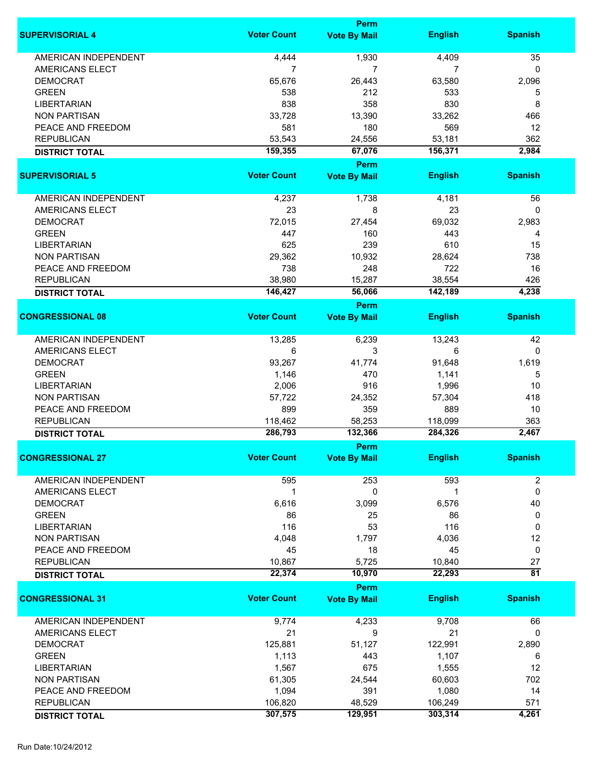| SUPERVISORIAL 4 | Voter Count | Perm Vote By Mail | English | Spanish |
|---|---|---|---|---|
| AMERICAN INDEPENDENT | 4,444 | 1,930 | 4,409 | 35 |
| AMERICANS ELECT | 7 | 7 | 7 | 0 |
| DEMOCRAT | 65,676 | 26,443 | 63,580 | 2,096 |
| GREEN | 538 | 212 | 533 | 5 |
| LIBERTARIAN | 838 | 358 | 830 | 8 |
| NON PARTISAN | 33,728 | 13,390 | 33,262 | 466 |
| PEACE AND FREEDOM | 581 | 180 | 569 | 12 |
| REPUBLICAN | 53,543 | 24,556 | 53,181 | 362 |
| **DISTRICT TOTAL** | **159,355** | **67,076** | **156,371** | **2,984** |

| SUPERVISORIAL 5 | Voter Count | Perm Vote By Mail | English | Spanish |
|---|---|---|---|---|
| AMERICAN INDEPENDENT | 4,237 | 1,738 | 4,181 | 56 |
| AMERICANS ELECT | 23 | 8 | 23 | 0 |
| DEMOCRAT | 72,015 | 27,454 | 69,032 | 2,983 |
| GREEN | 447 | 160 | 443 | 4 |
| LIBERTARIAN | 625 | 239 | 610 | 15 |
| NON PARTISAN | 29,362 | 10,932 | 28,624 | 738 |
| PEACE AND FREEDOM | 738 | 248 | 722 | 16 |
| REPUBLICAN | 38,980 | 15,287 | 38,554 | 426 |
| **DISTRICT TOTAL** | **146,427** | **56,066** | **142,189** | **4,238** |

| CONGRESSIONAL 08 | Voter Count | Perm Vote By Mail | English | Spanish |
|---|---|---|---|---|
| AMERICAN INDEPENDENT | 13,285 | 6,239 | 13,243 | 42 |
| AMERICANS ELECT | 6 | 3 | 6 | 0 |
| DEMOCRAT | 93,267 | 41,774 | 91,648 | 1,619 |
| GREEN | 1,146 | 470 | 1,141 | 5 |
| LIBERTARIAN | 2,006 | 916 | 1,996 | 10 |
| NON PARTISAN | 57,722 | 24,352 | 57,304 | 418 |
| PEACE AND FREEDOM | 899 | 359 | 889 | 10 |
| REPUBLICAN | 118,462 | 58,253 | 118,099 | 363 |
| **DISTRICT TOTAL** | **286,793** | **132,366** | **284,326** | **2,467** |

| CONGRESSIONAL 27 | Voter Count | Perm Vote By Mail | English | Spanish |
|---|---|---|---|---|
| AMERICAN INDEPENDENT | 595 | 253 | 593 | 2 |
| AMERICANS ELECT | 1 | 0 | 1 | 0 |
| DEMOCRAT | 6,616 | 3,099 | 6,576 | 40 |
| GREEN | 86 | 25 | 86 | 0 |
| LIBERTARIAN | 116 | 53 | 116 | 0 |
| NON PARTISAN | 4,048 | 1,797 | 4,036 | 12 |
| PEACE AND FREEDOM | 45 | 18 | 45 | 0 |
| REPUBLICAN | 10,867 | 5,725 | 10,840 | 27 |
| **DISTRICT TOTAL** | **22,374** | **10,970** | **22,293** | **81** |

| CONGRESSIONAL 31 | Voter Count | Perm Vote By Mail | English | Spanish |
|---|---|---|---|---|
| AMERICAN INDEPENDENT | 9,774 | 4,233 | 9,708 | 66 |
| AMERICANS ELECT | 21 | 9 | 21 | 0 |
| DEMOCRAT | 125,881 | 51,127 | 122,991 | 2,890 |
| GREEN | 1,113 | 443 | 1,107 | 6 |
| LIBERTARIAN | 1,567 | 675 | 1,555 | 12 |
| NON PARTISAN | 61,305 | 24,544 | 60,603 | 702 |
| PEACE AND FREEDOM | 1,094 | 391 | 1,080 | 14 |
| REPUBLICAN | 106,820 | 48,529 | 106,249 | 571 |
| **DISTRICT TOTAL** | **307,575** | **129,951** | **303,314** | **4,261** |

Run Date:10/24/2012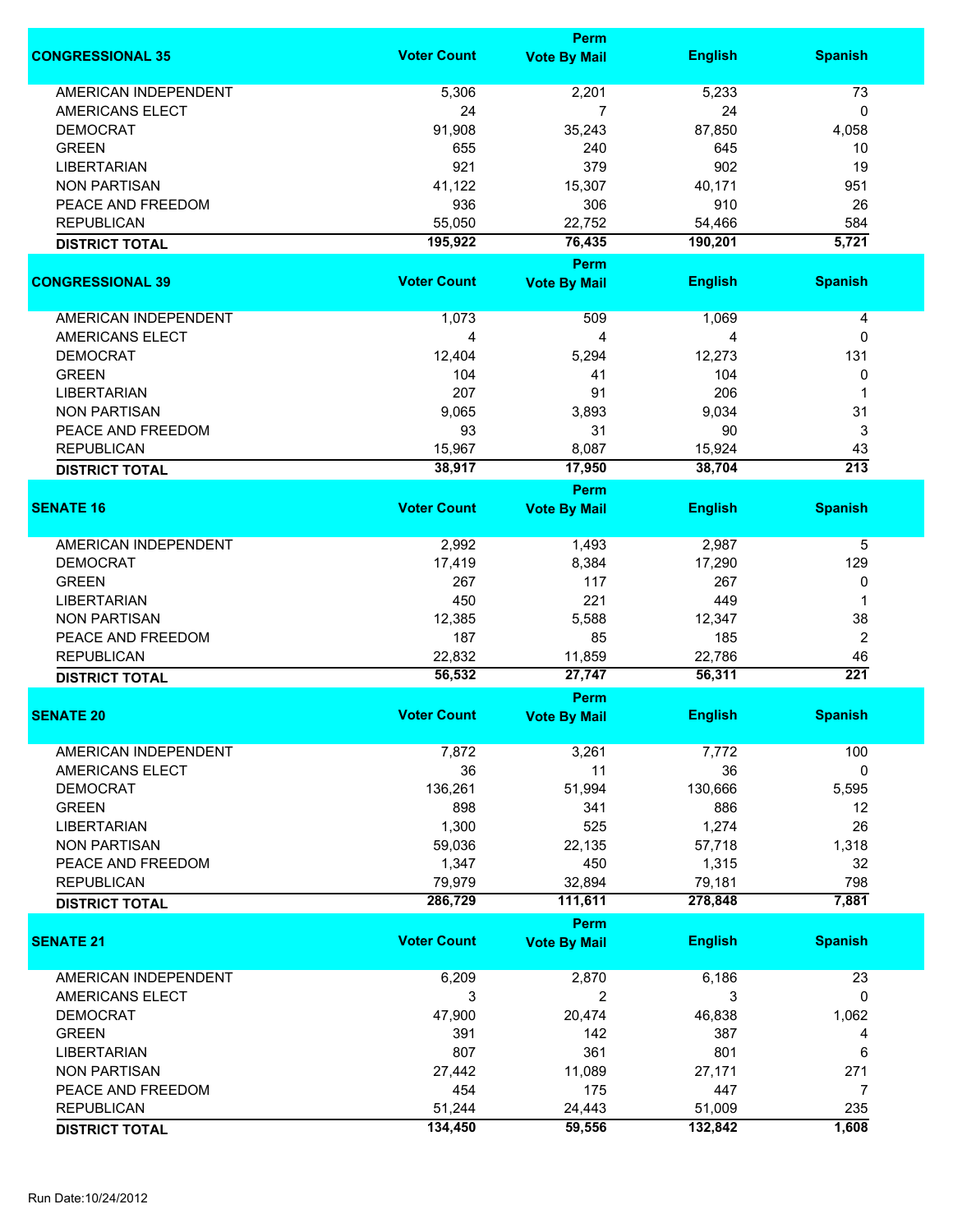| CONGRESSIONAL 35 | Voter Count | Perm Vote By Mail | English | Spanish |
|---|---|---|---|---|
| AMERICAN INDEPENDENT | 5,306 | 2,201 | 5,233 | 73 |
| AMERICANS ELECT | 24 | 7 | 24 | 0 |
| DEMOCRAT | 91,908 | 35,243 | 87,850 | 4,058 |
| GREEN | 655 | 240 | 645 | 10 |
| LIBERTARIAN | 921 | 379 | 902 | 19 |
| NON PARTISAN | 41,122 | 15,307 | 40,171 | 951 |
| PEACE AND FREEDOM | 936 | 306 | 910 | 26 |
| REPUBLICAN | 55,050 | 22,752 | 54,466 | 584 |
| **DISTRICT TOTAL** | **195,922** | **76,435** | **190,201** | **5,721** |

| CONGRESSIONAL 39 | Voter Count | Perm Vote By Mail | English | Spanish |
|---|---|---|---|---|
| AMERICAN INDEPENDENT | 1,073 | 509 | 1,069 | 4 |
| AMERICANS ELECT | 4 | 4 | 4 | 0 |
| DEMOCRAT | 12,404 | 5,294 | 12,273 | 131 |
| GREEN | 104 | 41 | 104 | 0 |
| LIBERTARIAN | 207 | 91 | 206 | 1 |
| NON PARTISAN | 9,065 | 3,893 | 9,034 | 31 |
| PEACE AND FREEDOM | 93 | 31 | 90 | 3 |
| REPUBLICAN | 15,967 | 8,087 | 15,924 | 43 |
| **DISTRICT TOTAL** | **38,917** | **17,950** | **38,704** | **213** |

| SENATE 16 | Voter Count | Perm Vote By Mail | English | Spanish |
|---|---|---|---|---|
| AMERICAN INDEPENDENT | 2,992 | 1,493 | 2,987 | 5 |
| DEMOCRAT | 17,419 | 8,384 | 17,290 | 129 |
| GREEN | 267 | 117 | 267 | 0 |
| LIBERTARIAN | 450 | 221 | 449 | 1 |
| NON PARTISAN | 12,385 | 5,588 | 12,347 | 38 |
| PEACE AND FREEDOM | 187 | 85 | 185 | 2 |
| REPUBLICAN | 22,832 | 11,859 | 22,786 | 46 |
| **DISTRICT TOTAL** | **56,532** | **27,747** | **56,311** | **221** |

| SENATE 20 | Voter Count | Perm Vote By Mail | English | Spanish |
|---|---|---|---|---|
| AMERICAN INDEPENDENT | 7,872 | 3,261 | 7,772 | 100 |
| AMERICANS ELECT | 36 | 11 | 36 | 0 |
| DEMOCRAT | 136,261 | 51,994 | 130,666 | 5,595 |
| GREEN | 898 | 341 | 886 | 12 |
| LIBERTARIAN | 1,300 | 525 | 1,274 | 26 |
| NON PARTISAN | 59,036 | 22,135 | 57,718 | 1,318 |
| PEACE AND FREEDOM | 1,347 | 450 | 1,315 | 32 |
| REPUBLICAN | 79,979 | 32,894 | 79,181 | 798 |
| **DISTRICT TOTAL** | **286,729** | **111,611** | **278,848** | **7,881** |

| SENATE 21 | Voter Count | Perm Vote By Mail | English | Spanish |
|---|---|---|---|---|
| AMERICAN INDEPENDENT | 6,209 | 2,870 | 6,186 | 23 |
| AMERICANS ELECT | 3 | 2 | 3 | 0 |
| DEMOCRAT | 47,900 | 20,474 | 46,838 | 1,062 |
| GREEN | 391 | 142 | 387 | 4 |
| LIBERTARIAN | 807 | 361 | 801 | 6 |
| NON PARTISAN | 27,442 | 11,089 | 27,171 | 271 |
| PEACE AND FREEDOM | 454 | 175 | 447 | 7 |
| REPUBLICAN | 51,244 | 24,443 | 51,009 | 235 |
| **DISTRICT TOTAL** | **134,450** | **59,556** | **132,842** | **1,608** |

Run Date:10/24/2012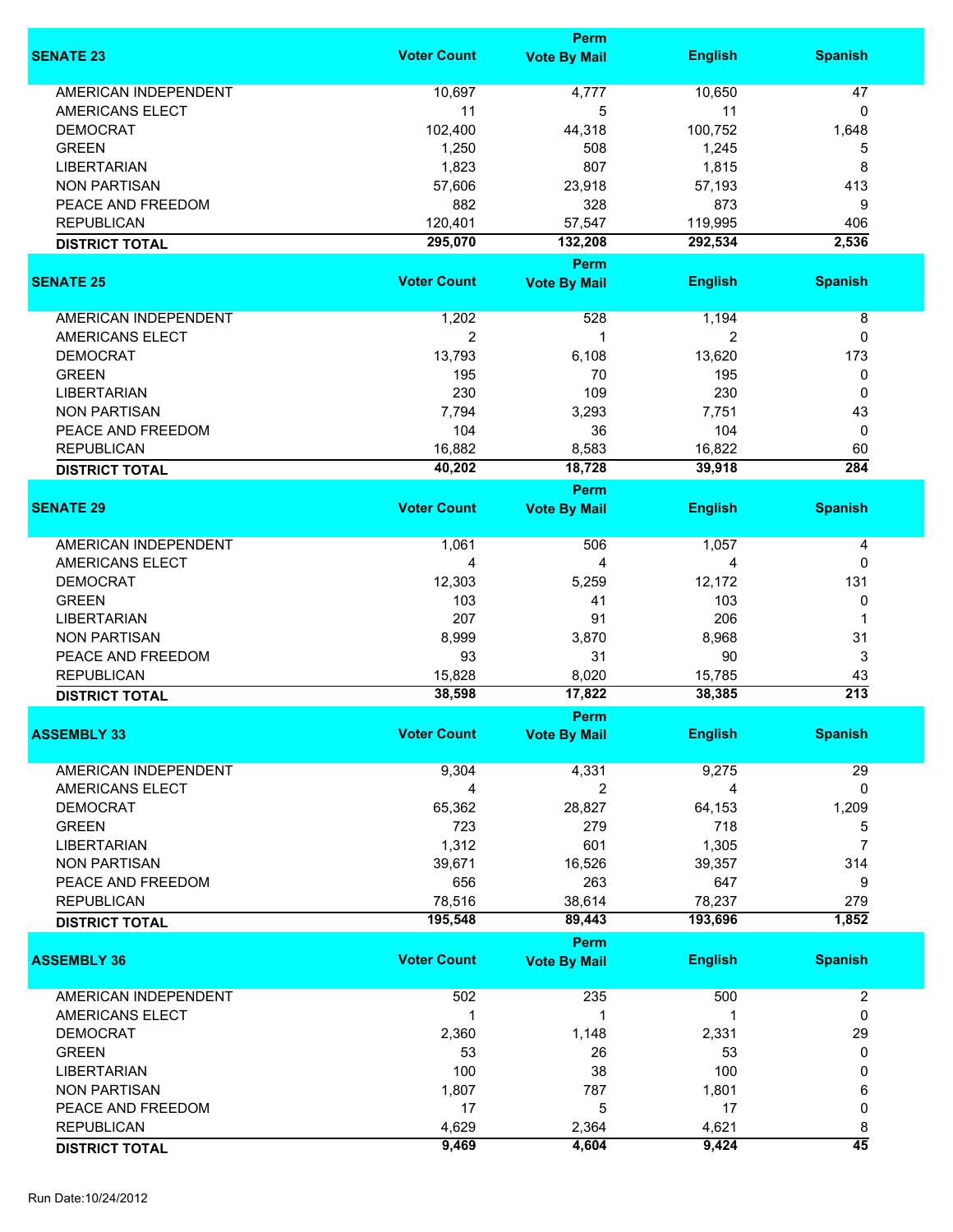| SENATE 23 | Voter Count | Perm Vote By Mail | English | Spanish |
|---|---|---|---|---|
| AMERICAN INDEPENDENT | 10,697 | 4,777 | 10,650 | 47 |
| AMERICANS ELECT | 11 | 5 | 11 | 0 |
| DEMOCRAT | 102,400 | 44,318 | 100,752 | 1,648 |
| GREEN | 1,250 | 508 | 1,245 | 5 |
| LIBERTARIAN | 1,823 | 807 | 1,815 | 8 |
| NON PARTISAN | 57,606 | 23,918 | 57,193 | 413 |
| PEACE AND FREEDOM | 882 | 328 | 873 | 9 |
| REPUBLICAN | 120,401 | 57,547 | 119,995 | 406 |
| **DISTRICT TOTAL** | **295,070** | **132,208** | **292,534** | **2,536** |

| SENATE 25 | Voter Count | Perm Vote By Mail | English | Spanish |
|---|---|---|---|---|
| AMERICAN INDEPENDENT | 1,202 | 528 | 1,194 | 8 |
| AMERICANS ELECT | 2 | 1 | 2 | 0 |
| DEMOCRAT | 13,793 | 6,108 | 13,620 | 173 |
| GREEN | 195 | 70 | 195 | 0 |
| LIBERTARIAN | 230 | 109 | 230 | 0 |
| NON PARTISAN | 7,794 | 3,293 | 7,751 | 43 |
| PEACE AND FREEDOM | 104 | 36 | 104 | 0 |
| REPUBLICAN | 16,882 | 8,583 | 16,822 | 60 |
| **DISTRICT TOTAL** | **40,202** | **18,728** | **39,918** | **284** |

| SENATE 29 | Voter Count | Perm Vote By Mail | English | Spanish |
|---|---|---|---|---|
| AMERICAN INDEPENDENT | 1,061 | 506 | 1,057 | 4 |
| AMERICANS ELECT | 4 | 4 | 4 | 0 |
| DEMOCRAT | 12,303 | 5,259 | 12,172 | 131 |
| GREEN | 103 | 41 | 103 | 0 |
| LIBERTARIAN | 207 | 91 | 206 | 1 |
| NON PARTISAN | 8,999 | 3,870 | 8,968 | 31 |
| PEACE AND FREEDOM | 93 | 31 | 90 | 3 |
| REPUBLICAN | 15,828 | 8,020 | 15,785 | 43 |
| **DISTRICT TOTAL** | **38,598** | **17,822** | **38,385** | **213** |

| ASSEMBLY 33 | Voter Count | Perm Vote By Mail | English | Spanish |
|---|---|---|---|---|
| AMERICAN INDEPENDENT | 9,304 | 4,331 | 9,275 | 29 |
| AMERICANS ELECT | 4 | 2 | 4 | 0 |
| DEMOCRAT | 65,362 | 28,827 | 64,153 | 1,209 |
| GREEN | 723 | 279 | 718 | 5 |
| LIBERTARIAN | 1,312 | 601 | 1,305 | 7 |
| NON PARTISAN | 39,671 | 16,526 | 39,357 | 314 |
| PEACE AND FREEDOM | 656 | 263 | 647 | 9 |
| REPUBLICAN | 78,516 | 38,614 | 78,237 | 279 |
| **DISTRICT TOTAL** | **195,548** | **89,443** | **193,696** | **1,852** |

| ASSEMBLY 36 | Voter Count | Perm Vote By Mail | English | Spanish |
|---|---|---|---|---|
| AMERICAN INDEPENDENT | 502 | 235 | 500 | 2 |
| AMERICANS ELECT | 1 | 1 | 1 | 0 |
| DEMOCRAT | 2,360 | 1,148 | 2,331 | 29 |
| GREEN | 53 | 26 | 53 | 0 |
| LIBERTARIAN | 100 | 38 | 100 | 0 |
| NON PARTISAN | 1,807 | 787 | 1,801 | 6 |
| PEACE AND FREEDOM | 17 | 5 | 17 | 0 |
| REPUBLICAN | 4,629 | 2,364 | 4,621 | 8 |
| **DISTRICT TOTAL** | **9,469** | **4,604** | **9,424** | **45** |

Run Date:10/24/2012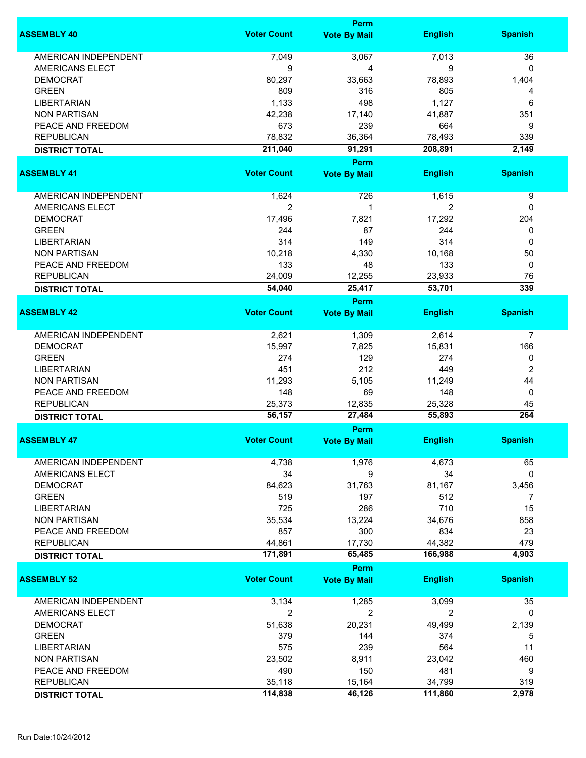| ASSEMBLY 40 | Voter Count | Perm Vote By Mail | English | Spanish |
|---|---|---|---|---|
| AMERICAN INDEPENDENT | 7,049 | 3,067 | 7,013 | 36 |
| AMERICANS ELECT | 9 | 4 | 9 | 0 |
| DEMOCRAT | 80,297 | 33,663 | 78,893 | 1,404 |
| GREEN | 809 | 316 | 805 | 4 |
| LIBERTARIAN | 1,133 | 498 | 1,127 | 6 |
| NON PARTISAN | 42,238 | 17,140 | 41,887 | 351 |
| PEACE AND FREEDOM | 673 | 239 | 664 | 9 |
| REPUBLICAN | 78,832 | 36,364 | 78,493 | 339 |
| **DISTRICT TOTAL** | **211,040** | **91,291** | **208,891** | **2,149** |

| ASSEMBLY 41 | Voter Count | Perm Vote By Mail | English | Spanish |
|---|---|---|---|---|
| AMERICAN INDEPENDENT | 1,624 | 726 | 1,615 | 9 |
| AMERICANS ELECT | 2 | 1 | 2 | 0 |
| DEMOCRAT | 17,496 | 7,821 | 17,292 | 204 |
| GREEN | 244 | 87 | 244 | 0 |
| LIBERTARIAN | 314 | 149 | 314 | 0 |
| NON PARTISAN | 10,218 | 4,330 | 10,168 | 50 |
| PEACE AND FREEDOM | 133 | 48 | 133 | 0 |
| REPUBLICAN | 24,009 | 12,255 | 23,933 | 76 |
| **DISTRICT TOTAL** | **54,040** | **25,417** | **53,701** | **339** |

| ASSEMBLY 42 | Voter Count | Perm Vote By Mail | English | Spanish |
|---|---|---|---|---|
| AMERICAN INDEPENDENT | 2,621 | 1,309 | 2,614 | 7 |
| DEMOCRAT | 15,997 | 7,825 | 15,831 | 166 |
| GREEN | 274 | 129 | 274 | 0 |
| LIBERTARIAN | 451 | 212 | 449 | 2 |
| NON PARTISAN | 11,293 | 5,105 | 11,249 | 44 |
| PEACE AND FREEDOM | 148 | 69 | 148 | 0 |
| REPUBLICAN | 25,373 | 12,835 | 25,328 | 45 |
| **DISTRICT TOTAL** | **56,157** | **27,484** | **55,893** | **264** |

| ASSEMBLY 47 | Voter Count | Perm Vote By Mail | English | Spanish |
|---|---|---|---|---|
| AMERICAN INDEPENDENT | 4,738 | 1,976 | 4,673 | 65 |
| AMERICANS ELECT | 34 | 9 | 34 | 0 |
| DEMOCRAT | 84,623 | 31,763 | 81,167 | 3,456 |
| GREEN | 519 | 197 | 512 | 7 |
| LIBERTARIAN | 725 | 286 | 710 | 15 |
| NON PARTISAN | 35,534 | 13,224 | 34,676 | 858 |
| PEACE AND FREEDOM | 857 | 300 | 834 | 23 |
| REPUBLICAN | 44,861 | 17,730 | 44,382 | 479 |
| **DISTRICT TOTAL** | **171,891** | **65,485** | **166,988** | **4,903** |

| ASSEMBLY 52 | Voter Count | Perm Vote By Mail | English | Spanish |
|---|---|---|---|---|
| AMERICAN INDEPENDENT | 3,134 | 1,285 | 3,099 | 35 |
| AMERICANS ELECT | 2 | 2 | 2 | 0 |
| DEMOCRAT | 51,638 | 20,231 | 49,499 | 2,139 |
| GREEN | 379 | 144 | 374 | 5 |
| LIBERTARIAN | 575 | 239 | 564 | 11 |
| NON PARTISAN | 23,502 | 8,911 | 23,042 | 460 |
| PEACE AND FREEDOM | 490 | 150 | 481 | 9 |
| REPUBLICAN | 35,118 | 15,164 | 34,799 | 319 |
| **DISTRICT TOTAL** | **114,838** | **46,126** | **111,860** | **2,978** |

Run Date:10/24/2012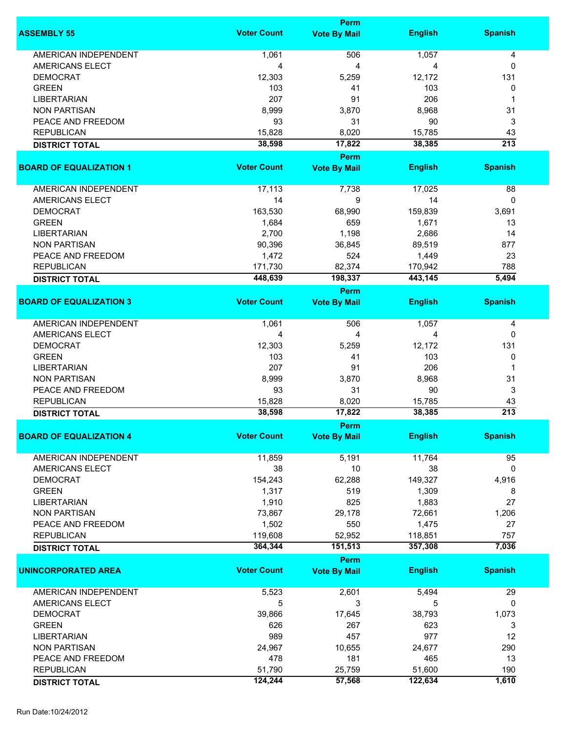| ASSEMBLY 55 | Voter Count | Perm Vote By Mail | English | Spanish |
|---|---|---|---|---|
| AMERICAN INDEPENDENT | 1,061 | 506 | 1,057 | 4 |
| AMERICANS ELECT | 4 | 4 | 4 | 0 |
| DEMOCRAT | 12,303 | 5,259 | 12,172 | 131 |
| GREEN | 103 | 41 | 103 | 0 |
| LIBERTARIAN | 207 | 91 | 206 | 1 |
| NON PARTISAN | 8,999 | 3,870 | 8,968 | 31 |
| PEACE AND FREEDOM | 93 | 31 | 90 | 3 |
| REPUBLICAN | 15,828 | 8,020 | 15,785 | 43 |
| **DISTRICT TOTAL** | **38,598** | **17,822** | **38,385** | **213** |

| BOARD OF EQUALIZATION 1 | Voter Count | Perm Vote By Mail | English | Spanish |
|---|---|---|---|---|
| AMERICAN INDEPENDENT | 17,113 | 7,738 | 17,025 | 88 |
| AMERICANS ELECT | 14 | 9 | 14 | 0 |
| DEMOCRAT | 163,530 | 68,990 | 159,839 | 3,691 |
| GREEN | 1,684 | 659 | 1,671 | 13 |
| LIBERTARIAN | 2,700 | 1,198 | 2,686 | 14 |
| NON PARTISAN | 90,396 | 36,845 | 89,519 | 877 |
| PEACE AND FREEDOM | 1,472 | 524 | 1,449 | 23 |
| REPUBLICAN | 171,730 | 82,374 | 170,942 | 788 |
| **DISTRICT TOTAL** | **448,639** | **198,337** | **443,145** | **5,494** |

| BOARD OF EQUALIZATION 3 | Voter Count | Perm Vote By Mail | English | Spanish |
|---|---|---|---|---|
| AMERICAN INDEPENDENT | 1,061 | 506 | 1,057 | 4 |
| AMERICANS ELECT | 4 | 4 | 4 | 0 |
| DEMOCRAT | 12,303 | 5,259 | 12,172 | 131 |
| GREEN | 103 | 41 | 103 | 0 |
| LIBERTARIAN | 207 | 91 | 206 | 1 |
| NON PARTISAN | 8,999 | 3,870 | 8,968 | 31 |
| PEACE AND FREEDOM | 93 | 31 | 90 | 3 |
| REPUBLICAN | 15,828 | 8,020 | 15,785 | 43 |
| **DISTRICT TOTAL** | **38,598** | **17,822** | **38,385** | **213** |

| BOARD OF EQUALIZATION 4 | Voter Count | Perm Vote By Mail | English | Spanish |
|---|---|---|---|---|
| AMERICAN INDEPENDENT | 11,859 | 5,191 | 11,764 | 95 |
| AMERICANS ELECT | 38 | 10 | 38 | 0 |
| DEMOCRAT | 154,243 | 62,288 | 149,327 | 4,916 |
| GREEN | 1,317 | 519 | 1,309 | 8 |
| LIBERTARIAN | 1,910 | 825 | 1,883 | 27 |
| NON PARTISAN | 73,867 | 29,178 | 72,661 | 1,206 |
| PEACE AND FREEDOM | 1,502 | 550 | 1,475 | 27 |
| REPUBLICAN | 119,608 | 52,952 | 118,851 | 757 |
| **DISTRICT TOTAL** | **364,344** | **151,513** | **357,308** | **7,036** |

| UNINCORPORATED AREA | Voter Count | Perm Vote By Mail | English | Spanish |
|---|---|---|---|---|
| AMERICAN INDEPENDENT | 5,523 | 2,601 | 5,494 | 29 |
| AMERICANS ELECT | 5 | 3 | 5 | 0 |
| DEMOCRAT | 39,866 | 17,645 | 38,793 | 1,073 |
| GREEN | 626 | 267 | 623 | 3 |
| LIBERTARIAN | 989 | 457 | 977 | 12 |
| NON PARTISAN | 24,967 | 10,655 | 24,677 | 290 |
| PEACE AND FREEDOM | 478 | 181 | 465 | 13 |
| REPUBLICAN | 51,790 | 25,759 | 51,600 | 190 |
| **DISTRICT TOTAL** | **124,244** | **57,568** | **122,634** | **1,610** |

Run Date:10/24/2012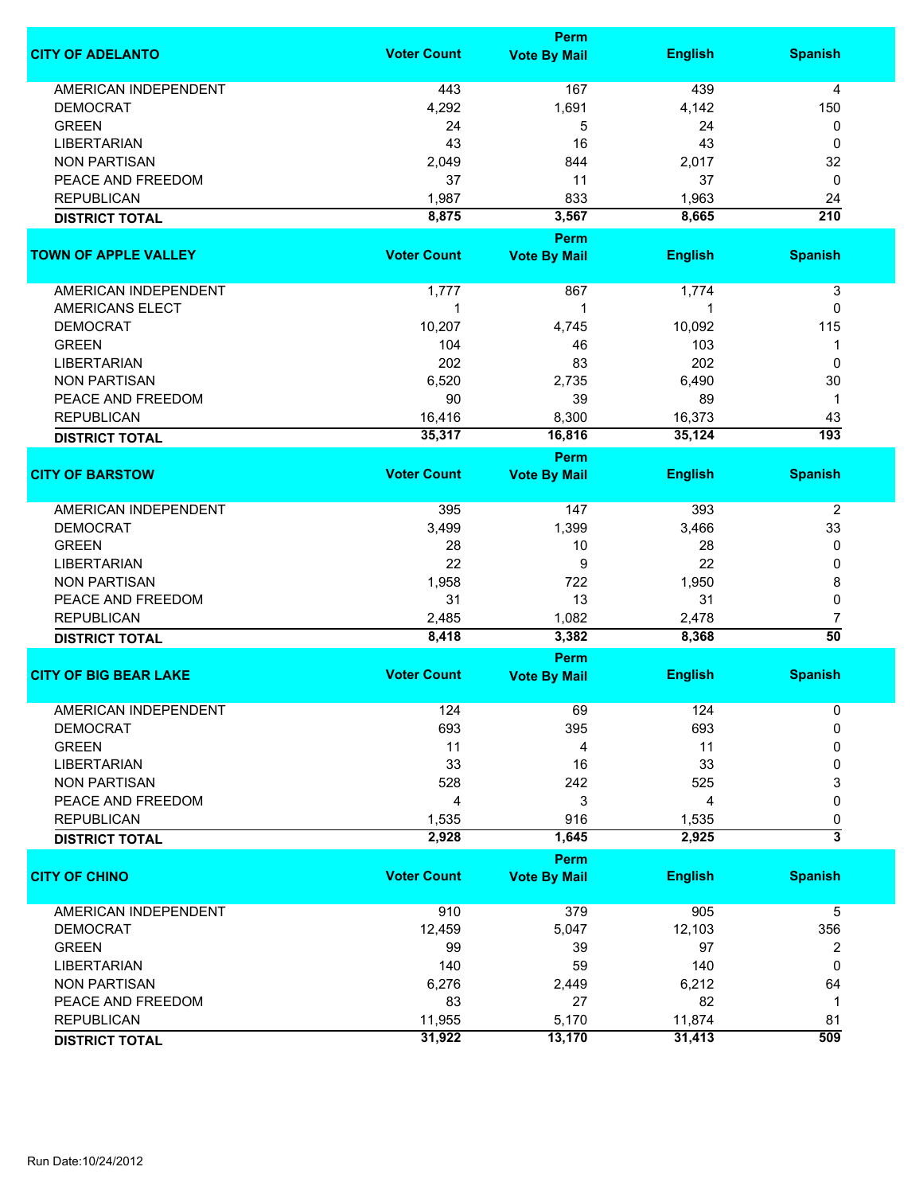| CITY OF ADELANTO | Voter Count | Perm Vote By Mail | English | Spanish |
|---|---|---|---|---|
| AMERICAN INDEPENDENT | 443 | 167 | 439 | 4 |
| DEMOCRAT | 4,292 | 1,691 | 4,142 | 150 |
| GREEN | 24 | 5 | 24 | 0 |
| LIBERTARIAN | 43 | 16 | 43 | 0 |
| NON PARTISAN | 2,049 | 844 | 2,017 | 32 |
| PEACE AND FREEDOM | 37 | 11 | 37 | 0 |
| REPUBLICAN | 1,987 | 833 | 1,963 | 24 |
| **DISTRICT TOTAL** | **8,875** | **3,567** | **8,665** | **210** |

| TOWN OF APPLE VALLEY | Voter Count | Perm Vote By Mail | English | Spanish |
|---|---|---|---|---|
| AMERICAN INDEPENDENT | 1,777 | 867 | 1,774 | 3 |
| AMERICANS ELECT | 1 | 1 | 1 | 0 |
| DEMOCRAT | 10,207 | 4,745 | 10,092 | 115 |
| GREEN | 104 | 46 | 103 | 1 |
| LIBERTARIAN | 202 | 83 | 202 | 0 |
| NON PARTISAN | 6,520 | 2,735 | 6,490 | 30 |
| PEACE AND FREEDOM | 90 | 39 | 89 | 1 |
| REPUBLICAN | 16,416 | 8,300 | 16,373 | 43 |
| **DISTRICT TOTAL** | **35,317** | **16,816** | **35,124** | **193** |

| CITY OF BARSTOW | Voter Count | Perm Vote By Mail | English | Spanish |
|---|---|---|---|---|
| AMERICAN INDEPENDENT | 395 | 147 | 393 | 2 |
| DEMOCRAT | 3,499 | 1,399 | 3,466 | 33 |
| GREEN | 28 | 10 | 28 | 0 |
| LIBERTARIAN | 22 | 9 | 22 | 0 |
| NON PARTISAN | 1,958 | 722 | 1,950 | 8 |
| PEACE AND FREEDOM | 31 | 13 | 31 | 0 |
| REPUBLICAN | 2,485 | 1,082 | 2,478 | 7 |
| **DISTRICT TOTAL** | **8,418** | **3,382** | **8,368** | **50** |

| CITY OF BIG BEAR LAKE | Voter Count | Perm Vote By Mail | English | Spanish |
|---|---|---|---|---|
| AMERICAN INDEPENDENT | 124 | 69 | 124 | 0 |
| DEMOCRAT | 693 | 395 | 693 | 0 |
| GREEN | 11 | 4 | 11 | 0 |
| LIBERTARIAN | 33 | 16 | 33 | 0 |
| NON PARTISAN | 528 | 242 | 525 | 3 |
| PEACE AND FREEDOM | 4 | 3 | 4 | 0 |
| REPUBLICAN | 1,535 | 916 | 1,535 | 0 |
| **DISTRICT TOTAL** | **2,928** | **1,645** | **2,925** | **3** |

| CITY OF CHINO | Voter Count | Perm Vote By Mail | English | Spanish |
|---|---|---|---|---|
| AMERICAN INDEPENDENT | 910 | 379 | 905 | 5 |
| DEMOCRAT | 12,459 | 5,047 | 12,103 | 356 |
| GREEN | 99 | 39 | 97 | 2 |
| LIBERTARIAN | 140 | 59 | 140 | 0 |
| NON PARTISAN | 6,276 | 2,449 | 6,212 | 64 |
| PEACE AND FREEDOM | 83 | 27 | 82 | 1 |
| REPUBLICAN | 11,955 | 5,170 | 11,874 | 81 |
| **DISTRICT TOTAL** | **31,922** | **13,170** | **31,413** | **509** |

Run Date:10/24/2012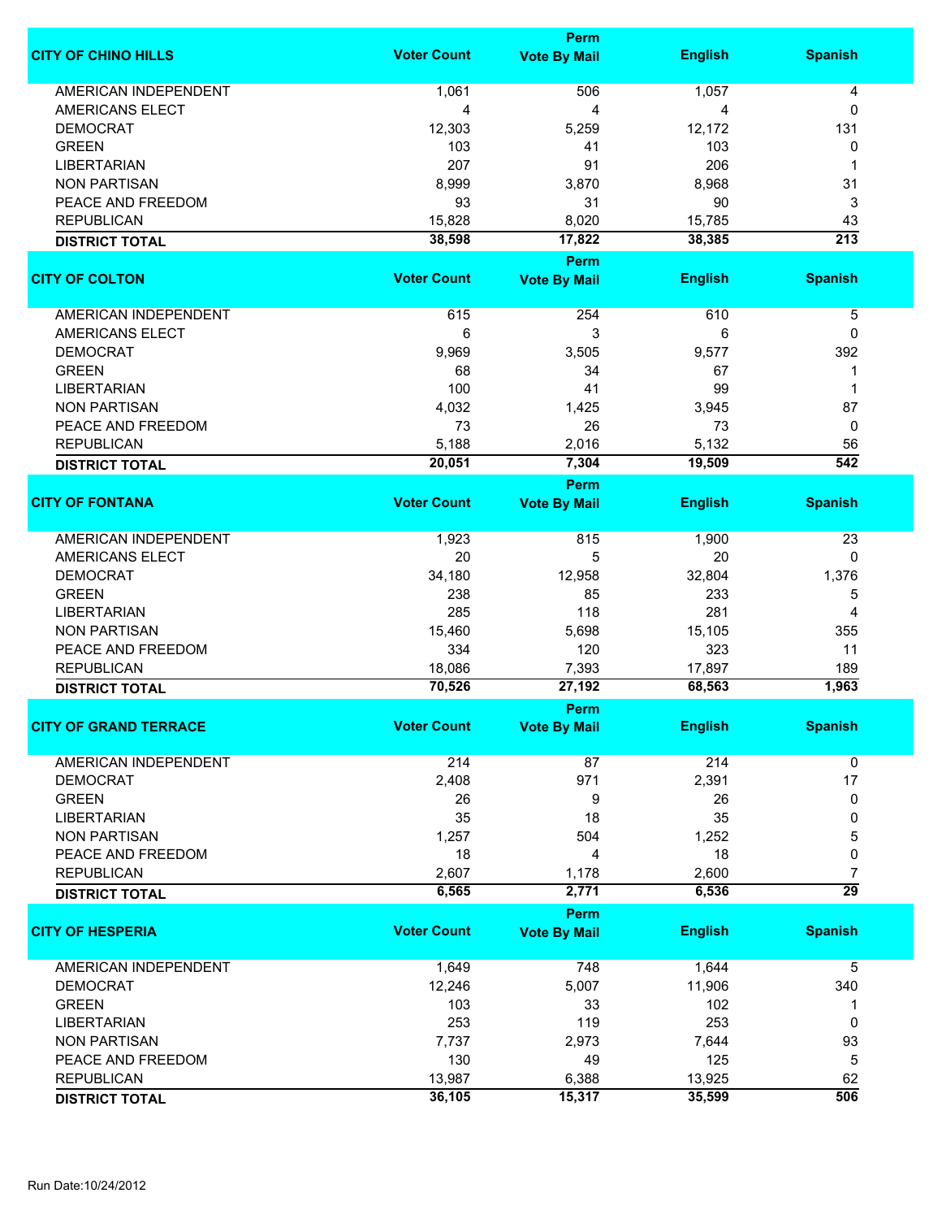| CITY OF CHINO HILLS | Voter Count | Perm Vote By Mail | English | Spanish |
|---|---|---|---|---|
| AMERICAN INDEPENDENT | 1,061 | 506 | 1,057 | 4 |
| AMERICANS ELECT | 4 | 4 | 4 | 0 |
| DEMOCRAT | 12,303 | 5,259 | 12,172 | 131 |
| GREEN | 103 | 41 | 103 | 0 |
| LIBERTARIAN | 207 | 91 | 206 | 1 |
| NON PARTISAN | 8,999 | 3,870 | 8,968 | 31 |
| PEACE AND FREEDOM | 93 | 31 | 90 | 3 |
| REPUBLICAN | 15,828 | 8,020 | 15,785 | 43 |
| **DISTRICT TOTAL** | **38,598** | **17,822** | **38,385** | **213** |

| CITY OF COLTON | Voter Count | Perm Vote By Mail | English | Spanish |
|---|---|---|---|---|
| AMERICAN INDEPENDENT | 615 | 254 | 610 | 5 |
| AMERICANS ELECT | 6 | 3 | 6 | 0 |
| DEMOCRAT | 9,969 | 3,505 | 9,577 | 392 |
| GREEN | 68 | 34 | 67 | 1 |
| LIBERTARIAN | 100 | 41 | 99 | 1 |
| NON PARTISAN | 4,032 | 1,425 | 3,945 | 87 |
| PEACE AND FREEDOM | 73 | 26 | 73 | 0 |
| REPUBLICAN | 5,188 | 2,016 | 5,132 | 56 |
| **DISTRICT TOTAL** | **20,051** | **7,304** | **19,509** | **542** |

| CITY OF FONTANA | Voter Count | Perm Vote By Mail | English | Spanish |
|---|---|---|---|---|
| AMERICAN INDEPENDENT | 1,923 | 815 | 1,900 | 23 |
| AMERICANS ELECT | 20 | 5 | 20 | 0 |
| DEMOCRAT | 34,180 | 12,958 | 32,804 | 1,376 |
| GREEN | 238 | 85 | 233 | 5 |
| LIBERTARIAN | 285 | 118 | 281 | 4 |
| NON PARTISAN | 15,460 | 5,698 | 15,105 | 355 |
| PEACE AND FREEDOM | 334 | 120 | 323 | 11 |
| REPUBLICAN | 18,086 | 7,393 | 17,897 | 189 |
| **DISTRICT TOTAL** | **70,526** | **27,192** | **68,563** | **1,963** |

| CITY OF GRAND TERRACE | Voter Count | Perm Vote By Mail | English | Spanish |
|---|---|---|---|---|
| AMERICAN INDEPENDENT | 214 | 87 | 214 | 0 |
| DEMOCRAT | 2,408 | 971 | 2,391 | 17 |
| GREEN | 26 | 9 | 26 | 0 |
| LIBERTARIAN | 35 | 18 | 35 | 0 |
| NON PARTISAN | 1,257 | 504 | 1,252 | 5 |
| PEACE AND FREEDOM | 18 | 4 | 18 | 0 |
| REPUBLICAN | 2,607 | 1,178 | 2,600 | 7 |
| **DISTRICT TOTAL** | **6,565** | **2,771** | **6,536** | **29** |

| CITY OF HESPERIA | Voter Count | Perm Vote By Mail | English | Spanish |
|---|---|---|---|---|
| AMERICAN INDEPENDENT | 1,649 | 748 | 1,644 | 5 |
| DEMOCRAT | 12,246 | 5,007 | 11,906 | 340 |
| GREEN | 103 | 33 | 102 | 1 |
| LIBERTARIAN | 253 | 119 | 253 | 0 |
| NON PARTISAN | 7,737 | 2,973 | 7,644 | 93 |
| PEACE AND FREEDOM | 130 | 49 | 125 | 5 |
| REPUBLICAN | 13,987 | 6,388 | 13,925 | 62 |
| **DISTRICT TOTAL** | **36,105** | **15,317** | **35,599** | **506** |

Run Date:10/24/2012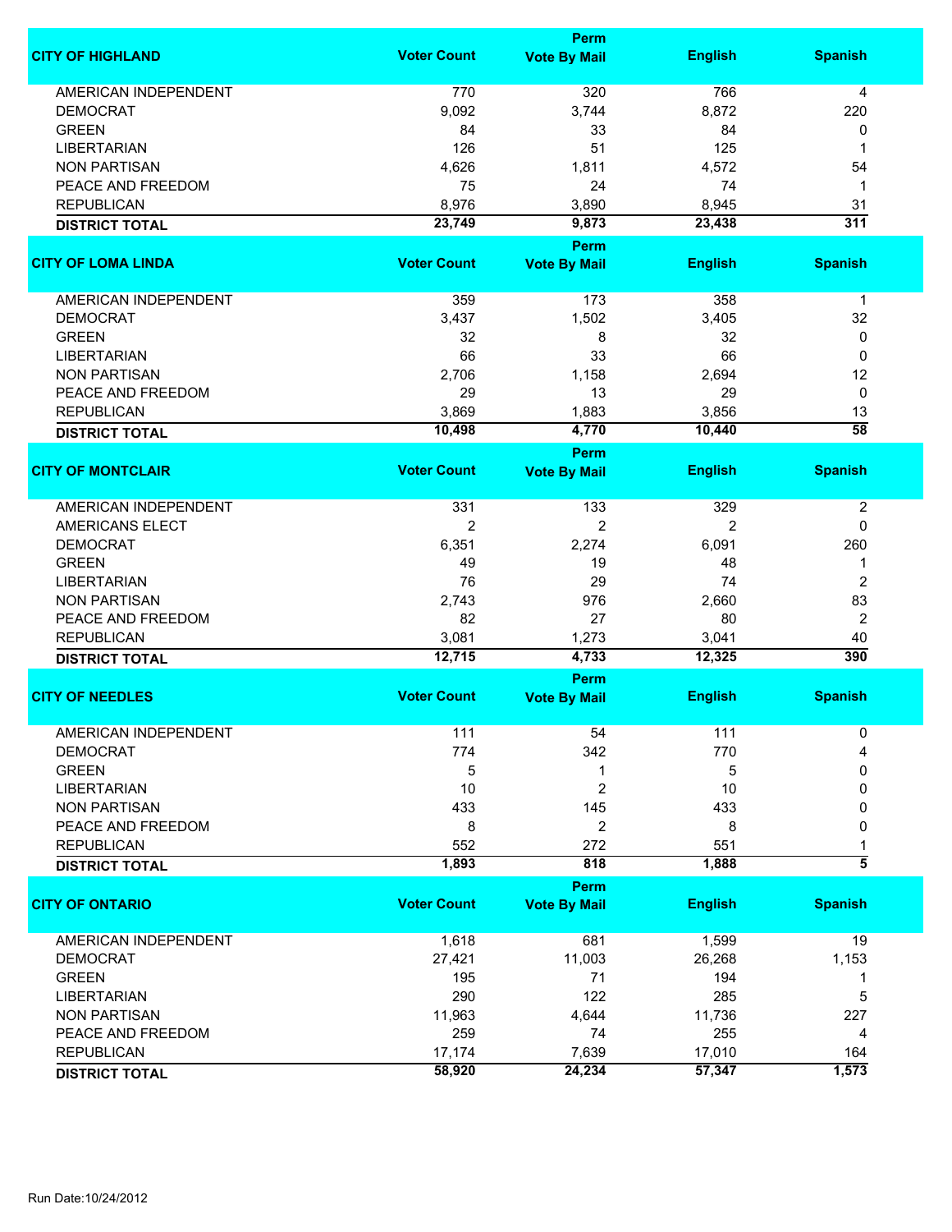| CITY OF HIGHLAND | Voter Count | Perm Vote By Mail | English | Spanish |
|---|---|---|---|---|
| AMERICAN INDEPENDENT | 770 | 320 | 766 | 4 |
| DEMOCRAT | 9,092 | 3,744 | 8,872 | 220 |
| GREEN | 84 | 33 | 84 | 0 |
| LIBERTARIAN | 126 | 51 | 125 | 1 |
| NON PARTISAN | 4,626 | 1,811 | 4,572 | 54 |
| PEACE AND FREEDOM | 75 | 24 | 74 | 1 |
| REPUBLICAN | 8,976 | 3,890 | 8,945 | 31 |
| **DISTRICT TOTAL** | **23,749** | **9,873** | **23,438** | **311** |

| CITY OF LOMA LINDA | Voter Count | Perm Vote By Mail | English | Spanish |
|---|---|---|---|---|
| AMERICAN INDEPENDENT | 359 | 173 | 358 | 1 |
| DEMOCRAT | 3,437 | 1,502 | 3,405 | 32 |
| GREEN | 32 | 8 | 32 | 0 |
| LIBERTARIAN | 66 | 33 | 66 | 0 |
| NON PARTISAN | 2,706 | 1,158 | 2,694 | 12 |
| PEACE AND FREEDOM | 29 | 13 | 29 | 0 |
| REPUBLICAN | 3,869 | 1,883 | 3,856 | 13 |
| **DISTRICT TOTAL** | **10,498** | **4,770** | **10,440** | **58** |

| CITY OF MONTCLAIR | Voter Count | Perm Vote By Mail | English | Spanish |
|---|---|---|---|---|
| AMERICAN INDEPENDENT | 331 | 133 | 329 | 2 |
| AMERICANS ELECT | 2 | 2 | 2 | 0 |
| DEMOCRAT | 6,351 | 2,274 | 6,091 | 260 |
| GREEN | 49 | 19 | 48 | 1 |
| LIBERTARIAN | 76 | 29 | 74 | 2 |
| NON PARTISAN | 2,743 | 976 | 2,660 | 83 |
| PEACE AND FREEDOM | 82 | 27 | 80 | 2 |
| REPUBLICAN | 3,081 | 1,273 | 3,041 | 40 |
| **DISTRICT TOTAL** | **12,715** | **4,733** | **12,325** | **390** |

| CITY OF NEEDLES | Voter Count | Perm Vote By Mail | English | Spanish |
|---|---|---|---|---|
| AMERICAN INDEPENDENT | 111 | 54 | 111 | 0 |
| DEMOCRAT | 774 | 342 | 770 | 4 |
| GREEN | 5 | 1 | 5 | 0 |
| LIBERTARIAN | 10 | 2 | 10 | 0 |
| NON PARTISAN | 433 | 145 | 433 | 0 |
| PEACE AND FREEDOM | 8 | 2 | 8 | 0 |
| REPUBLICAN | 552 | 272 | 551 | 1 |
| **DISTRICT TOTAL** | **1,893** | **818** | **1,888** | **5** |

| CITY OF ONTARIO | Voter Count | Perm Vote By Mail | English | Spanish |
|---|---|---|---|---|
| AMERICAN INDEPENDENT | 1,618 | 681 | 1,599 | 19 |
| DEMOCRAT | 27,421 | 11,003 | 26,268 | 1,153 |
| GREEN | 195 | 71 | 194 | 1 |
| LIBERTARIAN | 290 | 122 | 285 | 5 |
| NON PARTISAN | 11,963 | 4,644 | 11,736 | 227 |
| PEACE AND FREEDOM | 259 | 74 | 255 | 4 |
| REPUBLICAN | 17,174 | 7,639 | 17,010 | 164 |
| **DISTRICT TOTAL** | **58,920** | **24,234** | **57,347** | **1,573** |

Run Date:10/24/2012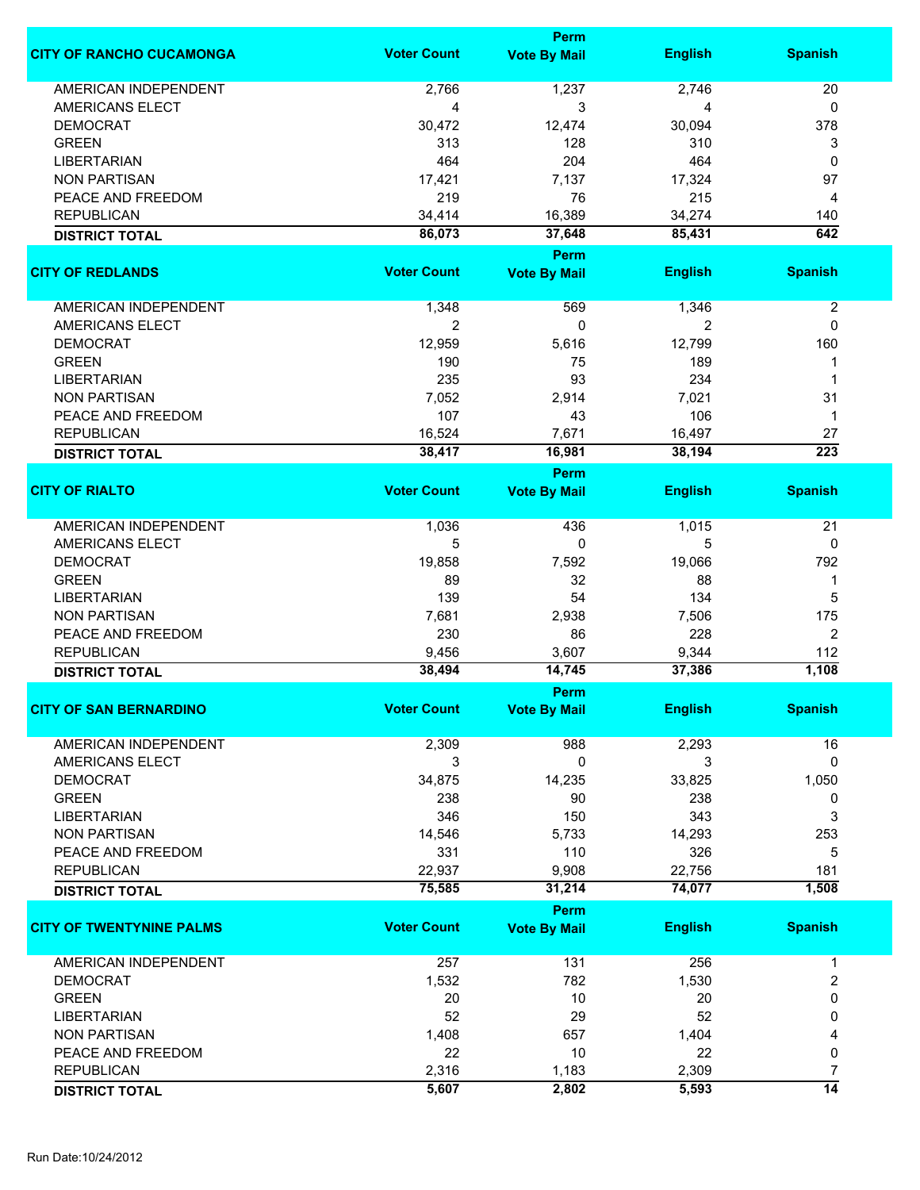| CITY OF RANCHO CUCAMONGA | Voter Count | Perm Vote By Mail | English | Spanish |
|---|---|---|---|---|
| AMERICAN INDEPENDENT | 2,766 | 1,237 | 2,746 | 20 |
| AMERICANS ELECT | 4 | 3 | 4 | 0 |
| DEMOCRAT | 30,472 | 12,474 | 30,094 | 378 |
| GREEN | 313 | 128 | 310 | 3 |
| LIBERTARIAN | 464 | 204 | 464 | 0 |
| NON PARTISAN | 17,421 | 7,137 | 17,324 | 97 |
| PEACE AND FREEDOM | 219 | 76 | 215 | 4 |
| REPUBLICAN | 34,414 | 16,389 | 34,274 | 140 |
| **DISTRICT TOTAL** | **86,073** | **37,648** | **85,431** | **642** |

| CITY OF REDLANDS | Voter Count | Perm Vote By Mail | English | Spanish |
|---|---|---|---|---|
| AMERICAN INDEPENDENT | 1,348 | 569 | 1,346 | 2 |
| AMERICANS ELECT | 2 | 0 | 2 | 0 |
| DEMOCRAT | 12,959 | 5,616 | 12,799 | 160 |
| GREEN | 190 | 75 | 189 | 1 |
| LIBERTARIAN | 235 | 93 | 234 | 1 |
| NON PARTISAN | 7,052 | 2,914 | 7,021 | 31 |
| PEACE AND FREEDOM | 107 | 43 | 106 | 1 |
| REPUBLICAN | 16,524 | 7,671 | 16,497 | 27 |
| **DISTRICT TOTAL** | **38,417** | **16,981** | **38,194** | **223** |

| CITY OF RIALTO | Voter Count | Perm Vote By Mail | English | Spanish |
|---|---|---|---|---|
| AMERICAN INDEPENDENT | 1,036 | 436 | 1,015 | 21 |
| AMERICANS ELECT | 5 | 0 | 5 | 0 |
| DEMOCRAT | 19,858 | 7,592 | 19,066 | 792 |
| GREEN | 89 | 32 | 88 | 1 |
| LIBERTARIAN | 139 | 54 | 134 | 5 |
| NON PARTISAN | 7,681 | 2,938 | 7,506 | 175 |
| PEACE AND FREEDOM | 230 | 86 | 228 | 2 |
| REPUBLICAN | 9,456 | 3,607 | 9,344 | 112 |
| **DISTRICT TOTAL** | **38,494** | **14,745** | **37,386** | **1,108** |

| CITY OF SAN BERNARDINO | Voter Count | Perm Vote By Mail | English | Spanish |
|---|---|---|---|---|
| AMERICAN INDEPENDENT | 2,309 | 988 | 2,293 | 16 |
| AMERICANS ELECT | 3 | 0 | 3 | 0 |
| DEMOCRAT | 34,875 | 14,235 | 33,825 | 1,050 |
| GREEN | 238 | 90 | 238 | 0 |
| LIBERTARIAN | 346 | 150 | 343 | 3 |
| NON PARTISAN | 14,546 | 5,733 | 14,293 | 253 |
| PEACE AND FREEDOM | 331 | 110 | 326 | 5 |
| REPUBLICAN | 22,937 | 9,908 | 22,756 | 181 |
| **DISTRICT TOTAL** | **75,585** | **31,214** | **74,077** | **1,508** |

| CITY OF TWENTYNINE PALMS | Voter Count | Perm Vote By Mail | English | Spanish |
|---|---|---|---|---|
| AMERICAN INDEPENDENT | 257 | 131 | 256 | 1 |
| DEMOCRAT | 1,532 | 782 | 1,530 | 2 |
| GREEN | 20 | 10 | 20 | 0 |
| LIBERTARIAN | 52 | 29 | 52 | 0 |
| NON PARTISAN | 1,408 | 657 | 1,404 | 4 |
| PEACE AND FREEDOM | 22 | 10 | 22 | 0 |
| REPUBLICAN | 2,316 | 1,183 | 2,309 | 7 |
| **DISTRICT TOTAL** | **5,607** | **2,802** | **5,593** | **14** |

Run Date:10/24/2012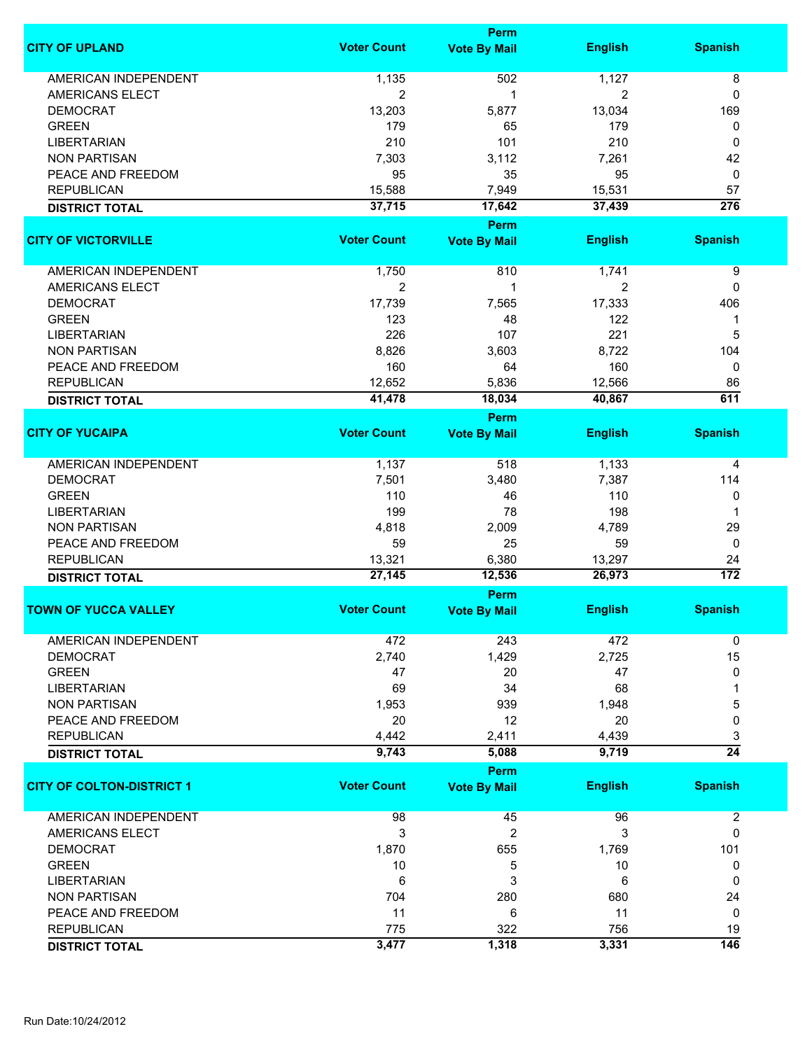| CITY OF UPLAND | Voter Count | Perm Vote By Mail | English | Spanish |
|---|---|---|---|---|
| AMERICAN INDEPENDENT | 1,135 | 502 | 1,127 | 8 |
| AMERICANS ELECT | 2 | 1 | 2 | 0 |
| DEMOCRAT | 13,203 | 5,877 | 13,034 | 169 |
| GREEN | 179 | 65 | 179 | 0 |
| LIBERTARIAN | 210 | 101 | 210 | 0 |
| NON PARTISAN | 7,303 | 3,112 | 7,261 | 42 |
| PEACE AND FREEDOM | 95 | 35 | 95 | 0 |
| REPUBLICAN | 15,588 | 7,949 | 15,531 | 57 |
| **DISTRICT TOTAL** | **37,715** | **17,642** | **37,439** | **276** |

| CITY OF VICTORVILLE | Voter Count | Perm Vote By Mail | English | Spanish |
|---|---|---|---|---|
| AMERICAN INDEPENDENT | 1,750 | 810 | 1,741 | 9 |
| AMERICANS ELECT | 2 | 1 | 2 | 0 |
| DEMOCRAT | 17,739 | 7,565 | 17,333 | 406 |
| GREEN | 123 | 48 | 122 | 1 |
| LIBERTARIAN | 226 | 107 | 221 | 5 |
| NON PARTISAN | 8,826 | 3,603 | 8,722 | 104 |
| PEACE AND FREEDOM | 160 | 64 | 160 | 0 |
| REPUBLICAN | 12,652 | 5,836 | 12,566 | 86 |
| **DISTRICT TOTAL** | **41,478** | **18,034** | **40,867** | **611** |

| CITY OF YUCAIPA | Voter Count | Perm Vote By Mail | English | Spanish |
|---|---|---|---|---|
| AMERICAN INDEPENDENT | 1,137 | 518 | 1,133 | 4 |
| DEMOCRAT | 7,501 | 3,480 | 7,387 | 114 |
| GREEN | 110 | 46 | 110 | 0 |
| LIBERTARIAN | 199 | 78 | 198 | 1 |
| NON PARTISAN | 4,818 | 2,009 | 4,789 | 29 |
| PEACE AND FREEDOM | 59 | 25 | 59 | 0 |
| REPUBLICAN | 13,321 | 6,380 | 13,297 | 24 |
| **DISTRICT TOTAL** | **27,145** | **12,536** | **26,973** | **172** |

| TOWN OF YUCCA VALLEY | Voter Count | Perm Vote By Mail | English | Spanish |
|---|---|---|---|---|
| AMERICAN INDEPENDENT | 472 | 243 | 472 | 0 |
| DEMOCRAT | 2,740 | 1,429 | 2,725 | 15 |
| GREEN | 47 | 20 | 47 | 0 |
| LIBERTARIAN | 69 | 34 | 68 | 1 |
| NON PARTISAN | 1,953 | 939 | 1,948 | 5 |
| PEACE AND FREEDOM | 20 | 12 | 20 | 0 |
| REPUBLICAN | 4,442 | 2,411 | 4,439 | 3 |
| **DISTRICT TOTAL** | **9,743** | **5,088** | **9,719** | **24** |

| CITY OF COLTON-DISTRICT 1 | Voter Count | Perm Vote By Mail | English | Spanish |
|---|---|---|---|---|
| AMERICAN INDEPENDENT | 98 | 45 | 96 | 2 |
| AMERICANS ELECT | 3 | 2 | 3 | 0 |
| DEMOCRAT | 1,870 | 655 | 1,769 | 101 |
| GREEN | 10 | 5 | 10 | 0 |
| LIBERTARIAN | 6 | 3 | 6 | 0 |
| NON PARTISAN | 704 | 280 | 680 | 24 |
| PEACE AND FREEDOM | 11 | 6 | 11 | 0 |
| REPUBLICAN | 775 | 322 | 756 | 19 |
| **DISTRICT TOTAL** | **3,477** | **1,318** | **3,331** | **146** |

Run Date:10/24/2012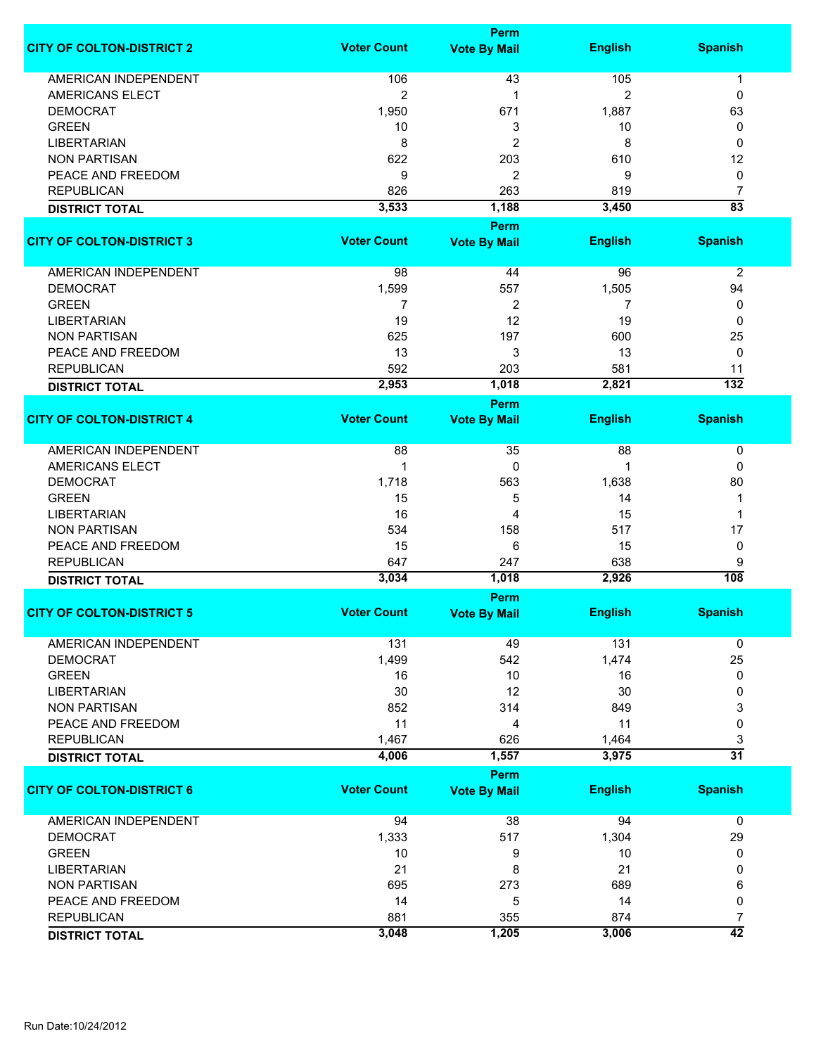| CITY OF COLTON-DISTRICT 2 | Voter Count | Perm Vote By Mail | English | Spanish |
|---|---|---|---|---|
| AMERICAN INDEPENDENT | 106 | 43 | 105 | 1 |
| AMERICANS ELECT | 2 | 1 | 2 | 0 |
| DEMOCRAT | 1,950 | 671 | 1,887 | 63 |
| GREEN | 10 | 3 | 10 | 0 |
| LIBERTARIAN | 8 | 2 | 8 | 0 |
| NON PARTISAN | 622 | 203 | 610 | 12 |
| PEACE AND FREEDOM | 9 | 2 | 9 | 0 |
| REPUBLICAN | 826 | 263 | 819 | 7 |
| **DISTRICT TOTAL** | **3,533** | **1,188** | **3,450** | **83** |

| CITY OF COLTON-DISTRICT 3 | Voter Count | Perm Vote By Mail | English | Spanish |
|---|---|---|---|---|
| AMERICAN INDEPENDENT | 98 | 44 | 96 | 2 |
| DEMOCRAT | 1,599 | 557 | 1,505 | 94 |
| GREEN | 7 | 2 | 7 | 0 |
| LIBERTARIAN | 19 | 12 | 19 | 0 |
| NON PARTISAN | 625 | 197 | 600 | 25 |
| PEACE AND FREEDOM | 13 | 3 | 13 | 0 |
| REPUBLICAN | 592 | 203 | 581 | 11 |
| **DISTRICT TOTAL** | **2,953** | **1,018** | **2,821** | **132** |

| CITY OF COLTON-DISTRICT 4 | Voter Count | Perm Vote By Mail | English | Spanish |
|---|---|---|---|---|
| AMERICAN INDEPENDENT | 88 | 35 | 88 | 0 |
| AMERICANS ELECT | 1 | 0 | 1 | 0 |
| DEMOCRAT | 1,718 | 563 | 1,638 | 80 |
| GREEN | 15 | 5 | 14 | 1 |
| LIBERTARIAN | 16 | 4 | 15 | 1 |
| NON PARTISAN | 534 | 158 | 517 | 17 |
| PEACE AND FREEDOM | 15 | 6 | 15 | 0 |
| REPUBLICAN | 647 | 247 | 638 | 9 |
| **DISTRICT TOTAL** | **3,034** | **1,018** | **2,926** | **108** |

| CITY OF COLTON-DISTRICT 5 | Voter Count | Perm Vote By Mail | English | Spanish |
|---|---|---|---|---|
| AMERICAN INDEPENDENT | 131 | 49 | 131 | 0 |
| DEMOCRAT | 1,499 | 542 | 1,474 | 25 |
| GREEN | 16 | 10 | 16 | 0 |
| LIBERTARIAN | 30 | 12 | 30 | 0 |
| NON PARTISAN | 852 | 314 | 849 | 3 |
| PEACE AND FREEDOM | 11 | 4 | 11 | 0 |
| REPUBLICAN | 1,467 | 626 | 1,464 | 3 |
| **DISTRICT TOTAL** | **4,006** | **1,557** | **3,975** | **31** |

| CITY OF COLTON-DISTRICT 6 | Voter Count | Perm Vote By Mail | English | Spanish |
|---|---|---|---|---|
| AMERICAN INDEPENDENT | 94 | 38 | 94 | 0 |
| DEMOCRAT | 1,333 | 517 | 1,304 | 29 |
| GREEN | 10 | 9 | 10 | 0 |
| LIBERTARIAN | 21 | 8 | 21 | 0 |
| NON PARTISAN | 695 | 273 | 689 | 6 |
| PEACE AND FREEDOM | 14 | 5 | 14 | 0 |
| REPUBLICAN | 881 | 355 | 874 | 7 |
| **DISTRICT TOTAL** | **3,048** | **1,205** | **3,006** | **42** |

Run Date:10/24/2012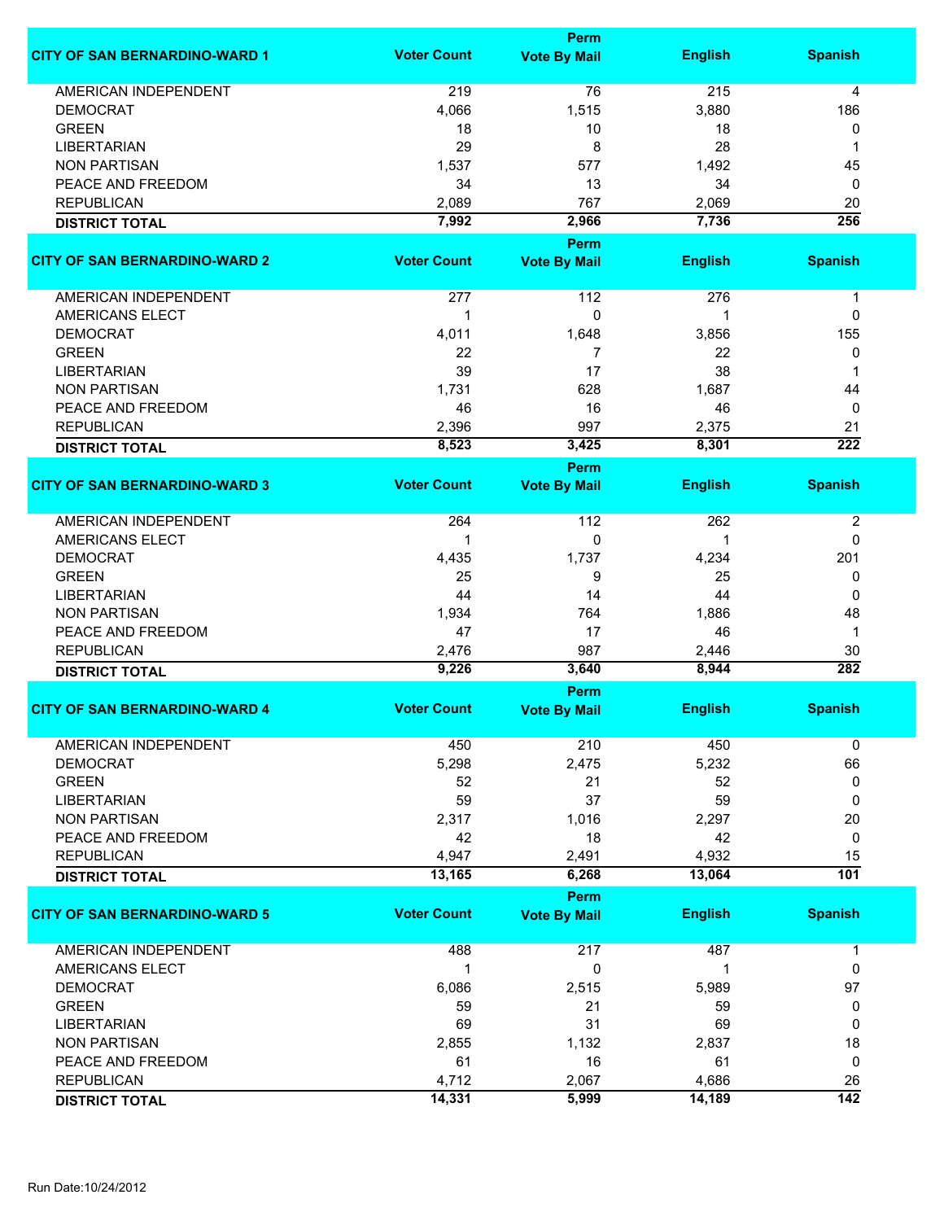| CITY OF SAN BERNARDINO-WARD 1 | Voter Count | Perm Vote By Mail | English | Spanish |
|---|---|---|---|---|
| AMERICAN INDEPENDENT | 219 | 76 | 215 | 4 |
| DEMOCRAT | 4,066 | 1,515 | 3,880 | 186 |
| GREEN | 18 | 10 | 18 | 0 |
| LIBERTARIAN | 29 | 8 | 28 | 1 |
| NON PARTISAN | 1,537 | 577 | 1,492 | 45 |
| PEACE AND FREEDOM | 34 | 13 | 34 | 0 |
| REPUBLICAN | 2,089 | 767 | 2,069 | 20 |
| **DISTRICT TOTAL** | **7,992** | **2,966** | **7,736** | **256** |

| CITY OF SAN BERNARDINO-WARD 2 | Voter Count | Perm Vote By Mail | English | Spanish |
|---|---|---|---|---|
| AMERICAN INDEPENDENT | 277 | 112 | 276 | 1 |
| AMERICANS ELECT | 1 | 0 | 1 | 0 |
| DEMOCRAT | 4,011 | 1,648 | 3,856 | 155 |
| GREEN | 22 | 7 | 22 | 0 |
| LIBERTARIAN | 39 | 17 | 38 | 1 |
| NON PARTISAN | 1,731 | 628 | 1,687 | 44 |
| PEACE AND FREEDOM | 46 | 16 | 46 | 0 |
| REPUBLICAN | 2,396 | 997 | 2,375 | 21 |
| **DISTRICT TOTAL** | **8,523** | **3,425** | **8,301** | **222** |

| CITY OF SAN BERNARDINO-WARD 3 | Voter Count | Perm Vote By Mail | English | Spanish |
|---|---|---|---|---|
| AMERICAN INDEPENDENT | 264 | 112 | 262 | 2 |
| AMERICANS ELECT | 1 | 0 | 1 | 0 |
| DEMOCRAT | 4,435 | 1,737 | 4,234 | 201 |
| GREEN | 25 | 9 | 25 | 0 |
| LIBERTARIAN | 44 | 14 | 44 | 0 |
| NON PARTISAN | 1,934 | 764 | 1,886 | 48 |
| PEACE AND FREEDOM | 47 | 17 | 46 | 1 |
| REPUBLICAN | 2,476 | 987 | 2,446 | 30 |
| **DISTRICT TOTAL** | **9,226** | **3,640** | **8,944** | **282** |

| CITY OF SAN BERNARDINO-WARD 4 | Voter Count | Perm Vote By Mail | English | Spanish |
|---|---|---|---|---|
| AMERICAN INDEPENDENT | 450 | 210 | 450 | 0 |
| DEMOCRAT | 5,298 | 2,475 | 5,232 | 66 |
| GREEN | 52 | 21 | 52 | 0 |
| LIBERTARIAN | 59 | 37 | 59 | 0 |
| NON PARTISAN | 2,317 | 1,016 | 2,297 | 20 |
| PEACE AND FREEDOM | 42 | 18 | 42 | 0 |
| REPUBLICAN | 4,947 | 2,491 | 4,932 | 15 |
| **DISTRICT TOTAL** | **13,165** | **6,268** | **13,064** | **101** |

| CITY OF SAN BERNARDINO-WARD 5 | Voter Count | Perm Vote By Mail | English | Spanish |
|---|---|---|---|---|
| AMERICAN INDEPENDENT | 488 | 217 | 487 | 1 |
| AMERICANS ELECT | 1 | 0 | 1 | 0 |
| DEMOCRAT | 6,086 | 2,515 | 5,989 | 97 |
| GREEN | 59 | 21 | 59 | 0 |
| LIBERTARIAN | 69 | 31 | 69 | 0 |
| NON PARTISAN | 2,855 | 1,132 | 2,837 | 18 |
| PEACE AND FREEDOM | 61 | 16 | 61 | 0 |
| REPUBLICAN | 4,712 | 2,067 | 4,686 | 26 |
| **DISTRICT TOTAL** | **14,331** | **5,999** | **14,189** | **142** |

Run Date:10/24/2012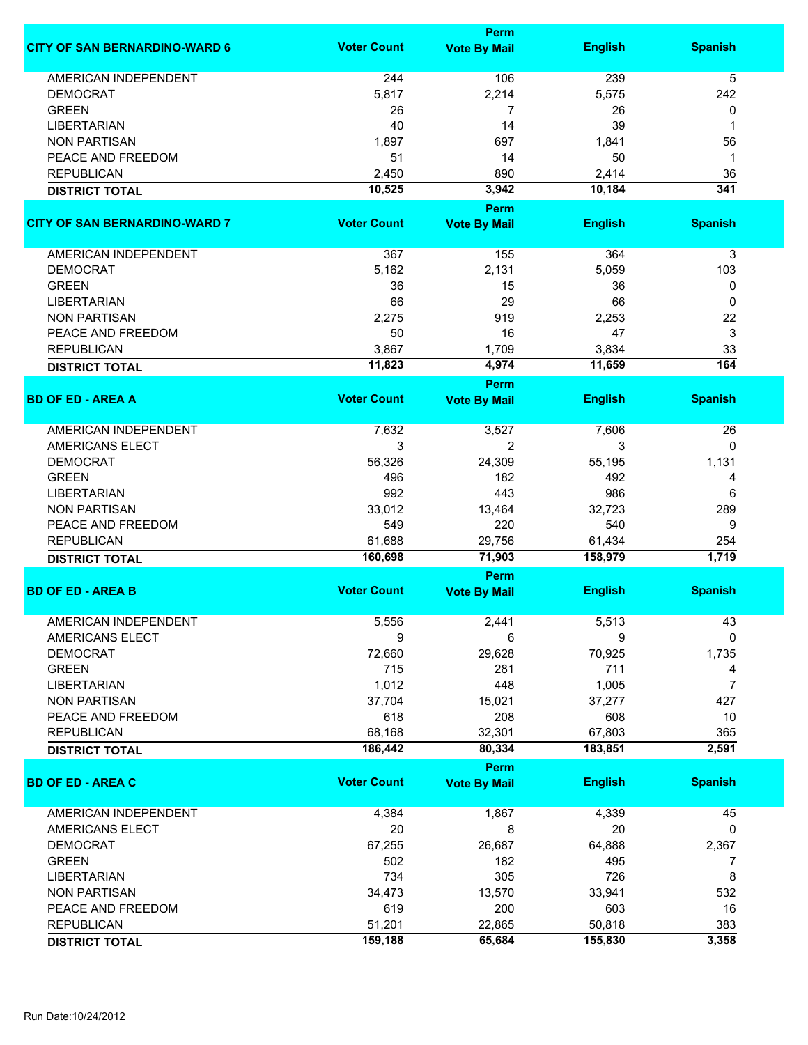| CITY OF SAN BERNARDINO-WARD 6 | Voter Count | Perm Vote By Mail | English | Spanish |
|---|---|---|---|---|
| AMERICAN INDEPENDENT | 244 | 106 | 239 | 5 |
| DEMOCRAT | 5,817 | 2,214 | 5,575 | 242 |
| GREEN | 26 | 7 | 26 | 0 |
| LIBERTARIAN | 40 | 14 | 39 | 1 |
| NON PARTISAN | 1,897 | 697 | 1,841 | 56 |
| PEACE AND FREEDOM | 51 | 14 | 50 | 1 |
| REPUBLICAN | 2,450 | 890 | 2,414 | 36 |
| **DISTRICT TOTAL** | **10,525** | **3,942** | **10,184** | **341** |

| CITY OF SAN BERNARDINO-WARD 7 | Voter Count | Perm Vote By Mail | English | Spanish |
|---|---|---|---|---|
| AMERICAN INDEPENDENT | 367 | 155 | 364 | 3 |
| DEMOCRAT | 5,162 | 2,131 | 5,059 | 103 |
| GREEN | 36 | 15 | 36 | 0 |
| LIBERTARIAN | 66 | 29 | 66 | 0 |
| NON PARTISAN | 2,275 | 919 | 2,253 | 22 |
| PEACE AND FREEDOM | 50 | 16 | 47 | 3 |
| REPUBLICAN | 3,867 | 1,709 | 3,834 | 33 |
| **DISTRICT TOTAL** | **11,823** | **4,974** | **11,659** | **164** |

| BD OF ED - AREA A | Voter Count | Perm Vote By Mail | English | Spanish |
|---|---|---|---|---|
| AMERICAN INDEPENDENT | 7,632 | 3,527 | 7,606 | 26 |
| AMERICANS ELECT | 3 | 2 | 3 | 0 |
| DEMOCRAT | 56,326 | 24,309 | 55,195 | 1,131 |
| GREEN | 496 | 182 | 492 | 4 |
| LIBERTARIAN | 992 | 443 | 986 | 6 |
| NON PARTISAN | 33,012 | 13,464 | 32,723 | 289 |
| PEACE AND FREEDOM | 549 | 220 | 540 | 9 |
| REPUBLICAN | 61,688 | 29,756 | 61,434 | 254 |
| **DISTRICT TOTAL** | **160,698** | **71,903** | **158,979** | **1,719** |

| BD OF ED - AREA B | Voter Count | Perm Vote By Mail | English | Spanish |
|---|---|---|---|---|
| AMERICAN INDEPENDENT | 5,556 | 2,441 | 5,513 | 43 |
| AMERICANS ELECT | 9 | 6 | 9 | 0 |
| DEMOCRAT | 72,660 | 29,628 | 70,925 | 1,735 |
| GREEN | 715 | 281 | 711 | 4 |
| LIBERTARIAN | 1,012 | 448 | 1,005 | 7 |
| NON PARTISAN | 37,704 | 15,021 | 37,277 | 427 |
| PEACE AND FREEDOM | 618 | 208 | 608 | 10 |
| REPUBLICAN | 68,168 | 32,301 | 67,803 | 365 |
| **DISTRICT TOTAL** | **186,442** | **80,334** | **183,851** | **2,591** |

| BD OF ED - AREA C | Voter Count | Perm Vote By Mail | English | Spanish |
|---|---|---|---|---|
| AMERICAN INDEPENDENT | 4,384 | 1,867 | 4,339 | 45 |
| AMERICANS ELECT | 20 | 8 | 20 | 0 |
| DEMOCRAT | 67,255 | 26,687 | 64,888 | 2,367 |
| GREEN | 502 | 182 | 495 | 7 |
| LIBERTARIAN | 734 | 305 | 726 | 8 |
| NON PARTISAN | 34,473 | 13,570 | 33,941 | 532 |
| PEACE AND FREEDOM | 619 | 200 | 603 | 16 |
| REPUBLICAN | 51,201 | 22,865 | 50,818 | 383 |
| **DISTRICT TOTAL** | **159,188** | **65,684** | **155,830** | **3,358** |

Run Date:10/24/2012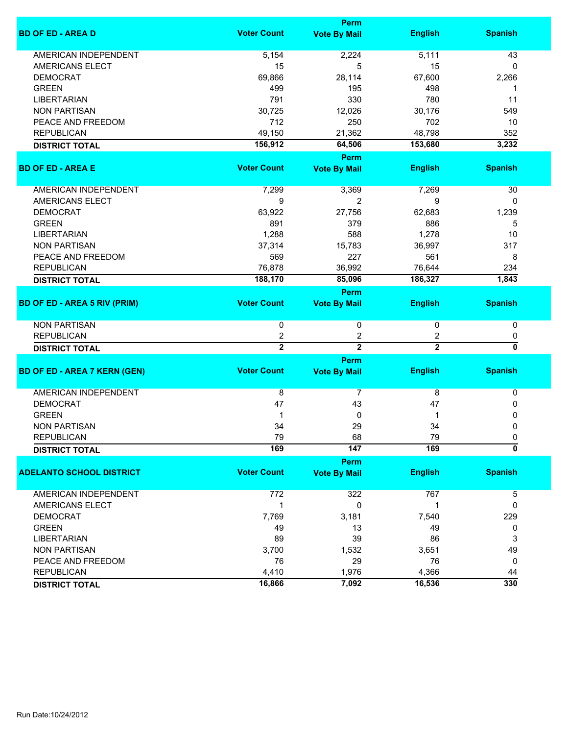| BD OF ED - AREA D | Voter Count | Perm Vote By Mail | English | Spanish |
|---|---|---|---|---|
| AMERICAN INDEPENDENT | 5,154 | 2,224 | 5,111 | 43 |
| AMERICANS ELECT | 15 | 5 | 15 | 0 |
| DEMOCRAT | 69,866 | 28,114 | 67,600 | 2,266 |
| GREEN | 499 | 195 | 498 | 1 |
| LIBERTARIAN | 791 | 330 | 780 | 11 |
| NON PARTISAN | 30,725 | 12,026 | 30,176 | 549 |
| PEACE AND FREEDOM | 712 | 250 | 702 | 10 |
| REPUBLICAN | 49,150 | 21,362 | 48,798 | 352 |
| **DISTRICT TOTAL** | **156,912** | **64,506** | **153,680** | **3,232** |

| BD OF ED - AREA E | Voter Count | Perm Vote By Mail | English | Spanish |
|---|---|---|---|---|
| AMERICAN INDEPENDENT | 7,299 | 3,369 | 7,269 | 30 |
| AMERICANS ELECT | 9 | 2 | 9 | 0 |
| DEMOCRAT | 63,922 | 27,756 | 62,683 | 1,239 |
| GREEN | 891 | 379 | 886 | 5 |
| LIBERTARIAN | 1,288 | 588 | 1,278 | 10 |
| NON PARTISAN | 37,314 | 15,783 | 36,997 | 317 |
| PEACE AND FREEDOM | 569 | 227 | 561 | 8 |
| REPUBLICAN | 76,878 | 36,992 | 76,644 | 234 |
| **DISTRICT TOTAL** | **188,170** | **85,096** | **186,327** | **1,843** |

| BD OF ED - AREA 5 RIV (PRIM) | Voter Count | Perm Vote By Mail | English | Spanish |
|---|---|---|---|---|
| NON PARTISAN | 0 | 0 | 0 | 0 |
| REPUBLICAN | 2 | 2 | 2 | 0 |
| **DISTRICT TOTAL** | **2** | **2** | **2** | **0** |

| BD OF ED - AREA 7 KERN (GEN) | Voter Count | Perm Vote By Mail | English | Spanish |
|---|---|---|---|---|
| AMERICAN INDEPENDENT | 8 | 7 | 8 | 0 |
| DEMOCRAT | 47 | 43 | 47 | 0 |
| GREEN | 1 | 0 | 1 | 0 |
| NON PARTISAN | 34 | 29 | 34 | 0 |
| REPUBLICAN | 79 | 68 | 79 | 0 |
| **DISTRICT TOTAL** | **169** | **147** | **169** | **0** |

| ADELANTO SCHOOL DISTRICT | Voter Count | Perm Vote By Mail | English | Spanish |
|---|---|---|---|---|
| AMERICAN INDEPENDENT | 772 | 322 | 767 | 5 |
| AMERICANS ELECT | 1 | 0 | 1 | 0 |
| DEMOCRAT | 7,769 | 3,181 | 7,540 | 229 |
| GREEN | 49 | 13 | 49 | 0 |
| LIBERTARIAN | 89 | 39 | 86 | 3 |
| NON PARTISAN | 3,700 | 1,532 | 3,651 | 49 |
| PEACE AND FREEDOM | 76 | 29 | 76 | 0 |
| REPUBLICAN | 4,410 | 1,976 | 4,366 | 44 |
| **DISTRICT TOTAL** | **16,866** | **7,092** | **16,536** | **330** |

Run Date:10/24/2012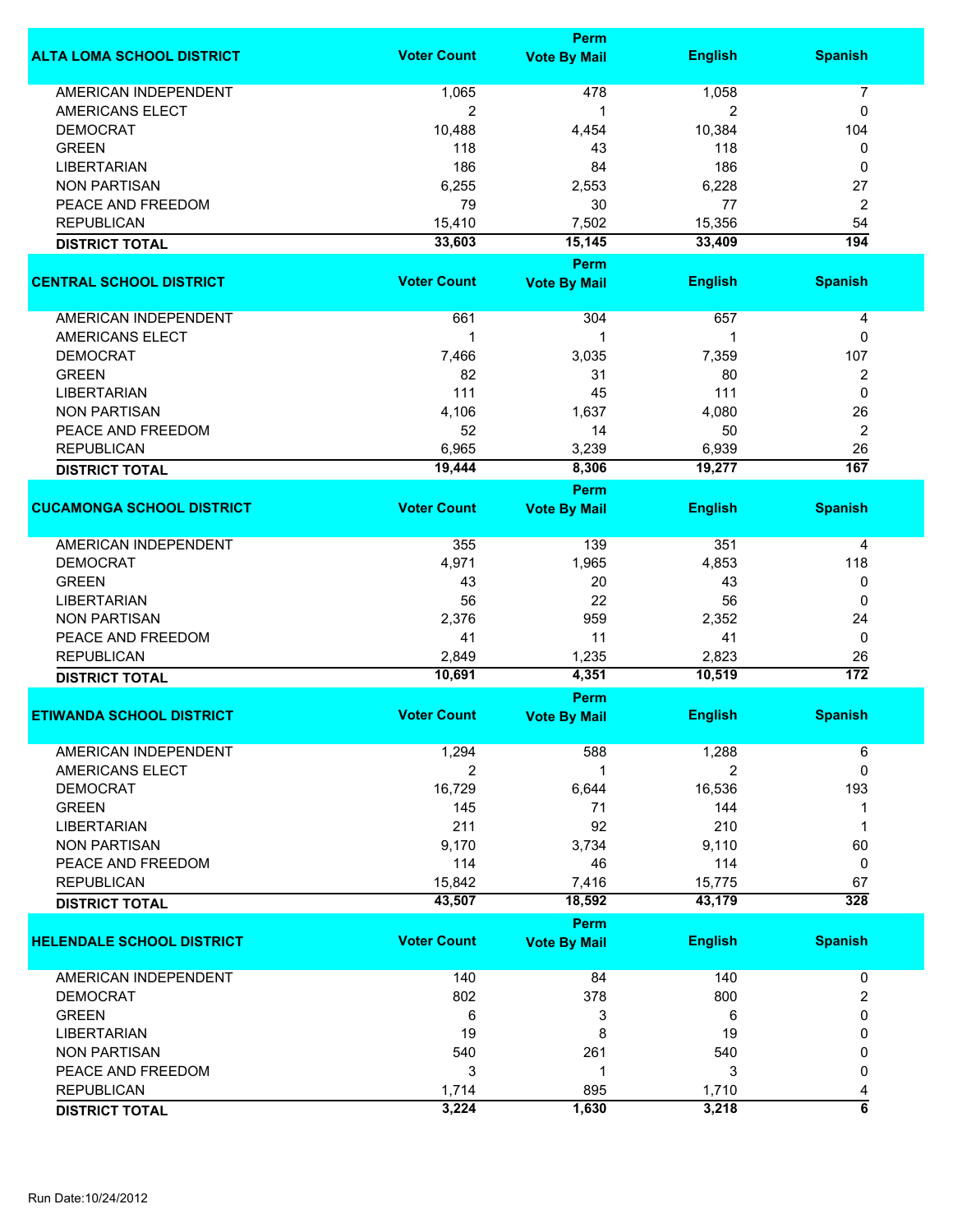| ALTA LOMA SCHOOL DISTRICT | Voter Count | Perm Vote By Mail | English | Spanish |
|---|---|---|---|---|
| AMERICAN INDEPENDENT | 1,065 | 478 | 1,058 | 7 |
| AMERICANS ELECT | 2 | 1 | 2 | 0 |
| DEMOCRAT | 10,488 | 4,454 | 10,384 | 104 |
| GREEN | 118 | 43 | 118 | 0 |
| LIBERTARIAN | 186 | 84 | 186 | 0 |
| NON PARTISAN | 6,255 | 2,553 | 6,228 | 27 |
| PEACE AND FREEDOM | 79 | 30 | 77 | 2 |
| REPUBLICAN | 15,410 | 7,502 | 15,356 | 54 |
| **DISTRICT TOTAL** | **33,603** | **15,145** | **33,409** | **194** |

| CENTRAL SCHOOL DISTRICT | Voter Count | Perm Vote By Mail | English | Spanish |
|---|---|---|---|---|
| AMERICAN INDEPENDENT | 661 | 304 | 657 | 4 |
| AMERICANS ELECT | 1 | 1 | 1 | 0 |
| DEMOCRAT | 7,466 | 3,035 | 7,359 | 107 |
| GREEN | 82 | 31 | 80 | 2 |
| LIBERTARIAN | 111 | 45 | 111 | 0 |
| NON PARTISAN | 4,106 | 1,637 | 4,080 | 26 |
| PEACE AND FREEDOM | 52 | 14 | 50 | 2 |
| REPUBLICAN | 6,965 | 3,239 | 6,939 | 26 |
| **DISTRICT TOTAL** | **19,444** | **8,306** | **19,277** | **167** |

| CUCAMONGA SCHOOL DISTRICT | Voter Count | Perm Vote By Mail | English | Spanish |
|---|---|---|---|---|
| AMERICAN INDEPENDENT | 355 | 139 | 351 | 4 |
| DEMOCRAT | 4,971 | 1,965 | 4,853 | 118 |
| GREEN | 43 | 20 | 43 | 0 |
| LIBERTARIAN | 56 | 22 | 56 | 0 |
| NON PARTISAN | 2,376 | 959 | 2,352 | 24 |
| PEACE AND FREEDOM | 41 | 11 | 41 | 0 |
| REPUBLICAN | 2,849 | 1,235 | 2,823 | 26 |
| **DISTRICT TOTAL** | **10,691** | **4,351** | **10,519** | **172** |

| ETIWANDA SCHOOL DISTRICT | Voter Count | Perm Vote By Mail | English | Spanish |
|---|---|---|---|---|
| AMERICAN INDEPENDENT | 1,294 | 588 | 1,288 | 6 |
| AMERICANS ELECT | 2 | 1 | 2 | 0 |
| DEMOCRAT | 16,729 | 6,644 | 16,536 | 193 |
| GREEN | 145 | 71 | 144 | 1 |
| LIBERTARIAN | 211 | 92 | 210 | 1 |
| NON PARTISAN | 9,170 | 3,734 | 9,110 | 60 |
| PEACE AND FREEDOM | 114 | 46 | 114 | 0 |
| REPUBLICAN | 15,842 | 7,416 | 15,775 | 67 |
| **DISTRICT TOTAL** | **43,507** | **18,592** | **43,179** | **328** |

| HELENDALE SCHOOL DISTRICT | Voter Count | Perm Vote By Mail | English | Spanish |
|---|---|---|---|---|
| AMERICAN INDEPENDENT | 140 | 84 | 140 | 0 |
| DEMOCRAT | 802 | 378 | 800 | 2 |
| GREEN | 6 | 3 | 6 | 0 |
| LIBERTARIAN | 19 | 8 | 19 | 0 |
| NON PARTISAN | 540 | 261 | 540 | 0 |
| PEACE AND FREEDOM | 3 | 1 | 3 | 0 |
| REPUBLICAN | 1,714 | 895 | 1,710 | 4 |
| **DISTRICT TOTAL** | **3,224** | **1,630** | **3,218** | **6** |

Run Date:10/24/2012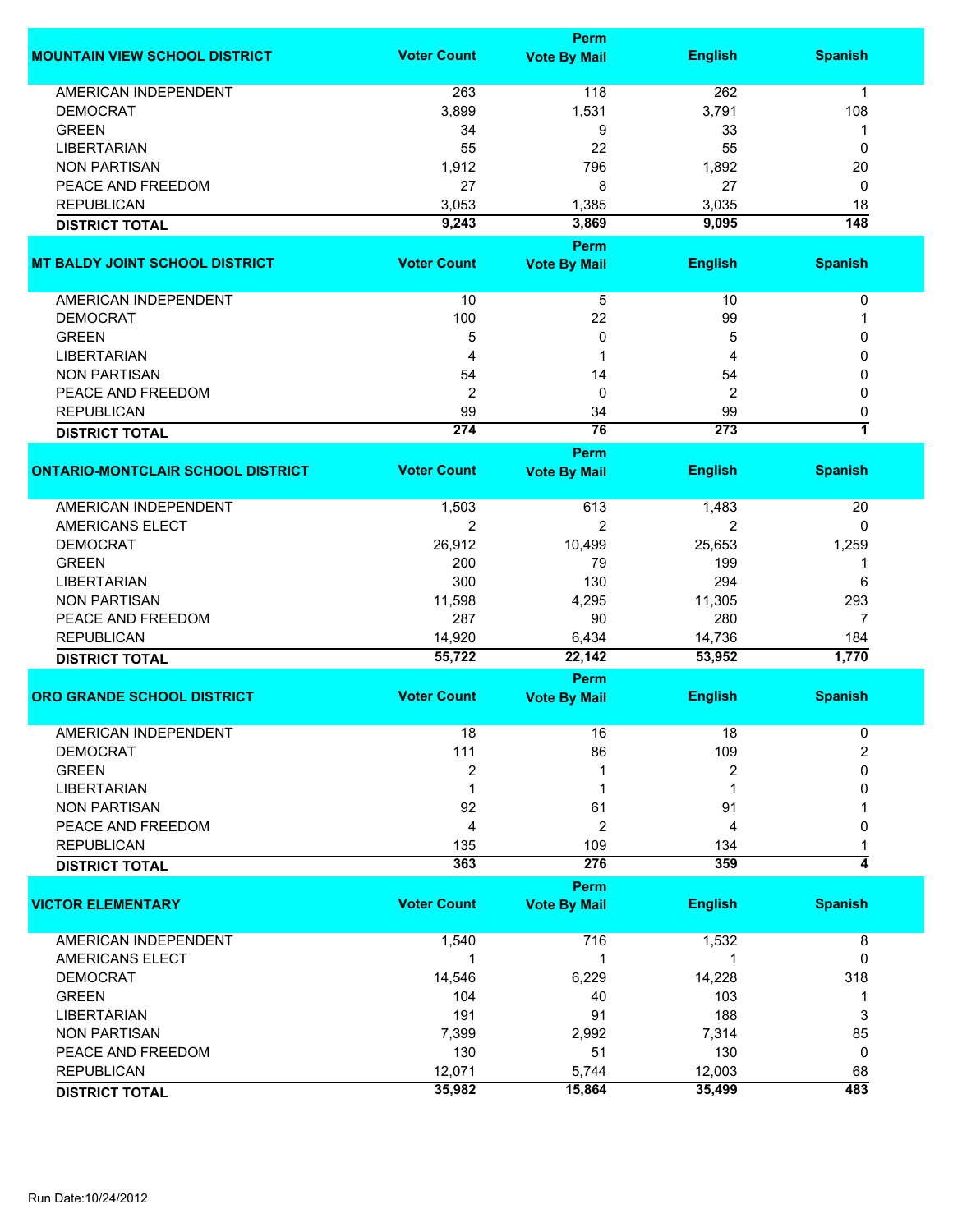| MOUNTAIN VIEW SCHOOL DISTRICT | Voter Count | Perm Vote By Mail | English | Spanish |
|---|---|---|---|---|
| AMERICAN INDEPENDENT | 263 | 118 | 262 | 1 |
| DEMOCRAT | 3,899 | 1,531 | 3,791 | 108 |
| GREEN | 34 | 9 | 33 | 1 |
| LIBERTARIAN | 55 | 22 | 55 | 0 |
| NON PARTISAN | 1,912 | 796 | 1,892 | 20 |
| PEACE AND FREEDOM | 27 | 8 | 27 | 0 |
| REPUBLICAN | 3,053 | 1,385 | 3,035 | 18 |
| **DISTRICT TOTAL** | **9,243** | **3,869** | **9,095** | **148** |

| MT BALDY JOINT SCHOOL DISTRICT | Voter Count | Perm Vote By Mail | English | Spanish |
|---|---|---|---|---|
| AMERICAN INDEPENDENT | 10 | 5 | 10 | 0 |
| DEMOCRAT | 100 | 22 | 99 | 1 |
| GREEN | 5 | 0 | 5 | 0 |
| LIBERTARIAN | 4 | 1 | 4 | 0 |
| NON PARTISAN | 54 | 14 | 54 | 0 |
| PEACE AND FREEDOM | 2 | 0 | 2 | 0 |
| REPUBLICAN | 99 | 34 | 99 | 0 |
| **DISTRICT TOTAL** | **274** | **76** | **273** | **1** |

| ONTARIO-MONTCLAIR SCHOOL DISTRICT | Voter Count | Perm Vote By Mail | English | Spanish |
|---|---|---|---|---|
| AMERICAN INDEPENDENT | 1,503 | 613 | 1,483 | 20 |
| AMERICANS ELECT | 2 | 2 | 2 | 0 |
| DEMOCRAT | 26,912 | 10,499 | 25,653 | 1,259 |
| GREEN | 200 | 79 | 199 | 1 |
| LIBERTARIAN | 300 | 130 | 294 | 6 |
| NON PARTISAN | 11,598 | 4,295 | 11,305 | 293 |
| PEACE AND FREEDOM | 287 | 90 | 280 | 7 |
| REPUBLICAN | 14,920 | 6,434 | 14,736 | 184 |
| **DISTRICT TOTAL** | **55,722** | **22,142** | **53,952** | **1,770** |

| ORO GRANDE SCHOOL DISTRICT | Voter Count | Perm Vote By Mail | English | Spanish |
|---|---|---|---|---|
| AMERICAN INDEPENDENT | 18 | 16 | 18 | 0 |
| DEMOCRAT | 111 | 86 | 109 | 2 |
| GREEN | 2 | 1 | 2 | 0 |
| LIBERTARIAN | 1 | 1 | 1 | 0 |
| NON PARTISAN | 92 | 61 | 91 | 1 |
| PEACE AND FREEDOM | 4 | 2 | 4 | 0 |
| REPUBLICAN | 135 | 109 | 134 | 1 |
| **DISTRICT TOTAL** | **363** | **276** | **359** | **4** |

| VICTOR ELEMENTARY | Voter Count | Perm Vote By Mail | English | Spanish |
|---|---|---|---|---|
| AMERICAN INDEPENDENT | 1,540 | 716 | 1,532 | 8 |
| AMERICANS ELECT | 1 | 1 | 1 | 0 |
| DEMOCRAT | 14,546 | 6,229 | 14,228 | 318 |
| GREEN | 104 | 40 | 103 | 1 |
| LIBERTARIAN | 191 | 91 | 188 | 3 |
| NON PARTISAN | 7,399 | 2,992 | 7,314 | 85 |
| PEACE AND FREEDOM | 130 | 51 | 130 | 0 |
| REPUBLICAN | 12,071 | 5,744 | 12,003 | 68 |
| **DISTRICT TOTAL** | **35,982** | **15,864** | **35,499** | **483** |

Run Date:10/24/2012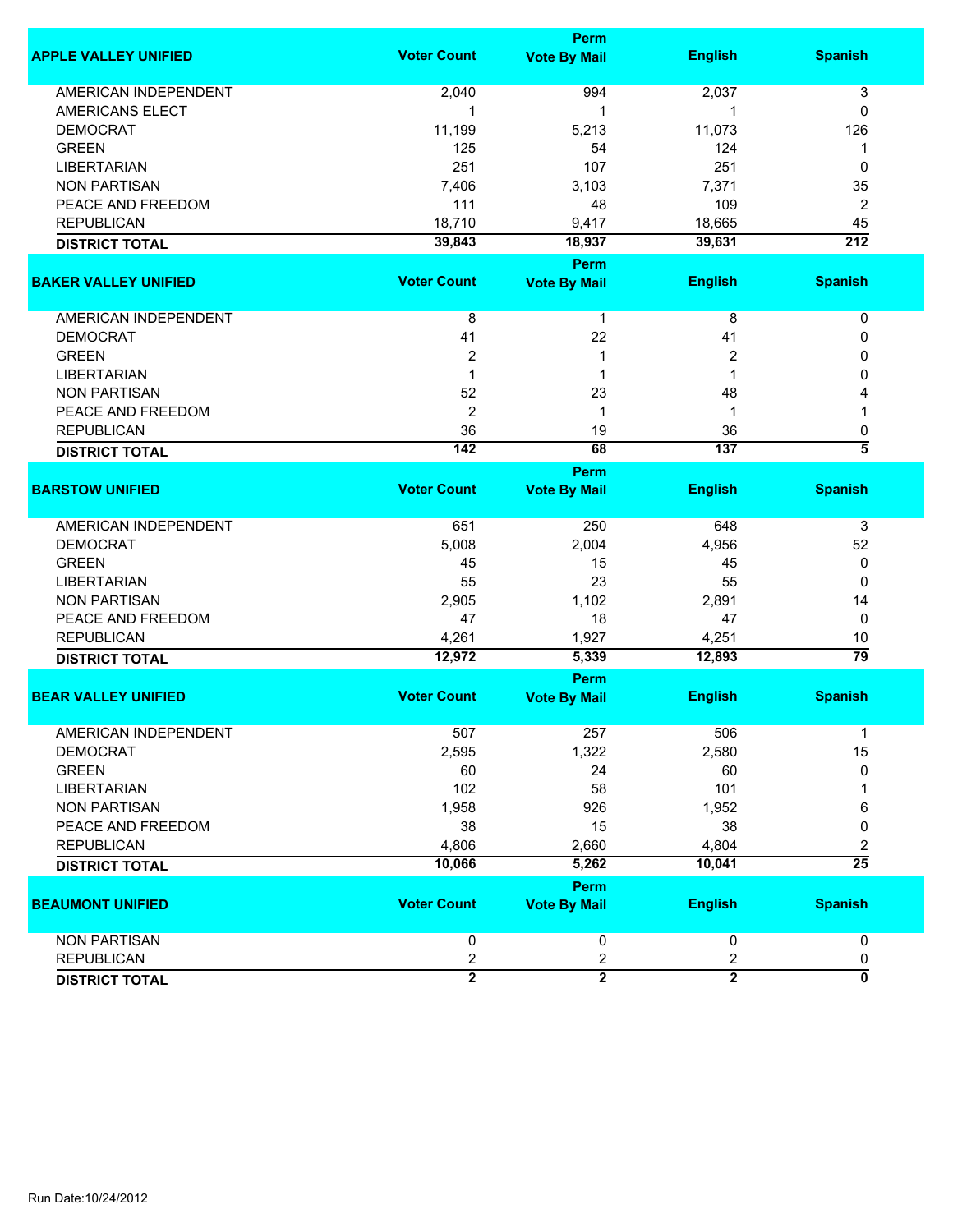| APPLE VALLEY UNIFIED | Voter Count | Perm Vote By Mail | English | Spanish |
|---|---|---|---|---|
| AMERICAN INDEPENDENT | 2,040 | 994 | 2,037 | 3 |
| AMERICANS ELECT | 1 | 1 | 1 | 0 |
| DEMOCRAT | 11,199 | 5,213 | 11,073 | 126 |
| GREEN | 125 | 54 | 124 | 1 |
| LIBERTARIAN | 251 | 107 | 251 | 0 |
| NON PARTISAN | 7,406 | 3,103 | 7,371 | 35 |
| PEACE AND FREEDOM | 111 | 48 | 109 | 2 |
| REPUBLICAN | 18,710 | 9,417 | 18,665 | 45 |
| **DISTRICT TOTAL** | **39,843** | **18,937** | **39,631** | **212** |

| BAKER VALLEY UNIFIED | Voter Count | Perm Vote By Mail | English | Spanish |
|---|---|---|---|---|
| AMERICAN INDEPENDENT | 8 | 1 | 8 | 0 |
| DEMOCRAT | 41 | 22 | 41 | 0 |
| GREEN | 2 | 1 | 2 | 0 |
| LIBERTARIAN | 1 | 1 | 1 | 0 |
| NON PARTISAN | 52 | 23 | 48 | 4 |
| PEACE AND FREEDOM | 2 | 1 | 1 | 1 |
| REPUBLICAN | 36 | 19 | 36 | 0 |
| **DISTRICT TOTAL** | **142** | **68** | **137** | **5** |

| BARSTOW UNIFIED | Voter Count | Perm Vote By Mail | English | Spanish |
|---|---|---|---|---|
| AMERICAN INDEPENDENT | 651 | 250 | 648 | 3 |
| DEMOCRAT | 5,008 | 2,004 | 4,956 | 52 |
| GREEN | 45 | 15 | 45 | 0 |
| LIBERTARIAN | 55 | 23 | 55 | 0 |
| NON PARTISAN | 2,905 | 1,102 | 2,891 | 14 |
| PEACE AND FREEDOM | 47 | 18 | 47 | 0 |
| REPUBLICAN | 4,261 | 1,927 | 4,251 | 10 |
| **DISTRICT TOTAL** | **12,972** | **5,339** | **12,893** | **79** |

| BEAR VALLEY UNIFIED | Voter Count | Perm Vote By Mail | English | Spanish |
|---|---|---|---|---|
| AMERICAN INDEPENDENT | 507 | 257 | 506 | 1 |
| DEMOCRAT | 2,595 | 1,322 | 2,580 | 15 |
| GREEN | 60 | 24 | 60 | 0 |
| LIBERTARIAN | 102 | 58 | 101 | 1 |
| NON PARTISAN | 1,958 | 926 | 1,952 | 6 |
| PEACE AND FREEDOM | 38 | 15 | 38 | 0 |
| REPUBLICAN | 4,806 | 2,660 | 4,804 | 2 |
| **DISTRICT TOTAL** | **10,066** | **5,262** | **10,041** | **25** |

| BEAUMONT UNIFIED | Voter Count | Perm Vote By Mail | English | Spanish |
|---|---|---|---|---|
| NON PARTISAN | 0 | 0 | 0 | 0 |
| REPUBLICAN | 2 | 2 | 2 | 0 |
| **DISTRICT TOTAL** | **2** | **2** | **2** | **0** |

Run Date:10/24/2012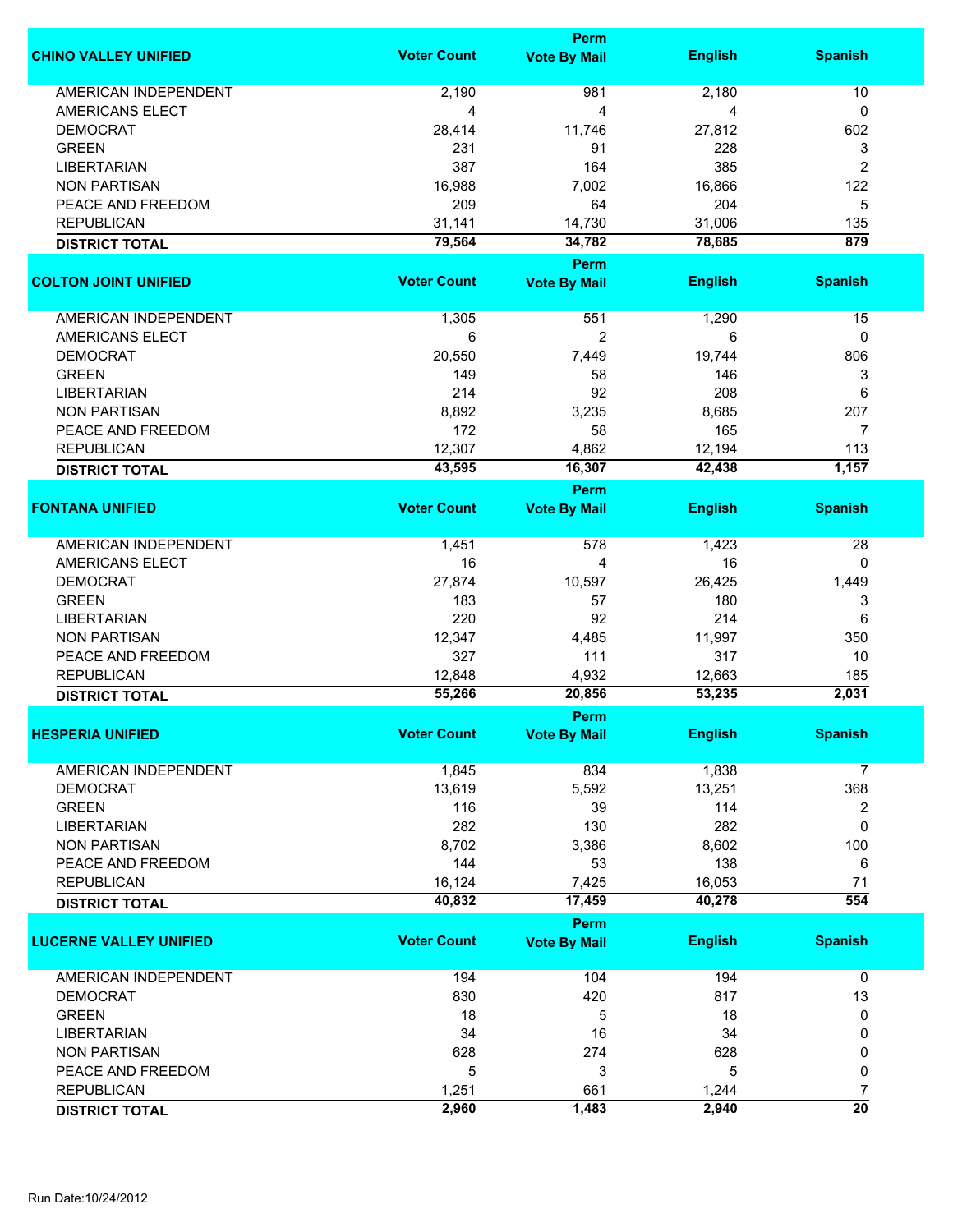| CHINO VALLEY UNIFIED | Voter Count | Perm Vote By Mail | English | Spanish |
|---|---|---|---|---|
| AMERICAN INDEPENDENT | 2,190 | 981 | 2,180 | 10 |
| AMERICANS ELECT | 4 | 4 | 4 | 0 |
| DEMOCRAT | 28,414 | 11,746 | 27,812 | 602 |
| GREEN | 231 | 91 | 228 | 3 |
| LIBERTARIAN | 387 | 164 | 385 | 2 |
| NON PARTISAN | 16,988 | 7,002 | 16,866 | 122 |
| PEACE AND FREEDOM | 209 | 64 | 204 | 5 |
| REPUBLICAN | 31,141 | 14,730 | 31,006 | 135 |
| **DISTRICT TOTAL** | **79,564** | **34,782** | **78,685** | **879** |

| COLTON JOINT UNIFIED | Voter Count | Perm Vote By Mail | English | Spanish |
|---|---|---|---|---|
| AMERICAN INDEPENDENT | 1,305 | 551 | 1,290 | 15 |
| AMERICANS ELECT | 6 | 2 | 6 | 0 |
| DEMOCRAT | 20,550 | 7,449 | 19,744 | 806 |
| GREEN | 149 | 58 | 146 | 3 |
| LIBERTARIAN | 214 | 92 | 208 | 6 |
| NON PARTISAN | 8,892 | 3,235 | 8,685 | 207 |
| PEACE AND FREEDOM | 172 | 58 | 165 | 7 |
| REPUBLICAN | 12,307 | 4,862 | 12,194 | 113 |
| **DISTRICT TOTAL** | **43,595** | **16,307** | **42,438** | **1,157** |

| FONTANA UNIFIED | Voter Count | Perm Vote By Mail | English | Spanish |
|---|---|---|---|---|
| AMERICAN INDEPENDENT | 1,451 | 578 | 1,423 | 28 |
| AMERICANS ELECT | 16 | 4 | 16 | 0 |
| DEMOCRAT | 27,874 | 10,597 | 26,425 | 1,449 |
| GREEN | 183 | 57 | 180 | 3 |
| LIBERTARIAN | 220 | 92 | 214 | 6 |
| NON PARTISAN | 12,347 | 4,485 | 11,997 | 350 |
| PEACE AND FREEDOM | 327 | 111 | 317 | 10 |
| REPUBLICAN | 12,848 | 4,932 | 12,663 | 185 |
| **DISTRICT TOTAL** | **55,266** | **20,856** | **53,235** | **2,031** |

| HESPERIA UNIFIED | Voter Count | Perm Vote By Mail | English | Spanish |
|---|---|---|---|---|
| AMERICAN INDEPENDENT | 1,845 | 834 | 1,838 | 7 |
| DEMOCRAT | 13,619 | 5,592 | 13,251 | 368 |
| GREEN | 116 | 39 | 114 | 2 |
| LIBERTARIAN | 282 | 130 | 282 | 0 |
| NON PARTISAN | 8,702 | 3,386 | 8,602 | 100 |
| PEACE AND FREEDOM | 144 | 53 | 138 | 6 |
| REPUBLICAN | 16,124 | 7,425 | 16,053 | 71 |
| **DISTRICT TOTAL** | **40,832** | **17,459** | **40,278** | **554** |

| LUCERNE VALLEY UNIFIED | Voter Count | Perm Vote By Mail | English | Spanish |
|---|---|---|---|---|
| AMERICAN INDEPENDENT | 194 | 104 | 194 | 0 |
| DEMOCRAT | 830 | 420 | 817 | 13 |
| GREEN | 18 | 5 | 18 | 0 |
| LIBERTARIAN | 34 | 16 | 34 | 0 |
| NON PARTISAN | 628 | 274 | 628 | 0 |
| PEACE AND FREEDOM | 5 | 3 | 5 | 0 |
| REPUBLICAN | 1,251 | 661 | 1,244 | 7 |
| **DISTRICT TOTAL** | **2,960** | **1,483** | **2,940** | **20** |

Run Date:10/24/2012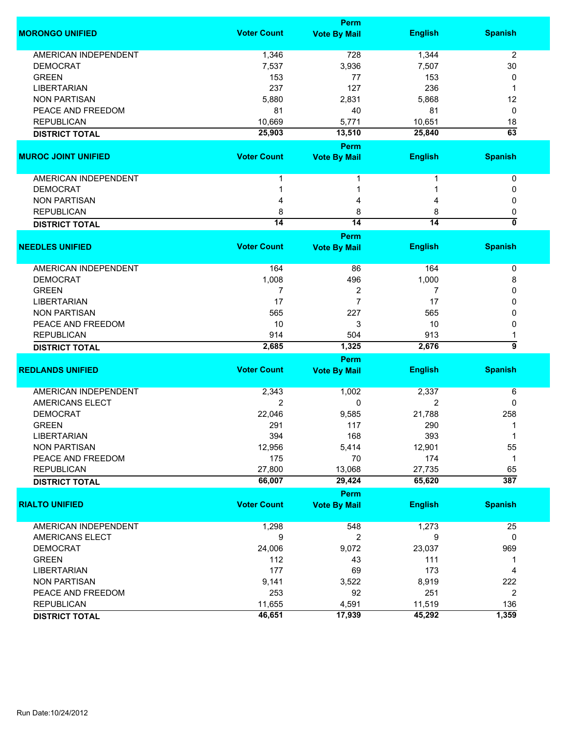| MORONGO UNIFIED | Voter Count | Perm Vote By Mail | English | Spanish |
|---|---|---|---|---|
| AMERICAN INDEPENDENT | 1,346 | 728 | 1,344 | 2 |
| DEMOCRAT | 7,537 | 3,936 | 7,507 | 30 |
| GREEN | 153 | 77 | 153 | 0 |
| LIBERTARIAN | 237 | 127 | 236 | 1 |
| NON PARTISAN | 5,880 | 2,831 | 5,868 | 12 |
| PEACE AND FREEDOM | 81 | 40 | 81 | 0 |
| REPUBLICAN | 10,669 | 5,771 | 10,651 | 18 |
| **DISTRICT TOTAL** | **25,903** | **13,510** | **25,840** | **63** |

| MUROC JOINT UNIFIED | Voter Count | Perm Vote By Mail | English | Spanish |
|---|---|---|---|---|
| AMERICAN INDEPENDENT | 1 | 1 | 1 | 0 |
| DEMOCRAT | 1 | 1 | 1 | 0 |
| NON PARTISAN | 4 | 4 | 4 | 0 |
| REPUBLICAN | 8 | 8 | 8 | 0 |
| **DISTRICT TOTAL** | **14** | **14** | **14** | **0** |

| NEEDLES UNIFIED | Voter Count | Perm Vote By Mail | English | Spanish |
|---|---|---|---|---|
| AMERICAN INDEPENDENT | 164 | 86 | 164 | 0 |
| DEMOCRAT | 1,008 | 496 | 1,000 | 8 |
| GREEN | 7 | 2 | 7 | 0 |
| LIBERTARIAN | 17 | 7 | 17 | 0 |
| NON PARTISAN | 565 | 227 | 565 | 0 |
| PEACE AND FREEDOM | 10 | 3 | 10 | 0 |
| REPUBLICAN | 914 | 504 | 913 | 1 |
| **DISTRICT TOTAL** | **2,685** | **1,325** | **2,676** | **9** |

| REDLANDS UNIFIED | Voter Count | Perm Vote By Mail | English | Spanish |
|---|---|---|---|---|
| AMERICAN INDEPENDENT | 2,343 | 1,002 | 2,337 | 6 |
| AMERICANS ELECT | 2 | 0 | 2 | 0 |
| DEMOCRAT | 22,046 | 9,585 | 21,788 | 258 |
| GREEN | 291 | 117 | 290 | 1 |
| LIBERTARIAN | 394 | 168 | 393 | 1 |
| NON PARTISAN | 12,956 | 5,414 | 12,901 | 55 |
| PEACE AND FREEDOM | 175 | 70 | 174 | 1 |
| REPUBLICAN | 27,800 | 13,068 | 27,735 | 65 |
| **DISTRICT TOTAL** | **66,007** | **29,424** | **65,620** | **387** |

| RIALTO UNIFIED | Voter Count | Perm Vote By Mail | English | Spanish |
|---|---|---|---|---|
| AMERICAN INDEPENDENT | 1,298 | 548 | 1,273 | 25 |
| AMERICANS ELECT | 9 | 2 | 9 | 0 |
| DEMOCRAT | 24,006 | 9,072 | 23,037 | 969 |
| GREEN | 112 | 43 | 111 | 1 |
| LIBERTARIAN | 177 | 69 | 173 | 4 |
| NON PARTISAN | 9,141 | 3,522 | 8,919 | 222 |
| PEACE AND FREEDOM | 253 | 92 | 251 | 2 |
| REPUBLICAN | 11,655 | 4,591 | 11,519 | 136 |
| **DISTRICT TOTAL** | **46,651** | **17,939** | **45,292** | **1,359** |

Run Date:10/24/2012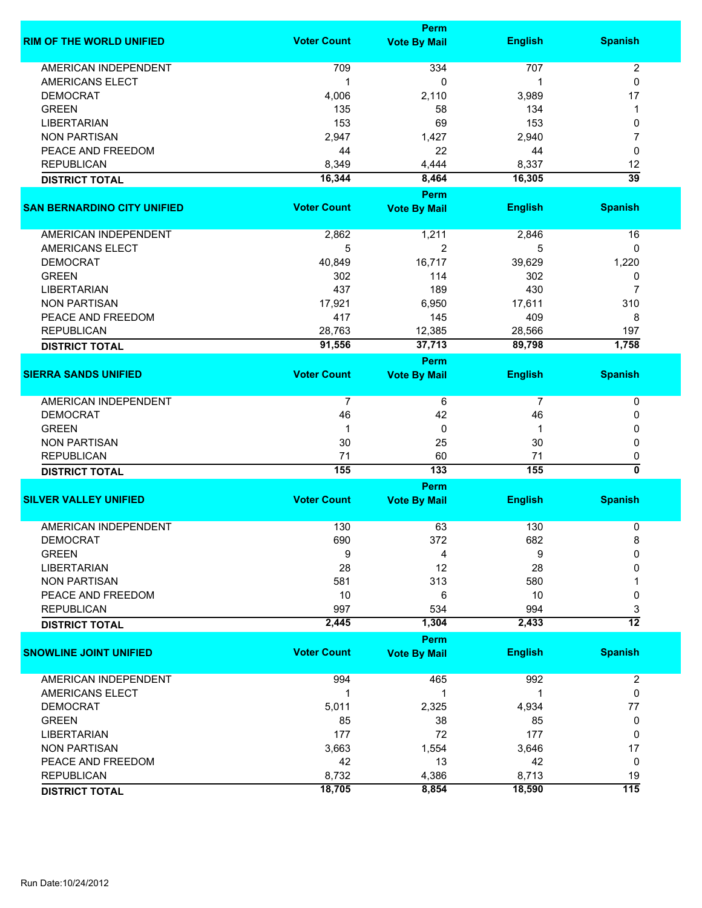| RIM OF THE WORLD UNIFIED | Voter Count | Perm Vote By Mail | English | Spanish |
|---|---|---|---|---|
| AMERICAN INDEPENDENT | 709 | 334 | 707 | 2 |
| AMERICANS ELECT | 1 | 0 | 1 | 0 |
| DEMOCRAT | 4,006 | 2,110 | 3,989 | 17 |
| GREEN | 135 | 58 | 134 | 1 |
| LIBERTARIAN | 153 | 69 | 153 | 0 |
| NON PARTISAN | 2,947 | 1,427 | 2,940 | 7 |
| PEACE AND FREEDOM | 44 | 22 | 44 | 0 |
| REPUBLICAN | 8,349 | 4,444 | 8,337 | 12 |
| **DISTRICT TOTAL** | **16,344** | **8,464** | **16,305** | **39** |

| SAN BERNARDINO CITY UNIFIED | Voter Count | Perm Vote By Mail | English | Spanish |
|---|---|---|---|---|
| AMERICAN INDEPENDENT | 2,862 | 1,211 | 2,846 | 16 |
| AMERICANS ELECT | 5 | 2 | 5 | 0 |
| DEMOCRAT | 40,849 | 16,717 | 39,629 | 1,220 |
| GREEN | 302 | 114 | 302 | 0 |
| LIBERTARIAN | 437 | 189 | 430 | 7 |
| NON PARTISAN | 17,921 | 6,950 | 17,611 | 310 |
| PEACE AND FREEDOM | 417 | 145 | 409 | 8 |
| REPUBLICAN | 28,763 | 12,385 | 28,566 | 197 |
| **DISTRICT TOTAL** | **91,556** | **37,713** | **89,798** | **1,758** |

| SIERRA SANDS UNIFIED | Voter Count | Perm Vote By Mail | English | Spanish |
|---|---|---|---|---|
| AMERICAN INDEPENDENT | 7 | 6 | 7 | 0 |
| DEMOCRAT | 46 | 42 | 46 | 0 |
| GREEN | 1 | 0 | 1 | 0 |
| NON PARTISAN | 30 | 25 | 30 | 0 |
| REPUBLICAN | 71 | 60 | 71 | 0 |
| **DISTRICT TOTAL** | **155** | **133** | **155** | **0** |

| SILVER VALLEY UNIFIED | Voter Count | Perm Vote By Mail | English | Spanish |
|---|---|---|---|---|
| AMERICAN INDEPENDENT | 130 | 63 | 130 | 0 |
| DEMOCRAT | 690 | 372 | 682 | 8 |
| GREEN | 9 | 4 | 9 | 0 |
| LIBERTARIAN | 28 | 12 | 28 | 0 |
| NON PARTISAN | 581 | 313 | 580 | 1 |
| PEACE AND FREEDOM | 10 | 6 | 10 | 0 |
| REPUBLICAN | 997 | 534 | 994 | 3 |
| **DISTRICT TOTAL** | **2,445** | **1,304** | **2,433** | **12** |

| SNOWLINE JOINT UNIFIED | Voter Count | Perm Vote By Mail | English | Spanish |
|---|---|---|---|---|
| AMERICAN INDEPENDENT | 994 | 465 | 992 | 2 |
| AMERICANS ELECT | 1 | 1 | 1 | 0 |
| DEMOCRAT | 5,011 | 2,325 | 4,934 | 77 |
| GREEN | 85 | 38 | 85 | 0 |
| LIBERTARIAN | 177 | 72 | 177 | 0 |
| NON PARTISAN | 3,663 | 1,554 | 3,646 | 17 |
| PEACE AND FREEDOM | 42 | 13 | 42 | 0 |
| REPUBLICAN | 8,732 | 4,386 | 8,713 | 19 |
| **DISTRICT TOTAL** | **18,705** | **8,854** | **18,590** | **115** |

Run Date:10/24/2012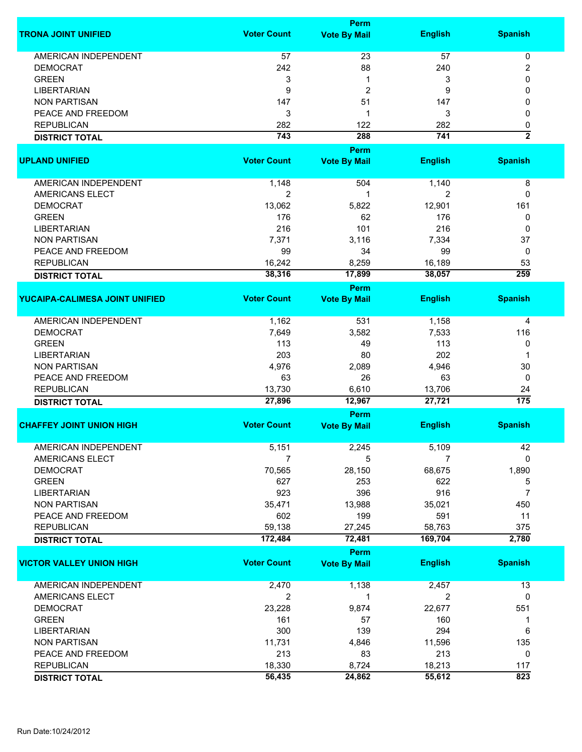| TRONA JOINT UNIFIED | Voter Count | Perm Vote By Mail | English | Spanish |
|---|---|---|---|---|
| AMERICAN INDEPENDENT | 57 | 23 | 57 | 0 |
| DEMOCRAT | 242 | 88 | 240 | 2 |
| GREEN | 3 | 1 | 3 | 0 |
| LIBERTARIAN | 9 | 2 | 9 | 0 |
| NON PARTISAN | 147 | 51 | 147 | 0 |
| PEACE AND FREEDOM | 3 | 1 | 3 | 0 |
| REPUBLICAN | 282 | 122 | 282 | 0 |
| **DISTRICT TOTAL** | **743** | **288** | **741** | **2** |

| UPLAND UNIFIED | Voter Count | Perm Vote By Mail | English | Spanish |
|---|---|---|---|---|
| AMERICAN INDEPENDENT | 1,148 | 504 | 1,140 | 8 |
| AMERICANS ELECT | 2 | 1 | 2 | 0 |
| DEMOCRAT | 13,062 | 5,822 | 12,901 | 161 |
| GREEN | 176 | 62 | 176 | 0 |
| LIBERTARIAN | 216 | 101 | 216 | 0 |
| NON PARTISAN | 7,371 | 3,116 | 7,334 | 37 |
| PEACE AND FREEDOM | 99 | 34 | 99 | 0 |
| REPUBLICAN | 16,242 | 8,259 | 16,189 | 53 |
| **DISTRICT TOTAL** | **38,316** | **17,899** | **38,057** | **259** |

| YUCAIPA-CALIMESA JOINT UNIFIED | Voter Count | Perm Vote By Mail | English | Spanish |
|---|---|---|---|---|
| AMERICAN INDEPENDENT | 1,162 | 531 | 1,158 | 4 |
| DEMOCRAT | 7,649 | 3,582 | 7,533 | 116 |
| GREEN | 113 | 49 | 113 | 0 |
| LIBERTARIAN | 203 | 80 | 202 | 1 |
| NON PARTISAN | 4,976 | 2,089 | 4,946 | 30 |
| PEACE AND FREEDOM | 63 | 26 | 63 | 0 |
| REPUBLICAN | 13,730 | 6,610 | 13,706 | 24 |
| **DISTRICT TOTAL** | **27,896** | **12,967** | **27,721** | **175** |

| CHAFFEY JOINT UNION HIGH | Voter Count | Perm Vote By Mail | English | Spanish |
|---|---|---|---|---|
| AMERICAN INDEPENDENT | 5,151 | 2,245 | 5,109 | 42 |
| AMERICANS ELECT | 7 | 5 | 7 | 0 |
| DEMOCRAT | 70,565 | 28,150 | 68,675 | 1,890 |
| GREEN | 627 | 253 | 622 | 5 |
| LIBERTARIAN | 923 | 396 | 916 | 7 |
| NON PARTISAN | 35,471 | 13,988 | 35,021 | 450 |
| PEACE AND FREEDOM | 602 | 199 | 591 | 11 |
| REPUBLICAN | 59,138 | 27,245 | 58,763 | 375 |
| **DISTRICT TOTAL** | **172,484** | **72,481** | **169,704** | **2,780** |

| VICTOR VALLEY UNION HIGH | Voter Count | Perm Vote By Mail | English | Spanish |
|---|---|---|---|---|
| AMERICAN INDEPENDENT | 2,470 | 1,138 | 2,457 | 13 |
| AMERICANS ELECT | 2 | 1 | 2 | 0 |
| DEMOCRAT | 23,228 | 9,874 | 22,677 | 551 |
| GREEN | 161 | 57 | 160 | 1 |
| LIBERTARIAN | 300 | 139 | 294 | 6 |
| NON PARTISAN | 11,731 | 4,846 | 11,596 | 135 |
| PEACE AND FREEDOM | 213 | 83 | 213 | 0 |
| REPUBLICAN | 18,330 | 8,724 | 18,213 | 117 |
| **DISTRICT TOTAL** | **56,435** | **24,862** | **55,612** | **823** |

Run Date:10/24/2012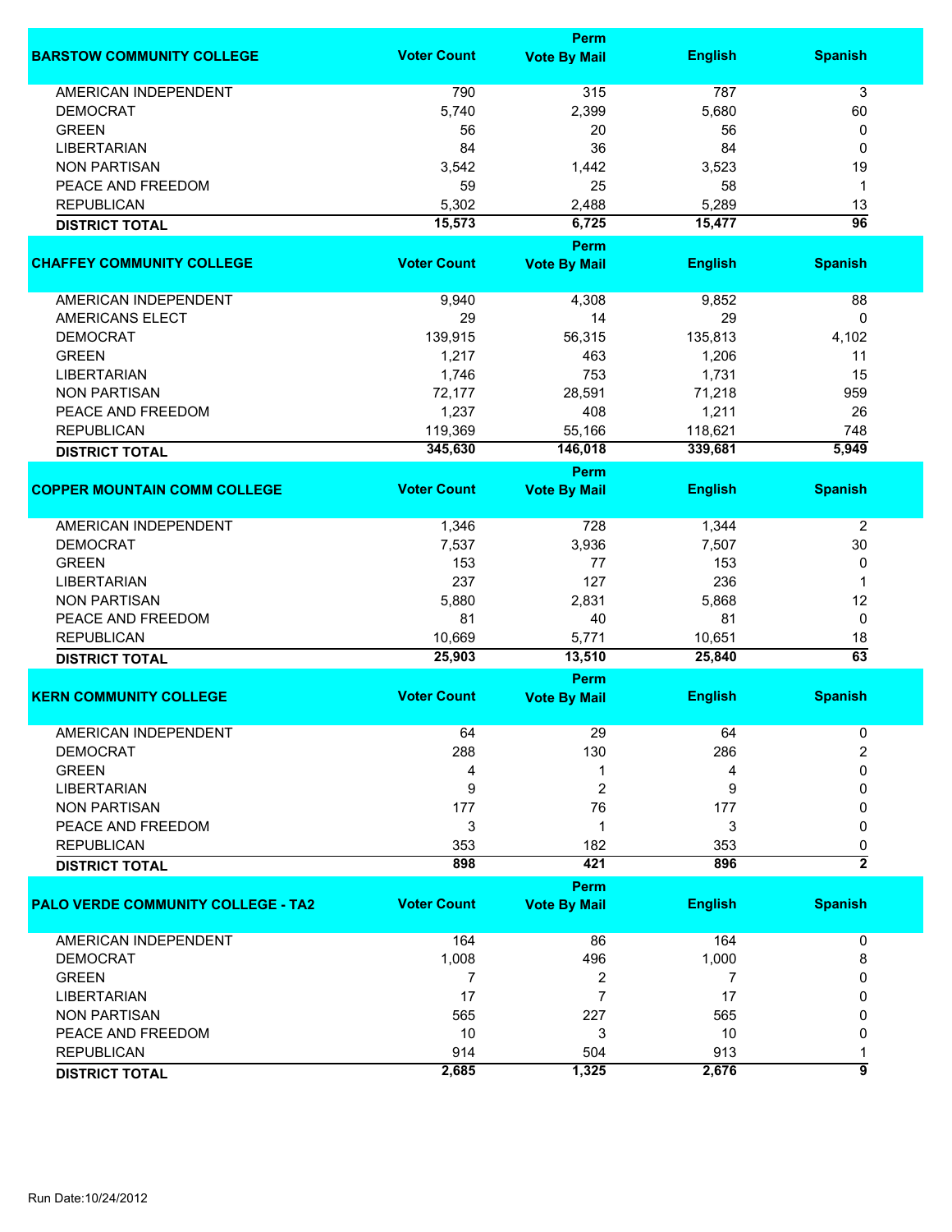| BARSTOW COMMUNITY COLLEGE | Voter Count | Perm Vote By Mail | English | Spanish |
|---|---|---|---|---|
| AMERICAN INDEPENDENT | 790 | 315 | 787 | 3 |
| DEMOCRAT | 5,740 | 2,399 | 5,680 | 60 |
| GREEN | 56 | 20 | 56 | 0 |
| LIBERTARIAN | 84 | 36 | 84 | 0 |
| NON PARTISAN | 3,542 | 1,442 | 3,523 | 19 |
| PEACE AND FREEDOM | 59 | 25 | 58 | 1 |
| REPUBLICAN | 5,302 | 2,488 | 5,289 | 13 |
| **DISTRICT TOTAL** | **15,573** | **6,725** | **15,477** | **96** |

| CHAFFEY COMMUNITY COLLEGE | Voter Count | Perm Vote By Mail | English | Spanish |
|---|---|---|---|---|
| AMERICAN INDEPENDENT | 9,940 | 4,308 | 9,852 | 88 |
| AMERICANS ELECT | 29 | 14 | 29 | 0 |
| DEMOCRAT | 139,915 | 56,315 | 135,813 | 4,102 |
| GREEN | 1,217 | 463 | 1,206 | 11 |
| LIBERTARIAN | 1,746 | 753 | 1,731 | 15 |
| NON PARTISAN | 72,177 | 28,591 | 71,218 | 959 |
| PEACE AND FREEDOM | 1,237 | 408 | 1,211 | 26 |
| REPUBLICAN | 119,369 | 55,166 | 118,621 | 748 |
| **DISTRICT TOTAL** | **345,630** | **146,018** | **339,681** | **5,949** |

| COPPER MOUNTAIN COMM COLLEGE | Voter Count | Perm Vote By Mail | English | Spanish |
|---|---|---|---|---|
| AMERICAN INDEPENDENT | 1,346 | 728 | 1,344 | 2 |
| DEMOCRAT | 7,537 | 3,936 | 7,507 | 30 |
| GREEN | 153 | 77 | 153 | 0 |
| LIBERTARIAN | 237 | 127 | 236 | 1 |
| NON PARTISAN | 5,880 | 2,831 | 5,868 | 12 |
| PEACE AND FREEDOM | 81 | 40 | 81 | 0 |
| REPUBLICAN | 10,669 | 5,771 | 10,651 | 18 |
| **DISTRICT TOTAL** | **25,903** | **13,510** | **25,840** | **63** |

| KERN COMMUNITY COLLEGE | Voter Count | Perm Vote By Mail | English | Spanish |
|---|---|---|---|---|
| AMERICAN INDEPENDENT | 64 | 29 | 64 | 0 |
| DEMOCRAT | 288 | 130 | 286 | 2 |
| GREEN | 4 | 1 | 4 | 0 |
| LIBERTARIAN | 9 | 2 | 9 | 0 |
| NON PARTISAN | 177 | 76 | 177 | 0 |
| PEACE AND FREEDOM | 3 | 1 | 3 | 0 |
| REPUBLICAN | 353 | 182 | 353 | 0 |
| **DISTRICT TOTAL** | **898** | **421** | **896** | **2** |

| PALO VERDE COMMUNITY COLLEGE - TA2 | Voter Count | Perm Vote By Mail | English | Spanish |
|---|---|---|---|---|
| AMERICAN INDEPENDENT | 164 | 86 | 164 | 0 |
| DEMOCRAT | 1,008 | 496 | 1,000 | 8 |
| GREEN | 7 | 2 | 7 | 0 |
| LIBERTARIAN | 17 | 7 | 17 | 0 |
| NON PARTISAN | 565 | 227 | 565 | 0 |
| PEACE AND FREEDOM | 10 | 3 | 10 | 0 |
| REPUBLICAN | 914 | 504 | 913 | 1 |
| **DISTRICT TOTAL** | **2,685** | **1,325** | **2,676** | **9** |

Run Date:10/24/2012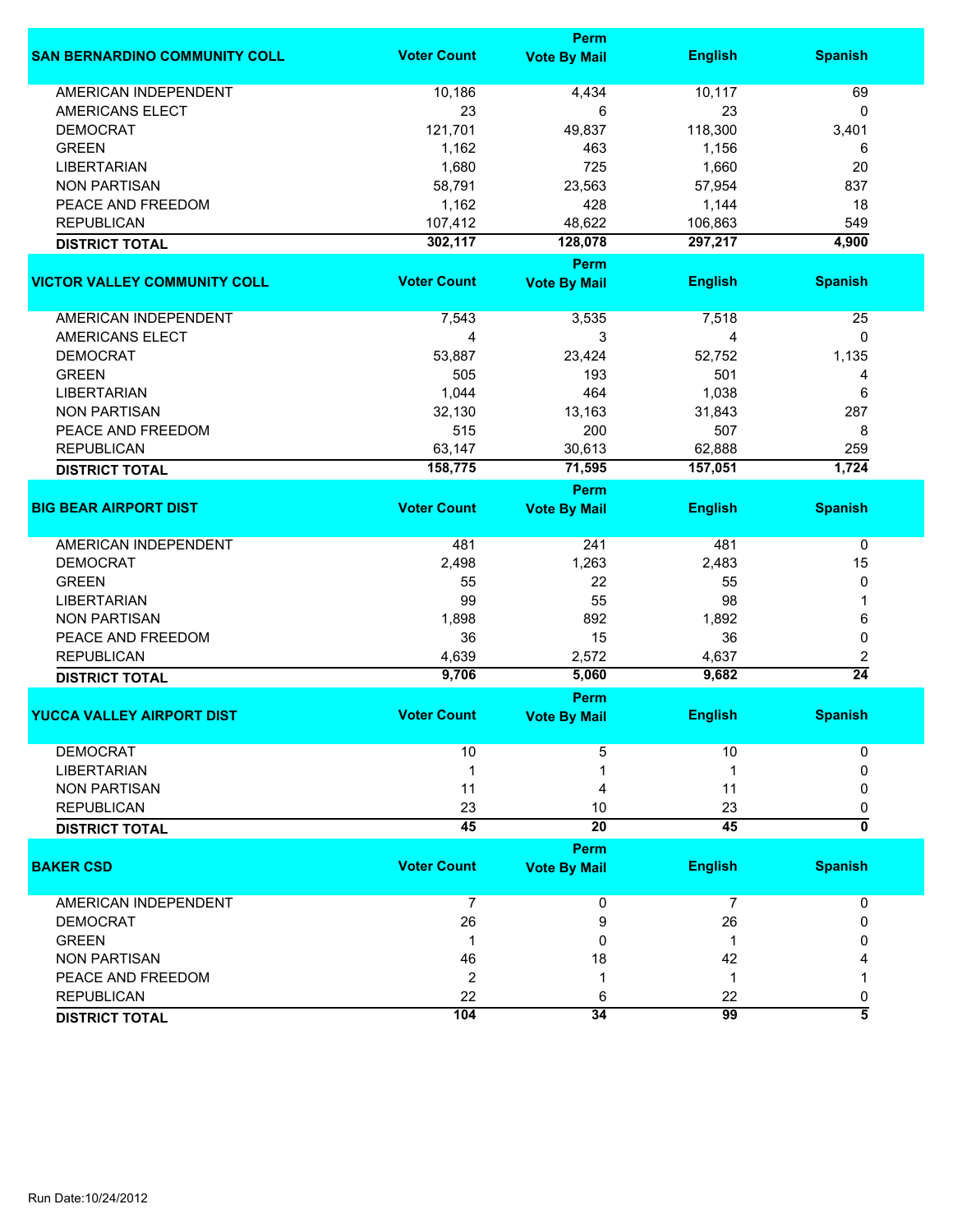| SAN BERNARDINO COMMUNITY COLL | Voter Count | Perm Vote By Mail | English | Spanish |
|---|---|---|---|---|
| AMERICAN INDEPENDENT | 10,186 | 4,434 | 10,117 | 69 |
| AMERICANS ELECT | 23 | 6 | 23 | 0 |
| DEMOCRAT | 121,701 | 49,837 | 118,300 | 3,401 |
| GREEN | 1,162 | 463 | 1,156 | 6 |
| LIBERTARIAN | 1,680 | 725 | 1,660 | 20 |
| NON PARTISAN | 58,791 | 23,563 | 57,954 | 837 |
| PEACE AND FREEDOM | 1,162 | 428 | 1,144 | 18 |
| REPUBLICAN | 107,412 | 48,622 | 106,863 | 549 |
| **DISTRICT TOTAL** | **302,117** | **128,078** | **297,217** | **4,900** |

| VICTOR VALLEY COMMUNITY COLL | Voter Count | Perm Vote By Mail | English | Spanish |
|---|---|---|---|---|
| AMERICAN INDEPENDENT | 7,543 | 3,535 | 7,518 | 25 |
| AMERICANS ELECT | 4 | 3 | 4 | 0 |
| DEMOCRAT | 53,887 | 23,424 | 52,752 | 1,135 |
| GREEN | 505 | 193 | 501 | 4 |
| LIBERTARIAN | 1,044 | 464 | 1,038 | 6 |
| NON PARTISAN | 32,130 | 13,163 | 31,843 | 287 |
| PEACE AND FREEDOM | 515 | 200 | 507 | 8 |
| REPUBLICAN | 63,147 | 30,613 | 62,888 | 259 |
| **DISTRICT TOTAL** | **158,775** | **71,595** | **157,051** | **1,724** |

| BIG BEAR AIRPORT DIST | Voter Count | Perm Vote By Mail | English | Spanish |
|---|---|---|---|---|
| AMERICAN INDEPENDENT | 481 | 241 | 481 | 0 |
| DEMOCRAT | 2,498 | 1,263 | 2,483 | 15 |
| GREEN | 55 | 22 | 55 | 0 |
| LIBERTARIAN | 99 | 55 | 98 | 1 |
| NON PARTISAN | 1,898 | 892 | 1,892 | 6 |
| PEACE AND FREEDOM | 36 | 15 | 36 | 0 |
| REPUBLICAN | 4,639 | 2,572 | 4,637 | 2 |
| **DISTRICT TOTAL** | **9,706** | **5,060** | **9,682** | **24** |

| YUCCA VALLEY AIRPORT DIST | Voter Count | Perm Vote By Mail | English | Spanish |
|---|---|---|---|---|
| DEMOCRAT | 10 | 5 | 10 | 0 |
| LIBERTARIAN | 1 | 1 | 1 | 0 |
| NON PARTISAN | 11 | 4 | 11 | 0 |
| REPUBLICAN | 23 | 10 | 23 | 0 |
| **DISTRICT TOTAL** | **45** | **20** | **45** | **0** |

| BAKER CSD | Voter Count | Perm Vote By Mail | English | Spanish |
|---|---|---|---|---|
| AMERICAN INDEPENDENT | 7 | 0 | 7 | 0 |
| DEMOCRAT | 26 | 9 | 26 | 0 |
| GREEN | 1 | 0 | 1 | 0 |
| NON PARTISAN | 46 | 18 | 42 | 4 |
| PEACE AND FREEDOM | 2 | 1 | 1 | 1 |
| REPUBLICAN | 22 | 6 | 22 | 0 |
| **DISTRICT TOTAL** | **104** | **34** | **99** | **5** |

Run Date:10/24/2012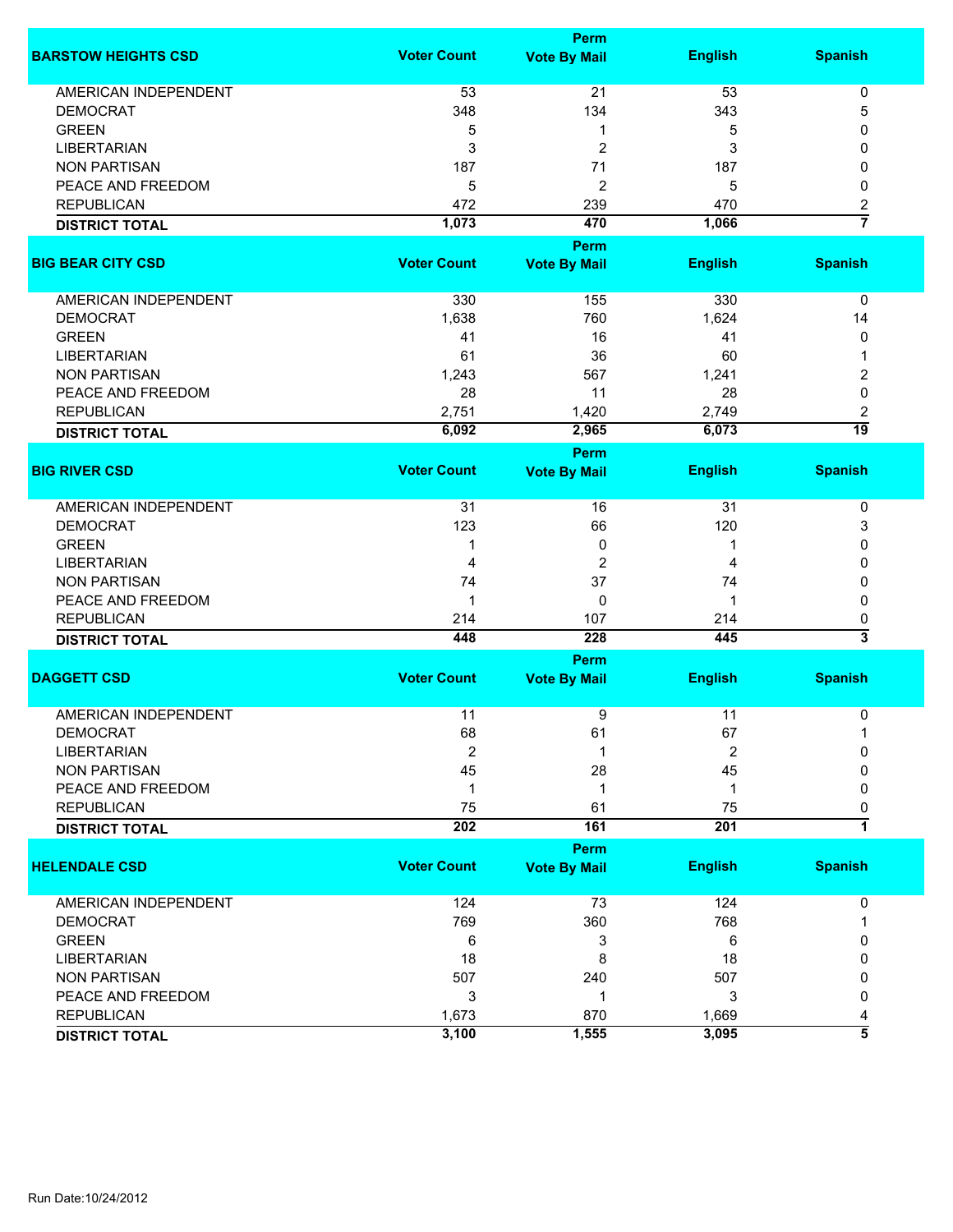| BARSTOW HEIGHTS CSD | Voter Count | Perm Vote By Mail | English | Spanish |
|---|---|---|---|---|
| AMERICAN INDEPENDENT | 53 | 21 | 53 | 0 |
| DEMOCRAT | 348 | 134 | 343 | 5 |
| GREEN | 5 | 1 | 5 | 0 |
| LIBERTARIAN | 3 | 2 | 3 | 0 |
| NON PARTISAN | 187 | 71 | 187 | 0 |
| PEACE AND FREEDOM | 5 | 2 | 5 | 0 |
| REPUBLICAN | 472 | 239 | 470 | 2 |
| **DISTRICT TOTAL** | **1,073** | **470** | **1,066** | **7** |

| BIG BEAR CITY CSD | Voter Count | Perm Vote By Mail | English | Spanish |
|---|---|---|---|---|
| AMERICAN INDEPENDENT | 330 | 155 | 330 | 0 |
| DEMOCRAT | 1,638 | 760 | 1,624 | 14 |
| GREEN | 41 | 16 | 41 | 0 |
| LIBERTARIAN | 61 | 36 | 60 | 1 |
| NON PARTISAN | 1,243 | 567 | 1,241 | 2 |
| PEACE AND FREEDOM | 28 | 11 | 28 | 0 |
| REPUBLICAN | 2,751 | 1,420 | 2,749 | 2 |
| **DISTRICT TOTAL** | **6,092** | **2,965** | **6,073** | **19** |

| BIG RIVER CSD | Voter Count | Perm Vote By Mail | English | Spanish |
|---|---|---|---|---|
| AMERICAN INDEPENDENT | 31 | 16 | 31 | 0 |
| DEMOCRAT | 123 | 66 | 120 | 3 |
| GREEN | 1 | 0 | 1 | 0 |
| LIBERTARIAN | 4 | 2 | 4 | 0 |
| NON PARTISAN | 74 | 37 | 74 | 0 |
| PEACE AND FREEDOM | 1 | 0 | 1 | 0 |
| REPUBLICAN | 214 | 107 | 214 | 0 |
| **DISTRICT TOTAL** | **448** | **228** | **445** | **3** |

| DAGGETT CSD | Voter Count | Perm Vote By Mail | English | Spanish |
|---|---|---|---|---|
| AMERICAN INDEPENDENT | 11 | 9 | 11 | 0 |
| DEMOCRAT | 68 | 61 | 67 | 1 |
| LIBERTARIAN | 2 | 1 | 2 | 0 |
| NON PARTISAN | 45 | 28 | 45 | 0 |
| PEACE AND FREEDOM | 1 | 1 | 1 | 0 |
| REPUBLICAN | 75 | 61 | 75 | 0 |
| **DISTRICT TOTAL** | **202** | **161** | **201** | **1** |

| HELENDALE CSD | Voter Count | Perm Vote By Mail | English | Spanish |
|---|---|---|---|---|
| AMERICAN INDEPENDENT | 124 | 73 | 124 | 0 |
| DEMOCRAT | 769 | 360 | 768 | 1 |
| GREEN | 6 | 3 | 6 | 0 |
| LIBERTARIAN | 18 | 8 | 18 | 0 |
| NON PARTISAN | 507 | 240 | 507 | 0 |
| PEACE AND FREEDOM | 3 | 1 | 3 | 0 |
| REPUBLICAN | 1,673 | 870 | 1,669 | 4 |
| **DISTRICT TOTAL** | **3,100** | **1,555** | **3,095** | **5** |

Run Date:10/24/2012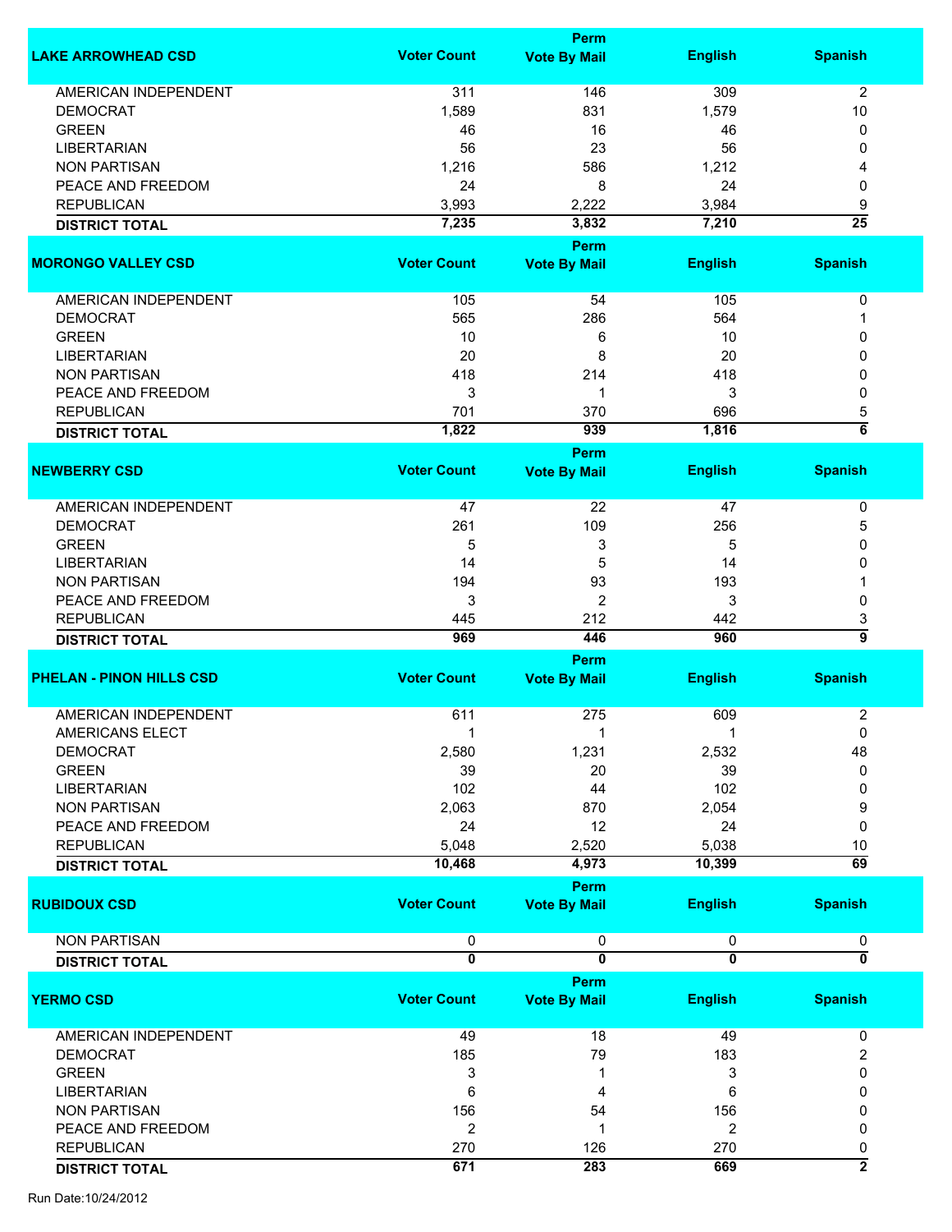| LAKE ARROWHEAD CSD | Voter Count | Perm Vote By Mail | English | Spanish |
|---|---|---|---|---|
| AMERICAN INDEPENDENT | 311 | 146 | 309 | 2 |
| DEMOCRAT | 1,589 | 831 | 1,579 | 10 |
| GREEN | 46 | 16 | 46 | 0 |
| LIBERTARIAN | 56 | 23 | 56 | 0 |
| NON PARTISAN | 1,216 | 586 | 1,212 | 4 |
| PEACE AND FREEDOM | 24 | 8 | 24 | 0 |
| REPUBLICAN | 3,993 | 2,222 | 3,984 | 9 |
| **DISTRICT TOTAL** | **7,235** | **3,832** | **7,210** | **25** |

| MORONGO VALLEY CSD | Voter Count | Perm Vote By Mail | English | Spanish |
|---|---|---|---|---|
| AMERICAN INDEPENDENT | 105 | 54 | 105 | 0 |
| DEMOCRAT | 565 | 286 | 564 | 1 |
| GREEN | 10 | 6 | 10 | 0 |
| LIBERTARIAN | 20 | 8 | 20 | 0 |
| NON PARTISAN | 418 | 214 | 418 | 0 |
| PEACE AND FREEDOM | 3 | 1 | 3 | 0 |
| REPUBLICAN | 701 | 370 | 696 | 5 |
| **DISTRICT TOTAL** | **1,822** | **939** | **1,816** | **6** |

| NEWBERRY CSD | Voter Count | Perm Vote By Mail | English | Spanish |
|---|---|---|---|---|
| AMERICAN INDEPENDENT | 47 | 22 | 47 | 0 |
| DEMOCRAT | 261 | 109 | 256 | 5 |
| GREEN | 5 | 3 | 5 | 0 |
| LIBERTARIAN | 14 | 5 | 14 | 0 |
| NON PARTISAN | 194 | 93 | 193 | 1 |
| PEACE AND FREEDOM | 3 | 2 | 3 | 0 |
| REPUBLICAN | 445 | 212 | 442 | 3 |
| **DISTRICT TOTAL** | **969** | **446** | **960** | **9** |

| PHELAN - PINON HILLS CSD | Voter Count | Perm Vote By Mail | English | Spanish |
|---|---|---|---|---|
| AMERICAN INDEPENDENT | 611 | 275 | 609 | 2 |
| AMERICANS ELECT | 1 | 1 | 1 | 0 |
| DEMOCRAT | 2,580 | 1,231 | 2,532 | 48 |
| GREEN | 39 | 20 | 39 | 0 |
| LIBERTARIAN | 102 | 44 | 102 | 0 |
| NON PARTISAN | 2,063 | 870 | 2,054 | 9 |
| PEACE AND FREEDOM | 24 | 12 | 24 | 0 |
| REPUBLICAN | 5,048 | 2,520 | 5,038 | 10 |
| **DISTRICT TOTAL** | **10,468** | **4,973** | **10,399** | **69** |

| RUBIDOUX CSD | Voter Count | Perm Vote By Mail | English | Spanish |
|---|---|---|---|---|
| NON PARTISAN | 0 | 0 | 0 | 0 |
| **DISTRICT TOTAL** | **0** | **0** | **0** | **0** |

| YERMO CSD | Voter Count | Perm Vote By Mail | English | Spanish |
|---|---|---|---|---|
| AMERICAN INDEPENDENT | 49 | 18 | 49 | 0 |
| DEMOCRAT | 185 | 79 | 183 | 2 |
| GREEN | 3 | 1 | 3 | 0 |
| LIBERTARIAN | 6 | 4 | 6 | 0 |
| NON PARTISAN | 156 | 54 | 156 | 0 |
| PEACE AND FREEDOM | 2 | 1 | 2 | 0 |
| REPUBLICAN | 270 | 126 | 270 | 0 |
| **DISTRICT TOTAL** | **671** | **283** | **669** | **2** |

Run Date:10/24/2012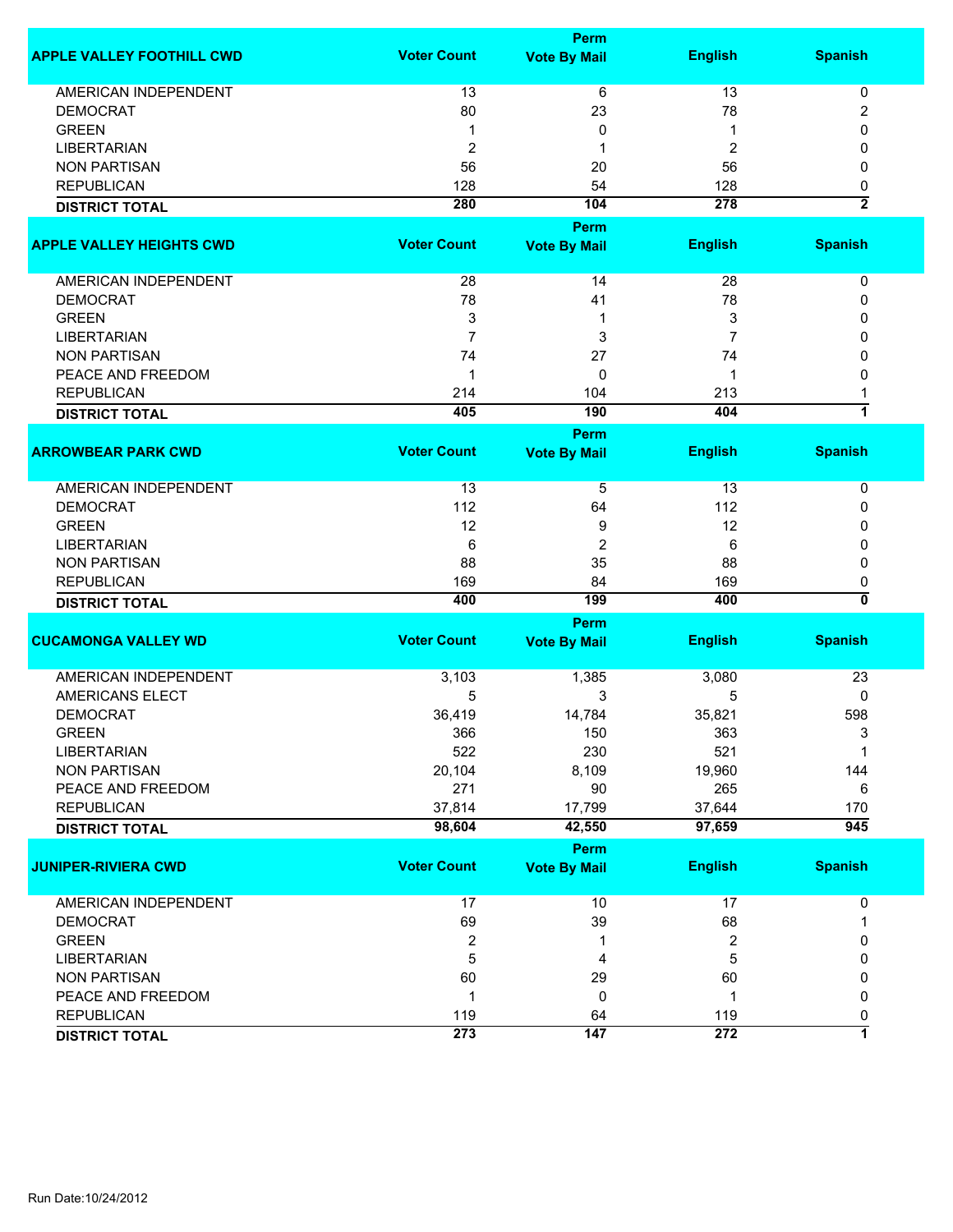| APPLE VALLEY FOOTHILL CWD | Voter Count | Perm Vote By Mail | English | Spanish |
|---|---|---|---|---|
| AMERICAN INDEPENDENT | 13 | 6 | 13 | 0 |
| DEMOCRAT | 80 | 23 | 78 | 2 |
| GREEN | 1 | 0 | 1 | 0 |
| LIBERTARIAN | 2 | 1 | 2 | 0 |
| NON PARTISAN | 56 | 20 | 56 | 0 |
| REPUBLICAN | 128 | 54 | 128 | 0 |
| **DISTRICT TOTAL** | **280** | **104** | **278** | **2** |

| APPLE VALLEY HEIGHTS CWD | Voter Count | Perm Vote By Mail | English | Spanish |
|---|---|---|---|---|
| AMERICAN INDEPENDENT | 28 | 14 | 28 | 0 |
| DEMOCRAT | 78 | 41 | 78 | 0 |
| GREEN | 3 | 1 | 3 | 0 |
| LIBERTARIAN | 7 | 3 | 7 | 0 |
| NON PARTISAN | 74 | 27 | 74 | 0 |
| PEACE AND FREEDOM | 1 | 0 | 1 | 0 |
| REPUBLICAN | 214 | 104 | 213 | 1 |
| **DISTRICT TOTAL** | **405** | **190** | **404** | **1** |

| ARROWBEAR PARK CWD | Voter Count | Perm Vote By Mail | English | Spanish |
|---|---|---|---|---|
| AMERICAN INDEPENDENT | 13 | 5 | 13 | 0 |
| DEMOCRAT | 112 | 64 | 112 | 0 |
| GREEN | 12 | 9 | 12 | 0 |
| LIBERTARIAN | 6 | 2 | 6 | 0 |
| NON PARTISAN | 88 | 35 | 88 | 0 |
| REPUBLICAN | 169 | 84 | 169 | 0 |
| **DISTRICT TOTAL** | **400** | **199** | **400** | **0** |

| CUCAMONGA VALLEY WD | Voter Count | Perm Vote By Mail | English | Spanish |
|---|---|---|---|---|
| AMERICAN INDEPENDENT | 3,103 | 1,385 | 3,080 | 23 |
| AMERICANS ELECT | 5 | 3 | 5 | 0 |
| DEMOCRAT | 36,419 | 14,784 | 35,821 | 598 |
| GREEN | 366 | 150 | 363 | 3 |
| LIBERTARIAN | 522 | 230 | 521 | 1 |
| NON PARTISAN | 20,104 | 8,109 | 19,960 | 144 |
| PEACE AND FREEDOM | 271 | 90 | 265 | 6 |
| REPUBLICAN | 37,814 | 17,799 | 37,644 | 170 |
| **DISTRICT TOTAL** | **98,604** | **42,550** | **97,659** | **945** |

| JUNIPER-RIVIERA CWD | Voter Count | Perm Vote By Mail | English | Spanish |
|---|---|---|---|---|
| AMERICAN INDEPENDENT | 17 | 10 | 17 | 0 |
| DEMOCRAT | 69 | 39 | 68 | 1 |
| GREEN | 2 | 1 | 2 | 0 |
| LIBERTARIAN | 5 | 4 | 5 | 0 |
| NON PARTISAN | 60 | 29 | 60 | 0 |
| PEACE AND FREEDOM | 1 | 0 | 1 | 0 |
| REPUBLICAN | 119 | 64 | 119 | 0 |
| **DISTRICT TOTAL** | **273** | **147** | **272** | **1** |

Run Date:10/24/2012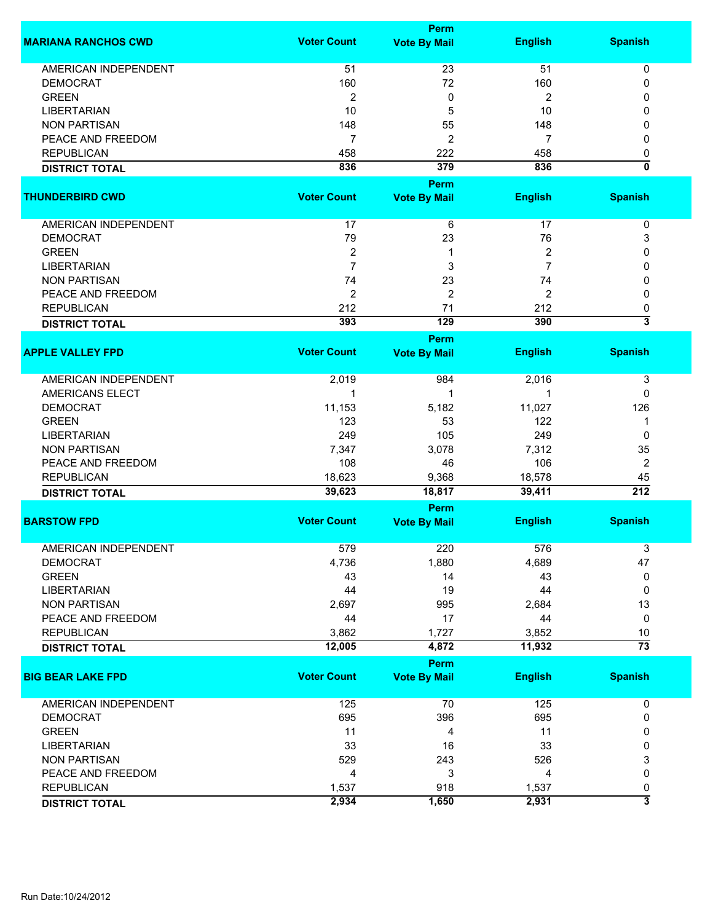| MARIANA RANCHOS CWD | Voter Count | Perm Vote By Mail | English | Spanish |
|---|---|---|---|---|
| AMERICAN INDEPENDENT | 51 | 23 | 51 | 0 |
| DEMOCRAT | 160 | 72 | 160 | 0 |
| GREEN | 2 | 0 | 2 | 0 |
| LIBERTARIAN | 10 | 5 | 10 | 0 |
| NON PARTISAN | 148 | 55 | 148 | 0 |
| PEACE AND FREEDOM | 7 | 2 | 7 | 0 |
| REPUBLICAN | 458 | 222 | 458 | 0 |
| **DISTRICT TOTAL** | **836** | **379** | **836** | **0** |

| THUNDERBIRD CWD | Voter Count | Perm Vote By Mail | English | Spanish |
|---|---|---|---|---|
| AMERICAN INDEPENDENT | 17 | 6 | 17 | 0 |
| DEMOCRAT | 79 | 23 | 76 | 3 |
| GREEN | 2 | 1 | 2 | 0 |
| LIBERTARIAN | 7 | 3 | 7 | 0 |
| NON PARTISAN | 74 | 23 | 74 | 0 |
| PEACE AND FREEDOM | 2 | 2 | 2 | 0 |
| REPUBLICAN | 212 | 71 | 212 | 0 |
| **DISTRICT TOTAL** | **393** | **129** | **390** | **3** |

| APPLE VALLEY FPD | Voter Count | Perm Vote By Mail | English | Spanish |
|---|---|---|---|---|
| AMERICAN INDEPENDENT | 2,019 | 984 | 2,016 | 3 |
| AMERICANS ELECT | 1 | 1 | 1 | 0 |
| DEMOCRAT | 11,153 | 5,182 | 11,027 | 126 |
| GREEN | 123 | 53 | 122 | 1 |
| LIBERTARIAN | 249 | 105 | 249 | 0 |
| NON PARTISAN | 7,347 | 3,078 | 7,312 | 35 |
| PEACE AND FREEDOM | 108 | 46 | 106 | 2 |
| REPUBLICAN | 18,623 | 9,368 | 18,578 | 45 |
| **DISTRICT TOTAL** | **39,623** | **18,817** | **39,411** | **212** |

| BARSTOW FPD | Voter Count | Perm Vote By Mail | English | Spanish |
|---|---|---|---|---|
| AMERICAN INDEPENDENT | 579 | 220 | 576 | 3 |
| DEMOCRAT | 4,736 | 1,880 | 4,689 | 47 |
| GREEN | 43 | 14 | 43 | 0 |
| LIBERTARIAN | 44 | 19 | 44 | 0 |
| NON PARTISAN | 2,697 | 995 | 2,684 | 13 |
| PEACE AND FREEDOM | 44 | 17 | 44 | 0 |
| REPUBLICAN | 3,862 | 1,727 | 3,852 | 10 |
| **DISTRICT TOTAL** | **12,005** | **4,872** | **11,932** | **73** |

| BIG BEAR LAKE FPD | Voter Count | Perm Vote By Mail | English | Spanish |
|---|---|---|---|---|
| AMERICAN INDEPENDENT | 125 | 70 | 125 | 0 |
| DEMOCRAT | 695 | 396 | 695 | 0 |
| GREEN | 11 | 4 | 11 | 0 |
| LIBERTARIAN | 33 | 16 | 33 | 0 |
| NON PARTISAN | 529 | 243 | 526 | 3 |
| PEACE AND FREEDOM | 4 | 3 | 4 | 0 |
| REPUBLICAN | 1,537 | 918 | 1,537 | 0 |
| **DISTRICT TOTAL** | **2,934** | **1,650** | **2,931** | **3** |

Run Date:10/24/2012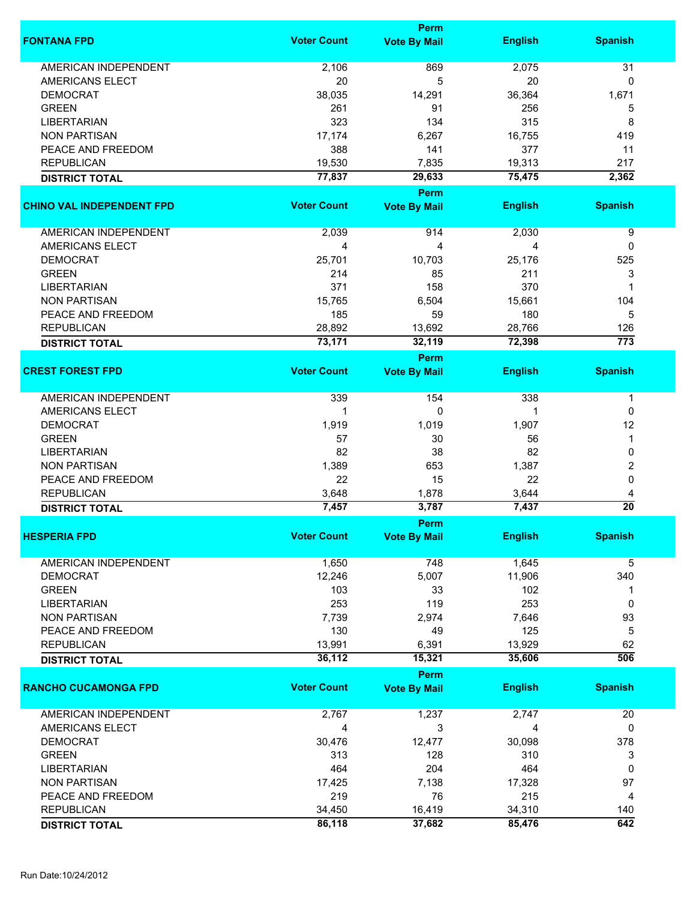| FONTANA FPD | Voter Count | Perm Vote By Mail | English | Spanish |
|---|---|---|---|---|
| AMERICAN INDEPENDENT | 2,106 | 869 | 2,075 | 31 |
| AMERICANS ELECT | 20 | 5 | 20 | 0 |
| DEMOCRAT | 38,035 | 14,291 | 36,364 | 1,671 |
| GREEN | 261 | 91 | 256 | 5 |
| LIBERTARIAN | 323 | 134 | 315 | 8 |
| NON PARTISAN | 17,174 | 6,267 | 16,755 | 419 |
| PEACE AND FREEDOM | 388 | 141 | 377 | 11 |
| REPUBLICAN | 19,530 | 7,835 | 19,313 | 217 |
| **DISTRICT TOTAL** | **77,837** | **29,633** | **75,475** | **2,362** |

| CHINO VAL INDEPENDENT FPD | Voter Count | Perm Vote By Mail | English | Spanish |
|---|---|---|---|---|
| AMERICAN INDEPENDENT | 2,039 | 914 | 2,030 | 9 |
| AMERICANS ELECT | 4 | 4 | 4 | 0 |
| DEMOCRAT | 25,701 | 10,703 | 25,176 | 525 |
| GREEN | 214 | 85 | 211 | 3 |
| LIBERTARIAN | 371 | 158 | 370 | 1 |
| NON PARTISAN | 15,765 | 6,504 | 15,661 | 104 |
| PEACE AND FREEDOM | 185 | 59 | 180 | 5 |
| REPUBLICAN | 28,892 | 13,692 | 28,766 | 126 |
| **DISTRICT TOTAL** | **73,171** | **32,119** | **72,398** | **773** |

| CREST FOREST FPD | Voter Count | Perm Vote By Mail | English | Spanish |
|---|---|---|---|---|
| AMERICAN INDEPENDENT | 339 | 154 | 338 | 1 |
| AMERICANS ELECT | 1 | 0 | 1 | 0 |
| DEMOCRAT | 1,919 | 1,019 | 1,907 | 12 |
| GREEN | 57 | 30 | 56 | 1 |
| LIBERTARIAN | 82 | 38 | 82 | 0 |
| NON PARTISAN | 1,389 | 653 | 1,387 | 2 |
| PEACE AND FREEDOM | 22 | 15 | 22 | 0 |
| REPUBLICAN | 3,648 | 1,878 | 3,644 | 4 |
| **DISTRICT TOTAL** | **7,457** | **3,787** | **7,437** | **20** |

| HESPERIA FPD | Voter Count | Perm Vote By Mail | English | Spanish |
|---|---|---|---|---|
| AMERICAN INDEPENDENT | 1,650 | 748 | 1,645 | 5 |
| DEMOCRAT | 12,246 | 5,007 | 11,906 | 340 |
| GREEN | 103 | 33 | 102 | 1 |
| LIBERTARIAN | 253 | 119 | 253 | 0 |
| NON PARTISAN | 7,739 | 2,974 | 7,646 | 93 |
| PEACE AND FREEDOM | 130 | 49 | 125 | 5 |
| REPUBLICAN | 13,991 | 6,391 | 13,929 | 62 |
| **DISTRICT TOTAL** | **36,112** | **15,321** | **35,606** | **506** |

| RANCHO CUCAMONGA FPD | Voter Count | Perm Vote By Mail | English | Spanish |
|---|---|---|---|---|
| AMERICAN INDEPENDENT | 2,767 | 1,237 | 2,747 | 20 |
| AMERICANS ELECT | 4 | 3 | 4 | 0 |
| DEMOCRAT | 30,476 | 12,477 | 30,098 | 378 |
| GREEN | 313 | 128 | 310 | 3 |
| LIBERTARIAN | 464 | 204 | 464 | 0 |
| NON PARTISAN | 17,425 | 7,138 | 17,328 | 97 |
| PEACE AND FREEDOM | 219 | 76 | 215 | 4 |
| REPUBLICAN | 34,450 | 16,419 | 34,310 | 140 |
| **DISTRICT TOTAL** | **86,118** | **37,682** | **85,476** | **642** |

Run Date:10/24/2012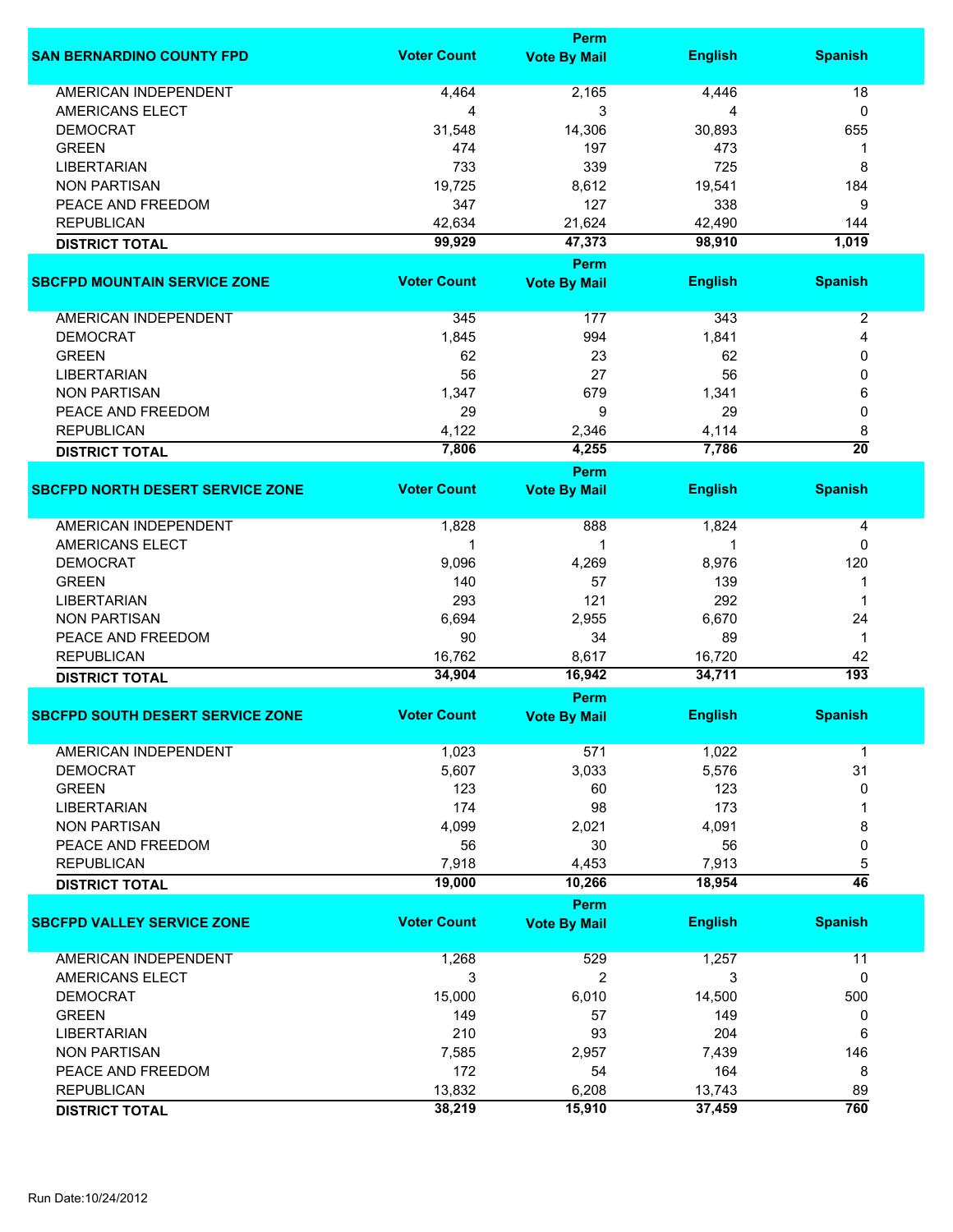| SAN BERNARDINO COUNTY FPD | Voter Count | Perm Vote By Mail | English | Spanish |
|---|---|---|---|---|
| AMERICAN INDEPENDENT | 4,464 | 2,165 | 4,446 | 18 |
| AMERICANS ELECT | 4 | 3 | 4 | 0 |
| DEMOCRAT | 31,548 | 14,306 | 30,893 | 655 |
| GREEN | 474 | 197 | 473 | 1 |
| LIBERTARIAN | 733 | 339 | 725 | 8 |
| NON PARTISAN | 19,725 | 8,612 | 19,541 | 184 |
| PEACE AND FREEDOM | 347 | 127 | 338 | 9 |
| REPUBLICAN | 42,634 | 21,624 | 42,490 | 144 |
| **DISTRICT TOTAL** | **99,929** | **47,373** | **98,910** | **1,019** |

| SBCFPD MOUNTAIN SERVICE ZONE | Voter Count | Perm Vote By Mail | English | Spanish |
|---|---|---|---|---|
| AMERICAN INDEPENDENT | 345 | 177 | 343 | 2 |
| DEMOCRAT | 1,845 | 994 | 1,841 | 4 |
| GREEN | 62 | 23 | 62 | 0 |
| LIBERTARIAN | 56 | 27 | 56 | 0 |
| NON PARTISAN | 1,347 | 679 | 1,341 | 6 |
| PEACE AND FREEDOM | 29 | 9 | 29 | 0 |
| REPUBLICAN | 4,122 | 2,346 | 4,114 | 8 |
| **DISTRICT TOTAL** | **7,806** | **4,255** | **7,786** | **20** |

| SBCFPD NORTH DESERT SERVICE ZONE | Voter Count | Perm Vote By Mail | English | Spanish |
|---|---|---|---|---|
| AMERICAN INDEPENDENT | 1,828 | 888 | 1,824 | 4 |
| AMERICANS ELECT | 1 | 1 | 1 | 0 |
| DEMOCRAT | 9,096 | 4,269 | 8,976 | 120 |
| GREEN | 140 | 57 | 139 | 1 |
| LIBERTARIAN | 293 | 121 | 292 | 1 |
| NON PARTISAN | 6,694 | 2,955 | 6,670 | 24 |
| PEACE AND FREEDOM | 90 | 34 | 89 | 1 |
| REPUBLICAN | 16,762 | 8,617 | 16,720 | 42 |
| **DISTRICT TOTAL** | **34,904** | **16,942** | **34,711** | **193** |

| SBCFPD SOUTH DESERT SERVICE ZONE | Voter Count | Perm Vote By Mail | English | Spanish |
|---|---|---|---|---|
| AMERICAN INDEPENDENT | 1,023 | 571 | 1,022 | 1 |
| DEMOCRAT | 5,607 | 3,033 | 5,576 | 31 |
| GREEN | 123 | 60 | 123 | 0 |
| LIBERTARIAN | 174 | 98 | 173 | 1 |
| NON PARTISAN | 4,099 | 2,021 | 4,091 | 8 |
| PEACE AND FREEDOM | 56 | 30 | 56 | 0 |
| REPUBLICAN | 7,918 | 4,453 | 7,913 | 5 |
| **DISTRICT TOTAL** | **19,000** | **10,266** | **18,954** | **46** |

| SBCFPD VALLEY SERVICE ZONE | Voter Count | Perm Vote By Mail | English | Spanish |
|---|---|---|---|---|
| AMERICAN INDEPENDENT | 1,268 | 529 | 1,257 | 11 |
| AMERICANS ELECT | 3 | 2 | 3 | 0 |
| DEMOCRAT | 15,000 | 6,010 | 14,500 | 500 |
| GREEN | 149 | 57 | 149 | 0 |
| LIBERTARIAN | 210 | 93 | 204 | 6 |
| NON PARTISAN | 7,585 | 2,957 | 7,439 | 146 |
| PEACE AND FREEDOM | 172 | 54 | 164 | 8 |
| REPUBLICAN | 13,832 | 6,208 | 13,743 | 89 |
| **DISTRICT TOTAL** | **38,219** | **15,910** | **37,459** | **760** |

Run Date:10/24/2012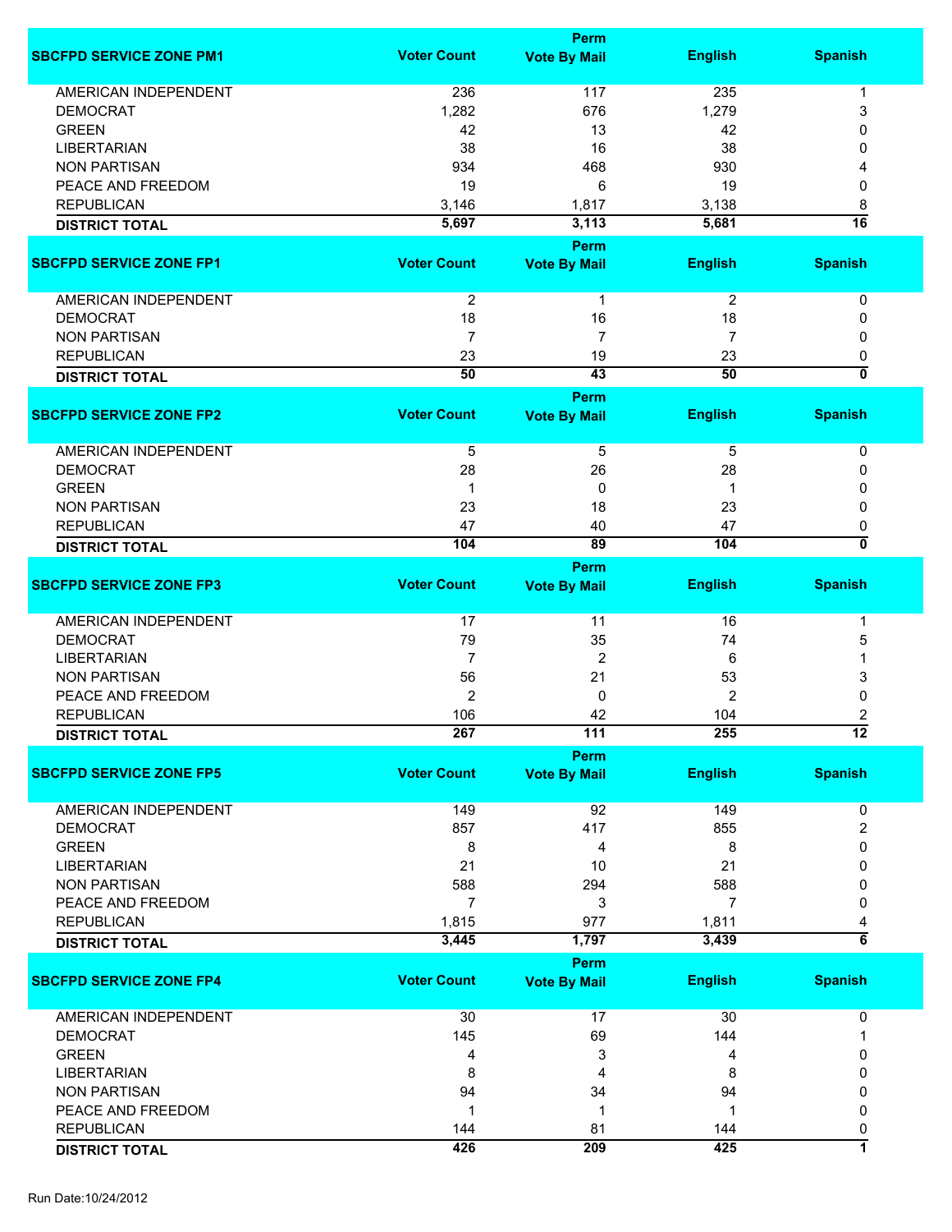| SBCFPD SERVICE ZONE PM1 | Voter Count | Perm Vote By Mail | English | Spanish |
|---|---|---|---|---|
| AMERICAN INDEPENDENT | 236 | 117 | 235 | 1 |
| DEMOCRAT | 1,282 | 676 | 1,279 | 3 |
| GREEN | 42 | 13 | 42 | 0 |
| LIBERTARIAN | 38 | 16 | 38 | 0 |
| NON PARTISAN | 934 | 468 | 930 | 4 |
| PEACE AND FREEDOM | 19 | 6 | 19 | 0 |
| REPUBLICAN | 3,146 | 1,817 | 3,138 | 8 |
| **DISTRICT TOTAL** | **5,697** | **3,113** | **5,681** | **16** |

| SBCFPD SERVICE ZONE FP1 | Voter Count | Perm Vote By Mail | English | Spanish |
|---|---|---|---|---|
| AMERICAN INDEPENDENT | 2 | 1 | 2 | 0 |
| DEMOCRAT | 18 | 16 | 18 | 0 |
| NON PARTISAN | 7 | 7 | 7 | 0 |
| REPUBLICAN | 23 | 19 | 23 | 0 |
| **DISTRICT TOTAL** | **50** | **43** | **50** | **0** |

| SBCFPD SERVICE ZONE FP2 | Voter Count | Perm Vote By Mail | English | Spanish |
|---|---|---|---|---|
| AMERICAN INDEPENDENT | 5 | 5 | 5 | 0 |
| DEMOCRAT | 28 | 26 | 28 | 0 |
| GREEN | 1 | 0 | 1 | 0 |
| NON PARTISAN | 23 | 18 | 23 | 0 |
| REPUBLICAN | 47 | 40 | 47 | 0 |
| **DISTRICT TOTAL** | **104** | **89** | **104** | **0** |

| SBCFPD SERVICE ZONE FP3 | Voter Count | Perm Vote By Mail | English | Spanish |
|---|---|---|---|---|
| AMERICAN INDEPENDENT | 17 | 11 | 16 | 1 |
| DEMOCRAT | 79 | 35 | 74 | 5 |
| LIBERTARIAN | 7 | 2 | 6 | 1 |
| NON PARTISAN | 56 | 21 | 53 | 3 |
| PEACE AND FREEDOM | 2 | 0 | 2 | 0 |
| REPUBLICAN | 106 | 42 | 104 | 2 |
| **DISTRICT TOTAL** | **267** | **111** | **255** | **12** |

| SBCFPD SERVICE ZONE FP5 | Voter Count | Perm Vote By Mail | English | Spanish |
|---|---|---|---|---|
| AMERICAN INDEPENDENT | 149 | 92 | 149 | 0 |
| DEMOCRAT | 857 | 417 | 855 | 2 |
| GREEN | 8 | 4 | 8 | 0 |
| LIBERTARIAN | 21 | 10 | 21 | 0 |
| NON PARTISAN | 588 | 294 | 588 | 0 |
| PEACE AND FREEDOM | 7 | 3 | 7 | 0 |
| REPUBLICAN | 1,815 | 977 | 1,811 | 4 |
| **DISTRICT TOTAL** | **3,445** | **1,797** | **3,439** | **6** |

| SBCFPD SERVICE ZONE FP4 | Voter Count | Perm Vote By Mail | English | Spanish |
|---|---|---|---|---|
| AMERICAN INDEPENDENT | 30 | 17 | 30 | 0 |
| DEMOCRAT | 145 | 69 | 144 | 1 |
| GREEN | 4 | 3 | 4 | 0 |
| LIBERTARIAN | 8 | 4 | 8 | 0 |
| NON PARTISAN | 94 | 34 | 94 | 0 |
| PEACE AND FREEDOM | 1 | 1 | 1 | 0 |
| REPUBLICAN | 144 | 81 | 144 | 0 |
| **DISTRICT TOTAL** | **426** | **209** | **425** | **1** |

Run Date:10/24/2012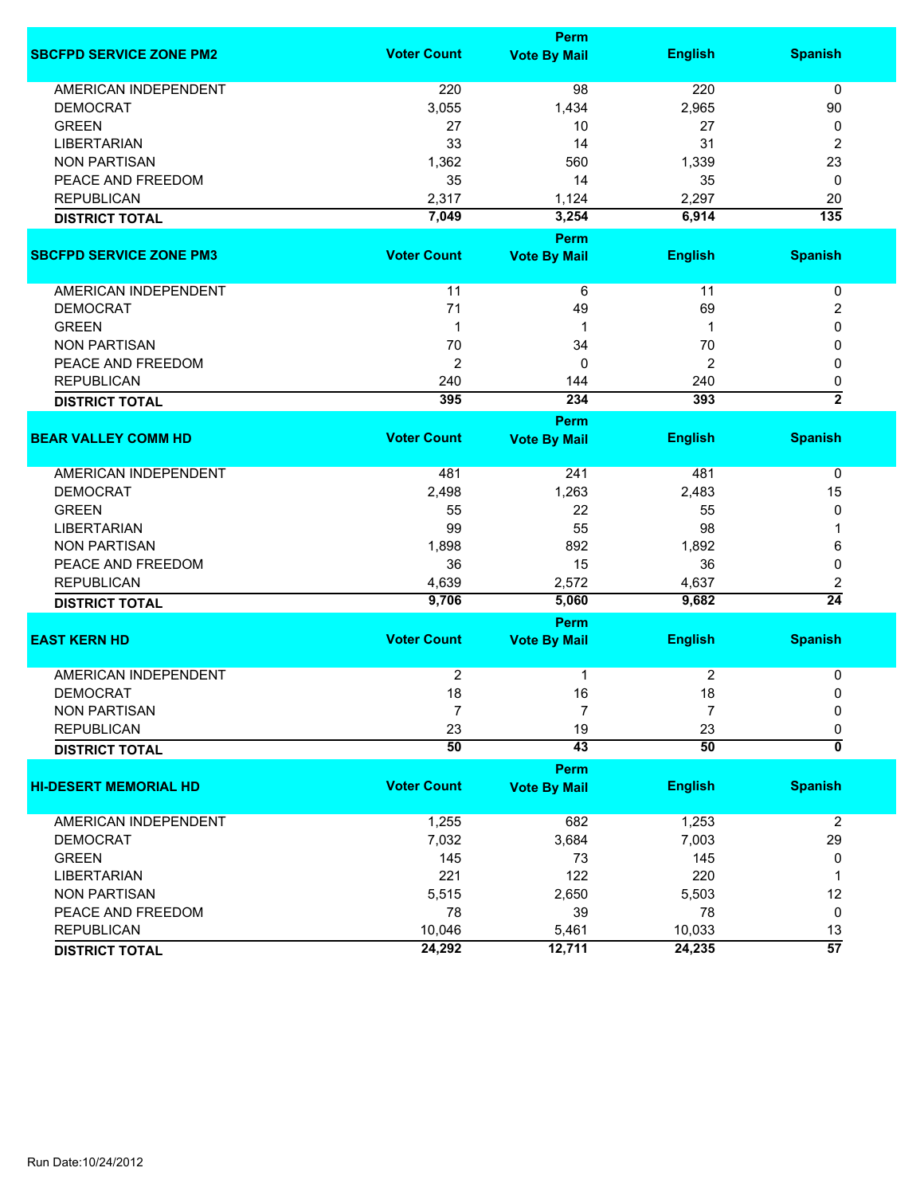| SBCFPD SERVICE ZONE PM2 | Voter Count | Perm Vote By Mail | English | Spanish |
|---|---|---|---|---|
| AMERICAN INDEPENDENT | 220 | 98 | 220 | 0 |
| DEMOCRAT | 3,055 | 1,434 | 2,965 | 90 |
| GREEN | 27 | 10 | 27 | 0 |
| LIBERTARIAN | 33 | 14 | 31 | 2 |
| NON PARTISAN | 1,362 | 560 | 1,339 | 23 |
| PEACE AND FREEDOM | 35 | 14 | 35 | 0 |
| REPUBLICAN | 2,317 | 1,124 | 2,297 | 20 |
| **DISTRICT TOTAL** | **7,049** | **3,254** | **6,914** | **135** |

| SBCFPD SERVICE ZONE PM3 | Voter Count | Perm Vote By Mail | English | Spanish |
|---|---|---|---|---|
| AMERICAN INDEPENDENT | 11 | 6 | 11 | 0 |
| DEMOCRAT | 71 | 49 | 69 | 2 |
| GREEN | 1 | 1 | 1 | 0 |
| NON PARTISAN | 70 | 34 | 70 | 0 |
| PEACE AND FREEDOM | 2 | 0 | 2 | 0 |
| REPUBLICAN | 240 | 144 | 240 | 0 |
| **DISTRICT TOTAL** | **395** | **234** | **393** | **2** |

| BEAR VALLEY COMM HD | Voter Count | Perm Vote By Mail | English | Spanish |
|---|---|---|---|---|
| AMERICAN INDEPENDENT | 481 | 241 | 481 | 0 |
| DEMOCRAT | 2,498 | 1,263 | 2,483 | 15 |
| GREEN | 55 | 22 | 55 | 0 |
| LIBERTARIAN | 99 | 55 | 98 | 1 |
| NON PARTISAN | 1,898 | 892 | 1,892 | 6 |
| PEACE AND FREEDOM | 36 | 15 | 36 | 0 |
| REPUBLICAN | 4,639 | 2,572 | 4,637 | 2 |
| **DISTRICT TOTAL** | **9,706** | **5,060** | **9,682** | **24** |

| EAST KERN HD | Voter Count | Perm Vote By Mail | English | Spanish |
|---|---|---|---|---|
| AMERICAN INDEPENDENT | 2 | 1 | 2 | 0 |
| DEMOCRAT | 18 | 16 | 18 | 0 |
| NON PARTISAN | 7 | 7 | 7 | 0 |
| REPUBLICAN | 23 | 19 | 23 | 0 |
| **DISTRICT TOTAL** | **50** | **43** | **50** | **0** |

| HI-DESERT MEMORIAL HD | Voter Count | Perm Vote By Mail | English | Spanish |
|---|---|---|---|---|
| AMERICAN INDEPENDENT | 1,255 | 682 | 1,253 | 2 |
| DEMOCRAT | 7,032 | 3,684 | 7,003 | 29 |
| GREEN | 145 | 73 | 145 | 0 |
| LIBERTARIAN | 221 | 122 | 220 | 1 |
| NON PARTISAN | 5,515 | 2,650 | 5,503 | 12 |
| PEACE AND FREEDOM | 78 | 39 | 78 | 0 |
| REPUBLICAN | 10,046 | 5,461 | 10,033 | 13 |
| **DISTRICT TOTAL** | **24,292** | **12,711** | **24,235** | **57** |

Run Date:10/24/2012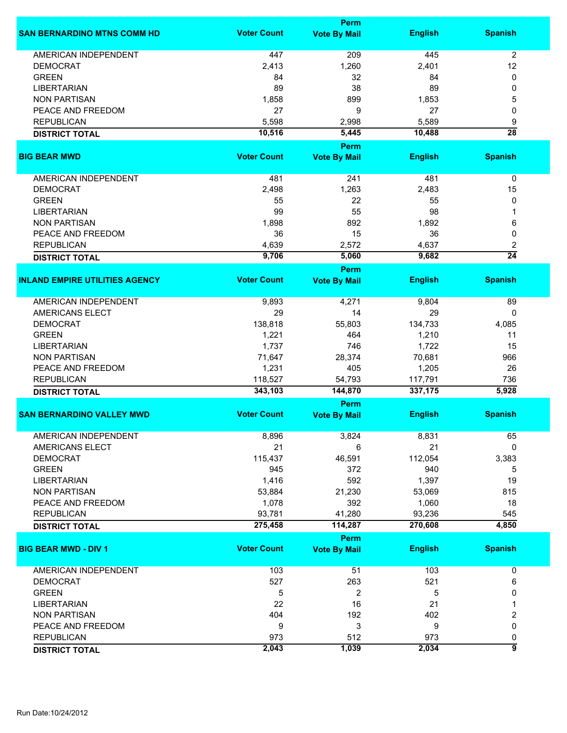| SAN BERNARDINO MTNS COMM HD | Voter Count | Perm Vote By Mail | English | Spanish |
|---|---|---|---|---|
| AMERICAN INDEPENDENT | 447 | 209 | 445 | 2 |
| DEMOCRAT | 2,413 | 1,260 | 2,401 | 12 |
| GREEN | 84 | 32 | 84 | 0 |
| LIBERTARIAN | 89 | 38 | 89 | 0 |
| NON PARTISAN | 1,858 | 899 | 1,853 | 5 |
| PEACE AND FREEDOM | 27 | 9 | 27 | 0 |
| REPUBLICAN | 5,598 | 2,998 | 5,589 | 9 |
| **DISTRICT TOTAL** | **10,516** | **5,445** | **10,488** | **28** |

| BIG BEAR MWD | Voter Count | Perm Vote By Mail | English | Spanish |
|---|---|---|---|---|
| AMERICAN INDEPENDENT | 481 | 241 | 481 | 0 |
| DEMOCRAT | 2,498 | 1,263 | 2,483 | 15 |
| GREEN | 55 | 22 | 55 | 0 |
| LIBERTARIAN | 99 | 55 | 98 | 1 |
| NON PARTISAN | 1,898 | 892 | 1,892 | 6 |
| PEACE AND FREEDOM | 36 | 15 | 36 | 0 |
| REPUBLICAN | 4,639 | 2,572 | 4,637 | 2 |
| **DISTRICT TOTAL** | **9,706** | **5,060** | **9,682** | **24** |

| INLAND EMPIRE UTILITIES AGENCY | Voter Count | Perm Vote By Mail | English | Spanish |
|---|---|---|---|---|
| AMERICAN INDEPENDENT | 9,893 | 4,271 | 9,804 | 89 |
| AMERICANS ELECT | 29 | 14 | 29 | 0 |
| DEMOCRAT | 138,818 | 55,803 | 134,733 | 4,085 |
| GREEN | 1,221 | 464 | 1,210 | 11 |
| LIBERTARIAN | 1,737 | 746 | 1,722 | 15 |
| NON PARTISAN | 71,647 | 28,374 | 70,681 | 966 |
| PEACE AND FREEDOM | 1,231 | 405 | 1,205 | 26 |
| REPUBLICAN | 118,527 | 54,793 | 117,791 | 736 |
| **DISTRICT TOTAL** | **343,103** | **144,870** | **337,175** | **5,928** |

| SAN BERNARDINO VALLEY MWD | Voter Count | Perm Vote By Mail | English | Spanish |
|---|---|---|---|---|
| AMERICAN INDEPENDENT | 8,896 | 3,824 | 8,831 | 65 |
| AMERICANS ELECT | 21 | 6 | 21 | 0 |
| DEMOCRAT | 115,437 | 46,591 | 112,054 | 3,383 |
| GREEN | 945 | 372 | 940 | 5 |
| LIBERTARIAN | 1,416 | 592 | 1,397 | 19 |
| NON PARTISAN | 53,884 | 21,230 | 53,069 | 815 |
| PEACE AND FREEDOM | 1,078 | 392 | 1,060 | 18 |
| REPUBLICAN | 93,781 | 41,280 | 93,236 | 545 |
| **DISTRICT TOTAL** | **275,458** | **114,287** | **270,608** | **4,850** |

| BIG BEAR MWD - DIV 1 | Voter Count | Perm Vote By Mail | English | Spanish |
|---|---|---|---|---|
| AMERICAN INDEPENDENT | 103 | 51 | 103 | 0 |
| DEMOCRAT | 527 | 263 | 521 | 6 |
| GREEN | 5 | 2 | 5 | 0 |
| LIBERTARIAN | 22 | 16 | 21 | 1 |
| NON PARTISAN | 404 | 192 | 402 | 2 |
| PEACE AND FREEDOM | 9 | 3 | 9 | 0 |
| REPUBLICAN | 973 | 512 | 973 | 0 |
| **DISTRICT TOTAL** | **2,043** | **1,039** | **2,034** | **9** |

Run Date:10/24/2012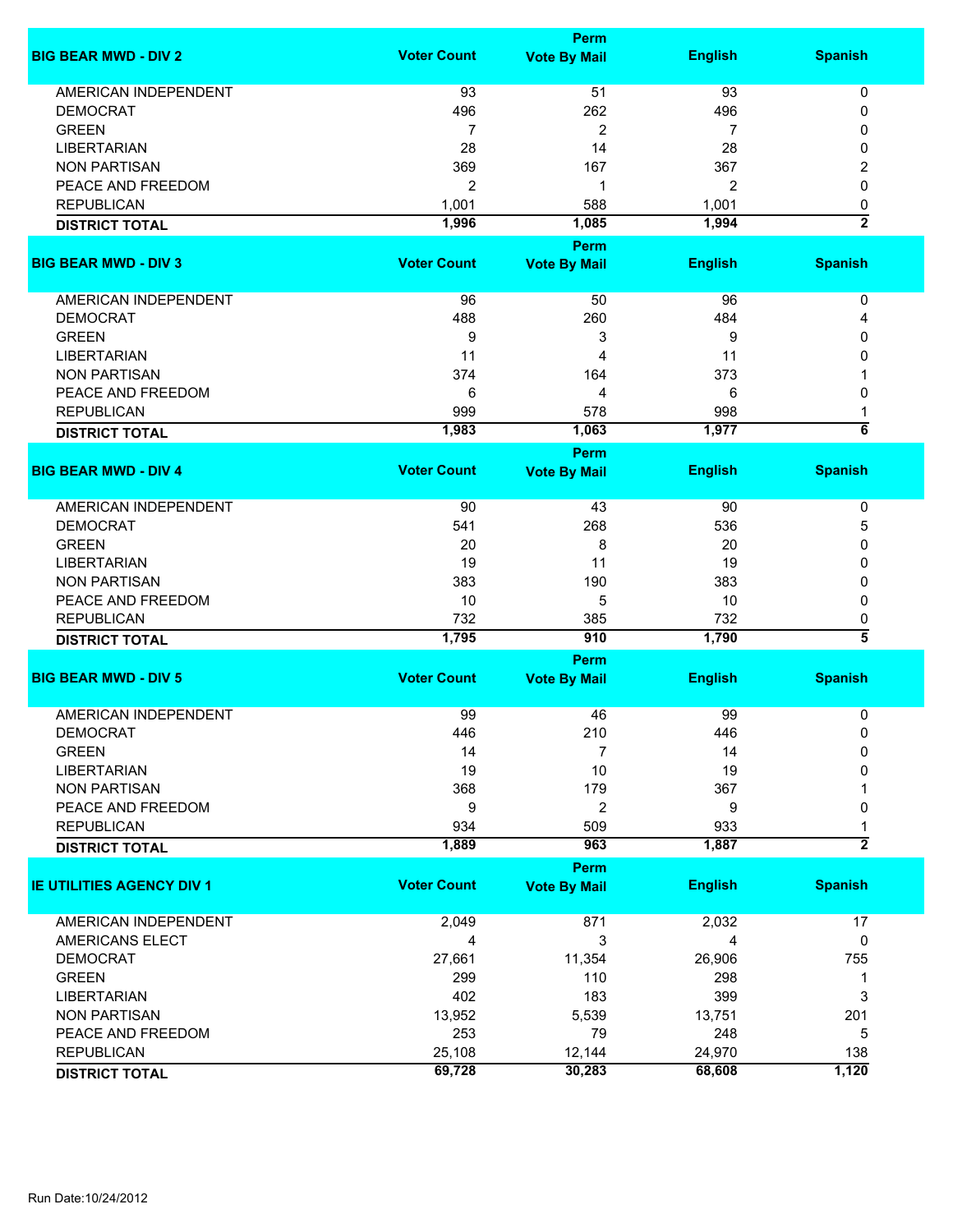| BIG BEAR MWD - DIV 2 | Voter Count | Perm Vote By Mail | English | Spanish |
|---|---|---|---|---|
| AMERICAN INDEPENDENT | 93 | 51 | 93 | 0 |
| DEMOCRAT | 496 | 262 | 496 | 0 |
| GREEN | 7 | 2 | 7 | 0 |
| LIBERTARIAN | 28 | 14 | 28 | 0 |
| NON PARTISAN | 369 | 167 | 367 | 2 |
| PEACE AND FREEDOM | 2 | 1 | 2 | 0 |
| REPUBLICAN | 1,001 | 588 | 1,001 | 0 |
| **DISTRICT TOTAL** | **1,996** | **1,085** | **1,994** | **2** |

| BIG BEAR MWD - DIV 3 | Voter Count | Perm Vote By Mail | English | Spanish |
|---|---|---|---|---|
| AMERICAN INDEPENDENT | 96 | 50 | 96 | 0 |
| DEMOCRAT | 488 | 260 | 484 | 4 |
| GREEN | 9 | 3 | 9 | 0 |
| LIBERTARIAN | 11 | 4 | 11 | 0 |
| NON PARTISAN | 374 | 164 | 373 | 1 |
| PEACE AND FREEDOM | 6 | 4 | 6 | 0 |
| REPUBLICAN | 999 | 578 | 998 | 1 |
| **DISTRICT TOTAL** | **1,983** | **1,063** | **1,977** | **6** |

| BIG BEAR MWD - DIV 4 | Voter Count | Perm Vote By Mail | English | Spanish |
|---|---|---|---|---|
| AMERICAN INDEPENDENT | 90 | 43 | 90 | 0 |
| DEMOCRAT | 541 | 268 | 536 | 5 |
| GREEN | 20 | 8 | 20 | 0 |
| LIBERTARIAN | 19 | 11 | 19 | 0 |
| NON PARTISAN | 383 | 190 | 383 | 0 |
| PEACE AND FREEDOM | 10 | 5 | 10 | 0 |
| REPUBLICAN | 732 | 385 | 732 | 0 |
| **DISTRICT TOTAL** | **1,795** | **910** | **1,790** | **5** |

| BIG BEAR MWD - DIV 5 | Voter Count | Perm Vote By Mail | English | Spanish |
|---|---|---|---|---|
| AMERICAN INDEPENDENT | 99 | 46 | 99 | 0 |
| DEMOCRAT | 446 | 210 | 446 | 0 |
| GREEN | 14 | 7 | 14 | 0 |
| LIBERTARIAN | 19 | 10 | 19 | 0 |
| NON PARTISAN | 368 | 179 | 367 | 1 |
| PEACE AND FREEDOM | 9 | 2 | 9 | 0 |
| REPUBLICAN | 934 | 509 | 933 | 1 |
| **DISTRICT TOTAL** | **1,889** | **963** | **1,887** | **2** |

| IE UTILITIES AGENCY DIV 1 | Voter Count | Perm Vote By Mail | English | Spanish |
|---|---|---|---|---|
| AMERICAN INDEPENDENT | 2,049 | 871 | 2,032 | 17 |
| AMERICANS ELECT | 4 | 3 | 4 | 0 |
| DEMOCRAT | 27,661 | 11,354 | 26,906 | 755 |
| GREEN | 299 | 110 | 298 | 1 |
| LIBERTARIAN | 402 | 183 | 399 | 3 |
| NON PARTISAN | 13,952 | 5,539 | 13,751 | 201 |
| PEACE AND FREEDOM | 253 | 79 | 248 | 5 |
| REPUBLICAN | 25,108 | 12,144 | 24,970 | 138 |
| **DISTRICT TOTAL** | **69,728** | **30,283** | **68,608** | **1,120** |

Run Date:10/24/2012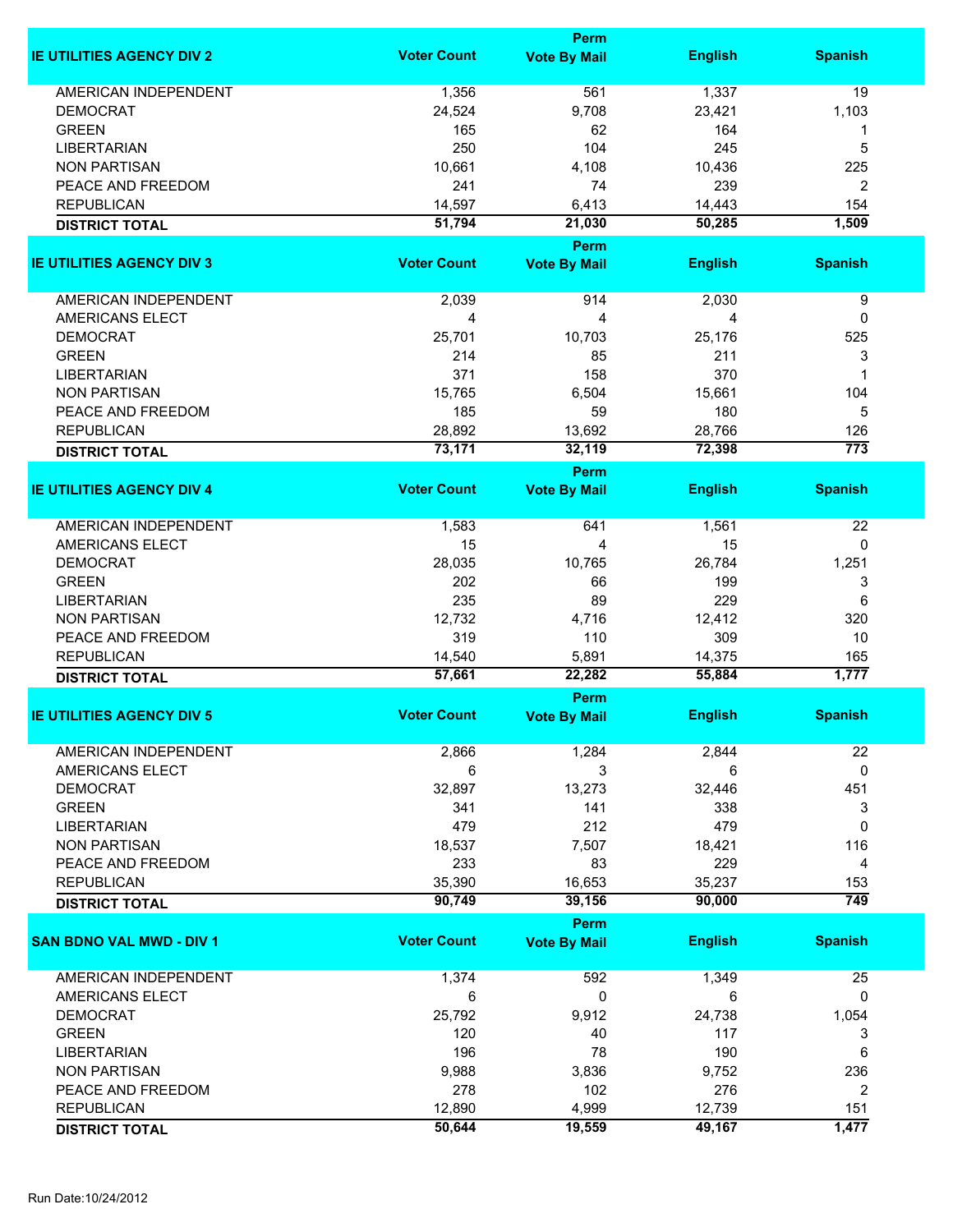| IE UTILITIES AGENCY DIV 2 | Voter Count | Perm Vote By Mail | English | Spanish |
|---|---|---|---|---|
| AMERICAN INDEPENDENT | 1,356 | 561 | 1,337 | 19 |
| DEMOCRAT | 24,524 | 9,708 | 23,421 | 1,103 |
| GREEN | 165 | 62 | 164 | 1 |
| LIBERTARIAN | 250 | 104 | 245 | 5 |
| NON PARTISAN | 10,661 | 4,108 | 10,436 | 225 |
| PEACE AND FREEDOM | 241 | 74 | 239 | 2 |
| REPUBLICAN | 14,597 | 6,413 | 14,443 | 154 |
| **DISTRICT TOTAL** | **51,794** | **21,030** | **50,285** | **1,509** |

| IE UTILITIES AGENCY DIV 3 | Voter Count | Perm Vote By Mail | English | Spanish |
|---|---|---|---|---|
| AMERICAN INDEPENDENT | 2,039 | 914 | 2,030 | 9 |
| AMERICANS ELECT | 4 | 4 | 4 | 0 |
| DEMOCRAT | 25,701 | 10,703 | 25,176 | 525 |
| GREEN | 214 | 85 | 211 | 3 |
| LIBERTARIAN | 371 | 158 | 370 | 1 |
| NON PARTISAN | 15,765 | 6,504 | 15,661 | 104 |
| PEACE AND FREEDOM | 185 | 59 | 180 | 5 |
| REPUBLICAN | 28,892 | 13,692 | 28,766 | 126 |
| **DISTRICT TOTAL** | **73,171** | **32,119** | **72,398** | **773** |

| IE UTILITIES AGENCY DIV 4 | Voter Count | Perm Vote By Mail | English | Spanish |
|---|---|---|---|---|
| AMERICAN INDEPENDENT | 1,583 | 641 | 1,561 | 22 |
| AMERICANS ELECT | 15 | 4 | 15 | 0 |
| DEMOCRAT | 28,035 | 10,765 | 26,784 | 1,251 |
| GREEN | 202 | 66 | 199 | 3 |
| LIBERTARIAN | 235 | 89 | 229 | 6 |
| NON PARTISAN | 12,732 | 4,716 | 12,412 | 320 |
| PEACE AND FREEDOM | 319 | 110 | 309 | 10 |
| REPUBLICAN | 14,540 | 5,891 | 14,375 | 165 |
| **DISTRICT TOTAL** | **57,661** | **22,282** | **55,884** | **1,777** |

| IE UTILITIES AGENCY DIV 5 | Voter Count | Perm Vote By Mail | English | Spanish |
|---|---|---|---|---|
| AMERICAN INDEPENDENT | 2,866 | 1,284 | 2,844 | 22 |
| AMERICANS ELECT | 6 | 3 | 6 | 0 |
| DEMOCRAT | 32,897 | 13,273 | 32,446 | 451 |
| GREEN | 341 | 141 | 338 | 3 |
| LIBERTARIAN | 479 | 212 | 479 | 0 |
| NON PARTISAN | 18,537 | 7,507 | 18,421 | 116 |
| PEACE AND FREEDOM | 233 | 83 | 229 | 4 |
| REPUBLICAN | 35,390 | 16,653 | 35,237 | 153 |
| **DISTRICT TOTAL** | **90,749** | **39,156** | **90,000** | **749** |

| SAN BDNO VAL MWD - DIV 1 | Voter Count | Perm Vote By Mail | English | Spanish |
|---|---|---|---|---|
| AMERICAN INDEPENDENT | 1,374 | 592 | 1,349 | 25 |
| AMERICANS ELECT | 6 | 0 | 6 | 0 |
| DEMOCRAT | 25,792 | 9,912 | 24,738 | 1,054 |
| GREEN | 120 | 40 | 117 | 3 |
| LIBERTARIAN | 196 | 78 | 190 | 6 |
| NON PARTISAN | 9,988 | 3,836 | 9,752 | 236 |
| PEACE AND FREEDOM | 278 | 102 | 276 | 2 |
| REPUBLICAN | 12,890 | 4,999 | 12,739 | 151 |
| **DISTRICT TOTAL** | **50,644** | **19,559** | **49,167** | **1,477** |

Run Date:10/24/2012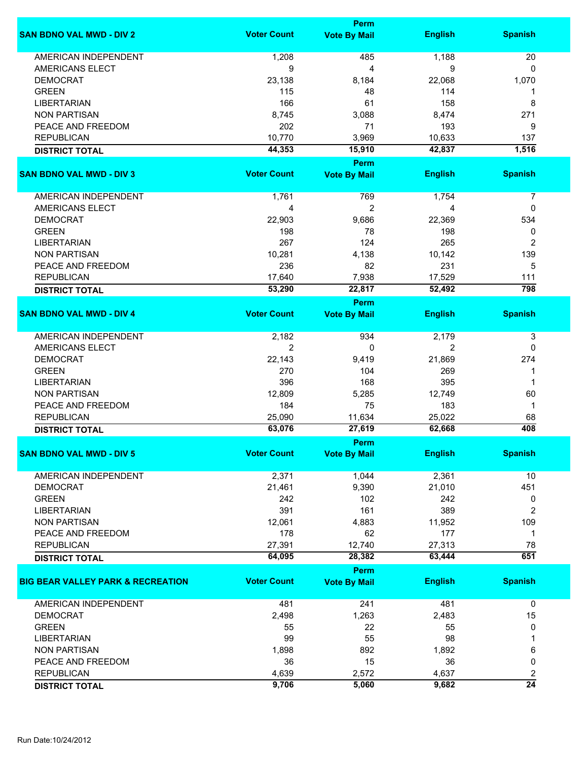| SAN BDNO VAL MWD - DIV 2 | Voter Count | Perm Vote By Mail | English | Spanish |
|---|---|---|---|---|
| AMERICAN INDEPENDENT | 1,208 | 485 | 1,188 | 20 |
| AMERICANS ELECT | 9 | 4 | 9 | 0 |
| DEMOCRAT | 23,138 | 8,184 | 22,068 | 1,070 |
| GREEN | 115 | 48 | 114 | 1 |
| LIBERTARIAN | 166 | 61 | 158 | 8 |
| NON PARTISAN | 8,745 | 3,088 | 8,474 | 271 |
| PEACE AND FREEDOM | 202 | 71 | 193 | 9 |
| REPUBLICAN | 10,770 | 3,969 | 10,633 | 137 |
| **DISTRICT TOTAL** | **44,353** | **15,910** | **42,837** | **1,516** |

| SAN BDNO VAL MWD - DIV 3 | Voter Count | Perm Vote By Mail | English | Spanish |
|---|---|---|---|---|
| AMERICAN INDEPENDENT | 1,761 | 769 | 1,754 | 7 |
| AMERICANS ELECT | 4 | 2 | 4 | 0 |
| DEMOCRAT | 22,903 | 9,686 | 22,369 | 534 |
| GREEN | 198 | 78 | 198 | 0 |
| LIBERTARIAN | 267 | 124 | 265 | 2 |
| NON PARTISAN | 10,281 | 4,138 | 10,142 | 139 |
| PEACE AND FREEDOM | 236 | 82 | 231 | 5 |
| REPUBLICAN | 17,640 | 7,938 | 17,529 | 111 |
| **DISTRICT TOTAL** | **53,290** | **22,817** | **52,492** | **798** |

| SAN BDNO VAL MWD - DIV 4 | Voter Count | Perm Vote By Mail | English | Spanish |
|---|---|---|---|---|
| AMERICAN INDEPENDENT | 2,182 | 934 | 2,179 | 3 |
| AMERICANS ELECT | 2 | 0 | 2 | 0 |
| DEMOCRAT | 22,143 | 9,419 | 21,869 | 274 |
| GREEN | 270 | 104 | 269 | 1 |
| LIBERTARIAN | 396 | 168 | 395 | 1 |
| NON PARTISAN | 12,809 | 5,285 | 12,749 | 60 |
| PEACE AND FREEDOM | 184 | 75 | 183 | 1 |
| REPUBLICAN | 25,090 | 11,634 | 25,022 | 68 |
| **DISTRICT TOTAL** | **63,076** | **27,619** | **62,668** | **408** |

| SAN BDNO VAL MWD - DIV 5 | Voter Count | Perm Vote By Mail | English | Spanish |
|---|---|---|---|---|
| AMERICAN INDEPENDENT | 2,371 | 1,044 | 2,361 | 10 |
| DEMOCRAT | 21,461 | 9,390 | 21,010 | 451 |
| GREEN | 242 | 102 | 242 | 0 |
| LIBERTARIAN | 391 | 161 | 389 | 2 |
| NON PARTISAN | 12,061 | 4,883 | 11,952 | 109 |
| PEACE AND FREEDOM | 178 | 62 | 177 | 1 |
| REPUBLICAN | 27,391 | 12,740 | 27,313 | 78 |
| **DISTRICT TOTAL** | **64,095** | **28,382** | **63,444** | **651** |

| BIG BEAR VALLEY PARK & RECREATION | Voter Count | Perm Vote By Mail | English | Spanish |
|---|---|---|---|---|
| AMERICAN INDEPENDENT | 481 | 241 | 481 | 0 |
| DEMOCRAT | 2,498 | 1,263 | 2,483 | 15 |
| GREEN | 55 | 22 | 55 | 0 |
| LIBERTARIAN | 99 | 55 | 98 | 1 |
| NON PARTISAN | 1,898 | 892 | 1,892 | 6 |
| PEACE AND FREEDOM | 36 | 15 | 36 | 0 |
| REPUBLICAN | 4,639 | 2,572 | 4,637 | 2 |
| **DISTRICT TOTAL** | **9,706** | **5,060** | **9,682** | **24** |

Run Date:10/24/2012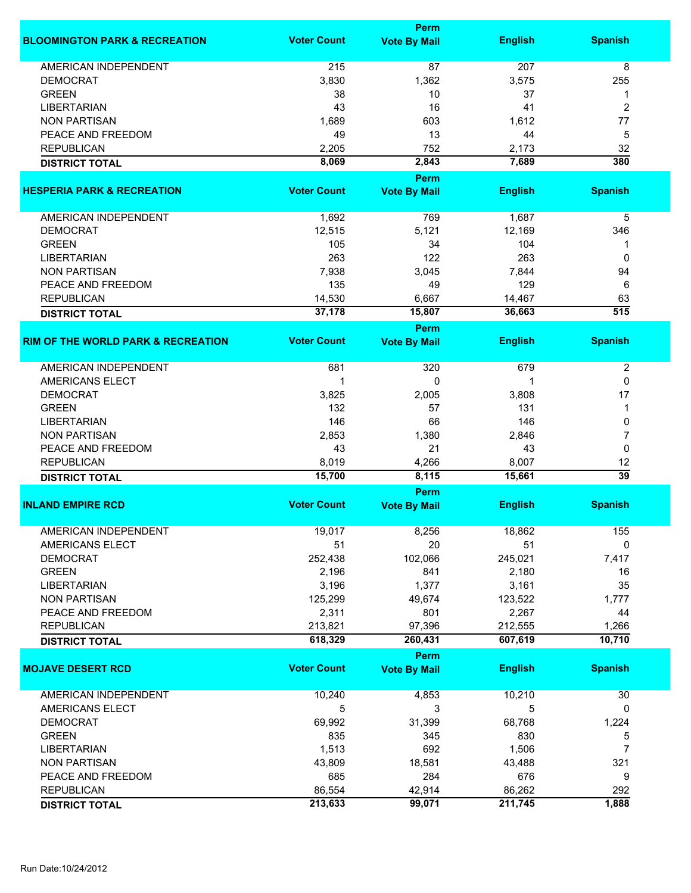| BLOOMINGTON PARK & RECREATION | Voter Count | Perm Vote By Mail | English | Spanish |
|---|---|---|---|---|
| AMERICAN INDEPENDENT | 215 | 87 | 207 | 8 |
| DEMOCRAT | 3,830 | 1,362 | 3,575 | 255 |
| GREEN | 38 | 10 | 37 | 1 |
| LIBERTARIAN | 43 | 16 | 41 | 2 |
| NON PARTISAN | 1,689 | 603 | 1,612 | 77 |
| PEACE AND FREEDOM | 49 | 13 | 44 | 5 |
| REPUBLICAN | 2,205 | 752 | 2,173 | 32 |
| **DISTRICT TOTAL** | **8,069** | **2,843** | **7,689** | **380** |

| HESPERIA PARK & RECREATION | Voter Count | Perm Vote By Mail | English | Spanish |
|---|---|---|---|---|
| AMERICAN INDEPENDENT | 1,692 | 769 | 1,687 | 5 |
| DEMOCRAT | 12,515 | 5,121 | 12,169 | 346 |
| GREEN | 105 | 34 | 104 | 1 |
| LIBERTARIAN | 263 | 122 | 263 | 0 |
| NON PARTISAN | 7,938 | 3,045 | 7,844 | 94 |
| PEACE AND FREEDOM | 135 | 49 | 129 | 6 |
| REPUBLICAN | 14,530 | 6,667 | 14,467 | 63 |
| **DISTRICT TOTAL** | **37,178** | **15,807** | **36,663** | **515** |

| RIM OF THE WORLD PARK & RECREATION | Voter Count | Perm Vote By Mail | English | Spanish |
|---|---|---|---|---|
| AMERICAN INDEPENDENT | 681 | 320 | 679 | 2 |
| AMERICANS ELECT | 1 | 0 | 1 | 0 |
| DEMOCRAT | 3,825 | 2,005 | 3,808 | 17 |
| GREEN | 132 | 57 | 131 | 1 |
| LIBERTARIAN | 146 | 66 | 146 | 0 |
| NON PARTISAN | 2,853 | 1,380 | 2,846 | 7 |
| PEACE AND FREEDOM | 43 | 21 | 43 | 0 |
| REPUBLICAN | 8,019 | 4,266 | 8,007 | 12 |
| **DISTRICT TOTAL** | **15,700** | **8,115** | **15,661** | **39** |

| INLAND EMPIRE RCD | Voter Count | Perm Vote By Mail | English | Spanish |
|---|---|---|---|---|
| AMERICAN INDEPENDENT | 19,017 | 8,256 | 18,862 | 155 |
| AMERICANS ELECT | 51 | 20 | 51 | 0 |
| DEMOCRAT | 252,438 | 102,066 | 245,021 | 7,417 |
| GREEN | 2,196 | 841 | 2,180 | 16 |
| LIBERTARIAN | 3,196 | 1,377 | 3,161 | 35 |
| NON PARTISAN | 125,299 | 49,674 | 123,522 | 1,777 |
| PEACE AND FREEDOM | 2,311 | 801 | 2,267 | 44 |
| REPUBLICAN | 213,821 | 97,396 | 212,555 | 1,266 |
| **DISTRICT TOTAL** | **618,329** | **260,431** | **607,619** | **10,710** |

| MOJAVE DESERT RCD | Voter Count | Perm Vote By Mail | English | Spanish |
|---|---|---|---|---|
| AMERICAN INDEPENDENT | 10,240 | 4,853 | 10,210 | 30 |
| AMERICANS ELECT | 5 | 3 | 5 | 0 |
| DEMOCRAT | 69,992 | 31,399 | 68,768 | 1,224 |
| GREEN | 835 | 345 | 830 | 5 |
| LIBERTARIAN | 1,513 | 692 | 1,506 | 7 |
| NON PARTISAN | 43,809 | 18,581 | 43,488 | 321 |
| PEACE AND FREEDOM | 685 | 284 | 676 | 9 |
| REPUBLICAN | 86,554 | 42,914 | 86,262 | 292 |
| **DISTRICT TOTAL** | **213,633** | **99,071** | **211,745** | **1,888** |

Run Date:10/24/2012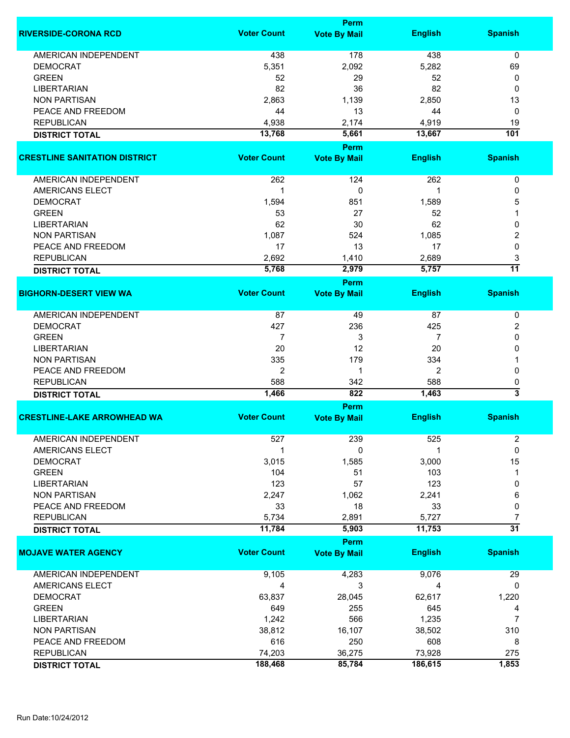| RIVERSIDE-CORONA RCD | Voter Count | Perm Vote By Mail | English | Spanish |
|---|---|---|---|---|
| AMERICAN INDEPENDENT | 438 | 178 | 438 | 0 |
| DEMOCRAT | 5,351 | 2,092 | 5,282 | 69 |
| GREEN | 52 | 29 | 52 | 0 |
| LIBERTARIAN | 82 | 36 | 82 | 0 |
| NON PARTISAN | 2,863 | 1,139 | 2,850 | 13 |
| PEACE AND FREEDOM | 44 | 13 | 44 | 0 |
| REPUBLICAN | 4,938 | 2,174 | 4,919 | 19 |
| **DISTRICT TOTAL** | **13,768** | **5,661** | **13,667** | **101** |

| CRESTLINE SANITATION DISTRICT | Voter Count | Perm Vote By Mail | English | Spanish |
|---|---|---|---|---|
| AMERICAN INDEPENDENT | 262 | 124 | 262 | 0 |
| AMERICANS ELECT | 1 | 0 | 1 | 0 |
| DEMOCRAT | 1,594 | 851 | 1,589 | 5 |
| GREEN | 53 | 27 | 52 | 1 |
| LIBERTARIAN | 62 | 30 | 62 | 0 |
| NON PARTISAN | 1,087 | 524 | 1,085 | 2 |
| PEACE AND FREEDOM | 17 | 13 | 17 | 0 |
| REPUBLICAN | 2,692 | 1,410 | 2,689 | 3 |
| **DISTRICT TOTAL** | **5,768** | **2,979** | **5,757** | **11** |

| BIGHORN-DESERT VIEW WA | Voter Count | Perm Vote By Mail | English | Spanish |
|---|---|---|---|---|
| AMERICAN INDEPENDENT | 87 | 49 | 87 | 0 |
| DEMOCRAT | 427 | 236 | 425 | 2 |
| GREEN | 7 | 3 | 7 | 0 |
| LIBERTARIAN | 20 | 12 | 20 | 0 |
| NON PARTISAN | 335 | 179 | 334 | 1 |
| PEACE AND FREEDOM | 2 | 1 | 2 | 0 |
| REPUBLICAN | 588 | 342 | 588 | 0 |
| **DISTRICT TOTAL** | **1,466** | **822** | **1,463** | **3** |

| CRESTLINE-LAKE ARROWHEAD WA | Voter Count | Perm Vote By Mail | English | Spanish |
|---|---|---|---|---|
| AMERICAN INDEPENDENT | 527 | 239 | 525 | 2 |
| AMERICANS ELECT | 1 | 0 | 1 | 0 |
| DEMOCRAT | 3,015 | 1,585 | 3,000 | 15 |
| GREEN | 104 | 51 | 103 | 1 |
| LIBERTARIAN | 123 | 57 | 123 | 0 |
| NON PARTISAN | 2,247 | 1,062 | 2,241 | 6 |
| PEACE AND FREEDOM | 33 | 18 | 33 | 0 |
| REPUBLICAN | 5,734 | 2,891 | 5,727 | 7 |
| **DISTRICT TOTAL** | **11,784** | **5,903** | **11,753** | **31** |

| MOJAVE WATER AGENCY | Voter Count | Perm Vote By Mail | English | Spanish |
|---|---|---|---|---|
| AMERICAN INDEPENDENT | 9,105 | 4,283 | 9,076 | 29 |
| AMERICANS ELECT | 4 | 3 | 4 | 0 |
| DEMOCRAT | 63,837 | 28,045 | 62,617 | 1,220 |
| GREEN | 649 | 255 | 645 | 4 |
| LIBERTARIAN | 1,242 | 566 | 1,235 | 7 |
| NON PARTISAN | 38,812 | 16,107 | 38,502 | 310 |
| PEACE AND FREEDOM | 616 | 250 | 608 | 8 |
| REPUBLICAN | 74,203 | 36,275 | 73,928 | 275 |
| **DISTRICT TOTAL** | **188,468** | **85,784** | **186,615** | **1,853** |

Run Date:10/24/2012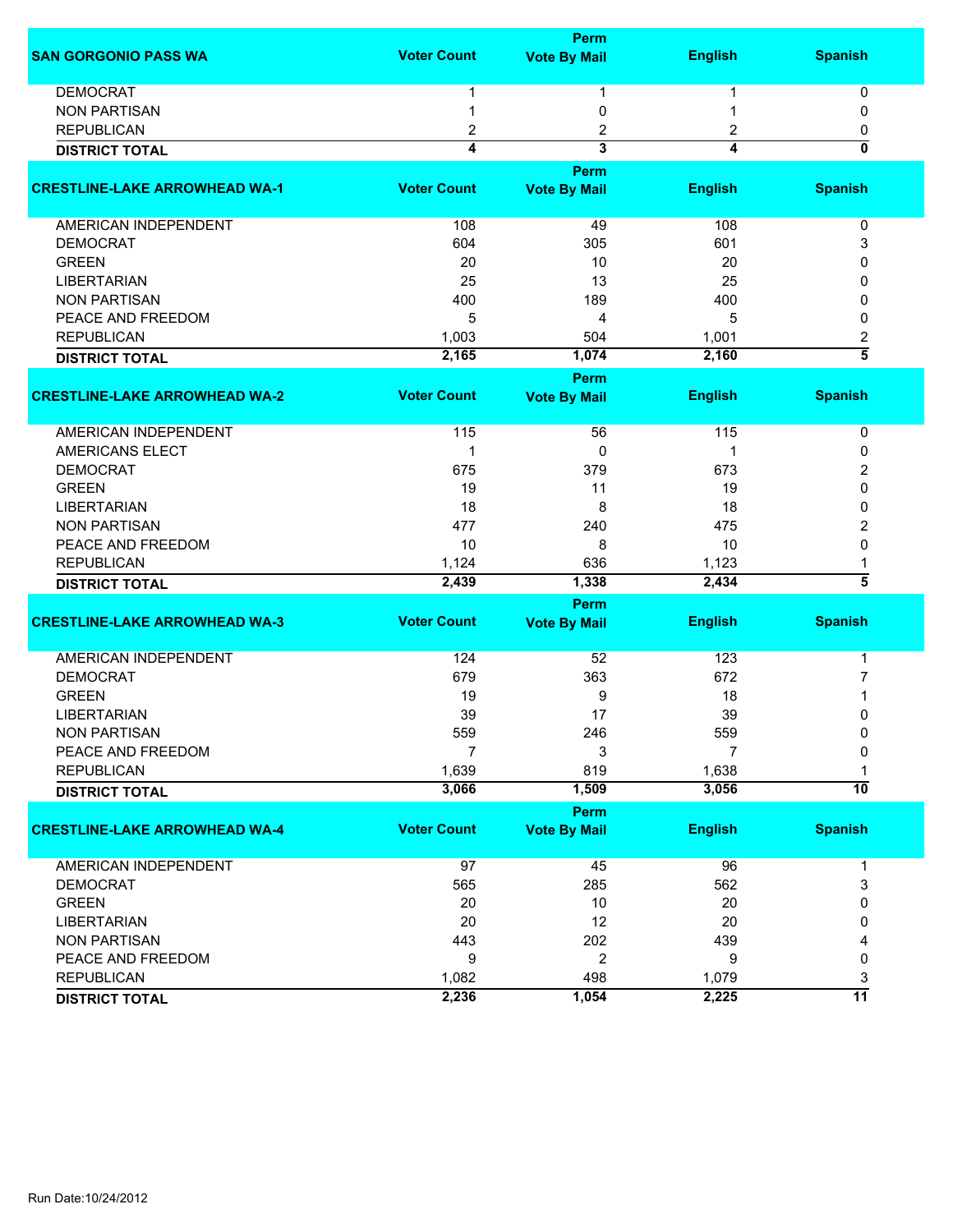| SAN GORGONIO PASS WA | Voter Count | Perm Vote By Mail | English | Spanish |
|---|---|---|---|---|
| DEMOCRAT | 1 | 1 | 1 | 0 |
| NON PARTISAN | 1 | 0 | 1 | 0 |
| REPUBLICAN | 2 | 2 | 2 | 0 |
| **DISTRICT TOTAL** | **4** | **3** | **4** | **0** |

| CRESTLINE-LAKE ARROWHEAD WA-1 | Voter Count | Perm Vote By Mail | English | Spanish |
|---|---|---|---|---|
| AMERICAN INDEPENDENT | 108 | 49 | 108 | 0 |
| DEMOCRAT | 604 | 305 | 601 | 3 |
| GREEN | 20 | 10 | 20 | 0 |
| LIBERTARIAN | 25 | 13 | 25 | 0 |
| NON PARTISAN | 400 | 189 | 400 | 0 |
| PEACE AND FREEDOM | 5 | 4 | 5 | 0 |
| REPUBLICAN | 1,003 | 504 | 1,001 | 2 |
| **DISTRICT TOTAL** | **2,165** | **1,074** | **2,160** | **5** |

| CRESTLINE-LAKE ARROWHEAD WA-2 | Voter Count | Perm Vote By Mail | English | Spanish |
|---|---|---|---|---|
| AMERICAN INDEPENDENT | 115 | 56 | 115 | 0 |
| AMERICANS ELECT | 1 | 0 | 1 | 0 |
| DEMOCRAT | 675 | 379 | 673 | 2 |
| GREEN | 19 | 11 | 19 | 0 |
| LIBERTARIAN | 18 | 8 | 18 | 0 |
| NON PARTISAN | 477 | 240 | 475 | 2 |
| PEACE AND FREEDOM | 10 | 8 | 10 | 0 |
| REPUBLICAN | 1,124 | 636 | 1,123 | 1 |
| **DISTRICT TOTAL** | **2,439** | **1,338** | **2,434** | **5** |

| CRESTLINE-LAKE ARROWHEAD WA-3 | Voter Count | Perm Vote By Mail | English | Spanish |
|---|---|---|---|---|
| AMERICAN INDEPENDENT | 124 | 52 | 123 | 1 |
| DEMOCRAT | 679 | 363 | 672 | 7 |
| GREEN | 19 | 9 | 18 | 1 |
| LIBERTARIAN | 39 | 17 | 39 | 0 |
| NON PARTISAN | 559 | 246 | 559 | 0 |
| PEACE AND FREEDOM | 7 | 3 | 7 | 0 |
| REPUBLICAN | 1,639 | 819 | 1,638 | 1 |
| **DISTRICT TOTAL** | **3,066** | **1,509** | **3,056** | **10** |

| CRESTLINE-LAKE ARROWHEAD WA-4 | Voter Count | Perm Vote By Mail | English | Spanish |
|---|---|---|---|---|
| AMERICAN INDEPENDENT | 97 | 45 | 96 | 1 |
| DEMOCRAT | 565 | 285 | 562 | 3 |
| GREEN | 20 | 10 | 20 | 0 |
| LIBERTARIAN | 20 | 12 | 20 | 0 |
| NON PARTISAN | 443 | 202 | 439 | 4 |
| PEACE AND FREEDOM | 9 | 2 | 9 | 0 |
| REPUBLICAN | 1,082 | 498 | 1,079 | 3 |
| **DISTRICT TOTAL** | **2,236** | **1,054** | **2,225** | **11** |

Run Date:10/24/2012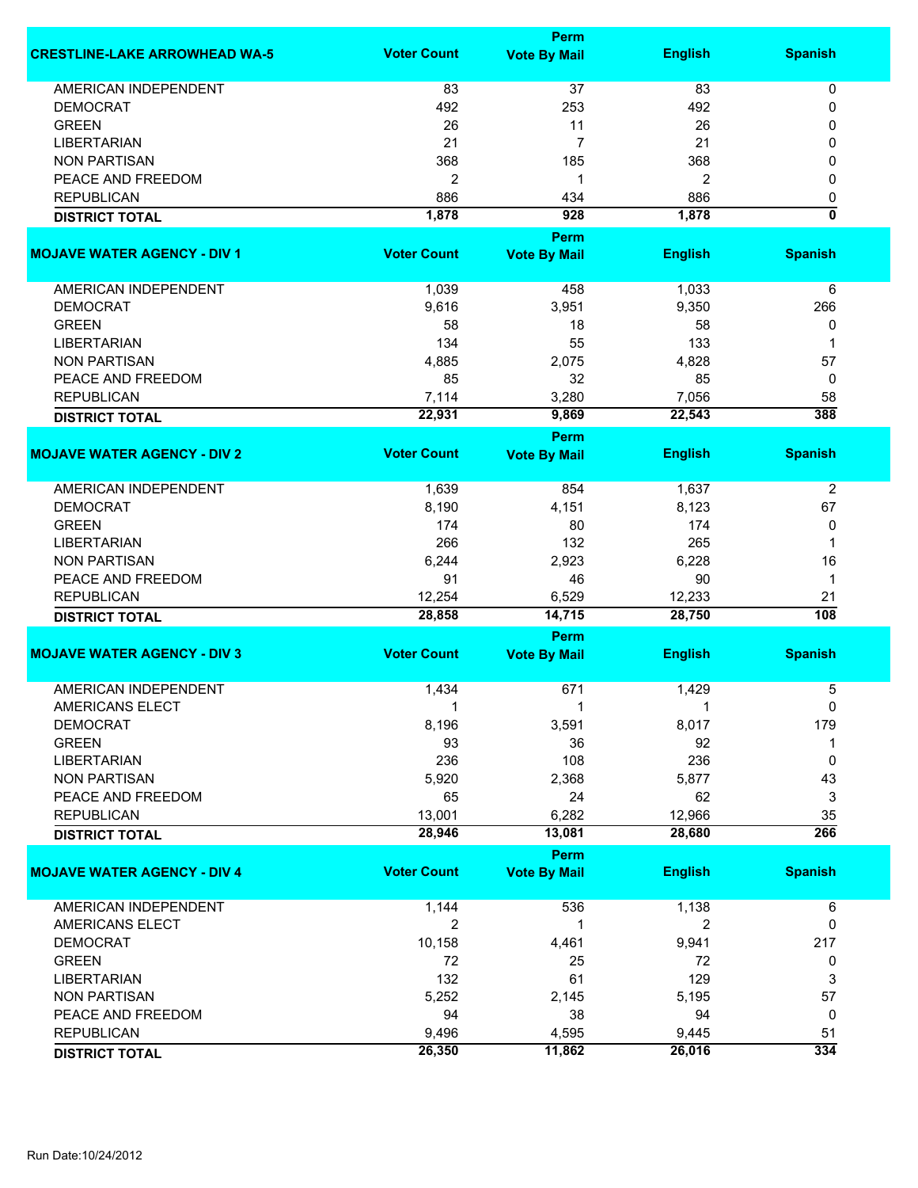| CRESTLINE-LAKE ARROWHEAD WA-5 | Voter Count | Perm Vote By Mail | English | Spanish |
|---|---|---|---|---|
| AMERICAN INDEPENDENT | 83 | 37 | 83 | 0 |
| DEMOCRAT | 492 | 253 | 492 | 0 |
| GREEN | 26 | 11 | 26 | 0 |
| LIBERTARIAN | 21 | 7 | 21 | 0 |
| NON PARTISAN | 368 | 185 | 368 | 0 |
| PEACE AND FREEDOM | 2 | 1 | 2 | 0 |
| REPUBLICAN | 886 | 434 | 886 | 0 |
| **DISTRICT TOTAL** | **1,878** | **928** | **1,878** | **0** |

| MOJAVE WATER AGENCY - DIV 1 | Voter Count | Perm Vote By Mail | English | Spanish |
|---|---|---|---|---|
| AMERICAN INDEPENDENT | 1,039 | 458 | 1,033 | 6 |
| DEMOCRAT | 9,616 | 3,951 | 9,350 | 266 |
| GREEN | 58 | 18 | 58 | 0 |
| LIBERTARIAN | 134 | 55 | 133 | 1 |
| NON PARTISAN | 4,885 | 2,075 | 4,828 | 57 |
| PEACE AND FREEDOM | 85 | 32 | 85 | 0 |
| REPUBLICAN | 7,114 | 3,280 | 7,056 | 58 |
| **DISTRICT TOTAL** | **22,931** | **9,869** | **22,543** | **388** |

| MOJAVE WATER AGENCY - DIV 2 | Voter Count | Perm Vote By Mail | English | Spanish |
|---|---|---|---|---|
| AMERICAN INDEPENDENT | 1,639 | 854 | 1,637 | 2 |
| DEMOCRAT | 8,190 | 4,151 | 8,123 | 67 |
| GREEN | 174 | 80 | 174 | 0 |
| LIBERTARIAN | 266 | 132 | 265 | 1 |
| NON PARTISAN | 6,244 | 2,923 | 6,228 | 16 |
| PEACE AND FREEDOM | 91 | 46 | 90 | 1 |
| REPUBLICAN | 12,254 | 6,529 | 12,233 | 21 |
| **DISTRICT TOTAL** | **28,858** | **14,715** | **28,750** | **108** |

| MOJAVE WATER AGENCY - DIV 3 | Voter Count | Perm Vote By Mail | English | Spanish |
|---|---|---|---|---|
| AMERICAN INDEPENDENT | 1,434 | 671 | 1,429 | 5 |
| AMERICANS ELECT | 1 | 1 | 1 | 0 |
| DEMOCRAT | 8,196 | 3,591 | 8,017 | 179 |
| GREEN | 93 | 36 | 92 | 1 |
| LIBERTARIAN | 236 | 108 | 236 | 0 |
| NON PARTISAN | 5,920 | 2,368 | 5,877 | 43 |
| PEACE AND FREEDOM | 65 | 24 | 62 | 3 |
| REPUBLICAN | 13,001 | 6,282 | 12,966 | 35 |
| **DISTRICT TOTAL** | **28,946** | **13,081** | **28,680** | **266** |

| MOJAVE WATER AGENCY - DIV 4 | Voter Count | Perm Vote By Mail | English | Spanish |
|---|---|---|---|---|
| AMERICAN INDEPENDENT | 1,144 | 536 | 1,138 | 6 |
| AMERICANS ELECT | 2 | 1 | 2 | 0 |
| DEMOCRAT | 10,158 | 4,461 | 9,941 | 217 |
| GREEN | 72 | 25 | 72 | 0 |
| LIBERTARIAN | 132 | 61 | 129 | 3 |
| NON PARTISAN | 5,252 | 2,145 | 5,195 | 57 |
| PEACE AND FREEDOM | 94 | 38 | 94 | 0 |
| REPUBLICAN | 9,496 | 4,595 | 9,445 | 51 |
| **DISTRICT TOTAL** | **26,350** | **11,862** | **26,016** | **334** |

Run Date:10/24/2012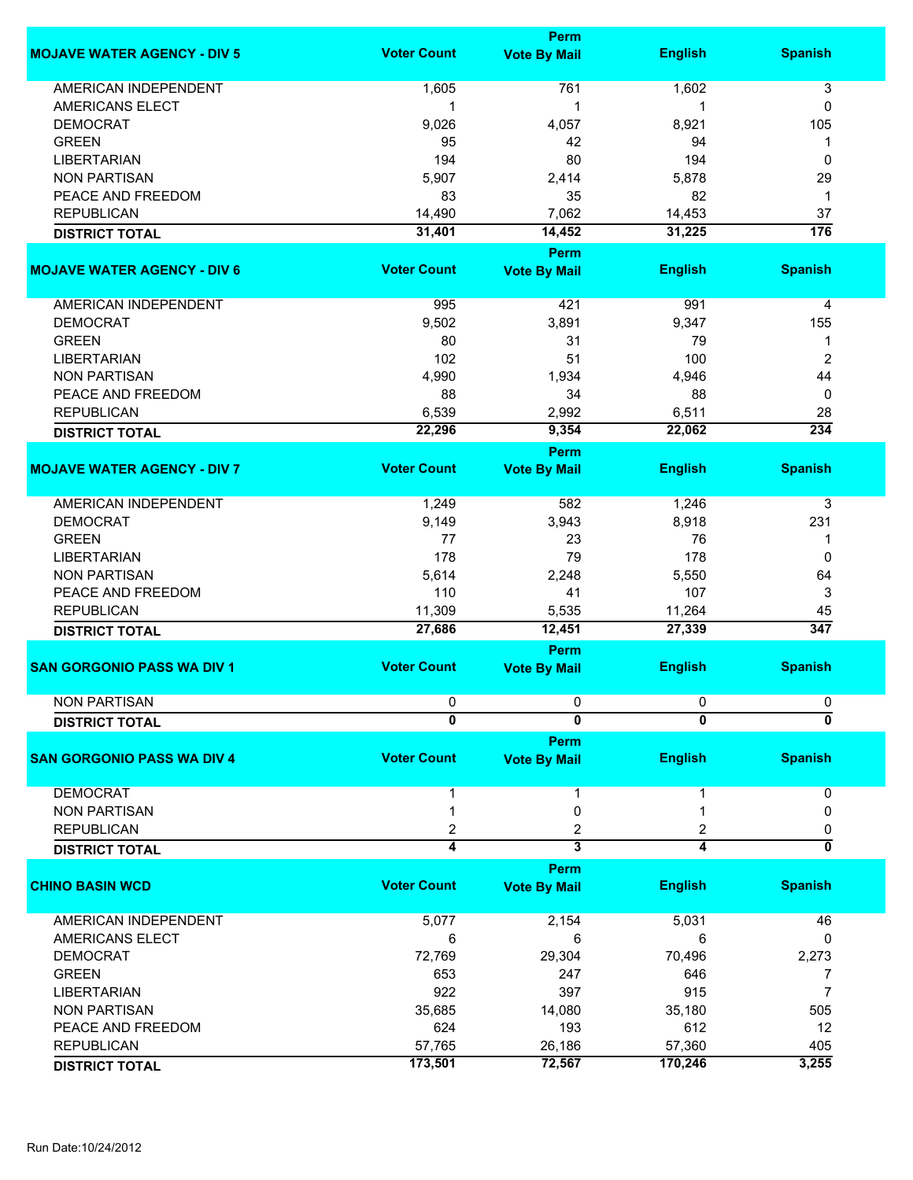| MOJAVE WATER AGENCY - DIV 5 | Voter Count | Perm Vote By Mail | English | Spanish |
|---|---|---|---|---|
| AMERICAN INDEPENDENT | 1,605 | 761 | 1,602 | 3 |
| AMERICANS ELECT | 1 | 1 | 1 | 0 |
| DEMOCRAT | 9,026 | 4,057 | 8,921 | 105 |
| GREEN | 95 | 42 | 94 | 1 |
| LIBERTARIAN | 194 | 80 | 194 | 0 |
| NON PARTISAN | 5,907 | 2,414 | 5,878 | 29 |
| PEACE AND FREEDOM | 83 | 35 | 82 | 1 |
| REPUBLICAN | 14,490 | 7,062 | 14,453 | 37 |
| **DISTRICT TOTAL** | **31,401** | **14,452** | **31,225** | **176** |

| MOJAVE WATER AGENCY - DIV 6 | Voter Count | Perm Vote By Mail | English | Spanish |
|---|---|---|---|---|
| AMERICAN INDEPENDENT | 995 | 421 | 991 | 4 |
| DEMOCRAT | 9,502 | 3,891 | 9,347 | 155 |
| GREEN | 80 | 31 | 79 | 1 |
| LIBERTARIAN | 102 | 51 | 100 | 2 |
| NON PARTISAN | 4,990 | 1,934 | 4,946 | 44 |
| PEACE AND FREEDOM | 88 | 34 | 88 | 0 |
| REPUBLICAN | 6,539 | 2,992 | 6,511 | 28 |
| **DISTRICT TOTAL** | **22,296** | **9,354** | **22,062** | **234** |

| MOJAVE WATER AGENCY - DIV 7 | Voter Count | Perm Vote By Mail | English | Spanish |
|---|---|---|---|---|
| AMERICAN INDEPENDENT | 1,249 | 582 | 1,246 | 3 |
| DEMOCRAT | 9,149 | 3,943 | 8,918 | 231 |
| GREEN | 77 | 23 | 76 | 1 |
| LIBERTARIAN | 178 | 79 | 178 | 0 |
| NON PARTISAN | 5,614 | 2,248 | 5,550 | 64 |
| PEACE AND FREEDOM | 110 | 41 | 107 | 3 |
| REPUBLICAN | 11,309 | 5,535 | 11,264 | 45 |
| **DISTRICT TOTAL** | **27,686** | **12,451** | **27,339** | **347** |

| SAN GORGONIO PASS WA DIV 1 | Voter Count | Perm Vote By Mail | English | Spanish |
|---|---|---|---|---|
| NON PARTISAN | 0 | 0 | 0 | 0 |
| **DISTRICT TOTAL** | **0** | **0** | **0** | **0** |

| SAN GORGONIO PASS WA DIV 4 | Voter Count | Perm Vote By Mail | English | Spanish |
|---|---|---|---|---|
| DEMOCRAT | 1 | 1 | 1 | 0 |
| NON PARTISAN | 1 | 0 | 1 | 0 |
| REPUBLICAN | 2 | 2 | 2 | 0 |
| **DISTRICT TOTAL** | **4** | **3** | **4** | **0** |

| CHINO BASIN WCD | Voter Count | Perm Vote By Mail | English | Spanish |
|---|---|---|---|---|
| AMERICAN INDEPENDENT | 5,077 | 2,154 | 5,031 | 46 |
| AMERICANS ELECT | 6 | 6 | 6 | 0 |
| DEMOCRAT | 72,769 | 29,304 | 70,496 | 2,273 |
| GREEN | 653 | 247 | 646 | 7 |
| LIBERTARIAN | 922 | 397 | 915 | 7 |
| NON PARTISAN | 35,685 | 14,080 | 35,180 | 505 |
| PEACE AND FREEDOM | 624 | 193 | 612 | 12 |
| REPUBLICAN | 57,765 | 26,186 | 57,360 | 405 |
| **DISTRICT TOTAL** | **173,501** | **72,567** | **170,246** | **3,255** |

Run Date:10/24/2012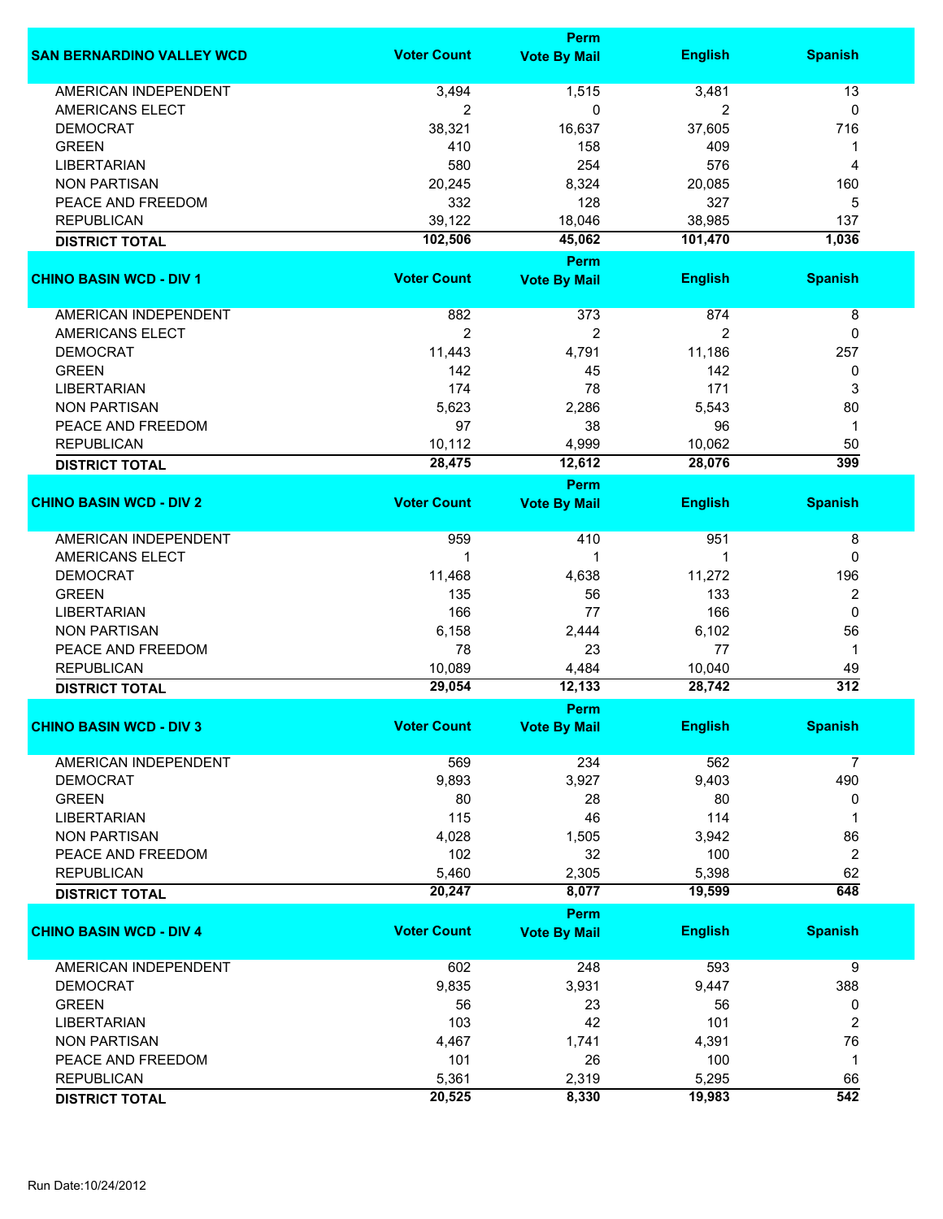| SAN BERNARDINO VALLEY WCD | Voter Count | Perm Vote By Mail | English | Spanish |
|---|---|---|---|---|
| AMERICAN INDEPENDENT | 3,494 | 1,515 | 3,481 | 13 |
| AMERICANS ELECT | 2 | 0 | 2 | 0 |
| DEMOCRAT | 38,321 | 16,637 | 37,605 | 716 |
| GREEN | 410 | 158 | 409 | 1 |
| LIBERTARIAN | 580 | 254 | 576 | 4 |
| NON PARTISAN | 20,245 | 8,324 | 20,085 | 160 |
| PEACE AND FREEDOM | 332 | 128 | 327 | 5 |
| REPUBLICAN | 39,122 | 18,046 | 38,985 | 137 |
| **DISTRICT TOTAL** | **102,506** | **45,062** | **101,470** | **1,036** |

| CHINO BASIN WCD - DIV 1 | Voter Count | Perm Vote By Mail | English | Spanish |
|---|---|---|---|---|
| AMERICAN INDEPENDENT | 882 | 373 | 874 | 8 |
| AMERICANS ELECT | 2 | 2 | 2 | 0 |
| DEMOCRAT | 11,443 | 4,791 | 11,186 | 257 |
| GREEN | 142 | 45 | 142 | 0 |
| LIBERTARIAN | 174 | 78 | 171 | 3 |
| NON PARTISAN | 5,623 | 2,286 | 5,543 | 80 |
| PEACE AND FREEDOM | 97 | 38 | 96 | 1 |
| REPUBLICAN | 10,112 | 4,999 | 10,062 | 50 |
| **DISTRICT TOTAL** | **28,475** | **12,612** | **28,076** | **399** |

| CHINO BASIN WCD - DIV 2 | Voter Count | Perm Vote By Mail | English | Spanish |
|---|---|---|---|---|
| AMERICAN INDEPENDENT | 959 | 410 | 951 | 8 |
| AMERICANS ELECT | 1 | 1 | 1 | 0 |
| DEMOCRAT | 11,468 | 4,638 | 11,272 | 196 |
| GREEN | 135 | 56 | 133 | 2 |
| LIBERTARIAN | 166 | 77 | 166 | 0 |
| NON PARTISAN | 6,158 | 2,444 | 6,102 | 56 |
| PEACE AND FREEDOM | 78 | 23 | 77 | 1 |
| REPUBLICAN | 10,089 | 4,484 | 10,040 | 49 |
| **DISTRICT TOTAL** | **29,054** | **12,133** | **28,742** | **312** |

| CHINO BASIN WCD - DIV 3 | Voter Count | Perm Vote By Mail | English | Spanish |
|---|---|---|---|---|
| AMERICAN INDEPENDENT | 569 | 234 | 562 | 7 |
| DEMOCRAT | 9,893 | 3,927 | 9,403 | 490 |
| GREEN | 80 | 28 | 80 | 0 |
| LIBERTARIAN | 115 | 46 | 114 | 1 |
| NON PARTISAN | 4,028 | 1,505 | 3,942 | 86 |
| PEACE AND FREEDOM | 102 | 32 | 100 | 2 |
| REPUBLICAN | 5,460 | 2,305 | 5,398 | 62 |
| **DISTRICT TOTAL** | **20,247** | **8,077** | **19,599** | **648** |

| CHINO BASIN WCD - DIV 4 | Voter Count | Perm Vote By Mail | English | Spanish |
|---|---|---|---|---|
| AMERICAN INDEPENDENT | 602 | 248 | 593 | 9 |
| DEMOCRAT | 9,835 | 3,931 | 9,447 | 388 |
| GREEN | 56 | 23 | 56 | 0 |
| LIBERTARIAN | 103 | 42 | 101 | 2 |
| NON PARTISAN | 4,467 | 1,741 | 4,391 | 76 |
| PEACE AND FREEDOM | 101 | 26 | 100 | 1 |
| REPUBLICAN | 5,361 | 2,319 | 5,295 | 66 |
| **DISTRICT TOTAL** | **20,525** | **8,330** | **19,983** | **542** |

Run Date:10/24/2012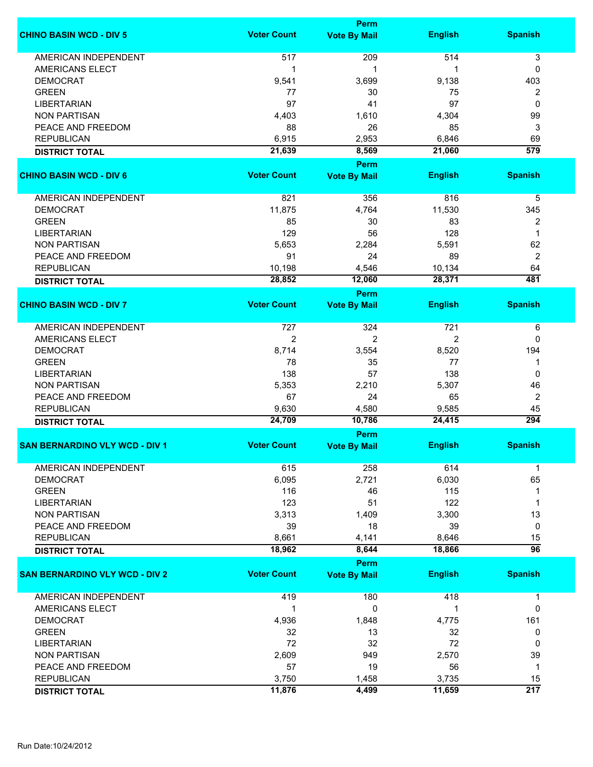| CHINO BASIN WCD - DIV 5 | Voter Count | Perm Vote By Mail | English | Spanish |
|---|---|---|---|---|
| AMERICAN INDEPENDENT | 517 | 209 | 514 | 3 |
| AMERICANS ELECT | 1 | 1 | 1 | 0 |
| DEMOCRAT | 9,541 | 3,699 | 9,138 | 403 |
| GREEN | 77 | 30 | 75 | 2 |
| LIBERTARIAN | 97 | 41 | 97 | 0 |
| NON PARTISAN | 4,403 | 1,610 | 4,304 | 99 |
| PEACE AND FREEDOM | 88 | 26 | 85 | 3 |
| REPUBLICAN | 6,915 | 2,953 | 6,846 | 69 |
| **DISTRICT TOTAL** | **21,639** | **8,569** | **21,060** | **579** |

| CHINO BASIN WCD - DIV 6 | Voter Count | Perm Vote By Mail | English | Spanish |
|---|---|---|---|---|
| AMERICAN INDEPENDENT | 821 | 356 | 816 | 5 |
| DEMOCRAT | 11,875 | 4,764 | 11,530 | 345 |
| GREEN | 85 | 30 | 83 | 2 |
| LIBERTARIAN | 129 | 56 | 128 | 1 |
| NON PARTISAN | 5,653 | 2,284 | 5,591 | 62 |
| PEACE AND FREEDOM | 91 | 24 | 89 | 2 |
| REPUBLICAN | 10,198 | 4,546 | 10,134 | 64 |
| **DISTRICT TOTAL** | **28,852** | **12,060** | **28,371** | **481** |

| CHINO BASIN WCD - DIV 7 | Voter Count | Perm Vote By Mail | English | Spanish |
|---|---|---|---|---|
| AMERICAN INDEPENDENT | 727 | 324 | 721 | 6 |
| AMERICANS ELECT | 2 | 2 | 2 | 0 |
| DEMOCRAT | 8,714 | 3,554 | 8,520 | 194 |
| GREEN | 78 | 35 | 77 | 1 |
| LIBERTARIAN | 138 | 57 | 138 | 0 |
| NON PARTISAN | 5,353 | 2,210 | 5,307 | 46 |
| PEACE AND FREEDOM | 67 | 24 | 65 | 2 |
| REPUBLICAN | 9,630 | 4,580 | 9,585 | 45 |
| **DISTRICT TOTAL** | **24,709** | **10,786** | **24,415** | **294** |

| SAN BERNARDINO VLY WCD - DIV 1 | Voter Count | Perm Vote By Mail | English | Spanish |
|---|---|---|---|---|
| AMERICAN INDEPENDENT | 615 | 258 | 614 | 1 |
| DEMOCRAT | 6,095 | 2,721 | 6,030 | 65 |
| GREEN | 116 | 46 | 115 | 1 |
| LIBERTARIAN | 123 | 51 | 122 | 1 |
| NON PARTISAN | 3,313 | 1,409 | 3,300 | 13 |
| PEACE AND FREEDOM | 39 | 18 | 39 | 0 |
| REPUBLICAN | 8,661 | 4,141 | 8,646 | 15 |
| **DISTRICT TOTAL** | **18,962** | **8,644** | **18,866** | **96** |

| SAN BERNARDINO VLY WCD - DIV 2 | Voter Count | Perm Vote By Mail | English | Spanish |
|---|---|---|---|---|
| AMERICAN INDEPENDENT | 419 | 180 | 418 | 1 |
| AMERICANS ELECT | 1 | 0 | 1 | 0 |
| DEMOCRAT | 4,936 | 1,848 | 4,775 | 161 |
| GREEN | 32 | 13 | 32 | 0 |
| LIBERTARIAN | 72 | 32 | 72 | 0 |
| NON PARTISAN | 2,609 | 949 | 2,570 | 39 |
| PEACE AND FREEDOM | 57 | 19 | 56 | 1 |
| REPUBLICAN | 3,750 | 1,458 | 3,735 | 15 |
| **DISTRICT TOTAL** | **11,876** | **4,499** | **11,659** | **217** |

Run Date:10/24/2012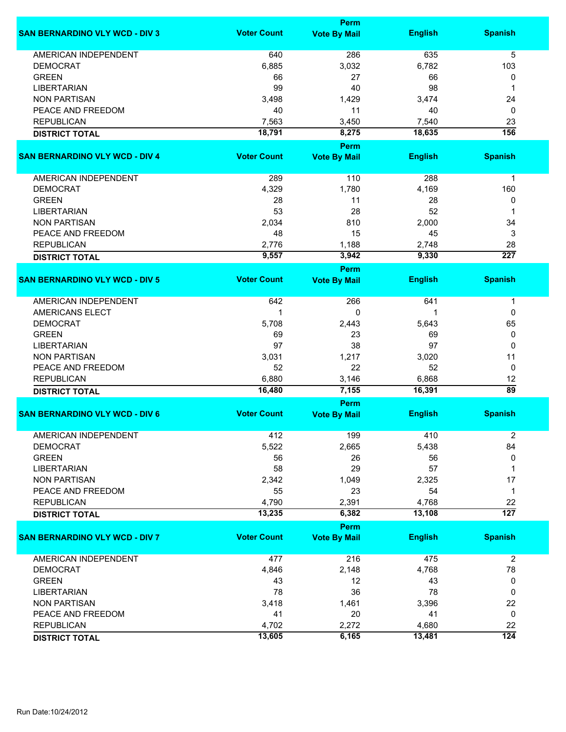| SAN BERNARDINO VLY WCD - DIV 3 | Voter Count | Perm Vote By Mail | English | Spanish |
|---|---|---|---|---|
| AMERICAN INDEPENDENT | 640 | 286 | 635 | 5 |
| DEMOCRAT | 6,885 | 3,032 | 6,782 | 103 |
| GREEN | 66 | 27 | 66 | 0 |
| LIBERTARIAN | 99 | 40 | 98 | 1 |
| NON PARTISAN | 3,498 | 1,429 | 3,474 | 24 |
| PEACE AND FREEDOM | 40 | 11 | 40 | 0 |
| REPUBLICAN | 7,563 | 3,450 | 7,540 | 23 |
| **DISTRICT TOTAL** | **18,791** | **8,275** | **18,635** | **156** |

| SAN BERNARDINO VLY WCD - DIV 4 | Voter Count | Perm Vote By Mail | English | Spanish |
|---|---|---|---|---|
| AMERICAN INDEPENDENT | 289 | 110 | 288 | 1 |
| DEMOCRAT | 4,329 | 1,780 | 4,169 | 160 |
| GREEN | 28 | 11 | 28 | 0 |
| LIBERTARIAN | 53 | 28 | 52 | 1 |
| NON PARTISAN | 2,034 | 810 | 2,000 | 34 |
| PEACE AND FREEDOM | 48 | 15 | 45 | 3 |
| REPUBLICAN | 2,776 | 1,188 | 2,748 | 28 |
| **DISTRICT TOTAL** | **9,557** | **3,942** | **9,330** | **227** |

| SAN BERNARDINO VLY WCD - DIV 5 | Voter Count | Perm Vote By Mail | English | Spanish |
|---|---|---|---|---|
| AMERICAN INDEPENDENT | 642 | 266 | 641 | 1 |
| AMERICANS ELECT | 1 | 0 | 1 | 0 |
| DEMOCRAT | 5,708 | 2,443 | 5,643 | 65 |
| GREEN | 69 | 23 | 69 | 0 |
| LIBERTARIAN | 97 | 38 | 97 | 0 |
| NON PARTISAN | 3,031 | 1,217 | 3,020 | 11 |
| PEACE AND FREEDOM | 52 | 22 | 52 | 0 |
| REPUBLICAN | 6,880 | 3,146 | 6,868 | 12 |
| **DISTRICT TOTAL** | **16,480** | **7,155** | **16,391** | **89** |

| SAN BERNARDINO VLY WCD - DIV 6 | Voter Count | Perm Vote By Mail | English | Spanish |
|---|---|---|---|---|
| AMERICAN INDEPENDENT | 412 | 199 | 410 | 2 |
| DEMOCRAT | 5,522 | 2,665 | 5,438 | 84 |
| GREEN | 56 | 26 | 56 | 0 |
| LIBERTARIAN | 58 | 29 | 57 | 1 |
| NON PARTISAN | 2,342 | 1,049 | 2,325 | 17 |
| PEACE AND FREEDOM | 55 | 23 | 54 | 1 |
| REPUBLICAN | 4,790 | 2,391 | 4,768 | 22 |
| **DISTRICT TOTAL** | **13,235** | **6,382** | **13,108** | **127** |

| SAN BERNARDINO VLY WCD - DIV 7 | Voter Count | Perm Vote By Mail | English | Spanish |
|---|---|---|---|---|
| AMERICAN INDEPENDENT | 477 | 216 | 475 | 2 |
| DEMOCRAT | 4,846 | 2,148 | 4,768 | 78 |
| GREEN | 43 | 12 | 43 | 0 |
| LIBERTARIAN | 78 | 36 | 78 | 0 |
| NON PARTISAN | 3,418 | 1,461 | 3,396 | 22 |
| PEACE AND FREEDOM | 41 | 20 | 41 | 0 |
| REPUBLICAN | 4,702 | 2,272 | 4,680 | 22 |
| **DISTRICT TOTAL** | **13,605** | **6,165** | **13,481** | **124** |

Run Date:10/24/2012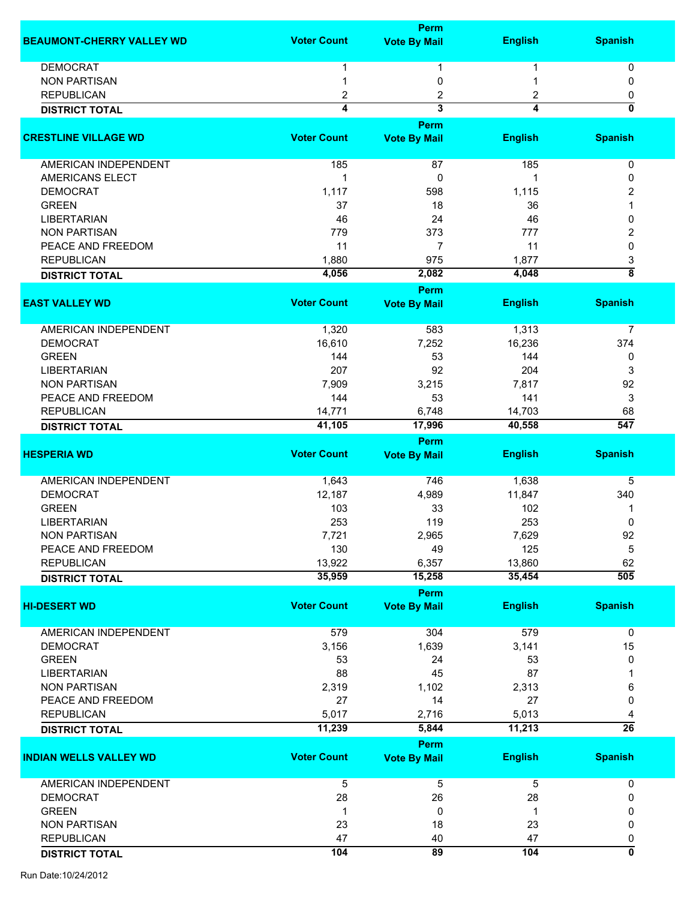| BEAUMONT-CHERRY VALLEY WD | Voter Count | Perm Vote By Mail | English | Spanish |
|---|---|---|---|---|
| DEMOCRAT | 1 | 1 | 1 | 0 |
| NON PARTISAN | 1 | 0 | 1 | 0 |
| REPUBLICAN | 2 | 2 | 2 | 0 |
| **DISTRICT TOTAL** | **4** | **3** | **4** | **0** |

| CRESTLINE VILLAGE WD | Voter Count | Perm Vote By Mail | English | Spanish |
|---|---|---|---|---|
| AMERICAN INDEPENDENT | 185 | 87 | 185 | 0 |
| AMERICANS ELECT | 1 | 0 | 1 | 0 |
| DEMOCRAT | 1,117 | 598 | 1,115 | 2 |
| GREEN | 37 | 18 | 36 | 1 |
| LIBERTARIAN | 46 | 24 | 46 | 0 |
| NON PARTISAN | 779 | 373 | 777 | 2 |
| PEACE AND FREEDOM | 11 | 7 | 11 | 0 |
| REPUBLICAN | 1,880 | 975 | 1,877 | 3 |
| **DISTRICT TOTAL** | **4,056** | **2,082** | **4,048** | **8** |

| EAST VALLEY WD | Voter Count | Perm Vote By Mail | English | Spanish |
|---|---|---|---|---|
| AMERICAN INDEPENDENT | 1,320 | 583 | 1,313 | 7 |
| DEMOCRAT | 16,610 | 7,252 | 16,236 | 374 |
| GREEN | 144 | 53 | 144 | 0 |
| LIBERTARIAN | 207 | 92 | 204 | 3 |
| NON PARTISAN | 7,909 | 3,215 | 7,817 | 92 |
| PEACE AND FREEDOM | 144 | 53 | 141 | 3 |
| REPUBLICAN | 14,771 | 6,748 | 14,703 | 68 |
| **DISTRICT TOTAL** | **41,105** | **17,996** | **40,558** | **547** |

| HESPERIA WD | Voter Count | Perm Vote By Mail | English | Spanish |
|---|---|---|---|---|
| AMERICAN INDEPENDENT | 1,643 | 746 | 1,638 | 5 |
| DEMOCRAT | 12,187 | 4,989 | 11,847 | 340 |
| GREEN | 103 | 33 | 102 | 1 |
| LIBERTARIAN | 253 | 119 | 253 | 0 |
| NON PARTISAN | 7,721 | 2,965 | 7,629 | 92 |
| PEACE AND FREEDOM | 130 | 49 | 125 | 5 |
| REPUBLICAN | 13,922 | 6,357 | 13,860 | 62 |
| **DISTRICT TOTAL** | **35,959** | **15,258** | **35,454** | **505** |

| HI-DESERT WD | Voter Count | Perm Vote By Mail | English | Spanish |
|---|---|---|---|---|
| AMERICAN INDEPENDENT | 579 | 304 | 579 | 0 |
| DEMOCRAT | 3,156 | 1,639 | 3,141 | 15 |
| GREEN | 53 | 24 | 53 | 0 |
| LIBERTARIAN | 88 | 45 | 87 | 1 |
| NON PARTISAN | 2,319 | 1,102 | 2,313 | 6 |
| PEACE AND FREEDOM | 27 | 14 | 27 | 0 |
| REPUBLICAN | 5,017 | 2,716 | 5,013 | 4 |
| **DISTRICT TOTAL** | **11,239** | **5,844** | **11,213** | **26** |

| INDIAN WELLS VALLEY WD | Voter Count | Perm Vote By Mail | English | Spanish |
|---|---|---|---|---|
| AMERICAN INDEPENDENT | 5 | 5 | 5 | 0 |
| DEMOCRAT | 28 | 26 | 28 | 0 |
| GREEN | 1 | 0 | 1 | 0 |
| NON PARTISAN | 23 | 18 | 23 | 0 |
| REPUBLICAN | 47 | 40 | 47 | 0 |
| **DISTRICT TOTAL** | **104** | **89** | **104** | **0** |

Run Date:10/24/2012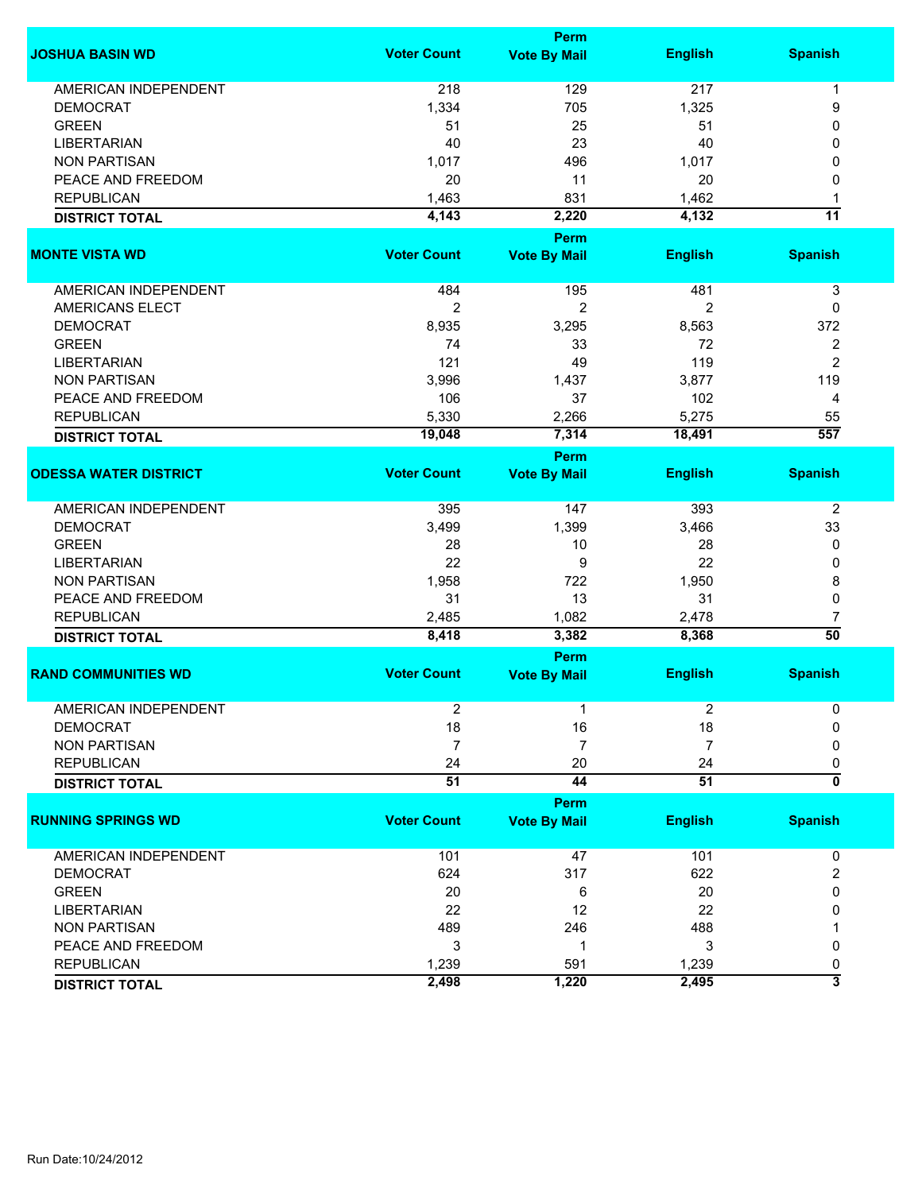| JOSHUA BASIN WD | Voter Count | Perm Vote By Mail | English | Spanish |
|---|---|---|---|---|
| AMERICAN INDEPENDENT | 218 | 129 | 217 | 1 |
| DEMOCRAT | 1,334 | 705 | 1,325 | 9 |
| GREEN | 51 | 25 | 51 | 0 |
| LIBERTARIAN | 40 | 23 | 40 | 0 |
| NON PARTISAN | 1,017 | 496 | 1,017 | 0 |
| PEACE AND FREEDOM | 20 | 11 | 20 | 0 |
| REPUBLICAN | 1,463 | 831 | 1,462 | 1 |
| **DISTRICT TOTAL** | **4,143** | **2,220** | **4,132** | **11** |

| MONTE VISTA WD | Voter Count | Perm Vote By Mail | English | Spanish |
|---|---|---|---|---|
| AMERICAN INDEPENDENT | 484 | 195 | 481 | 3 |
| AMERICANS ELECT | 2 | 2 | 2 | 0 |
| DEMOCRAT | 8,935 | 3,295 | 8,563 | 372 |
| GREEN | 74 | 33 | 72 | 2 |
| LIBERTARIAN | 121 | 49 | 119 | 2 |
| NON PARTISAN | 3,996 | 1,437 | 3,877 | 119 |
| PEACE AND FREEDOM | 106 | 37 | 102 | 4 |
| REPUBLICAN | 5,330 | 2,266 | 5,275 | 55 |
| **DISTRICT TOTAL** | **19,048** | **7,314** | **18,491** | **557** |

| ODESSA WATER DISTRICT | Voter Count | Perm Vote By Mail | English | Spanish |
|---|---|---|---|---|
| AMERICAN INDEPENDENT | 395 | 147 | 393 | 2 |
| DEMOCRAT | 3,499 | 1,399 | 3,466 | 33 |
| GREEN | 28 | 10 | 28 | 0 |
| LIBERTARIAN | 22 | 9 | 22 | 0 |
| NON PARTISAN | 1,958 | 722 | 1,950 | 8 |
| PEACE AND FREEDOM | 31 | 13 | 31 | 0 |
| REPUBLICAN | 2,485 | 1,082 | 2,478 | 7 |
| **DISTRICT TOTAL** | **8,418** | **3,382** | **8,368** | **50** |

| RAND COMMUNITIES WD | Voter Count | Perm Vote By Mail | English | Spanish |
|---|---|---|---|---|
| AMERICAN INDEPENDENT | 2 | 1 | 2 | 0 |
| DEMOCRAT | 18 | 16 | 18 | 0 |
| NON PARTISAN | 7 | 7 | 7 | 0 |
| REPUBLICAN | 24 | 20 | 24 | 0 |
| **DISTRICT TOTAL** | **51** | **44** | **51** | **0** |

| RUNNING SPRINGS WD | Voter Count | Perm Vote By Mail | English | Spanish |
|---|---|---|---|---|
| AMERICAN INDEPENDENT | 101 | 47 | 101 | 0 |
| DEMOCRAT | 624 | 317 | 622 | 2 |
| GREEN | 20 | 6 | 20 | 0 |
| LIBERTARIAN | 22 | 12 | 22 | 0 |
| NON PARTISAN | 489 | 246 | 488 | 1 |
| PEACE AND FREEDOM | 3 | 1 | 3 | 0 |
| REPUBLICAN | 1,239 | 591 | 1,239 | 0 |
| **DISTRICT TOTAL** | **2,498** | **1,220** | **2,495** | **3** |

Run Date:10/24/2012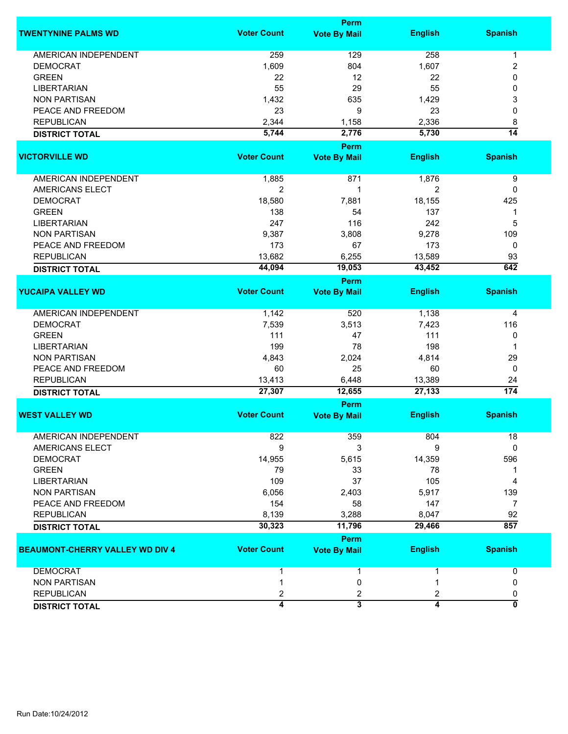| TWENTYNINE PALMS WD | Voter Count | Perm Vote By Mail | English | Spanish |
|---|---|---|---|---|
| AMERICAN INDEPENDENT | 259 | 129 | 258 | 1 |
| DEMOCRAT | 1,609 | 804 | 1,607 | 2 |
| GREEN | 22 | 12 | 22 | 0 |
| LIBERTARIAN | 55 | 29 | 55 | 0 |
| NON PARTISAN | 1,432 | 635 | 1,429 | 3 |
| PEACE AND FREEDOM | 23 | 9 | 23 | 0 |
| REPUBLICAN | 2,344 | 1,158 | 2,336 | 8 |
| **DISTRICT TOTAL** | **5,744** | **2,776** | **5,730** | **14** |

| VICTORVILLE WD | Voter Count | Perm Vote By Mail | English | Spanish |
|---|---|---|---|---|
| AMERICAN INDEPENDENT | 1,885 | 871 | 1,876 | 9 |
| AMERICANS ELECT | 2 | 1 | 2 | 0 |
| DEMOCRAT | 18,580 | 7,881 | 18,155 | 425 |
| GREEN | 138 | 54 | 137 | 1 |
| LIBERTARIAN | 247 | 116 | 242 | 5 |
| NON PARTISAN | 9,387 | 3,808 | 9,278 | 109 |
| PEACE AND FREEDOM | 173 | 67 | 173 | 0 |
| REPUBLICAN | 13,682 | 6,255 | 13,589 | 93 |
| **DISTRICT TOTAL** | **44,094** | **19,053** | **43,452** | **642** |

| YUCAIPA VALLEY WD | Voter Count | Perm Vote By Mail | English | Spanish |
|---|---|---|---|---|
| AMERICAN INDEPENDENT | 1,142 | 520 | 1,138 | 4 |
| DEMOCRAT | 7,539 | 3,513 | 7,423 | 116 |
| GREEN | 111 | 47 | 111 | 0 |
| LIBERTARIAN | 199 | 78 | 198 | 1 |
| NON PARTISAN | 4,843 | 2,024 | 4,814 | 29 |
| PEACE AND FREEDOM | 60 | 25 | 60 | 0 |
| REPUBLICAN | 13,413 | 6,448 | 13,389 | 24 |
| **DISTRICT TOTAL** | **27,307** | **12,655** | **27,133** | **174** |

| WEST VALLEY WD | Voter Count | Perm Vote By Mail | English | Spanish |
|---|---|---|---|---|
| AMERICAN INDEPENDENT | 822 | 359 | 804 | 18 |
| AMERICANS ELECT | 9 | 3 | 9 | 0 |
| DEMOCRAT | 14,955 | 5,615 | 14,359 | 596 |
| GREEN | 79 | 33 | 78 | 1 |
| LIBERTARIAN | 109 | 37 | 105 | 4 |
| NON PARTISAN | 6,056 | 2,403 | 5,917 | 139 |
| PEACE AND FREEDOM | 154 | 58 | 147 | 7 |
| REPUBLICAN | 8,139 | 3,288 | 8,047 | 92 |
| **DISTRICT TOTAL** | **30,323** | **11,796** | **29,466** | **857** |

| BEAUMONT-CHERRY VALLEY WD DIV 4 | Voter Count | Perm Vote By Mail | English | Spanish |
|---|---|---|---|---|
| DEMOCRAT | 1 | 1 | 1 | 0 |
| NON PARTISAN | 1 | 0 | 1 | 0 |
| REPUBLICAN | 2 | 2 | 2 | 0 |
| **DISTRICT TOTAL** | **4** | **3** | **4** | **0** |

Run Date:10/24/2012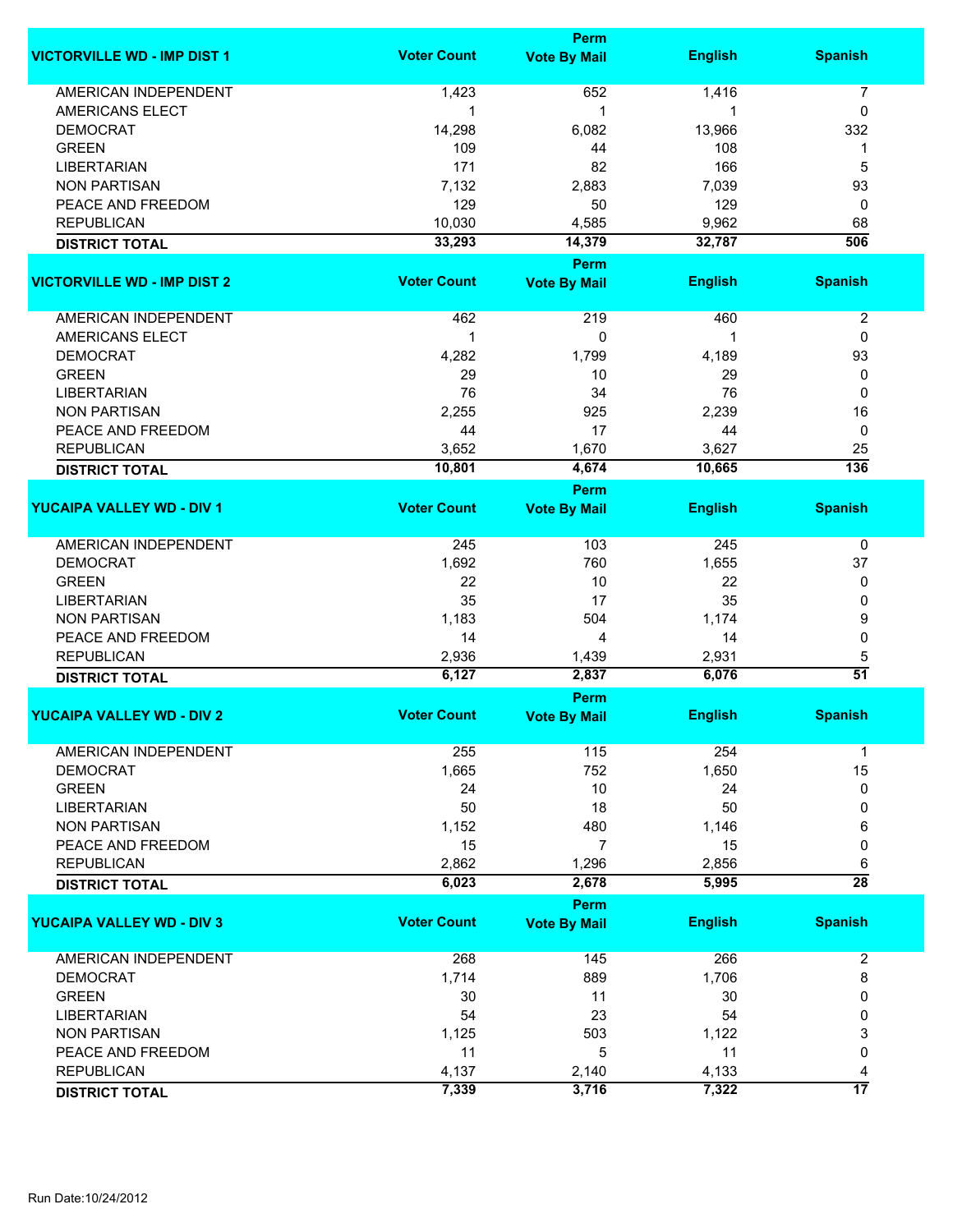| VICTORVILLE WD - IMP DIST 1 | Voter Count | Perm Vote By Mail | English | Spanish |
|---|---|---|---|---|
| AMERICAN INDEPENDENT | 1,423 | 652 | 1,416 | 7 |
| AMERICANS ELECT | 1 | 1 | 1 | 0 |
| DEMOCRAT | 14,298 | 6,082 | 13,966 | 332 |
| GREEN | 109 | 44 | 108 | 1 |
| LIBERTARIAN | 171 | 82 | 166 | 5 |
| NON PARTISAN | 7,132 | 2,883 | 7,039 | 93 |
| PEACE AND FREEDOM | 129 | 50 | 129 | 0 |
| REPUBLICAN | 10,030 | 4,585 | 9,962 | 68 |
| **DISTRICT TOTAL** | **33,293** | **14,379** | **32,787** | **506** |

| VICTORVILLE WD - IMP DIST 2 | Voter Count | Perm Vote By Mail | English | Spanish |
|---|---|---|---|---|
| AMERICAN INDEPENDENT | 462 | 219 | 460 | 2 |
| AMERICANS ELECT | 1 | 0 | 1 | 0 |
| DEMOCRAT | 4,282 | 1,799 | 4,189 | 93 |
| GREEN | 29 | 10 | 29 | 0 |
| LIBERTARIAN | 76 | 34 | 76 | 0 |
| NON PARTISAN | 2,255 | 925 | 2,239 | 16 |
| PEACE AND FREEDOM | 44 | 17 | 44 | 0 |
| REPUBLICAN | 3,652 | 1,670 | 3,627 | 25 |
| **DISTRICT TOTAL** | **10,801** | **4,674** | **10,665** | **136** |

| YUCAIPA VALLEY WD - DIV 1 | Voter Count | Perm Vote By Mail | English | Spanish |
|---|---|---|---|---|
| AMERICAN INDEPENDENT | 245 | 103 | 245 | 0 |
| DEMOCRAT | 1,692 | 760 | 1,655 | 37 |
| GREEN | 22 | 10 | 22 | 0 |
| LIBERTARIAN | 35 | 17 | 35 | 0 |
| NON PARTISAN | 1,183 | 504 | 1,174 | 9 |
| PEACE AND FREEDOM | 14 | 4 | 14 | 0 |
| REPUBLICAN | 2,936 | 1,439 | 2,931 | 5 |
| **DISTRICT TOTAL** | **6,127** | **2,837** | **6,076** | **51** |

| YUCAIPA VALLEY WD - DIV 2 | Voter Count | Perm Vote By Mail | English | Spanish |
|---|---|---|---|---|
| AMERICAN INDEPENDENT | 255 | 115 | 254 | 1 |
| DEMOCRAT | 1,665 | 752 | 1,650 | 15 |
| GREEN | 24 | 10 | 24 | 0 |
| LIBERTARIAN | 50 | 18 | 50 | 0 |
| NON PARTISAN | 1,152 | 480 | 1,146 | 6 |
| PEACE AND FREEDOM | 15 | 7 | 15 | 0 |
| REPUBLICAN | 2,862 | 1,296 | 2,856 | 6 |
| **DISTRICT TOTAL** | **6,023** | **2,678** | **5,995** | **28** |

| YUCAIPA VALLEY WD - DIV 3 | Voter Count | Perm Vote By Mail | English | Spanish |
|---|---|---|---|---|
| AMERICAN INDEPENDENT | 268 | 145 | 266 | 2 |
| DEMOCRAT | 1,714 | 889 | 1,706 | 8 |
| GREEN | 30 | 11 | 30 | 0 |
| LIBERTARIAN | 54 | 23 | 54 | 0 |
| NON PARTISAN | 1,125 | 503 | 1,122 | 3 |
| PEACE AND FREEDOM | 11 | 5 | 11 | 0 |
| REPUBLICAN | 4,137 | 2,140 | 4,133 | 4 |
| **DISTRICT TOTAL** | **7,339** | **3,716** | **7,322** | **17** |

Run Date:10/24/2012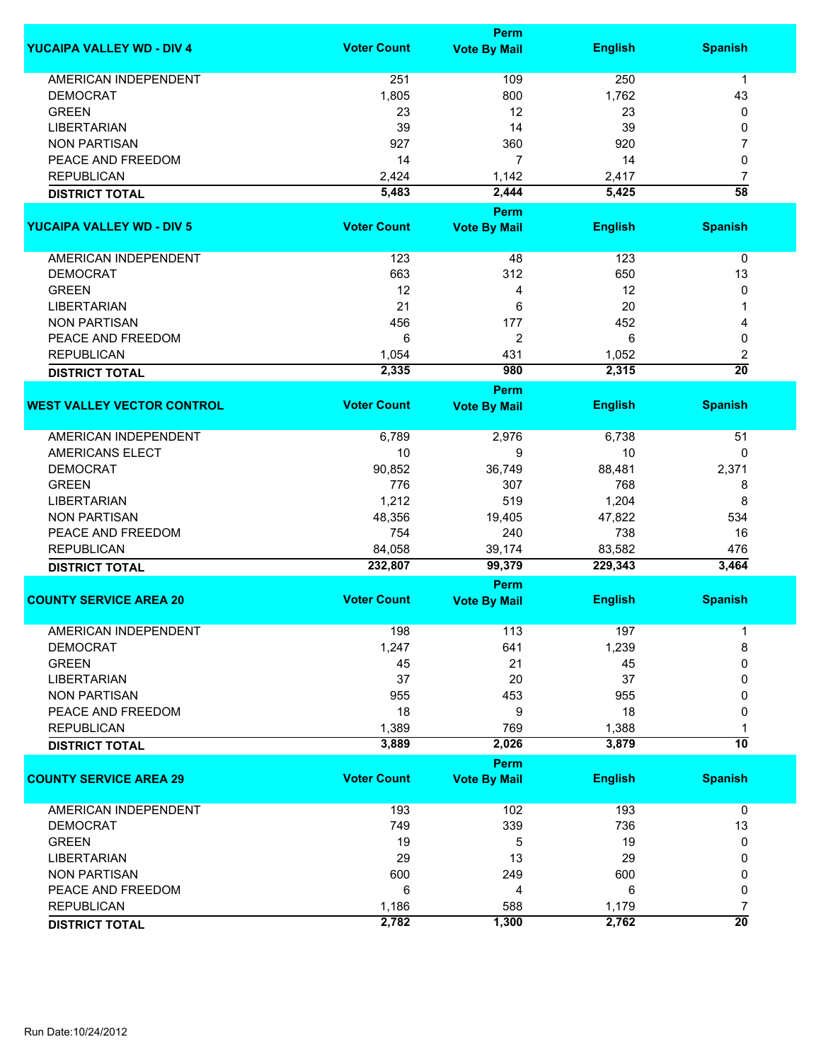| YUCAIPA VALLEY WD - DIV 4 | Voter Count | Perm Vote By Mail | English | Spanish |
|---|---|---|---|---|
| AMERICAN INDEPENDENT | 251 | 109 | 250 | 1 |
| DEMOCRAT | 1,805 | 800 | 1,762 | 43 |
| GREEN | 23 | 12 | 23 | 0 |
| LIBERTARIAN | 39 | 14 | 39 | 0 |
| NON PARTISAN | 927 | 360 | 920 | 7 |
| PEACE AND FREEDOM | 14 | 7 | 14 | 0 |
| REPUBLICAN | 2,424 | 1,142 | 2,417 | 7 |
| **DISTRICT TOTAL** | **5,483** | **2,444** | **5,425** | **58** |

| YUCAIPA VALLEY WD - DIV 5 | Voter Count | Perm Vote By Mail | English | Spanish |
|---|---|---|---|---|
| AMERICAN INDEPENDENT | 123 | 48 | 123 | 0 |
| DEMOCRAT | 663 | 312 | 650 | 13 |
| GREEN | 12 | 4 | 12 | 0 |
| LIBERTARIAN | 21 | 6 | 20 | 1 |
| NON PARTISAN | 456 | 177 | 452 | 4 |
| PEACE AND FREEDOM | 6 | 2 | 6 | 0 |
| REPUBLICAN | 1,054 | 431 | 1,052 | 2 |
| **DISTRICT TOTAL** | **2,335** | **980** | **2,315** | **20** |

| WEST VALLEY VECTOR CONTROL | Voter Count | Perm Vote By Mail | English | Spanish |
|---|---|---|---|---|
| AMERICAN INDEPENDENT | 6,789 | 2,976 | 6,738 | 51 |
| AMERICANS ELECT | 10 | 9 | 10 | 0 |
| DEMOCRAT | 90,852 | 36,749 | 88,481 | 2,371 |
| GREEN | 776 | 307 | 768 | 8 |
| LIBERTARIAN | 1,212 | 519 | 1,204 | 8 |
| NON PARTISAN | 48,356 | 19,405 | 47,822 | 534 |
| PEACE AND FREEDOM | 754 | 240 | 738 | 16 |
| REPUBLICAN | 84,058 | 39,174 | 83,582 | 476 |
| **DISTRICT TOTAL** | **232,807** | **99,379** | **229,343** | **3,464** |

| COUNTY SERVICE AREA 20 | Voter Count | Perm Vote By Mail | English | Spanish |
|---|---|---|---|---|
| AMERICAN INDEPENDENT | 198 | 113 | 197 | 1 |
| DEMOCRAT | 1,247 | 641 | 1,239 | 8 |
| GREEN | 45 | 21 | 45 | 0 |
| LIBERTARIAN | 37 | 20 | 37 | 0 |
| NON PARTISAN | 955 | 453 | 955 | 0 |
| PEACE AND FREEDOM | 18 | 9 | 18 | 0 |
| REPUBLICAN | 1,389 | 769 | 1,388 | 1 |
| **DISTRICT TOTAL** | **3,889** | **2,026** | **3,879** | **10** |

| COUNTY SERVICE AREA 29 | Voter Count | Perm Vote By Mail | English | Spanish |
|---|---|---|---|---|
| AMERICAN INDEPENDENT | 193 | 102 | 193 | 0 |
| DEMOCRAT | 749 | 339 | 736 | 13 |
| GREEN | 19 | 5 | 19 | 0 |
| LIBERTARIAN | 29 | 13 | 29 | 0 |
| NON PARTISAN | 600 | 249 | 600 | 0 |
| PEACE AND FREEDOM | 6 | 4 | 6 | 0 |
| REPUBLICAN | 1,186 | 588 | 1,179 | 7 |
| **DISTRICT TOTAL** | **2,782** | **1,300** | **2,762** | **20** |

Run Date:10/24/2012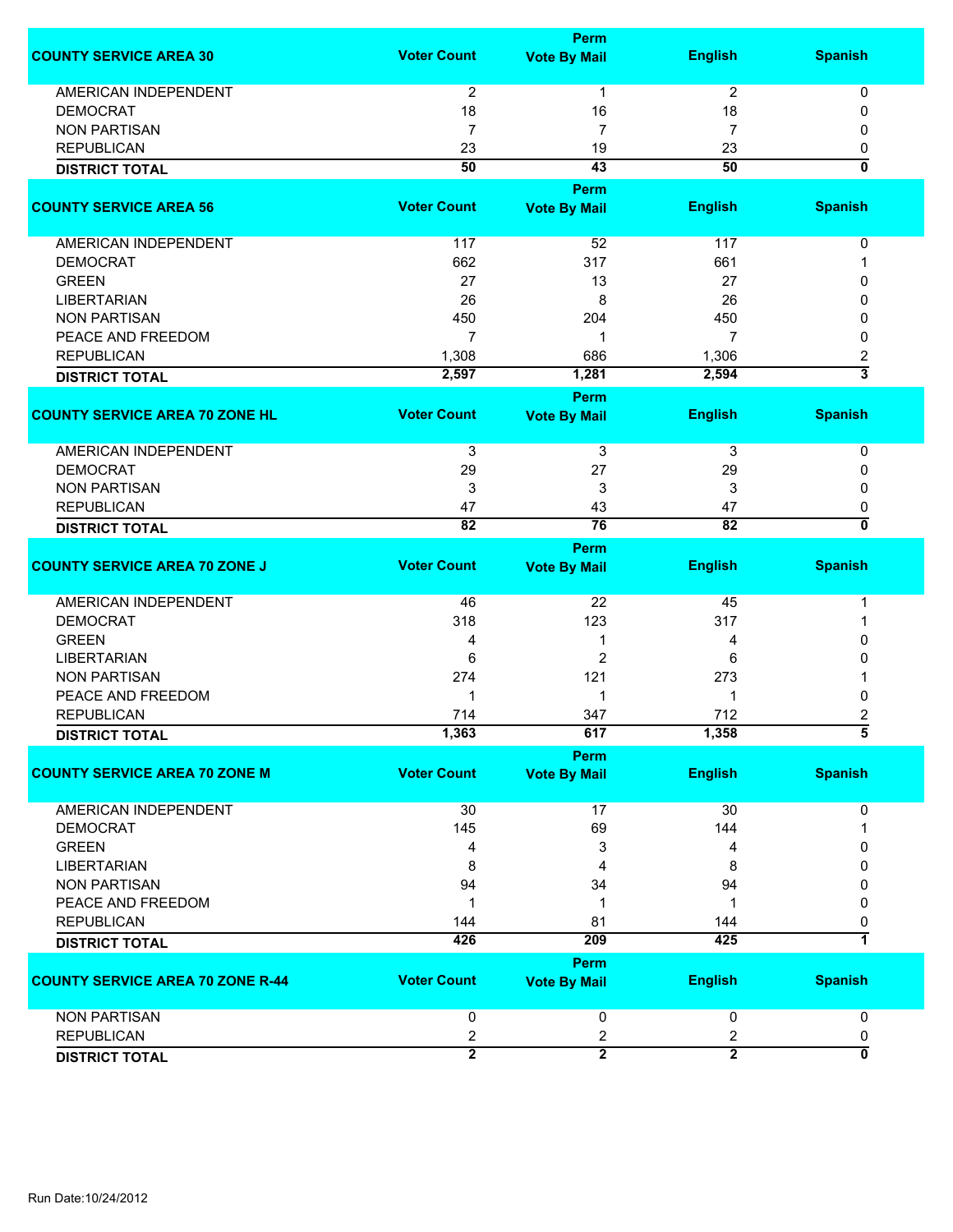| COUNTY SERVICE AREA 30 | Voter Count | Perm Vote By Mail | English | Spanish |
|---|---|---|---|---|
| AMERICAN INDEPENDENT | 2 | 1 | 2 | 0 |
| DEMOCRAT | 18 | 16 | 18 | 0 |
| NON PARTISAN | 7 | 7 | 7 | 0 |
| REPUBLICAN | 23 | 19 | 23 | 0 |
| **DISTRICT TOTAL** | **50** | **43** | **50** | **0** |

| COUNTY SERVICE AREA 56 | Voter Count | Perm Vote By Mail | English | Spanish |
|---|---|---|---|---|
| AMERICAN INDEPENDENT | 117 | 52 | 117 | 0 |
| DEMOCRAT | 662 | 317 | 661 | 1 |
| GREEN | 27 | 13 | 27 | 0 |
| LIBERTARIAN | 26 | 8 | 26 | 0 |
| NON PARTISAN | 450 | 204 | 450 | 0 |
| PEACE AND FREEDOM | 7 | 1 | 7 | 0 |
| REPUBLICAN | 1,308 | 686 | 1,306 | 2 |
| **DISTRICT TOTAL** | **2,597** | **1,281** | **2,594** | **3** |

| COUNTY SERVICE AREA 70 ZONE HL | Voter Count | Perm Vote By Mail | English | Spanish |
|---|---|---|---|---|
| AMERICAN INDEPENDENT | 3 | 3 | 3 | 0 |
| DEMOCRAT | 29 | 27 | 29 | 0 |
| NON PARTISAN | 3 | 3 | 3 | 0 |
| REPUBLICAN | 47 | 43 | 47 | 0 |
| **DISTRICT TOTAL** | **82** | **76** | **82** | **0** |

| COUNTY SERVICE AREA 70 ZONE J | Voter Count | Perm Vote By Mail | English | Spanish |
|---|---|---|---|---|
| AMERICAN INDEPENDENT | 46 | 22 | 45 | 1 |
| DEMOCRAT | 318 | 123 | 317 | 1 |
| GREEN | 4 | 1 | 4 | 0 |
| LIBERTARIAN | 6 | 2 | 6 | 0 |
| NON PARTISAN | 274 | 121 | 273 | 1 |
| PEACE AND FREEDOM | 1 | 1 | 1 | 0 |
| REPUBLICAN | 714 | 347 | 712 | 2 |
| **DISTRICT TOTAL** | **1,363** | **617** | **1,358** | **5** |

| COUNTY SERVICE AREA 70 ZONE M | Voter Count | Perm Vote By Mail | English | Spanish |
|---|---|---|---|---|
| AMERICAN INDEPENDENT | 30 | 17 | 30 | 0 |
| DEMOCRAT | 145 | 69 | 144 | 1 |
| GREEN | 4 | 3 | 4 | 0 |
| LIBERTARIAN | 8 | 4 | 8 | 0 |
| NON PARTISAN | 94 | 34 | 94 | 0 |
| PEACE AND FREEDOM | 1 | 1 | 1 | 0 |
| REPUBLICAN | 144 | 81 | 144 | 0 |
| **DISTRICT TOTAL** | **426** | **209** | **425** | **1** |

| COUNTY SERVICE AREA 70 ZONE R-44 | Voter Count | Perm Vote By Mail | English | Spanish |
|---|---|---|---|---|
| NON PARTISAN | 0 | 0 | 0 | 0 |
| REPUBLICAN | 2 | 2 | 2 | 0 |
| **DISTRICT TOTAL** | **2** | **2** | **2** | **0** |

Run Date:10/24/2012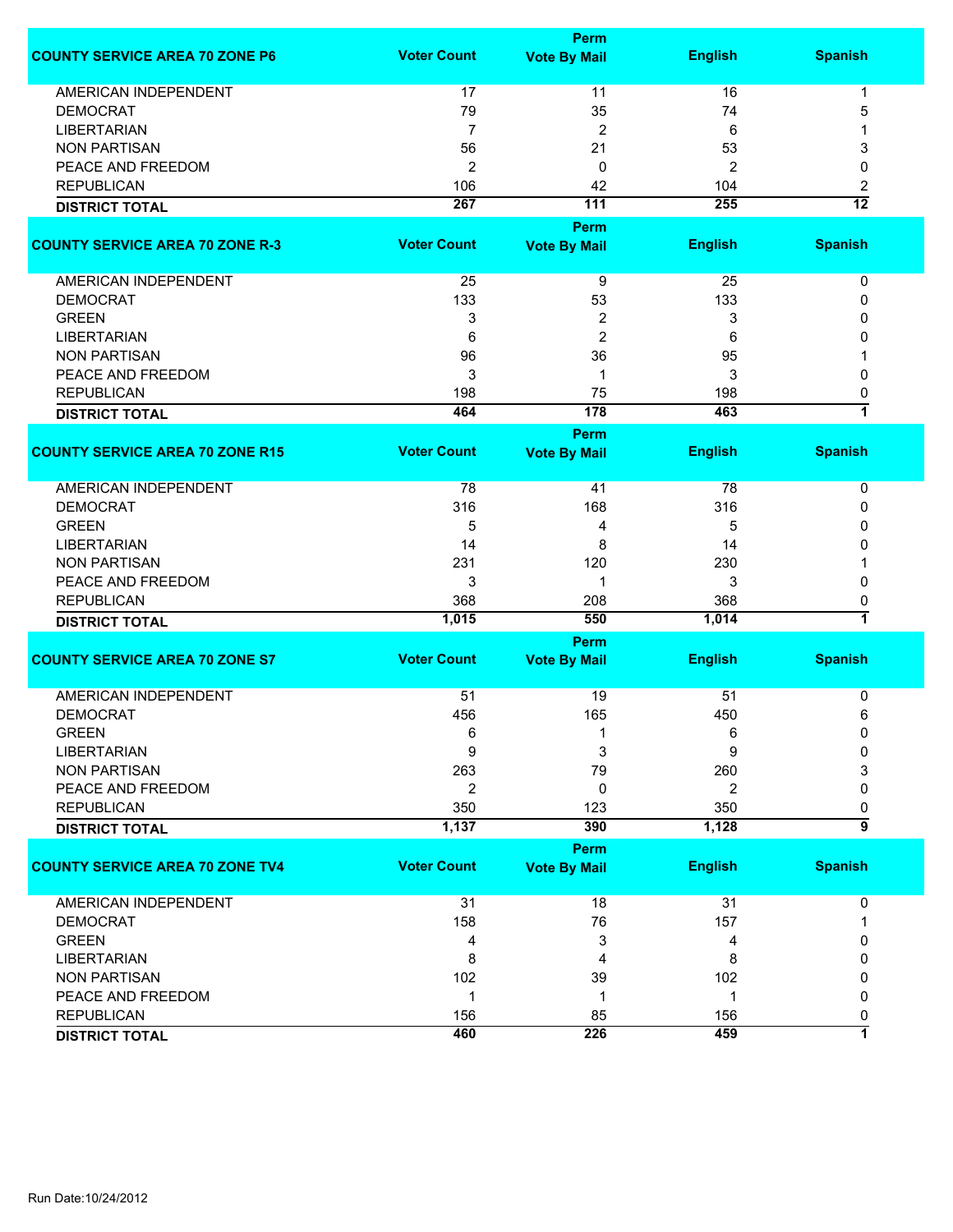| COUNTY SERVICE AREA 70 ZONE P6 | Voter Count | Perm Vote By Mail | English | Spanish |
|---|---|---|---|---|
| AMERICAN INDEPENDENT | 17 | 11 | 16 | 1 |
| DEMOCRAT | 79 | 35 | 74 | 5 |
| LIBERTARIAN | 7 | 2 | 6 | 1 |
| NON PARTISAN | 56 | 21 | 53 | 3 |
| PEACE AND FREEDOM | 2 | 0 | 2 | 0 |
| REPUBLICAN | 106 | 42 | 104 | 2 |
| **DISTRICT TOTAL** | **267** | **111** | **255** | **12** |

| COUNTY SERVICE AREA 70 ZONE R-3 | Voter Count | Perm Vote By Mail | English | Spanish |
|---|---|---|---|---|
| AMERICAN INDEPENDENT | 25 | 9 | 25 | 0 |
| DEMOCRAT | 133 | 53 | 133 | 0 |
| GREEN | 3 | 2 | 3 | 0 |
| LIBERTARIAN | 6 | 2 | 6 | 0 |
| NON PARTISAN | 96 | 36 | 95 | 1 |
| PEACE AND FREEDOM | 3 | 1 | 3 | 0 |
| REPUBLICAN | 198 | 75 | 198 | 0 |
| **DISTRICT TOTAL** | **464** | **178** | **463** | **1** |

| COUNTY SERVICE AREA 70 ZONE R15 | Voter Count | Perm Vote By Mail | English | Spanish |
|---|---|---|---|---|
| AMERICAN INDEPENDENT | 78 | 41 | 78 | 0 |
| DEMOCRAT | 316 | 168 | 316 | 0 |
| GREEN | 5 | 4 | 5 | 0 |
| LIBERTARIAN | 14 | 8 | 14 | 0 |
| NON PARTISAN | 231 | 120 | 230 | 1 |
| PEACE AND FREEDOM | 3 | 1 | 3 | 0 |
| REPUBLICAN | 368 | 208 | 368 | 0 |
| **DISTRICT TOTAL** | **1,015** | **550** | **1,014** | **1** |

| COUNTY SERVICE AREA 70 ZONE S7 | Voter Count | Perm Vote By Mail | English | Spanish |
|---|---|---|---|---|
| AMERICAN INDEPENDENT | 51 | 19 | 51 | 0 |
| DEMOCRAT | 456 | 165 | 450 | 6 |
| GREEN | 6 | 1 | 6 | 0 |
| LIBERTARIAN | 9 | 3 | 9 | 0 |
| NON PARTISAN | 263 | 79 | 260 | 3 |
| PEACE AND FREEDOM | 2 | 0 | 2 | 0 |
| REPUBLICAN | 350 | 123 | 350 | 0 |
| **DISTRICT TOTAL** | **1,137** | **390** | **1,128** | **9** |

| COUNTY SERVICE AREA 70 ZONE TV4 | Voter Count | Perm Vote By Mail | English | Spanish |
|---|---|---|---|---|
| AMERICAN INDEPENDENT | 31 | 18 | 31 | 0 |
| DEMOCRAT | 158 | 76 | 157 | 1 |
| GREEN | 4 | 3 | 4 | 0 |
| LIBERTARIAN | 8 | 4 | 8 | 0 |
| NON PARTISAN | 102 | 39 | 102 | 0 |
| PEACE AND FREEDOM | 1 | 1 | 1 | 0 |
| REPUBLICAN | 156 | 85 | 156 | 0 |
| **DISTRICT TOTAL** | **460** | **226** | **459** | **1** |

Run Date:10/24/2012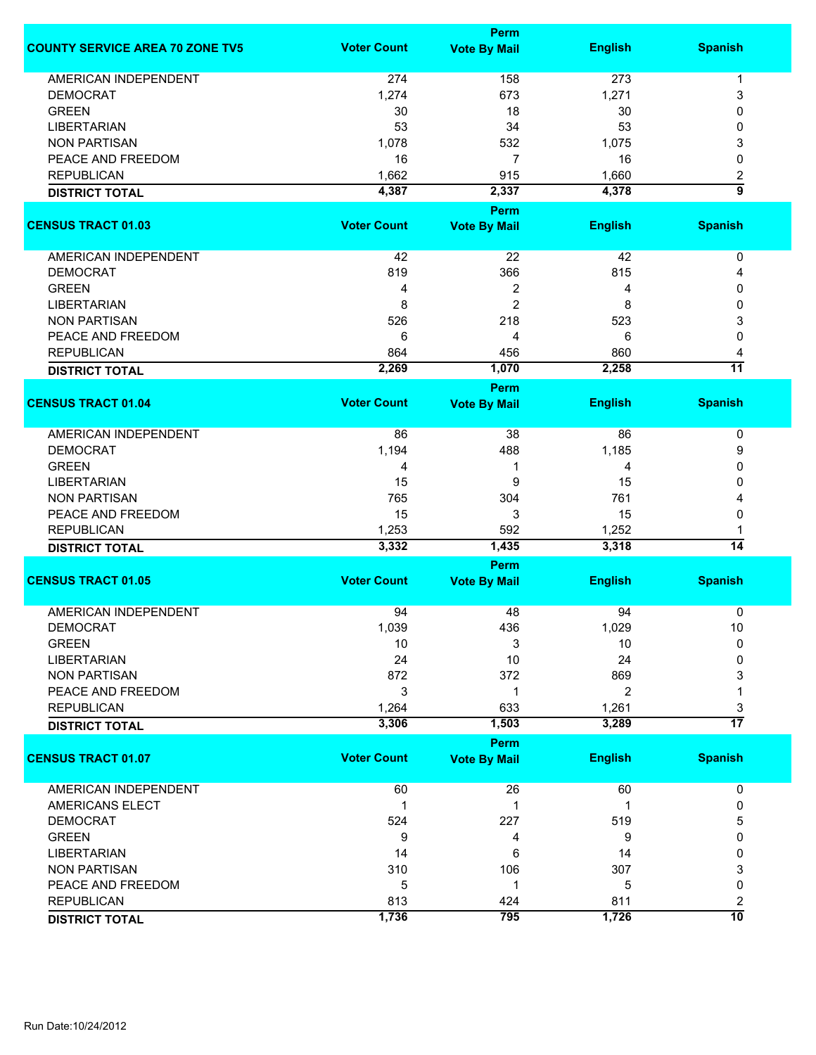| COUNTY SERVICE AREA 70 ZONE TV5 | Voter Count | Perm Vote By Mail | English | Spanish |
|---|---|---|---|---|
| AMERICAN INDEPENDENT | 274 | 158 | 273 | 1 |
| DEMOCRAT | 1,274 | 673 | 1,271 | 3 |
| GREEN | 30 | 18 | 30 | 0 |
| LIBERTARIAN | 53 | 34 | 53 | 0 |
| NON PARTISAN | 1,078 | 532 | 1,075 | 3 |
| PEACE AND FREEDOM | 16 | 7 | 16 | 0 |
| REPUBLICAN | 1,662 | 915 | 1,660 | 2 |
| **DISTRICT TOTAL** | **4,387** | **2,337** | **4,378** | **9** |

| CENSUS TRACT 01.03 | Voter Count | Perm Vote By Mail | English | Spanish |
|---|---|---|---|---|
| AMERICAN INDEPENDENT | 42 | 22 | 42 | 0 |
| DEMOCRAT | 819 | 366 | 815 | 4 |
| GREEN | 4 | 2 | 4 | 0 |
| LIBERTARIAN | 8 | 2 | 8 | 0 |
| NON PARTISAN | 526 | 218 | 523 | 3 |
| PEACE AND FREEDOM | 6 | 4 | 6 | 0 |
| REPUBLICAN | 864 | 456 | 860 | 4 |
| **DISTRICT TOTAL** | **2,269** | **1,070** | **2,258** | **11** |

| CENSUS TRACT 01.04 | Voter Count | Perm Vote By Mail | English | Spanish |
|---|---|---|---|---|
| AMERICAN INDEPENDENT | 86 | 38 | 86 | 0 |
| DEMOCRAT | 1,194 | 488 | 1,185 | 9 |
| GREEN | 4 | 1 | 4 | 0 |
| LIBERTARIAN | 15 | 9 | 15 | 0 |
| NON PARTISAN | 765 | 304 | 761 | 4 |
| PEACE AND FREEDOM | 15 | 3 | 15 | 0 |
| REPUBLICAN | 1,253 | 592 | 1,252 | 1 |
| **DISTRICT TOTAL** | **3,332** | **1,435** | **3,318** | **14** |

| CENSUS TRACT 01.05 | Voter Count | Perm Vote By Mail | English | Spanish |
|---|---|---|---|---|
| AMERICAN INDEPENDENT | 94 | 48 | 94 | 0 |
| DEMOCRAT | 1,039 | 436 | 1,029 | 10 |
| GREEN | 10 | 3 | 10 | 0 |
| LIBERTARIAN | 24 | 10 | 24 | 0 |
| NON PARTISAN | 872 | 372 | 869 | 3 |
| PEACE AND FREEDOM | 3 | 1 | 2 | 1 |
| REPUBLICAN | 1,264 | 633 | 1,261 | 3 |
| **DISTRICT TOTAL** | **3,306** | **1,503** | **3,289** | **17** |

| CENSUS TRACT 01.07 | Voter Count | Perm Vote By Mail | English | Spanish |
|---|---|---|---|---|
| AMERICAN INDEPENDENT | 60 | 26 | 60 | 0 |
| AMERICANS ELECT | 1 | 1 | 1 | 0 |
| DEMOCRAT | 524 | 227 | 519 | 5 |
| GREEN | 9 | 4 | 9 | 0 |
| LIBERTARIAN | 14 | 6 | 14 | 0 |
| NON PARTISAN | 310 | 106 | 307 | 3 |
| PEACE AND FREEDOM | 5 | 1 | 5 | 0 |
| REPUBLICAN | 813 | 424 | 811 | 2 |
| **DISTRICT TOTAL** | **1,736** | **795** | **1,726** | **10** |

Run Date:10/24/2012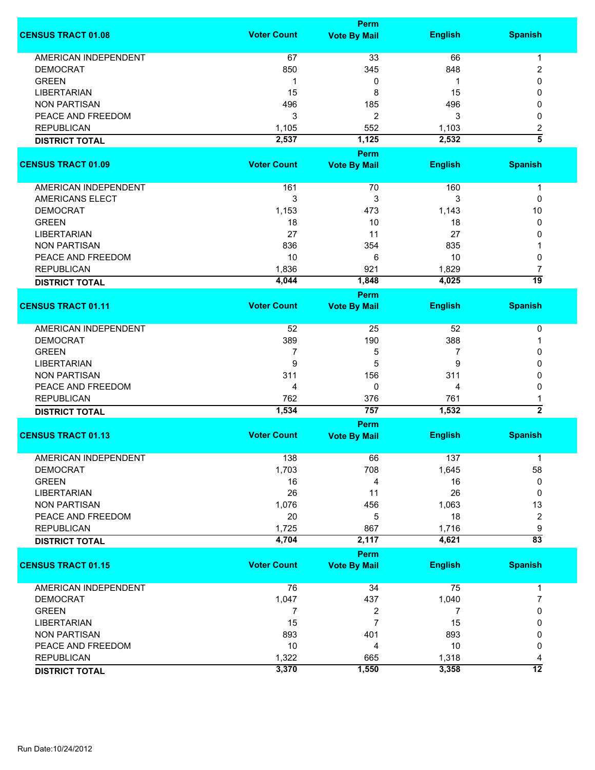| CENSUS TRACT 01.08 | Voter Count | Perm Vote By Mail | English | Spanish |
|---|---|---|---|---|
| AMERICAN INDEPENDENT | 67 | 33 | 66 | 1 |
| DEMOCRAT | 850 | 345 | 848 | 2 |
| GREEN | 1 | 0 | 1 | 0 |
| LIBERTARIAN | 15 | 8 | 15 | 0 |
| NON PARTISAN | 496 | 185 | 496 | 0 |
| PEACE AND FREEDOM | 3 | 2 | 3 | 0 |
| REPUBLICAN | 1,105 | 552 | 1,103 | 2 |
| **DISTRICT TOTAL** | **2,537** | **1,125** | **2,532** | **5** |

| CENSUS TRACT 01.09 | Voter Count | Perm Vote By Mail | English | Spanish |
|---|---|---|---|---|
| AMERICAN INDEPENDENT | 161 | 70 | 160 | 1 |
| AMERICANS ELECT | 3 | 3 | 3 | 0 |
| DEMOCRAT | 1,153 | 473 | 1,143 | 10 |
| GREEN | 18 | 10 | 18 | 0 |
| LIBERTARIAN | 27 | 11 | 27 | 0 |
| NON PARTISAN | 836 | 354 | 835 | 1 |
| PEACE AND FREEDOM | 10 | 6 | 10 | 0 |
| REPUBLICAN | 1,836 | 921 | 1,829 | 7 |
| **DISTRICT TOTAL** | **4,044** | **1,848** | **4,025** | **19** |

| CENSUS TRACT 01.11 | Voter Count | Perm Vote By Mail | English | Spanish |
|---|---|---|---|---|
| AMERICAN INDEPENDENT | 52 | 25 | 52 | 0 |
| DEMOCRAT | 389 | 190 | 388 | 1 |
| GREEN | 7 | 5 | 7 | 0 |
| LIBERTARIAN | 9 | 5 | 9 | 0 |
| NON PARTISAN | 311 | 156 | 311 | 0 |
| PEACE AND FREEDOM | 4 | 0 | 4 | 0 |
| REPUBLICAN | 762 | 376 | 761 | 1 |
| **DISTRICT TOTAL** | **1,534** | **757** | **1,532** | **2** |

| CENSUS TRACT 01.13 | Voter Count | Perm Vote By Mail | English | Spanish |
|---|---|---|---|---|
| AMERICAN INDEPENDENT | 138 | 66 | 137 | 1 |
| DEMOCRAT | 1,703 | 708 | 1,645 | 58 |
| GREEN | 16 | 4 | 16 | 0 |
| LIBERTARIAN | 26 | 11 | 26 | 0 |
| NON PARTISAN | 1,076 | 456 | 1,063 | 13 |
| PEACE AND FREEDOM | 20 | 5 | 18 | 2 |
| REPUBLICAN | 1,725 | 867 | 1,716 | 9 |
| **DISTRICT TOTAL** | **4,704** | **2,117** | **4,621** | **83** |

| CENSUS TRACT 01.15 | Voter Count | Perm Vote By Mail | English | Spanish |
|---|---|---|---|---|
| AMERICAN INDEPENDENT | 76 | 34 | 75 | 1 |
| DEMOCRAT | 1,047 | 437 | 1,040 | 7 |
| GREEN | 7 | 2 | 7 | 0 |
| LIBERTARIAN | 15 | 7 | 15 | 0 |
| NON PARTISAN | 893 | 401 | 893 | 0 |
| PEACE AND FREEDOM | 10 | 4 | 10 | 0 |
| REPUBLICAN | 1,322 | 665 | 1,318 | 4 |
| **DISTRICT TOTAL** | **3,370** | **1,550** | **3,358** | **12** |

Run Date:10/24/2012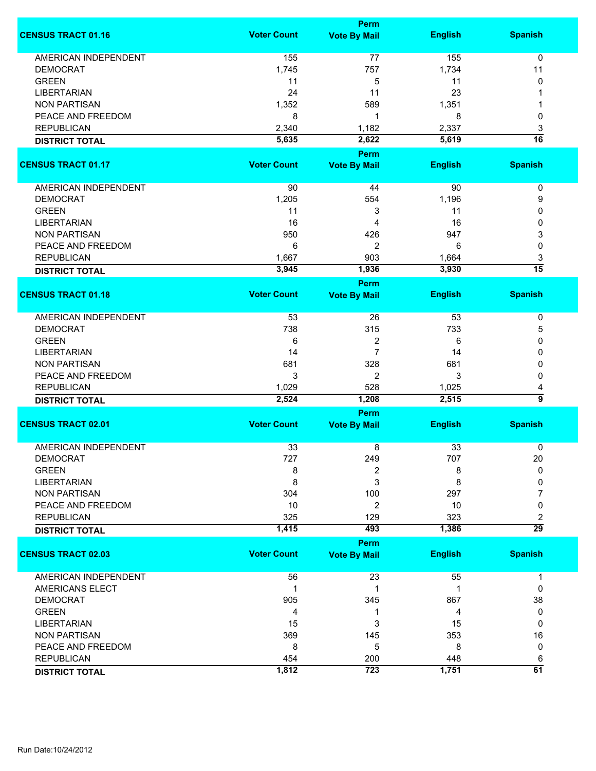| CENSUS TRACT 01.16 | Voter Count | Perm Vote By Mail | English | Spanish |
|---|---|---|---|---|
| AMERICAN INDEPENDENT | 155 | 77 | 155 | 0 |
| DEMOCRAT | 1,745 | 757 | 1,734 | 11 |
| GREEN | 11 | 5 | 11 | 0 |
| LIBERTARIAN | 24 | 11 | 23 | 1 |
| NON PARTISAN | 1,352 | 589 | 1,351 | 1 |
| PEACE AND FREEDOM | 8 | 1 | 8 | 0 |
| REPUBLICAN | 2,340 | 1,182 | 2,337 | 3 |
| **DISTRICT TOTAL** | **5,635** | **2,622** | **5,619** | **16** |

| CENSUS TRACT 01.17 | Voter Count | Perm Vote By Mail | English | Spanish |
|---|---|---|---|---|
| AMERICAN INDEPENDENT | 90 | 44 | 90 | 0 |
| DEMOCRAT | 1,205 | 554 | 1,196 | 9 |
| GREEN | 11 | 3 | 11 | 0 |
| LIBERTARIAN | 16 | 4 | 16 | 0 |
| NON PARTISAN | 950 | 426 | 947 | 3 |
| PEACE AND FREEDOM | 6 | 2 | 6 | 0 |
| REPUBLICAN | 1,667 | 903 | 1,664 | 3 |
| **DISTRICT TOTAL** | **3,945** | **1,936** | **3,930** | **15** |

| CENSUS TRACT 01.18 | Voter Count | Perm Vote By Mail | English | Spanish |
|---|---|---|---|---|
| AMERICAN INDEPENDENT | 53 | 26 | 53 | 0 |
| DEMOCRAT | 738 | 315 | 733 | 5 |
| GREEN | 6 | 2 | 6 | 0 |
| LIBERTARIAN | 14 | 7 | 14 | 0 |
| NON PARTISAN | 681 | 328 | 681 | 0 |
| PEACE AND FREEDOM | 3 | 2 | 3 | 0 |
| REPUBLICAN | 1,029 | 528 | 1,025 | 4 |
| **DISTRICT TOTAL** | **2,524** | **1,208** | **2,515** | **9** |

| CENSUS TRACT 02.01 | Voter Count | Perm Vote By Mail | English | Spanish |
|---|---|---|---|---|
| AMERICAN INDEPENDENT | 33 | 8 | 33 | 0 |
| DEMOCRAT | 727 | 249 | 707 | 20 |
| GREEN | 8 | 2 | 8 | 0 |
| LIBERTARIAN | 8 | 3 | 8 | 0 |
| NON PARTISAN | 304 | 100 | 297 | 7 |
| PEACE AND FREEDOM | 10 | 2 | 10 | 0 |
| REPUBLICAN | 325 | 129 | 323 | 2 |
| **DISTRICT TOTAL** | **1,415** | **493** | **1,386** | **29** |

| CENSUS TRACT 02.03 | Voter Count | Perm Vote By Mail | English | Spanish |
|---|---|---|---|---|
| AMERICAN INDEPENDENT | 56 | 23 | 55 | 1 |
| AMERICANS ELECT | 1 | 1 | 1 | 0 |
| DEMOCRAT | 905 | 345 | 867 | 38 |
| GREEN | 4 | 1 | 4 | 0 |
| LIBERTARIAN | 15 | 3 | 15 | 0 |
| NON PARTISAN | 369 | 145 | 353 | 16 |
| PEACE AND FREEDOM | 8 | 5 | 8 | 0 |
| REPUBLICAN | 454 | 200 | 448 | 6 |
| **DISTRICT TOTAL** | **1,812** | **723** | **1,751** | **61** |

Run Date:10/24/2012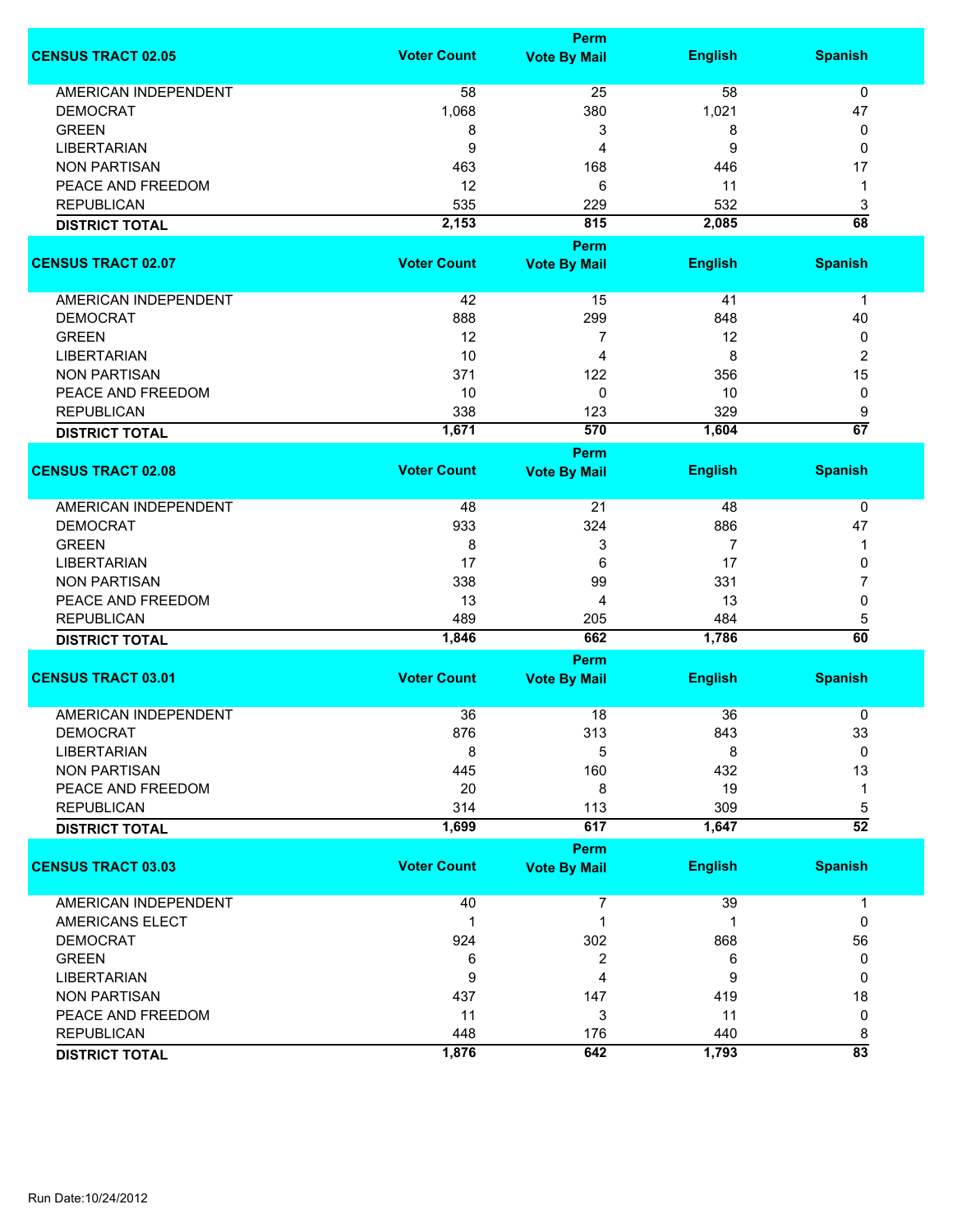| CENSUS TRACT 02.05 | Voter Count | Perm Vote By Mail | English | Spanish |
|---|---|---|---|---|
| AMERICAN INDEPENDENT | 58 | 25 | 58 | 0 |
| DEMOCRAT | 1,068 | 380 | 1,021 | 47 |
| GREEN | 8 | 3 | 8 | 0 |
| LIBERTARIAN | 9 | 4 | 9 | 0 |
| NON PARTISAN | 463 | 168 | 446 | 17 |
| PEACE AND FREEDOM | 12 | 6 | 11 | 1 |
| REPUBLICAN | 535 | 229 | 532 | 3 |
| **DISTRICT TOTAL** | **2,153** | **815** | **2,085** | **68** |

| CENSUS TRACT 02.07 | Voter Count | Perm Vote By Mail | English | Spanish |
|---|---|---|---|---|
| AMERICAN INDEPENDENT | 42 | 15 | 41 | 1 |
| DEMOCRAT | 888 | 299 | 848 | 40 |
| GREEN | 12 | 7 | 12 | 0 |
| LIBERTARIAN | 10 | 4 | 8 | 2 |
| NON PARTISAN | 371 | 122 | 356 | 15 |
| PEACE AND FREEDOM | 10 | 0 | 10 | 0 |
| REPUBLICAN | 338 | 123 | 329 | 9 |
| **DISTRICT TOTAL** | **1,671** | **570** | **1,604** | **67** |

| CENSUS TRACT 02.08 | Voter Count | Perm Vote By Mail | English | Spanish |
|---|---|---|---|---|
| AMERICAN INDEPENDENT | 48 | 21 | 48 | 0 |
| DEMOCRAT | 933 | 324 | 886 | 47 |
| GREEN | 8 | 3 | 7 | 1 |
| LIBERTARIAN | 17 | 6 | 17 | 0 |
| NON PARTISAN | 338 | 99 | 331 | 7 |
| PEACE AND FREEDOM | 13 | 4 | 13 | 0 |
| REPUBLICAN | 489 | 205 | 484 | 5 |
| **DISTRICT TOTAL** | **1,846** | **662** | **1,786** | **60** |

| CENSUS TRACT 03.01 | Voter Count | Perm Vote By Mail | English | Spanish |
|---|---|---|---|---|
| AMERICAN INDEPENDENT | 36 | 18 | 36 | 0 |
| DEMOCRAT | 876 | 313 | 843 | 33 |
| LIBERTARIAN | 8 | 5 | 8 | 0 |
| NON PARTISAN | 445 | 160 | 432 | 13 |
| PEACE AND FREEDOM | 20 | 8 | 19 | 1 |
| REPUBLICAN | 314 | 113 | 309 | 5 |
| **DISTRICT TOTAL** | **1,699** | **617** | **1,647** | **52** |

| CENSUS TRACT 03.03 | Voter Count | Perm Vote By Mail | English | Spanish |
|---|---|---|---|---|
| AMERICAN INDEPENDENT | 40 | 7 | 39 | 1 |
| AMERICANS ELECT | 1 | 1 | 1 | 0 |
| DEMOCRAT | 924 | 302 | 868 | 56 |
| GREEN | 6 | 2 | 6 | 0 |
| LIBERTARIAN | 9 | 4 | 9 | 0 |
| NON PARTISAN | 437 | 147 | 419 | 18 |
| PEACE AND FREEDOM | 11 | 3 | 11 | 0 |
| REPUBLICAN | 448 | 176 | 440 | 8 |
| **DISTRICT TOTAL** | **1,876** | **642** | **1,793** | **83** |

Run Date:10/24/2012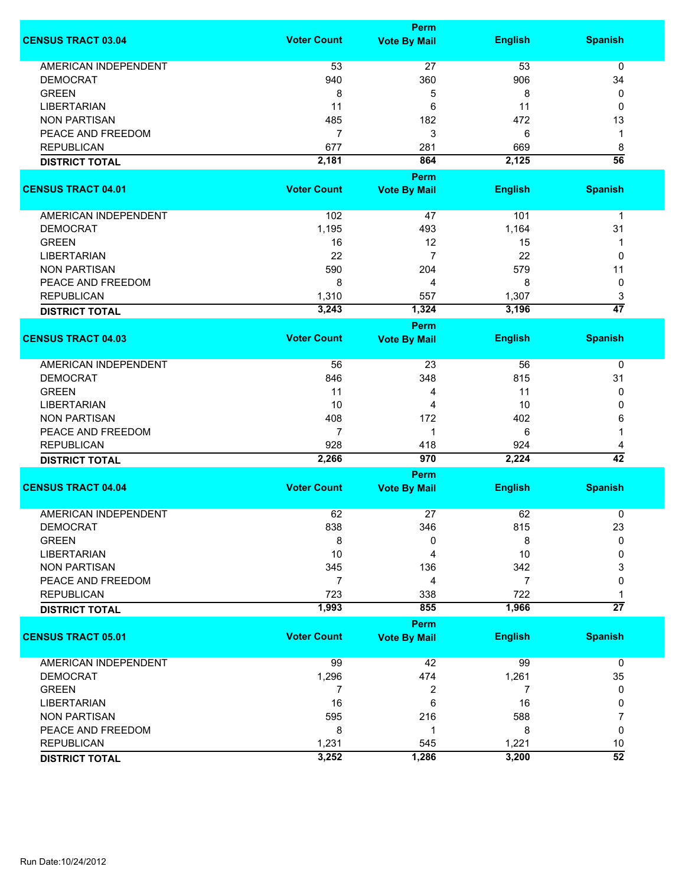| CENSUS TRACT 03.04 | Voter Count | Perm Vote By Mail | English | Spanish |
|---|---|---|---|---|
| AMERICAN INDEPENDENT | 53 | 27 | 53 | 0 |
| DEMOCRAT | 940 | 360 | 906 | 34 |
| GREEN | 8 | 5 | 8 | 0 |
| LIBERTARIAN | 11 | 6 | 11 | 0 |
| NON PARTISAN | 485 | 182 | 472 | 13 |
| PEACE AND FREEDOM | 7 | 3 | 6 | 1 |
| REPUBLICAN | 677 | 281 | 669 | 8 |
| **DISTRICT TOTAL** | **2,181** | **864** | **2,125** | **56** |

| CENSUS TRACT 04.01 | Voter Count | Perm Vote By Mail | English | Spanish |
|---|---|---|---|---|
| AMERICAN INDEPENDENT | 102 | 47 | 101 | 1 |
| DEMOCRAT | 1,195 | 493 | 1,164 | 31 |
| GREEN | 16 | 12 | 15 | 1 |
| LIBERTARIAN | 22 | 7 | 22 | 0 |
| NON PARTISAN | 590 | 204 | 579 | 11 |
| PEACE AND FREEDOM | 8 | 4 | 8 | 0 |
| REPUBLICAN | 1,310 | 557 | 1,307 | 3 |
| **DISTRICT TOTAL** | **3,243** | **1,324** | **3,196** | **47** |

| CENSUS TRACT 04.03 | Voter Count | Perm Vote By Mail | English | Spanish |
|---|---|---|---|---|
| AMERICAN INDEPENDENT | 56 | 23 | 56 | 0 |
| DEMOCRAT | 846 | 348 | 815 | 31 |
| GREEN | 11 | 4 | 11 | 0 |
| LIBERTARIAN | 10 | 4 | 10 | 0 |
| NON PARTISAN | 408 | 172 | 402 | 6 |
| PEACE AND FREEDOM | 7 | 1 | 6 | 1 |
| REPUBLICAN | 928 | 418 | 924 | 4 |
| **DISTRICT TOTAL** | **2,266** | **970** | **2,224** | **42** |

| CENSUS TRACT 04.04 | Voter Count | Perm Vote By Mail | English | Spanish |
|---|---|---|---|---|
| AMERICAN INDEPENDENT | 62 | 27 | 62 | 0 |
| DEMOCRAT | 838 | 346 | 815 | 23 |
| GREEN | 8 | 0 | 8 | 0 |
| LIBERTARIAN | 10 | 4 | 10 | 0 |
| NON PARTISAN | 345 | 136 | 342 | 3 |
| PEACE AND FREEDOM | 7 | 4 | 7 | 0 |
| REPUBLICAN | 723 | 338 | 722 | 1 |
| **DISTRICT TOTAL** | **1,993** | **855** | **1,966** | **27** |

| CENSUS TRACT 05.01 | Voter Count | Perm Vote By Mail | English | Spanish |
|---|---|---|---|---|
| AMERICAN INDEPENDENT | 99 | 42 | 99 | 0 |
| DEMOCRAT | 1,296 | 474 | 1,261 | 35 |
| GREEN | 7 | 2 | 7 | 0 |
| LIBERTARIAN | 16 | 6 | 16 | 0 |
| NON PARTISAN | 595 | 216 | 588 | 7 |
| PEACE AND FREEDOM | 8 | 1 | 8 | 0 |
| REPUBLICAN | 1,231 | 545 | 1,221 | 10 |
| **DISTRICT TOTAL** | **3,252** | **1,286** | **3,200** | **52** |

Run Date:10/24/2012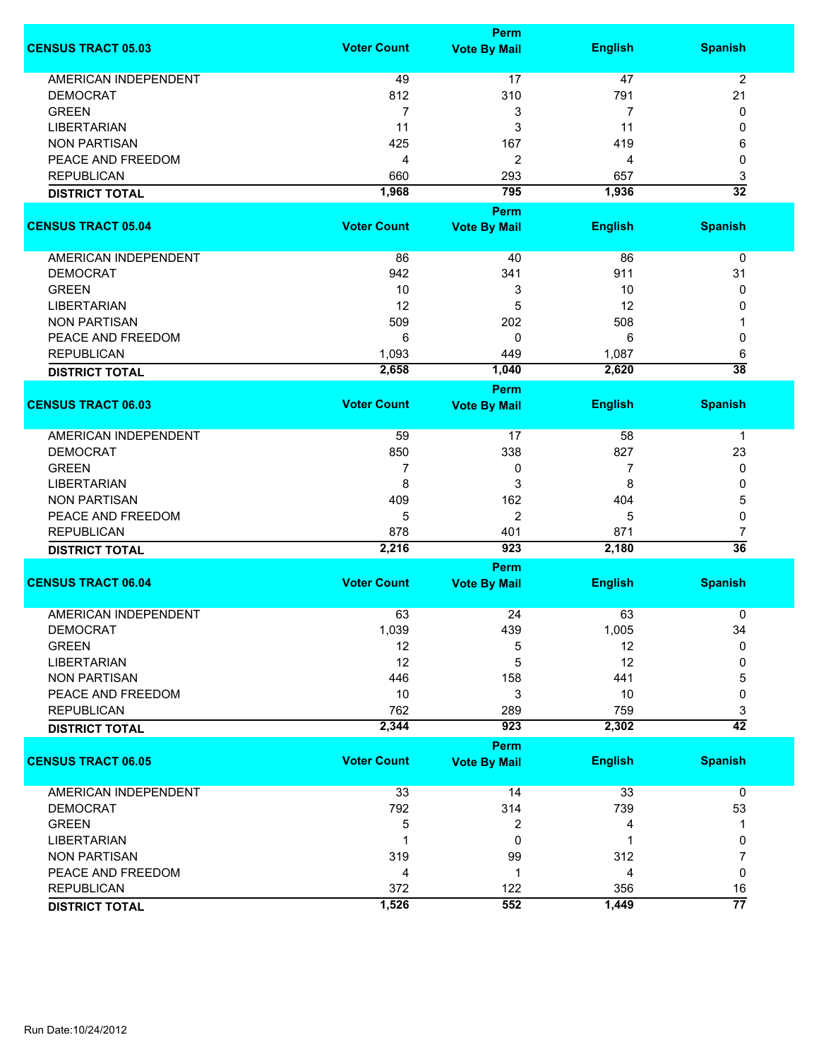| CENSUS TRACT 05.03 | Voter Count | Perm Vote By Mail | English | Spanish |
|---|---|---|---|---|
| AMERICAN INDEPENDENT | 49 | 17 | 47 | 2 |
| DEMOCRAT | 812 | 310 | 791 | 21 |
| GREEN | 7 | 3 | 7 | 0 |
| LIBERTARIAN | 11 | 3 | 11 | 0 |
| NON PARTISAN | 425 | 167 | 419 | 6 |
| PEACE AND FREEDOM | 4 | 2 | 4 | 0 |
| REPUBLICAN | 660 | 293 | 657 | 3 |
| **DISTRICT TOTAL** | **1,968** | **795** | **1,936** | **32** |

| CENSUS TRACT 05.04 | Voter Count | Perm Vote By Mail | English | Spanish |
|---|---|---|---|---|
| AMERICAN INDEPENDENT | 86 | 40 | 86 | 0 |
| DEMOCRAT | 942 | 341 | 911 | 31 |
| GREEN | 10 | 3 | 10 | 0 |
| LIBERTARIAN | 12 | 5 | 12 | 0 |
| NON PARTISAN | 509 | 202 | 508 | 1 |
| PEACE AND FREEDOM | 6 | 0 | 6 | 0 |
| REPUBLICAN | 1,093 | 449 | 1,087 | 6 |
| **DISTRICT TOTAL** | **2,658** | **1,040** | **2,620** | **38** |

| CENSUS TRACT 06.03 | Voter Count | Perm Vote By Mail | English | Spanish |
|---|---|---|---|---|
| AMERICAN INDEPENDENT | 59 | 17 | 58 | 1 |
| DEMOCRAT | 850 | 338 | 827 | 23 |
| GREEN | 7 | 0 | 7 | 0 |
| LIBERTARIAN | 8 | 3 | 8 | 0 |
| NON PARTISAN | 409 | 162 | 404 | 5 |
| PEACE AND FREEDOM | 5 | 2 | 5 | 0 |
| REPUBLICAN | 878 | 401 | 871 | 7 |
| **DISTRICT TOTAL** | **2,216** | **923** | **2,180** | **36** |

| CENSUS TRACT 06.04 | Voter Count | Perm Vote By Mail | English | Spanish |
|---|---|---|---|---|
| AMERICAN INDEPENDENT | 63 | 24 | 63 | 0 |
| DEMOCRAT | 1,039 | 439 | 1,005 | 34 |
| GREEN | 12 | 5 | 12 | 0 |
| LIBERTARIAN | 12 | 5 | 12 | 0 |
| NON PARTISAN | 446 | 158 | 441 | 5 |
| PEACE AND FREEDOM | 10 | 3 | 10 | 0 |
| REPUBLICAN | 762 | 289 | 759 | 3 |
| **DISTRICT TOTAL** | **2,344** | **923** | **2,302** | **42** |

| CENSUS TRACT 06.05 | Voter Count | Perm Vote By Mail | English | Spanish |
|---|---|---|---|---|
| AMERICAN INDEPENDENT | 33 | 14 | 33 | 0 |
| DEMOCRAT | 792 | 314 | 739 | 53 |
| GREEN | 5 | 2 | 4 | 1 |
| LIBERTARIAN | 1 | 0 | 1 | 0 |
| NON PARTISAN | 319 | 99 | 312 | 7 |
| PEACE AND FREEDOM | 4 | 1 | 4 | 0 |
| REPUBLICAN | 372 | 122 | 356 | 16 |
| **DISTRICT TOTAL** | **1,526** | **552** | **1,449** | **77** |

Run Date:10/24/2012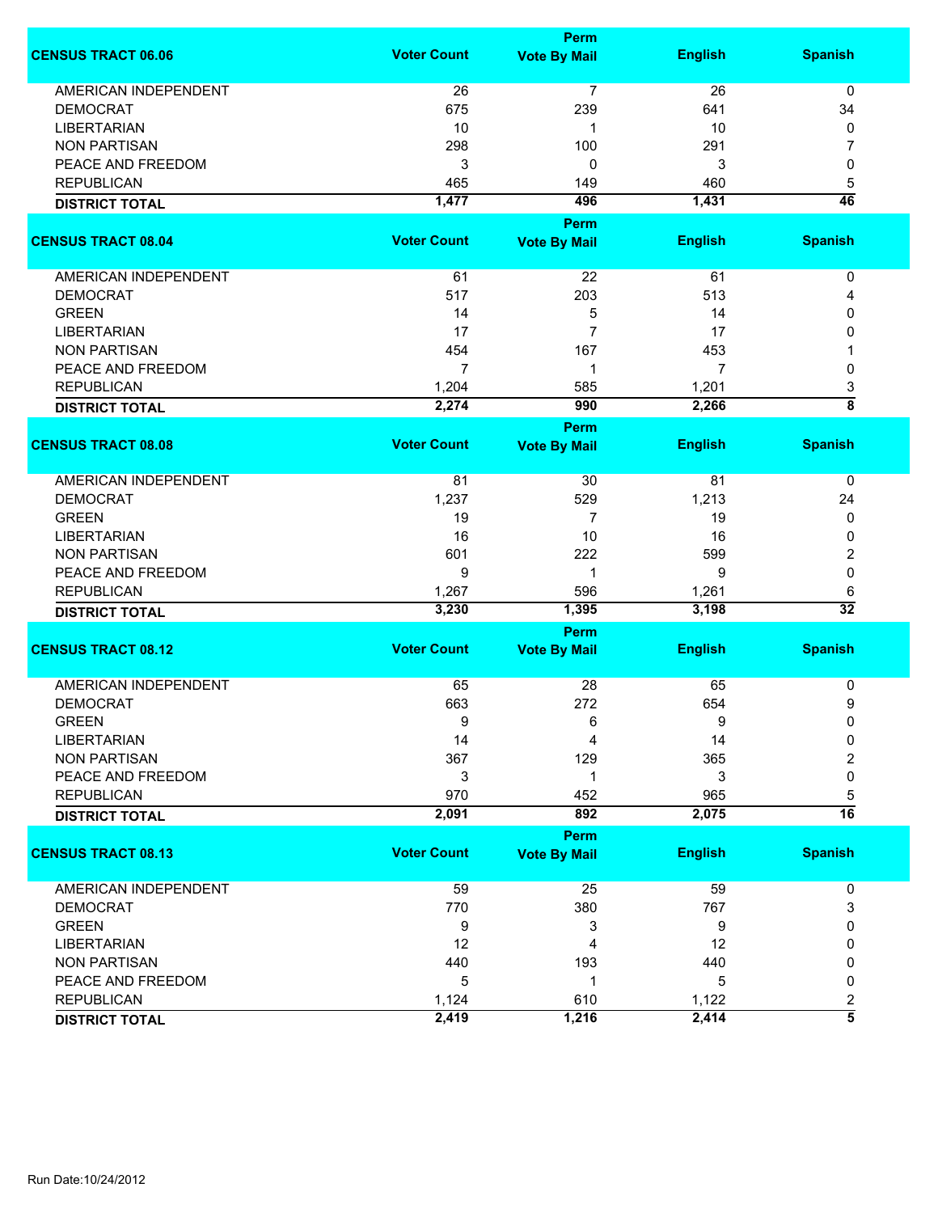| CENSUS TRACT 06.06 | Voter Count | Perm Vote By Mail | English | Spanish |
|---|---|---|---|---|
| AMERICAN INDEPENDENT | 26 | 7 | 26 | 0 |
| DEMOCRAT | 675 | 239 | 641 | 34 |
| LIBERTARIAN | 10 | 1 | 10 | 0 |
| NON PARTISAN | 298 | 100 | 291 | 7 |
| PEACE AND FREEDOM | 3 | 0 | 3 | 0 |
| REPUBLICAN | 465 | 149 | 460 | 5 |
| **DISTRICT TOTAL** | **1,477** | **496** | **1,431** | **46** |

| CENSUS TRACT 08.04 | Voter Count | Perm Vote By Mail | English | Spanish |
|---|---|---|---|---|
| AMERICAN INDEPENDENT | 61 | 22 | 61 | 0 |
| DEMOCRAT | 517 | 203 | 513 | 4 |
| GREEN | 14 | 5 | 14 | 0 |
| LIBERTARIAN | 17 | 7 | 17 | 0 |
| NON PARTISAN | 454 | 167 | 453 | 1 |
| PEACE AND FREEDOM | 7 | 1 | 7 | 0 |
| REPUBLICAN | 1,204 | 585 | 1,201 | 3 |
| **DISTRICT TOTAL** | **2,274** | **990** | **2,266** | **8** |

| CENSUS TRACT 08.08 | Voter Count | Perm Vote By Mail | English | Spanish |
|---|---|---|---|---|
| AMERICAN INDEPENDENT | 81 | 30 | 81 | 0 |
| DEMOCRAT | 1,237 | 529 | 1,213 | 24 |
| GREEN | 19 | 7 | 19 | 0 |
| LIBERTARIAN | 16 | 10 | 16 | 0 |
| NON PARTISAN | 601 | 222 | 599 | 2 |
| PEACE AND FREEDOM | 9 | 1 | 9 | 0 |
| REPUBLICAN | 1,267 | 596 | 1,261 | 6 |
| **DISTRICT TOTAL** | **3,230** | **1,395** | **3,198** | **32** |

| CENSUS TRACT 08.12 | Voter Count | Perm Vote By Mail | English | Spanish |
|---|---|---|---|---|
| AMERICAN INDEPENDENT | 65 | 28 | 65 | 0 |
| DEMOCRAT | 663 | 272 | 654 | 9 |
| GREEN | 9 | 6 | 9 | 0 |
| LIBERTARIAN | 14 | 4 | 14 | 0 |
| NON PARTISAN | 367 | 129 | 365 | 2 |
| PEACE AND FREEDOM | 3 | 1 | 3 | 0 |
| REPUBLICAN | 970 | 452 | 965 | 5 |
| **DISTRICT TOTAL** | **2,091** | **892** | **2,075** | **16** |

| CENSUS TRACT 08.13 | Voter Count | Perm Vote By Mail | English | Spanish |
|---|---|---|---|---|
| AMERICAN INDEPENDENT | 59 | 25 | 59 | 0 |
| DEMOCRAT | 770 | 380 | 767 | 3 |
| GREEN | 9 | 3 | 9 | 0 |
| LIBERTARIAN | 12 | 4 | 12 | 0 |
| NON PARTISAN | 440 | 193 | 440 | 0 |
| PEACE AND FREEDOM | 5 | 1 | 5 | 0 |
| REPUBLICAN | 1,124 | 610 | 1,122 | 2 |
| **DISTRICT TOTAL** | **2,419** | **1,216** | **2,414** | **5** |

Run Date:10/24/2012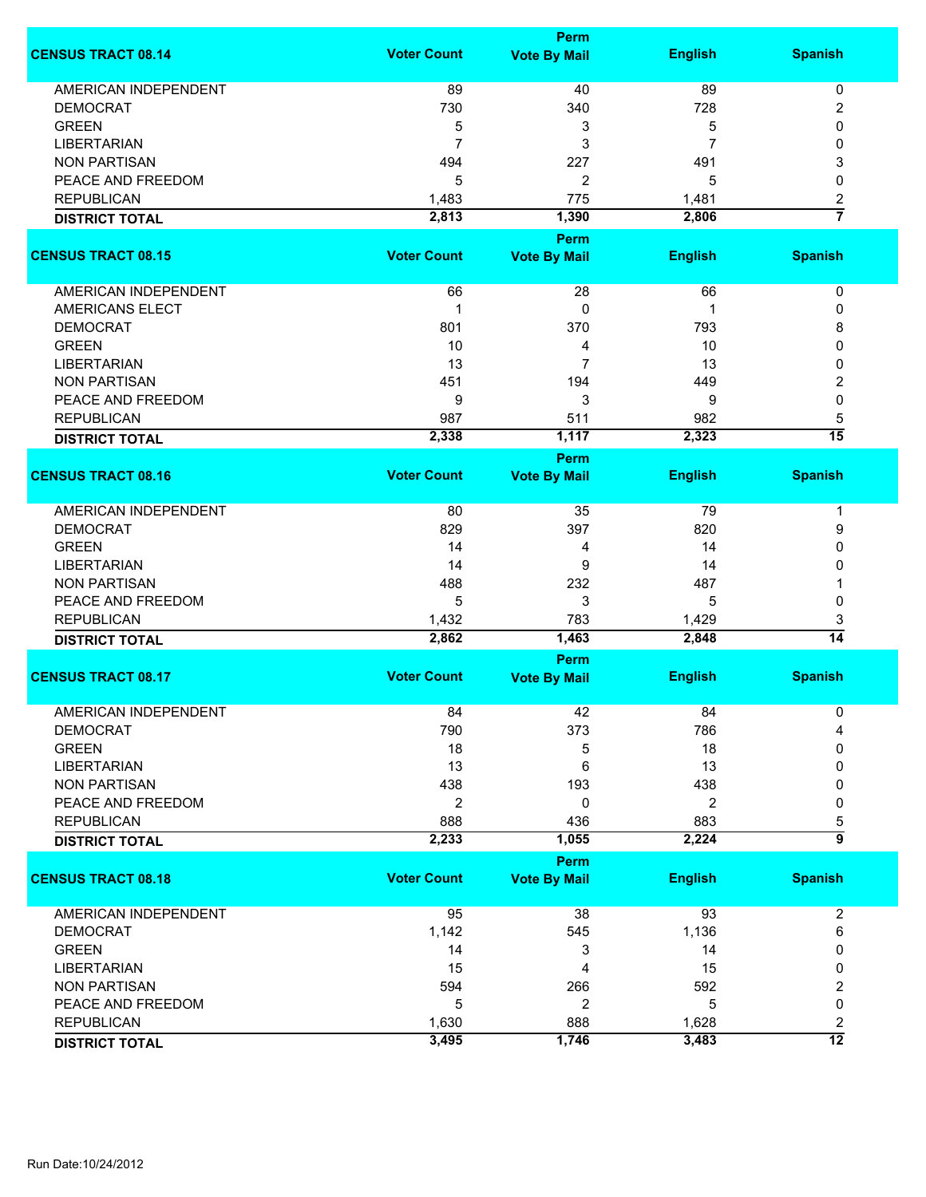| CENSUS TRACT 08.14 | Voter Count | Perm Vote By Mail | English | Spanish |
|---|---|---|---|---|
| AMERICAN INDEPENDENT | 89 | 40 | 89 | 0 |
| DEMOCRAT | 730 | 340 | 728 | 2 |
| GREEN | 5 | 3 | 5 | 0 |
| LIBERTARIAN | 7 | 3 | 7 | 0 |
| NON PARTISAN | 494 | 227 | 491 | 3 |
| PEACE AND FREEDOM | 5 | 2 | 5 | 0 |
| REPUBLICAN | 1,483 | 775 | 1,481 | 2 |
| **DISTRICT TOTAL** | **2,813** | **1,390** | **2,806** | **7** |

| CENSUS TRACT 08.15 | Voter Count | Perm Vote By Mail | English | Spanish |
|---|---|---|---|---|
| AMERICAN INDEPENDENT | 66 | 28 | 66 | 0 |
| AMERICANS ELECT | 1 | 0 | 1 | 0 |
| DEMOCRAT | 801 | 370 | 793 | 8 |
| GREEN | 10 | 4 | 10 | 0 |
| LIBERTARIAN | 13 | 7 | 13 | 0 |
| NON PARTISAN | 451 | 194 | 449 | 2 |
| PEACE AND FREEDOM | 9 | 3 | 9 | 0 |
| REPUBLICAN | 987 | 511 | 982 | 5 |
| **DISTRICT TOTAL** | **2,338** | **1,117** | **2,323** | **15** |

| CENSUS TRACT 08.16 | Voter Count | Perm Vote By Mail | English | Spanish |
|---|---|---|---|---|
| AMERICAN INDEPENDENT | 80 | 35 | 79 | 1 |
| DEMOCRAT | 829 | 397 | 820 | 9 |
| GREEN | 14 | 4 | 14 | 0 |
| LIBERTARIAN | 14 | 9 | 14 | 0 |
| NON PARTISAN | 488 | 232 | 487 | 1 |
| PEACE AND FREEDOM | 5 | 3 | 5 | 0 |
| REPUBLICAN | 1,432 | 783 | 1,429 | 3 |
| **DISTRICT TOTAL** | **2,862** | **1,463** | **2,848** | **14** |

| CENSUS TRACT 08.17 | Voter Count | Perm Vote By Mail | English | Spanish |
|---|---|---|---|---|
| AMERICAN INDEPENDENT | 84 | 42 | 84 | 0 |
| DEMOCRAT | 790 | 373 | 786 | 4 |
| GREEN | 18 | 5 | 18 | 0 |
| LIBERTARIAN | 13 | 6 | 13 | 0 |
| NON PARTISAN | 438 | 193 | 438 | 0 |
| PEACE AND FREEDOM | 2 | 0 | 2 | 0 |
| REPUBLICAN | 888 | 436 | 883 | 5 |
| **DISTRICT TOTAL** | **2,233** | **1,055** | **2,224** | **9** |

| CENSUS TRACT 08.18 | Voter Count | Perm Vote By Mail | English | Spanish |
|---|---|---|---|---|
| AMERICAN INDEPENDENT | 95 | 38 | 93 | 2 |
| DEMOCRAT | 1,142 | 545 | 1,136 | 6 |
| GREEN | 14 | 3 | 14 | 0 |
| LIBERTARIAN | 15 | 4 | 15 | 0 |
| NON PARTISAN | 594 | 266 | 592 | 2 |
| PEACE AND FREEDOM | 5 | 2 | 5 | 0 |
| REPUBLICAN | 1,630 | 888 | 1,628 | 2 |
| **DISTRICT TOTAL** | **3,495** | **1,746** | **3,483** | **12** |

Run Date:10/24/2012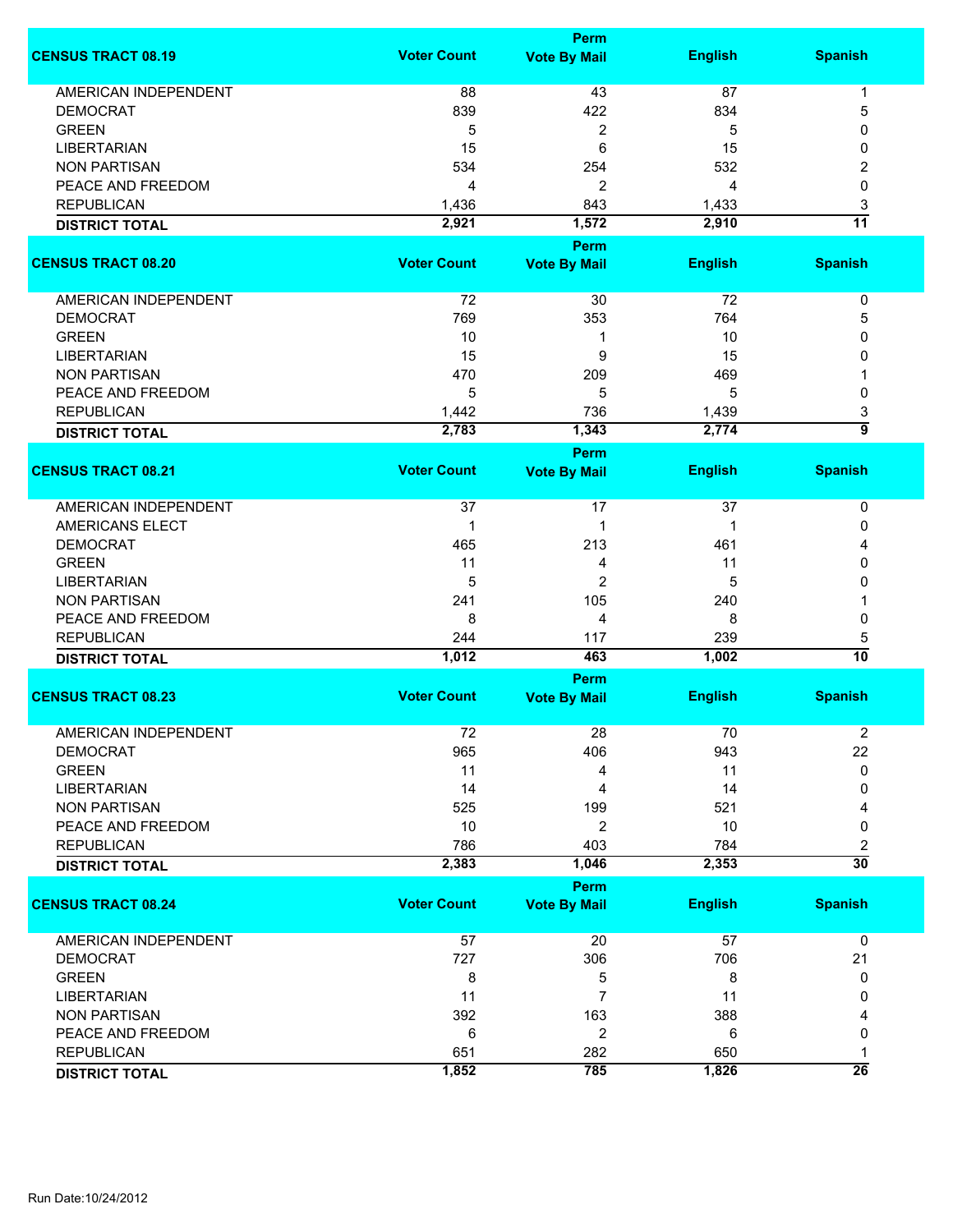| CENSUS TRACT 08.19 | Voter Count | Perm Vote By Mail | English | Spanish |
|---|---|---|---|---|
| AMERICAN INDEPENDENT | 88 | 43 | 87 | 1 |
| DEMOCRAT | 839 | 422 | 834 | 5 |
| GREEN | 5 | 2 | 5 | 0 |
| LIBERTARIAN | 15 | 6 | 15 | 0 |
| NON PARTISAN | 534 | 254 | 532 | 2 |
| PEACE AND FREEDOM | 4 | 2 | 4 | 0 |
| REPUBLICAN | 1,436 | 843 | 1,433 | 3 |
| **DISTRICT TOTAL** | **2,921** | **1,572** | **2,910** | **11** |

| CENSUS TRACT 08.20 | Voter Count | Perm Vote By Mail | English | Spanish |
|---|---|---|---|---|
| AMERICAN INDEPENDENT | 72 | 30 | 72 | 0 |
| DEMOCRAT | 769 | 353 | 764 | 5 |
| GREEN | 10 | 1 | 10 | 0 |
| LIBERTARIAN | 15 | 9 | 15 | 0 |
| NON PARTISAN | 470 | 209 | 469 | 1 |
| PEACE AND FREEDOM | 5 | 5 | 5 | 0 |
| REPUBLICAN | 1,442 | 736 | 1,439 | 3 |
| **DISTRICT TOTAL** | **2,783** | **1,343** | **2,774** | **9** |

| CENSUS TRACT 08.21 | Voter Count | Perm Vote By Mail | English | Spanish |
|---|---|---|---|---|
| AMERICAN INDEPENDENT | 37 | 17 | 37 | 0 |
| AMERICANS ELECT | 1 | 1 | 1 | 0 |
| DEMOCRAT | 465 | 213 | 461 | 4 |
| GREEN | 11 | 4 | 11 | 0 |
| LIBERTARIAN | 5 | 2 | 5 | 0 |
| NON PARTISAN | 241 | 105 | 240 | 1 |
| PEACE AND FREEDOM | 8 | 4 | 8 | 0 |
| REPUBLICAN | 244 | 117 | 239 | 5 |
| **DISTRICT TOTAL** | **1,012** | **463** | **1,002** | **10** |

| CENSUS TRACT 08.23 | Voter Count | Perm Vote By Mail | English | Spanish |
|---|---|---|---|---|
| AMERICAN INDEPENDENT | 72 | 28 | 70 | 2 |
| DEMOCRAT | 965 | 406 | 943 | 22 |
| GREEN | 11 | 4 | 11 | 0 |
| LIBERTARIAN | 14 | 4 | 14 | 0 |
| NON PARTISAN | 525 | 199 | 521 | 4 |
| PEACE AND FREEDOM | 10 | 2 | 10 | 0 |
| REPUBLICAN | 786 | 403 | 784 | 2 |
| **DISTRICT TOTAL** | **2,383** | **1,046** | **2,353** | **30** |

| CENSUS TRACT 08.24 | Voter Count | Perm Vote By Mail | English | Spanish |
|---|---|---|---|---|
| AMERICAN INDEPENDENT | 57 | 20 | 57 | 0 |
| DEMOCRAT | 727 | 306 | 706 | 21 |
| GREEN | 8 | 5 | 8 | 0 |
| LIBERTARIAN | 11 | 7 | 11 | 0 |
| NON PARTISAN | 392 | 163 | 388 | 4 |
| PEACE AND FREEDOM | 6 | 2 | 6 | 0 |
| REPUBLICAN | 651 | 282 | 650 | 1 |
| **DISTRICT TOTAL** | **1,852** | **785** | **1,826** | **26** |

Run Date:10/24/2012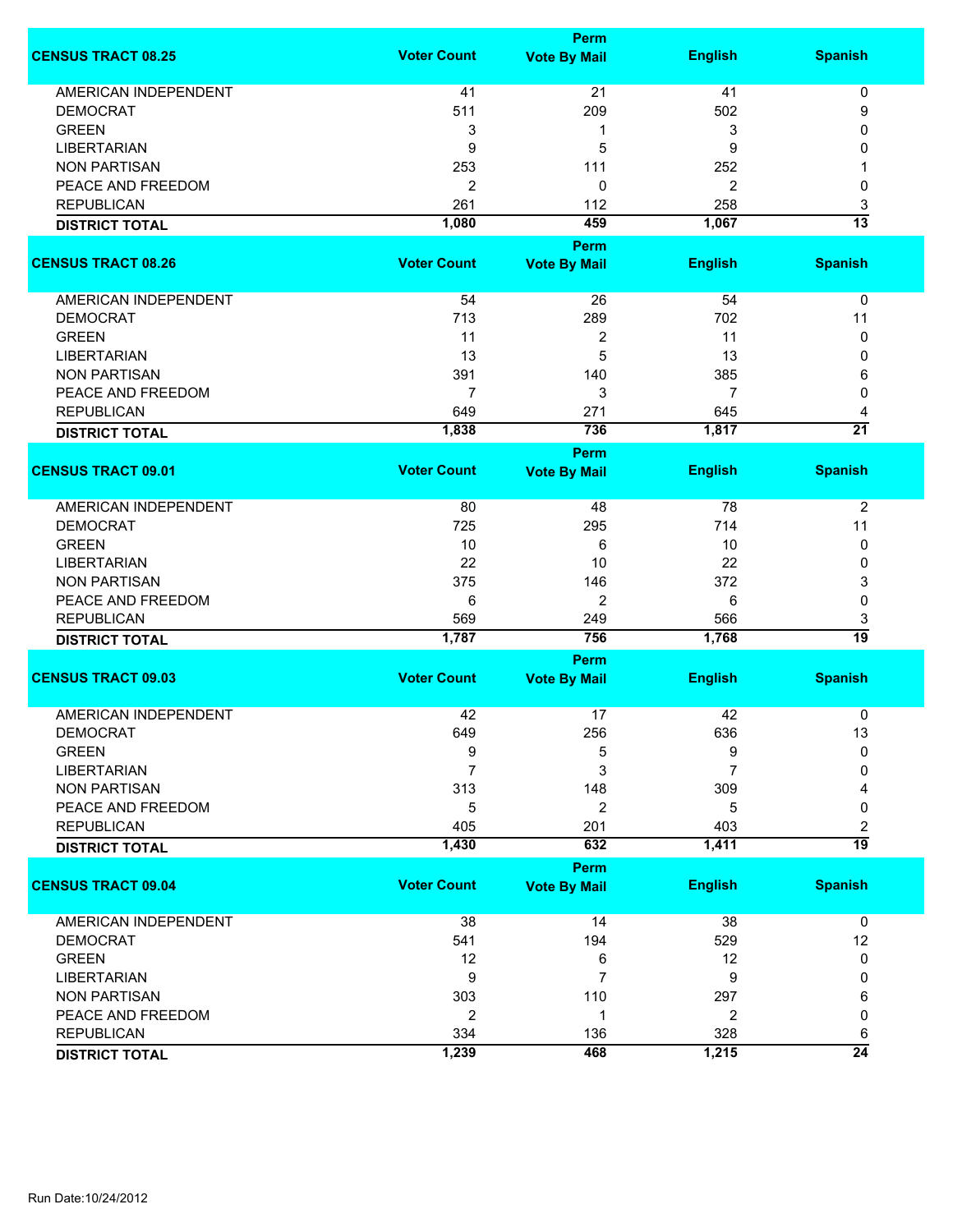| CENSUS TRACT 08.25 | Voter Count | Perm Vote By Mail | English | Spanish |
|---|---|---|---|---|
| AMERICAN INDEPENDENT | 41 | 21 | 41 | 0 |
| DEMOCRAT | 511 | 209 | 502 | 9 |
| GREEN | 3 | 1 | 3 | 0 |
| LIBERTARIAN | 9 | 5 | 9 | 0 |
| NON PARTISAN | 253 | 111 | 252 | 1 |
| PEACE AND FREEDOM | 2 | 0 | 2 | 0 |
| REPUBLICAN | 261 | 112 | 258 | 3 |
| **DISTRICT TOTAL** | **1,080** | **459** | **1,067** | **13** |

| CENSUS TRACT 08.26 | Voter Count | Perm Vote By Mail | English | Spanish |
|---|---|---|---|---|
| AMERICAN INDEPENDENT | 54 | 26 | 54 | 0 |
| DEMOCRAT | 713 | 289 | 702 | 11 |
| GREEN | 11 | 2 | 11 | 0 |
| LIBERTARIAN | 13 | 5 | 13 | 0 |
| NON PARTISAN | 391 | 140 | 385 | 6 |
| PEACE AND FREEDOM | 7 | 3 | 7 | 0 |
| REPUBLICAN | 649 | 271 | 645 | 4 |
| **DISTRICT TOTAL** | **1,838** | **736** | **1,817** | **21** |

| CENSUS TRACT 09.01 | Voter Count | Perm Vote By Mail | English | Spanish |
|---|---|---|---|---|
| AMERICAN INDEPENDENT | 80 | 48 | 78 | 2 |
| DEMOCRAT | 725 | 295 | 714 | 11 |
| GREEN | 10 | 6 | 10 | 0 |
| LIBERTARIAN | 22 | 10 | 22 | 0 |
| NON PARTISAN | 375 | 146 | 372 | 3 |
| PEACE AND FREEDOM | 6 | 2 | 6 | 0 |
| REPUBLICAN | 569 | 249 | 566 | 3 |
| **DISTRICT TOTAL** | **1,787** | **756** | **1,768** | **19** |

| CENSUS TRACT 09.03 | Voter Count | Perm Vote By Mail | English | Spanish |
|---|---|---|---|---|
| AMERICAN INDEPENDENT | 42 | 17 | 42 | 0 |
| DEMOCRAT | 649 | 256 | 636 | 13 |
| GREEN | 9 | 5 | 9 | 0 |
| LIBERTARIAN | 7 | 3 | 7 | 0 |
| NON PARTISAN | 313 | 148 | 309 | 4 |
| PEACE AND FREEDOM | 5 | 2 | 5 | 0 |
| REPUBLICAN | 405 | 201 | 403 | 2 |
| **DISTRICT TOTAL** | **1,430** | **632** | **1,411** | **19** |

| CENSUS TRACT 09.04 | Voter Count | Perm Vote By Mail | English | Spanish |
|---|---|---|---|---|
| AMERICAN INDEPENDENT | 38 | 14 | 38 | 0 |
| DEMOCRAT | 541 | 194 | 529 | 12 |
| GREEN | 12 | 6 | 12 | 0 |
| LIBERTARIAN | 9 | 7 | 9 | 0 |
| NON PARTISAN | 303 | 110 | 297 | 6 |
| PEACE AND FREEDOM | 2 | 1 | 2 | 0 |
| REPUBLICAN | 334 | 136 | 328 | 6 |
| **DISTRICT TOTAL** | **1,239** | **468** | **1,215** | **24** |

Run Date:10/24/2012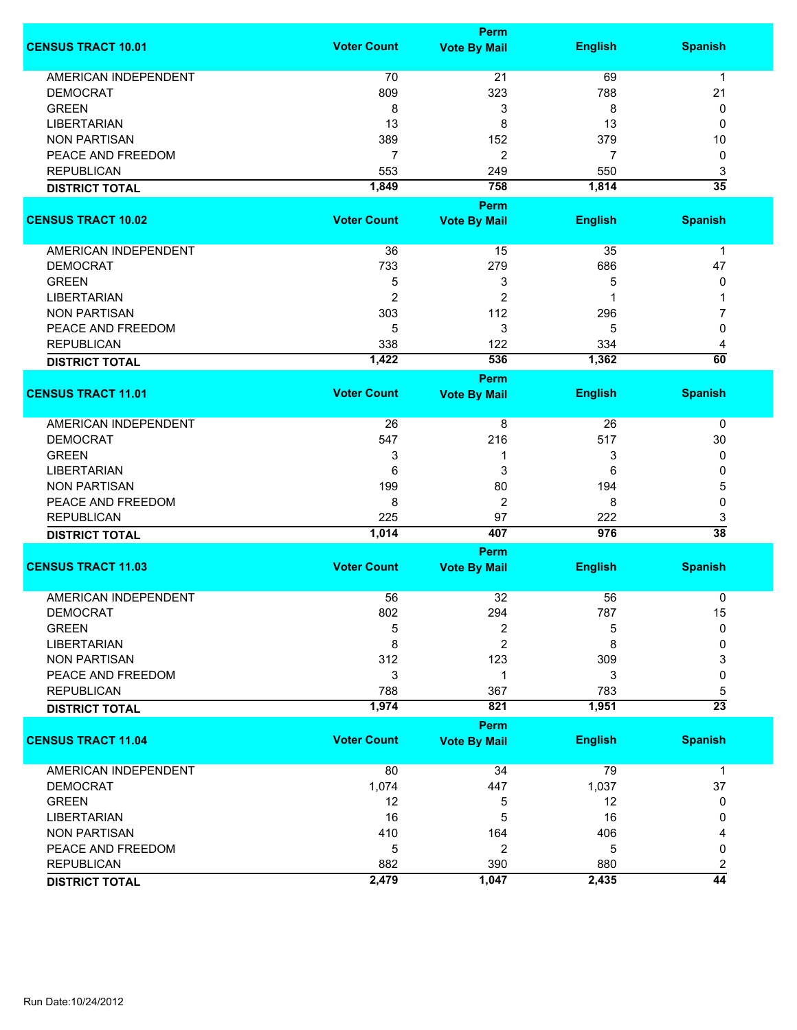| CENSUS TRACT 10.01 | Voter Count | Perm Vote By Mail | English | Spanish |
|---|---|---|---|---|
| AMERICAN INDEPENDENT | 70 | 21 | 69 | 1 |
| DEMOCRAT | 809 | 323 | 788 | 21 |
| GREEN | 8 | 3 | 8 | 0 |
| LIBERTARIAN | 13 | 8 | 13 | 0 |
| NON PARTISAN | 389 | 152 | 379 | 10 |
| PEACE AND FREEDOM | 7 | 2 | 7 | 0 |
| REPUBLICAN | 553 | 249 | 550 | 3 |
| **DISTRICT TOTAL** | **1,849** | **758** | **1,814** | **35** |

| CENSUS TRACT 10.02 | Voter Count | Perm Vote By Mail | English | Spanish |
|---|---|---|---|---|
| AMERICAN INDEPENDENT | 36 | 15 | 35 | 1 |
| DEMOCRAT | 733 | 279 | 686 | 47 |
| GREEN | 5 | 3 | 5 | 0 |
| LIBERTARIAN | 2 | 2 | 1 | 1 |
| NON PARTISAN | 303 | 112 | 296 | 7 |
| PEACE AND FREEDOM | 5 | 3 | 5 | 0 |
| REPUBLICAN | 338 | 122 | 334 | 4 |
| **DISTRICT TOTAL** | **1,422** | **536** | **1,362** | **60** |

| CENSUS TRACT 11.01 | Voter Count | Perm Vote By Mail | English | Spanish |
|---|---|---|---|---|
| AMERICAN INDEPENDENT | 26 | 8 | 26 | 0 |
| DEMOCRAT | 547 | 216 | 517 | 30 |
| GREEN | 3 | 1 | 3 | 0 |
| LIBERTARIAN | 6 | 3 | 6 | 0 |
| NON PARTISAN | 199 | 80 | 194 | 5 |
| PEACE AND FREEDOM | 8 | 2 | 8 | 0 |
| REPUBLICAN | 225 | 97 | 222 | 3 |
| **DISTRICT TOTAL** | **1,014** | **407** | **976** | **38** |

| CENSUS TRACT 11.03 | Voter Count | Perm Vote By Mail | English | Spanish |
|---|---|---|---|---|
| AMERICAN INDEPENDENT | 56 | 32 | 56 | 0 |
| DEMOCRAT | 802 | 294 | 787 | 15 |
| GREEN | 5 | 2 | 5 | 0 |
| LIBERTARIAN | 8 | 2 | 8 | 0 |
| NON PARTISAN | 312 | 123 | 309 | 3 |
| PEACE AND FREEDOM | 3 | 1 | 3 | 0 |
| REPUBLICAN | 788 | 367 | 783 | 5 |
| **DISTRICT TOTAL** | **1,974** | **821** | **1,951** | **23** |

| CENSUS TRACT 11.04 | Voter Count | Perm Vote By Mail | English | Spanish |
|---|---|---|---|---|
| AMERICAN INDEPENDENT | 80 | 34 | 79 | 1 |
| DEMOCRAT | 1,074 | 447 | 1,037 | 37 |
| GREEN | 12 | 5 | 12 | 0 |
| LIBERTARIAN | 16 | 5 | 16 | 0 |
| NON PARTISAN | 410 | 164 | 406 | 4 |
| PEACE AND FREEDOM | 5 | 2 | 5 | 0 |
| REPUBLICAN | 882 | 390 | 880 | 2 |
| **DISTRICT TOTAL** | **2,479** | **1,047** | **2,435** | **44** |

Run Date:10/24/2012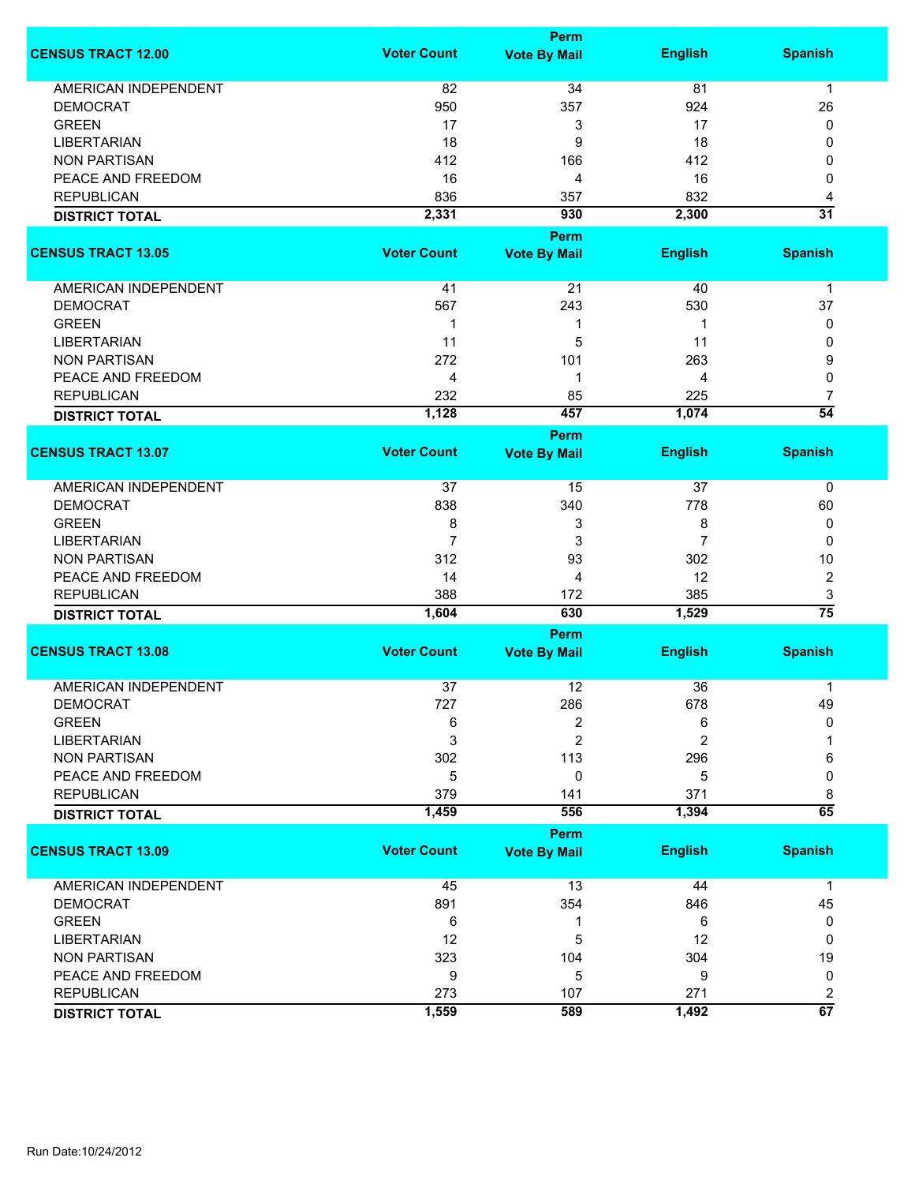| CENSUS TRACT 12.00 | Voter Count | Perm Vote By Mail | English | Spanish |
|---|---|---|---|---|
| AMERICAN INDEPENDENT | 82 | 34 | 81 | 1 |
| DEMOCRAT | 950 | 357 | 924 | 26 |
| GREEN | 17 | 3 | 17 | 0 |
| LIBERTARIAN | 18 | 9 | 18 | 0 |
| NON PARTISAN | 412 | 166 | 412 | 0 |
| PEACE AND FREEDOM | 16 | 4 | 16 | 0 |
| REPUBLICAN | 836 | 357 | 832 | 4 |
| **DISTRICT TOTAL** | **2,331** | **930** | **2,300** | **31** |

| CENSUS TRACT 13.05 | Voter Count | Perm Vote By Mail | English | Spanish |
|---|---|---|---|---|
| AMERICAN INDEPENDENT | 41 | 21 | 40 | 1 |
| DEMOCRAT | 567 | 243 | 530 | 37 |
| GREEN | 1 | 1 | 1 | 0 |
| LIBERTARIAN | 11 | 5 | 11 | 0 |
| NON PARTISAN | 272 | 101 | 263 | 9 |
| PEACE AND FREEDOM | 4 | 1 | 4 | 0 |
| REPUBLICAN | 232 | 85 | 225 | 7 |
| **DISTRICT TOTAL** | **1,128** | **457** | **1,074** | **54** |

| CENSUS TRACT 13.07 | Voter Count | Perm Vote By Mail | English | Spanish |
|---|---|---|---|---|
| AMERICAN INDEPENDENT | 37 | 15 | 37 | 0 |
| DEMOCRAT | 838 | 340 | 778 | 60 |
| GREEN | 8 | 3 | 8 | 0 |
| LIBERTARIAN | 7 | 3 | 7 | 0 |
| NON PARTISAN | 312 | 93 | 302 | 10 |
| PEACE AND FREEDOM | 14 | 4 | 12 | 2 |
| REPUBLICAN | 388 | 172 | 385 | 3 |
| **DISTRICT TOTAL** | **1,604** | **630** | **1,529** | **75** |

| CENSUS TRACT 13.08 | Voter Count | Perm Vote By Mail | English | Spanish |
|---|---|---|---|---|
| AMERICAN INDEPENDENT | 37 | 12 | 36 | 1 |
| DEMOCRAT | 727 | 286 | 678 | 49 |
| GREEN | 6 | 2 | 6 | 0 |
| LIBERTARIAN | 3 | 2 | 2 | 1 |
| NON PARTISAN | 302 | 113 | 296 | 6 |
| PEACE AND FREEDOM | 5 | 0 | 5 | 0 |
| REPUBLICAN | 379 | 141 | 371 | 8 |
| **DISTRICT TOTAL** | **1,459** | **556** | **1,394** | **65** |

| CENSUS TRACT 13.09 | Voter Count | Perm Vote By Mail | English | Spanish |
|---|---|---|---|---|
| AMERICAN INDEPENDENT | 45 | 13 | 44 | 1 |
| DEMOCRAT | 891 | 354 | 846 | 45 |
| GREEN | 6 | 1 | 6 | 0 |
| LIBERTARIAN | 12 | 5 | 12 | 0 |
| NON PARTISAN | 323 | 104 | 304 | 19 |
| PEACE AND FREEDOM | 9 | 5 | 9 | 0 |
| REPUBLICAN | 273 | 107 | 271 | 2 |
| **DISTRICT TOTAL** | **1,559** | **589** | **1,492** | **67** |

Run Date:10/24/2012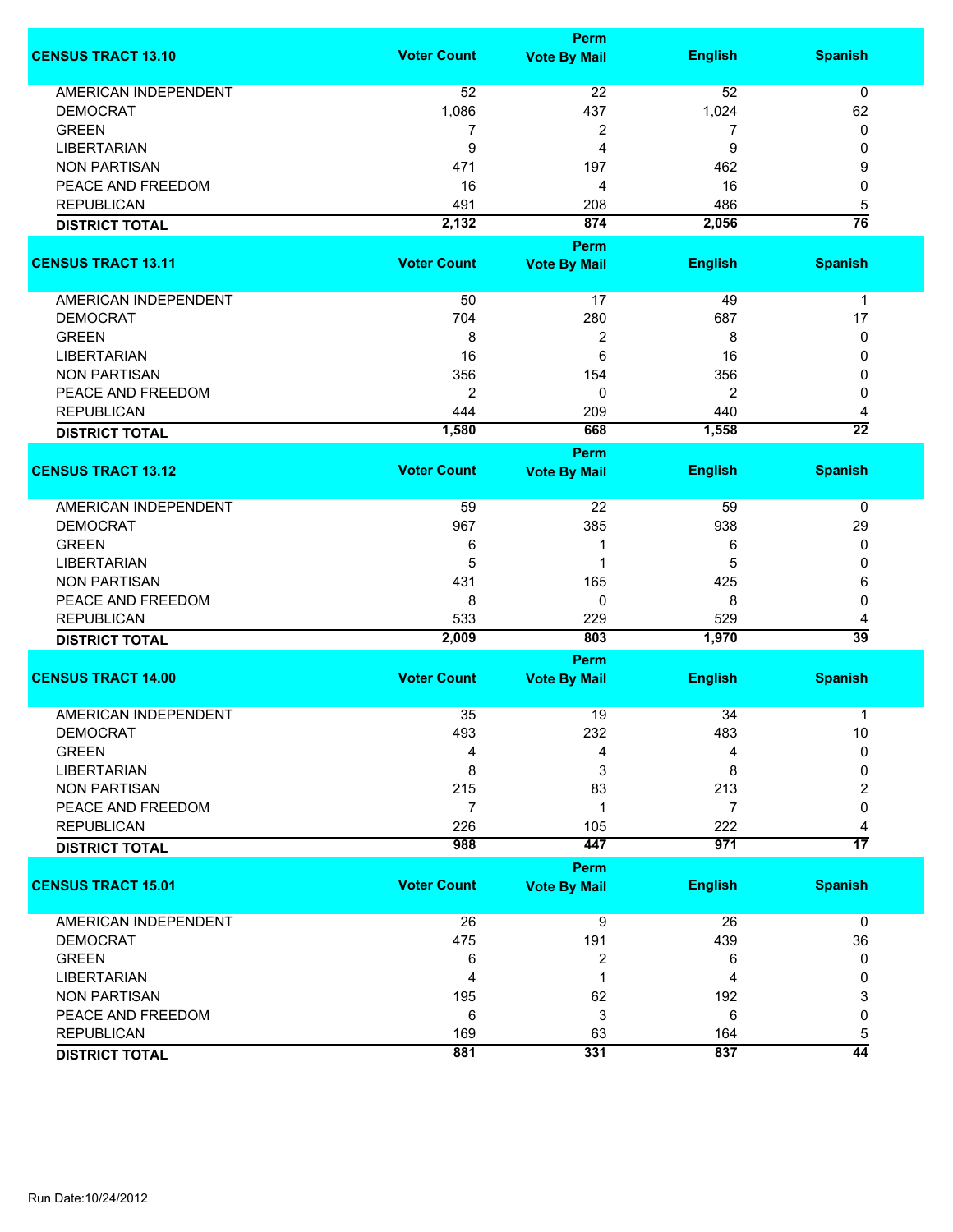| CENSUS TRACT 13.10 | Voter Count | Perm Vote By Mail | English | Spanish |
|---|---|---|---|---|
| AMERICAN INDEPENDENT | 52 | 22 | 52 | 0 |
| DEMOCRAT | 1,086 | 437 | 1,024 | 62 |
| GREEN | 7 | 2 | 7 | 0 |
| LIBERTARIAN | 9 | 4 | 9 | 0 |
| NON PARTISAN | 471 | 197 | 462 | 9 |
| PEACE AND FREEDOM | 16 | 4 | 16 | 0 |
| REPUBLICAN | 491 | 208 | 486 | 5 |
| **DISTRICT TOTAL** | **2,132** | **874** | **2,056** | **76** |

| CENSUS TRACT 13.11 | Voter Count | Perm Vote By Mail | English | Spanish |
|---|---|---|---|---|
| AMERICAN INDEPENDENT | 50 | 17 | 49 | 1 |
| DEMOCRAT | 704 | 280 | 687 | 17 |
| GREEN | 8 | 2 | 8 | 0 |
| LIBERTARIAN | 16 | 6 | 16 | 0 |
| NON PARTISAN | 356 | 154 | 356 | 0 |
| PEACE AND FREEDOM | 2 | 0 | 2 | 0 |
| REPUBLICAN | 444 | 209 | 440 | 4 |
| **DISTRICT TOTAL** | **1,580** | **668** | **1,558** | **22** |

| CENSUS TRACT 13.12 | Voter Count | Perm Vote By Mail | English | Spanish |
|---|---|---|---|---|
| AMERICAN INDEPENDENT | 59 | 22 | 59 | 0 |
| DEMOCRAT | 967 | 385 | 938 | 29 |
| GREEN | 6 | 1 | 6 | 0 |
| LIBERTARIAN | 5 | 1 | 5 | 0 |
| NON PARTISAN | 431 | 165 | 425 | 6 |
| PEACE AND FREEDOM | 8 | 0 | 8 | 0 |
| REPUBLICAN | 533 | 229 | 529 | 4 |
| **DISTRICT TOTAL** | **2,009** | **803** | **1,970** | **39** |

| CENSUS TRACT 14.00 | Voter Count | Perm Vote By Mail | English | Spanish |
|---|---|---|---|---|
| AMERICAN INDEPENDENT | 35 | 19 | 34 | 1 |
| DEMOCRAT | 493 | 232 | 483 | 10 |
| GREEN | 4 | 4 | 4 | 0 |
| LIBERTARIAN | 8 | 3 | 8 | 0 |
| NON PARTISAN | 215 | 83 | 213 | 2 |
| PEACE AND FREEDOM | 7 | 1 | 7 | 0 |
| REPUBLICAN | 226 | 105 | 222 | 4 |
| **DISTRICT TOTAL** | **988** | **447** | **971** | **17** |

| CENSUS TRACT 15.01 | Voter Count | Perm Vote By Mail | English | Spanish |
|---|---|---|---|---|
| AMERICAN INDEPENDENT | 26 | 9 | 26 | 0 |
| DEMOCRAT | 475 | 191 | 439 | 36 |
| GREEN | 6 | 2 | 6 | 0 |
| LIBERTARIAN | 4 | 1 | 4 | 0 |
| NON PARTISAN | 195 | 62 | 192 | 3 |
| PEACE AND FREEDOM | 6 | 3 | 6 | 0 |
| REPUBLICAN | 169 | 63 | 164 | 5 |
| **DISTRICT TOTAL** | **881** | **331** | **837** | **44** |

Run Date:10/24/2012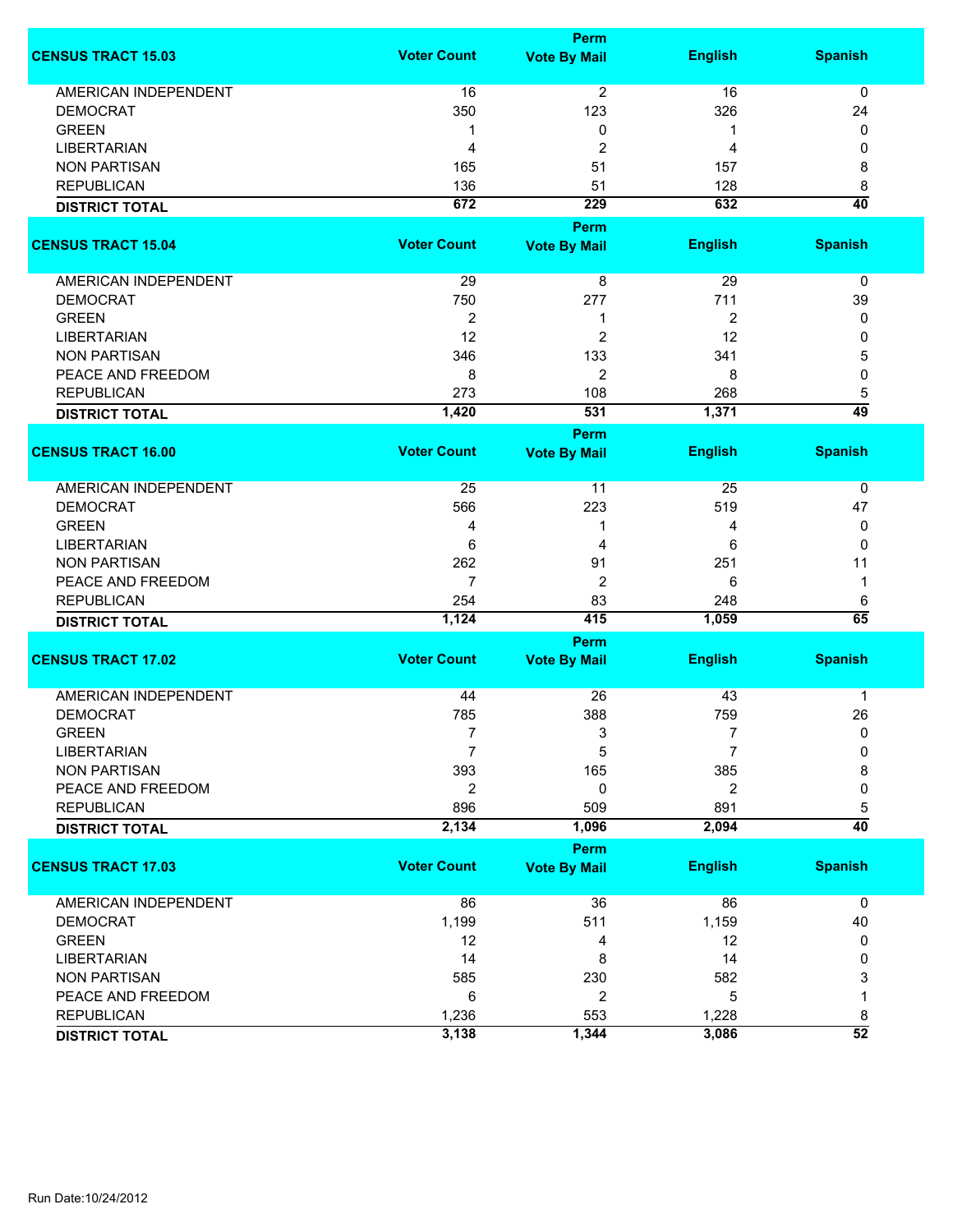| CENSUS TRACT 15.03 | Voter Count | Perm Vote By Mail | English | Spanish |
|---|---|---|---|---|
| AMERICAN INDEPENDENT | 16 | 2 | 16 | 0 |
| DEMOCRAT | 350 | 123 | 326 | 24 |
| GREEN | 1 | 0 | 1 | 0 |
| LIBERTARIAN | 4 | 2 | 4 | 0 |
| NON PARTISAN | 165 | 51 | 157 | 8 |
| REPUBLICAN | 136 | 51 | 128 | 8 |
| **DISTRICT TOTAL** | **672** | **229** | **632** | **40** |

| CENSUS TRACT 15.04 | Voter Count | Perm Vote By Mail | English | Spanish |
|---|---|---|---|---|
| AMERICAN INDEPENDENT | 29 | 8 | 29 | 0 |
| DEMOCRAT | 750 | 277 | 711 | 39 |
| GREEN | 2 | 1 | 2 | 0 |
| LIBERTARIAN | 12 | 2 | 12 | 0 |
| NON PARTISAN | 346 | 133 | 341 | 5 |
| PEACE AND FREEDOM | 8 | 2 | 8 | 0 |
| REPUBLICAN | 273 | 108 | 268 | 5 |
| **DISTRICT TOTAL** | **1,420** | **531** | **1,371** | **49** |

| CENSUS TRACT 16.00 | Voter Count | Perm Vote By Mail | English | Spanish |
|---|---|---|---|---|
| AMERICAN INDEPENDENT | 25 | 11 | 25 | 0 |
| DEMOCRAT | 566 | 223 | 519 | 47 |
| GREEN | 4 | 1 | 4 | 0 |
| LIBERTARIAN | 6 | 4 | 6 | 0 |
| NON PARTISAN | 262 | 91 | 251 | 11 |
| PEACE AND FREEDOM | 7 | 2 | 6 | 1 |
| REPUBLICAN | 254 | 83 | 248 | 6 |
| **DISTRICT TOTAL** | **1,124** | **415** | **1,059** | **65** |

| CENSUS TRACT 17.02 | Voter Count | Perm Vote By Mail | English | Spanish |
|---|---|---|---|---|
| AMERICAN INDEPENDENT | 44 | 26 | 43 | 1 |
| DEMOCRAT | 785 | 388 | 759 | 26 |
| GREEN | 7 | 3 | 7 | 0 |
| LIBERTARIAN | 7 | 5 | 7 | 0 |
| NON PARTISAN | 393 | 165 | 385 | 8 |
| PEACE AND FREEDOM | 2 | 0 | 2 | 0 |
| REPUBLICAN | 896 | 509 | 891 | 5 |
| **DISTRICT TOTAL** | **2,134** | **1,096** | **2,094** | **40** |

| CENSUS TRACT 17.03 | Voter Count | Perm Vote By Mail | English | Spanish |
|---|---|---|---|---|
| AMERICAN INDEPENDENT | 86 | 36 | 86 | 0 |
| DEMOCRAT | 1,199 | 511 | 1,159 | 40 |
| GREEN | 12 | 4 | 12 | 0 |
| LIBERTARIAN | 14 | 8 | 14 | 0 |
| NON PARTISAN | 585 | 230 | 582 | 3 |
| PEACE AND FREEDOM | 6 | 2 | 5 | 1 |
| REPUBLICAN | 1,236 | 553 | 1,228 | 8 |
| **DISTRICT TOTAL** | **3,138** | **1,344** | **3,086** | **52** |

Run Date:10/24/2012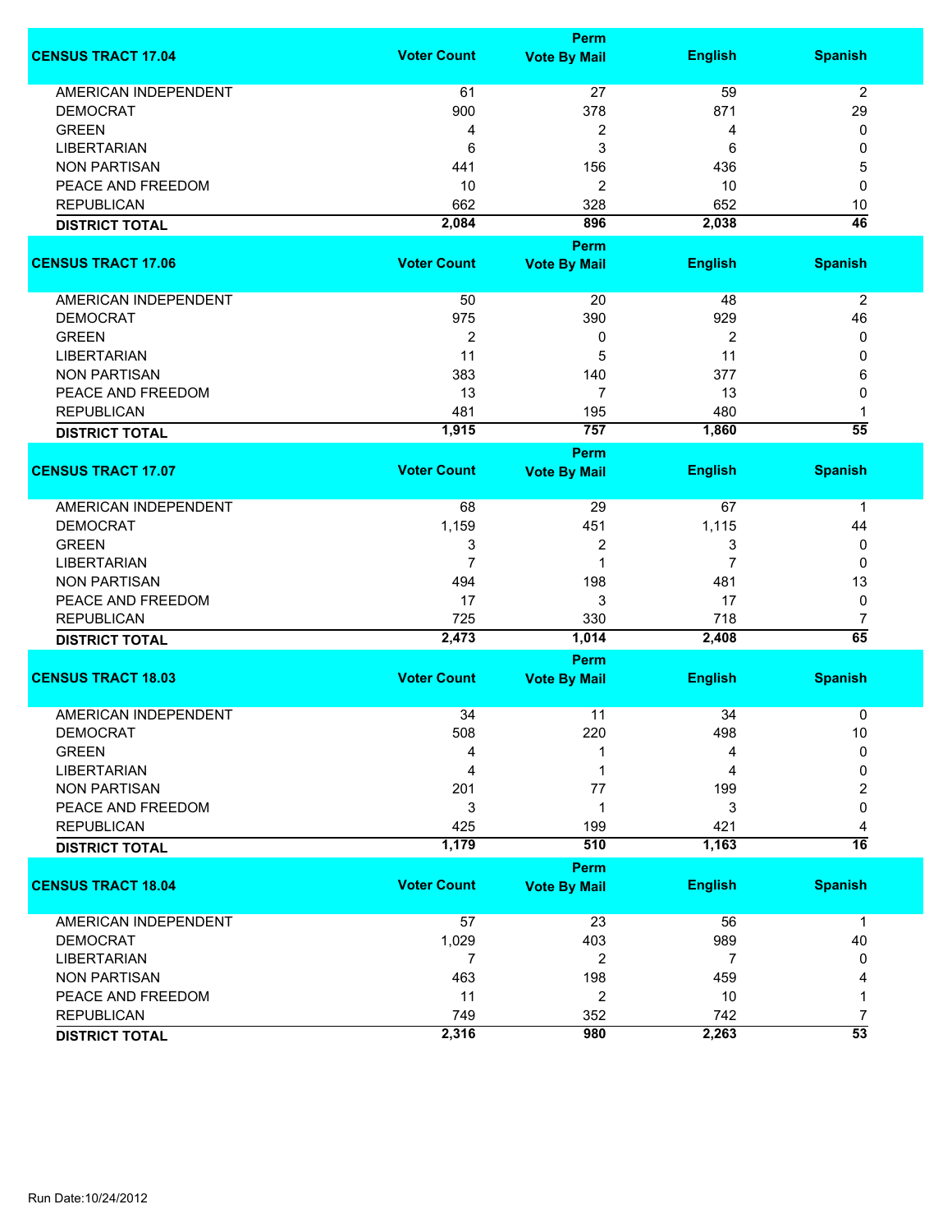| CENSUS TRACT 17.04 | Voter Count | Perm Vote By Mail | English | Spanish |
|---|---|---|---|---|
| AMERICAN INDEPENDENT | 61 | 27 | 59 | 2 |
| DEMOCRAT | 900 | 378 | 871 | 29 |
| GREEN | 4 | 2 | 4 | 0 |
| LIBERTARIAN | 6 | 3 | 6 | 0 |
| NON PARTISAN | 441 | 156 | 436 | 5 |
| PEACE AND FREEDOM | 10 | 2 | 10 | 0 |
| REPUBLICAN | 662 | 328 | 652 | 10 |
| **DISTRICT TOTAL** | **2,084** | **896** | **2,038** | **46** |

| CENSUS TRACT 17.06 | Voter Count | Perm Vote By Mail | English | Spanish |
|---|---|---|---|---|
| AMERICAN INDEPENDENT | 50 | 20 | 48 | 2 |
| DEMOCRAT | 975 | 390 | 929 | 46 |
| GREEN | 2 | 0 | 2 | 0 |
| LIBERTARIAN | 11 | 5 | 11 | 0 |
| NON PARTISAN | 383 | 140 | 377 | 6 |
| PEACE AND FREEDOM | 13 | 7 | 13 | 0 |
| REPUBLICAN | 481 | 195 | 480 | 1 |
| **DISTRICT TOTAL** | **1,915** | **757** | **1,860** | **55** |

| CENSUS TRACT 17.07 | Voter Count | Perm Vote By Mail | English | Spanish |
|---|---|---|---|---|
| AMERICAN INDEPENDENT | 68 | 29 | 67 | 1 |
| DEMOCRAT | 1,159 | 451 | 1,115 | 44 |
| GREEN | 3 | 2 | 3 | 0 |
| LIBERTARIAN | 7 | 1 | 7 | 0 |
| NON PARTISAN | 494 | 198 | 481 | 13 |
| PEACE AND FREEDOM | 17 | 3 | 17 | 0 |
| REPUBLICAN | 725 | 330 | 718 | 7 |
| **DISTRICT TOTAL** | **2,473** | **1,014** | **2,408** | **65** |

| CENSUS TRACT 18.03 | Voter Count | Perm Vote By Mail | English | Spanish |
|---|---|---|---|---|
| AMERICAN INDEPENDENT | 34 | 11 | 34 | 0 |
| DEMOCRAT | 508 | 220 | 498 | 10 |
| GREEN | 4 | 1 | 4 | 0 |
| LIBERTARIAN | 4 | 1 | 4 | 0 |
| NON PARTISAN | 201 | 77 | 199 | 2 |
| PEACE AND FREEDOM | 3 | 1 | 3 | 0 |
| REPUBLICAN | 425 | 199 | 421 | 4 |
| **DISTRICT TOTAL** | **1,179** | **510** | **1,163** | **16** |

| CENSUS TRACT 18.04 | Voter Count | Perm Vote By Mail | English | Spanish |
|---|---|---|---|---|
| AMERICAN INDEPENDENT | 57 | 23 | 56 | 1 |
| DEMOCRAT | 1,029 | 403 | 989 | 40 |
| LIBERTARIAN | 7 | 2 | 7 | 0 |
| NON PARTISAN | 463 | 198 | 459 | 4 |
| PEACE AND FREEDOM | 11 | 2 | 10 | 1 |
| REPUBLICAN | 749 | 352 | 742 | 7 |
| **DISTRICT TOTAL** | **2,316** | **980** | **2,263** | **53** |

Run Date:10/24/2012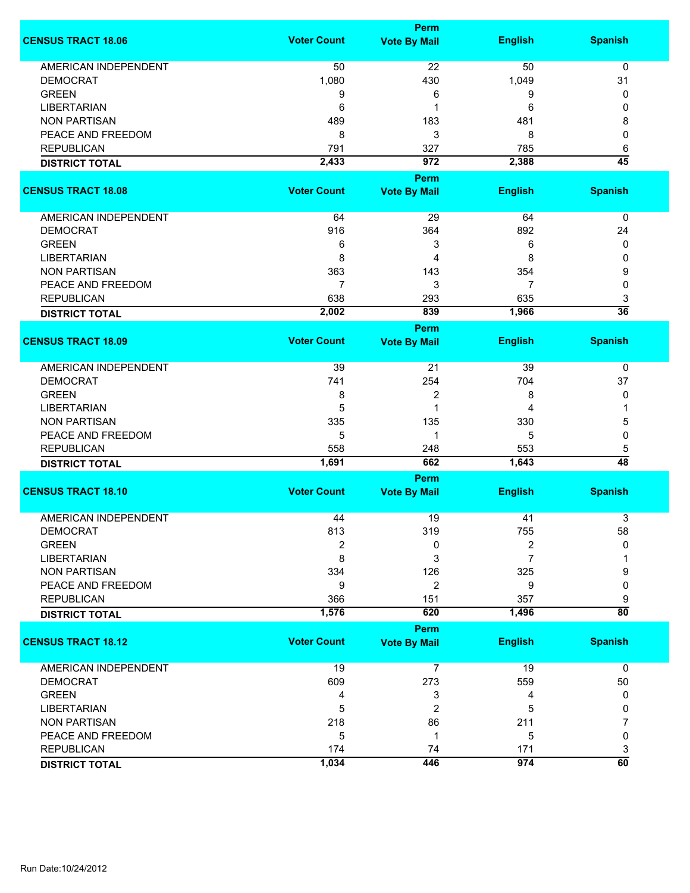| CENSUS TRACT 18.06 | Voter Count | Perm Vote By Mail | English | Spanish |
|---|---|---|---|---|
| AMERICAN INDEPENDENT | 50 | 22 | 50 | 0 |
| DEMOCRAT | 1,080 | 430 | 1,049 | 31 |
| GREEN | 9 | 6 | 9 | 0 |
| LIBERTARIAN | 6 | 1 | 6 | 0 |
| NON PARTISAN | 489 | 183 | 481 | 8 |
| PEACE AND FREEDOM | 8 | 3 | 8 | 0 |
| REPUBLICAN | 791 | 327 | 785 | 6 |
| **DISTRICT TOTAL** | **2,433** | **972** | **2,388** | **45** |

| CENSUS TRACT 18.08 | Voter Count | Perm Vote By Mail | English | Spanish |
|---|---|---|---|---|
| AMERICAN INDEPENDENT | 64 | 29 | 64 | 0 |
| DEMOCRAT | 916 | 364 | 892 | 24 |
| GREEN | 6 | 3 | 6 | 0 |
| LIBERTARIAN | 8 | 4 | 8 | 0 |
| NON PARTISAN | 363 | 143 | 354 | 9 |
| PEACE AND FREEDOM | 7 | 3 | 7 | 0 |
| REPUBLICAN | 638 | 293 | 635 | 3 |
| **DISTRICT TOTAL** | **2,002** | **839** | **1,966** | **36** |

| CENSUS TRACT 18.09 | Voter Count | Perm Vote By Mail | English | Spanish |
|---|---|---|---|---|
| AMERICAN INDEPENDENT | 39 | 21 | 39 | 0 |
| DEMOCRAT | 741 | 254 | 704 | 37 |
| GREEN | 8 | 2 | 8 | 0 |
| LIBERTARIAN | 5 | 1 | 4 | 1 |
| NON PARTISAN | 335 | 135 | 330 | 5 |
| PEACE AND FREEDOM | 5 | 1 | 5 | 0 |
| REPUBLICAN | 558 | 248 | 553 | 5 |
| **DISTRICT TOTAL** | **1,691** | **662** | **1,643** | **48** |

| CENSUS TRACT 18.10 | Voter Count | Perm Vote By Mail | English | Spanish |
|---|---|---|---|---|
| AMERICAN INDEPENDENT | 44 | 19 | 41 | 3 |
| DEMOCRAT | 813 | 319 | 755 | 58 |
| GREEN | 2 | 0 | 2 | 0 |
| LIBERTARIAN | 8 | 3 | 7 | 1 |
| NON PARTISAN | 334 | 126 | 325 | 9 |
| PEACE AND FREEDOM | 9 | 2 | 9 | 0 |
| REPUBLICAN | 366 | 151 | 357 | 9 |
| **DISTRICT TOTAL** | **1,576** | **620** | **1,496** | **80** |

| CENSUS TRACT 18.12 | Voter Count | Perm Vote By Mail | English | Spanish |
|---|---|---|---|---|
| AMERICAN INDEPENDENT | 19 | 7 | 19 | 0 |
| DEMOCRAT | 609 | 273 | 559 | 50 |
| GREEN | 4 | 3 | 4 | 0 |
| LIBERTARIAN | 5 | 2 | 5 | 0 |
| NON PARTISAN | 218 | 86 | 211 | 7 |
| PEACE AND FREEDOM | 5 | 1 | 5 | 0 |
| REPUBLICAN | 174 | 74 | 171 | 3 |
| **DISTRICT TOTAL** | **1,034** | **446** | **974** | **60** |

Run Date:10/24/2012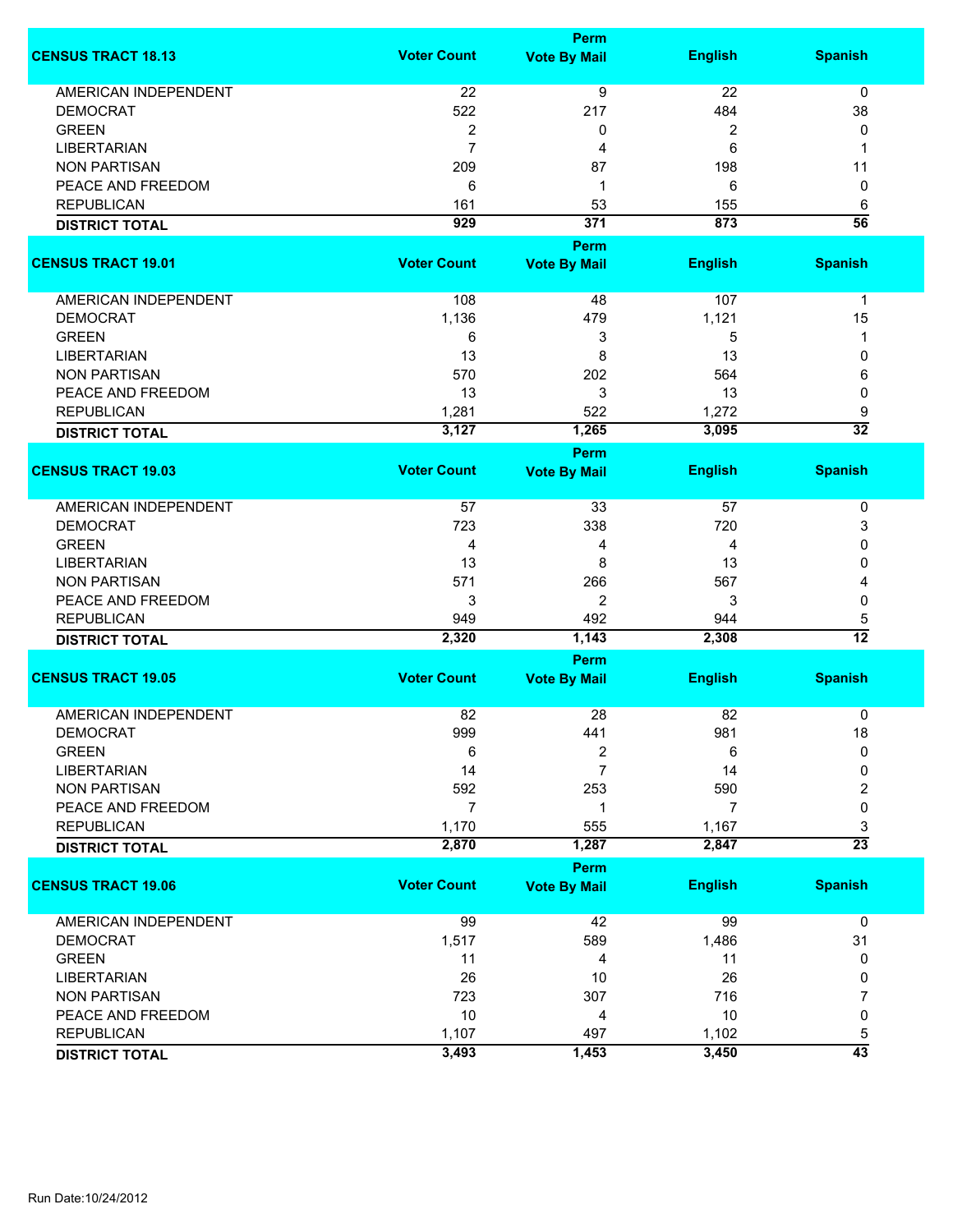| CENSUS TRACT 18.13 | Voter Count | Perm Vote By Mail | English | Spanish |
|---|---|---|---|---|
| AMERICAN INDEPENDENT | 22 | 9 | 22 | 0 |
| DEMOCRAT | 522 | 217 | 484 | 38 |
| GREEN | 2 | 0 | 2 | 0 |
| LIBERTARIAN | 7 | 4 | 6 | 1 |
| NON PARTISAN | 209 | 87 | 198 | 11 |
| PEACE AND FREEDOM | 6 | 1 | 6 | 0 |
| REPUBLICAN | 161 | 53 | 155 | 6 |
| **DISTRICT TOTAL** | **929** | **371** | **873** | **56** |

| CENSUS TRACT 19.01 | Voter Count | Perm Vote By Mail | English | Spanish |
|---|---|---|---|---|
| AMERICAN INDEPENDENT | 108 | 48 | 107 | 1 |
| DEMOCRAT | 1,136 | 479 | 1,121 | 15 |
| GREEN | 6 | 3 | 5 | 1 |
| LIBERTARIAN | 13 | 8 | 13 | 0 |
| NON PARTISAN | 570 | 202 | 564 | 6 |
| PEACE AND FREEDOM | 13 | 3 | 13 | 0 |
| REPUBLICAN | 1,281 | 522 | 1,272 | 9 |
| **DISTRICT TOTAL** | **3,127** | **1,265** | **3,095** | **32** |

| CENSUS TRACT 19.03 | Voter Count | Perm Vote By Mail | English | Spanish |
|---|---|---|---|---|
| AMERICAN INDEPENDENT | 57 | 33 | 57 | 0 |
| DEMOCRAT | 723 | 338 | 720 | 3 |
| GREEN | 4 | 4 | 4 | 0 |
| LIBERTARIAN | 13 | 8 | 13 | 0 |
| NON PARTISAN | 571 | 266 | 567 | 4 |
| PEACE AND FREEDOM | 3 | 2 | 3 | 0 |
| REPUBLICAN | 949 | 492 | 944 | 5 |
| **DISTRICT TOTAL** | **2,320** | **1,143** | **2,308** | **12** |

| CENSUS TRACT 19.05 | Voter Count | Perm Vote By Mail | English | Spanish |
|---|---|---|---|---|
| AMERICAN INDEPENDENT | 82 | 28 | 82 | 0 |
| DEMOCRAT | 999 | 441 | 981 | 18 |
| GREEN | 6 | 2 | 6 | 0 |
| LIBERTARIAN | 14 | 7 | 14 | 0 |
| NON PARTISAN | 592 | 253 | 590 | 2 |
| PEACE AND FREEDOM | 7 | 1 | 7 | 0 |
| REPUBLICAN | 1,170 | 555 | 1,167 | 3 |
| **DISTRICT TOTAL** | **2,870** | **1,287** | **2,847** | **23** |

| CENSUS TRACT 19.06 | Voter Count | Perm Vote By Mail | English | Spanish |
|---|---|---|---|---|
| AMERICAN INDEPENDENT | 99 | 42 | 99 | 0 |
| DEMOCRAT | 1,517 | 589 | 1,486 | 31 |
| GREEN | 11 | 4 | 11 | 0 |
| LIBERTARIAN | 26 | 10 | 26 | 0 |
| NON PARTISAN | 723 | 307 | 716 | 7 |
| PEACE AND FREEDOM | 10 | 4 | 10 | 0 |
| REPUBLICAN | 1,107 | 497 | 1,102 | 5 |
| **DISTRICT TOTAL** | **3,493** | **1,453** | **3,450** | **43** |

Run Date:10/24/2012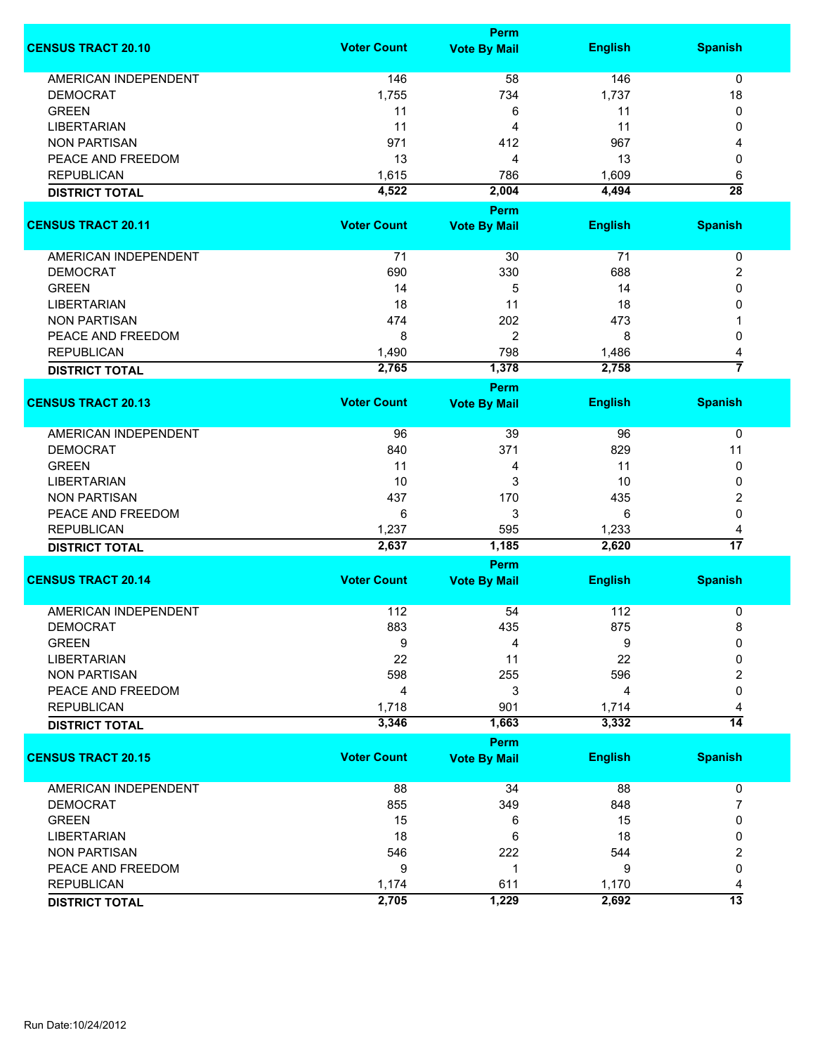| CENSUS TRACT 20.10 | Voter Count | Perm Vote By Mail | English | Spanish |
|---|---|---|---|---|
| AMERICAN INDEPENDENT | 146 | 58 | 146 | 0 |
| DEMOCRAT | 1,755 | 734 | 1,737 | 18 |
| GREEN | 11 | 6 | 11 | 0 |
| LIBERTARIAN | 11 | 4 | 11 | 0 |
| NON PARTISAN | 971 | 412 | 967 | 4 |
| PEACE AND FREEDOM | 13 | 4 | 13 | 0 |
| REPUBLICAN | 1,615 | 786 | 1,609 | 6 |
| **DISTRICT TOTAL** | **4,522** | **2,004** | **4,494** | **28** |

| CENSUS TRACT 20.11 | Voter Count | Perm Vote By Mail | English | Spanish |
|---|---|---|---|---|
| AMERICAN INDEPENDENT | 71 | 30 | 71 | 0 |
| DEMOCRAT | 690 | 330 | 688 | 2 |
| GREEN | 14 | 5 | 14 | 0 |
| LIBERTARIAN | 18 | 11 | 18 | 0 |
| NON PARTISAN | 474 | 202 | 473 | 1 |
| PEACE AND FREEDOM | 8 | 2 | 8 | 0 |
| REPUBLICAN | 1,490 | 798 | 1,486 | 4 |
| **DISTRICT TOTAL** | **2,765** | **1,378** | **2,758** | **7** |

| CENSUS TRACT 20.13 | Voter Count | Perm Vote By Mail | English | Spanish |
|---|---|---|---|---|
| AMERICAN INDEPENDENT | 96 | 39 | 96 | 0 |
| DEMOCRAT | 840 | 371 | 829 | 11 |
| GREEN | 11 | 4 | 11 | 0 |
| LIBERTARIAN | 10 | 3 | 10 | 0 |
| NON PARTISAN | 437 | 170 | 435 | 2 |
| PEACE AND FREEDOM | 6 | 3 | 6 | 0 |
| REPUBLICAN | 1,237 | 595 | 1,233 | 4 |
| **DISTRICT TOTAL** | **2,637** | **1,185** | **2,620** | **17** |

| CENSUS TRACT 20.14 | Voter Count | Perm Vote By Mail | English | Spanish |
|---|---|---|---|---|
| AMERICAN INDEPENDENT | 112 | 54 | 112 | 0 |
| DEMOCRAT | 883 | 435 | 875 | 8 |
| GREEN | 9 | 4 | 9 | 0 |
| LIBERTARIAN | 22 | 11 | 22 | 0 |
| NON PARTISAN | 598 | 255 | 596 | 2 |
| PEACE AND FREEDOM | 4 | 3 | 4 | 0 |
| REPUBLICAN | 1,718 | 901 | 1,714 | 4 |
| **DISTRICT TOTAL** | **3,346** | **1,663** | **3,332** | **14** |

| CENSUS TRACT 20.15 | Voter Count | Perm Vote By Mail | English | Spanish |
|---|---|---|---|---|
| AMERICAN INDEPENDENT | 88 | 34 | 88 | 0 |
| DEMOCRAT | 855 | 349 | 848 | 7 |
| GREEN | 15 | 6 | 15 | 0 |
| LIBERTARIAN | 18 | 6 | 18 | 0 |
| NON PARTISAN | 546 | 222 | 544 | 2 |
| PEACE AND FREEDOM | 9 | 1 | 9 | 0 |
| REPUBLICAN | 1,174 | 611 | 1,170 | 4 |
| **DISTRICT TOTAL** | **2,705** | **1,229** | **2,692** | **13** |

Run Date:10/24/2012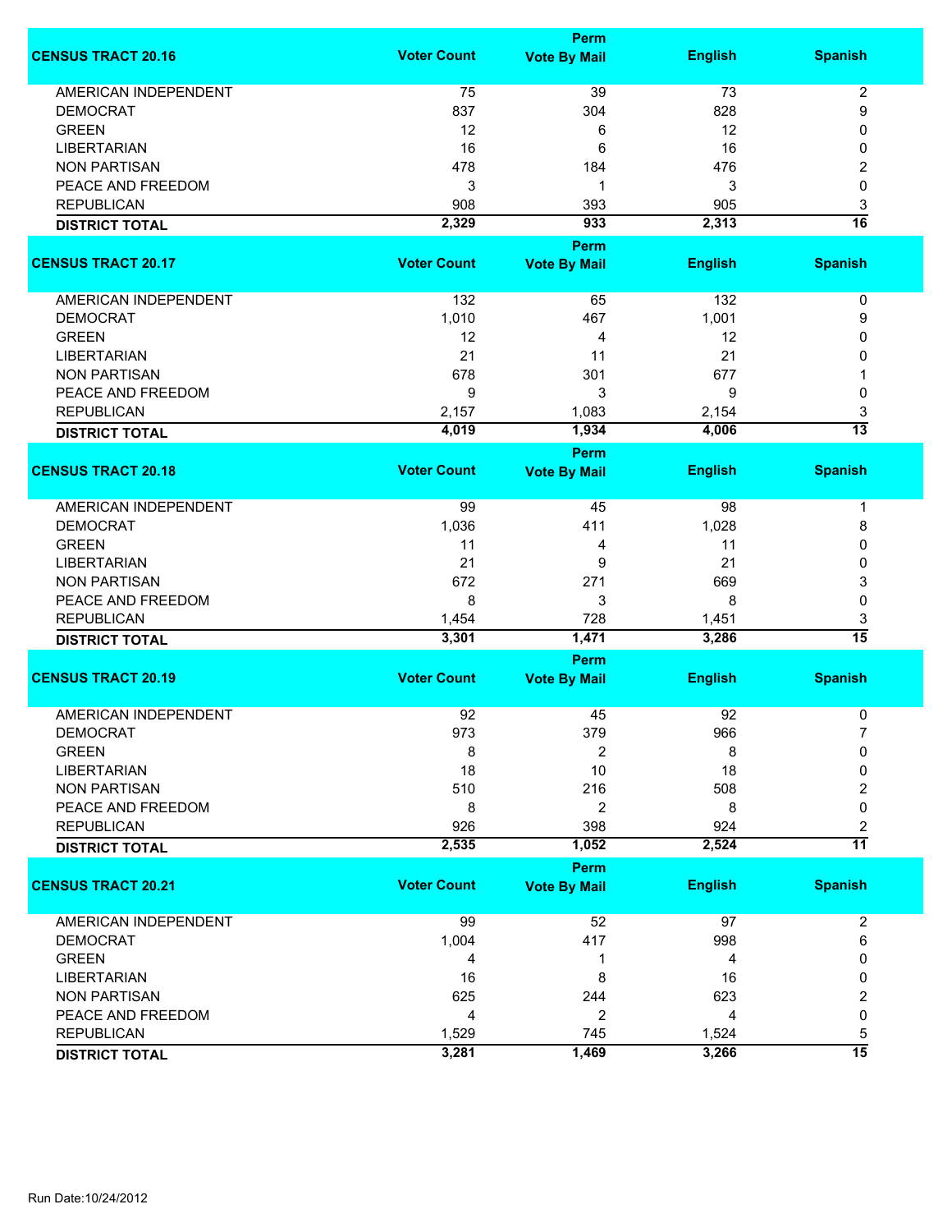| CENSUS TRACT 20.16 | Voter Count | Perm Vote By Mail | English | Spanish |
|---|---|---|---|---|
| AMERICAN INDEPENDENT | 75 | 39 | 73 | 2 |
| DEMOCRAT | 837 | 304 | 828 | 9 |
| GREEN | 12 | 6 | 12 | 0 |
| LIBERTARIAN | 16 | 6 | 16 | 0 |
| NON PARTISAN | 478 | 184 | 476 | 2 |
| PEACE AND FREEDOM | 3 | 1 | 3 | 0 |
| REPUBLICAN | 908 | 393 | 905 | 3 |
| **DISTRICT TOTAL** | **2,329** | **933** | **2,313** | **16** |

| CENSUS TRACT 20.17 | Voter Count | Perm Vote By Mail | English | Spanish |
|---|---|---|---|---|
| AMERICAN INDEPENDENT | 132 | 65 | 132 | 0 |
| DEMOCRAT | 1,010 | 467 | 1,001 | 9 |
| GREEN | 12 | 4 | 12 | 0 |
| LIBERTARIAN | 21 | 11 | 21 | 0 |
| NON PARTISAN | 678 | 301 | 677 | 1 |
| PEACE AND FREEDOM | 9 | 3 | 9 | 0 |
| REPUBLICAN | 2,157 | 1,083 | 2,154 | 3 |
| **DISTRICT TOTAL** | **4,019** | **1,934** | **4,006** | **13** |

| CENSUS TRACT 20.18 | Voter Count | Perm Vote By Mail | English | Spanish |
|---|---|---|---|---|
| AMERICAN INDEPENDENT | 99 | 45 | 98 | 1 |
| DEMOCRAT | 1,036 | 411 | 1,028 | 8 |
| GREEN | 11 | 4 | 11 | 0 |
| LIBERTARIAN | 21 | 9 | 21 | 0 |
| NON PARTISAN | 672 | 271 | 669 | 3 |
| PEACE AND FREEDOM | 8 | 3 | 8 | 0 |
| REPUBLICAN | 1,454 | 728 | 1,451 | 3 |
| **DISTRICT TOTAL** | **3,301** | **1,471** | **3,286** | **15** |

| CENSUS TRACT 20.19 | Voter Count | Perm Vote By Mail | English | Spanish |
|---|---|---|---|---|
| AMERICAN INDEPENDENT | 92 | 45 | 92 | 0 |
| DEMOCRAT | 973 | 379 | 966 | 7 |
| GREEN | 8 | 2 | 8 | 0 |
| LIBERTARIAN | 18 | 10 | 18 | 0 |
| NON PARTISAN | 510 | 216 | 508 | 2 |
| PEACE AND FREEDOM | 8 | 2 | 8 | 0 |
| REPUBLICAN | 926 | 398 | 924 | 2 |
| **DISTRICT TOTAL** | **2,535** | **1,052** | **2,524** | **11** |

| CENSUS TRACT 20.21 | Voter Count | Perm Vote By Mail | English | Spanish |
|---|---|---|---|---|
| AMERICAN INDEPENDENT | 99 | 52 | 97 | 2 |
| DEMOCRAT | 1,004 | 417 | 998 | 6 |
| GREEN | 4 | 1 | 4 | 0 |
| LIBERTARIAN | 16 | 8 | 16 | 0 |
| NON PARTISAN | 625 | 244 | 623 | 2 |
| PEACE AND FREEDOM | 4 | 2 | 4 | 0 |
| REPUBLICAN | 1,529 | 745 | 1,524 | 5 |
| **DISTRICT TOTAL** | **3,281** | **1,469** | **3,266** | **15** |

Run Date:10/24/2012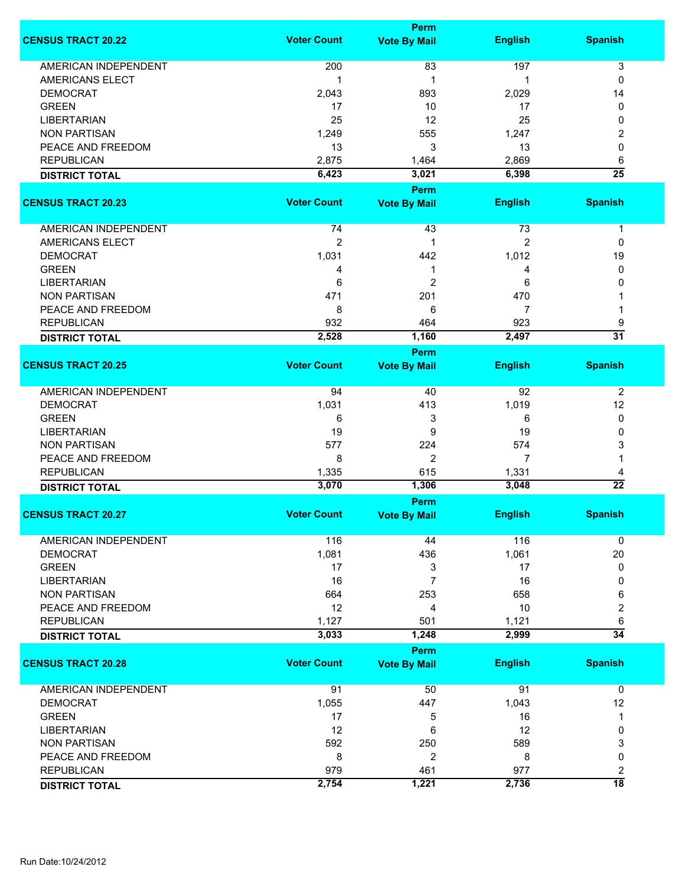| CENSUS TRACT 20.22 | Voter Count | Perm Vote By Mail | English | Spanish |
|---|---|---|---|---|
| AMERICAN INDEPENDENT | 200 | 83 | 197 | 3 |
| AMERICANS ELECT | 1 | 1 | 1 | 0 |
| DEMOCRAT | 2,043 | 893 | 2,029 | 14 |
| GREEN | 17 | 10 | 17 | 0 |
| LIBERTARIAN | 25 | 12 | 25 | 0 |
| NON PARTISAN | 1,249 | 555 | 1,247 | 2 |
| PEACE AND FREEDOM | 13 | 3 | 13 | 0 |
| REPUBLICAN | 2,875 | 1,464 | 2,869 | 6 |
| **DISTRICT TOTAL** | **6,423** | **3,021** | **6,398** | **25** |

| CENSUS TRACT 20.23 | Voter Count | Perm Vote By Mail | English | Spanish |
|---|---|---|---|---|
| AMERICAN INDEPENDENT | 74 | 43 | 73 | 1 |
| AMERICANS ELECT | 2 | 1 | 2 | 0 |
| DEMOCRAT | 1,031 | 442 | 1,012 | 19 |
| GREEN | 4 | 1 | 4 | 0 |
| LIBERTARIAN | 6 | 2 | 6 | 0 |
| NON PARTISAN | 471 | 201 | 470 | 1 |
| PEACE AND FREEDOM | 8 | 6 | 7 | 1 |
| REPUBLICAN | 932 | 464 | 923 | 9 |
| **DISTRICT TOTAL** | **2,528** | **1,160** | **2,497** | **31** |

| CENSUS TRACT 20.25 | Voter Count | Perm Vote By Mail | English | Spanish |
|---|---|---|---|---|
| AMERICAN INDEPENDENT | 94 | 40 | 92 | 2 |
| DEMOCRAT | 1,031 | 413 | 1,019 | 12 |
| GREEN | 6 | 3 | 6 | 0 |
| LIBERTARIAN | 19 | 9 | 19 | 0 |
| NON PARTISAN | 577 | 224 | 574 | 3 |
| PEACE AND FREEDOM | 8 | 2 | 7 | 1 |
| REPUBLICAN | 1,335 | 615 | 1,331 | 4 |
| **DISTRICT TOTAL** | **3,070** | **1,306** | **3,048** | **22** |

| CENSUS TRACT 20.27 | Voter Count | Perm Vote By Mail | English | Spanish |
|---|---|---|---|---|
| AMERICAN INDEPENDENT | 116 | 44 | 116 | 0 |
| DEMOCRAT | 1,081 | 436 | 1,061 | 20 |
| GREEN | 17 | 3 | 17 | 0 |
| LIBERTARIAN | 16 | 7 | 16 | 0 |
| NON PARTISAN | 664 | 253 | 658 | 6 |
| PEACE AND FREEDOM | 12 | 4 | 10 | 2 |
| REPUBLICAN | 1,127 | 501 | 1,121 | 6 |
| **DISTRICT TOTAL** | **3,033** | **1,248** | **2,999** | **34** |

| CENSUS TRACT 20.28 | Voter Count | Perm Vote By Mail | English | Spanish |
|---|---|---|---|---|
| AMERICAN INDEPENDENT | 91 | 50 | 91 | 0 |
| DEMOCRAT | 1,055 | 447 | 1,043 | 12 |
| GREEN | 17 | 5 | 16 | 1 |
| LIBERTARIAN | 12 | 6 | 12 | 0 |
| NON PARTISAN | 592 | 250 | 589 | 3 |
| PEACE AND FREEDOM | 8 | 2 | 8 | 0 |
| REPUBLICAN | 979 | 461 | 977 | 2 |
| **DISTRICT TOTAL** | **2,754** | **1,221** | **2,736** | **18** |

Run Date:10/24/2012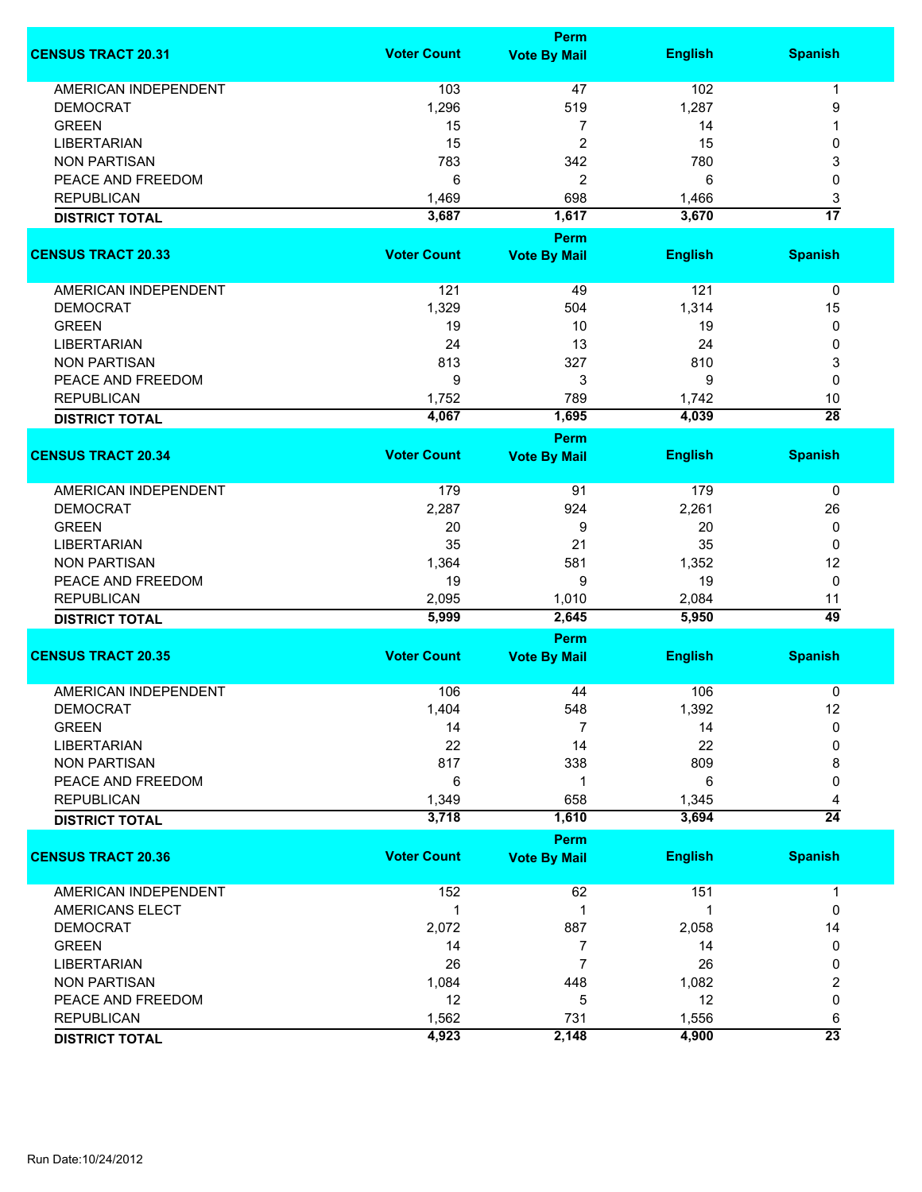| CENSUS TRACT 20.31 | Voter Count | Perm Vote By Mail | English | Spanish |
|---|---|---|---|---|
| AMERICAN INDEPENDENT | 103 | 47 | 102 | 1 |
| DEMOCRAT | 1,296 | 519 | 1,287 | 9 |
| GREEN | 15 | 7 | 14 | 1 |
| LIBERTARIAN | 15 | 2 | 15 | 0 |
| NON PARTISAN | 783 | 342 | 780 | 3 |
| PEACE AND FREEDOM | 6 | 2 | 6 | 0 |
| REPUBLICAN | 1,469 | 698 | 1,466 | 3 |
| **DISTRICT TOTAL** | **3,687** | **1,617** | **3,670** | **17** |

| CENSUS TRACT 20.33 | Voter Count | Perm Vote By Mail | English | Spanish |
|---|---|---|---|---|
| AMERICAN INDEPENDENT | 121 | 49 | 121 | 0 |
| DEMOCRAT | 1,329 | 504 | 1,314 | 15 |
| GREEN | 19 | 10 | 19 | 0 |
| LIBERTARIAN | 24 | 13 | 24 | 0 |
| NON PARTISAN | 813 | 327 | 810 | 3 |
| PEACE AND FREEDOM | 9 | 3 | 9 | 0 |
| REPUBLICAN | 1,752 | 789 | 1,742 | 10 |
| **DISTRICT TOTAL** | **4,067** | **1,695** | **4,039** | **28** |

| CENSUS TRACT 20.34 | Voter Count | Perm Vote By Mail | English | Spanish |
|---|---|---|---|---|
| AMERICAN INDEPENDENT | 179 | 91 | 179 | 0 |
| DEMOCRAT | 2,287 | 924 | 2,261 | 26 |
| GREEN | 20 | 9 | 20 | 0 |
| LIBERTARIAN | 35 | 21 | 35 | 0 |
| NON PARTISAN | 1,364 | 581 | 1,352 | 12 |
| PEACE AND FREEDOM | 19 | 9 | 19 | 0 |
| REPUBLICAN | 2,095 | 1,010 | 2,084 | 11 |
| **DISTRICT TOTAL** | **5,999** | **2,645** | **5,950** | **49** |

| CENSUS TRACT 20.35 | Voter Count | Perm Vote By Mail | English | Spanish |
|---|---|---|---|---|
| AMERICAN INDEPENDENT | 106 | 44 | 106 | 0 |
| DEMOCRAT | 1,404 | 548 | 1,392 | 12 |
| GREEN | 14 | 7 | 14 | 0 |
| LIBERTARIAN | 22 | 14 | 22 | 0 |
| NON PARTISAN | 817 | 338 | 809 | 8 |
| PEACE AND FREEDOM | 6 | 1 | 6 | 0 |
| REPUBLICAN | 1,349 | 658 | 1,345 | 4 |
| **DISTRICT TOTAL** | **3,718** | **1,610** | **3,694** | **24** |

| CENSUS TRACT 20.36 | Voter Count | Perm Vote By Mail | English | Spanish |
|---|---|---|---|---|
| AMERICAN INDEPENDENT | 152 | 62 | 151 | 1 |
| AMERICANS ELECT | 1 | 1 | 1 | 0 |
| DEMOCRAT | 2,072 | 887 | 2,058 | 14 |
| GREEN | 14 | 7 | 14 | 0 |
| LIBERTARIAN | 26 | 7 | 26 | 0 |
| NON PARTISAN | 1,084 | 448 | 1,082 | 2 |
| PEACE AND FREEDOM | 12 | 5 | 12 | 0 |
| REPUBLICAN | 1,562 | 731 | 1,556 | 6 |
| **DISTRICT TOTAL** | **4,923** | **2,148** | **4,900** | **23** |

Run Date:10/24/2012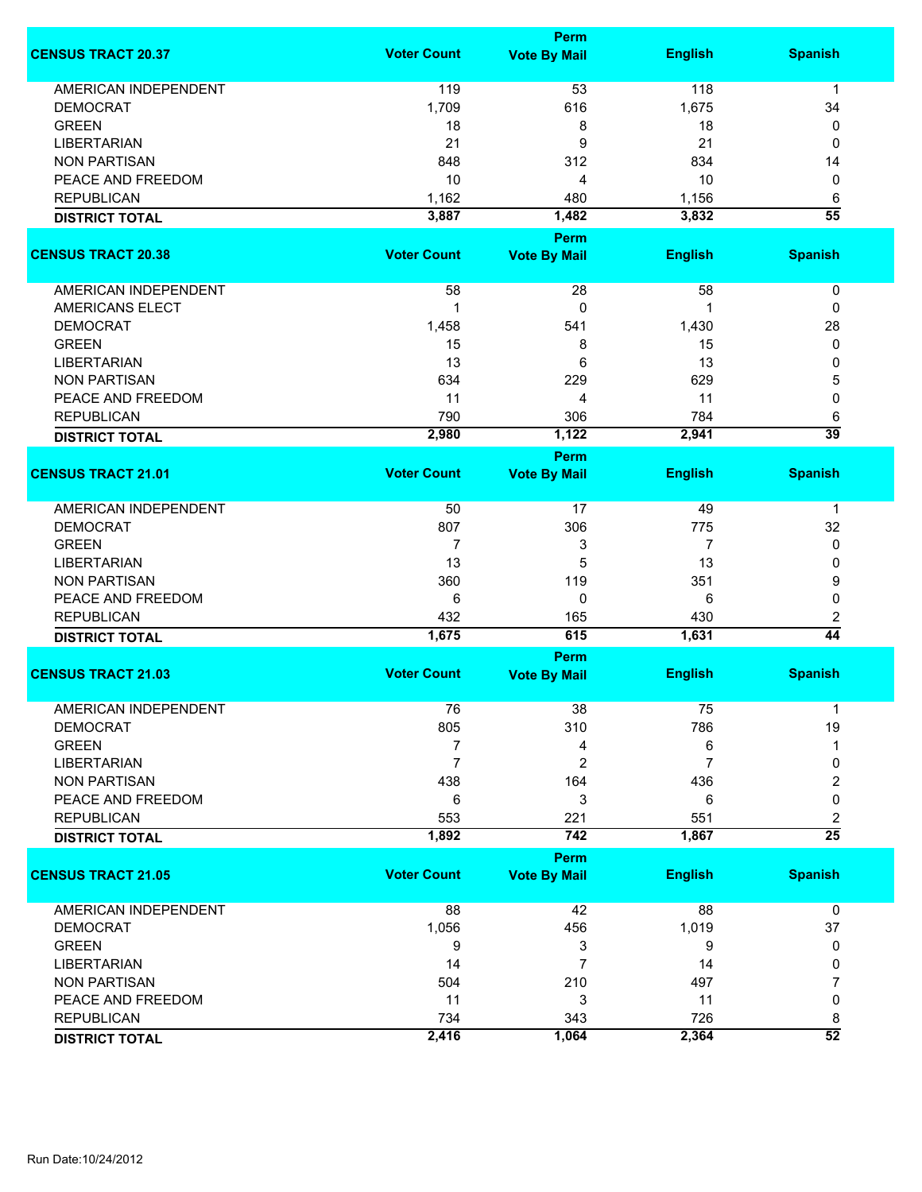| CENSUS TRACT 20.37 | Voter Count | Perm Vote By Mail | English | Spanish |
|---|---|---|---|---|
| AMERICAN INDEPENDENT | 119 | 53 | 118 | 1 |
| DEMOCRAT | 1,709 | 616 | 1,675 | 34 |
| GREEN | 18 | 8 | 18 | 0 |
| LIBERTARIAN | 21 | 9 | 21 | 0 |
| NON PARTISAN | 848 | 312 | 834 | 14 |
| PEACE AND FREEDOM | 10 | 4 | 10 | 0 |
| REPUBLICAN | 1,162 | 480 | 1,156 | 6 |
| **DISTRICT TOTAL** | **3,887** | **1,482** | **3,832** | **55** |

| CENSUS TRACT 20.38 | Voter Count | Perm Vote By Mail | English | Spanish |
|---|---|---|---|---|
| AMERICAN INDEPENDENT | 58 | 28 | 58 | 0 |
| AMERICANS ELECT | 1 | 0 | 1 | 0 |
| DEMOCRAT | 1,458 | 541 | 1,430 | 28 |
| GREEN | 15 | 8 | 15 | 0 |
| LIBERTARIAN | 13 | 6 | 13 | 0 |
| NON PARTISAN | 634 | 229 | 629 | 5 |
| PEACE AND FREEDOM | 11 | 4 | 11 | 0 |
| REPUBLICAN | 790 | 306 | 784 | 6 |
| **DISTRICT TOTAL** | **2,980** | **1,122** | **2,941** | **39** |

| CENSUS TRACT 21.01 | Voter Count | Perm Vote By Mail | English | Spanish |
|---|---|---|---|---|
| AMERICAN INDEPENDENT | 50 | 17 | 49 | 1 |
| DEMOCRAT | 807 | 306 | 775 | 32 |
| GREEN | 7 | 3 | 7 | 0 |
| LIBERTARIAN | 13 | 5 | 13 | 0 |
| NON PARTISAN | 360 | 119 | 351 | 9 |
| PEACE AND FREEDOM | 6 | 0 | 6 | 0 |
| REPUBLICAN | 432 | 165 | 430 | 2 |
| **DISTRICT TOTAL** | **1,675** | **615** | **1,631** | **44** |

| CENSUS TRACT 21.03 | Voter Count | Perm Vote By Mail | English | Spanish |
|---|---|---|---|---|
| AMERICAN INDEPENDENT | 76 | 38 | 75 | 1 |
| DEMOCRAT | 805 | 310 | 786 | 19 |
| GREEN | 7 | 4 | 6 | 1 |
| LIBERTARIAN | 7 | 2 | 7 | 0 |
| NON PARTISAN | 438 | 164 | 436 | 2 |
| PEACE AND FREEDOM | 6 | 3 | 6 | 0 |
| REPUBLICAN | 553 | 221 | 551 | 2 |
| **DISTRICT TOTAL** | **1,892** | **742** | **1,867** | **25** |

| CENSUS TRACT 21.05 | Voter Count | Perm Vote By Mail | English | Spanish |
|---|---|---|---|---|
| AMERICAN INDEPENDENT | 88 | 42 | 88 | 0 |
| DEMOCRAT | 1,056 | 456 | 1,019 | 37 |
| GREEN | 9 | 3 | 9 | 0 |
| LIBERTARIAN | 14 | 7 | 14 | 0 |
| NON PARTISAN | 504 | 210 | 497 | 7 |
| PEACE AND FREEDOM | 11 | 3 | 11 | 0 |
| REPUBLICAN | 734 | 343 | 726 | 8 |
| **DISTRICT TOTAL** | **2,416** | **1,064** | **2,364** | **52** |

Run Date:10/24/2012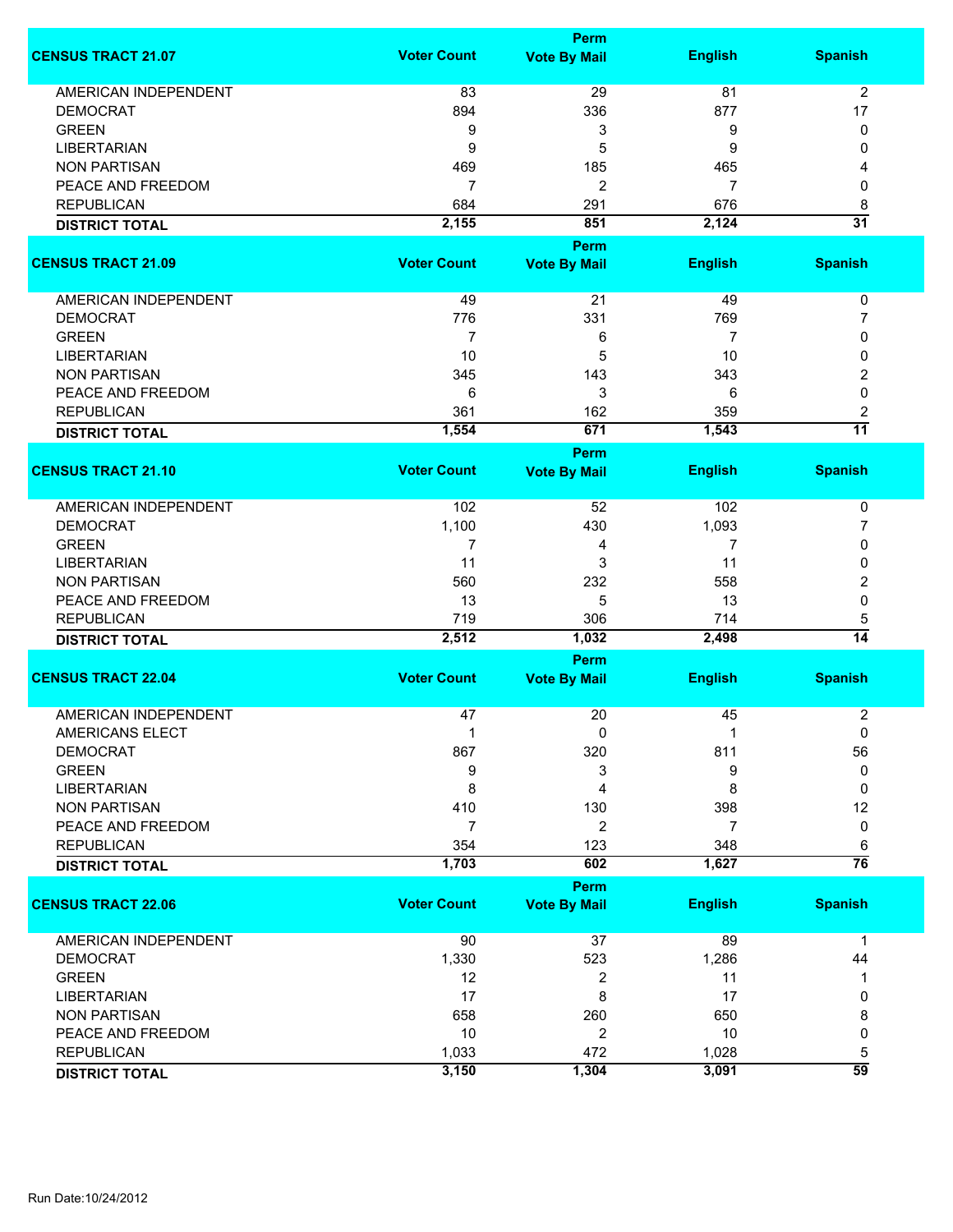| CENSUS TRACT 21.07 | Voter Count | Perm Vote By Mail | English | Spanish |
|---|---|---|---|---|
| AMERICAN INDEPENDENT | 83 | 29 | 81 | 2 |
| DEMOCRAT | 894 | 336 | 877 | 17 |
| GREEN | 9 | 3 | 9 | 0 |
| LIBERTARIAN | 9 | 5 | 9 | 0 |
| NON PARTISAN | 469 | 185 | 465 | 4 |
| PEACE AND FREEDOM | 7 | 2 | 7 | 0 |
| REPUBLICAN | 684 | 291 | 676 | 8 |
| **DISTRICT TOTAL** | **2,155** | **851** | **2,124** | **31** |

| CENSUS TRACT 21.09 | Voter Count | Perm Vote By Mail | English | Spanish |
|---|---|---|---|---|
| AMERICAN INDEPENDENT | 49 | 21 | 49 | 0 |
| DEMOCRAT | 776 | 331 | 769 | 7 |
| GREEN | 7 | 6 | 7 | 0 |
| LIBERTARIAN | 10 | 5 | 10 | 0 |
| NON PARTISAN | 345 | 143 | 343 | 2 |
| PEACE AND FREEDOM | 6 | 3 | 6 | 0 |
| REPUBLICAN | 361 | 162 | 359 | 2 |
| **DISTRICT TOTAL** | **1,554** | **671** | **1,543** | **11** |

| CENSUS TRACT 21.10 | Voter Count | Perm Vote By Mail | English | Spanish |
|---|---|---|---|---|
| AMERICAN INDEPENDENT | 102 | 52 | 102 | 0 |
| DEMOCRAT | 1,100 | 430 | 1,093 | 7 |
| GREEN | 7 | 4 | 7 | 0 |
| LIBERTARIAN | 11 | 3 | 11 | 0 |
| NON PARTISAN | 560 | 232 | 558 | 2 |
| PEACE AND FREEDOM | 13 | 5 | 13 | 0 |
| REPUBLICAN | 719 | 306 | 714 | 5 |
| **DISTRICT TOTAL** | **2,512** | **1,032** | **2,498** | **14** |

| CENSUS TRACT 22.04 | Voter Count | Perm Vote By Mail | English | Spanish |
|---|---|---|---|---|
| AMERICAN INDEPENDENT | 47 | 20 | 45 | 2 |
| AMERICANS ELECT | 1 | 0 | 1 | 0 |
| DEMOCRAT | 867 | 320 | 811 | 56 |
| GREEN | 9 | 3 | 9 | 0 |
| LIBERTARIAN | 8 | 4 | 8 | 0 |
| NON PARTISAN | 410 | 130 | 398 | 12 |
| PEACE AND FREEDOM | 7 | 2 | 7 | 0 |
| REPUBLICAN | 354 | 123 | 348 | 6 |
| **DISTRICT TOTAL** | **1,703** | **602** | **1,627** | **76** |

| CENSUS TRACT 22.06 | Voter Count | Perm Vote By Mail | English | Spanish |
|---|---|---|---|---|
| AMERICAN INDEPENDENT | 90 | 37 | 89 | 1 |
| DEMOCRAT | 1,330 | 523 | 1,286 | 44 |
| GREEN | 12 | 2 | 11 | 1 |
| LIBERTARIAN | 17 | 8 | 17 | 0 |
| NON PARTISAN | 658 | 260 | 650 | 8 |
| PEACE AND FREEDOM | 10 | 2 | 10 | 0 |
| REPUBLICAN | 1,033 | 472 | 1,028 | 5 |
| **DISTRICT TOTAL** | **3,150** | **1,304** | **3,091** | **59** |

Run Date:10/24/2012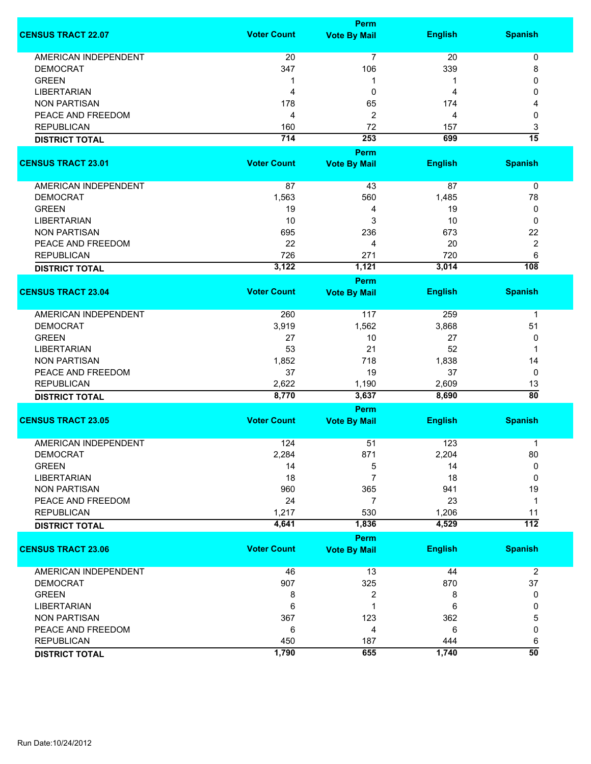| CENSUS TRACT 22.07 | Voter Count | Perm Vote By Mail | English | Spanish |
|---|---|---|---|---|
| AMERICAN INDEPENDENT | 20 | 7 | 20 | 0 |
| DEMOCRAT | 347 | 106 | 339 | 8 |
| GREEN | 1 | 1 | 1 | 0 |
| LIBERTARIAN | 4 | 0 | 4 | 0 |
| NON PARTISAN | 178 | 65 | 174 | 4 |
| PEACE AND FREEDOM | 4 | 2 | 4 | 0 |
| REPUBLICAN | 160 | 72 | 157 | 3 |
| **DISTRICT TOTAL** | **714** | **253** | **699** | **15** |

| CENSUS TRACT 23.01 | Voter Count | Perm Vote By Mail | English | Spanish |
|---|---|---|---|---|
| AMERICAN INDEPENDENT | 87 | 43 | 87 | 0 |
| DEMOCRAT | 1,563 | 560 | 1,485 | 78 |
| GREEN | 19 | 4 | 19 | 0 |
| LIBERTARIAN | 10 | 3 | 10 | 0 |
| NON PARTISAN | 695 | 236 | 673 | 22 |
| PEACE AND FREEDOM | 22 | 4 | 20 | 2 |
| REPUBLICAN | 726 | 271 | 720 | 6 |
| **DISTRICT TOTAL** | **3,122** | **1,121** | **3,014** | **108** |

| CENSUS TRACT 23.04 | Voter Count | Perm Vote By Mail | English | Spanish |
|---|---|---|---|---|
| AMERICAN INDEPENDENT | 260 | 117 | 259 | 1 |
| DEMOCRAT | 3,919 | 1,562 | 3,868 | 51 |
| GREEN | 27 | 10 | 27 | 0 |
| LIBERTARIAN | 53 | 21 | 52 | 1 |
| NON PARTISAN | 1,852 | 718 | 1,838 | 14 |
| PEACE AND FREEDOM | 37 | 19 | 37 | 0 |
| REPUBLICAN | 2,622 | 1,190 | 2,609 | 13 |
| **DISTRICT TOTAL** | **8,770** | **3,637** | **8,690** | **80** |

| CENSUS TRACT 23.05 | Voter Count | Perm Vote By Mail | English | Spanish |
|---|---|---|---|---|
| AMERICAN INDEPENDENT | 124 | 51 | 123 | 1 |
| DEMOCRAT | 2,284 | 871 | 2,204 | 80 |
| GREEN | 14 | 5 | 14 | 0 |
| LIBERTARIAN | 18 | 7 | 18 | 0 |
| NON PARTISAN | 960 | 365 | 941 | 19 |
| PEACE AND FREEDOM | 24 | 7 | 23 | 1 |
| REPUBLICAN | 1,217 | 530 | 1,206 | 11 |
| **DISTRICT TOTAL** | **4,641** | **1,836** | **4,529** | **112** |

| CENSUS TRACT 23.06 | Voter Count | Perm Vote By Mail | English | Spanish |
|---|---|---|---|---|
| AMERICAN INDEPENDENT | 46 | 13 | 44 | 2 |
| DEMOCRAT | 907 | 325 | 870 | 37 |
| GREEN | 8 | 2 | 8 | 0 |
| LIBERTARIAN | 6 | 1 | 6 | 0 |
| NON PARTISAN | 367 | 123 | 362 | 5 |
| PEACE AND FREEDOM | 6 | 4 | 6 | 0 |
| REPUBLICAN | 450 | 187 | 444 | 6 |
| **DISTRICT TOTAL** | **1,790** | **655** | **1,740** | **50** |

Run Date:10/24/2012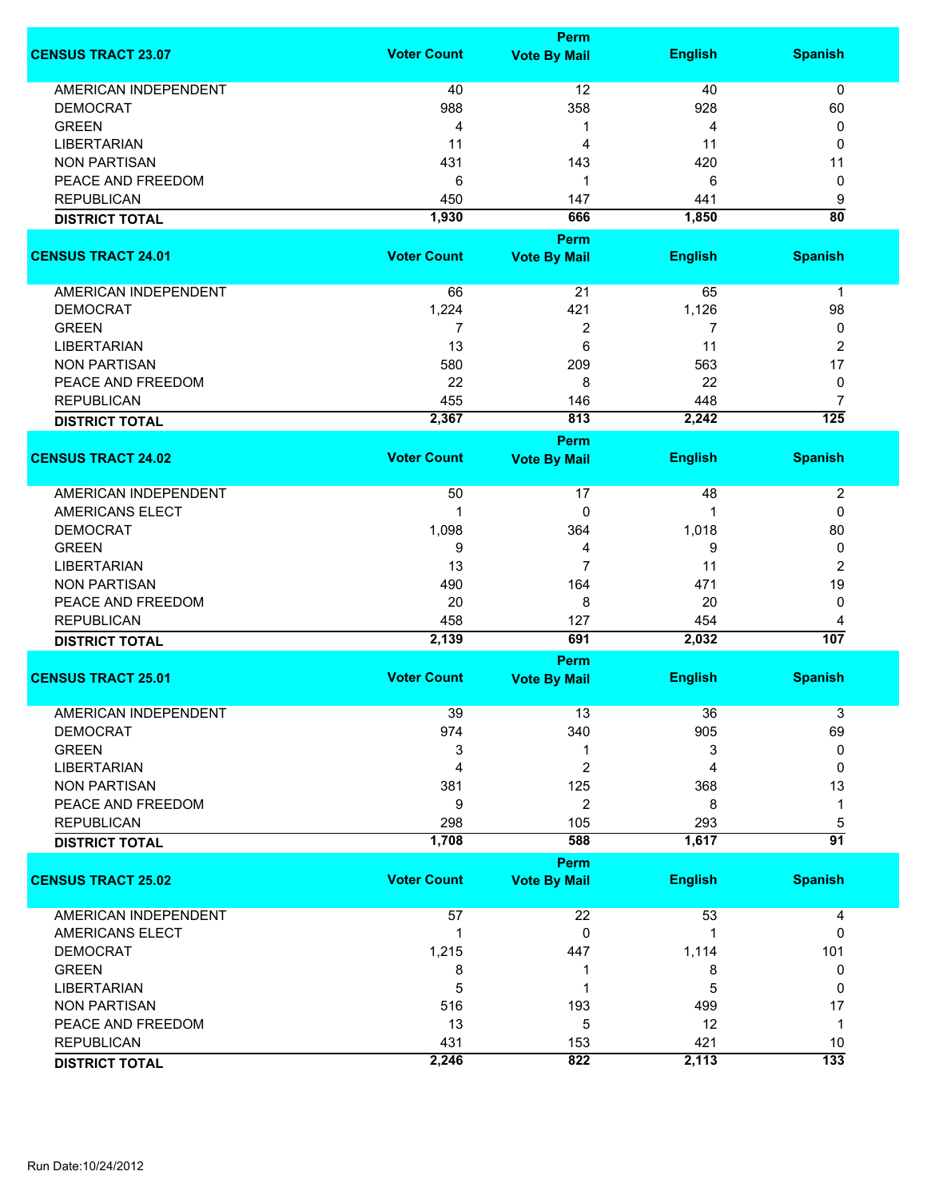| CENSUS TRACT 23.07 | Voter Count | Perm Vote By Mail | English | Spanish |
|---|---|---|---|---|
| AMERICAN INDEPENDENT | 40 | 12 | 40 | 0 |
| DEMOCRAT | 988 | 358 | 928 | 60 |
| GREEN | 4 | 1 | 4 | 0 |
| LIBERTARIAN | 11 | 4 | 11 | 0 |
| NON PARTISAN | 431 | 143 | 420 | 11 |
| PEACE AND FREEDOM | 6 | 1 | 6 | 0 |
| REPUBLICAN | 450 | 147 | 441 | 9 |
| **DISTRICT TOTAL** | **1,930** | **666** | **1,850** | **80** |

| CENSUS TRACT 24.01 | Voter Count | Perm Vote By Mail | English | Spanish |
|---|---|---|---|---|
| AMERICAN INDEPENDENT | 66 | 21 | 65 | 1 |
| DEMOCRAT | 1,224 | 421 | 1,126 | 98 |
| GREEN | 7 | 2 | 7 | 0 |
| LIBERTARIAN | 13 | 6 | 11 | 2 |
| NON PARTISAN | 580 | 209 | 563 | 17 |
| PEACE AND FREEDOM | 22 | 8 | 22 | 0 |
| REPUBLICAN | 455 | 146 | 448 | 7 |
| **DISTRICT TOTAL** | **2,367** | **813** | **2,242** | **125** |

| CENSUS TRACT 24.02 | Voter Count | Perm Vote By Mail | English | Spanish |
|---|---|---|---|---|
| AMERICAN INDEPENDENT | 50 | 17 | 48 | 2 |
| AMERICANS ELECT | 1 | 0 | 1 | 0 |
| DEMOCRAT | 1,098 | 364 | 1,018 | 80 |
| GREEN | 9 | 4 | 9 | 0 |
| LIBERTARIAN | 13 | 7 | 11 | 2 |
| NON PARTISAN | 490 | 164 | 471 | 19 |
| PEACE AND FREEDOM | 20 | 8 | 20 | 0 |
| REPUBLICAN | 458 | 127 | 454 | 4 |
| **DISTRICT TOTAL** | **2,139** | **691** | **2,032** | **107** |

| CENSUS TRACT 25.01 | Voter Count | Perm Vote By Mail | English | Spanish |
|---|---|---|---|---|
| AMERICAN INDEPENDENT | 39 | 13 | 36 | 3 |
| DEMOCRAT | 974 | 340 | 905 | 69 |
| GREEN | 3 | 1 | 3 | 0 |
| LIBERTARIAN | 4 | 2 | 4 | 0 |
| NON PARTISAN | 381 | 125 | 368 | 13 |
| PEACE AND FREEDOM | 9 | 2 | 8 | 1 |
| REPUBLICAN | 298 | 105 | 293 | 5 |
| **DISTRICT TOTAL** | **1,708** | **588** | **1,617** | **91** |

| CENSUS TRACT 25.02 | Voter Count | Perm Vote By Mail | English | Spanish |
|---|---|---|---|---|
| AMERICAN INDEPENDENT | 57 | 22 | 53 | 4 |
| AMERICANS ELECT | 1 | 0 | 1 | 0 |
| DEMOCRAT | 1,215 | 447 | 1,114 | 101 |
| GREEN | 8 | 1 | 8 | 0 |
| LIBERTARIAN | 5 | 1 | 5 | 0 |
| NON PARTISAN | 516 | 193 | 499 | 17 |
| PEACE AND FREEDOM | 13 | 5 | 12 | 1 |
| REPUBLICAN | 431 | 153 | 421 | 10 |
| **DISTRICT TOTAL** | **2,246** | **822** | **2,113** | **133** |

Run Date:10/24/2012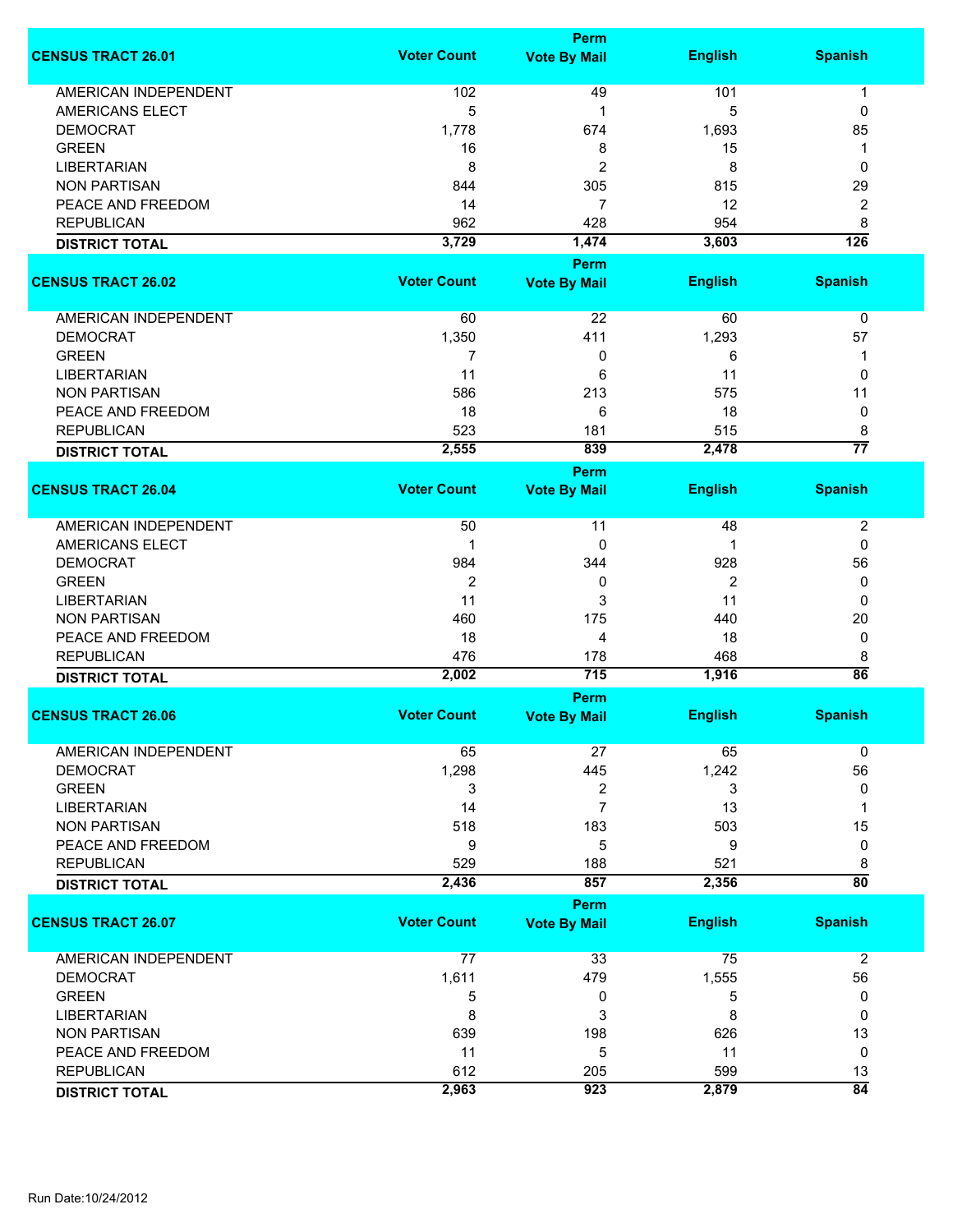| CENSUS TRACT 26.01 | Voter Count | Perm Vote By Mail | English | Spanish |
|---|---|---|---|---|
| AMERICAN INDEPENDENT | 102 | 49 | 101 | 1 |
| AMERICANS ELECT | 5 | 1 | 5 | 0 |
| DEMOCRAT | 1,778 | 674 | 1,693 | 85 |
| GREEN | 16 | 8 | 15 | 1 |
| LIBERTARIAN | 8 | 2 | 8 | 0 |
| NON PARTISAN | 844 | 305 | 815 | 29 |
| PEACE AND FREEDOM | 14 | 7 | 12 | 2 |
| REPUBLICAN | 962 | 428 | 954 | 8 |
| **DISTRICT TOTAL** | **3,729** | **1,474** | **3,603** | **126** |

| CENSUS TRACT 26.02 | Voter Count | Perm Vote By Mail | English | Spanish |
|---|---|---|---|---|
| AMERICAN INDEPENDENT | 60 | 22 | 60 | 0 |
| DEMOCRAT | 1,350 | 411 | 1,293 | 57 |
| GREEN | 7 | 0 | 6 | 1 |
| LIBERTARIAN | 11 | 6 | 11 | 0 |
| NON PARTISAN | 586 | 213 | 575 | 11 |
| PEACE AND FREEDOM | 18 | 6 | 18 | 0 |
| REPUBLICAN | 523 | 181 | 515 | 8 |
| **DISTRICT TOTAL** | **2,555** | **839** | **2,478** | **77** |

| CENSUS TRACT 26.04 | Voter Count | Perm Vote By Mail | English | Spanish |
|---|---|---|---|---|
| AMERICAN INDEPENDENT | 50 | 11 | 48 | 2 |
| AMERICANS ELECT | 1 | 0 | 1 | 0 |
| DEMOCRAT | 984 | 344 | 928 | 56 |
| GREEN | 2 | 0 | 2 | 0 |
| LIBERTARIAN | 11 | 3 | 11 | 0 |
| NON PARTISAN | 460 | 175 | 440 | 20 |
| PEACE AND FREEDOM | 18 | 4 | 18 | 0 |
| REPUBLICAN | 476 | 178 | 468 | 8 |
| **DISTRICT TOTAL** | **2,002** | **715** | **1,916** | **86** |

| CENSUS TRACT 26.06 | Voter Count | Perm Vote By Mail | English | Spanish |
|---|---|---|---|---|
| AMERICAN INDEPENDENT | 65 | 27 | 65 | 0 |
| DEMOCRAT | 1,298 | 445 | 1,242 | 56 |
| GREEN | 3 | 2 | 3 | 0 |
| LIBERTARIAN | 14 | 7 | 13 | 1 |
| NON PARTISAN | 518 | 183 | 503 | 15 |
| PEACE AND FREEDOM | 9 | 5 | 9 | 0 |
| REPUBLICAN | 529 | 188 | 521 | 8 |
| **DISTRICT TOTAL** | **2,436** | **857** | **2,356** | **80** |

| CENSUS TRACT 26.07 | Voter Count | Perm Vote By Mail | English | Spanish |
|---|---|---|---|---|
| AMERICAN INDEPENDENT | 77 | 33 | 75 | 2 |
| DEMOCRAT | 1,611 | 479 | 1,555 | 56 |
| GREEN | 5 | 0 | 5 | 0 |
| LIBERTARIAN | 8 | 3 | 8 | 0 |
| NON PARTISAN | 639 | 198 | 626 | 13 |
| PEACE AND FREEDOM | 11 | 5 | 11 | 0 |
| REPUBLICAN | 612 | 205 | 599 | 13 |
| **DISTRICT TOTAL** | **2,963** | **923** | **2,879** | **84** |

Run Date:10/24/2012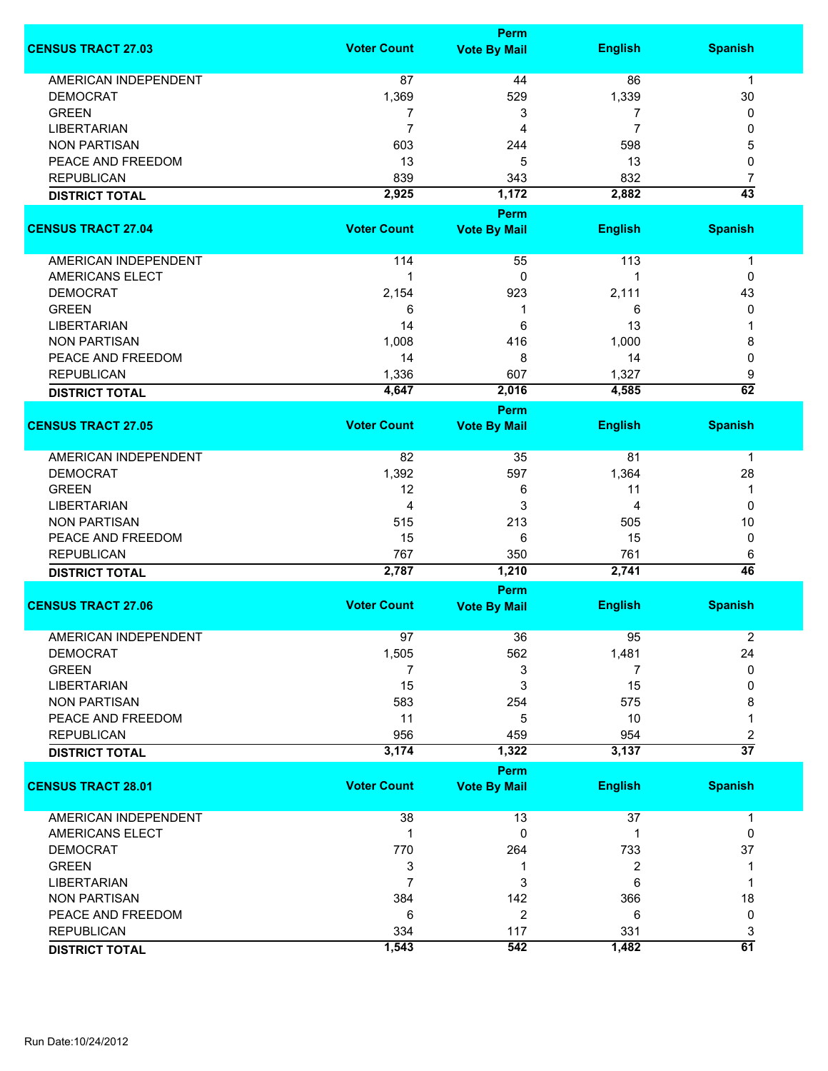| CENSUS TRACT 27.03 | Voter Count | Perm Vote By Mail | English | Spanish |
|---|---|---|---|---|
| AMERICAN INDEPENDENT | 87 | 44 | 86 | 1 |
| DEMOCRAT | 1,369 | 529 | 1,339 | 30 |
| GREEN | 7 | 3 | 7 | 0 |
| LIBERTARIAN | 7 | 4 | 7 | 0 |
| NON PARTISAN | 603 | 244 | 598 | 5 |
| PEACE AND FREEDOM | 13 | 5 | 13 | 0 |
| REPUBLICAN | 839 | 343 | 832 | 7 |
| **DISTRICT TOTAL** | **2,925** | **1,172** | **2,882** | **43** |

| CENSUS TRACT 27.04 | Voter Count | Perm Vote By Mail | English | Spanish |
|---|---|---|---|---|
| AMERICAN INDEPENDENT | 114 | 55 | 113 | 1 |
| AMERICANS ELECT | 1 | 0 | 1 | 0 |
| DEMOCRAT | 2,154 | 923 | 2,111 | 43 |
| GREEN | 6 | 1 | 6 | 0 |
| LIBERTARIAN | 14 | 6 | 13 | 1 |
| NON PARTISAN | 1,008 | 416 | 1,000 | 8 |
| PEACE AND FREEDOM | 14 | 8 | 14 | 0 |
| REPUBLICAN | 1,336 | 607 | 1,327 | 9 |
| **DISTRICT TOTAL** | **4,647** | **2,016** | **4,585** | **62** |

| CENSUS TRACT 27.05 | Voter Count | Perm Vote By Mail | English | Spanish |
|---|---|---|---|---|
| AMERICAN INDEPENDENT | 82 | 35 | 81 | 1 |
| DEMOCRAT | 1,392 | 597 | 1,364 | 28 |
| GREEN | 12 | 6 | 11 | 1 |
| LIBERTARIAN | 4 | 3 | 4 | 0 |
| NON PARTISAN | 515 | 213 | 505 | 10 |
| PEACE AND FREEDOM | 15 | 6 | 15 | 0 |
| REPUBLICAN | 767 | 350 | 761 | 6 |
| **DISTRICT TOTAL** | **2,787** | **1,210** | **2,741** | **46** |

| CENSUS TRACT 27.06 | Voter Count | Perm Vote By Mail | English | Spanish |
|---|---|---|---|---|
| AMERICAN INDEPENDENT | 97 | 36 | 95 | 2 |
| DEMOCRAT | 1,505 | 562 | 1,481 | 24 |
| GREEN | 7 | 3 | 7 | 0 |
| LIBERTARIAN | 15 | 3 | 15 | 0 |
| NON PARTISAN | 583 | 254 | 575 | 8 |
| PEACE AND FREEDOM | 11 | 5 | 10 | 1 |
| REPUBLICAN | 956 | 459 | 954 | 2 |
| **DISTRICT TOTAL** | **3,174** | **1,322** | **3,137** | **37** |

| CENSUS TRACT 28.01 | Voter Count | Perm Vote By Mail | English | Spanish |
|---|---|---|---|---|
| AMERICAN INDEPENDENT | 38 | 13 | 37 | 1 |
| AMERICANS ELECT | 1 | 0 | 1 | 0 |
| DEMOCRAT | 770 | 264 | 733 | 37 |
| GREEN | 3 | 1 | 2 | 1 |
| LIBERTARIAN | 7 | 3 | 6 | 1 |
| NON PARTISAN | 384 | 142 | 366 | 18 |
| PEACE AND FREEDOM | 6 | 2 | 6 | 0 |
| REPUBLICAN | 334 | 117 | 331 | 3 |
| **DISTRICT TOTAL** | **1,543** | **542** | **1,482** | **61** |

Run Date:10/24/2012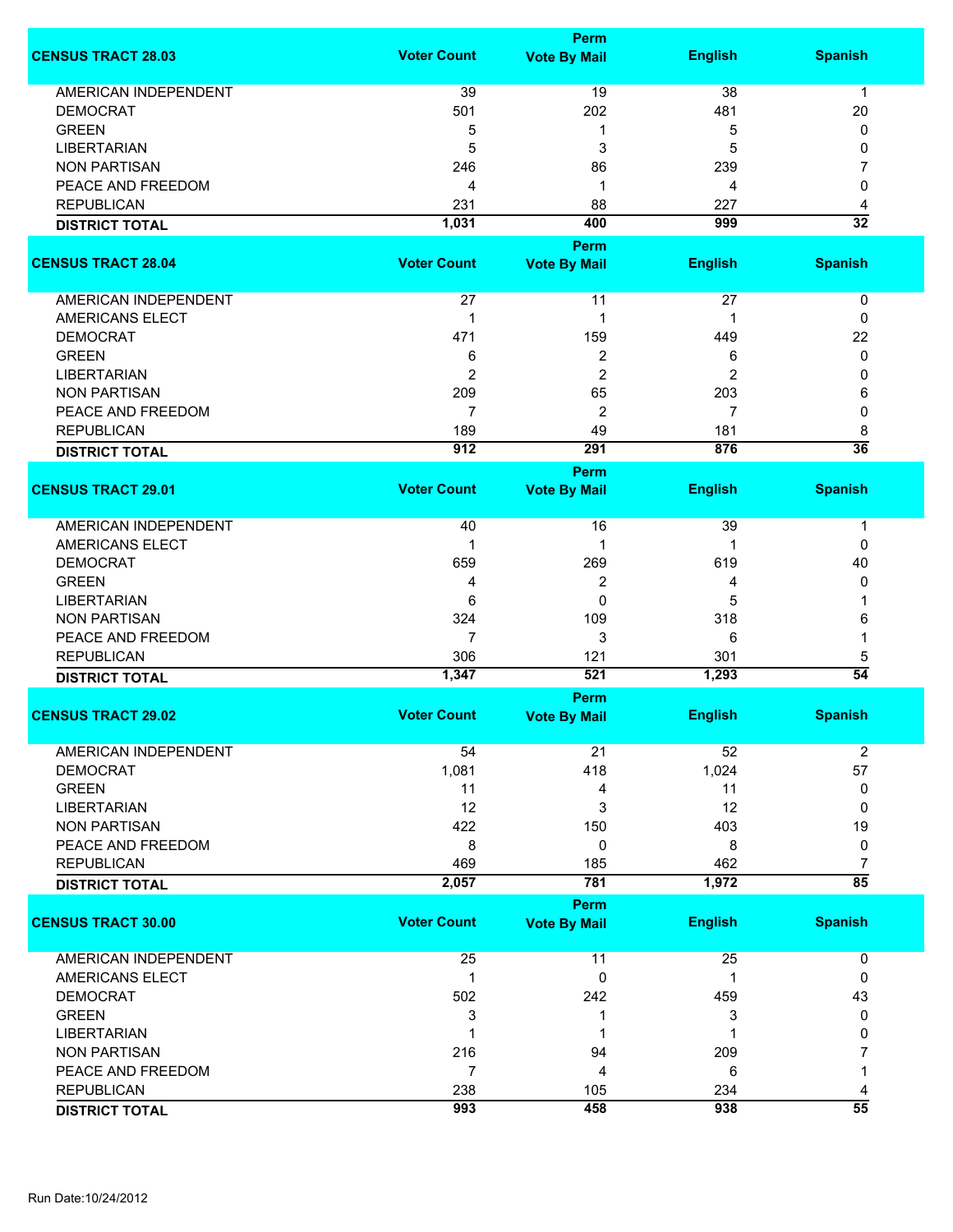| CENSUS TRACT 28.03 | Voter Count | Perm Vote By Mail | English | Spanish |
|---|---|---|---|---|
| AMERICAN INDEPENDENT | 39 | 19 | 38 | 1 |
| DEMOCRAT | 501 | 202 | 481 | 20 |
| GREEN | 5 | 1 | 5 | 0 |
| LIBERTARIAN | 5 | 3 | 5 | 0 |
| NON PARTISAN | 246 | 86 | 239 | 7 |
| PEACE AND FREEDOM | 4 | 1 | 4 | 0 |
| REPUBLICAN | 231 | 88 | 227 | 4 |
| **DISTRICT TOTAL** | **1,031** | **400** | **999** | **32** |

| CENSUS TRACT 28.04 | Voter Count | Perm Vote By Mail | English | Spanish |
|---|---|---|---|---|
| AMERICAN INDEPENDENT | 27 | 11 | 27 | 0 |
| AMERICANS ELECT | 1 | 1 | 1 | 0 |
| DEMOCRAT | 471 | 159 | 449 | 22 |
| GREEN | 6 | 2 | 6 | 0 |
| LIBERTARIAN | 2 | 2 | 2 | 0 |
| NON PARTISAN | 209 | 65 | 203 | 6 |
| PEACE AND FREEDOM | 7 | 2 | 7 | 0 |
| REPUBLICAN | 189 | 49 | 181 | 8 |
| **DISTRICT TOTAL** | **912** | **291** | **876** | **36** |

| CENSUS TRACT 29.01 | Voter Count | Perm Vote By Mail | English | Spanish |
|---|---|---|---|---|
| AMERICAN INDEPENDENT | 40 | 16 | 39 | 1 |
| AMERICANS ELECT | 1 | 1 | 1 | 0 |
| DEMOCRAT | 659 | 269 | 619 | 40 |
| GREEN | 4 | 2 | 4 | 0 |
| LIBERTARIAN | 6 | 0 | 5 | 1 |
| NON PARTISAN | 324 | 109 | 318 | 6 |
| PEACE AND FREEDOM | 7 | 3 | 6 | 1 |
| REPUBLICAN | 306 | 121 | 301 | 5 |
| **DISTRICT TOTAL** | **1,347** | **521** | **1,293** | **54** |

| CENSUS TRACT 29.02 | Voter Count | Perm Vote By Mail | English | Spanish |
|---|---|---|---|---|
| AMERICAN INDEPENDENT | 54 | 21 | 52 | 2 |
| DEMOCRAT | 1,081 | 418 | 1,024 | 57 |
| GREEN | 11 | 4 | 11 | 0 |
| LIBERTARIAN | 12 | 3 | 12 | 0 |
| NON PARTISAN | 422 | 150 | 403 | 19 |
| PEACE AND FREEDOM | 8 | 0 | 8 | 0 |
| REPUBLICAN | 469 | 185 | 462 | 7 |
| **DISTRICT TOTAL** | **2,057** | **781** | **1,972** | **85** |

| CENSUS TRACT 30.00 | Voter Count | Perm Vote By Mail | English | Spanish |
|---|---|---|---|---|
| AMERICAN INDEPENDENT | 25 | 11 | 25 | 0 |
| AMERICANS ELECT | 1 | 0 | 1 | 0 |
| DEMOCRAT | 502 | 242 | 459 | 43 |
| GREEN | 3 | 1 | 3 | 0 |
| LIBERTARIAN | 1 | 1 | 1 | 0 |
| NON PARTISAN | 216 | 94 | 209 | 7 |
| PEACE AND FREEDOM | 7 | 4 | 6 | 1 |
| REPUBLICAN | 238 | 105 | 234 | 4 |
| **DISTRICT TOTAL** | **993** | **458** | **938** | **55** |

Run Date:10/24/2012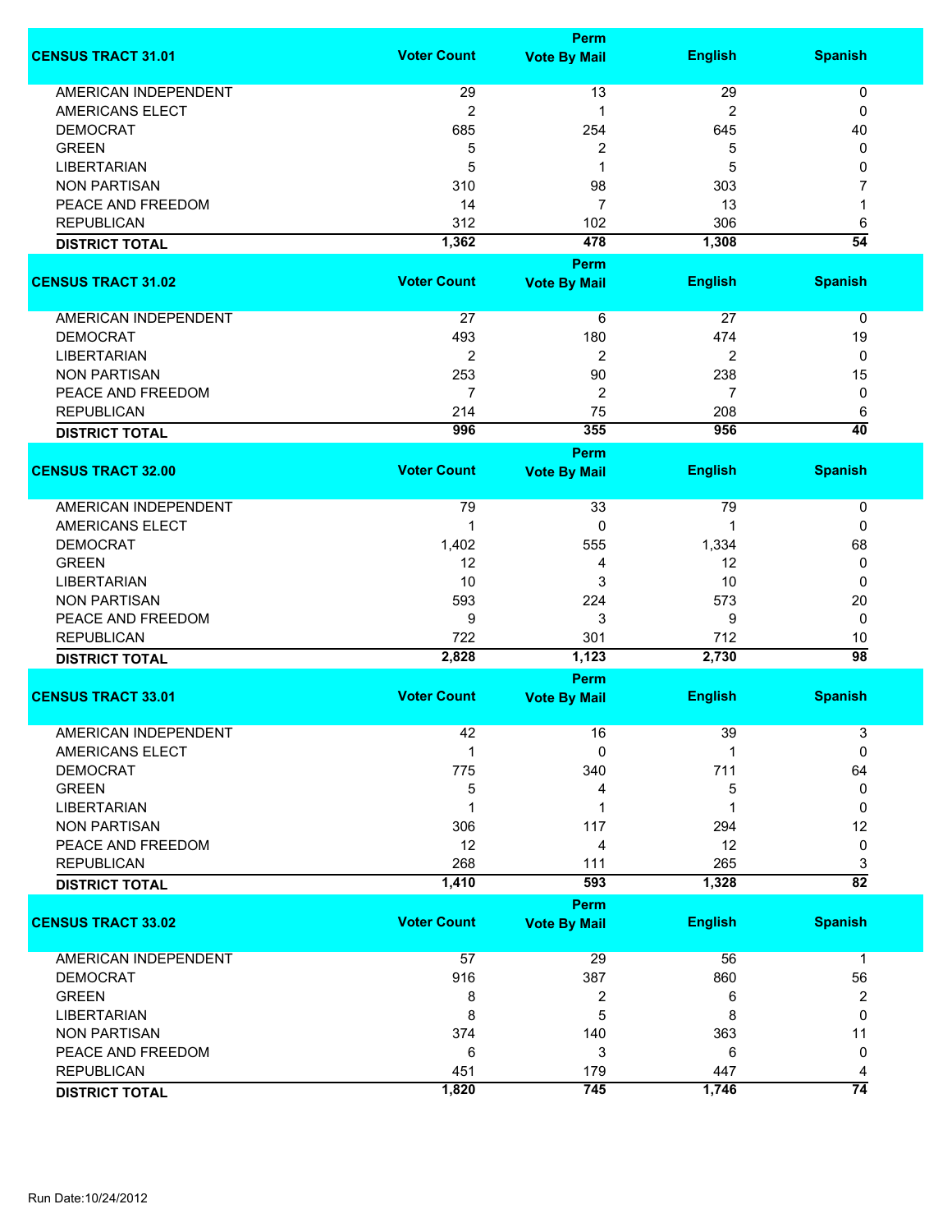| CENSUS TRACT 31.01 | Voter Count | Perm Vote By Mail | English | Spanish |
|---|---|---|---|---|
| AMERICAN INDEPENDENT | 29 | 13 | 29 | 0 |
| AMERICANS ELECT | 2 | 1 | 2 | 0 |
| DEMOCRAT | 685 | 254 | 645 | 40 |
| GREEN | 5 | 2 | 5 | 0 |
| LIBERTARIAN | 5 | 1 | 5 | 0 |
| NON PARTISAN | 310 | 98 | 303 | 7 |
| PEACE AND FREEDOM | 14 | 7 | 13 | 1 |
| REPUBLICAN | 312 | 102 | 306 | 6 |
| **DISTRICT TOTAL** | **1,362** | **478** | **1,308** | **54** |

| CENSUS TRACT 31.02 | Voter Count | Perm Vote By Mail | English | Spanish |
|---|---|---|---|---|
| AMERICAN INDEPENDENT | 27 | 6 | 27 | 0 |
| DEMOCRAT | 493 | 180 | 474 | 19 |
| LIBERTARIAN | 2 | 2 | 2 | 0 |
| NON PARTISAN | 253 | 90 | 238 | 15 |
| PEACE AND FREEDOM | 7 | 2 | 7 | 0 |
| REPUBLICAN | 214 | 75 | 208 | 6 |
| **DISTRICT TOTAL** | **996** | **355** | **956** | **40** |

| CENSUS TRACT 32.00 | Voter Count | Perm Vote By Mail | English | Spanish |
|---|---|---|---|---|
| AMERICAN INDEPENDENT | 79 | 33 | 79 | 0 |
| AMERICANS ELECT | 1 | 0 | 1 | 0 |
| DEMOCRAT | 1,402 | 555 | 1,334 | 68 |
| GREEN | 12 | 4 | 12 | 0 |
| LIBERTARIAN | 10 | 3 | 10 | 0 |
| NON PARTISAN | 593 | 224 | 573 | 20 |
| PEACE AND FREEDOM | 9 | 3 | 9 | 0 |
| REPUBLICAN | 722 | 301 | 712 | 10 |
| **DISTRICT TOTAL** | **2,828** | **1,123** | **2,730** | **98** |

| CENSUS TRACT 33.01 | Voter Count | Perm Vote By Mail | English | Spanish |
|---|---|---|---|---|
| AMERICAN INDEPENDENT | 42 | 16 | 39 | 3 |
| AMERICANS ELECT | 1 | 0 | 1 | 0 |
| DEMOCRAT | 775 | 340 | 711 | 64 |
| GREEN | 5 | 4 | 5 | 0 |
| LIBERTARIAN | 1 | 1 | 1 | 0 |
| NON PARTISAN | 306 | 117 | 294 | 12 |
| PEACE AND FREEDOM | 12 | 4 | 12 | 0 |
| REPUBLICAN | 268 | 111 | 265 | 3 |
| **DISTRICT TOTAL** | **1,410** | **593** | **1,328** | **82** |

| CENSUS TRACT 33.02 | Voter Count | Perm Vote By Mail | English | Spanish |
|---|---|---|---|---|
| AMERICAN INDEPENDENT | 57 | 29 | 56 | 1 |
| DEMOCRAT | 916 | 387 | 860 | 56 |
| GREEN | 8 | 2 | 6 | 2 |
| LIBERTARIAN | 8 | 5 | 8 | 0 |
| NON PARTISAN | 374 | 140 | 363 | 11 |
| PEACE AND FREEDOM | 6 | 3 | 6 | 0 |
| REPUBLICAN | 451 | 179 | 447 | 4 |
| **DISTRICT TOTAL** | **1,820** | **745** | **1,746** | **74** |

Run Date:10/24/2012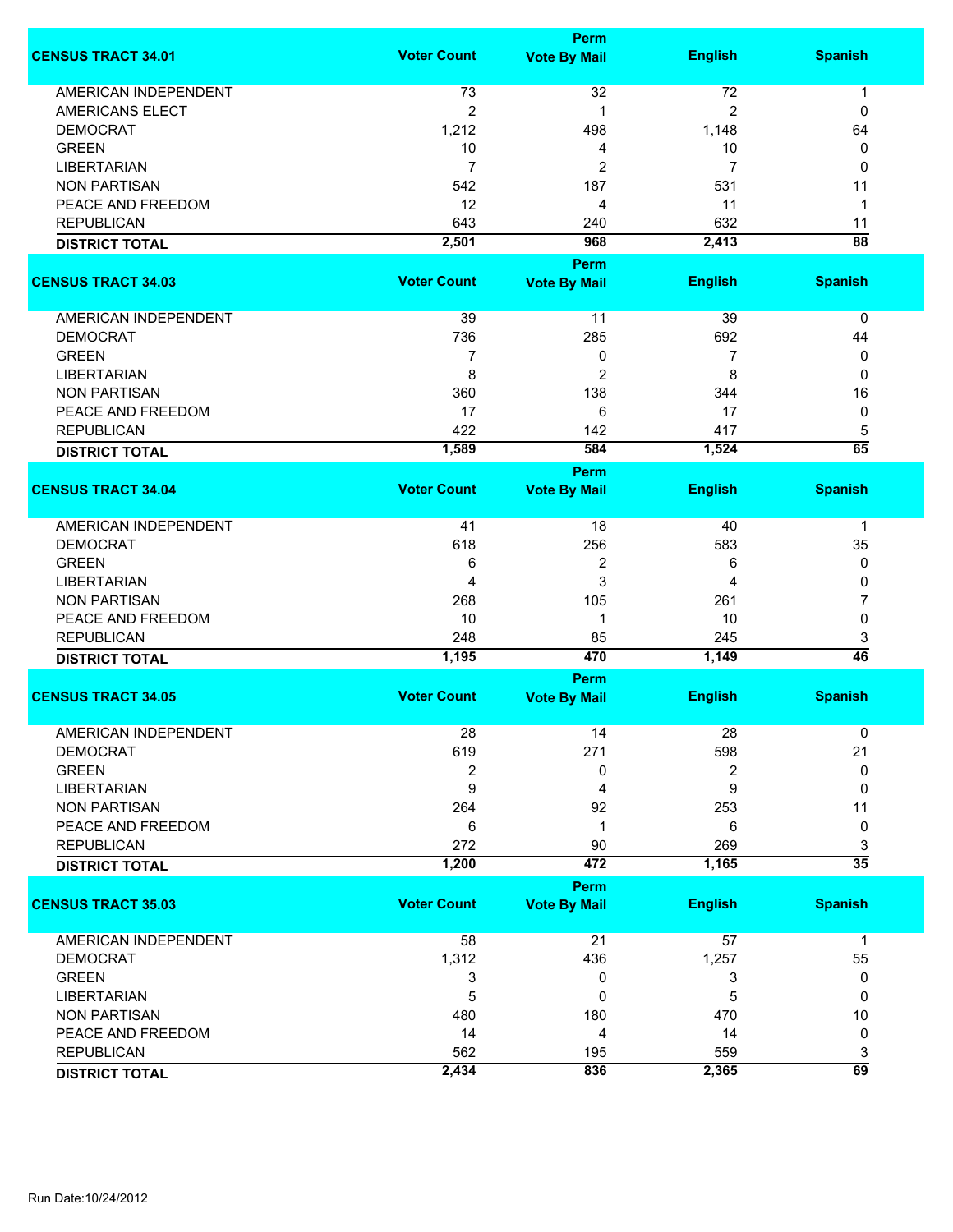| CENSUS TRACT 34.01 | Voter Count | Perm Vote By Mail | English | Spanish |
|---|---|---|---|---|
| AMERICAN INDEPENDENT | 73 | 32 | 72 | 1 |
| AMERICANS ELECT | 2 | 1 | 2 | 0 |
| DEMOCRAT | 1,212 | 498 | 1,148 | 64 |
| GREEN | 10 | 4 | 10 | 0 |
| LIBERTARIAN | 7 | 2 | 7 | 0 |
| NON PARTISAN | 542 | 187 | 531 | 11 |
| PEACE AND FREEDOM | 12 | 4 | 11 | 1 |
| REPUBLICAN | 643 | 240 | 632 | 11 |
| **DISTRICT TOTAL** | **2,501** | **968** | **2,413** | **88** |

| CENSUS TRACT 34.03 | Voter Count | Perm Vote By Mail | English | Spanish |
|---|---|---|---|---|
| AMERICAN INDEPENDENT | 39 | 11 | 39 | 0 |
| DEMOCRAT | 736 | 285 | 692 | 44 |
| GREEN | 7 | 0 | 7 | 0 |
| LIBERTARIAN | 8 | 2 | 8 | 0 |
| NON PARTISAN | 360 | 138 | 344 | 16 |
| PEACE AND FREEDOM | 17 | 6 | 17 | 0 |
| REPUBLICAN | 422 | 142 | 417 | 5 |
| **DISTRICT TOTAL** | **1,589** | **584** | **1,524** | **65** |

| CENSUS TRACT 34.04 | Voter Count | Perm Vote By Mail | English | Spanish |
|---|---|---|---|---|
| AMERICAN INDEPENDENT | 41 | 18 | 40 | 1 |
| DEMOCRAT | 618 | 256 | 583 | 35 |
| GREEN | 6 | 2 | 6 | 0 |
| LIBERTARIAN | 4 | 3 | 4 | 0 |
| NON PARTISAN | 268 | 105 | 261 | 7 |
| PEACE AND FREEDOM | 10 | 1 | 10 | 0 |
| REPUBLICAN | 248 | 85 | 245 | 3 |
| **DISTRICT TOTAL** | **1,195** | **470** | **1,149** | **46** |

| CENSUS TRACT 34.05 | Voter Count | Perm Vote By Mail | English | Spanish |
|---|---|---|---|---|
| AMERICAN INDEPENDENT | 28 | 14 | 28 | 0 |
| DEMOCRAT | 619 | 271 | 598 | 21 |
| GREEN | 2 | 0 | 2 | 0 |
| LIBERTARIAN | 9 | 4 | 9 | 0 |
| NON PARTISAN | 264 | 92 | 253 | 11 |
| PEACE AND FREEDOM | 6 | 1 | 6 | 0 |
| REPUBLICAN | 272 | 90 | 269 | 3 |
| **DISTRICT TOTAL** | **1,200** | **472** | **1,165** | **35** |

| CENSUS TRACT 35.03 | Voter Count | Perm Vote By Mail | English | Spanish |
|---|---|---|---|---|
| AMERICAN INDEPENDENT | 58 | 21 | 57 | 1 |
| DEMOCRAT | 1,312 | 436 | 1,257 | 55 |
| GREEN | 3 | 0 | 3 | 0 |
| LIBERTARIAN | 5 | 0 | 5 | 0 |
| NON PARTISAN | 480 | 180 | 470 | 10 |
| PEACE AND FREEDOM | 14 | 4 | 14 | 0 |
| REPUBLICAN | 562 | 195 | 559 | 3 |
| **DISTRICT TOTAL** | **2,434** | **836** | **2,365** | **69** |

Run Date:10/24/2012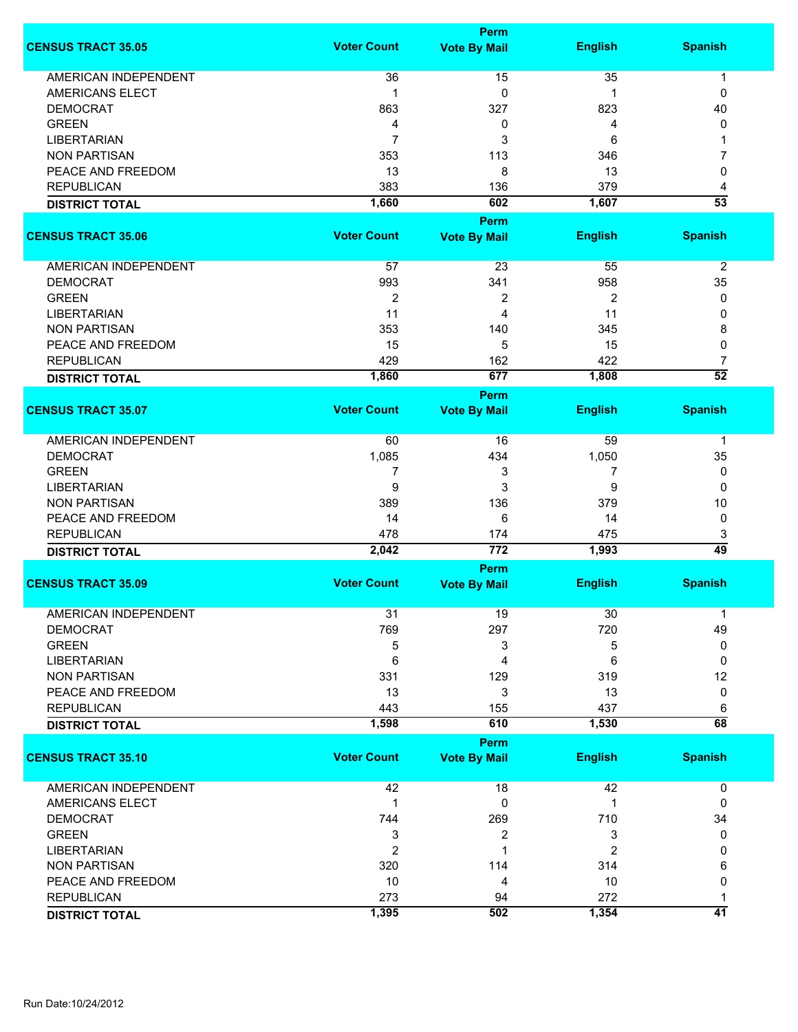| CENSUS TRACT 35.05 | Voter Count | Perm Vote By Mail | English | Spanish |
|---|---|---|---|---|
| AMERICAN INDEPENDENT | 36 | 15 | 35 | 1 |
| AMERICANS ELECT | 1 | 0 | 1 | 0 |
| DEMOCRAT | 863 | 327 | 823 | 40 |
| GREEN | 4 | 0 | 4 | 0 |
| LIBERTARIAN | 7 | 3 | 6 | 1 |
| NON PARTISAN | 353 | 113 | 346 | 7 |
| PEACE AND FREEDOM | 13 | 8 | 13 | 0 |
| REPUBLICAN | 383 | 136 | 379 | 4 |
| **DISTRICT TOTAL** | **1,660** | **602** | **1,607** | **53** |

| CENSUS TRACT 35.06 | Voter Count | Perm Vote By Mail | English | Spanish |
|---|---|---|---|---|
| AMERICAN INDEPENDENT | 57 | 23 | 55 | 2 |
| DEMOCRAT | 993 | 341 | 958 | 35 |
| GREEN | 2 | 2 | 2 | 0 |
| LIBERTARIAN | 11 | 4 | 11 | 0 |
| NON PARTISAN | 353 | 140 | 345 | 8 |
| PEACE AND FREEDOM | 15 | 5 | 15 | 0 |
| REPUBLICAN | 429 | 162 | 422 | 7 |
| **DISTRICT TOTAL** | **1,860** | **677** | **1,808** | **52** |

| CENSUS TRACT 35.07 | Voter Count | Perm Vote By Mail | English | Spanish |
|---|---|---|---|---|
| AMERICAN INDEPENDENT | 60 | 16 | 59 | 1 |
| DEMOCRAT | 1,085 | 434 | 1,050 | 35 |
| GREEN | 7 | 3 | 7 | 0 |
| LIBERTARIAN | 9 | 3 | 9 | 0 |
| NON PARTISAN | 389 | 136 | 379 | 10 |
| PEACE AND FREEDOM | 14 | 6 | 14 | 0 |
| REPUBLICAN | 478 | 174 | 475 | 3 |
| **DISTRICT TOTAL** | **2,042** | **772** | **1,993** | **49** |

| CENSUS TRACT 35.09 | Voter Count | Perm Vote By Mail | English | Spanish |
|---|---|---|---|---|
| AMERICAN INDEPENDENT | 31 | 19 | 30 | 1 |
| DEMOCRAT | 769 | 297 | 720 | 49 |
| GREEN | 5 | 3 | 5 | 0 |
| LIBERTARIAN | 6 | 4 | 6 | 0 |
| NON PARTISAN | 331 | 129 | 319 | 12 |
| PEACE AND FREEDOM | 13 | 3 | 13 | 0 |
| REPUBLICAN | 443 | 155 | 437 | 6 |
| **DISTRICT TOTAL** | **1,598** | **610** | **1,530** | **68** |

| CENSUS TRACT 35.10 | Voter Count | Perm Vote By Mail | English | Spanish |
|---|---|---|---|---|
| AMERICAN INDEPENDENT | 42 | 18 | 42 | 0 |
| AMERICANS ELECT | 1 | 0 | 1 | 0 |
| DEMOCRAT | 744 | 269 | 710 | 34 |
| GREEN | 3 | 2 | 3 | 0 |
| LIBERTARIAN | 2 | 1 | 2 | 0 |
| NON PARTISAN | 320 | 114 | 314 | 6 |
| PEACE AND FREEDOM | 10 | 4 | 10 | 0 |
| REPUBLICAN | 273 | 94 | 272 | 1 |
| **DISTRICT TOTAL** | **1,395** | **502** | **1,354** | **41** |

Run Date:10/24/2012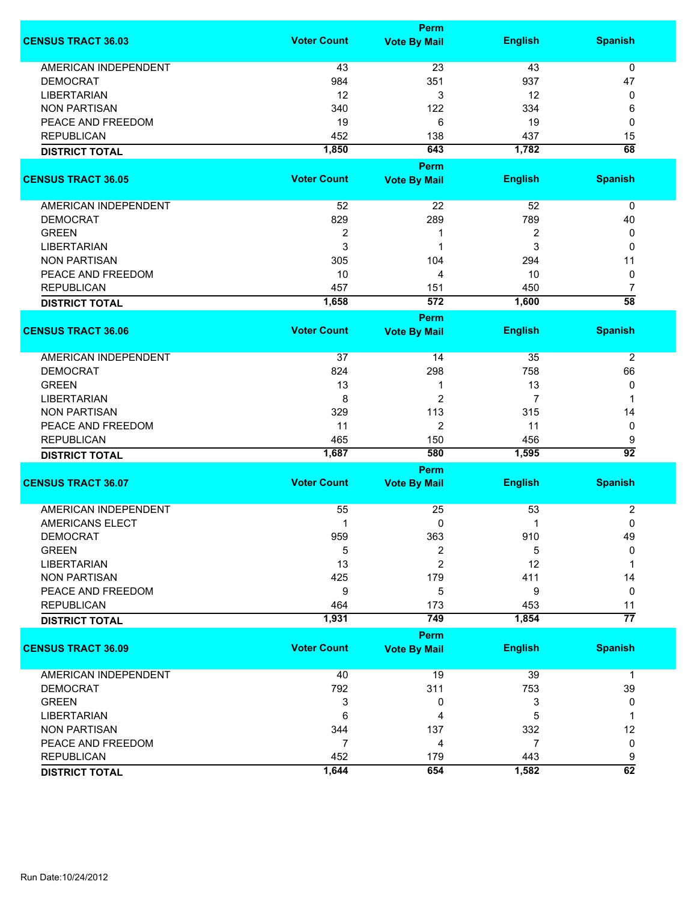| CENSUS TRACT 36.03 | Voter Count | Perm Vote By Mail | English | Spanish |
|---|---|---|---|---|
| AMERICAN INDEPENDENT | 43 | 23 | 43 | 0 |
| DEMOCRAT | 984 | 351 | 937 | 47 |
| LIBERTARIAN | 12 | 3 | 12 | 0 |
| NON PARTISAN | 340 | 122 | 334 | 6 |
| PEACE AND FREEDOM | 19 | 6 | 19 | 0 |
| REPUBLICAN | 452 | 138 | 437 | 15 |
| **DISTRICT TOTAL** | **1,850** | **643** | **1,782** | **68** |

| CENSUS TRACT 36.05 | Voter Count | Perm Vote By Mail | English | Spanish |
|---|---|---|---|---|
| AMERICAN INDEPENDENT | 52 | 22 | 52 | 0 |
| DEMOCRAT | 829 | 289 | 789 | 40 |
| GREEN | 2 | 1 | 2 | 0 |
| LIBERTARIAN | 3 | 1 | 3 | 0 |
| NON PARTISAN | 305 | 104 | 294 | 11 |
| PEACE AND FREEDOM | 10 | 4 | 10 | 0 |
| REPUBLICAN | 457 | 151 | 450 | 7 |
| **DISTRICT TOTAL** | **1,658** | **572** | **1,600** | **58** |

| CENSUS TRACT 36.06 | Voter Count | Perm Vote By Mail | English | Spanish |
|---|---|---|---|---|
| AMERICAN INDEPENDENT | 37 | 14 | 35 | 2 |
| DEMOCRAT | 824 | 298 | 758 | 66 |
| GREEN | 13 | 1 | 13 | 0 |
| LIBERTARIAN | 8 | 2 | 7 | 1 |
| NON PARTISAN | 329 | 113 | 315 | 14 |
| PEACE AND FREEDOM | 11 | 2 | 11 | 0 |
| REPUBLICAN | 465 | 150 | 456 | 9 |
| **DISTRICT TOTAL** | **1,687** | **580** | **1,595** | **92** |

| CENSUS TRACT 36.07 | Voter Count | Perm Vote By Mail | English | Spanish |
|---|---|---|---|---|
| AMERICAN INDEPENDENT | 55 | 25 | 53 | 2 |
| AMERICANS ELECT | 1 | 0 | 1 | 0 |
| DEMOCRAT | 959 | 363 | 910 | 49 |
| GREEN | 5 | 2 | 5 | 0 |
| LIBERTARIAN | 13 | 2 | 12 | 1 |
| NON PARTISAN | 425 | 179 | 411 | 14 |
| PEACE AND FREEDOM | 9 | 5 | 9 | 0 |
| REPUBLICAN | 464 | 173 | 453 | 11 |
| **DISTRICT TOTAL** | **1,931** | **749** | **1,854** | **77** |

| CENSUS TRACT 36.09 | Voter Count | Perm Vote By Mail | English | Spanish |
|---|---|---|---|---|
| AMERICAN INDEPENDENT | 40 | 19 | 39 | 1 |
| DEMOCRAT | 792 | 311 | 753 | 39 |
| GREEN | 3 | 0 | 3 | 0 |
| LIBERTARIAN | 6 | 4 | 5 | 1 |
| NON PARTISAN | 344 | 137 | 332 | 12 |
| PEACE AND FREEDOM | 7 | 4 | 7 | 0 |
| REPUBLICAN | 452 | 179 | 443 | 9 |
| **DISTRICT TOTAL** | **1,644** | **654** | **1,582** | **62** |

Run Date:10/24/2012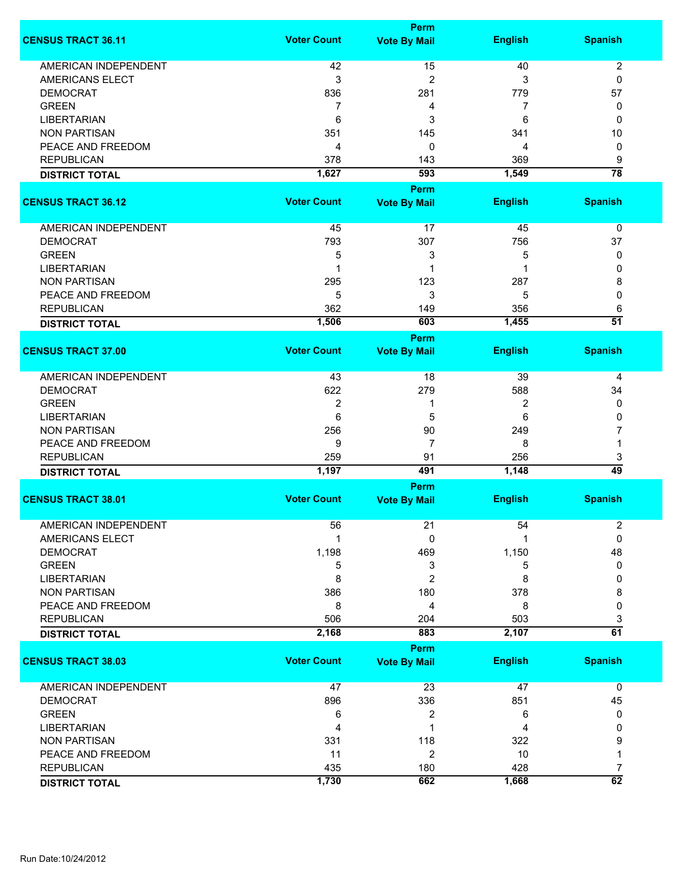| CENSUS TRACT 36.11 | Voter Count | Perm Vote By Mail | English | Spanish |
|---|---|---|---|---|
| AMERICAN INDEPENDENT | 42 | 15 | 40 | 2 |
| AMERICANS ELECT | 3 | 2 | 3 | 0 |
| DEMOCRAT | 836 | 281 | 779 | 57 |
| GREEN | 7 | 4 | 7 | 0 |
| LIBERTARIAN | 6 | 3 | 6 | 0 |
| NON PARTISAN | 351 | 145 | 341 | 10 |
| PEACE AND FREEDOM | 4 | 0 | 4 | 0 |
| REPUBLICAN | 378 | 143 | 369 | 9 |
| **DISTRICT TOTAL** | **1,627** | **593** | **1,549** | **78** |

| CENSUS TRACT 36.12 | Voter Count | Perm Vote By Mail | English | Spanish |
|---|---|---|---|---|
| AMERICAN INDEPENDENT | 45 | 17 | 45 | 0 |
| DEMOCRAT | 793 | 307 | 756 | 37 |
| GREEN | 5 | 3 | 5 | 0 |
| LIBERTARIAN | 1 | 1 | 1 | 0 |
| NON PARTISAN | 295 | 123 | 287 | 8 |
| PEACE AND FREEDOM | 5 | 3 | 5 | 0 |
| REPUBLICAN | 362 | 149 | 356 | 6 |
| **DISTRICT TOTAL** | **1,506** | **603** | **1,455** | **51** |

| CENSUS TRACT 37.00 | Voter Count | Perm Vote By Mail | English | Spanish |
|---|---|---|---|---|
| AMERICAN INDEPENDENT | 43 | 18 | 39 | 4 |
| DEMOCRAT | 622 | 279 | 588 | 34 |
| GREEN | 2 | 1 | 2 | 0 |
| LIBERTARIAN | 6 | 5 | 6 | 0 |
| NON PARTISAN | 256 | 90 | 249 | 7 |
| PEACE AND FREEDOM | 9 | 7 | 8 | 1 |
| REPUBLICAN | 259 | 91 | 256 | 3 |
| **DISTRICT TOTAL** | **1,197** | **491** | **1,148** | **49** |

| CENSUS TRACT 38.01 | Voter Count | Perm Vote By Mail | English | Spanish |
|---|---|---|---|---|
| AMERICAN INDEPENDENT | 56 | 21 | 54 | 2 |
| AMERICANS ELECT | 1 | 0 | 1 | 0 |
| DEMOCRAT | 1,198 | 469 | 1,150 | 48 |
| GREEN | 5 | 3 | 5 | 0 |
| LIBERTARIAN | 8 | 2 | 8 | 0 |
| NON PARTISAN | 386 | 180 | 378 | 8 |
| PEACE AND FREEDOM | 8 | 4 | 8 | 0 |
| REPUBLICAN | 506 | 204 | 503 | 3 |
| **DISTRICT TOTAL** | **2,168** | **883** | **2,107** | **61** |

| CENSUS TRACT 38.03 | Voter Count | Perm Vote By Mail | English | Spanish |
|---|---|---|---|---|
| AMERICAN INDEPENDENT | 47 | 23 | 47 | 0 |
| DEMOCRAT | 896 | 336 | 851 | 45 |
| GREEN | 6 | 2 | 6 | 0 |
| LIBERTARIAN | 4 | 1 | 4 | 0 |
| NON PARTISAN | 331 | 118 | 322 | 9 |
| PEACE AND FREEDOM | 11 | 2 | 10 | 1 |
| REPUBLICAN | 435 | 180 | 428 | 7 |
| **DISTRICT TOTAL** | **1,730** | **662** | **1,668** | **62** |

Run Date:10/24/2012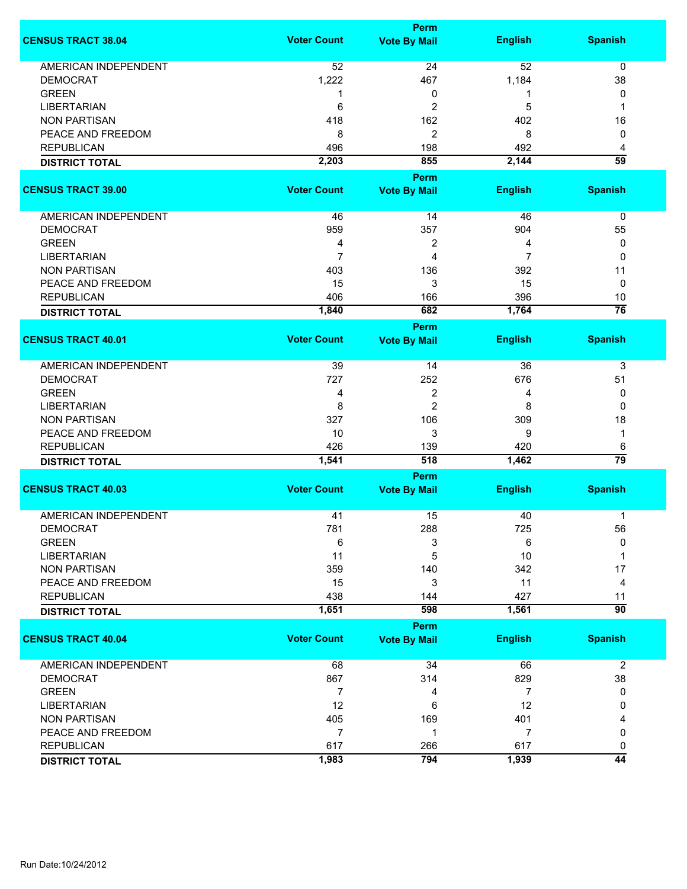| CENSUS TRACT 38.04 | Voter Count | Perm Vote By Mail | English | Spanish |
|---|---|---|---|---|
| AMERICAN INDEPENDENT | 52 | 24 | 52 | 0 |
| DEMOCRAT | 1,222 | 467 | 1,184 | 38 |
| GREEN | 1 | 0 | 1 | 0 |
| LIBERTARIAN | 6 | 2 | 5 | 1 |
| NON PARTISAN | 418 | 162 | 402 | 16 |
| PEACE AND FREEDOM | 8 | 2 | 8 | 0 |
| REPUBLICAN | 496 | 198 | 492 | 4 |
| **DISTRICT TOTAL** | **2,203** | **855** | **2,144** | **59** |

| CENSUS TRACT 39.00 | Voter Count | Perm Vote By Mail | English | Spanish |
|---|---|---|---|---|
| AMERICAN INDEPENDENT | 46 | 14 | 46 | 0 |
| DEMOCRAT | 959 | 357 | 904 | 55 |
| GREEN | 4 | 2 | 4 | 0 |
| LIBERTARIAN | 7 | 4 | 7 | 0 |
| NON PARTISAN | 403 | 136 | 392 | 11 |
| PEACE AND FREEDOM | 15 | 3 | 15 | 0 |
| REPUBLICAN | 406 | 166 | 396 | 10 |
| **DISTRICT TOTAL** | **1,840** | **682** | **1,764** | **76** |

| CENSUS TRACT 40.01 | Voter Count | Perm Vote By Mail | English | Spanish |
|---|---|---|---|---|
| AMERICAN INDEPENDENT | 39 | 14 | 36 | 3 |
| DEMOCRAT | 727 | 252 | 676 | 51 |
| GREEN | 4 | 2 | 4 | 0 |
| LIBERTARIAN | 8 | 2 | 8 | 0 |
| NON PARTISAN | 327 | 106 | 309 | 18 |
| PEACE AND FREEDOM | 10 | 3 | 9 | 1 |
| REPUBLICAN | 426 | 139 | 420 | 6 |
| **DISTRICT TOTAL** | **1,541** | **518** | **1,462** | **79** |

| CENSUS TRACT 40.03 | Voter Count | Perm Vote By Mail | English | Spanish |
|---|---|---|---|---|
| AMERICAN INDEPENDENT | 41 | 15 | 40 | 1 |
| DEMOCRAT | 781 | 288 | 725 | 56 |
| GREEN | 6 | 3 | 6 | 0 |
| LIBERTARIAN | 11 | 5 | 10 | 1 |
| NON PARTISAN | 359 | 140 | 342 | 17 |
| PEACE AND FREEDOM | 15 | 3 | 11 | 4 |
| REPUBLICAN | 438 | 144 | 427 | 11 |
| **DISTRICT TOTAL** | **1,651** | **598** | **1,561** | **90** |

| CENSUS TRACT 40.04 | Voter Count | Perm Vote By Mail | English | Spanish |
|---|---|---|---|---|
| AMERICAN INDEPENDENT | 68 | 34 | 66 | 2 |
| DEMOCRAT | 867 | 314 | 829 | 38 |
| GREEN | 7 | 4 | 7 | 0 |
| LIBERTARIAN | 12 | 6 | 12 | 0 |
| NON PARTISAN | 405 | 169 | 401 | 4 |
| PEACE AND FREEDOM | 7 | 1 | 7 | 0 |
| REPUBLICAN | 617 | 266 | 617 | 0 |
| **DISTRICT TOTAL** | **1,983** | **794** | **1,939** | **44** |

Run Date:10/24/2012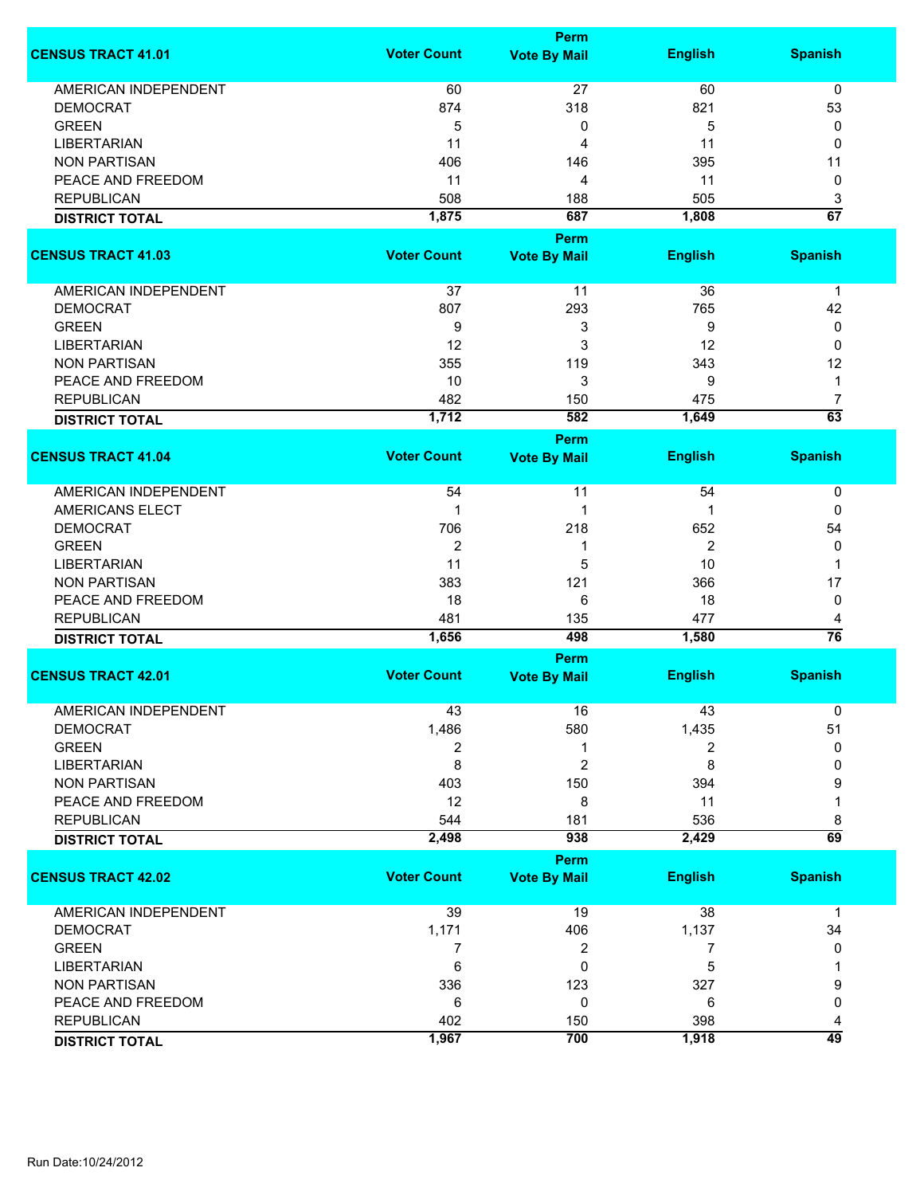| CENSUS TRACT 41.01 | Voter Count | Perm Vote By Mail | English | Spanish |
|---|---|---|---|---|
| AMERICAN INDEPENDENT | 60 | 27 | 60 | 0 |
| DEMOCRAT | 874 | 318 | 821 | 53 |
| GREEN | 5 | 0 | 5 | 0 |
| LIBERTARIAN | 11 | 4 | 11 | 0 |
| NON PARTISAN | 406 | 146 | 395 | 11 |
| PEACE AND FREEDOM | 11 | 4 | 11 | 0 |
| REPUBLICAN | 508 | 188 | 505 | 3 |
| **DISTRICT TOTAL** | **1,875** | **687** | **1,808** | **67** |

| CENSUS TRACT 41.03 | Voter Count | Perm Vote By Mail | English | Spanish |
|---|---|---|---|---|
| AMERICAN INDEPENDENT | 37 | 11 | 36 | 1 |
| DEMOCRAT | 807 | 293 | 765 | 42 |
| GREEN | 9 | 3 | 9 | 0 |
| LIBERTARIAN | 12 | 3 | 12 | 0 |
| NON PARTISAN | 355 | 119 | 343 | 12 |
| PEACE AND FREEDOM | 10 | 3 | 9 | 1 |
| REPUBLICAN | 482 | 150 | 475 | 7 |
| **DISTRICT TOTAL** | **1,712** | **582** | **1,649** | **63** |

| CENSUS TRACT 41.04 | Voter Count | Perm Vote By Mail | English | Spanish |
|---|---|---|---|---|
| AMERICAN INDEPENDENT | 54 | 11 | 54 | 0 |
| AMERICANS ELECT | 1 | 1 | 1 | 0 |
| DEMOCRAT | 706 | 218 | 652 | 54 |
| GREEN | 2 | 1 | 2 | 0 |
| LIBERTARIAN | 11 | 5 | 10 | 1 |
| NON PARTISAN | 383 | 121 | 366 | 17 |
| PEACE AND FREEDOM | 18 | 6 | 18 | 0 |
| REPUBLICAN | 481 | 135 | 477 | 4 |
| **DISTRICT TOTAL** | **1,656** | **498** | **1,580** | **76** |

| CENSUS TRACT 42.01 | Voter Count | Perm Vote By Mail | English | Spanish |
|---|---|---|---|---|
| AMERICAN INDEPENDENT | 43 | 16 | 43 | 0 |
| DEMOCRAT | 1,486 | 580 | 1,435 | 51 |
| GREEN | 2 | 1 | 2 | 0 |
| LIBERTARIAN | 8 | 2 | 8 | 0 |
| NON PARTISAN | 403 | 150 | 394 | 9 |
| PEACE AND FREEDOM | 12 | 8 | 11 | 1 |
| REPUBLICAN | 544 | 181 | 536 | 8 |
| **DISTRICT TOTAL** | **2,498** | **938** | **2,429** | **69** |

| CENSUS TRACT 42.02 | Voter Count | Perm Vote By Mail | English | Spanish |
|---|---|---|---|---|
| AMERICAN INDEPENDENT | 39 | 19 | 38 | 1 |
| DEMOCRAT | 1,171 | 406 | 1,137 | 34 |
| GREEN | 7 | 2 | 7 | 0 |
| LIBERTARIAN | 6 | 0 | 5 | 1 |
| NON PARTISAN | 336 | 123 | 327 | 9 |
| PEACE AND FREEDOM | 6 | 0 | 6 | 0 |
| REPUBLICAN | 402 | 150 | 398 | 4 |
| **DISTRICT TOTAL** | **1,967** | **700** | **1,918** | **49** |

Run Date:10/24/2012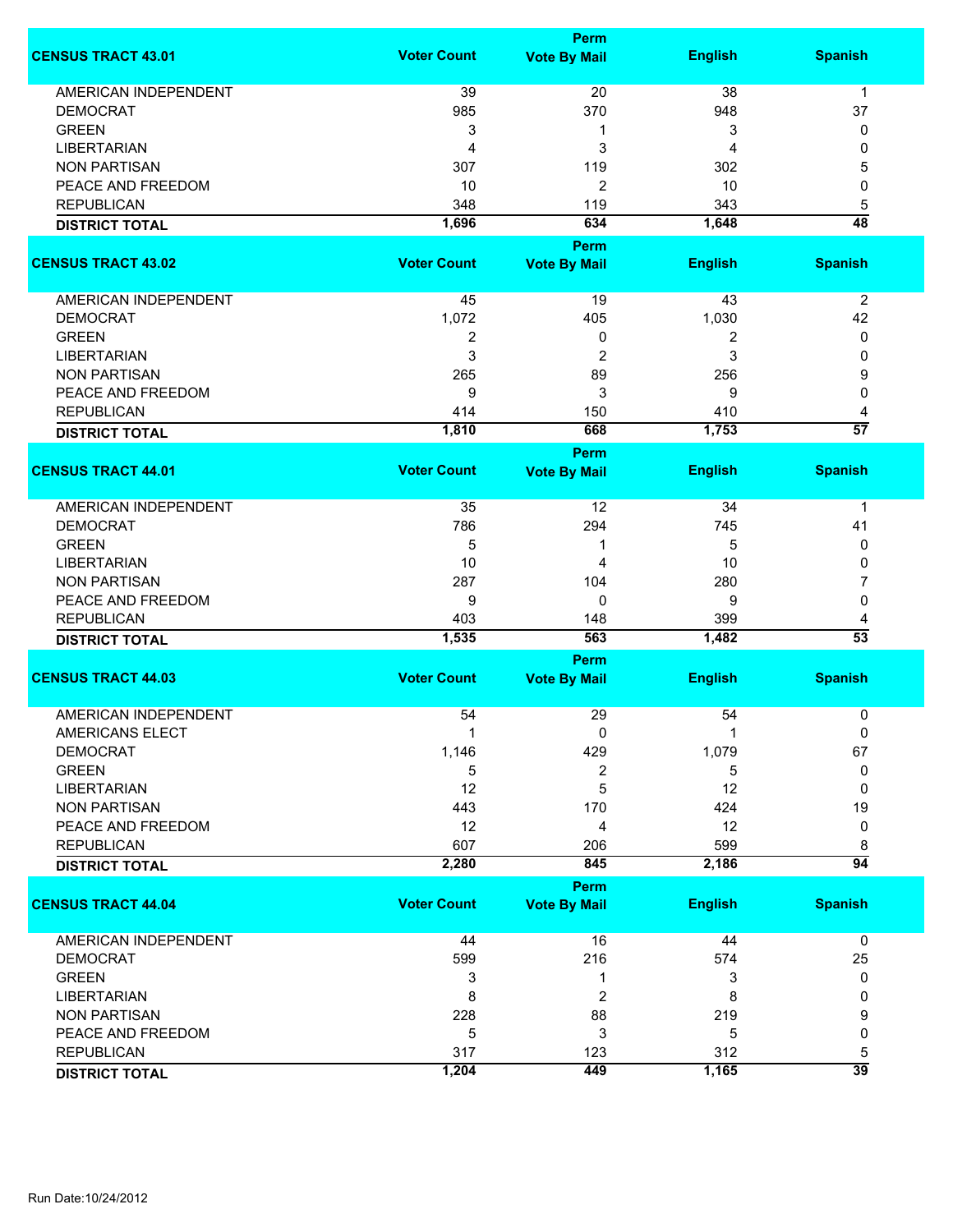| CENSUS TRACT 43.01 | Voter Count | Perm Vote By Mail | English | Spanish |
|---|---|---|---|---|
| AMERICAN INDEPENDENT | 39 | 20 | 38 | 1 |
| DEMOCRAT | 985 | 370 | 948 | 37 |
| GREEN | 3 | 1 | 3 | 0 |
| LIBERTARIAN | 4 | 3 | 4 | 0 |
| NON PARTISAN | 307 | 119 | 302 | 5 |
| PEACE AND FREEDOM | 10 | 2 | 10 | 0 |
| REPUBLICAN | 348 | 119 | 343 | 5 |
| **DISTRICT TOTAL** | **1,696** | **634** | **1,648** | **48** |

| CENSUS TRACT 43.02 | Voter Count | Perm Vote By Mail | English | Spanish |
|---|---|---|---|---|
| AMERICAN INDEPENDENT | 45 | 19 | 43 | 2 |
| DEMOCRAT | 1,072 | 405 | 1,030 | 42 |
| GREEN | 2 | 0 | 2 | 0 |
| LIBERTARIAN | 3 | 2 | 3 | 0 |
| NON PARTISAN | 265 | 89 | 256 | 9 |
| PEACE AND FREEDOM | 9 | 3 | 9 | 0 |
| REPUBLICAN | 414 | 150 | 410 | 4 |
| **DISTRICT TOTAL** | **1,810** | **668** | **1,753** | **57** |

| CENSUS TRACT 44.01 | Voter Count | Perm Vote By Mail | English | Spanish |
|---|---|---|---|---|
| AMERICAN INDEPENDENT | 35 | 12 | 34 | 1 |
| DEMOCRAT | 786 | 294 | 745 | 41 |
| GREEN | 5 | 1 | 5 | 0 |
| LIBERTARIAN | 10 | 4 | 10 | 0 |
| NON PARTISAN | 287 | 104 | 280 | 7 |
| PEACE AND FREEDOM | 9 | 0 | 9 | 0 |
| REPUBLICAN | 403 | 148 | 399 | 4 |
| **DISTRICT TOTAL** | **1,535** | **563** | **1,482** | **53** |

| CENSUS TRACT 44.03 | Voter Count | Perm Vote By Mail | English | Spanish |
|---|---|---|---|---|
| AMERICAN INDEPENDENT | 54 | 29 | 54 | 0 |
| AMERICANS ELECT | 1 | 0 | 1 | 0 |
| DEMOCRAT | 1,146 | 429 | 1,079 | 67 |
| GREEN | 5 | 2 | 5 | 0 |
| LIBERTARIAN | 12 | 5 | 12 | 0 |
| NON PARTISAN | 443 | 170 | 424 | 19 |
| PEACE AND FREEDOM | 12 | 4 | 12 | 0 |
| REPUBLICAN | 607 | 206 | 599 | 8 |
| **DISTRICT TOTAL** | **2,280** | **845** | **2,186** | **94** |

| CENSUS TRACT 44.04 | Voter Count | Perm Vote By Mail | English | Spanish |
|---|---|---|---|---|
| AMERICAN INDEPENDENT | 44 | 16 | 44 | 0 |
| DEMOCRAT | 599 | 216 | 574 | 25 |
| GREEN | 3 | 1 | 3 | 0 |
| LIBERTARIAN | 8 | 2 | 8 | 0 |
| NON PARTISAN | 228 | 88 | 219 | 9 |
| PEACE AND FREEDOM | 5 | 3 | 5 | 0 |
| REPUBLICAN | 317 | 123 | 312 | 5 |
| **DISTRICT TOTAL** | **1,204** | **449** | **1,165** | **39** |

Run Date:10/24/2012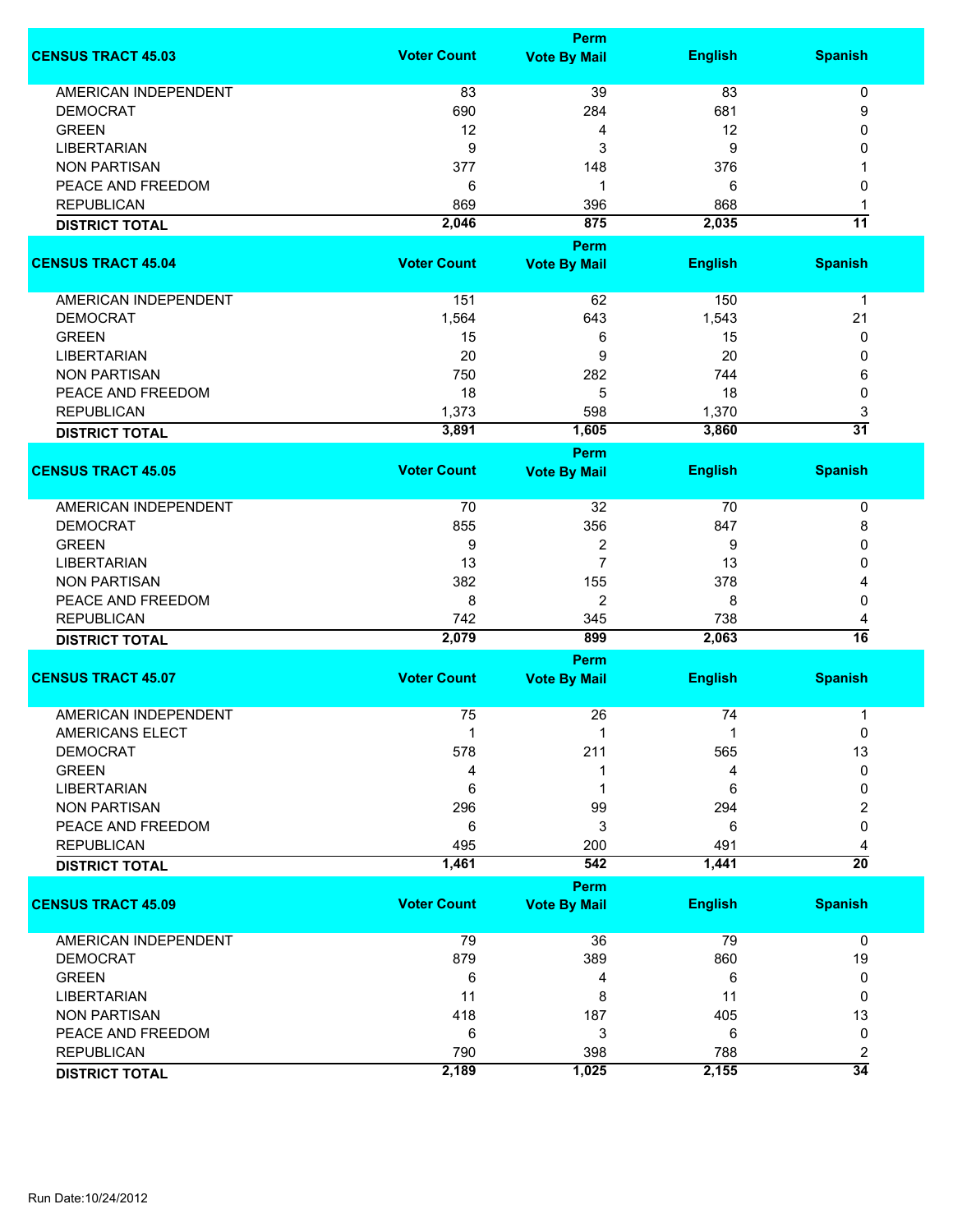| CENSUS TRACT 45.03 | Voter Count | Perm Vote By Mail | English | Spanish |
|---|---|---|---|---|
| AMERICAN INDEPENDENT | 83 | 39 | 83 | 0 |
| DEMOCRAT | 690 | 284 | 681 | 9 |
| GREEN | 12 | 4 | 12 | 0 |
| LIBERTARIAN | 9 | 3 | 9 | 0 |
| NON PARTISAN | 377 | 148 | 376 | 1 |
| PEACE AND FREEDOM | 6 | 1 | 6 | 0 |
| REPUBLICAN | 869 | 396 | 868 | 1 |
| **DISTRICT TOTAL** | **2,046** | **875** | **2,035** | **11** |

| CENSUS TRACT 45.04 | Voter Count | Perm Vote By Mail | English | Spanish |
|---|---|---|---|---|
| AMERICAN INDEPENDENT | 151 | 62 | 150 | 1 |
| DEMOCRAT | 1,564 | 643 | 1,543 | 21 |
| GREEN | 15 | 6 | 15 | 0 |
| LIBERTARIAN | 20 | 9 | 20 | 0 |
| NON PARTISAN | 750 | 282 | 744 | 6 |
| PEACE AND FREEDOM | 18 | 5 | 18 | 0 |
| REPUBLICAN | 1,373 | 598 | 1,370 | 3 |
| **DISTRICT TOTAL** | **3,891** | **1,605** | **3,860** | **31** |

| CENSUS TRACT 45.05 | Voter Count | Perm Vote By Mail | English | Spanish |
|---|---|---|---|---|
| AMERICAN INDEPENDENT | 70 | 32 | 70 | 0 |
| DEMOCRAT | 855 | 356 | 847 | 8 |
| GREEN | 9 | 2 | 9 | 0 |
| LIBERTARIAN | 13 | 7 | 13 | 0 |
| NON PARTISAN | 382 | 155 | 378 | 4 |
| PEACE AND FREEDOM | 8 | 2 | 8 | 0 |
| REPUBLICAN | 742 | 345 | 738 | 4 |
| **DISTRICT TOTAL** | **2,079** | **899** | **2,063** | **16** |

| CENSUS TRACT 45.07 | Voter Count | Perm Vote By Mail | English | Spanish |
|---|---|---|---|---|
| AMERICAN INDEPENDENT | 75 | 26 | 74 | 1 |
| AMERICANS ELECT | 1 | 1 | 1 | 0 |
| DEMOCRAT | 578 | 211 | 565 | 13 |
| GREEN | 4 | 1 | 4 | 0 |
| LIBERTARIAN | 6 | 1 | 6 | 0 |
| NON PARTISAN | 296 | 99 | 294 | 2 |
| PEACE AND FREEDOM | 6 | 3 | 6 | 0 |
| REPUBLICAN | 495 | 200 | 491 | 4 |
| **DISTRICT TOTAL** | **1,461** | **542** | **1,441** | **20** |

| CENSUS TRACT 45.09 | Voter Count | Perm Vote By Mail | English | Spanish |
|---|---|---|---|---|
| AMERICAN INDEPENDENT | 79 | 36 | 79 | 0 |
| DEMOCRAT | 879 | 389 | 860 | 19 |
| GREEN | 6 | 4 | 6 | 0 |
| LIBERTARIAN | 11 | 8 | 11 | 0 |
| NON PARTISAN | 418 | 187 | 405 | 13 |
| PEACE AND FREEDOM | 6 | 3 | 6 | 0 |
| REPUBLICAN | 790 | 398 | 788 | 2 |
| **DISTRICT TOTAL** | **2,189** | **1,025** | **2,155** | **34** |

Run Date:10/24/2012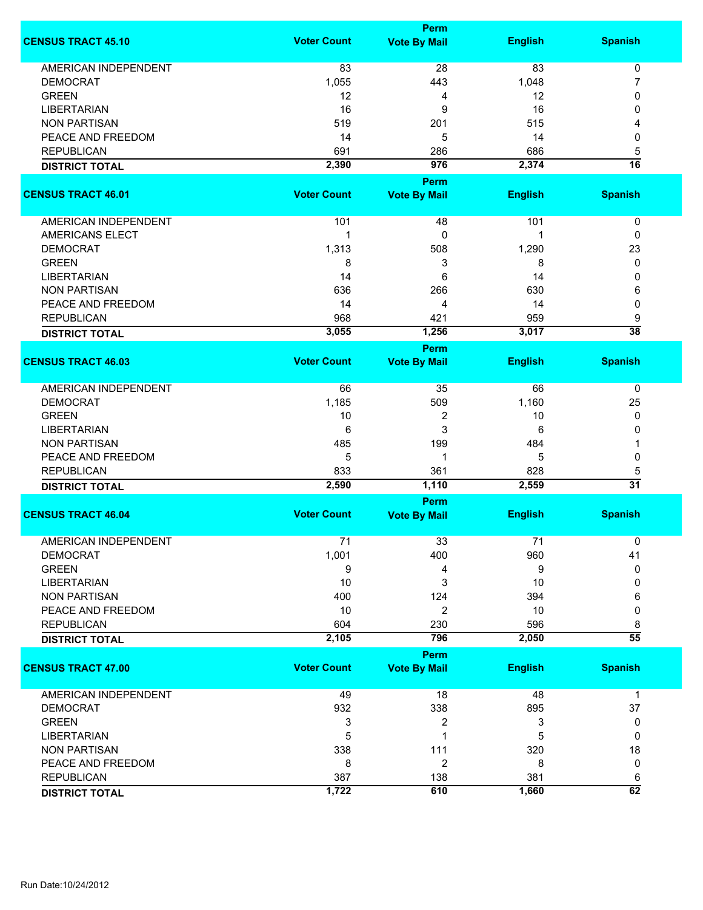| CENSUS TRACT 45.10 | Voter Count | Perm Vote By Mail | English | Spanish |
|---|---|---|---|---|
| AMERICAN INDEPENDENT | 83 | 28 | 83 | 0 |
| DEMOCRAT | 1,055 | 443 | 1,048 | 7 |
| GREEN | 12 | 4 | 12 | 0 |
| LIBERTARIAN | 16 | 9 | 16 | 0 |
| NON PARTISAN | 519 | 201 | 515 | 4 |
| PEACE AND FREEDOM | 14 | 5 | 14 | 0 |
| REPUBLICAN | 691 | 286 | 686 | 5 |
| **DISTRICT TOTAL** | **2,390** | **976** | **2,374** | **16** |

| CENSUS TRACT 46.01 | Voter Count | Perm Vote By Mail | English | Spanish |
|---|---|---|---|---|
| AMERICAN INDEPENDENT | 101 | 48 | 101 | 0 |
| AMERICANS ELECT | 1 | 0 | 1 | 0 |
| DEMOCRAT | 1,313 | 508 | 1,290 | 23 |
| GREEN | 8 | 3 | 8 | 0 |
| LIBERTARIAN | 14 | 6 | 14 | 0 |
| NON PARTISAN | 636 | 266 | 630 | 6 |
| PEACE AND FREEDOM | 14 | 4 | 14 | 0 |
| REPUBLICAN | 968 | 421 | 959 | 9 |
| **DISTRICT TOTAL** | **3,055** | **1,256** | **3,017** | **38** |

| CENSUS TRACT 46.03 | Voter Count | Perm Vote By Mail | English | Spanish |
|---|---|---|---|---|
| AMERICAN INDEPENDENT | 66 | 35 | 66 | 0 |
| DEMOCRAT | 1,185 | 509 | 1,160 | 25 |
| GREEN | 10 | 2 | 10 | 0 |
| LIBERTARIAN | 6 | 3 | 6 | 0 |
| NON PARTISAN | 485 | 199 | 484 | 1 |
| PEACE AND FREEDOM | 5 | 1 | 5 | 0 |
| REPUBLICAN | 833 | 361 | 828 | 5 |
| **DISTRICT TOTAL** | **2,590** | **1,110** | **2,559** | **31** |

| CENSUS TRACT 46.04 | Voter Count | Perm Vote By Mail | English | Spanish |
|---|---|---|---|---|
| AMERICAN INDEPENDENT | 71 | 33 | 71 | 0 |
| DEMOCRAT | 1,001 | 400 | 960 | 41 |
| GREEN | 9 | 4 | 9 | 0 |
| LIBERTARIAN | 10 | 3 | 10 | 0 |
| NON PARTISAN | 400 | 124 | 394 | 6 |
| PEACE AND FREEDOM | 10 | 2 | 10 | 0 |
| REPUBLICAN | 604 | 230 | 596 | 8 |
| **DISTRICT TOTAL** | **2,105** | **796** | **2,050** | **55** |

| CENSUS TRACT 47.00 | Voter Count | Perm Vote By Mail | English | Spanish |
|---|---|---|---|---|
| AMERICAN INDEPENDENT | 49 | 18 | 48 | 1 |
| DEMOCRAT | 932 | 338 | 895 | 37 |
| GREEN | 3 | 2 | 3 | 0 |
| LIBERTARIAN | 5 | 1 | 5 | 0 |
| NON PARTISAN | 338 | 111 | 320 | 18 |
| PEACE AND FREEDOM | 8 | 2 | 8 | 0 |
| REPUBLICAN | 387 | 138 | 381 | 6 |
| **DISTRICT TOTAL** | **1,722** | **610** | **1,660** | **62** |

Run Date:10/24/2012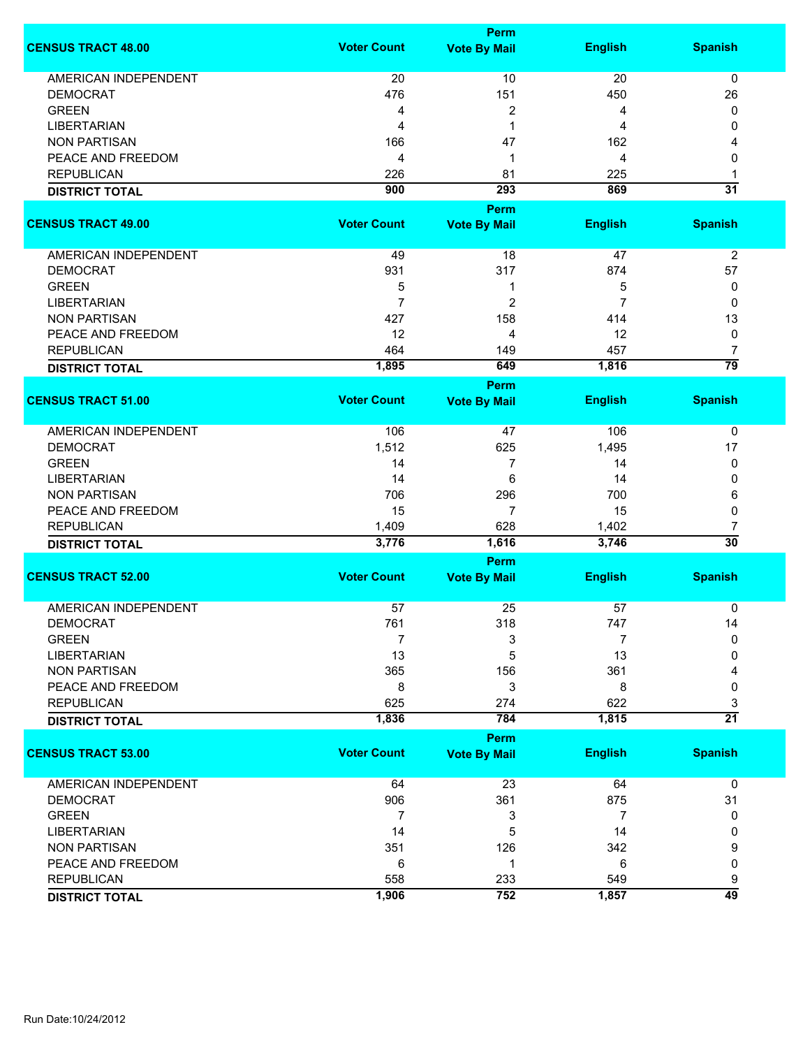| CENSUS TRACT 48.00 | Voter Count | Perm Vote By Mail | English | Spanish |
|---|---|---|---|---|
| AMERICAN INDEPENDENT | 20 | 10 | 20 | 0 |
| DEMOCRAT | 476 | 151 | 450 | 26 |
| GREEN | 4 | 2 | 4 | 0 |
| LIBERTARIAN | 4 | 1 | 4 | 0 |
| NON PARTISAN | 166 | 47 | 162 | 4 |
| PEACE AND FREEDOM | 4 | 1 | 4 | 0 |
| REPUBLICAN | 226 | 81 | 225 | 1 |
| **DISTRICT TOTAL** | **900** | **293** | **869** | **31** |

| CENSUS TRACT 49.00 | Voter Count | Perm Vote By Mail | English | Spanish |
|---|---|---|---|---|
| AMERICAN INDEPENDENT | 49 | 18 | 47 | 2 |
| DEMOCRAT | 931 | 317 | 874 | 57 |
| GREEN | 5 | 1 | 5 | 0 |
| LIBERTARIAN | 7 | 2 | 7 | 0 |
| NON PARTISAN | 427 | 158 | 414 | 13 |
| PEACE AND FREEDOM | 12 | 4 | 12 | 0 |
| REPUBLICAN | 464 | 149 | 457 | 7 |
| **DISTRICT TOTAL** | **1,895** | **649** | **1,816** | **79** |

| CENSUS TRACT 51.00 | Voter Count | Perm Vote By Mail | English | Spanish |
|---|---|---|---|---|
| AMERICAN INDEPENDENT | 106 | 47 | 106 | 0 |
| DEMOCRAT | 1,512 | 625 | 1,495 | 17 |
| GREEN | 14 | 7 | 14 | 0 |
| LIBERTARIAN | 14 | 6 | 14 | 0 |
| NON PARTISAN | 706 | 296 | 700 | 6 |
| PEACE AND FREEDOM | 15 | 7 | 15 | 0 |
| REPUBLICAN | 1,409 | 628 | 1,402 | 7 |
| **DISTRICT TOTAL** | **3,776** | **1,616** | **3,746** | **30** |

| CENSUS TRACT 52.00 | Voter Count | Perm Vote By Mail | English | Spanish |
|---|---|---|---|---|
| AMERICAN INDEPENDENT | 57 | 25 | 57 | 0 |
| DEMOCRAT | 761 | 318 | 747 | 14 |
| GREEN | 7 | 3 | 7 | 0 |
| LIBERTARIAN | 13 | 5 | 13 | 0 |
| NON PARTISAN | 365 | 156 | 361 | 4 |
| PEACE AND FREEDOM | 8 | 3 | 8 | 0 |
| REPUBLICAN | 625 | 274 | 622 | 3 |
| **DISTRICT TOTAL** | **1,836** | **784** | **1,815** | **21** |

| CENSUS TRACT 53.00 | Voter Count | Perm Vote By Mail | English | Spanish |
|---|---|---|---|---|
| AMERICAN INDEPENDENT | 64 | 23 | 64 | 0 |
| DEMOCRAT | 906 | 361 | 875 | 31 |
| GREEN | 7 | 3 | 7 | 0 |
| LIBERTARIAN | 14 | 5 | 14 | 0 |
| NON PARTISAN | 351 | 126 | 342 | 9 |
| PEACE AND FREEDOM | 6 | 1 | 6 | 0 |
| REPUBLICAN | 558 | 233 | 549 | 9 |
| **DISTRICT TOTAL** | **1,906** | **752** | **1,857** | **49** |

Run Date:10/24/2012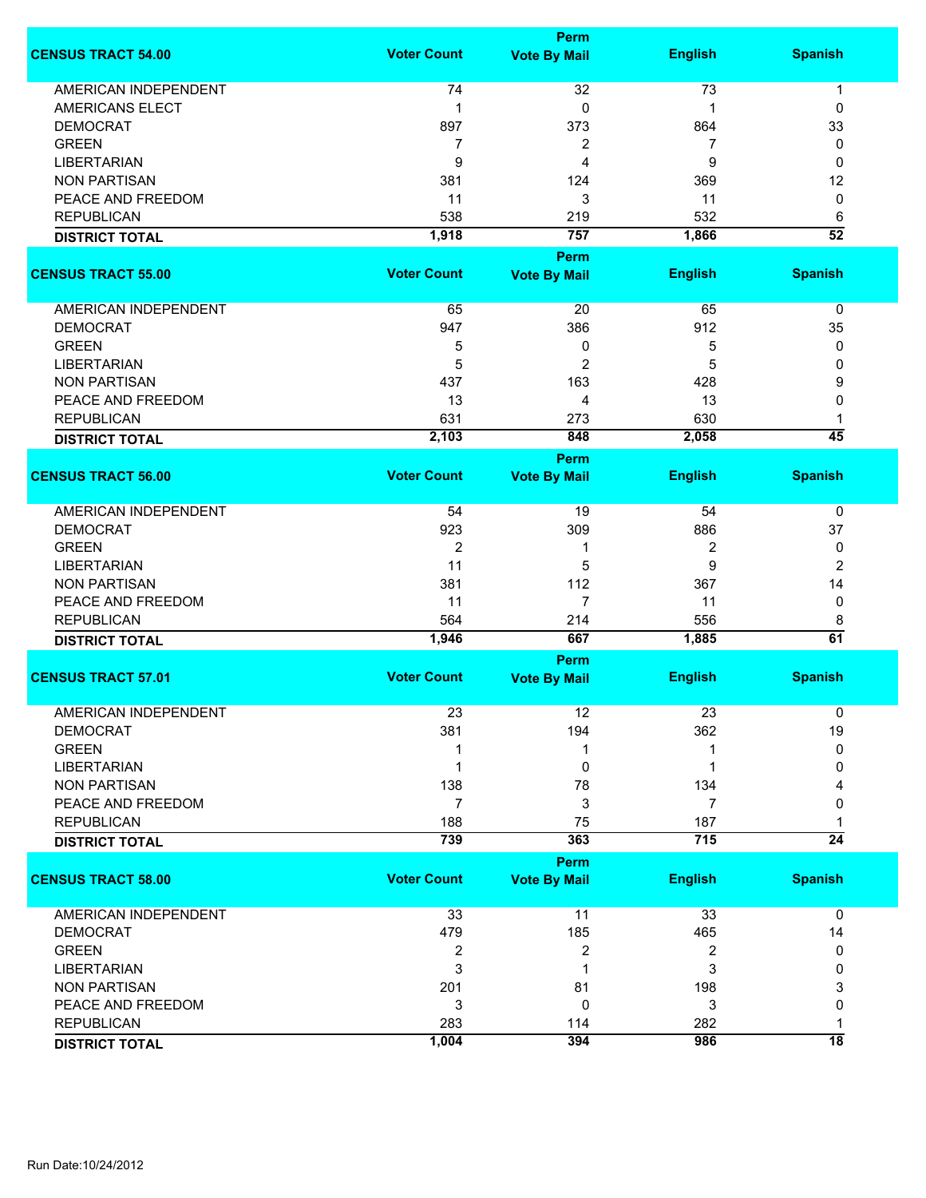| CENSUS TRACT 54.00 | Voter Count | Perm Vote By Mail | English | Spanish |
|---|---|---|---|---|
| AMERICAN INDEPENDENT | 74 | 32 | 73 | 1 |
| AMERICANS ELECT | 1 | 0 | 1 | 0 |
| DEMOCRAT | 897 | 373 | 864 | 33 |
| GREEN | 7 | 2 | 7 | 0 |
| LIBERTARIAN | 9 | 4 | 9 | 0 |
| NON PARTISAN | 381 | 124 | 369 | 12 |
| PEACE AND FREEDOM | 11 | 3 | 11 | 0 |
| REPUBLICAN | 538 | 219 | 532 | 6 |
| **DISTRICT TOTAL** | **1,918** | **757** | **1,866** | **52** |

| CENSUS TRACT 55.00 | Voter Count | Perm Vote By Mail | English | Spanish |
|---|---|---|---|---|
| AMERICAN INDEPENDENT | 65 | 20 | 65 | 0 |
| DEMOCRAT | 947 | 386 | 912 | 35 |
| GREEN | 5 | 0 | 5 | 0 |
| LIBERTARIAN | 5 | 2 | 5 | 0 |
| NON PARTISAN | 437 | 163 | 428 | 9 |
| PEACE AND FREEDOM | 13 | 4 | 13 | 0 |
| REPUBLICAN | 631 | 273 | 630 | 1 |
| **DISTRICT TOTAL** | **2,103** | **848** | **2,058** | **45** |

| CENSUS TRACT 56.00 | Voter Count | Perm Vote By Mail | English | Spanish |
|---|---|---|---|---|
| AMERICAN INDEPENDENT | 54 | 19 | 54 | 0 |
| DEMOCRAT | 923 | 309 | 886 | 37 |
| GREEN | 2 | 1 | 2 | 0 |
| LIBERTARIAN | 11 | 5 | 9 | 2 |
| NON PARTISAN | 381 | 112 | 367 | 14 |
| PEACE AND FREEDOM | 11 | 7 | 11 | 0 |
| REPUBLICAN | 564 | 214 | 556 | 8 |
| **DISTRICT TOTAL** | **1,946** | **667** | **1,885** | **61** |

| CENSUS TRACT 57.01 | Voter Count | Perm Vote By Mail | English | Spanish |
|---|---|---|---|---|
| AMERICAN INDEPENDENT | 23 | 12 | 23 | 0 |
| DEMOCRAT | 381 | 194 | 362 | 19 |
| GREEN | 1 | 1 | 1 | 0 |
| LIBERTARIAN | 1 | 0 | 1 | 0 |
| NON PARTISAN | 138 | 78 | 134 | 4 |
| PEACE AND FREEDOM | 7 | 3 | 7 | 0 |
| REPUBLICAN | 188 | 75 | 187 | 1 |
| **DISTRICT TOTAL** | **739** | **363** | **715** | **24** |

| CENSUS TRACT 58.00 | Voter Count | Perm Vote By Mail | English | Spanish |
|---|---|---|---|---|
| AMERICAN INDEPENDENT | 33 | 11 | 33 | 0 |
| DEMOCRAT | 479 | 185 | 465 | 14 |
| GREEN | 2 | 2 | 2 | 0 |
| LIBERTARIAN | 3 | 1 | 3 | 0 |
| NON PARTISAN | 201 | 81 | 198 | 3 |
| PEACE AND FREEDOM | 3 | 0 | 3 | 0 |
| REPUBLICAN | 283 | 114 | 282 | 1 |
| **DISTRICT TOTAL** | **1,004** | **394** | **986** | **18** |

Run Date:10/24/2012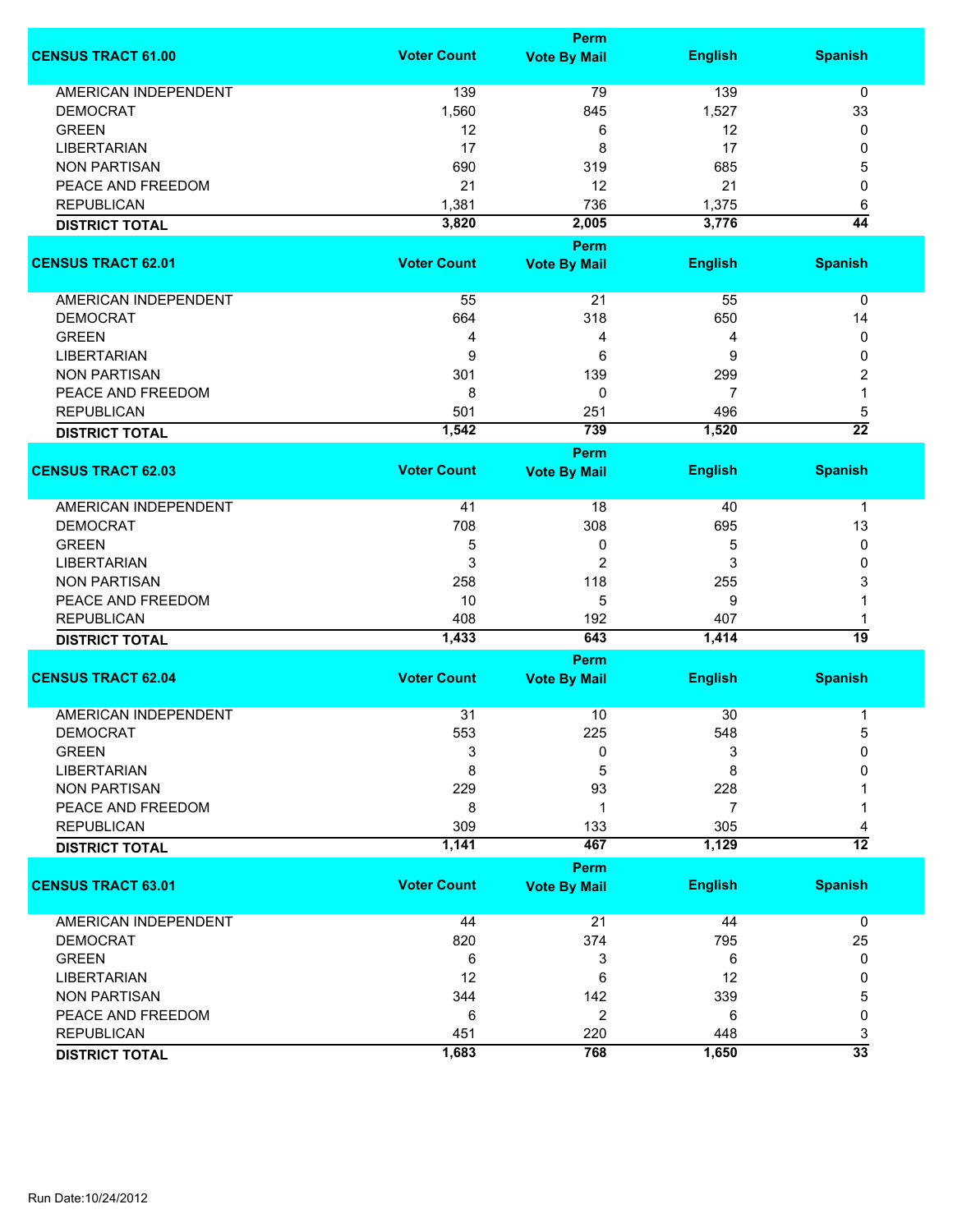| CENSUS TRACT 61.00 | Voter Count | Perm Vote By Mail | English | Spanish |
|---|---|---|---|---|
| AMERICAN INDEPENDENT | 139 | 79 | 139 | 0 |
| DEMOCRAT | 1,560 | 845 | 1,527 | 33 |
| GREEN | 12 | 6 | 12 | 0 |
| LIBERTARIAN | 17 | 8 | 17 | 0 |
| NON PARTISAN | 690 | 319 | 685 | 5 |
| PEACE AND FREEDOM | 21 | 12 | 21 | 0 |
| REPUBLICAN | 1,381 | 736 | 1,375 | 6 |
| **DISTRICT TOTAL** | **3,820** | **2,005** | **3,776** | **44** |

| CENSUS TRACT 62.01 | Voter Count | Perm Vote By Mail | English | Spanish |
|---|---|---|---|---|
| AMERICAN INDEPENDENT | 55 | 21 | 55 | 0 |
| DEMOCRAT | 664 | 318 | 650 | 14 |
| GREEN | 4 | 4 | 4 | 0 |
| LIBERTARIAN | 9 | 6 | 9 | 0 |
| NON PARTISAN | 301 | 139 | 299 | 2 |
| PEACE AND FREEDOM | 8 | 0 | 7 | 1 |
| REPUBLICAN | 501 | 251 | 496 | 5 |
| **DISTRICT TOTAL** | **1,542** | **739** | **1,520** | **22** |

| CENSUS TRACT 62.03 | Voter Count | Perm Vote By Mail | English | Spanish |
|---|---|---|---|---|
| AMERICAN INDEPENDENT | 41 | 18 | 40 | 1 |
| DEMOCRAT | 708 | 308 | 695 | 13 |
| GREEN | 5 | 0 | 5 | 0 |
| LIBERTARIAN | 3 | 2 | 3 | 0 |
| NON PARTISAN | 258 | 118 | 255 | 3 |
| PEACE AND FREEDOM | 10 | 5 | 9 | 1 |
| REPUBLICAN | 408 | 192 | 407 | 1 |
| **DISTRICT TOTAL** | **1,433** | **643** | **1,414** | **19** |

| CENSUS TRACT 62.04 | Voter Count | Perm Vote By Mail | English | Spanish |
|---|---|---|---|---|
| AMERICAN INDEPENDENT | 31 | 10 | 30 | 1 |
| DEMOCRAT | 553 | 225 | 548 | 5 |
| GREEN | 3 | 0 | 3 | 0 |
| LIBERTARIAN | 8 | 5 | 8 | 0 |
| NON PARTISAN | 229 | 93 | 228 | 1 |
| PEACE AND FREEDOM | 8 | 1 | 7 | 1 |
| REPUBLICAN | 309 | 133 | 305 | 4 |
| **DISTRICT TOTAL** | **1,141** | **467** | **1,129** | **12** |

| CENSUS TRACT 63.01 | Voter Count | Perm Vote By Mail | English | Spanish |
|---|---|---|---|---|
| AMERICAN INDEPENDENT | 44 | 21 | 44 | 0 |
| DEMOCRAT | 820 | 374 | 795 | 25 |
| GREEN | 6 | 3 | 6 | 0 |
| LIBERTARIAN | 12 | 6 | 12 | 0 |
| NON PARTISAN | 344 | 142 | 339 | 5 |
| PEACE AND FREEDOM | 6 | 2 | 6 | 0 |
| REPUBLICAN | 451 | 220 | 448 | 3 |
| **DISTRICT TOTAL** | **1,683** | **768** | **1,650** | **33** |

Run Date:10/24/2012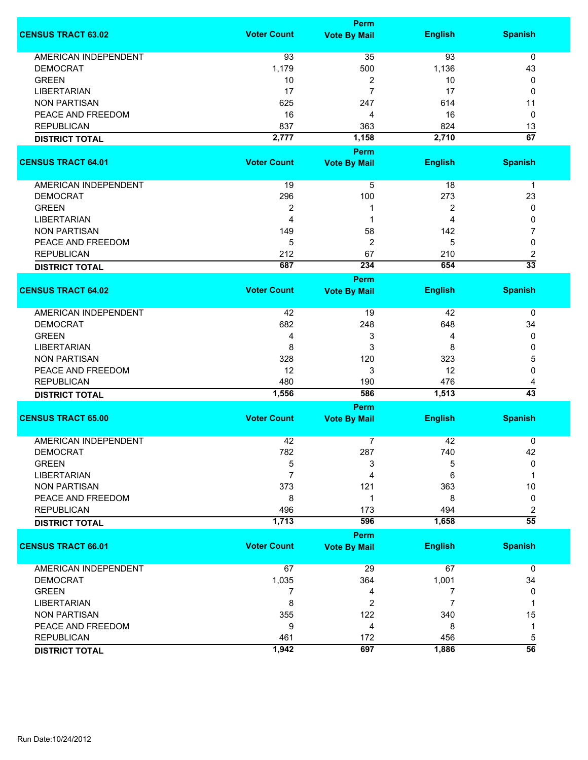| CENSUS TRACT 63.02 | Voter Count | Perm Vote By Mail | English | Spanish |
|---|---|---|---|---|
| AMERICAN INDEPENDENT | 93 | 35 | 93 | 0 |
| DEMOCRAT | 1,179 | 500 | 1,136 | 43 |
| GREEN | 10 | 2 | 10 | 0 |
| LIBERTARIAN | 17 | 7 | 17 | 0 |
| NON PARTISAN | 625 | 247 | 614 | 11 |
| PEACE AND FREEDOM | 16 | 4 | 16 | 0 |
| REPUBLICAN | 837 | 363 | 824 | 13 |
| **DISTRICT TOTAL** | **2,777** | **1,158** | **2,710** | **67** |

| CENSUS TRACT 64.01 | Voter Count | Perm Vote By Mail | English | Spanish |
|---|---|---|---|---|
| AMERICAN INDEPENDENT | 19 | 5 | 18 | 1 |
| DEMOCRAT | 296 | 100 | 273 | 23 |
| GREEN | 2 | 1 | 2 | 0 |
| LIBERTARIAN | 4 | 1 | 4 | 0 |
| NON PARTISAN | 149 | 58 | 142 | 7 |
| PEACE AND FREEDOM | 5 | 2 | 5 | 0 |
| REPUBLICAN | 212 | 67 | 210 | 2 |
| **DISTRICT TOTAL** | **687** | **234** | **654** | **33** |

| CENSUS TRACT 64.02 | Voter Count | Perm Vote By Mail | English | Spanish |
|---|---|---|---|---|
| AMERICAN INDEPENDENT | 42 | 19 | 42 | 0 |
| DEMOCRAT | 682 | 248 | 648 | 34 |
| GREEN | 4 | 3 | 4 | 0 |
| LIBERTARIAN | 8 | 3 | 8 | 0 |
| NON PARTISAN | 328 | 120 | 323 | 5 |
| PEACE AND FREEDOM | 12 | 3 | 12 | 0 |
| REPUBLICAN | 480 | 190 | 476 | 4 |
| **DISTRICT TOTAL** | **1,556** | **586** | **1,513** | **43** |

| CENSUS TRACT 65.00 | Voter Count | Perm Vote By Mail | English | Spanish |
|---|---|---|---|---|
| AMERICAN INDEPENDENT | 42 | 7 | 42 | 0 |
| DEMOCRAT | 782 | 287 | 740 | 42 |
| GREEN | 5 | 3 | 5 | 0 |
| LIBERTARIAN | 7 | 4 | 6 | 1 |
| NON PARTISAN | 373 | 121 | 363 | 10 |
| PEACE AND FREEDOM | 8 | 1 | 8 | 0 |
| REPUBLICAN | 496 | 173 | 494 | 2 |
| **DISTRICT TOTAL** | **1,713** | **596** | **1,658** | **55** |

| CENSUS TRACT 66.01 | Voter Count | Perm Vote By Mail | English | Spanish |
|---|---|---|---|---|
| AMERICAN INDEPENDENT | 67 | 29 | 67 | 0 |
| DEMOCRAT | 1,035 | 364 | 1,001 | 34 |
| GREEN | 7 | 4 | 7 | 0 |
| LIBERTARIAN | 8 | 2 | 7 | 1 |
| NON PARTISAN | 355 | 122 | 340 | 15 |
| PEACE AND FREEDOM | 9 | 4 | 8 | 1 |
| REPUBLICAN | 461 | 172 | 456 | 5 |
| **DISTRICT TOTAL** | **1,942** | **697** | **1,886** | **56** |

Run Date:10/24/2012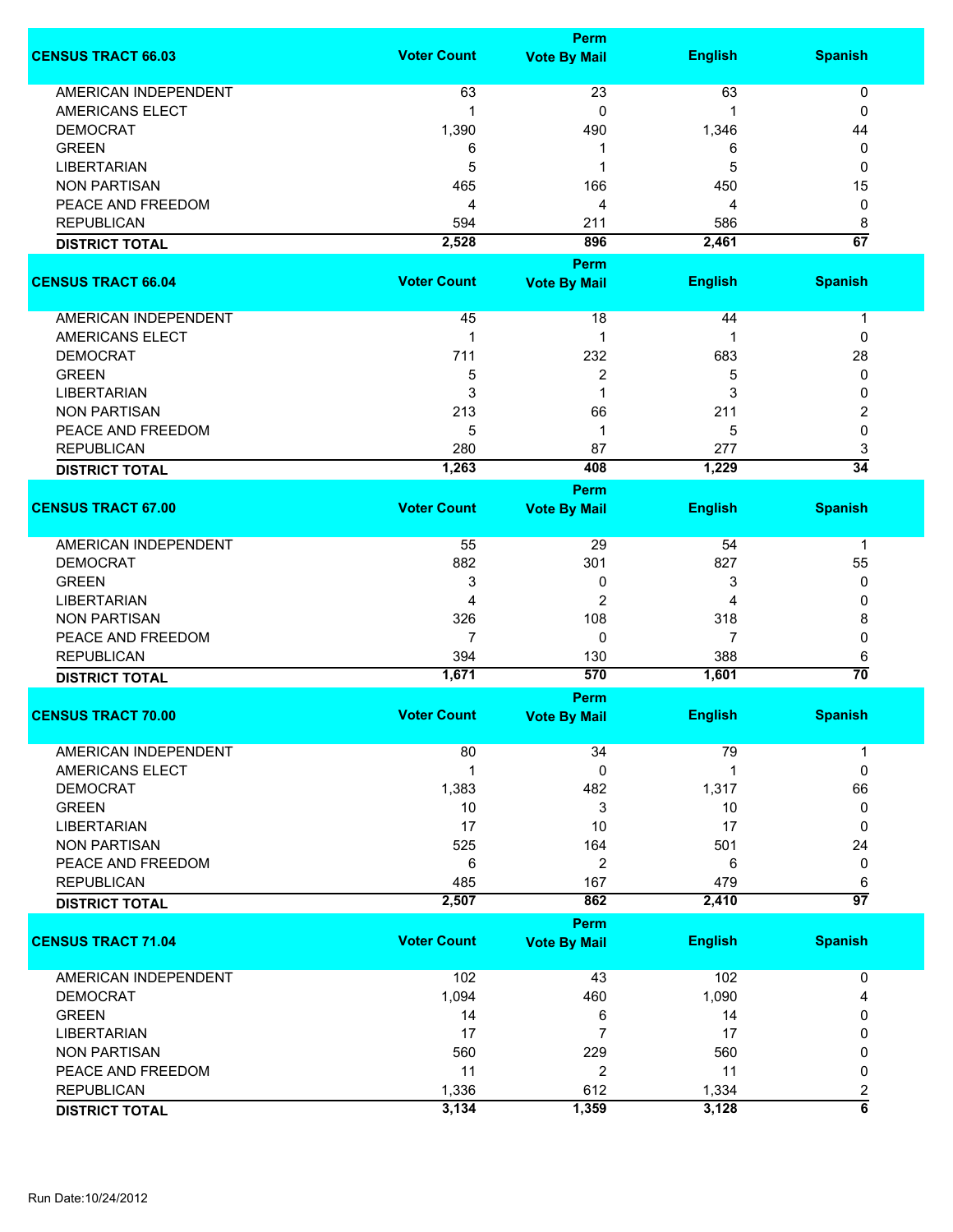| CENSUS TRACT 66.03 | Voter Count | Perm Vote By Mail | English | Spanish |
|---|---|---|---|---|
| AMERICAN INDEPENDENT | 63 | 23 | 63 | 0 |
| AMERICANS ELECT | 1 | 0 | 1 | 0 |
| DEMOCRAT | 1,390 | 490 | 1,346 | 44 |
| GREEN | 6 | 1 | 6 | 0 |
| LIBERTARIAN | 5 | 1 | 5 | 0 |
| NON PARTISAN | 465 | 166 | 450 | 15 |
| PEACE AND FREEDOM | 4 | 4 | 4 | 0 |
| REPUBLICAN | 594 | 211 | 586 | 8 |
| **DISTRICT TOTAL** | **2,528** | **896** | **2,461** | **67** |

| CENSUS TRACT 66.04 | Voter Count | Perm Vote By Mail | English | Spanish |
|---|---|---|---|---|
| AMERICAN INDEPENDENT | 45 | 18 | 44 | 1 |
| AMERICANS ELECT | 1 | 1 | 1 | 0 |
| DEMOCRAT | 711 | 232 | 683 | 28 |
| GREEN | 5 | 2 | 5 | 0 |
| LIBERTARIAN | 3 | 1 | 3 | 0 |
| NON PARTISAN | 213 | 66 | 211 | 2 |
| PEACE AND FREEDOM | 5 | 1 | 5 | 0 |
| REPUBLICAN | 280 | 87 | 277 | 3 |
| **DISTRICT TOTAL** | **1,263** | **408** | **1,229** | **34** |

| CENSUS TRACT 67.00 | Voter Count | Perm Vote By Mail | English | Spanish |
|---|---|---|---|---|
| AMERICAN INDEPENDENT | 55 | 29 | 54 | 1 |
| DEMOCRAT | 882 | 301 | 827 | 55 |
| GREEN | 3 | 0 | 3 | 0 |
| LIBERTARIAN | 4 | 2 | 4 | 0 |
| NON PARTISAN | 326 | 108 | 318 | 8 |
| PEACE AND FREEDOM | 7 | 0 | 7 | 0 |
| REPUBLICAN | 394 | 130 | 388 | 6 |
| **DISTRICT TOTAL** | **1,671** | **570** | **1,601** | **70** |

| CENSUS TRACT 70.00 | Voter Count | Perm Vote By Mail | English | Spanish |
|---|---|---|---|---|
| AMERICAN INDEPENDENT | 80 | 34 | 79 | 1 |
| AMERICANS ELECT | 1 | 0 | 1 | 0 |
| DEMOCRAT | 1,383 | 482 | 1,317 | 66 |
| GREEN | 10 | 3 | 10 | 0 |
| LIBERTARIAN | 17 | 10 | 17 | 0 |
| NON PARTISAN | 525 | 164 | 501 | 24 |
| PEACE AND FREEDOM | 6 | 2 | 6 | 0 |
| REPUBLICAN | 485 | 167 | 479 | 6 |
| **DISTRICT TOTAL** | **2,507** | **862** | **2,410** | **97** |

| CENSUS TRACT 71.04 | Voter Count | Perm Vote By Mail | English | Spanish |
|---|---|---|---|---|
| AMERICAN INDEPENDENT | 102 | 43 | 102 | 0 |
| DEMOCRAT | 1,094 | 460 | 1,090 | 4 |
| GREEN | 14 | 6 | 14 | 0 |
| LIBERTARIAN | 17 | 7 | 17 | 0 |
| NON PARTISAN | 560 | 229 | 560 | 0 |
| PEACE AND FREEDOM | 11 | 2 | 11 | 0 |
| REPUBLICAN | 1,336 | 612 | 1,334 | 2 |
| **DISTRICT TOTAL** | **3,134** | **1,359** | **3,128** | **6** |

Run Date:10/24/2012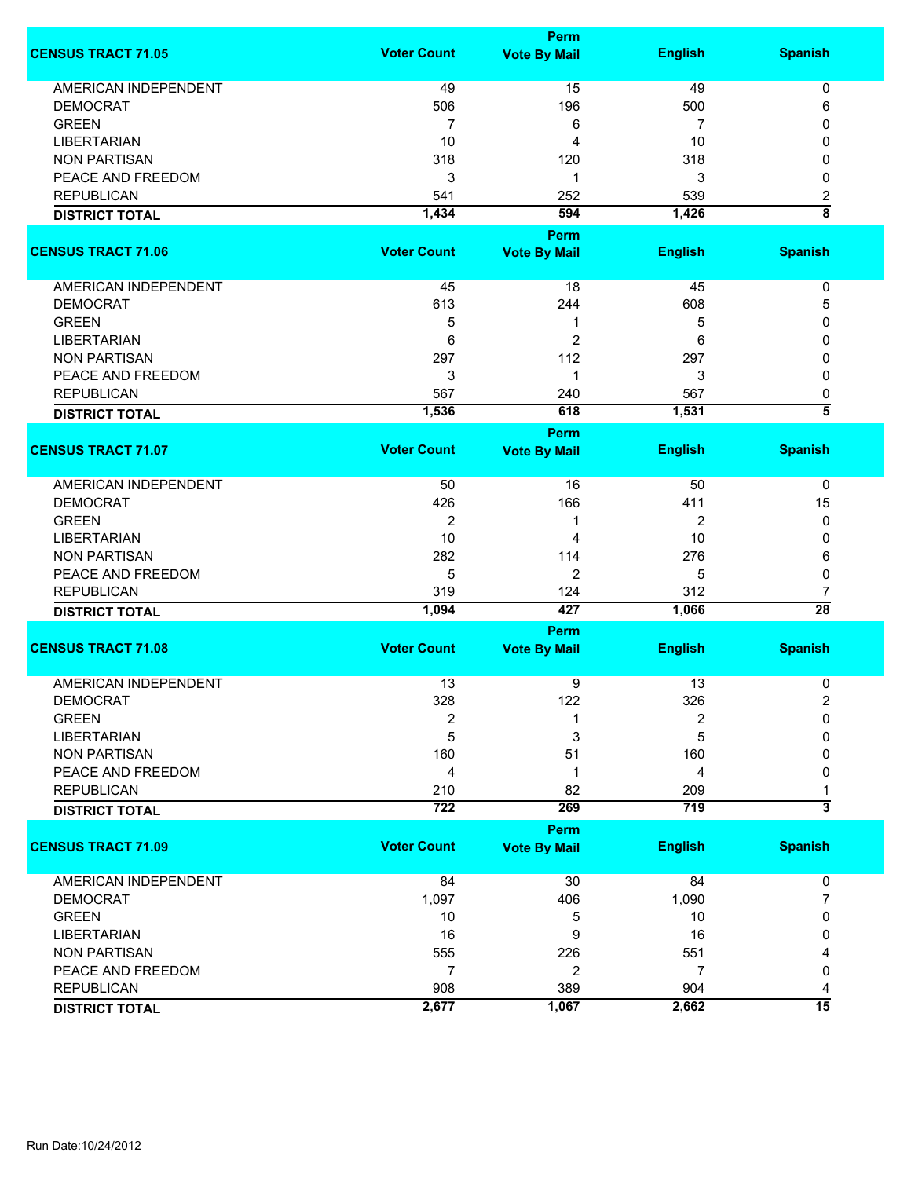| CENSUS TRACT 71.05 | Voter Count | Perm Vote By Mail | English | Spanish |
|---|---|---|---|---|
| AMERICAN INDEPENDENT | 49 | 15 | 49 | 0 |
| DEMOCRAT | 506 | 196 | 500 | 6 |
| GREEN | 7 | 6 | 7 | 0 |
| LIBERTARIAN | 10 | 4 | 10 | 0 |
| NON PARTISAN | 318 | 120 | 318 | 0 |
| PEACE AND FREEDOM | 3 | 1 | 3 | 0 |
| REPUBLICAN | 541 | 252 | 539 | 2 |
| **DISTRICT TOTAL** | **1,434** | **594** | **1,426** | **8** |

| CENSUS TRACT 71.06 | Voter Count | Perm Vote By Mail | English | Spanish |
|---|---|---|---|---|
| AMERICAN INDEPENDENT | 45 | 18 | 45 | 0 |
| DEMOCRAT | 613 | 244 | 608 | 5 |
| GREEN | 5 | 1 | 5 | 0 |
| LIBERTARIAN | 6 | 2 | 6 | 0 |
| NON PARTISAN | 297 | 112 | 297 | 0 |
| PEACE AND FREEDOM | 3 | 1 | 3 | 0 |
| REPUBLICAN | 567 | 240 | 567 | 0 |
| **DISTRICT TOTAL** | **1,536** | **618** | **1,531** | **5** |

| CENSUS TRACT 71.07 | Voter Count | Perm Vote By Mail | English | Spanish |
|---|---|---|---|---|
| AMERICAN INDEPENDENT | 50 | 16 | 50 | 0 |
| DEMOCRAT | 426 | 166 | 411 | 15 |
| GREEN | 2 | 1 | 2 | 0 |
| LIBERTARIAN | 10 | 4 | 10 | 0 |
| NON PARTISAN | 282 | 114 | 276 | 6 |
| PEACE AND FREEDOM | 5 | 2 | 5 | 0 |
| REPUBLICAN | 319 | 124 | 312 | 7 |
| **DISTRICT TOTAL** | **1,094** | **427** | **1,066** | **28** |

| CENSUS TRACT 71.08 | Voter Count | Perm Vote By Mail | English | Spanish |
|---|---|---|---|---|
| AMERICAN INDEPENDENT | 13 | 9 | 13 | 0 |
| DEMOCRAT | 328 | 122 | 326 | 2 |
| GREEN | 2 | 1 | 2 | 0 |
| LIBERTARIAN | 5 | 3 | 5 | 0 |
| NON PARTISAN | 160 | 51 | 160 | 0 |
| PEACE AND FREEDOM | 4 | 1 | 4 | 0 |
| REPUBLICAN | 210 | 82 | 209 | 1 |
| **DISTRICT TOTAL** | **722** | **269** | **719** | **3** |

| CENSUS TRACT 71.09 | Voter Count | Perm Vote By Mail | English | Spanish |
|---|---|---|---|---|
| AMERICAN INDEPENDENT | 84 | 30 | 84 | 0 |
| DEMOCRAT | 1,097 | 406 | 1,090 | 7 |
| GREEN | 10 | 5 | 10 | 0 |
| LIBERTARIAN | 16 | 9 | 16 | 0 |
| NON PARTISAN | 555 | 226 | 551 | 4 |
| PEACE AND FREEDOM | 7 | 2 | 7 | 0 |
| REPUBLICAN | 908 | 389 | 904 | 4 |
| **DISTRICT TOTAL** | **2,677** | **1,067** | **2,662** | **15** |

Run Date:10/24/2012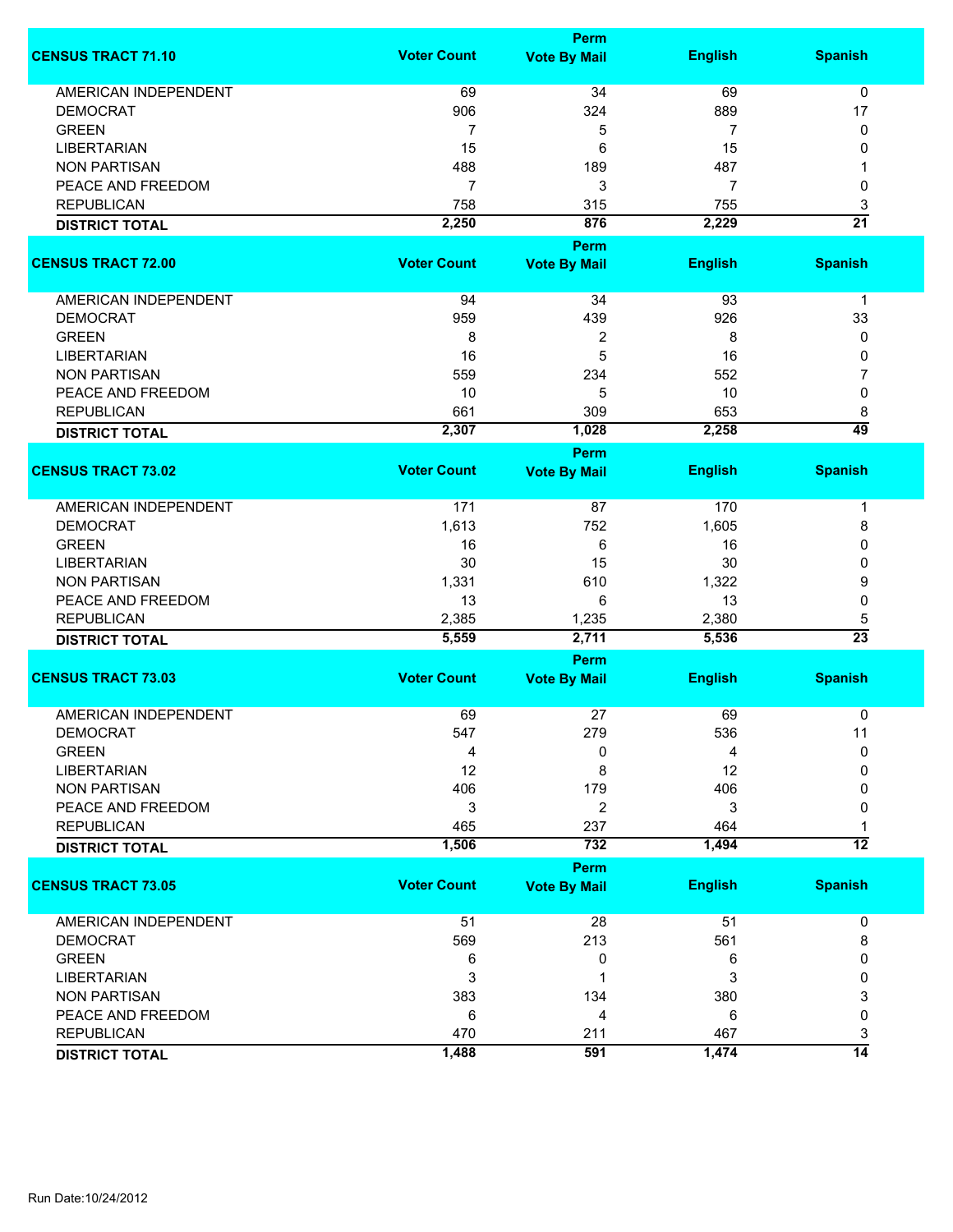| CENSUS TRACT 71.10 | Voter Count | Perm Vote By Mail | English | Spanish |
|---|---|---|---|---|
| AMERICAN INDEPENDENT | 69 | 34 | 69 | 0 |
| DEMOCRAT | 906 | 324 | 889 | 17 |
| GREEN | 7 | 5 | 7 | 0 |
| LIBERTARIAN | 15 | 6 | 15 | 0 |
| NON PARTISAN | 488 | 189 | 487 | 1 |
| PEACE AND FREEDOM | 7 | 3 | 7 | 0 |
| REPUBLICAN | 758 | 315 | 755 | 3 |
| **DISTRICT TOTAL** | **2,250** | **876** | **2,229** | **21** |

| CENSUS TRACT 72.00 | Voter Count | Perm Vote By Mail | English | Spanish |
|---|---|---|---|---|
| AMERICAN INDEPENDENT | 94 | 34 | 93 | 1 |
| DEMOCRAT | 959 | 439 | 926 | 33 |
| GREEN | 8 | 2 | 8 | 0 |
| LIBERTARIAN | 16 | 5 | 16 | 0 |
| NON PARTISAN | 559 | 234 | 552 | 7 |
| PEACE AND FREEDOM | 10 | 5 | 10 | 0 |
| REPUBLICAN | 661 | 309 | 653 | 8 |
| **DISTRICT TOTAL** | **2,307** | **1,028** | **2,258** | **49** |

| CENSUS TRACT 73.02 | Voter Count | Perm Vote By Mail | English | Spanish |
|---|---|---|---|---|
| AMERICAN INDEPENDENT | 171 | 87 | 170 | 1 |
| DEMOCRAT | 1,613 | 752 | 1,605 | 8 |
| GREEN | 16 | 6 | 16 | 0 |
| LIBERTARIAN | 30 | 15 | 30 | 0 |
| NON PARTISAN | 1,331 | 610 | 1,322 | 9 |
| PEACE AND FREEDOM | 13 | 6 | 13 | 0 |
| REPUBLICAN | 2,385 | 1,235 | 2,380 | 5 |
| **DISTRICT TOTAL** | **5,559** | **2,711** | **5,536** | **23** |

| CENSUS TRACT 73.03 | Voter Count | Perm Vote By Mail | English | Spanish |
|---|---|---|---|---|
| AMERICAN INDEPENDENT | 69 | 27 | 69 | 0 |
| DEMOCRAT | 547 | 279 | 536 | 11 |
| GREEN | 4 | 0 | 4 | 0 |
| LIBERTARIAN | 12 | 8 | 12 | 0 |
| NON PARTISAN | 406 | 179 | 406 | 0 |
| PEACE AND FREEDOM | 3 | 2 | 3 | 0 |
| REPUBLICAN | 465 | 237 | 464 | 1 |
| **DISTRICT TOTAL** | **1,506** | **732** | **1,494** | **12** |

| CENSUS TRACT 73.05 | Voter Count | Perm Vote By Mail | English | Spanish |
|---|---|---|---|---|
| AMERICAN INDEPENDENT | 51 | 28 | 51 | 0 |
| DEMOCRAT | 569 | 213 | 561 | 8 |
| GREEN | 6 | 0 | 6 | 0 |
| LIBERTARIAN | 3 | 1 | 3 | 0 |
| NON PARTISAN | 383 | 134 | 380 | 3 |
| PEACE AND FREEDOM | 6 | 4 | 6 | 0 |
| REPUBLICAN | 470 | 211 | 467 | 3 |
| **DISTRICT TOTAL** | **1,488** | **591** | **1,474** | **14** |

Run Date:10/24/2012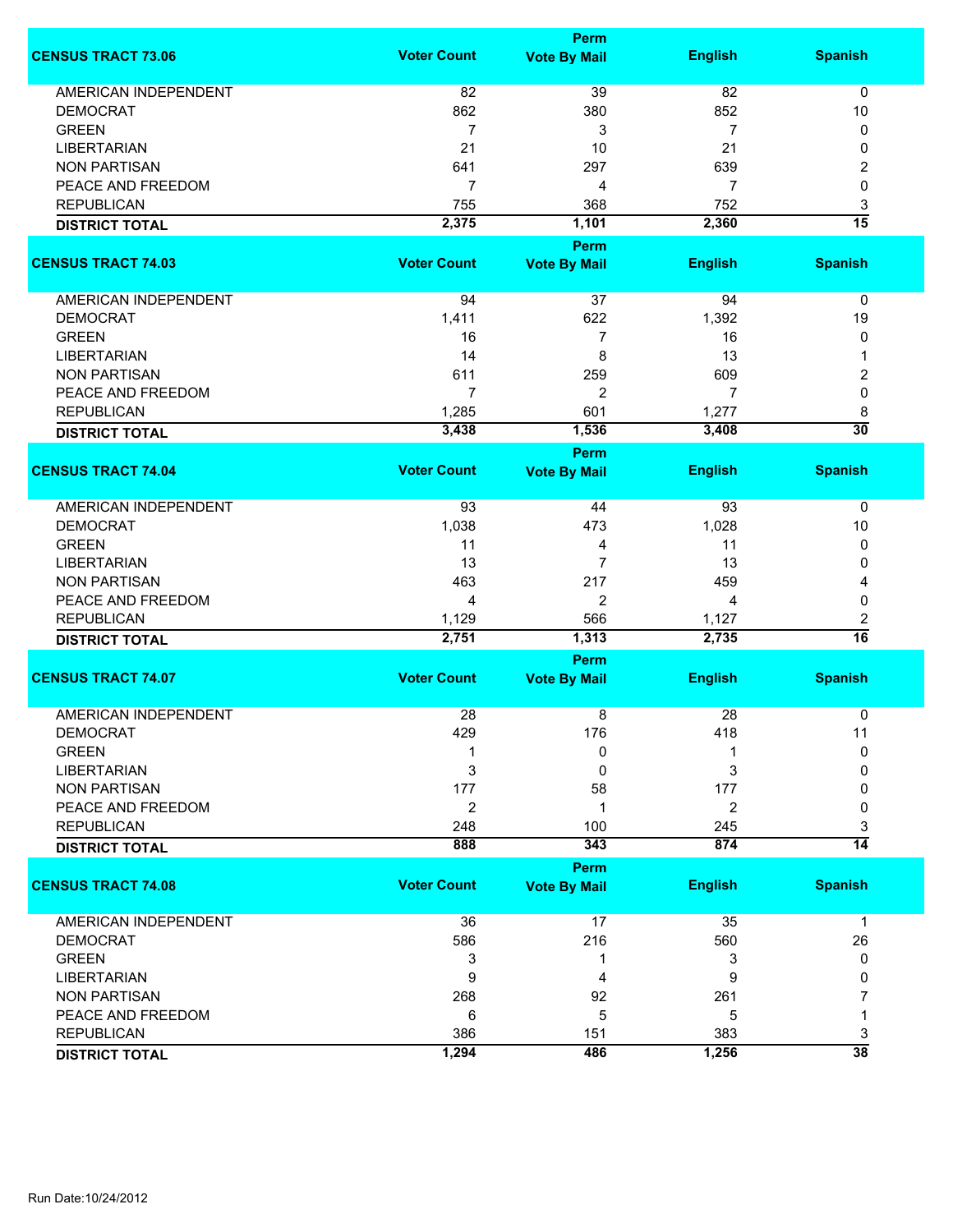| CENSUS TRACT 73.06 | Voter Count | Perm Vote By Mail | English | Spanish |
|---|---|---|---|---|
| AMERICAN INDEPENDENT | 82 | 39 | 82 | 0 |
| DEMOCRAT | 862 | 380 | 852 | 10 |
| GREEN | 7 | 3 | 7 | 0 |
| LIBERTARIAN | 21 | 10 | 21 | 0 |
| NON PARTISAN | 641 | 297 | 639 | 2 |
| PEACE AND FREEDOM | 7 | 4 | 7 | 0 |
| REPUBLICAN | 755 | 368 | 752 | 3 |
| **DISTRICT TOTAL** | **2,375** | **1,101** | **2,360** | **15** |

| CENSUS TRACT 74.03 | Voter Count | Perm Vote By Mail | English | Spanish |
|---|---|---|---|---|
| AMERICAN INDEPENDENT | 94 | 37 | 94 | 0 |
| DEMOCRAT | 1,411 | 622 | 1,392 | 19 |
| GREEN | 16 | 7 | 16 | 0 |
| LIBERTARIAN | 14 | 8 | 13 | 1 |
| NON PARTISAN | 611 | 259 | 609 | 2 |
| PEACE AND FREEDOM | 7 | 2 | 7 | 0 |
| REPUBLICAN | 1,285 | 601 | 1,277 | 8 |
| **DISTRICT TOTAL** | **3,438** | **1,536** | **3,408** | **30** |

| CENSUS TRACT 74.04 | Voter Count | Perm Vote By Mail | English | Spanish |
|---|---|---|---|---|
| AMERICAN INDEPENDENT | 93 | 44 | 93 | 0 |
| DEMOCRAT | 1,038 | 473 | 1,028 | 10 |
| GREEN | 11 | 4 | 11 | 0 |
| LIBERTARIAN | 13 | 7 | 13 | 0 |
| NON PARTISAN | 463 | 217 | 459 | 4 |
| PEACE AND FREEDOM | 4 | 2 | 4 | 0 |
| REPUBLICAN | 1,129 | 566 | 1,127 | 2 |
| **DISTRICT TOTAL** | **2,751** | **1,313** | **2,735** | **16** |

| CENSUS TRACT 74.07 | Voter Count | Perm Vote By Mail | English | Spanish |
|---|---|---|---|---|
| AMERICAN INDEPENDENT | 28 | 8 | 28 | 0 |
| DEMOCRAT | 429 | 176 | 418 | 11 |
| GREEN | 1 | 0 | 1 | 0 |
| LIBERTARIAN | 3 | 0 | 3 | 0 |
| NON PARTISAN | 177 | 58 | 177 | 0 |
| PEACE AND FREEDOM | 2 | 1 | 2 | 0 |
| REPUBLICAN | 248 | 100 | 245 | 3 |
| **DISTRICT TOTAL** | **888** | **343** | **874** | **14** |

| CENSUS TRACT 74.08 | Voter Count | Perm Vote By Mail | English | Spanish |
|---|---|---|---|---|
| AMERICAN INDEPENDENT | 36 | 17 | 35 | 1 |
| DEMOCRAT | 586 | 216 | 560 | 26 |
| GREEN | 3 | 1 | 3 | 0 |
| LIBERTARIAN | 9 | 4 | 9 | 0 |
| NON PARTISAN | 268 | 92 | 261 | 7 |
| PEACE AND FREEDOM | 6 | 5 | 5 | 1 |
| REPUBLICAN | 386 | 151 | 383 | 3 |
| **DISTRICT TOTAL** | **1,294** | **486** | **1,256** | **38** |

Run Date:10/24/2012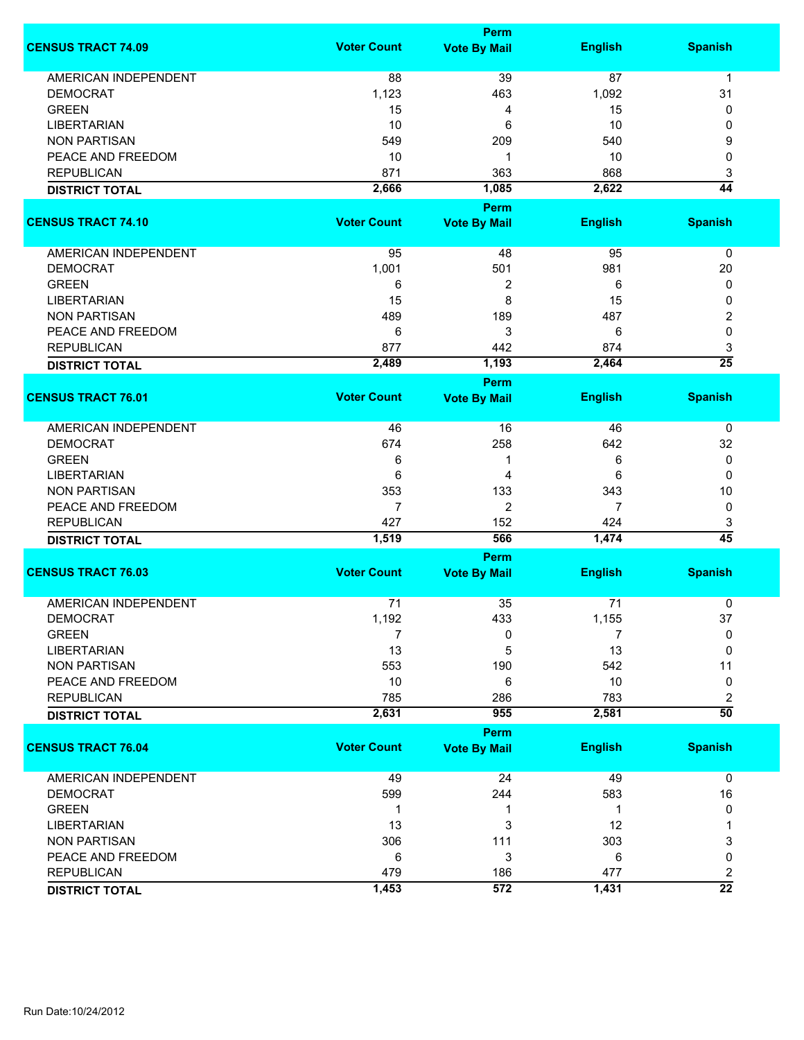| CENSUS TRACT 74.09 | Voter Count | Perm Vote By Mail | English | Spanish |
|---|---|---|---|---|
| AMERICAN INDEPENDENT | 88 | 39 | 87 | 1 |
| DEMOCRAT | 1,123 | 463 | 1,092 | 31 |
| GREEN | 15 | 4 | 15 | 0 |
| LIBERTARIAN | 10 | 6 | 10 | 0 |
| NON PARTISAN | 549 | 209 | 540 | 9 |
| PEACE AND FREEDOM | 10 | 1 | 10 | 0 |
| REPUBLICAN | 871 | 363 | 868 | 3 |
| **DISTRICT TOTAL** | **2,666** | **1,085** | **2,622** | **44** |

| CENSUS TRACT 74.10 | Voter Count | Perm Vote By Mail | English | Spanish |
|---|---|---|---|---|
| AMERICAN INDEPENDENT | 95 | 48 | 95 | 0 |
| DEMOCRAT | 1,001 | 501 | 981 | 20 |
| GREEN | 6 | 2 | 6 | 0 |
| LIBERTARIAN | 15 | 8 | 15 | 0 |
| NON PARTISAN | 489 | 189 | 487 | 2 |
| PEACE AND FREEDOM | 6 | 3 | 6 | 0 |
| REPUBLICAN | 877 | 442 | 874 | 3 |
| **DISTRICT TOTAL** | **2,489** | **1,193** | **2,464** | **25** |

| CENSUS TRACT 76.01 | Voter Count | Perm Vote By Mail | English | Spanish |
|---|---|---|---|---|
| AMERICAN INDEPENDENT | 46 | 16 | 46 | 0 |
| DEMOCRAT | 674 | 258 | 642 | 32 |
| GREEN | 6 | 1 | 6 | 0 |
| LIBERTARIAN | 6 | 4 | 6 | 0 |
| NON PARTISAN | 353 | 133 | 343 | 10 |
| PEACE AND FREEDOM | 7 | 2 | 7 | 0 |
| REPUBLICAN | 427 | 152 | 424 | 3 |
| **DISTRICT TOTAL** | **1,519** | **566** | **1,474** | **45** |

| CENSUS TRACT 76.03 | Voter Count | Perm Vote By Mail | English | Spanish |
|---|---|---|---|---|
| AMERICAN INDEPENDENT | 71 | 35 | 71 | 0 |
| DEMOCRAT | 1,192 | 433 | 1,155 | 37 |
| GREEN | 7 | 0 | 7 | 0 |
| LIBERTARIAN | 13 | 5 | 13 | 0 |
| NON PARTISAN | 553 | 190 | 542 | 11 |
| PEACE AND FREEDOM | 10 | 6 | 10 | 0 |
| REPUBLICAN | 785 | 286 | 783 | 2 |
| **DISTRICT TOTAL** | **2,631** | **955** | **2,581** | **50** |

| CENSUS TRACT 76.04 | Voter Count | Perm Vote By Mail | English | Spanish |
|---|---|---|---|---|
| AMERICAN INDEPENDENT | 49 | 24 | 49 | 0 |
| DEMOCRAT | 599 | 244 | 583 | 16 |
| GREEN | 1 | 1 | 1 | 0 |
| LIBERTARIAN | 13 | 3 | 12 | 1 |
| NON PARTISAN | 306 | 111 | 303 | 3 |
| PEACE AND FREEDOM | 6 | 3 | 6 | 0 |
| REPUBLICAN | 479 | 186 | 477 | 2 |
| **DISTRICT TOTAL** | **1,453** | **572** | **1,431** | **22** |

Run Date:10/24/2012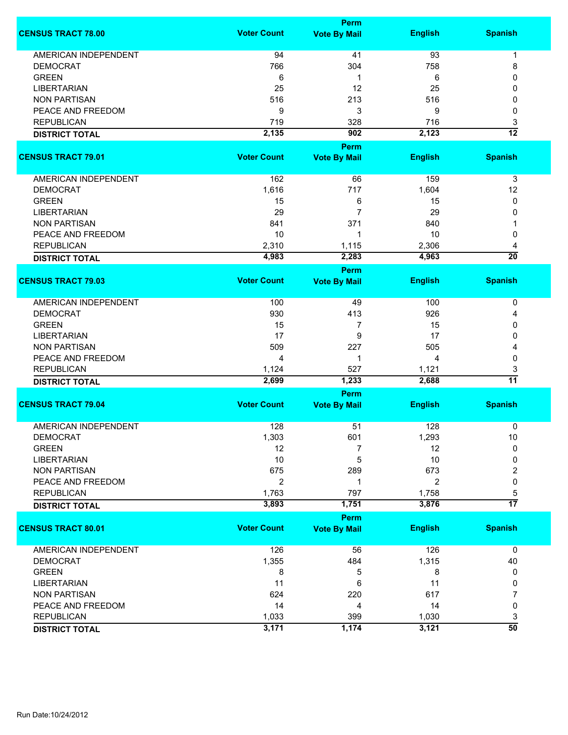| CENSUS TRACT 78.00 | Voter Count | Perm Vote By Mail | English | Spanish |
|---|---|---|---|---|
| AMERICAN INDEPENDENT | 94 | 41 | 93 | 1 |
| DEMOCRAT | 766 | 304 | 758 | 8 |
| GREEN | 6 | 1 | 6 | 0 |
| LIBERTARIAN | 25 | 12 | 25 | 0 |
| NON PARTISAN | 516 | 213 | 516 | 0 |
| PEACE AND FREEDOM | 9 | 3 | 9 | 0 |
| REPUBLICAN | 719 | 328 | 716 | 3 |
| **DISTRICT TOTAL** | **2,135** | **902** | **2,123** | **12** |

| CENSUS TRACT 79.01 | Voter Count | Perm Vote By Mail | English | Spanish |
|---|---|---|---|---|
| AMERICAN INDEPENDENT | 162 | 66 | 159 | 3 |
| DEMOCRAT | 1,616 | 717 | 1,604 | 12 |
| GREEN | 15 | 6 | 15 | 0 |
| LIBERTARIAN | 29 | 7 | 29 | 0 |
| NON PARTISAN | 841 | 371 | 840 | 1 |
| PEACE AND FREEDOM | 10 | 1 | 10 | 0 |
| REPUBLICAN | 2,310 | 1,115 | 2,306 | 4 |
| **DISTRICT TOTAL** | **4,983** | **2,283** | **4,963** | **20** |

| CENSUS TRACT 79.03 | Voter Count | Perm Vote By Mail | English | Spanish |
|---|---|---|---|---|
| AMERICAN INDEPENDENT | 100 | 49 | 100 | 0 |
| DEMOCRAT | 930 | 413 | 926 | 4 |
| GREEN | 15 | 7 | 15 | 0 |
| LIBERTARIAN | 17 | 9 | 17 | 0 |
| NON PARTISAN | 509 | 227 | 505 | 4 |
| PEACE AND FREEDOM | 4 | 1 | 4 | 0 |
| REPUBLICAN | 1,124 | 527 | 1,121 | 3 |
| **DISTRICT TOTAL** | **2,699** | **1,233** | **2,688** | **11** |

| CENSUS TRACT 79.04 | Voter Count | Perm Vote By Mail | English | Spanish |
|---|---|---|---|---|
| AMERICAN INDEPENDENT | 128 | 51 | 128 | 0 |
| DEMOCRAT | 1,303 | 601 | 1,293 | 10 |
| GREEN | 12 | 7 | 12 | 0 |
| LIBERTARIAN | 10 | 5 | 10 | 0 |
| NON PARTISAN | 675 | 289 | 673 | 2 |
| PEACE AND FREEDOM | 2 | 1 | 2 | 0 |
| REPUBLICAN | 1,763 | 797 | 1,758 | 5 |
| **DISTRICT TOTAL** | **3,893** | **1,751** | **3,876** | **17** |

| CENSUS TRACT 80.01 | Voter Count | Perm Vote By Mail | English | Spanish |
|---|---|---|---|---|
| AMERICAN INDEPENDENT | 126 | 56 | 126 | 0 |
| DEMOCRAT | 1,355 | 484 | 1,315 | 40 |
| GREEN | 8 | 5 | 8 | 0 |
| LIBERTARIAN | 11 | 6 | 11 | 0 |
| NON PARTISAN | 624 | 220 | 617 | 7 |
| PEACE AND FREEDOM | 14 | 4 | 14 | 0 |
| REPUBLICAN | 1,033 | 399 | 1,030 | 3 |
| **DISTRICT TOTAL** | **3,171** | **1,174** | **3,121** | **50** |

Run Date:10/24/2012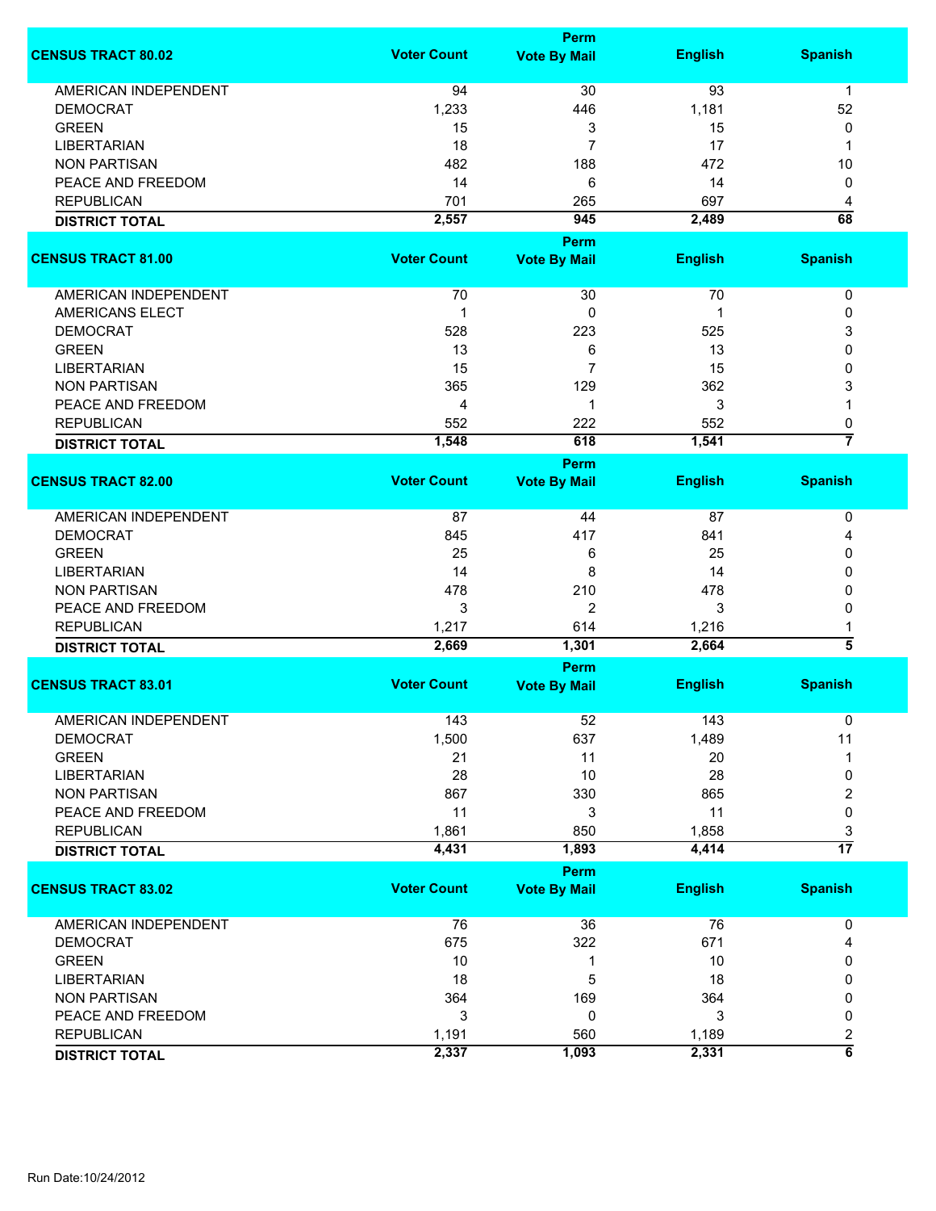| CENSUS TRACT 80.02 | Voter Count | Perm Vote By Mail | English | Spanish |
|---|---|---|---|---|
| AMERICAN INDEPENDENT | 94 | 30 | 93 | 1 |
| DEMOCRAT | 1,233 | 446 | 1,181 | 52 |
| GREEN | 15 | 3 | 15 | 0 |
| LIBERTARIAN | 18 | 7 | 17 | 1 |
| NON PARTISAN | 482 | 188 | 472 | 10 |
| PEACE AND FREEDOM | 14 | 6 | 14 | 0 |
| REPUBLICAN | 701 | 265 | 697 | 4 |
| **DISTRICT TOTAL** | **2,557** | **945** | **2,489** | **68** |

| CENSUS TRACT 81.00 | Voter Count | Perm Vote By Mail | English | Spanish |
|---|---|---|---|---|
| AMERICAN INDEPENDENT | 70 | 30 | 70 | 0 |
| AMERICANS ELECT | 1 | 0 | 1 | 0 |
| DEMOCRAT | 528 | 223 | 525 | 3 |
| GREEN | 13 | 6 | 13 | 0 |
| LIBERTARIAN | 15 | 7 | 15 | 0 |
| NON PARTISAN | 365 | 129 | 362 | 3 |
| PEACE AND FREEDOM | 4 | 1 | 3 | 1 |
| REPUBLICAN | 552 | 222 | 552 | 0 |
| **DISTRICT TOTAL** | **1,548** | **618** | **1,541** | **7** |

| CENSUS TRACT 82.00 | Voter Count | Perm Vote By Mail | English | Spanish |
|---|---|---|---|---|
| AMERICAN INDEPENDENT | 87 | 44 | 87 | 0 |
| DEMOCRAT | 845 | 417 | 841 | 4 |
| GREEN | 25 | 6 | 25 | 0 |
| LIBERTARIAN | 14 | 8 | 14 | 0 |
| NON PARTISAN | 478 | 210 | 478 | 0 |
| PEACE AND FREEDOM | 3 | 2 | 3 | 0 |
| REPUBLICAN | 1,217 | 614 | 1,216 | 1 |
| **DISTRICT TOTAL** | **2,669** | **1,301** | **2,664** | **5** |

| CENSUS TRACT 83.01 | Voter Count | Perm Vote By Mail | English | Spanish |
|---|---|---|---|---|
| AMERICAN INDEPENDENT | 143 | 52 | 143 | 0 |
| DEMOCRAT | 1,500 | 637 | 1,489 | 11 |
| GREEN | 21 | 11 | 20 | 1 |
| LIBERTARIAN | 28 | 10 | 28 | 0 |
| NON PARTISAN | 867 | 330 | 865 | 2 |
| PEACE AND FREEDOM | 11 | 3 | 11 | 0 |
| REPUBLICAN | 1,861 | 850 | 1,858 | 3 |
| **DISTRICT TOTAL** | **4,431** | **1,893** | **4,414** | **17** |

| CENSUS TRACT 83.02 | Voter Count | Perm Vote By Mail | English | Spanish |
|---|---|---|---|---|
| AMERICAN INDEPENDENT | 76 | 36 | 76 | 0 |
| DEMOCRAT | 675 | 322 | 671 | 4 |
| GREEN | 10 | 1 | 10 | 0 |
| LIBERTARIAN | 18 | 5 | 18 | 0 |
| NON PARTISAN | 364 | 169 | 364 | 0 |
| PEACE AND FREEDOM | 3 | 0 | 3 | 0 |
| REPUBLICAN | 1,191 | 560 | 1,189 | 2 |
| **DISTRICT TOTAL** | **2,337** | **1,093** | **2,331** | **6** |

Run Date:10/24/2012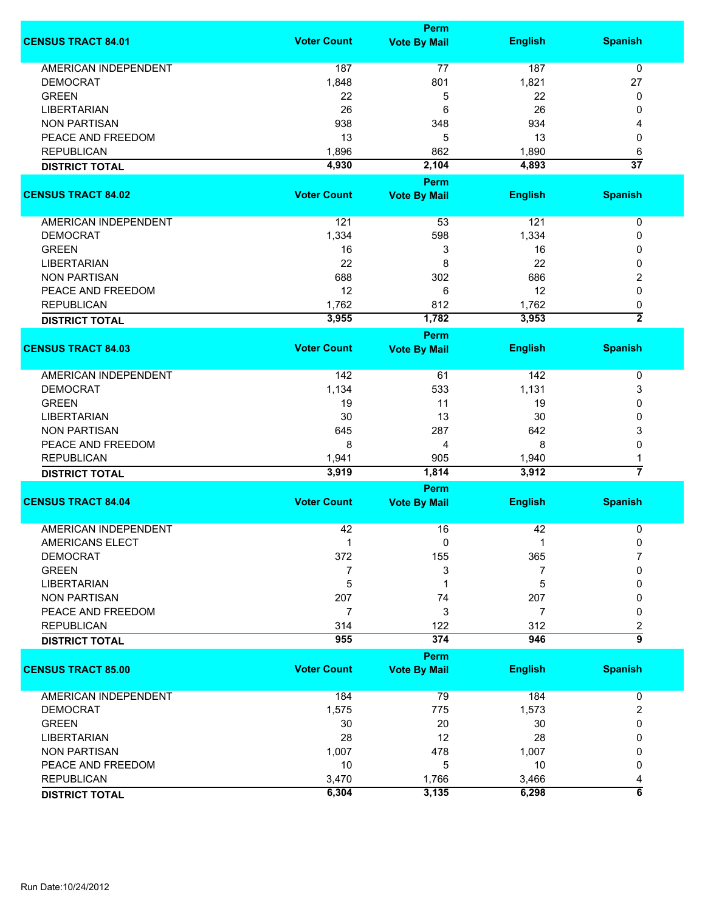| CENSUS TRACT 84.01 | Voter Count | Perm Vote By Mail | English | Spanish |
|---|---|---|---|---|
| AMERICAN INDEPENDENT | 187 | 77 | 187 | 0 |
| DEMOCRAT | 1,848 | 801 | 1,821 | 27 |
| GREEN | 22 | 5 | 22 | 0 |
| LIBERTARIAN | 26 | 6 | 26 | 0 |
| NON PARTISAN | 938 | 348 | 934 | 4 |
| PEACE AND FREEDOM | 13 | 5 | 13 | 0 |
| REPUBLICAN | 1,896 | 862 | 1,890 | 6 |
| **DISTRICT TOTAL** | **4,930** | **2,104** | **4,893** | **37** |

| CENSUS TRACT 84.02 | Voter Count | Perm Vote By Mail | English | Spanish |
|---|---|---|---|---|
| AMERICAN INDEPENDENT | 121 | 53 | 121 | 0 |
| DEMOCRAT | 1,334 | 598 | 1,334 | 0 |
| GREEN | 16 | 3 | 16 | 0 |
| LIBERTARIAN | 22 | 8 | 22 | 0 |
| NON PARTISAN | 688 | 302 | 686 | 2 |
| PEACE AND FREEDOM | 12 | 6 | 12 | 0 |
| REPUBLICAN | 1,762 | 812 | 1,762 | 0 |
| **DISTRICT TOTAL** | **3,955** | **1,782** | **3,953** | **2** |

| CENSUS TRACT 84.03 | Voter Count | Perm Vote By Mail | English | Spanish |
|---|---|---|---|---|
| AMERICAN INDEPENDENT | 142 | 61 | 142 | 0 |
| DEMOCRAT | 1,134 | 533 | 1,131 | 3 |
| GREEN | 19 | 11 | 19 | 0 |
| LIBERTARIAN | 30 | 13 | 30 | 0 |
| NON PARTISAN | 645 | 287 | 642 | 3 |
| PEACE AND FREEDOM | 8 | 4 | 8 | 0 |
| REPUBLICAN | 1,941 | 905 | 1,940 | 1 |
| **DISTRICT TOTAL** | **3,919** | **1,814** | **3,912** | **7** |

| CENSUS TRACT 84.04 | Voter Count | Perm Vote By Mail | English | Spanish |
|---|---|---|---|---|
| AMERICAN INDEPENDENT | 42 | 16 | 42 | 0 |
| AMERICANS ELECT | 1 | 0 | 1 | 0 |
| DEMOCRAT | 372 | 155 | 365 | 7 |
| GREEN | 7 | 3 | 7 | 0 |
| LIBERTARIAN | 5 | 1 | 5 | 0 |
| NON PARTISAN | 207 | 74 | 207 | 0 |
| PEACE AND FREEDOM | 7 | 3 | 7 | 0 |
| REPUBLICAN | 314 | 122 | 312 | 2 |
| **DISTRICT TOTAL** | **955** | **374** | **946** | **9** |

| CENSUS TRACT 85.00 | Voter Count | Perm Vote By Mail | English | Spanish |
|---|---|---|---|---|
| AMERICAN INDEPENDENT | 184 | 79 | 184 | 0 |
| DEMOCRAT | 1,575 | 775 | 1,573 | 2 |
| GREEN | 30 | 20 | 30 | 0 |
| LIBERTARIAN | 28 | 12 | 28 | 0 |
| NON PARTISAN | 1,007 | 478 | 1,007 | 0 |
| PEACE AND FREEDOM | 10 | 5 | 10 | 0 |
| REPUBLICAN | 3,470 | 1,766 | 3,466 | 4 |
| **DISTRICT TOTAL** | **6,304** | **3,135** | **6,298** | **6** |

Run Date:10/24/2012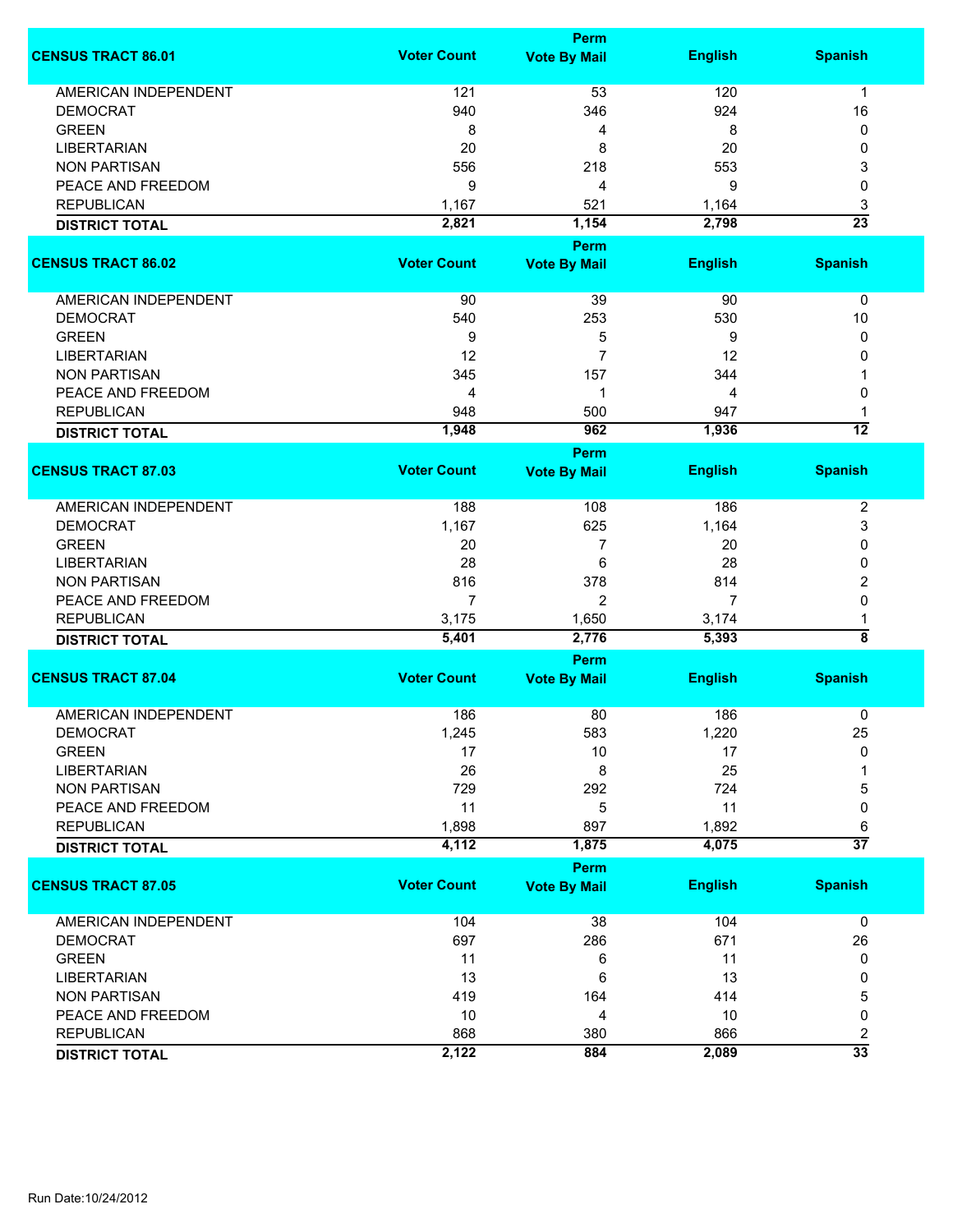| CENSUS TRACT 86.01 | Voter Count | Perm Vote By Mail | English | Spanish |
|---|---|---|---|---|
| AMERICAN INDEPENDENT | 121 | 53 | 120 | 1 |
| DEMOCRAT | 940 | 346 | 924 | 16 |
| GREEN | 8 | 4 | 8 | 0 |
| LIBERTARIAN | 20 | 8 | 20 | 0 |
| NON PARTISAN | 556 | 218 | 553 | 3 |
| PEACE AND FREEDOM | 9 | 4 | 9 | 0 |
| REPUBLICAN | 1,167 | 521 | 1,164 | 3 |
| **DISTRICT TOTAL** | **2,821** | **1,154** | **2,798** | **23** |

| CENSUS TRACT 86.02 | Voter Count | Perm Vote By Mail | English | Spanish |
|---|---|---|---|---|
| AMERICAN INDEPENDENT | 90 | 39 | 90 | 0 |
| DEMOCRAT | 540 | 253 | 530 | 10 |
| GREEN | 9 | 5 | 9 | 0 |
| LIBERTARIAN | 12 | 7 | 12 | 0 |
| NON PARTISAN | 345 | 157 | 344 | 1 |
| PEACE AND FREEDOM | 4 | 1 | 4 | 0 |
| REPUBLICAN | 948 | 500 | 947 | 1 |
| **DISTRICT TOTAL** | **1,948** | **962** | **1,936** | **12** |

| CENSUS TRACT 87.03 | Voter Count | Perm Vote By Mail | English | Spanish |
|---|---|---|---|---|
| AMERICAN INDEPENDENT | 188 | 108 | 186 | 2 |
| DEMOCRAT | 1,167 | 625 | 1,164 | 3 |
| GREEN | 20 | 7 | 20 | 0 |
| LIBERTARIAN | 28 | 6 | 28 | 0 |
| NON PARTISAN | 816 | 378 | 814 | 2 |
| PEACE AND FREEDOM | 7 | 2 | 7 | 0 |
| REPUBLICAN | 3,175 | 1,650 | 3,174 | 1 |
| **DISTRICT TOTAL** | **5,401** | **2,776** | **5,393** | **8** |

| CENSUS TRACT 87.04 | Voter Count | Perm Vote By Mail | English | Spanish |
|---|---|---|---|---|
| AMERICAN INDEPENDENT | 186 | 80 | 186 | 0 |
| DEMOCRAT | 1,245 | 583 | 1,220 | 25 |
| GREEN | 17 | 10 | 17 | 0 |
| LIBERTARIAN | 26 | 8 | 25 | 1 |
| NON PARTISAN | 729 | 292 | 724 | 5 |
| PEACE AND FREEDOM | 11 | 5 | 11 | 0 |
| REPUBLICAN | 1,898 | 897 | 1,892 | 6 |
| **DISTRICT TOTAL** | **4,112** | **1,875** | **4,075** | **37** |

| CENSUS TRACT 87.05 | Voter Count | Perm Vote By Mail | English | Spanish |
|---|---|---|---|---|
| AMERICAN INDEPENDENT | 104 | 38 | 104 | 0 |
| DEMOCRAT | 697 | 286 | 671 | 26 |
| GREEN | 11 | 6 | 11 | 0 |
| LIBERTARIAN | 13 | 6 | 13 | 0 |
| NON PARTISAN | 419 | 164 | 414 | 5 |
| PEACE AND FREEDOM | 10 | 4 | 10 | 0 |
| REPUBLICAN | 868 | 380 | 866 | 2 |
| **DISTRICT TOTAL** | **2,122** | **884** | **2,089** | **33** |

Run Date:10/24/2012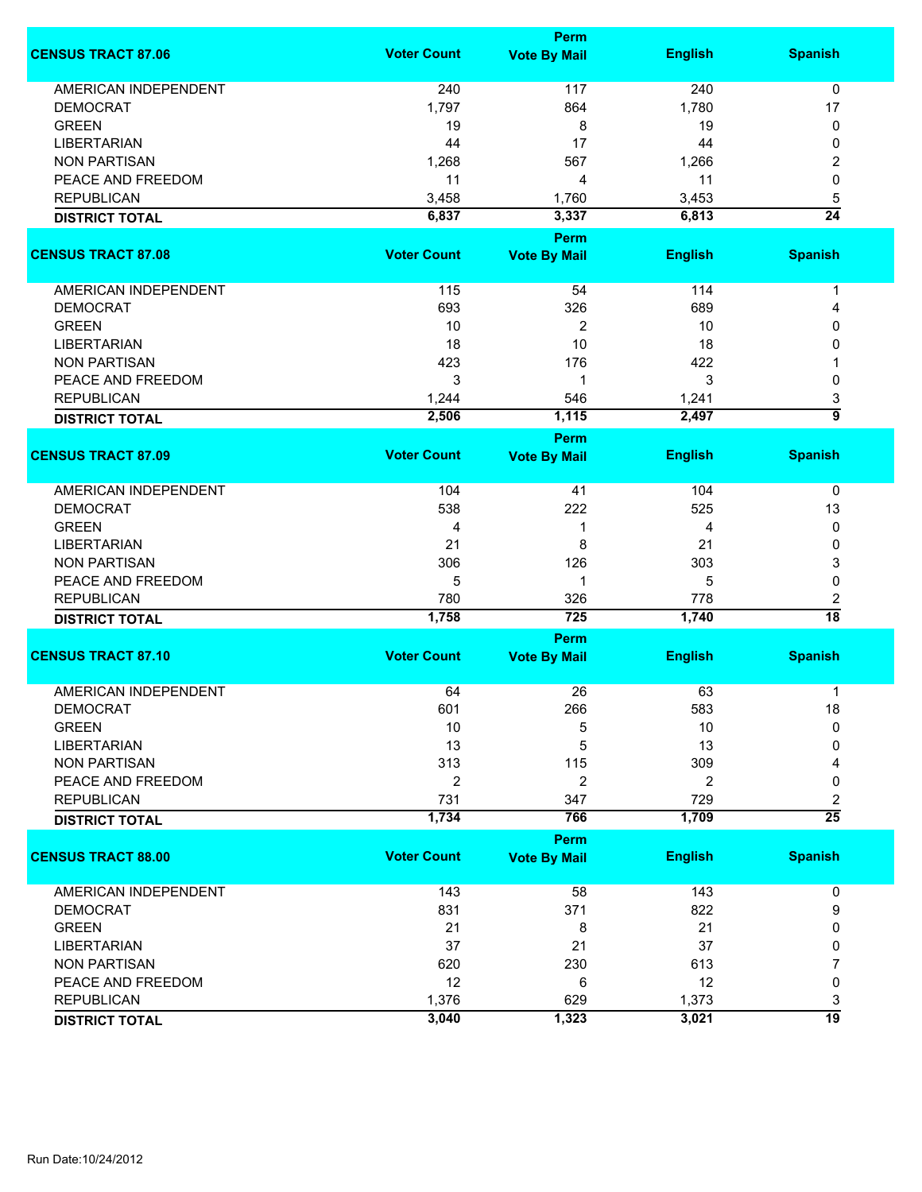| CENSUS TRACT 87.06 | Voter Count | Perm Vote By Mail | English | Spanish |
|---|---|---|---|---|
| AMERICAN INDEPENDENT | 240 | 117 | 240 | 0 |
| DEMOCRAT | 1,797 | 864 | 1,780 | 17 |
| GREEN | 19 | 8 | 19 | 0 |
| LIBERTARIAN | 44 | 17 | 44 | 0 |
| NON PARTISAN | 1,268 | 567 | 1,266 | 2 |
| PEACE AND FREEDOM | 11 | 4 | 11 | 0 |
| REPUBLICAN | 3,458 | 1,760 | 3,453 | 5 |
| **DISTRICT TOTAL** | **6,837** | **3,337** | **6,813** | **24** |

| CENSUS TRACT 87.08 | Voter Count | Perm Vote By Mail | English | Spanish |
|---|---|---|---|---|
| AMERICAN INDEPENDENT | 115 | 54 | 114 | 1 |
| DEMOCRAT | 693 | 326 | 689 | 4 |
| GREEN | 10 | 2 | 10 | 0 |
| LIBERTARIAN | 18 | 10 | 18 | 0 |
| NON PARTISAN | 423 | 176 | 422 | 1 |
| PEACE AND FREEDOM | 3 | 1 | 3 | 0 |
| REPUBLICAN | 1,244 | 546 | 1,241 | 3 |
| **DISTRICT TOTAL** | **2,506** | **1,115** | **2,497** | **9** |

| CENSUS TRACT 87.09 | Voter Count | Perm Vote By Mail | English | Spanish |
|---|---|---|---|---|
| AMERICAN INDEPENDENT | 104 | 41 | 104 | 0 |
| DEMOCRAT | 538 | 222 | 525 | 13 |
| GREEN | 4 | 1 | 4 | 0 |
| LIBERTARIAN | 21 | 8 | 21 | 0 |
| NON PARTISAN | 306 | 126 | 303 | 3 |
| PEACE AND FREEDOM | 5 | 1 | 5 | 0 |
| REPUBLICAN | 780 | 326 | 778 | 2 |
| **DISTRICT TOTAL** | **1,758** | **725** | **1,740** | **18** |

| CENSUS TRACT 87.10 | Voter Count | Perm Vote By Mail | English | Spanish |
|---|---|---|---|---|
| AMERICAN INDEPENDENT | 64 | 26 | 63 | 1 |
| DEMOCRAT | 601 | 266 | 583 | 18 |
| GREEN | 10 | 5 | 10 | 0 |
| LIBERTARIAN | 13 | 5 | 13 | 0 |
| NON PARTISAN | 313 | 115 | 309 | 4 |
| PEACE AND FREEDOM | 2 | 2 | 2 | 0 |
| REPUBLICAN | 731 | 347 | 729 | 2 |
| **DISTRICT TOTAL** | **1,734** | **766** | **1,709** | **25** |

| CENSUS TRACT 88.00 | Voter Count | Perm Vote By Mail | English | Spanish |
|---|---|---|---|---|
| AMERICAN INDEPENDENT | 143 | 58 | 143 | 0 |
| DEMOCRAT | 831 | 371 | 822 | 9 |
| GREEN | 21 | 8 | 21 | 0 |
| LIBERTARIAN | 37 | 21 | 37 | 0 |
| NON PARTISAN | 620 | 230 | 613 | 7 |
| PEACE AND FREEDOM | 12 | 6 | 12 | 0 |
| REPUBLICAN | 1,376 | 629 | 1,373 | 3 |
| **DISTRICT TOTAL** | **3,040** | **1,323** | **3,021** | **19** |

Run Date:10/24/2012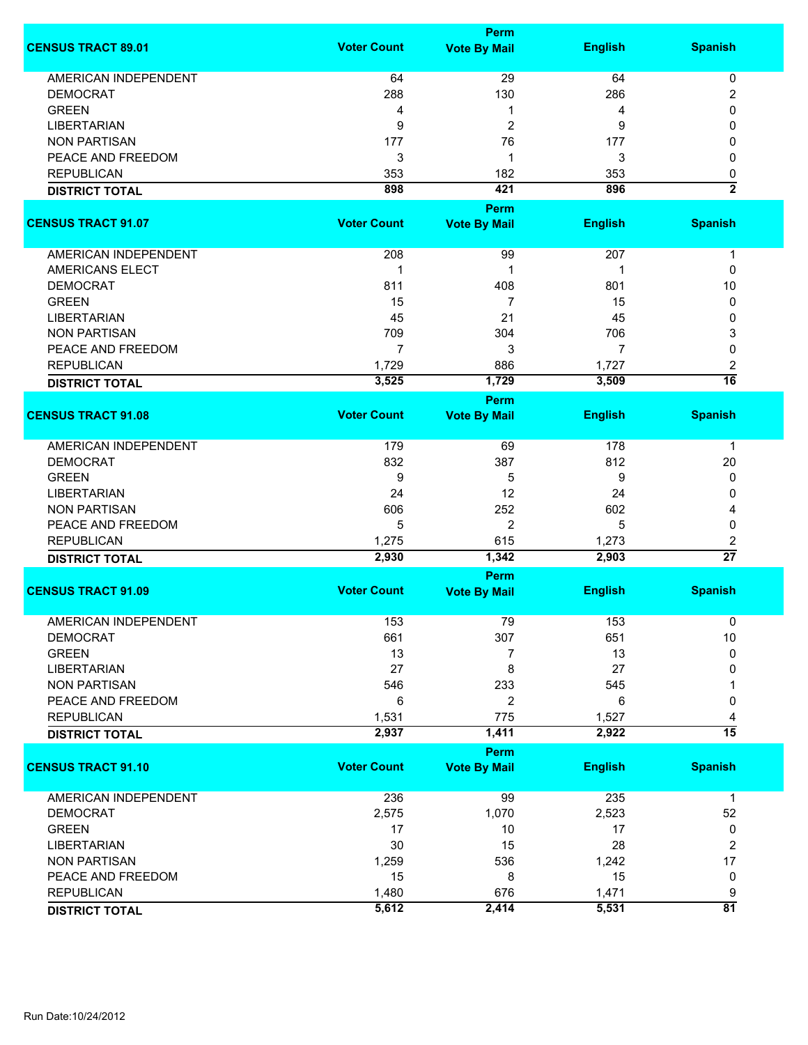| CENSUS TRACT 89.01 | Voter Count | Perm Vote By Mail | English | Spanish |
|---|---|---|---|---|
| AMERICAN INDEPENDENT | 64 | 29 | 64 | 0 |
| DEMOCRAT | 288 | 130 | 286 | 2 |
| GREEN | 4 | 1 | 4 | 0 |
| LIBERTARIAN | 9 | 2 | 9 | 0 |
| NON PARTISAN | 177 | 76 | 177 | 0 |
| PEACE AND FREEDOM | 3 | 1 | 3 | 0 |
| REPUBLICAN | 353 | 182 | 353 | 0 |
| **DISTRICT TOTAL** | **898** | **421** | **896** | **2** |

| CENSUS TRACT 91.07 | Voter Count | Perm Vote By Mail | English | Spanish |
|---|---|---|---|---|
| AMERICAN INDEPENDENT | 208 | 99 | 207 | 1 |
| AMERICANS ELECT | 1 | 1 | 1 | 0 |
| DEMOCRAT | 811 | 408 | 801 | 10 |
| GREEN | 15 | 7 | 15 | 0 |
| LIBERTARIAN | 45 | 21 | 45 | 0 |
| NON PARTISAN | 709 | 304 | 706 | 3 |
| PEACE AND FREEDOM | 7 | 3 | 7 | 0 |
| REPUBLICAN | 1,729 | 886 | 1,727 | 2 |
| **DISTRICT TOTAL** | **3,525** | **1,729** | **3,509** | **16** |

| CENSUS TRACT 91.08 | Voter Count | Perm Vote By Mail | English | Spanish |
|---|---|---|---|---|
| AMERICAN INDEPENDENT | 179 | 69 | 178 | 1 |
| DEMOCRAT | 832 | 387 | 812 | 20 |
| GREEN | 9 | 5 | 9 | 0 |
| LIBERTARIAN | 24 | 12 | 24 | 0 |
| NON PARTISAN | 606 | 252 | 602 | 4 |
| PEACE AND FREEDOM | 5 | 2 | 5 | 0 |
| REPUBLICAN | 1,275 | 615 | 1,273 | 2 |
| **DISTRICT TOTAL** | **2,930** | **1,342** | **2,903** | **27** |

| CENSUS TRACT 91.09 | Voter Count | Perm Vote By Mail | English | Spanish |
|---|---|---|---|---|
| AMERICAN INDEPENDENT | 153 | 79 | 153 | 0 |
| DEMOCRAT | 661 | 307 | 651 | 10 |
| GREEN | 13 | 7 | 13 | 0 |
| LIBERTARIAN | 27 | 8 | 27 | 0 |
| NON PARTISAN | 546 | 233 | 545 | 1 |
| PEACE AND FREEDOM | 6 | 2 | 6 | 0 |
| REPUBLICAN | 1,531 | 775 | 1,527 | 4 |
| **DISTRICT TOTAL** | **2,937** | **1,411** | **2,922** | **15** |

| CENSUS TRACT 91.10 | Voter Count | Perm Vote By Mail | English | Spanish |
|---|---|---|---|---|
| AMERICAN INDEPENDENT | 236 | 99 | 235 | 1 |
| DEMOCRAT | 2,575 | 1,070 | 2,523 | 52 |
| GREEN | 17 | 10 | 17 | 0 |
| LIBERTARIAN | 30 | 15 | 28 | 2 |
| NON PARTISAN | 1,259 | 536 | 1,242 | 17 |
| PEACE AND FREEDOM | 15 | 8 | 15 | 0 |
| REPUBLICAN | 1,480 | 676 | 1,471 | 9 |
| **DISTRICT TOTAL** | **5,612** | **2,414** | **5,531** | **81** |

Run Date:10/24/2012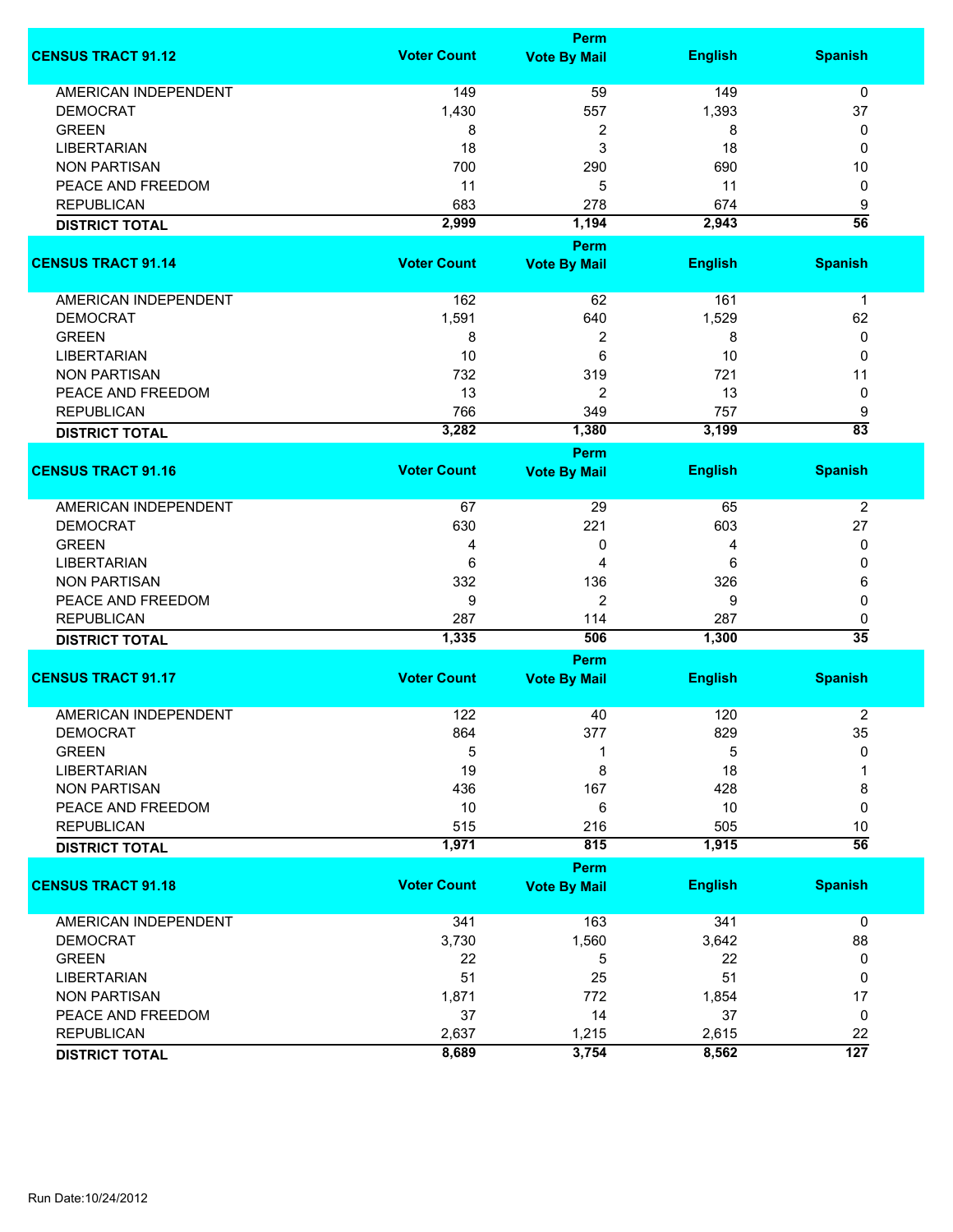| CENSUS TRACT 91.12 | Voter Count | Perm Vote By Mail | English | Spanish |
|---|---|---|---|---|
| AMERICAN INDEPENDENT | 149 | 59 | 149 | 0 |
| DEMOCRAT | 1,430 | 557 | 1,393 | 37 |
| GREEN | 8 | 2 | 8 | 0 |
| LIBERTARIAN | 18 | 3 | 18 | 0 |
| NON PARTISAN | 700 | 290 | 690 | 10 |
| PEACE AND FREEDOM | 11 | 5 | 11 | 0 |
| REPUBLICAN | 683 | 278 | 674 | 9 |
| **DISTRICT TOTAL** | **2,999** | **1,194** | **2,943** | **56** |

| CENSUS TRACT 91.14 | Voter Count | Perm Vote By Mail | English | Spanish |
|---|---|---|---|---|
| AMERICAN INDEPENDENT | 162 | 62 | 161 | 1 |
| DEMOCRAT | 1,591 | 640 | 1,529 | 62 |
| GREEN | 8 | 2 | 8 | 0 |
| LIBERTARIAN | 10 | 6 | 10 | 0 |
| NON PARTISAN | 732 | 319 | 721 | 11 |
| PEACE AND FREEDOM | 13 | 2 | 13 | 0 |
| REPUBLICAN | 766 | 349 | 757 | 9 |
| **DISTRICT TOTAL** | **3,282** | **1,380** | **3,199** | **83** |

| CENSUS TRACT 91.16 | Voter Count | Perm Vote By Mail | English | Spanish |
|---|---|---|---|---|
| AMERICAN INDEPENDENT | 67 | 29 | 65 | 2 |
| DEMOCRAT | 630 | 221 | 603 | 27 |
| GREEN | 4 | 0 | 4 | 0 |
| LIBERTARIAN | 6 | 4 | 6 | 0 |
| NON PARTISAN | 332 | 136 | 326 | 6 |
| PEACE AND FREEDOM | 9 | 2 | 9 | 0 |
| REPUBLICAN | 287 | 114 | 287 | 0 |
| **DISTRICT TOTAL** | **1,335** | **506** | **1,300** | **35** |

| CENSUS TRACT 91.17 | Voter Count | Perm Vote By Mail | English | Spanish |
|---|---|---|---|---|
| AMERICAN INDEPENDENT | 122 | 40 | 120 | 2 |
| DEMOCRAT | 864 | 377 | 829 | 35 |
| GREEN | 5 | 1 | 5 | 0 |
| LIBERTARIAN | 19 | 8 | 18 | 1 |
| NON PARTISAN | 436 | 167 | 428 | 8 |
| PEACE AND FREEDOM | 10 | 6 | 10 | 0 |
| REPUBLICAN | 515 | 216 | 505 | 10 |
| **DISTRICT TOTAL** | **1,971** | **815** | **1,915** | **56** |

| CENSUS TRACT 91.18 | Voter Count | Perm Vote By Mail | English | Spanish |
|---|---|---|---|---|
| AMERICAN INDEPENDENT | 341 | 163 | 341 | 0 |
| DEMOCRAT | 3,730 | 1,560 | 3,642 | 88 |
| GREEN | 22 | 5 | 22 | 0 |
| LIBERTARIAN | 51 | 25 | 51 | 0 |
| NON PARTISAN | 1,871 | 772 | 1,854 | 17 |
| PEACE AND FREEDOM | 37 | 14 | 37 | 0 |
| REPUBLICAN | 2,637 | 1,215 | 2,615 | 22 |
| **DISTRICT TOTAL** | **8,689** | **3,754** | **8,562** | **127** |

Run Date:10/24/2012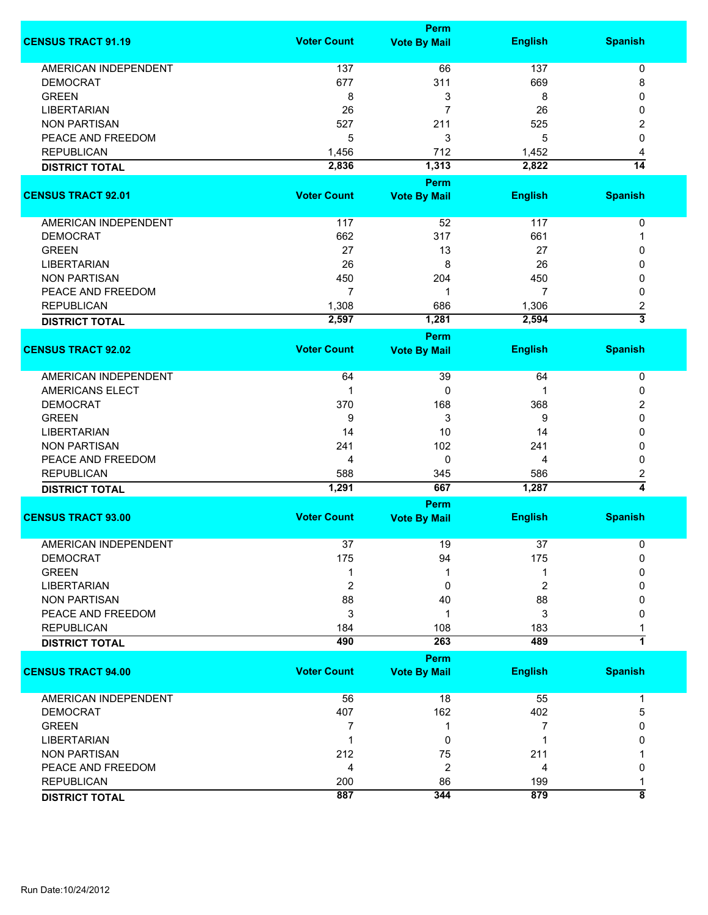| CENSUS TRACT 91.19 | Voter Count | Perm Vote By Mail | English | Spanish |
|---|---|---|---|---|
| AMERICAN INDEPENDENT | 137 | 66 | 137 | 0 |
| DEMOCRAT | 677 | 311 | 669 | 8 |
| GREEN | 8 | 3 | 8 | 0 |
| LIBERTARIAN | 26 | 7 | 26 | 0 |
| NON PARTISAN | 527 | 211 | 525 | 2 |
| PEACE AND FREEDOM | 5 | 3 | 5 | 0 |
| REPUBLICAN | 1,456 | 712 | 1,452 | 4 |
| **DISTRICT TOTAL** | **2,836** | **1,313** | **2,822** | **14** |

| CENSUS TRACT 92.01 | Voter Count | Perm Vote By Mail | English | Spanish |
|---|---|---|---|---|
| AMERICAN INDEPENDENT | 117 | 52 | 117 | 0 |
| DEMOCRAT | 662 | 317 | 661 | 1 |
| GREEN | 27 | 13 | 27 | 0 |
| LIBERTARIAN | 26 | 8 | 26 | 0 |
| NON PARTISAN | 450 | 204 | 450 | 0 |
| PEACE AND FREEDOM | 7 | 1 | 7 | 0 |
| REPUBLICAN | 1,308 | 686 | 1,306 | 2 |
| **DISTRICT TOTAL** | **2,597** | **1,281** | **2,594** | **3** |

| CENSUS TRACT 92.02 | Voter Count | Perm Vote By Mail | English | Spanish |
|---|---|---|---|---|
| AMERICAN INDEPENDENT | 64 | 39 | 64 | 0 |
| AMERICANS ELECT | 1 | 0 | 1 | 0 |
| DEMOCRAT | 370 | 168 | 368 | 2 |
| GREEN | 9 | 3 | 9 | 0 |
| LIBERTARIAN | 14 | 10 | 14 | 0 |
| NON PARTISAN | 241 | 102 | 241 | 0 |
| PEACE AND FREEDOM | 4 | 0 | 4 | 0 |
| REPUBLICAN | 588 | 345 | 586 | 2 |
| **DISTRICT TOTAL** | **1,291** | **667** | **1,287** | **4** |

| CENSUS TRACT 93.00 | Voter Count | Perm Vote By Mail | English | Spanish |
|---|---|---|---|---|
| AMERICAN INDEPENDENT | 37 | 19 | 37 | 0 |
| DEMOCRAT | 175 | 94 | 175 | 0 |
| GREEN | 1 | 1 | 1 | 0 |
| LIBERTARIAN | 2 | 0 | 2 | 0 |
| NON PARTISAN | 88 | 40 | 88 | 0 |
| PEACE AND FREEDOM | 3 | 1 | 3 | 0 |
| REPUBLICAN | 184 | 108 | 183 | 1 |
| **DISTRICT TOTAL** | **490** | **263** | **489** | **1** |

| CENSUS TRACT 94.00 | Voter Count | Perm Vote By Mail | English | Spanish |
|---|---|---|---|---|
| AMERICAN INDEPENDENT | 56 | 18 | 55 | 1 |
| DEMOCRAT | 407 | 162 | 402 | 5 |
| GREEN | 7 | 1 | 7 | 0 |
| LIBERTARIAN | 1 | 0 | 1 | 0 |
| NON PARTISAN | 212 | 75 | 211 | 1 |
| PEACE AND FREEDOM | 4 | 2 | 4 | 0 |
| REPUBLICAN | 200 | 86 | 199 | 1 |
| **DISTRICT TOTAL** | **887** | **344** | **879** | **8** |

Run Date:10/24/2012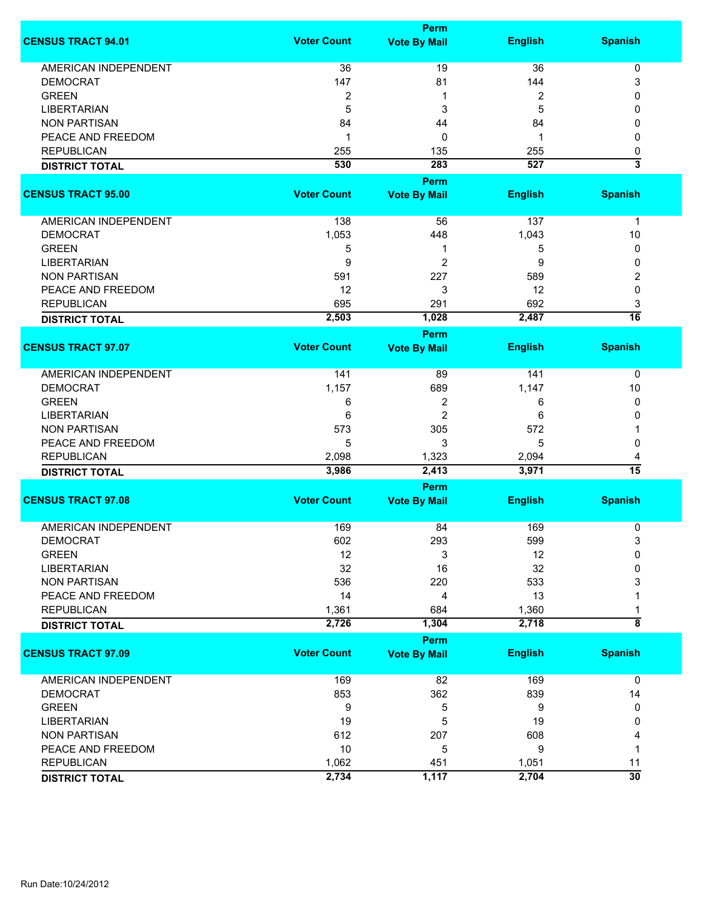| CENSUS TRACT 94.01 | Voter Count | Perm Vote By Mail | English | Spanish |
|---|---|---|---|---|
| AMERICAN INDEPENDENT | 36 | 19 | 36 | 0 |
| DEMOCRAT | 147 | 81 | 144 | 3 |
| GREEN | 2 | 1 | 2 | 0 |
| LIBERTARIAN | 5 | 3 | 5 | 0 |
| NON PARTISAN | 84 | 44 | 84 | 0 |
| PEACE AND FREEDOM | 1 | 0 | 1 | 0 |
| REPUBLICAN | 255 | 135 | 255 | 0 |
| **DISTRICT TOTAL** | **530** | **283** | **527** | **3** |

| CENSUS TRACT 95.00 | Voter Count | Perm Vote By Mail | English | Spanish |
|---|---|---|---|---|
| AMERICAN INDEPENDENT | 138 | 56 | 137 | 1 |
| DEMOCRAT | 1,053 | 448 | 1,043 | 10 |
| GREEN | 5 | 1 | 5 | 0 |
| LIBERTARIAN | 9 | 2 | 9 | 0 |
| NON PARTISAN | 591 | 227 | 589 | 2 |
| PEACE AND FREEDOM | 12 | 3 | 12 | 0 |
| REPUBLICAN | 695 | 291 | 692 | 3 |
| **DISTRICT TOTAL** | **2,503** | **1,028** | **2,487** | **16** |

| CENSUS TRACT 97.07 | Voter Count | Perm Vote By Mail | English | Spanish |
|---|---|---|---|---|
| AMERICAN INDEPENDENT | 141 | 89 | 141 | 0 |
| DEMOCRAT | 1,157 | 689 | 1,147 | 10 |
| GREEN | 6 | 2 | 6 | 0 |
| LIBERTARIAN | 6 | 2 | 6 | 0 |
| NON PARTISAN | 573 | 305 | 572 | 1 |
| PEACE AND FREEDOM | 5 | 3 | 5 | 0 |
| REPUBLICAN | 2,098 | 1,323 | 2,094 | 4 |
| **DISTRICT TOTAL** | **3,986** | **2,413** | **3,971** | **15** |

| CENSUS TRACT 97.08 | Voter Count | Perm Vote By Mail | English | Spanish |
|---|---|---|---|---|
| AMERICAN INDEPENDENT | 169 | 84 | 169 | 0 |
| DEMOCRAT | 602 | 293 | 599 | 3 |
| GREEN | 12 | 3 | 12 | 0 |
| LIBERTARIAN | 32 | 16 | 32 | 0 |
| NON PARTISAN | 536 | 220 | 533 | 3 |
| PEACE AND FREEDOM | 14 | 4 | 13 | 1 |
| REPUBLICAN | 1,361 | 684 | 1,360 | 1 |
| **DISTRICT TOTAL** | **2,726** | **1,304** | **2,718** | **8** |

| CENSUS TRACT 97.09 | Voter Count | Perm Vote By Mail | English | Spanish |
|---|---|---|---|---|
| AMERICAN INDEPENDENT | 169 | 82 | 169 | 0 |
| DEMOCRAT | 853 | 362 | 839 | 14 |
| GREEN | 9 | 5 | 9 | 0 |
| LIBERTARIAN | 19 | 5 | 19 | 0 |
| NON PARTISAN | 612 | 207 | 608 | 4 |
| PEACE AND FREEDOM | 10 | 5 | 9 | 1 |
| REPUBLICAN | 1,062 | 451 | 1,051 | 11 |
| **DISTRICT TOTAL** | **2,734** | **1,117** | **2,704** | **30** |

Run Date:10/24/2012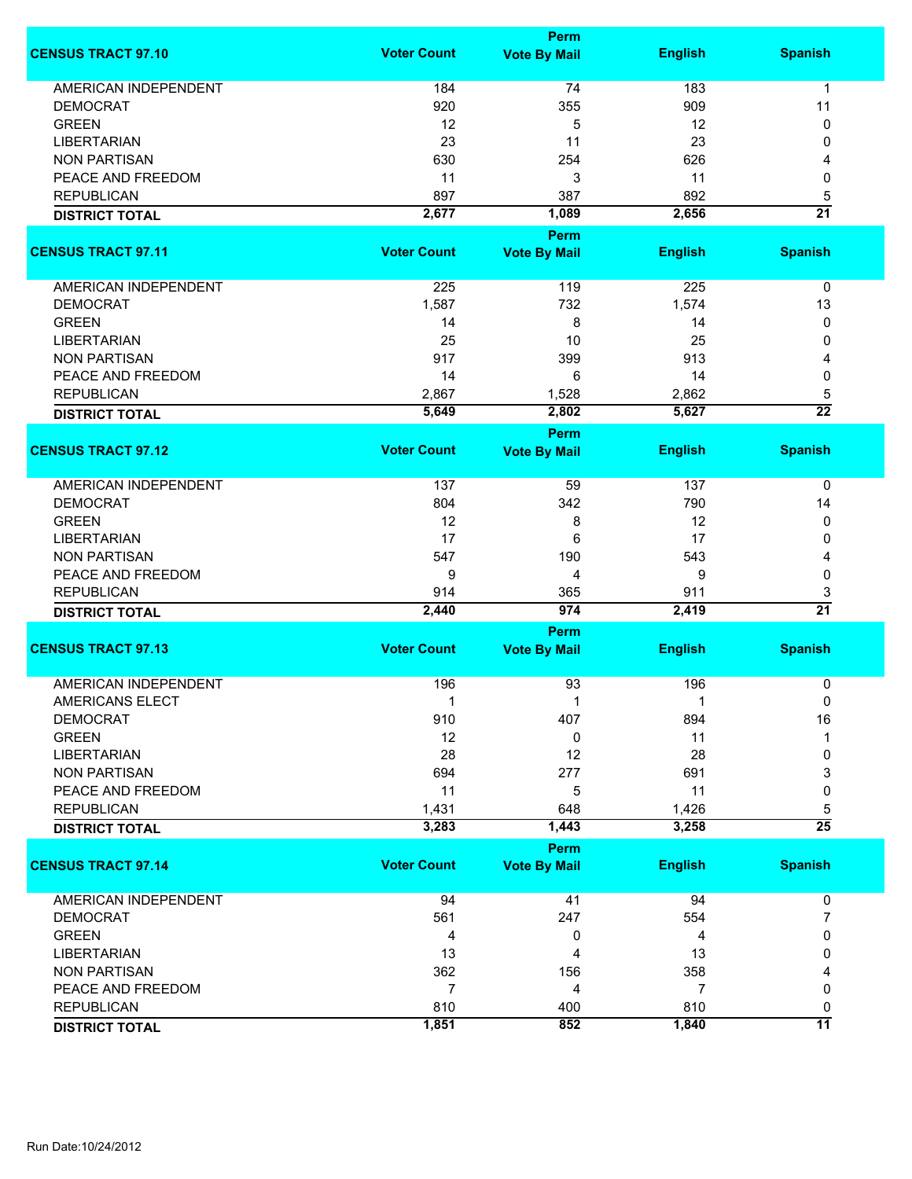| CENSUS TRACT 97.10 | Voter Count | Perm Vote By Mail | English | Spanish |
|---|---|---|---|---|
| AMERICAN INDEPENDENT | 184 | 74 | 183 | 1 |
| DEMOCRAT | 920 | 355 | 909 | 11 |
| GREEN | 12 | 5 | 12 | 0 |
| LIBERTARIAN | 23 | 11 | 23 | 0 |
| NON PARTISAN | 630 | 254 | 626 | 4 |
| PEACE AND FREEDOM | 11 | 3 | 11 | 0 |
| REPUBLICAN | 897 | 387 | 892 | 5 |
| **DISTRICT TOTAL** | **2,677** | **1,089** | **2,656** | **21** |

| CENSUS TRACT 97.11 | Voter Count | Perm Vote By Mail | English | Spanish |
|---|---|---|---|---|
| AMERICAN INDEPENDENT | 225 | 119 | 225 | 0 |
| DEMOCRAT | 1,587 | 732 | 1,574 | 13 |
| GREEN | 14 | 8 | 14 | 0 |
| LIBERTARIAN | 25 | 10 | 25 | 0 |
| NON PARTISAN | 917 | 399 | 913 | 4 |
| PEACE AND FREEDOM | 14 | 6 | 14 | 0 |
| REPUBLICAN | 2,867 | 1,528 | 2,862 | 5 |
| **DISTRICT TOTAL** | **5,649** | **2,802** | **5,627** | **22** |

| CENSUS TRACT 97.12 | Voter Count | Perm Vote By Mail | English | Spanish |
|---|---|---|---|---|
| AMERICAN INDEPENDENT | 137 | 59 | 137 | 0 |
| DEMOCRAT | 804 | 342 | 790 | 14 |
| GREEN | 12 | 8 | 12 | 0 |
| LIBERTARIAN | 17 | 6 | 17 | 0 |
| NON PARTISAN | 547 | 190 | 543 | 4 |
| PEACE AND FREEDOM | 9 | 4 | 9 | 0 |
| REPUBLICAN | 914 | 365 | 911 | 3 |
| **DISTRICT TOTAL** | **2,440** | **974** | **2,419** | **21** |

| CENSUS TRACT 97.13 | Voter Count | Perm Vote By Mail | English | Spanish |
|---|---|---|---|---|
| AMERICAN INDEPENDENT | 196 | 93 | 196 | 0 |
| AMERICANS ELECT | 1 | 1 | 1 | 0 |
| DEMOCRAT | 910 | 407 | 894 | 16 |
| GREEN | 12 | 0 | 11 | 1 |
| LIBERTARIAN | 28 | 12 | 28 | 0 |
| NON PARTISAN | 694 | 277 | 691 | 3 |
| PEACE AND FREEDOM | 11 | 5 | 11 | 0 |
| REPUBLICAN | 1,431 | 648 | 1,426 | 5 |
| **DISTRICT TOTAL** | **3,283** | **1,443** | **3,258** | **25** |

| CENSUS TRACT 97.14 | Voter Count | Perm Vote By Mail | English | Spanish |
|---|---|---|---|---|
| AMERICAN INDEPENDENT | 94 | 41 | 94 | 0 |
| DEMOCRAT | 561 | 247 | 554 | 7 |
| GREEN | 4 | 0 | 4 | 0 |
| LIBERTARIAN | 13 | 4 | 13 | 0 |
| NON PARTISAN | 362 | 156 | 358 | 4 |
| PEACE AND FREEDOM | 7 | 4 | 7 | 0 |
| REPUBLICAN | 810 | 400 | 810 | 0 |
| **DISTRICT TOTAL** | **1,851** | **852** | **1,840** | **11** |

Run Date:10/24/2012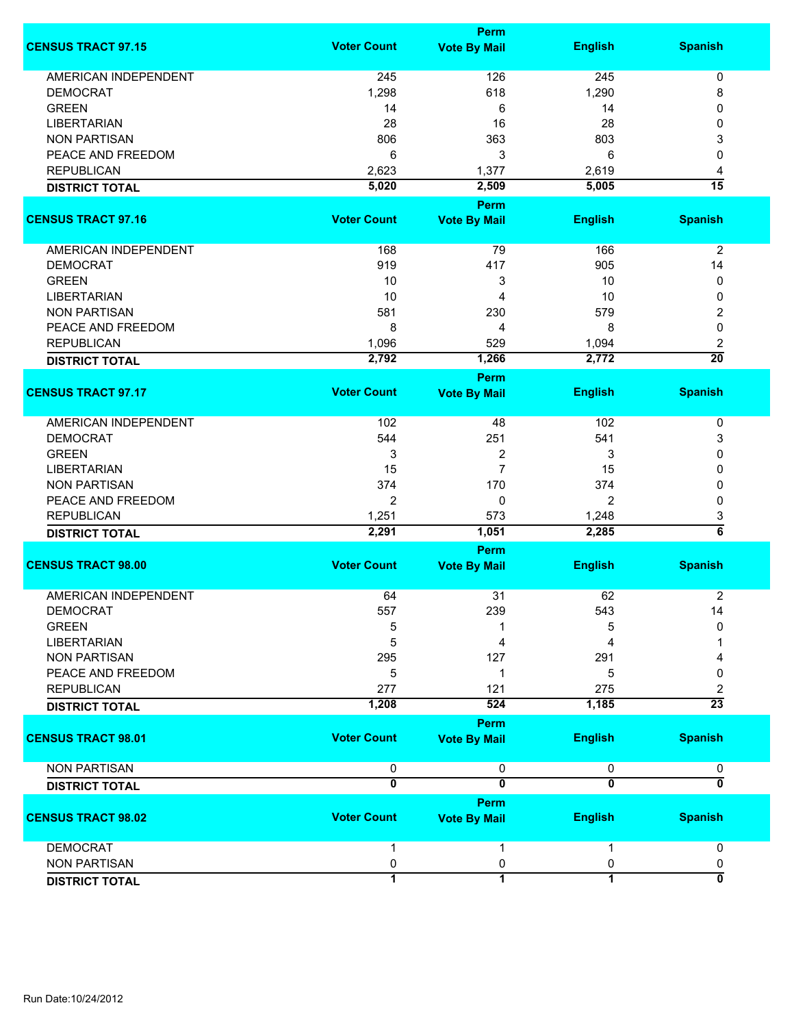| CENSUS TRACT 97.15 | Voter Count | Perm Vote By Mail | English | Spanish |
|---|---|---|---|---|
| AMERICAN INDEPENDENT | 245 | 126 | 245 | 0 |
| DEMOCRAT | 1,298 | 618 | 1,290 | 8 |
| GREEN | 14 | 6 | 14 | 0 |
| LIBERTARIAN | 28 | 16 | 28 | 0 |
| NON PARTISAN | 806 | 363 | 803 | 3 |
| PEACE AND FREEDOM | 6 | 3 | 6 | 0 |
| REPUBLICAN | 2,623 | 1,377 | 2,619 | 4 |
| **DISTRICT TOTAL** | **5,020** | **2,509** | **5,005** | **15** |

| CENSUS TRACT 97.16 | Voter Count | Perm Vote By Mail | English | Spanish |
|---|---|---|---|---|
| AMERICAN INDEPENDENT | 168 | 79 | 166 | 2 |
| DEMOCRAT | 919 | 417 | 905 | 14 |
| GREEN | 10 | 3 | 10 | 0 |
| LIBERTARIAN | 10 | 4 | 10 | 0 |
| NON PARTISAN | 581 | 230 | 579 | 2 |
| PEACE AND FREEDOM | 8 | 4 | 8 | 0 |
| REPUBLICAN | 1,096 | 529 | 1,094 | 2 |
| **DISTRICT TOTAL** | **2,792** | **1,266** | **2,772** | **20** |

| CENSUS TRACT 97.17 | Voter Count | Perm Vote By Mail | English | Spanish |
|---|---|---|---|---|
| AMERICAN INDEPENDENT | 102 | 48 | 102 | 0 |
| DEMOCRAT | 544 | 251 | 541 | 3 |
| GREEN | 3 | 2 | 3 | 0 |
| LIBERTARIAN | 15 | 7 | 15 | 0 |
| NON PARTISAN | 374 | 170 | 374 | 0 |
| PEACE AND FREEDOM | 2 | 0 | 2 | 0 |
| REPUBLICAN | 1,251 | 573 | 1,248 | 3 |
| **DISTRICT TOTAL** | **2,291** | **1,051** | **2,285** | **6** |

| CENSUS TRACT 98.00 | Voter Count | Perm Vote By Mail | English | Spanish |
|---|---|---|---|---|
| AMERICAN INDEPENDENT | 64 | 31 | 62 | 2 |
| DEMOCRAT | 557 | 239 | 543 | 14 |
| GREEN | 5 | 1 | 5 | 0 |
| LIBERTARIAN | 5 | 4 | 4 | 1 |
| NON PARTISAN | 295 | 127 | 291 | 4 |
| PEACE AND FREEDOM | 5 | 1 | 5 | 0 |
| REPUBLICAN | 277 | 121 | 275 | 2 |
| **DISTRICT TOTAL** | **1,208** | **524** | **1,185** | **23** |

| CENSUS TRACT 98.01 | Voter Count | Perm Vote By Mail | English | Spanish |
|---|---|---|---|---|
| NON PARTISAN | 0 | 0 | 0 | 0 |
| **DISTRICT TOTAL** | **0** | **0** | **0** | **0** |

| CENSUS TRACT 98.02 | Voter Count | Perm Vote By Mail | English | Spanish |
|---|---|---|---|---|
| DEMOCRAT | 1 | 1 | 1 | 0 |
| NON PARTISAN | 0 | 0 | 0 | 0 |
| **DISTRICT TOTAL** | **1** | **1** | **1** | **0** |

Run Date:10/24/2012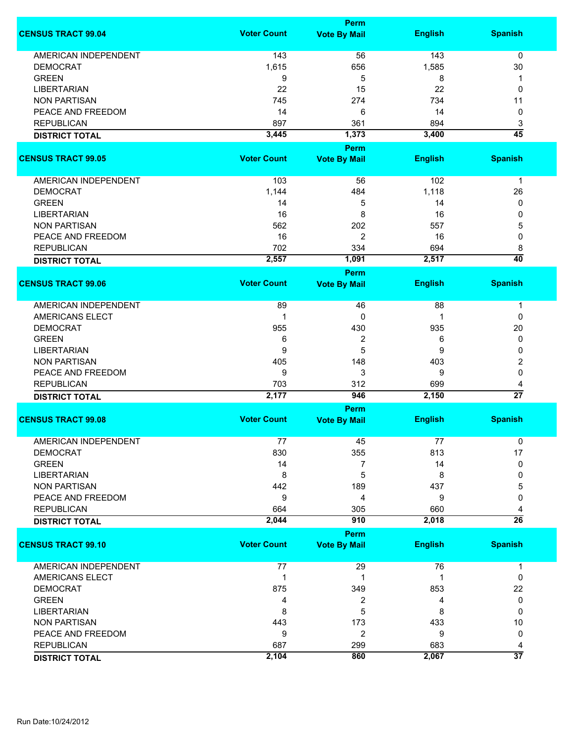| CENSUS TRACT 99.04 | Voter Count | Perm Vote By Mail | English | Spanish |
|---|---|---|---|---|
| AMERICAN INDEPENDENT | 143 | 56 | 143 | 0 |
| DEMOCRAT | 1,615 | 656 | 1,585 | 30 |
| GREEN | 9 | 5 | 8 | 1 |
| LIBERTARIAN | 22 | 15 | 22 | 0 |
| NON PARTISAN | 745 | 274 | 734 | 11 |
| PEACE AND FREEDOM | 14 | 6 | 14 | 0 |
| REPUBLICAN | 897 | 361 | 894 | 3 |
| **DISTRICT TOTAL** | **3,445** | **1,373** | **3,400** | **45** |

| CENSUS TRACT 99.05 | Voter Count | Perm Vote By Mail | English | Spanish |
|---|---|---|---|---|
| AMERICAN INDEPENDENT | 103 | 56 | 102 | 1 |
| DEMOCRAT | 1,144 | 484 | 1,118 | 26 |
| GREEN | 14 | 5 | 14 | 0 |
| LIBERTARIAN | 16 | 8 | 16 | 0 |
| NON PARTISAN | 562 | 202 | 557 | 5 |
| PEACE AND FREEDOM | 16 | 2 | 16 | 0 |
| REPUBLICAN | 702 | 334 | 694 | 8 |
| **DISTRICT TOTAL** | **2,557** | **1,091** | **2,517** | **40** |

| CENSUS TRACT 99.06 | Voter Count | Perm Vote By Mail | English | Spanish |
|---|---|---|---|---|
| AMERICAN INDEPENDENT | 89 | 46 | 88 | 1 |
| AMERICANS ELECT | 1 | 0 | 1 | 0 |
| DEMOCRAT | 955 | 430 | 935 | 20 |
| GREEN | 6 | 2 | 6 | 0 |
| LIBERTARIAN | 9 | 5 | 9 | 0 |
| NON PARTISAN | 405 | 148 | 403 | 2 |
| PEACE AND FREEDOM | 9 | 3 | 9 | 0 |
| REPUBLICAN | 703 | 312 | 699 | 4 |
| **DISTRICT TOTAL** | **2,177** | **946** | **2,150** | **27** |

| CENSUS TRACT 99.08 | Voter Count | Perm Vote By Mail | English | Spanish |
|---|---|---|---|---|
| AMERICAN INDEPENDENT | 77 | 45 | 77 | 0 |
| DEMOCRAT | 830 | 355 | 813 | 17 |
| GREEN | 14 | 7 | 14 | 0 |
| LIBERTARIAN | 8 | 5 | 8 | 0 |
| NON PARTISAN | 442 | 189 | 437 | 5 |
| PEACE AND FREEDOM | 9 | 4 | 9 | 0 |
| REPUBLICAN | 664 | 305 | 660 | 4 |
| **DISTRICT TOTAL** | **2,044** | **910** | **2,018** | **26** |

| CENSUS TRACT 99.10 | Voter Count | Perm Vote By Mail | English | Spanish |
|---|---|---|---|---|
| AMERICAN INDEPENDENT | 77 | 29 | 76 | 1 |
| AMERICANS ELECT | 1 | 1 | 1 | 0 |
| DEMOCRAT | 875 | 349 | 853 | 22 |
| GREEN | 4 | 2 | 4 | 0 |
| LIBERTARIAN | 8 | 5 | 8 | 0 |
| NON PARTISAN | 443 | 173 | 433 | 10 |
| PEACE AND FREEDOM | 9 | 2 | 9 | 0 |
| REPUBLICAN | 687 | 299 | 683 | 4 |
| **DISTRICT TOTAL** | **2,104** | **860** | **2,067** | **37** |

Run Date:10/24/2012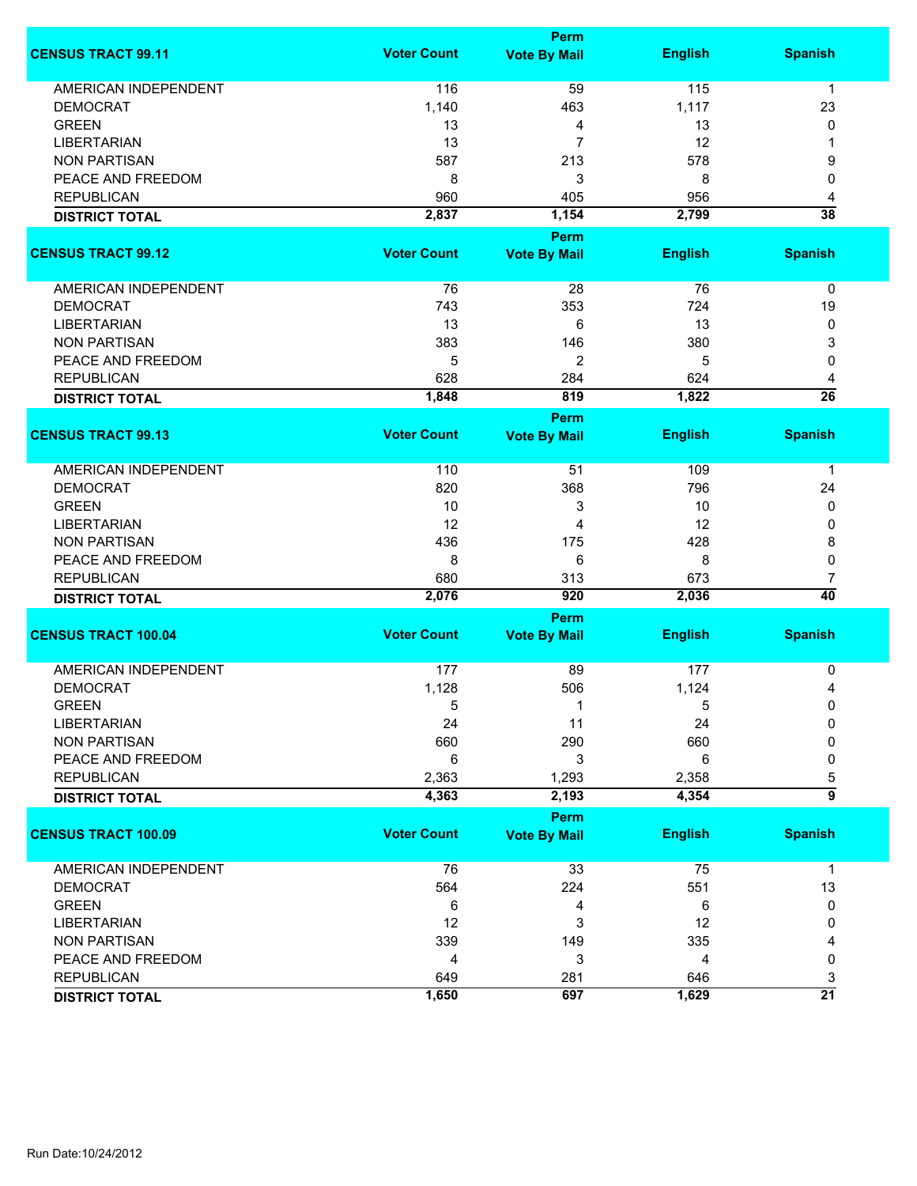| CENSUS TRACT 99.11 | Voter Count | Perm Vote By Mail | English | Spanish |
|---|---|---|---|---|
| AMERICAN INDEPENDENT | 116 | 59 | 115 | 1 |
| DEMOCRAT | 1,140 | 463 | 1,117 | 23 |
| GREEN | 13 | 4 | 13 | 0 |
| LIBERTARIAN | 13 | 7 | 12 | 1 |
| NON PARTISAN | 587 | 213 | 578 | 9 |
| PEACE AND FREEDOM | 8 | 3 | 8 | 0 |
| REPUBLICAN | 960 | 405 | 956 | 4 |
| **DISTRICT TOTAL** | **2,837** | **1,154** | **2,799** | **38** |

| CENSUS TRACT 99.12 | Voter Count | Perm Vote By Mail | English | Spanish |
|---|---|---|---|---|
| AMERICAN INDEPENDENT | 76 | 28 | 76 | 0 |
| DEMOCRAT | 743 | 353 | 724 | 19 |
| LIBERTARIAN | 13 | 6 | 13 | 0 |
| NON PARTISAN | 383 | 146 | 380 | 3 |
| PEACE AND FREEDOM | 5 | 2 | 5 | 0 |
| REPUBLICAN | 628 | 284 | 624 | 4 |
| **DISTRICT TOTAL** | **1,848** | **819** | **1,822** | **26** |

| CENSUS TRACT 99.13 | Voter Count | Perm Vote By Mail | English | Spanish |
|---|---|---|---|---|
| AMERICAN INDEPENDENT | 110 | 51 | 109 | 1 |
| DEMOCRAT | 820 | 368 | 796 | 24 |
| GREEN | 10 | 3 | 10 | 0 |
| LIBERTARIAN | 12 | 4 | 12 | 0 |
| NON PARTISAN | 436 | 175 | 428 | 8 |
| PEACE AND FREEDOM | 8 | 6 | 8 | 0 |
| REPUBLICAN | 680 | 313 | 673 | 7 |
| **DISTRICT TOTAL** | **2,076** | **920** | **2,036** | **40** |

| CENSUS TRACT 100.04 | Voter Count | Perm Vote By Mail | English | Spanish |
|---|---|---|---|---|
| AMERICAN INDEPENDENT | 177 | 89 | 177 | 0 |
| DEMOCRAT | 1,128 | 506 | 1,124 | 4 |
| GREEN | 5 | 1 | 5 | 0 |
| LIBERTARIAN | 24 | 11 | 24 | 0 |
| NON PARTISAN | 660 | 290 | 660 | 0 |
| PEACE AND FREEDOM | 6 | 3 | 6 | 0 |
| REPUBLICAN | 2,363 | 1,293 | 2,358 | 5 |
| **DISTRICT TOTAL** | **4,363** | **2,193** | **4,354** | **9** |

| CENSUS TRACT 100.09 | Voter Count | Perm Vote By Mail | English | Spanish |
|---|---|---|---|---|
| AMERICAN INDEPENDENT | 76 | 33 | 75 | 1 |
| DEMOCRAT | 564 | 224 | 551 | 13 |
| GREEN | 6 | 4 | 6 | 0 |
| LIBERTARIAN | 12 | 3 | 12 | 0 |
| NON PARTISAN | 339 | 149 | 335 | 4 |
| PEACE AND FREEDOM | 4 | 3 | 4 | 0 |
| REPUBLICAN | 649 | 281 | 646 | 3 |
| **DISTRICT TOTAL** | **1,650** | **697** | **1,629** | **21** |

Run Date:10/24/2012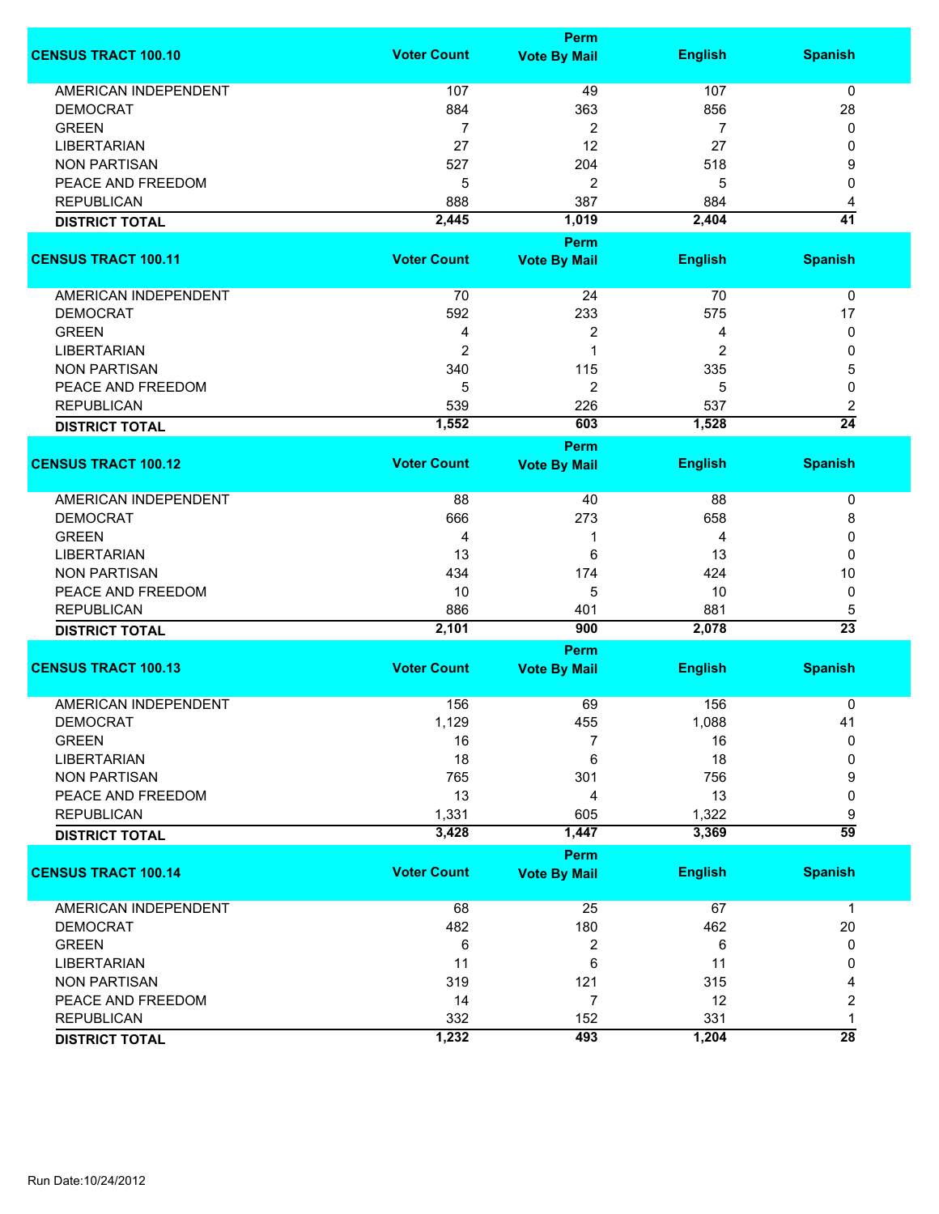| CENSUS TRACT 100.10 | Voter Count | Perm Vote By Mail | English | Spanish |
|---|---|---|---|---|
| AMERICAN INDEPENDENT | 107 | 49 | 107 | 0 |
| DEMOCRAT | 884 | 363 | 856 | 28 |
| GREEN | 7 | 2 | 7 | 0 |
| LIBERTARIAN | 27 | 12 | 27 | 0 |
| NON PARTISAN | 527 | 204 | 518 | 9 |
| PEACE AND FREEDOM | 5 | 2 | 5 | 0 |
| REPUBLICAN | 888 | 387 | 884 | 4 |
| **DISTRICT TOTAL** | **2,445** | **1,019** | **2,404** | **41** |

| CENSUS TRACT 100.11 | Voter Count | Perm Vote By Mail | English | Spanish |
|---|---|---|---|---|
| AMERICAN INDEPENDENT | 70 | 24 | 70 | 0 |
| DEMOCRAT | 592 | 233 | 575 | 17 |
| GREEN | 4 | 2 | 4 | 0 |
| LIBERTARIAN | 2 | 1 | 2 | 0 |
| NON PARTISAN | 340 | 115 | 335 | 5 |
| PEACE AND FREEDOM | 5 | 2 | 5 | 0 |
| REPUBLICAN | 539 | 226 | 537 | 2 |
| **DISTRICT TOTAL** | **1,552** | **603** | **1,528** | **24** |

| CENSUS TRACT 100.12 | Voter Count | Perm Vote By Mail | English | Spanish |
|---|---|---|---|---|
| AMERICAN INDEPENDENT | 88 | 40 | 88 | 0 |
| DEMOCRAT | 666 | 273 | 658 | 8 |
| GREEN | 4 | 1 | 4 | 0 |
| LIBERTARIAN | 13 | 6 | 13 | 0 |
| NON PARTISAN | 434 | 174 | 424 | 10 |
| PEACE AND FREEDOM | 10 | 5 | 10 | 0 |
| REPUBLICAN | 886 | 401 | 881 | 5 |
| **DISTRICT TOTAL** | **2,101** | **900** | **2,078** | **23** |

| CENSUS TRACT 100.13 | Voter Count | Perm Vote By Mail | English | Spanish |
|---|---|---|---|---|
| AMERICAN INDEPENDENT | 156 | 69 | 156 | 0 |
| DEMOCRAT | 1,129 | 455 | 1,088 | 41 |
| GREEN | 16 | 7 | 16 | 0 |
| LIBERTARIAN | 18 | 6 | 18 | 0 |
| NON PARTISAN | 765 | 301 | 756 | 9 |
| PEACE AND FREEDOM | 13 | 4 | 13 | 0 |
| REPUBLICAN | 1,331 | 605 | 1,322 | 9 |
| **DISTRICT TOTAL** | **3,428** | **1,447** | **3,369** | **59** |

| CENSUS TRACT 100.14 | Voter Count | Perm Vote By Mail | English | Spanish |
|---|---|---|---|---|
| AMERICAN INDEPENDENT | 68 | 25 | 67 | 1 |
| DEMOCRAT | 482 | 180 | 462 | 20 |
| GREEN | 6 | 2 | 6 | 0 |
| LIBERTARIAN | 11 | 6 | 11 | 0 |
| NON PARTISAN | 319 | 121 | 315 | 4 |
| PEACE AND FREEDOM | 14 | 7 | 12 | 2 |
| REPUBLICAN | 332 | 152 | 331 | 1 |
| **DISTRICT TOTAL** | **1,232** | **493** | **1,204** | **28** |

Run Date:10/24/2012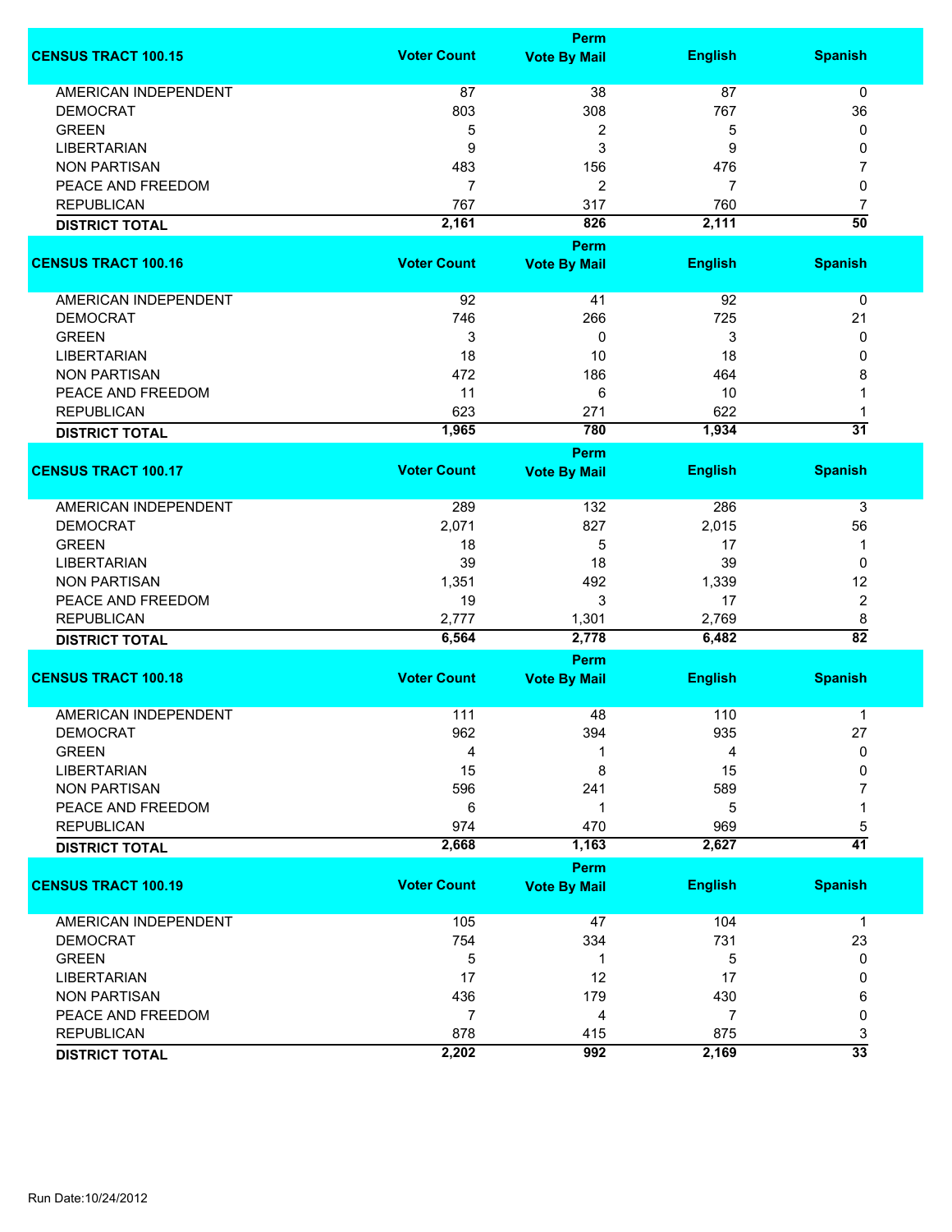| CENSUS TRACT 100.15 | Voter Count | Perm Vote By Mail | English | Spanish |
|---|---|---|---|---|
| AMERICAN INDEPENDENT | 87 | 38 | 87 | 0 |
| DEMOCRAT | 803 | 308 | 767 | 36 |
| GREEN | 5 | 2 | 5 | 0 |
| LIBERTARIAN | 9 | 3 | 9 | 0 |
| NON PARTISAN | 483 | 156 | 476 | 7 |
| PEACE AND FREEDOM | 7 | 2 | 7 | 0 |
| REPUBLICAN | 767 | 317 | 760 | 7 |
| **DISTRICT TOTAL** | **2,161** | **826** | **2,111** | **50** |

| CENSUS TRACT 100.16 | Voter Count | Perm Vote By Mail | English | Spanish |
|---|---|---|---|---|
| AMERICAN INDEPENDENT | 92 | 41 | 92 | 0 |
| DEMOCRAT | 746 | 266 | 725 | 21 |
| GREEN | 3 | 0 | 3 | 0 |
| LIBERTARIAN | 18 | 10 | 18 | 0 |
| NON PARTISAN | 472 | 186 | 464 | 8 |
| PEACE AND FREEDOM | 11 | 6 | 10 | 1 |
| REPUBLICAN | 623 | 271 | 622 | 1 |
| **DISTRICT TOTAL** | **1,965** | **780** | **1,934** | **31** |

| CENSUS TRACT 100.17 | Voter Count | Perm Vote By Mail | English | Spanish |
|---|---|---|---|---|
| AMERICAN INDEPENDENT | 289 | 132 | 286 | 3 |
| DEMOCRAT | 2,071 | 827 | 2,015 | 56 |
| GREEN | 18 | 5 | 17 | 1 |
| LIBERTARIAN | 39 | 18 | 39 | 0 |
| NON PARTISAN | 1,351 | 492 | 1,339 | 12 |
| PEACE AND FREEDOM | 19 | 3 | 17 | 2 |
| REPUBLICAN | 2,777 | 1,301 | 2,769 | 8 |
| **DISTRICT TOTAL** | **6,564** | **2,778** | **6,482** | **82** |

| CENSUS TRACT 100.18 | Voter Count | Perm Vote By Mail | English | Spanish |
|---|---|---|---|---|
| AMERICAN INDEPENDENT | 111 | 48 | 110 | 1 |
| DEMOCRAT | 962 | 394 | 935 | 27 |
| GREEN | 4 | 1 | 4 | 0 |
| LIBERTARIAN | 15 | 8 | 15 | 0 |
| NON PARTISAN | 596 | 241 | 589 | 7 |
| PEACE AND FREEDOM | 6 | 1 | 5 | 1 |
| REPUBLICAN | 974 | 470 | 969 | 5 |
| **DISTRICT TOTAL** | **2,668** | **1,163** | **2,627** | **41** |

| CENSUS TRACT 100.19 | Voter Count | Perm Vote By Mail | English | Spanish |
|---|---|---|---|---|
| AMERICAN INDEPENDENT | 105 | 47 | 104 | 1 |
| DEMOCRAT | 754 | 334 | 731 | 23 |
| GREEN | 5 | 1 | 5 | 0 |
| LIBERTARIAN | 17 | 12 | 17 | 0 |
| NON PARTISAN | 436 | 179 | 430 | 6 |
| PEACE AND FREEDOM | 7 | 4 | 7 | 0 |
| REPUBLICAN | 878 | 415 | 875 | 3 |
| **DISTRICT TOTAL** | **2,202** | **992** | **2,169** | **33** |

Run Date:10/24/2012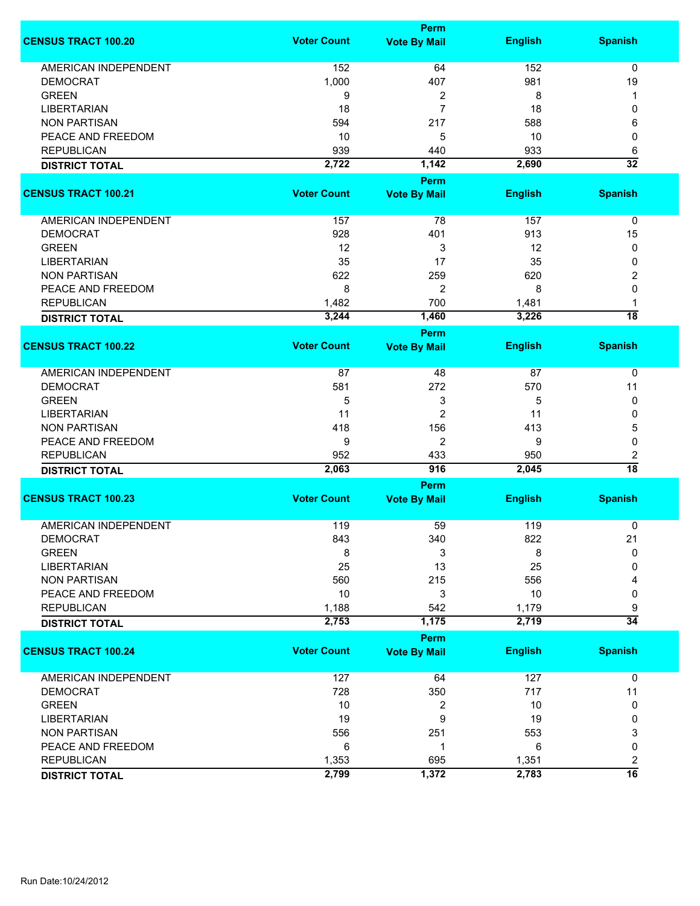| CENSUS TRACT 100.20 | Voter Count | Perm Vote By Mail | English | Spanish |
|---|---|---|---|---|
| AMERICAN INDEPENDENT | 152 | 64 | 152 | 0 |
| DEMOCRAT | 1,000 | 407 | 981 | 19 |
| GREEN | 9 | 2 | 8 | 1 |
| LIBERTARIAN | 18 | 7 | 18 | 0 |
| NON PARTISAN | 594 | 217 | 588 | 6 |
| PEACE AND FREEDOM | 10 | 5 | 10 | 0 |
| REPUBLICAN | 939 | 440 | 933 | 6 |
| **DISTRICT TOTAL** | **2,722** | **1,142** | **2,690** | **32** |

| CENSUS TRACT 100.21 | Voter Count | Perm Vote By Mail | English | Spanish |
|---|---|---|---|---|
| AMERICAN INDEPENDENT | 157 | 78 | 157 | 0 |
| DEMOCRAT | 928 | 401 | 913 | 15 |
| GREEN | 12 | 3 | 12 | 0 |
| LIBERTARIAN | 35 | 17 | 35 | 0 |
| NON PARTISAN | 622 | 259 | 620 | 2 |
| PEACE AND FREEDOM | 8 | 2 | 8 | 0 |
| REPUBLICAN | 1,482 | 700 | 1,481 | 1 |
| **DISTRICT TOTAL** | **3,244** | **1,460** | **3,226** | **18** |

| CENSUS TRACT 100.22 | Voter Count | Perm Vote By Mail | English | Spanish |
|---|---|---|---|---|
| AMERICAN INDEPENDENT | 87 | 48 | 87 | 0 |
| DEMOCRAT | 581 | 272 | 570 | 11 |
| GREEN | 5 | 3 | 5 | 0 |
| LIBERTARIAN | 11 | 2 | 11 | 0 |
| NON PARTISAN | 418 | 156 | 413 | 5 |
| PEACE AND FREEDOM | 9 | 2 | 9 | 0 |
| REPUBLICAN | 952 | 433 | 950 | 2 |
| **DISTRICT TOTAL** | **2,063** | **916** | **2,045** | **18** |

| CENSUS TRACT 100.23 | Voter Count | Perm Vote By Mail | English | Spanish |
|---|---|---|---|---|
| AMERICAN INDEPENDENT | 119 | 59 | 119 | 0 |
| DEMOCRAT | 843 | 340 | 822 | 21 |
| GREEN | 8 | 3 | 8 | 0 |
| LIBERTARIAN | 25 | 13 | 25 | 0 |
| NON PARTISAN | 560 | 215 | 556 | 4 |
| PEACE AND FREEDOM | 10 | 3 | 10 | 0 |
| REPUBLICAN | 1,188 | 542 | 1,179 | 9 |
| **DISTRICT TOTAL** | **2,753** | **1,175** | **2,719** | **34** |

| CENSUS TRACT 100.24 | Voter Count | Perm Vote By Mail | English | Spanish |
|---|---|---|---|---|
| AMERICAN INDEPENDENT | 127 | 64 | 127 | 0 |
| DEMOCRAT | 728 | 350 | 717 | 11 |
| GREEN | 10 | 2 | 10 | 0 |
| LIBERTARIAN | 19 | 9 | 19 | 0 |
| NON PARTISAN | 556 | 251 | 553 | 3 |
| PEACE AND FREEDOM | 6 | 1 | 6 | 0 |
| REPUBLICAN | 1,353 | 695 | 1,351 | 2 |
| **DISTRICT TOTAL** | **2,799** | **1,372** | **2,783** | **16** |

Run Date:10/24/2012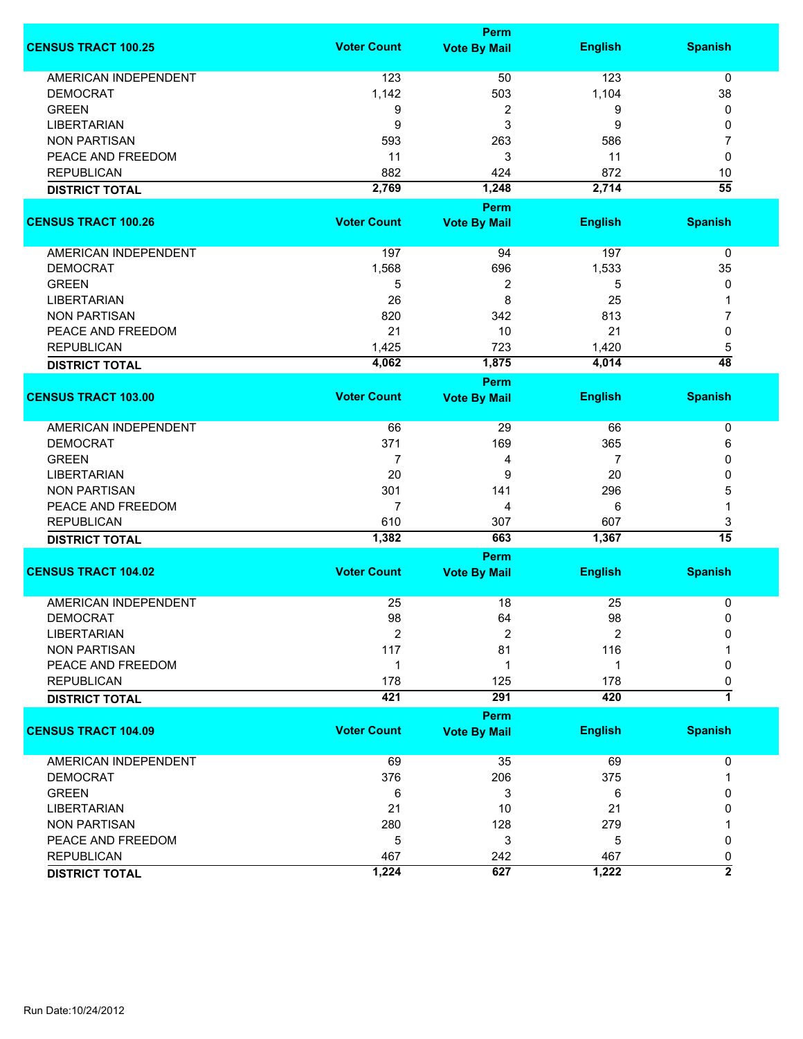| CENSUS TRACT 100.25 | Voter Count | Perm Vote By Mail | English | Spanish |
|---|---|---|---|---|
| AMERICAN INDEPENDENT | 123 | 50 | 123 | 0 |
| DEMOCRAT | 1,142 | 503 | 1,104 | 38 |
| GREEN | 9 | 2 | 9 | 0 |
| LIBERTARIAN | 9 | 3 | 9 | 0 |
| NON PARTISAN | 593 | 263 | 586 | 7 |
| PEACE AND FREEDOM | 11 | 3 | 11 | 0 |
| REPUBLICAN | 882 | 424 | 872 | 10 |
| **DISTRICT TOTAL** | **2,769** | **1,248** | **2,714** | **55** |

| CENSUS TRACT 100.26 | Voter Count | Perm Vote By Mail | English | Spanish |
|---|---|---|---|---|
| AMERICAN INDEPENDENT | 197 | 94 | 197 | 0 |
| DEMOCRAT | 1,568 | 696 | 1,533 | 35 |
| GREEN | 5 | 2 | 5 | 0 |
| LIBERTARIAN | 26 | 8 | 25 | 1 |
| NON PARTISAN | 820 | 342 | 813 | 7 |
| PEACE AND FREEDOM | 21 | 10 | 21 | 0 |
| REPUBLICAN | 1,425 | 723 | 1,420 | 5 |
| **DISTRICT TOTAL** | **4,062** | **1,875** | **4,014** | **48** |

| CENSUS TRACT 103.00 | Voter Count | Perm Vote By Mail | English | Spanish |
|---|---|---|---|---|
| AMERICAN INDEPENDENT | 66 | 29 | 66 | 0 |
| DEMOCRAT | 371 | 169 | 365 | 6 |
| GREEN | 7 | 4 | 7 | 0 |
| LIBERTARIAN | 20 | 9 | 20 | 0 |
| NON PARTISAN | 301 | 141 | 296 | 5 |
| PEACE AND FREEDOM | 7 | 4 | 6 | 1 |
| REPUBLICAN | 610 | 307 | 607 | 3 |
| **DISTRICT TOTAL** | **1,382** | **663** | **1,367** | **15** |

| CENSUS TRACT 104.02 | Voter Count | Perm Vote By Mail | English | Spanish |
|---|---|---|---|---|
| AMERICAN INDEPENDENT | 25 | 18 | 25 | 0 |
| DEMOCRAT | 98 | 64 | 98 | 0 |
| LIBERTARIAN | 2 | 2 | 2 | 0 |
| NON PARTISAN | 117 | 81 | 116 | 1 |
| PEACE AND FREEDOM | 1 | 1 | 1 | 0 |
| REPUBLICAN | 178 | 125 | 178 | 0 |
| **DISTRICT TOTAL** | **421** | **291** | **420** | **1** |

| CENSUS TRACT 104.09 | Voter Count | Perm Vote By Mail | English | Spanish |
|---|---|---|---|---|
| AMERICAN INDEPENDENT | 69 | 35 | 69 | 0 |
| DEMOCRAT | 376 | 206 | 375 | 1 |
| GREEN | 6 | 3 | 6 | 0 |
| LIBERTARIAN | 21 | 10 | 21 | 0 |
| NON PARTISAN | 280 | 128 | 279 | 1 |
| PEACE AND FREEDOM | 5 | 3 | 5 | 0 |
| REPUBLICAN | 467 | 242 | 467 | 0 |
| **DISTRICT TOTAL** | **1,224** | **627** | **1,222** | **2** |

Run Date:10/24/2012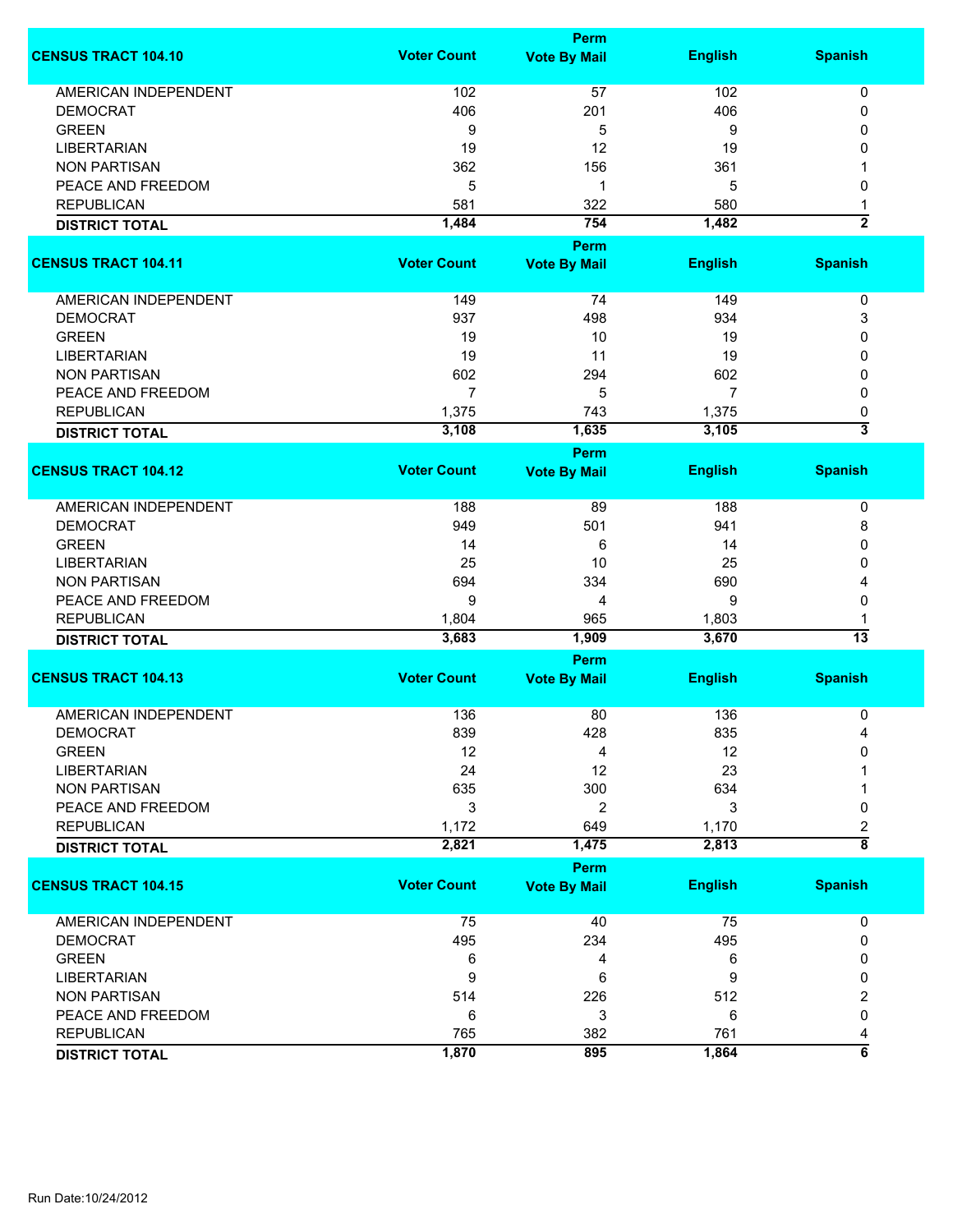| CENSUS TRACT 104.10 | Voter Count | Perm Vote By Mail | English | Spanish |
|---|---|---|---|---|
| AMERICAN INDEPENDENT | 102 | 57 | 102 | 0 |
| DEMOCRAT | 406 | 201 | 406 | 0 |
| GREEN | 9 | 5 | 9 | 0 |
| LIBERTARIAN | 19 | 12 | 19 | 0 |
| NON PARTISAN | 362 | 156 | 361 | 1 |
| PEACE AND FREEDOM | 5 | 1 | 5 | 0 |
| REPUBLICAN | 581 | 322 | 580 | 1 |
| **DISTRICT TOTAL** | **1,484** | **754** | **1,482** | **2** |

| CENSUS TRACT 104.11 | Voter Count | Perm Vote By Mail | English | Spanish |
|---|---|---|---|---|
| AMERICAN INDEPENDENT | 149 | 74 | 149 | 0 |
| DEMOCRAT | 937 | 498 | 934 | 3 |
| GREEN | 19 | 10 | 19 | 0 |
| LIBERTARIAN | 19 | 11 | 19 | 0 |
| NON PARTISAN | 602 | 294 | 602 | 0 |
| PEACE AND FREEDOM | 7 | 5 | 7 | 0 |
| REPUBLICAN | 1,375 | 743 | 1,375 | 0 |
| **DISTRICT TOTAL** | **3,108** | **1,635** | **3,105** | **3** |

| CENSUS TRACT 104.12 | Voter Count | Perm Vote By Mail | English | Spanish |
|---|---|---|---|---|
| AMERICAN INDEPENDENT | 188 | 89 | 188 | 0 |
| DEMOCRAT | 949 | 501 | 941 | 8 |
| GREEN | 14 | 6 | 14 | 0 |
| LIBERTARIAN | 25 | 10 | 25 | 0 |
| NON PARTISAN | 694 | 334 | 690 | 4 |
| PEACE AND FREEDOM | 9 | 4 | 9 | 0 |
| REPUBLICAN | 1,804 | 965 | 1,803 | 1 |
| **DISTRICT TOTAL** | **3,683** | **1,909** | **3,670** | **13** |

| CENSUS TRACT 104.13 | Voter Count | Perm Vote By Mail | English | Spanish |
|---|---|---|---|---|
| AMERICAN INDEPENDENT | 136 | 80 | 136 | 0 |
| DEMOCRAT | 839 | 428 | 835 | 4 |
| GREEN | 12 | 4 | 12 | 0 |
| LIBERTARIAN | 24 | 12 | 23 | 1 |
| NON PARTISAN | 635 | 300 | 634 | 1 |
| PEACE AND FREEDOM | 3 | 2 | 3 | 0 |
| REPUBLICAN | 1,172 | 649 | 1,170 | 2 |
| **DISTRICT TOTAL** | **2,821** | **1,475** | **2,813** | **8** |

| CENSUS TRACT 104.15 | Voter Count | Perm Vote By Mail | English | Spanish |
|---|---|---|---|---|
| AMERICAN INDEPENDENT | 75 | 40 | 75 | 0 |
| DEMOCRAT | 495 | 234 | 495 | 0 |
| GREEN | 6 | 4 | 6 | 0 |
| LIBERTARIAN | 9 | 6 | 9 | 0 |
| NON PARTISAN | 514 | 226 | 512 | 2 |
| PEACE AND FREEDOM | 6 | 3 | 6 | 0 |
| REPUBLICAN | 765 | 382 | 761 | 4 |
| **DISTRICT TOTAL** | **1,870** | **895** | **1,864** | **6** |

Run Date:10/24/2012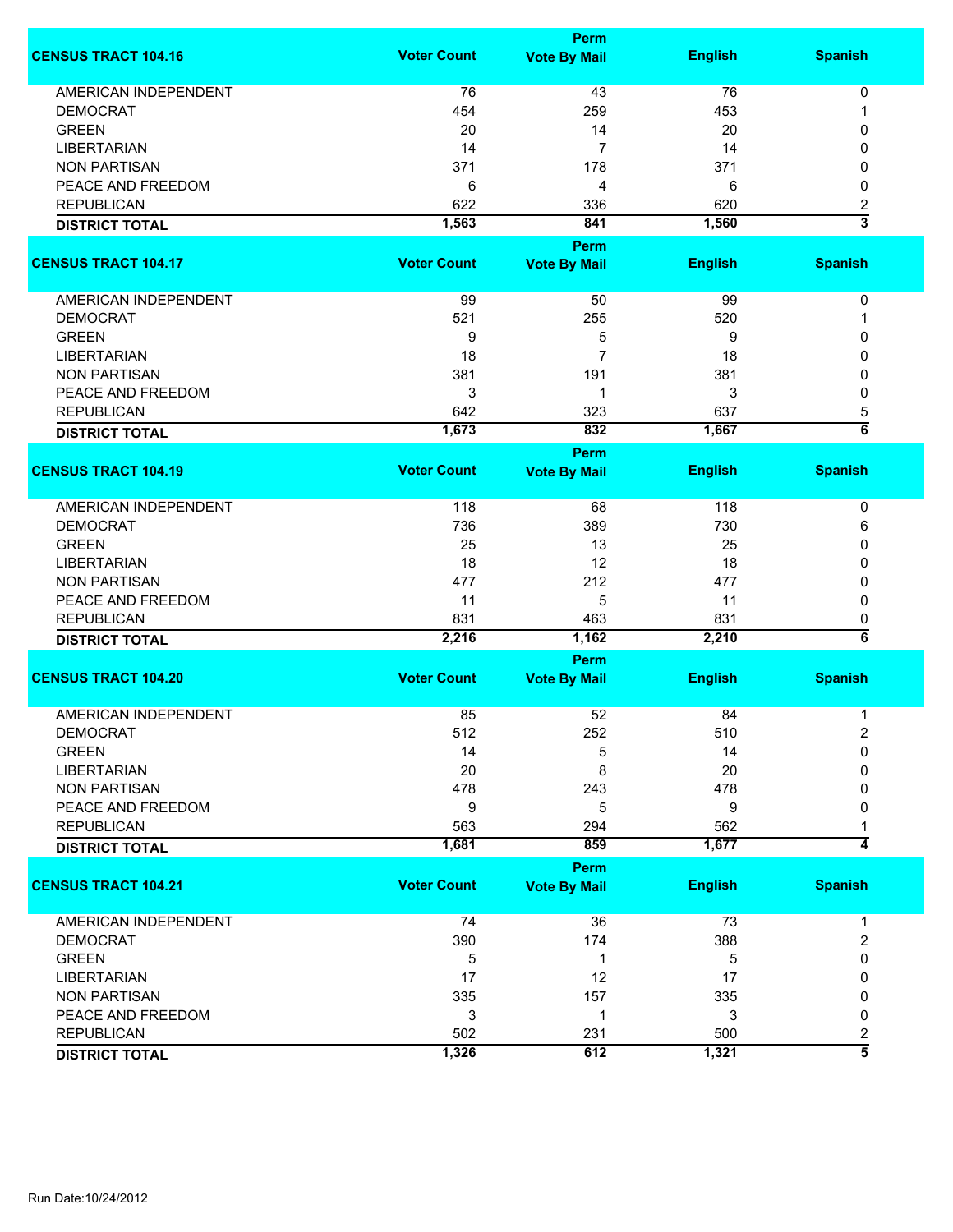| CENSUS TRACT 104.16 | Voter Count | Perm Vote By Mail | English | Spanish |
|---|---|---|---|---|
| AMERICAN INDEPENDENT | 76 | 43 | 76 | 0 |
| DEMOCRAT | 454 | 259 | 453 | 1 |
| GREEN | 20 | 14 | 20 | 0 |
| LIBERTARIAN | 14 | 7 | 14 | 0 |
| NON PARTISAN | 371 | 178 | 371 | 0 |
| PEACE AND FREEDOM | 6 | 4 | 6 | 0 |
| REPUBLICAN | 622 | 336 | 620 | 2 |
| **DISTRICT TOTAL** | **1,563** | **841** | **1,560** | **3** |

| CENSUS TRACT 104.17 | Voter Count | Perm Vote By Mail | English | Spanish |
|---|---|---|---|---|
| AMERICAN INDEPENDENT | 99 | 50 | 99 | 0 |
| DEMOCRAT | 521 | 255 | 520 | 1 |
| GREEN | 9 | 5 | 9 | 0 |
| LIBERTARIAN | 18 | 7 | 18 | 0 |
| NON PARTISAN | 381 | 191 | 381 | 0 |
| PEACE AND FREEDOM | 3 | 1 | 3 | 0 |
| REPUBLICAN | 642 | 323 | 637 | 5 |
| **DISTRICT TOTAL** | **1,673** | **832** | **1,667** | **6** |

| CENSUS TRACT 104.19 | Voter Count | Perm Vote By Mail | English | Spanish |
|---|---|---|---|---|
| AMERICAN INDEPENDENT | 118 | 68 | 118 | 0 |
| DEMOCRAT | 736 | 389 | 730 | 6 |
| GREEN | 25 | 13 | 25 | 0 |
| LIBERTARIAN | 18 | 12 | 18 | 0 |
| NON PARTISAN | 477 | 212 | 477 | 0 |
| PEACE AND FREEDOM | 11 | 5 | 11 | 0 |
| REPUBLICAN | 831 | 463 | 831 | 0 |
| **DISTRICT TOTAL** | **2,216** | **1,162** | **2,210** | **6** |

| CENSUS TRACT 104.20 | Voter Count | Perm Vote By Mail | English | Spanish |
|---|---|---|---|---|
| AMERICAN INDEPENDENT | 85 | 52 | 84 | 1 |
| DEMOCRAT | 512 | 252 | 510 | 2 |
| GREEN | 14 | 5 | 14 | 0 |
| LIBERTARIAN | 20 | 8 | 20 | 0 |
| NON PARTISAN | 478 | 243 | 478 | 0 |
| PEACE AND FREEDOM | 9 | 5 | 9 | 0 |
| REPUBLICAN | 563 | 294 | 562 | 1 |
| **DISTRICT TOTAL** | **1,681** | **859** | **1,677** | **4** |

| CENSUS TRACT 104.21 | Voter Count | Perm Vote By Mail | English | Spanish |
|---|---|---|---|---|
| AMERICAN INDEPENDENT | 74 | 36 | 73 | 1 |
| DEMOCRAT | 390 | 174 | 388 | 2 |
| GREEN | 5 | 1 | 5 | 0 |
| LIBERTARIAN | 17 | 12 | 17 | 0 |
| NON PARTISAN | 335 | 157 | 335 | 0 |
| PEACE AND FREEDOM | 3 | 1 | 3 | 0 |
| REPUBLICAN | 502 | 231 | 500 | 2 |
| **DISTRICT TOTAL** | **1,326** | **612** | **1,321** | **5** |

Run Date:10/24/2012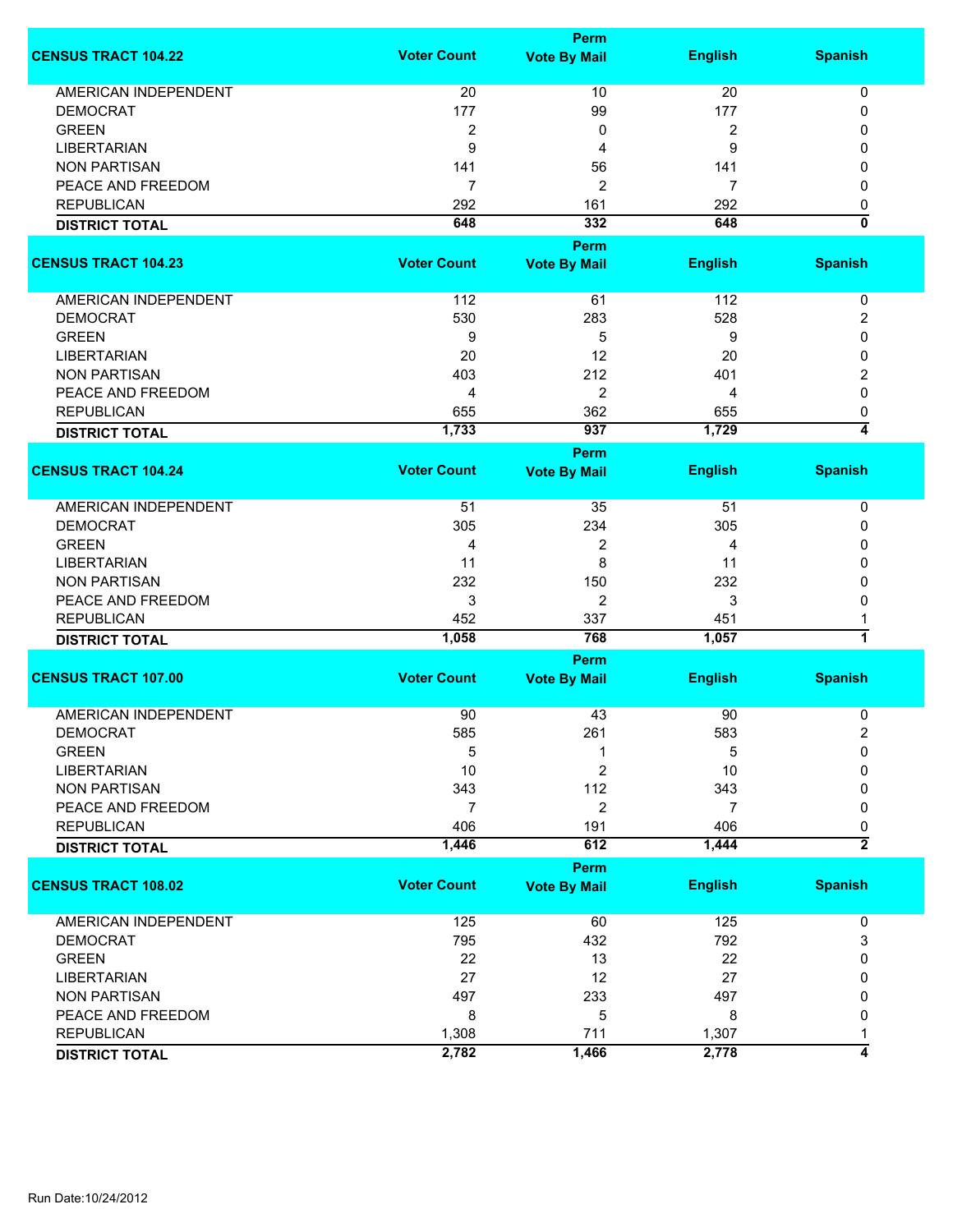| CENSUS TRACT 104.22 | Voter Count | Perm Vote By Mail | English | Spanish |
|---|---|---|---|---|
| AMERICAN INDEPENDENT | 20 | 10 | 20 | 0 |
| DEMOCRAT | 177 | 99 | 177 | 0 |
| GREEN | 2 | 0 | 2 | 0 |
| LIBERTARIAN | 9 | 4 | 9 | 0 |
| NON PARTISAN | 141 | 56 | 141 | 0 |
| PEACE AND FREEDOM | 7 | 2 | 7 | 0 |
| REPUBLICAN | 292 | 161 | 292 | 0 |
| **DISTRICT TOTAL** | **648** | **332** | **648** | **0** |

| CENSUS TRACT 104.23 | Voter Count | Perm Vote By Mail | English | Spanish |
|---|---|---|---|---|
| AMERICAN INDEPENDENT | 112 | 61 | 112 | 0 |
| DEMOCRAT | 530 | 283 | 528 | 2 |
| GREEN | 9 | 5 | 9 | 0 |
| LIBERTARIAN | 20 | 12 | 20 | 0 |
| NON PARTISAN | 403 | 212 | 401 | 2 |
| PEACE AND FREEDOM | 4 | 2 | 4 | 0 |
| REPUBLICAN | 655 | 362 | 655 | 0 |
| **DISTRICT TOTAL** | **1,733** | **937** | **1,729** | **4** |

| CENSUS TRACT 104.24 | Voter Count | Perm Vote By Mail | English | Spanish |
|---|---|---|---|---|
| AMERICAN INDEPENDENT | 51 | 35 | 51 | 0 |
| DEMOCRAT | 305 | 234 | 305 | 0 |
| GREEN | 4 | 2 | 4 | 0 |
| LIBERTARIAN | 11 | 8 | 11 | 0 |
| NON PARTISAN | 232 | 150 | 232 | 0 |
| PEACE AND FREEDOM | 3 | 2 | 3 | 0 |
| REPUBLICAN | 452 | 337 | 451 | 1 |
| **DISTRICT TOTAL** | **1,058** | **768** | **1,057** | **1** |

| CENSUS TRACT 107.00 | Voter Count | Perm Vote By Mail | English | Spanish |
|---|---|---|---|---|
| AMERICAN INDEPENDENT | 90 | 43 | 90 | 0 |
| DEMOCRAT | 585 | 261 | 583 | 2 |
| GREEN | 5 | 1 | 5 | 0 |
| LIBERTARIAN | 10 | 2 | 10 | 0 |
| NON PARTISAN | 343 | 112 | 343 | 0 |
| PEACE AND FREEDOM | 7 | 2 | 7 | 0 |
| REPUBLICAN | 406 | 191 | 406 | 0 |
| **DISTRICT TOTAL** | **1,446** | **612** | **1,444** | **2** |

| CENSUS TRACT 108.02 | Voter Count | Perm Vote By Mail | English | Spanish |
|---|---|---|---|---|
| AMERICAN INDEPENDENT | 125 | 60 | 125 | 0 |
| DEMOCRAT | 795 | 432 | 792 | 3 |
| GREEN | 22 | 13 | 22 | 0 |
| LIBERTARIAN | 27 | 12 | 27 | 0 |
| NON PARTISAN | 497 | 233 | 497 | 0 |
| PEACE AND FREEDOM | 8 | 5 | 8 | 0 |
| REPUBLICAN | 1,308 | 711 | 1,307 | 1 |
| **DISTRICT TOTAL** | **2,782** | **1,466** | **2,778** | **4** |

Run Date:10/24/2012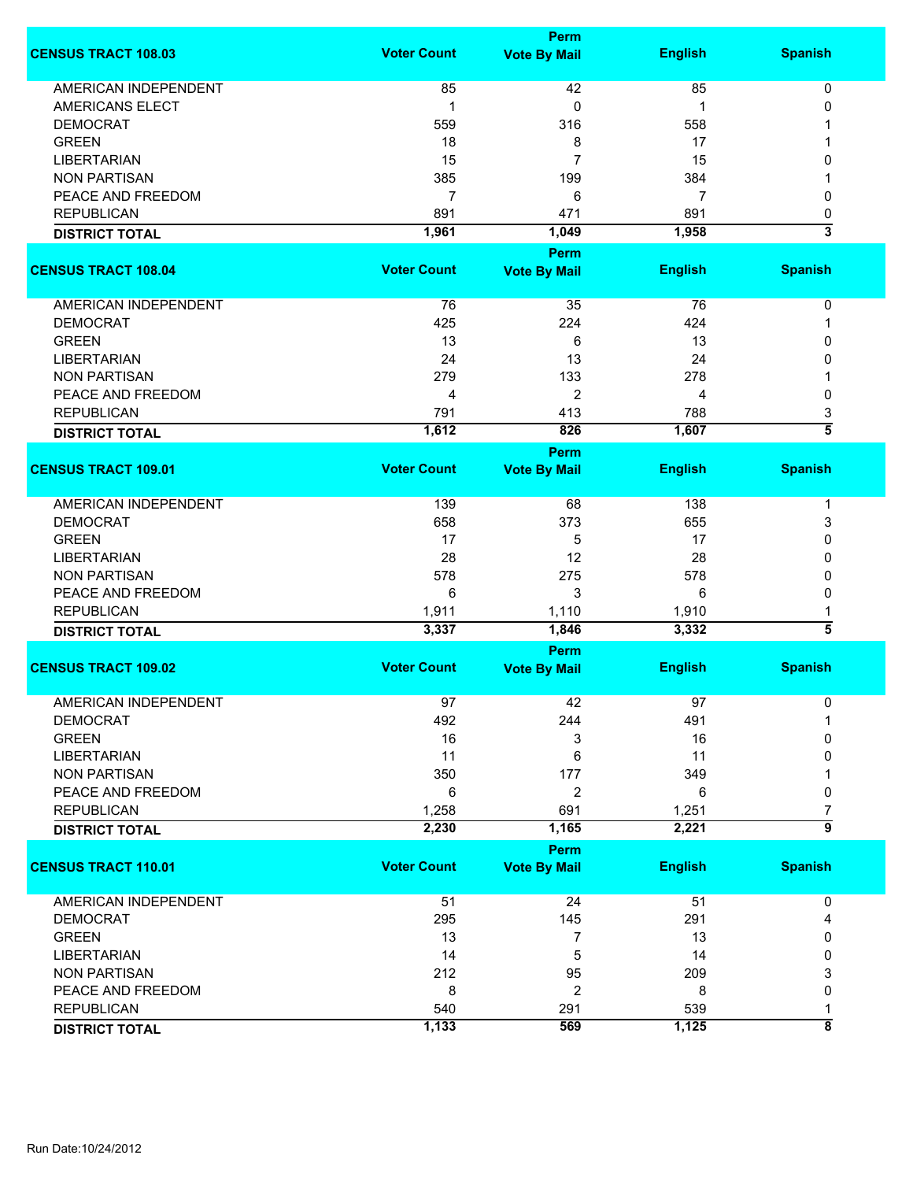| CENSUS TRACT 108.03 | Voter Count | Perm Vote By Mail | English | Spanish |
|---|---|---|---|---|
| AMERICAN INDEPENDENT | 85 | 42 | 85 | 0 |
| AMERICANS ELECT | 1 | 0 | 1 | 0 |
| DEMOCRAT | 559 | 316 | 558 | 1 |
| GREEN | 18 | 8 | 17 | 1 |
| LIBERTARIAN | 15 | 7 | 15 | 0 |
| NON PARTISAN | 385 | 199 | 384 | 1 |
| PEACE AND FREEDOM | 7 | 6 | 7 | 0 |
| REPUBLICAN | 891 | 471 | 891 | 0 |
| **DISTRICT TOTAL** | **1,961** | **1,049** | **1,958** | **3** |

| CENSUS TRACT 108.04 | Voter Count | Perm Vote By Mail | English | Spanish |
|---|---|---|---|---|
| AMERICAN INDEPENDENT | 76 | 35 | 76 | 0 |
| DEMOCRAT | 425 | 224 | 424 | 1 |
| GREEN | 13 | 6 | 13 | 0 |
| LIBERTARIAN | 24 | 13 | 24 | 0 |
| NON PARTISAN | 279 | 133 | 278 | 1 |
| PEACE AND FREEDOM | 4 | 2 | 4 | 0 |
| REPUBLICAN | 791 | 413 | 788 | 3 |
| **DISTRICT TOTAL** | **1,612** | **826** | **1,607** | **5** |

| CENSUS TRACT 109.01 | Voter Count | Perm Vote By Mail | English | Spanish |
|---|---|---|---|---|
| AMERICAN INDEPENDENT | 139 | 68 | 138 | 1 |
| DEMOCRAT | 658 | 373 | 655 | 3 |
| GREEN | 17 | 5 | 17 | 0 |
| LIBERTARIAN | 28 | 12 | 28 | 0 |
| NON PARTISAN | 578 | 275 | 578 | 0 |
| PEACE AND FREEDOM | 6 | 3 | 6 | 0 |
| REPUBLICAN | 1,911 | 1,110 | 1,910 | 1 |
| **DISTRICT TOTAL** | **3,337** | **1,846** | **3,332** | **5** |

| CENSUS TRACT 109.02 | Voter Count | Perm Vote By Mail | English | Spanish |
|---|---|---|---|---|
| AMERICAN INDEPENDENT | 97 | 42 | 97 | 0 |
| DEMOCRAT | 492 | 244 | 491 | 1 |
| GREEN | 16 | 3 | 16 | 0 |
| LIBERTARIAN | 11 | 6 | 11 | 0 |
| NON PARTISAN | 350 | 177 | 349 | 1 |
| PEACE AND FREEDOM | 6 | 2 | 6 | 0 |
| REPUBLICAN | 1,258 | 691 | 1,251 | 7 |
| **DISTRICT TOTAL** | **2,230** | **1,165** | **2,221** | **9** |

| CENSUS TRACT 110.01 | Voter Count | Perm Vote By Mail | English | Spanish |
|---|---|---|---|---|
| AMERICAN INDEPENDENT | 51 | 24 | 51 | 0 |
| DEMOCRAT | 295 | 145 | 291 | 4 |
| GREEN | 13 | 7 | 13 | 0 |
| LIBERTARIAN | 14 | 5 | 14 | 0 |
| NON PARTISAN | 212 | 95 | 209 | 3 |
| PEACE AND FREEDOM | 8 | 2 | 8 | 0 |
| REPUBLICAN | 540 | 291 | 539 | 1 |
| **DISTRICT TOTAL** | **1,133** | **569** | **1,125** | **8** |

Run Date:10/24/2012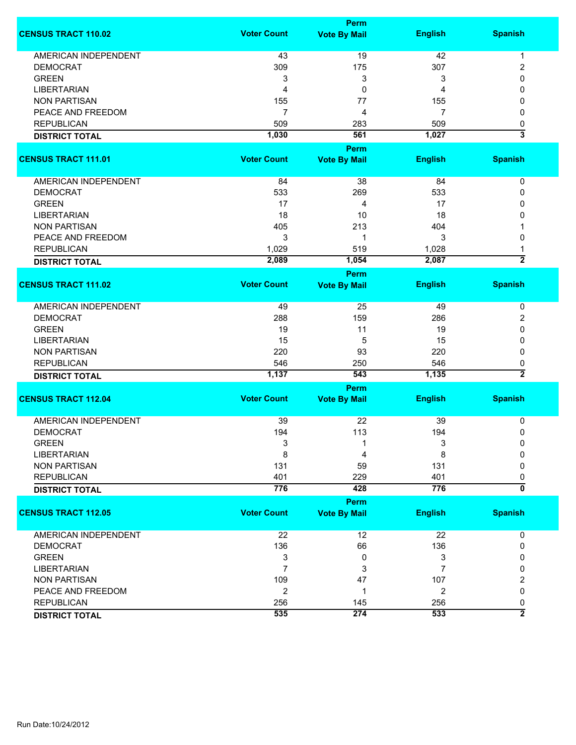| CENSUS TRACT 110.02 | Voter Count | Perm Vote By Mail | English | Spanish |
|---|---|---|---|---|
| AMERICAN INDEPENDENT | 43 | 19 | 42 | 1 |
| DEMOCRAT | 309 | 175 | 307 | 2 |
| GREEN | 3 | 3 | 3 | 0 |
| LIBERTARIAN | 4 | 0 | 4 | 0 |
| NON PARTISAN | 155 | 77 | 155 | 0 |
| PEACE AND FREEDOM | 7 | 4 | 7 | 0 |
| REPUBLICAN | 509 | 283 | 509 | 0 |
| **DISTRICT TOTAL** | **1,030** | **561** | **1,027** | **3** |

| CENSUS TRACT 111.01 | Voter Count | Perm Vote By Mail | English | Spanish |
|---|---|---|---|---|
| AMERICAN INDEPENDENT | 84 | 38 | 84 | 0 |
| DEMOCRAT | 533 | 269 | 533 | 0 |
| GREEN | 17 | 4 | 17 | 0 |
| LIBERTARIAN | 18 | 10 | 18 | 0 |
| NON PARTISAN | 405 | 213 | 404 | 1 |
| PEACE AND FREEDOM | 3 | 1 | 3 | 0 |
| REPUBLICAN | 1,029 | 519 | 1,028 | 1 |
| **DISTRICT TOTAL** | **2,089** | **1,054** | **2,087** | **2** |

| CENSUS TRACT 111.02 | Voter Count | Perm Vote By Mail | English | Spanish |
|---|---|---|---|---|
| AMERICAN INDEPENDENT | 49 | 25 | 49 | 0 |
| DEMOCRAT | 288 | 159 | 286 | 2 |
| GREEN | 19 | 11 | 19 | 0 |
| LIBERTARIAN | 15 | 5 | 15 | 0 |
| NON PARTISAN | 220 | 93 | 220 | 0 |
| REPUBLICAN | 546 | 250 | 546 | 0 |
| **DISTRICT TOTAL** | **1,137** | **543** | **1,135** | **2** |

| CENSUS TRACT 112.04 | Voter Count | Perm Vote By Mail | English | Spanish |
|---|---|---|---|---|
| AMERICAN INDEPENDENT | 39 | 22 | 39 | 0 |
| DEMOCRAT | 194 | 113 | 194 | 0 |
| GREEN | 3 | 1 | 3 | 0 |
| LIBERTARIAN | 8 | 4 | 8 | 0 |
| NON PARTISAN | 131 | 59 | 131 | 0 |
| REPUBLICAN | 401 | 229 | 401 | 0 |
| **DISTRICT TOTAL** | **776** | **428** | **776** | **0** |

| CENSUS TRACT 112.05 | Voter Count | Perm Vote By Mail | English | Spanish |
|---|---|---|---|---|
| AMERICAN INDEPENDENT | 22 | 12 | 22 | 0 |
| DEMOCRAT | 136 | 66 | 136 | 0 |
| GREEN | 3 | 0 | 3 | 0 |
| LIBERTARIAN | 7 | 3 | 7 | 0 |
| NON PARTISAN | 109 | 47 | 107 | 2 |
| PEACE AND FREEDOM | 2 | 1 | 2 | 0 |
| REPUBLICAN | 256 | 145 | 256 | 0 |
| **DISTRICT TOTAL** | **535** | **274** | **533** | **2** |

Run Date:10/24/2012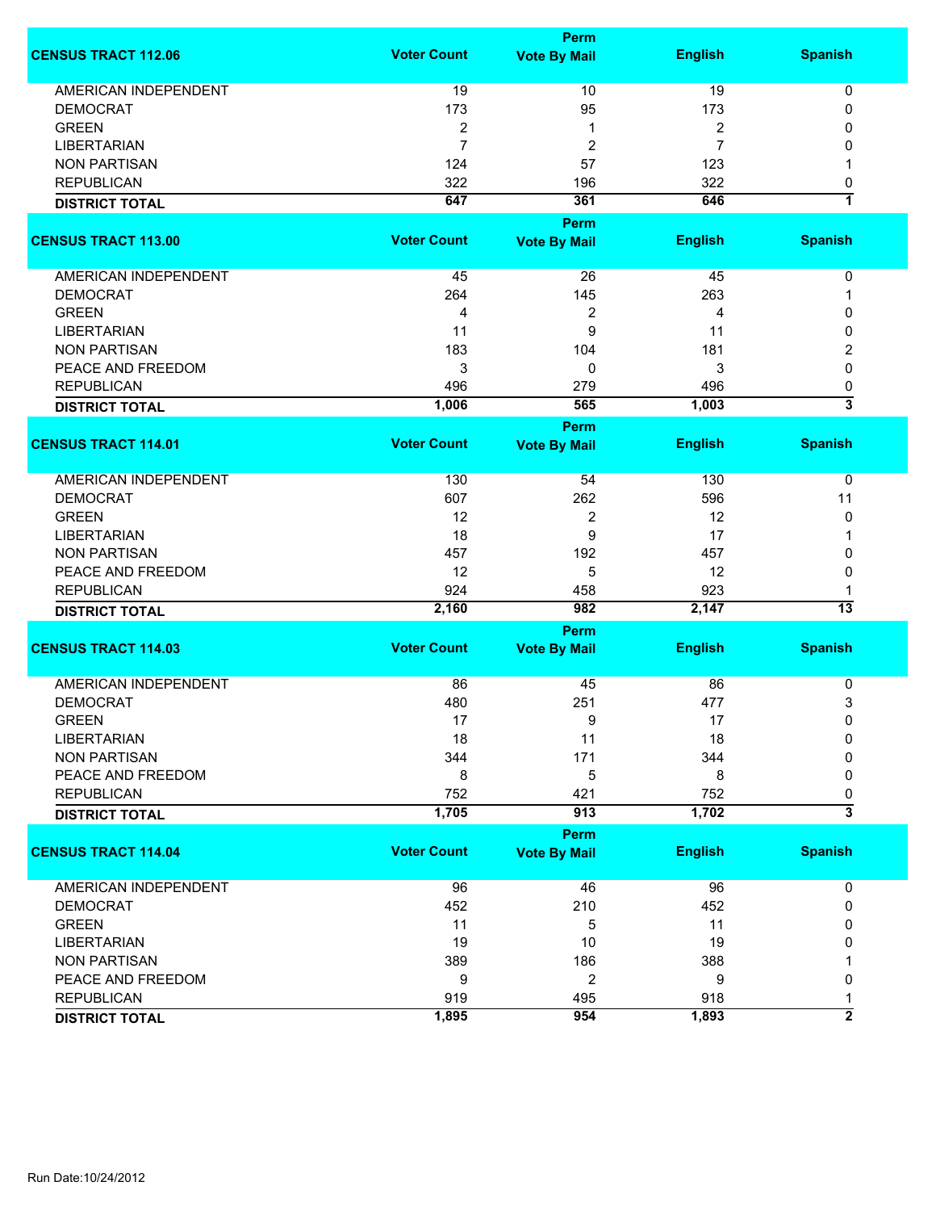| CENSUS TRACT 112.06 | Voter Count | Perm Vote By Mail | English | Spanish |
|---|---|---|---|---|
| AMERICAN INDEPENDENT | 19 | 10 | 19 | 0 |
| DEMOCRAT | 173 | 95 | 173 | 0 |
| GREEN | 2 | 1 | 2 | 0 |
| LIBERTARIAN | 7 | 2 | 7 | 0 |
| NON PARTISAN | 124 | 57 | 123 | 1 |
| REPUBLICAN | 322 | 196 | 322 | 0 |
| **DISTRICT TOTAL** | **647** | **361** | **646** | **1** |

| CENSUS TRACT 113.00 | Voter Count | Perm Vote By Mail | English | Spanish |
|---|---|---|---|---|
| AMERICAN INDEPENDENT | 45 | 26 | 45 | 0 |
| DEMOCRAT | 264 | 145 | 263 | 1 |
| GREEN | 4 | 2 | 4 | 0 |
| LIBERTARIAN | 11 | 9 | 11 | 0 |
| NON PARTISAN | 183 | 104 | 181 | 2 |
| PEACE AND FREEDOM | 3 | 0 | 3 | 0 |
| REPUBLICAN | 496 | 279 | 496 | 0 |
| **DISTRICT TOTAL** | **1,006** | **565** | **1,003** | **3** |

| CENSUS TRACT 114.01 | Voter Count | Perm Vote By Mail | English | Spanish |
|---|---|---|---|---|
| AMERICAN INDEPENDENT | 130 | 54 | 130 | 0 |
| DEMOCRAT | 607 | 262 | 596 | 11 |
| GREEN | 12 | 2 | 12 | 0 |
| LIBERTARIAN | 18 | 9 | 17 | 1 |
| NON PARTISAN | 457 | 192 | 457 | 0 |
| PEACE AND FREEDOM | 12 | 5 | 12 | 0 |
| REPUBLICAN | 924 | 458 | 923 | 1 |
| **DISTRICT TOTAL** | **2,160** | **982** | **2,147** | **13** |

| CENSUS TRACT 114.03 | Voter Count | Perm Vote By Mail | English | Spanish |
|---|---|---|---|---|
| AMERICAN INDEPENDENT | 86 | 45 | 86 | 0 |
| DEMOCRAT | 480 | 251 | 477 | 3 |
| GREEN | 17 | 9 | 17 | 0 |
| LIBERTARIAN | 18 | 11 | 18 | 0 |
| NON PARTISAN | 344 | 171 | 344 | 0 |
| PEACE AND FREEDOM | 8 | 5 | 8 | 0 |
| REPUBLICAN | 752 | 421 | 752 | 0 |
| **DISTRICT TOTAL** | **1,705** | **913** | **1,702** | **3** |

| CENSUS TRACT 114.04 | Voter Count | Perm Vote By Mail | English | Spanish |
|---|---|---|---|---|
| AMERICAN INDEPENDENT | 96 | 46 | 96 | 0 |
| DEMOCRAT | 452 | 210 | 452 | 0 |
| GREEN | 11 | 5 | 11 | 0 |
| LIBERTARIAN | 19 | 10 | 19 | 0 |
| NON PARTISAN | 389 | 186 | 388 | 1 |
| PEACE AND FREEDOM | 9 | 2 | 9 | 0 |
| REPUBLICAN | 919 | 495 | 918 | 1 |
| **DISTRICT TOTAL** | **1,895** | **954** | **1,893** | **2** |

Run Date:10/24/2012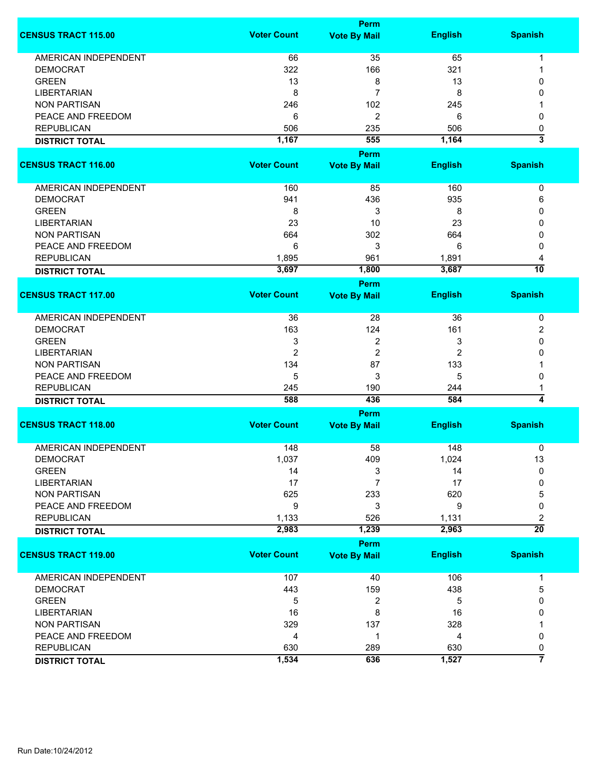| CENSUS TRACT 115.00 | Voter Count | Perm Vote By Mail | English | Spanish |
|---|---|---|---|---|
| AMERICAN INDEPENDENT | 66 | 35 | 65 | 1 |
| DEMOCRAT | 322 | 166 | 321 | 1 |
| GREEN | 13 | 8 | 13 | 0 |
| LIBERTARIAN | 8 | 7 | 8 | 0 |
| NON PARTISAN | 246 | 102 | 245 | 1 |
| PEACE AND FREEDOM | 6 | 2 | 6 | 0 |
| REPUBLICAN | 506 | 235 | 506 | 0 |
| **DISTRICT TOTAL** | **1,167** | **555** | **1,164** | **3** |

| CENSUS TRACT 116.00 | Voter Count | Perm Vote By Mail | English | Spanish |
|---|---|---|---|---|
| AMERICAN INDEPENDENT | 160 | 85 | 160 | 0 |
| DEMOCRAT | 941 | 436 | 935 | 6 |
| GREEN | 8 | 3 | 8 | 0 |
| LIBERTARIAN | 23 | 10 | 23 | 0 |
| NON PARTISAN | 664 | 302 | 664 | 0 |
| PEACE AND FREEDOM | 6 | 3 | 6 | 0 |
| REPUBLICAN | 1,895 | 961 | 1,891 | 4 |
| **DISTRICT TOTAL** | **3,697** | **1,800** | **3,687** | **10** |

| CENSUS TRACT 117.00 | Voter Count | Perm Vote By Mail | English | Spanish |
|---|---|---|---|---|
| AMERICAN INDEPENDENT | 36 | 28 | 36 | 0 |
| DEMOCRAT | 163 | 124 | 161 | 2 |
| GREEN | 3 | 2 | 3 | 0 |
| LIBERTARIAN | 2 | 2 | 2 | 0 |
| NON PARTISAN | 134 | 87 | 133 | 1 |
| PEACE AND FREEDOM | 5 | 3 | 5 | 0 |
| REPUBLICAN | 245 | 190 | 244 | 1 |
| **DISTRICT TOTAL** | **588** | **436** | **584** | **4** |

| CENSUS TRACT 118.00 | Voter Count | Perm Vote By Mail | English | Spanish |
|---|---|---|---|---|
| AMERICAN INDEPENDENT | 148 | 58 | 148 | 0 |
| DEMOCRAT | 1,037 | 409 | 1,024 | 13 |
| GREEN | 14 | 3 | 14 | 0 |
| LIBERTARIAN | 17 | 7 | 17 | 0 |
| NON PARTISAN | 625 | 233 | 620 | 5 |
| PEACE AND FREEDOM | 9 | 3 | 9 | 0 |
| REPUBLICAN | 1,133 | 526 | 1,131 | 2 |
| **DISTRICT TOTAL** | **2,983** | **1,239** | **2,963** | **20** |

| CENSUS TRACT 119.00 | Voter Count | Perm Vote By Mail | English | Spanish |
|---|---|---|---|---|
| AMERICAN INDEPENDENT | 107 | 40 | 106 | 1 |
| DEMOCRAT | 443 | 159 | 438 | 5 |
| GREEN | 5 | 2 | 5 | 0 |
| LIBERTARIAN | 16 | 8 | 16 | 0 |
| NON PARTISAN | 329 | 137 | 328 | 1 |
| PEACE AND FREEDOM | 4 | 1 | 4 | 0 |
| REPUBLICAN | 630 | 289 | 630 | 0 |
| **DISTRICT TOTAL** | **1,534** | **636** | **1,527** | **7** |

Run Date:10/24/2012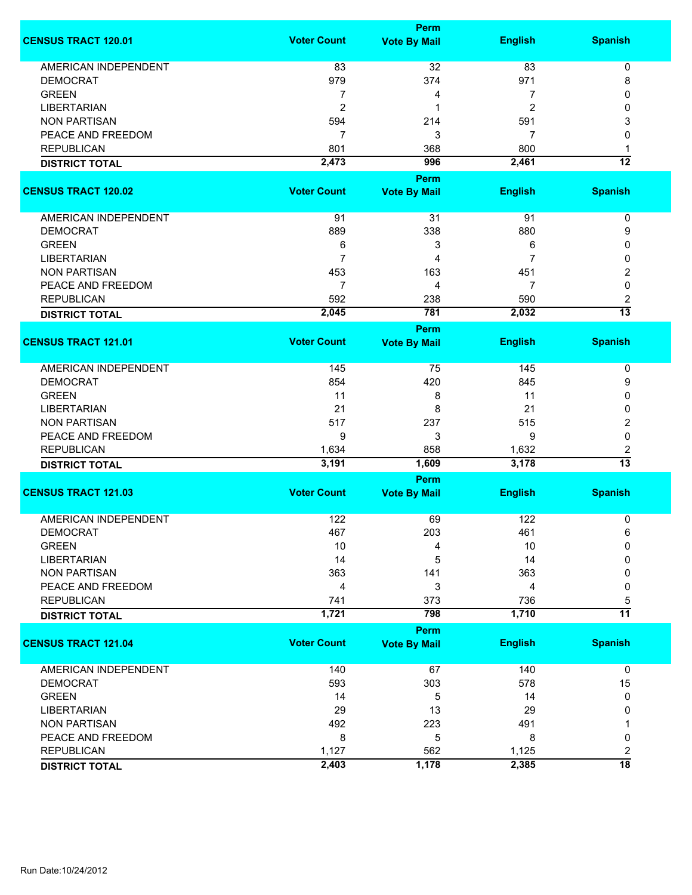| CENSUS TRACT 120.01 | Voter Count | Perm Vote By Mail | English | Spanish |
|---|---|---|---|---|
| AMERICAN INDEPENDENT | 83 | 32 | 83 | 0 |
| DEMOCRAT | 979 | 374 | 971 | 8 |
| GREEN | 7 | 4 | 7 | 0 |
| LIBERTARIAN | 2 | 1 | 2 | 0 |
| NON PARTISAN | 594 | 214 | 591 | 3 |
| PEACE AND FREEDOM | 7 | 3 | 7 | 0 |
| REPUBLICAN | 801 | 368 | 800 | 1 |
| **DISTRICT TOTAL** | **2,473** | **996** | **2,461** | **12** |

| CENSUS TRACT 120.02 | Voter Count | Perm Vote By Mail | English | Spanish |
|---|---|---|---|---|
| AMERICAN INDEPENDENT | 91 | 31 | 91 | 0 |
| DEMOCRAT | 889 | 338 | 880 | 9 |
| GREEN | 6 | 3 | 6 | 0 |
| LIBERTARIAN | 7 | 4 | 7 | 0 |
| NON PARTISAN | 453 | 163 | 451 | 2 |
| PEACE AND FREEDOM | 7 | 4 | 7 | 0 |
| REPUBLICAN | 592 | 238 | 590 | 2 |
| **DISTRICT TOTAL** | **2,045** | **781** | **2,032** | **13** |

| CENSUS TRACT 121.01 | Voter Count | Perm Vote By Mail | English | Spanish |
|---|---|---|---|---|
| AMERICAN INDEPENDENT | 145 | 75 | 145 | 0 |
| DEMOCRAT | 854 | 420 | 845 | 9 |
| GREEN | 11 | 8 | 11 | 0 |
| LIBERTARIAN | 21 | 8 | 21 | 0 |
| NON PARTISAN | 517 | 237 | 515 | 2 |
| PEACE AND FREEDOM | 9 | 3 | 9 | 0 |
| REPUBLICAN | 1,634 | 858 | 1,632 | 2 |
| **DISTRICT TOTAL** | **3,191** | **1,609** | **3,178** | **13** |

| CENSUS TRACT 121.03 | Voter Count | Perm Vote By Mail | English | Spanish |
|---|---|---|---|---|
| AMERICAN INDEPENDENT | 122 | 69 | 122 | 0 |
| DEMOCRAT | 467 | 203 | 461 | 6 |
| GREEN | 10 | 4 | 10 | 0 |
| LIBERTARIAN | 14 | 5 | 14 | 0 |
| NON PARTISAN | 363 | 141 | 363 | 0 |
| PEACE AND FREEDOM | 4 | 3 | 4 | 0 |
| REPUBLICAN | 741 | 373 | 736 | 5 |
| **DISTRICT TOTAL** | **1,721** | **798** | **1,710** | **11** |

| CENSUS TRACT 121.04 | Voter Count | Perm Vote By Mail | English | Spanish |
|---|---|---|---|---|
| AMERICAN INDEPENDENT | 140 | 67 | 140 | 0 |
| DEMOCRAT | 593 | 303 | 578 | 15 |
| GREEN | 14 | 5 | 14 | 0 |
| LIBERTARIAN | 29 | 13 | 29 | 0 |
| NON PARTISAN | 492 | 223 | 491 | 1 |
| PEACE AND FREEDOM | 8 | 5 | 8 | 0 |
| REPUBLICAN | 1,127 | 562 | 1,125 | 2 |
| **DISTRICT TOTAL** | **2,403** | **1,178** | **2,385** | **18** |

Run Date:10/24/2012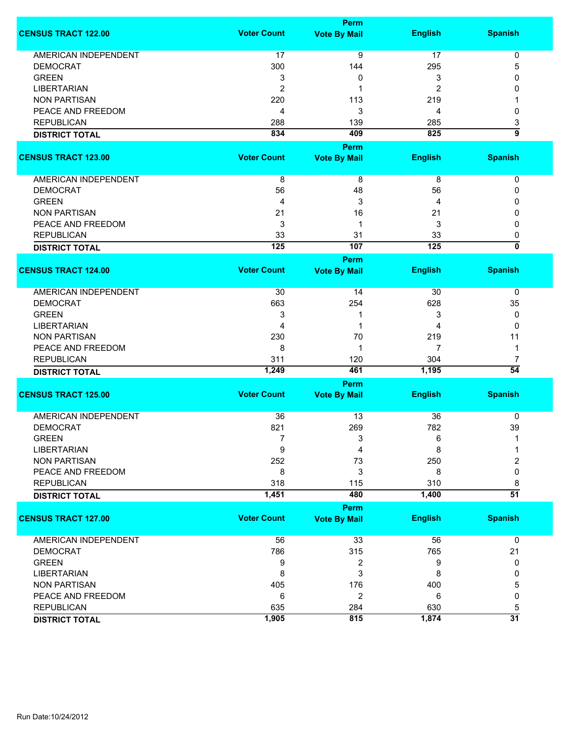| CENSUS TRACT 122.00 | Voter Count | Perm Vote By Mail | English | Spanish |
|---|---|---|---|---|
| AMERICAN INDEPENDENT | 17 | 9 | 17 | 0 |
| DEMOCRAT | 300 | 144 | 295 | 5 |
| GREEN | 3 | 0 | 3 | 0 |
| LIBERTARIAN | 2 | 1 | 2 | 0 |
| NON PARTISAN | 220 | 113 | 219 | 1 |
| PEACE AND FREEDOM | 4 | 3 | 4 | 0 |
| REPUBLICAN | 288 | 139 | 285 | 3 |
| **DISTRICT TOTAL** | **834** | **409** | **825** | **9** |

| CENSUS TRACT 123.00 | Voter Count | Perm Vote By Mail | English | Spanish |
|---|---|---|---|---|
| AMERICAN INDEPENDENT | 8 | 8 | 8 | 0 |
| DEMOCRAT | 56 | 48 | 56 | 0 |
| GREEN | 4 | 3 | 4 | 0 |
| NON PARTISAN | 21 | 16 | 21 | 0 |
| PEACE AND FREEDOM | 3 | 1 | 3 | 0 |
| REPUBLICAN | 33 | 31 | 33 | 0 |
| **DISTRICT TOTAL** | **125** | **107** | **125** | **0** |

| CENSUS TRACT 124.00 | Voter Count | Perm Vote By Mail | English | Spanish |
|---|---|---|---|---|
| AMERICAN INDEPENDENT | 30 | 14 | 30 | 0 |
| DEMOCRAT | 663 | 254 | 628 | 35 |
| GREEN | 3 | 1 | 3 | 0 |
| LIBERTARIAN | 4 | 1 | 4 | 0 |
| NON PARTISAN | 230 | 70 | 219 | 11 |
| PEACE AND FREEDOM | 8 | 1 | 7 | 1 |
| REPUBLICAN | 311 | 120 | 304 | 7 |
| **DISTRICT TOTAL** | **1,249** | **461** | **1,195** | **54** |

| CENSUS TRACT 125.00 | Voter Count | Perm Vote By Mail | English | Spanish |
|---|---|---|---|---|
| AMERICAN INDEPENDENT | 36 | 13 | 36 | 0 |
| DEMOCRAT | 821 | 269 | 782 | 39 |
| GREEN | 7 | 3 | 6 | 1 |
| LIBERTARIAN | 9 | 4 | 8 | 1 |
| NON PARTISAN | 252 | 73 | 250 | 2 |
| PEACE AND FREEDOM | 8 | 3 | 8 | 0 |
| REPUBLICAN | 318 | 115 | 310 | 8 |
| **DISTRICT TOTAL** | **1,451** | **480** | **1,400** | **51** |

| CENSUS TRACT 127.00 | Voter Count | Perm Vote By Mail | English | Spanish |
|---|---|---|---|---|
| AMERICAN INDEPENDENT | 56 | 33 | 56 | 0 |
| DEMOCRAT | 786 | 315 | 765 | 21 |
| GREEN | 9 | 2 | 9 | 0 |
| LIBERTARIAN | 8 | 3 | 8 | 0 |
| NON PARTISAN | 405 | 176 | 400 | 5 |
| PEACE AND FREEDOM | 6 | 2 | 6 | 0 |
| REPUBLICAN | 635 | 284 | 630 | 5 |
| **DISTRICT TOTAL** | **1,905** | **815** | **1,874** | **31** |

Run Date:10/24/2012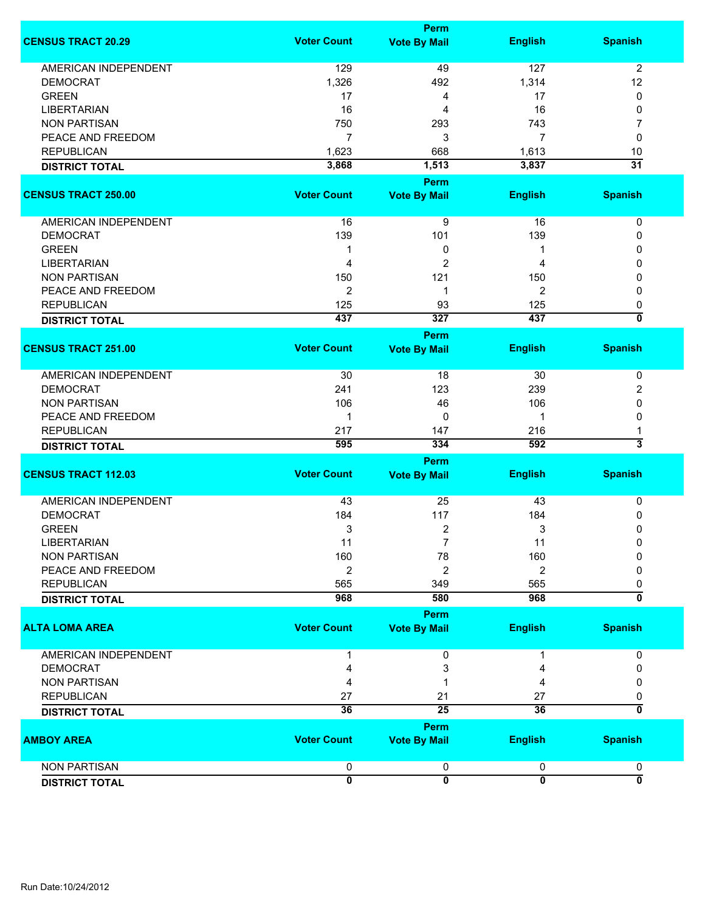| CENSUS TRACT 20.29 | Voter Count | Perm Vote By Mail | English | Spanish |
|---|---|---|---|---|
| AMERICAN INDEPENDENT | 129 | 49 | 127 | 2 |
| DEMOCRAT | 1,326 | 492 | 1,314 | 12 |
| GREEN | 17 | 4 | 17 | 0 |
| LIBERTARIAN | 16 | 4 | 16 | 0 |
| NON PARTISAN | 750 | 293 | 743 | 7 |
| PEACE AND FREEDOM | 7 | 3 | 7 | 0 |
| REPUBLICAN | 1,623 | 668 | 1,613 | 10 |
| **DISTRICT TOTAL** | **3,868** | **1,513** | **3,837** | **31** |

| CENSUS TRACT 250.00 | Voter Count | Perm Vote By Mail | English | Spanish |
|---|---|---|---|---|
| AMERICAN INDEPENDENT | 16 | 9 | 16 | 0 |
| DEMOCRAT | 139 | 101 | 139 | 0 |
| GREEN | 1 | 0 | 1 | 0 |
| LIBERTARIAN | 4 | 2 | 4 | 0 |
| NON PARTISAN | 150 | 121 | 150 | 0 |
| PEACE AND FREEDOM | 2 | 1 | 2 | 0 |
| REPUBLICAN | 125 | 93 | 125 | 0 |
| **DISTRICT TOTAL** | **437** | **327** | **437** | **0** |

| CENSUS TRACT 251.00 | Voter Count | Perm Vote By Mail | English | Spanish |
|---|---|---|---|---|
| AMERICAN INDEPENDENT | 30 | 18 | 30 | 0 |
| DEMOCRAT | 241 | 123 | 239 | 2 |
| NON PARTISAN | 106 | 46 | 106 | 0 |
| PEACE AND FREEDOM | 1 | 0 | 1 | 0 |
| REPUBLICAN | 217 | 147 | 216 | 1 |
| **DISTRICT TOTAL** | **595** | **334** | **592** | **3** |

| CENSUS TRACT 112.03 | Voter Count | Perm Vote By Mail | English | Spanish |
|---|---|---|---|---|
| AMERICAN INDEPENDENT | 43 | 25 | 43 | 0 |
| DEMOCRAT | 184 | 117 | 184 | 0 |
| GREEN | 3 | 2 | 3 | 0 |
| LIBERTARIAN | 11 | 7 | 11 | 0 |
| NON PARTISAN | 160 | 78 | 160 | 0 |
| PEACE AND FREEDOM | 2 | 2 | 2 | 0 |
| REPUBLICAN | 565 | 349 | 565 | 0 |
| **DISTRICT TOTAL** | **968** | **580** | **968** | **0** |

| ALTA LOMA AREA | Voter Count | Perm Vote By Mail | English | Spanish |
|---|---|---|---|---|
| AMERICAN INDEPENDENT | 1 | 0 | 1 | 0 |
| DEMOCRAT | 4 | 3 | 4 | 0 |
| NON PARTISAN | 4 | 1 | 4 | 0 |
| REPUBLICAN | 27 | 21 | 27 | 0 |
| **DISTRICT TOTAL** | **36** | **25** | **36** | **0** |

| AMBOY AREA | Voter Count | Perm Vote By Mail | English | Spanish |
|---|---|---|---|---|
| NON PARTISAN | 0 | 0 | 0 | 0 |
| **DISTRICT TOTAL** | **0** | **0** | **0** | **0** |

Run Date:10/24/2012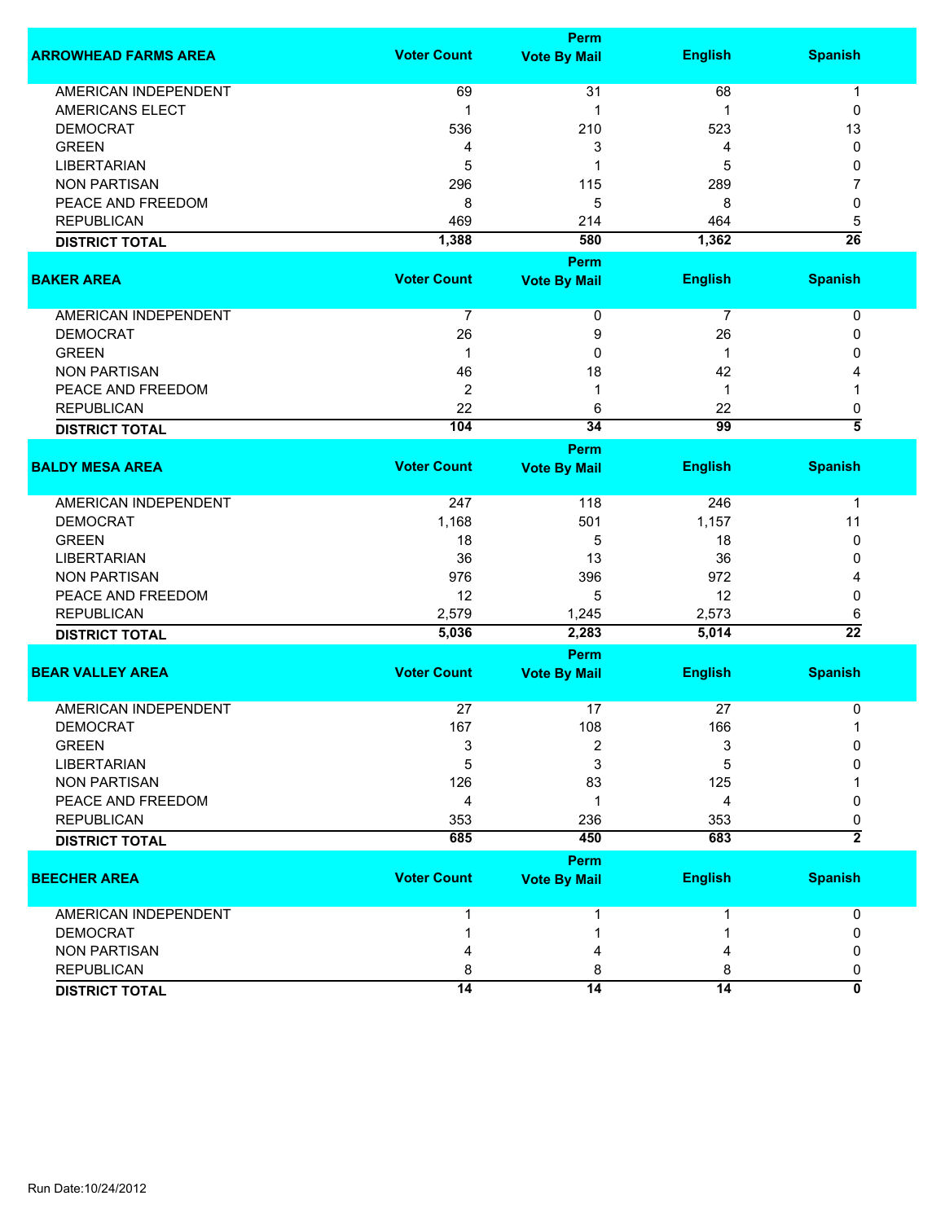| ARROWHEAD FARMS AREA | Voter Count | Perm Vote By Mail | English | Spanish |
|---|---|---|---|---|
| AMERICAN INDEPENDENT | 69 | 31 | 68 | 1 |
| AMERICANS ELECT | 1 | 1 | 1 | 0 |
| DEMOCRAT | 536 | 210 | 523 | 13 |
| GREEN | 4 | 3 | 4 | 0 |
| LIBERTARIAN | 5 | 1 | 5 | 0 |
| NON PARTISAN | 296 | 115 | 289 | 7 |
| PEACE AND FREEDOM | 8 | 5 | 8 | 0 |
| REPUBLICAN | 469 | 214 | 464 | 5 |
| **DISTRICT TOTAL** | **1,388** | **580** | **1,362** | **26** |

| BAKER AREA | Voter Count | Perm Vote By Mail | English | Spanish |
|---|---|---|---|---|
| AMERICAN INDEPENDENT | 7 | 0 | 7 | 0 |
| DEMOCRAT | 26 | 9 | 26 | 0 |
| GREEN | 1 | 0 | 1 | 0 |
| NON PARTISAN | 46 | 18 | 42 | 4 |
| PEACE AND FREEDOM | 2 | 1 | 1 | 1 |
| REPUBLICAN | 22 | 6 | 22 | 0 |
| **DISTRICT TOTAL** | **104** | **34** | **99** | **5** |

| BALDY MESA AREA | Voter Count | Perm Vote By Mail | English | Spanish |
|---|---|---|---|---|
| AMERICAN INDEPENDENT | 247 | 118 | 246 | 1 |
| DEMOCRAT | 1,168 | 501 | 1,157 | 11 |
| GREEN | 18 | 5 | 18 | 0 |
| LIBERTARIAN | 36 | 13 | 36 | 0 |
| NON PARTISAN | 976 | 396 | 972 | 4 |
| PEACE AND FREEDOM | 12 | 5 | 12 | 0 |
| REPUBLICAN | 2,579 | 1,245 | 2,573 | 6 |
| **DISTRICT TOTAL** | **5,036** | **2,283** | **5,014** | **22** |

| BEAR VALLEY AREA | Voter Count | Perm Vote By Mail | English | Spanish |
|---|---|---|---|---|
| AMERICAN INDEPENDENT | 27 | 17 | 27 | 0 |
| DEMOCRAT | 167 | 108 | 166 | 1 |
| GREEN | 3 | 2 | 3 | 0 |
| LIBERTARIAN | 5 | 3 | 5 | 0 |
| NON PARTISAN | 126 | 83 | 125 | 1 |
| PEACE AND FREEDOM | 4 | 1 | 4 | 0 |
| REPUBLICAN | 353 | 236 | 353 | 0 |
| **DISTRICT TOTAL** | **685** | **450** | **683** | **2** |

| BEECHER AREA | Voter Count | Perm Vote By Mail | English | Spanish |
|---|---|---|---|---|
| AMERICAN INDEPENDENT | 1 | 1 | 1 | 0 |
| DEMOCRAT | 1 | 1 | 1 | 0 |
| NON PARTISAN | 4 | 4 | 4 | 0 |
| REPUBLICAN | 8 | 8 | 8 | 0 |
| **DISTRICT TOTAL** | **14** | **14** | **14** | **0** |

Run Date:10/24/2012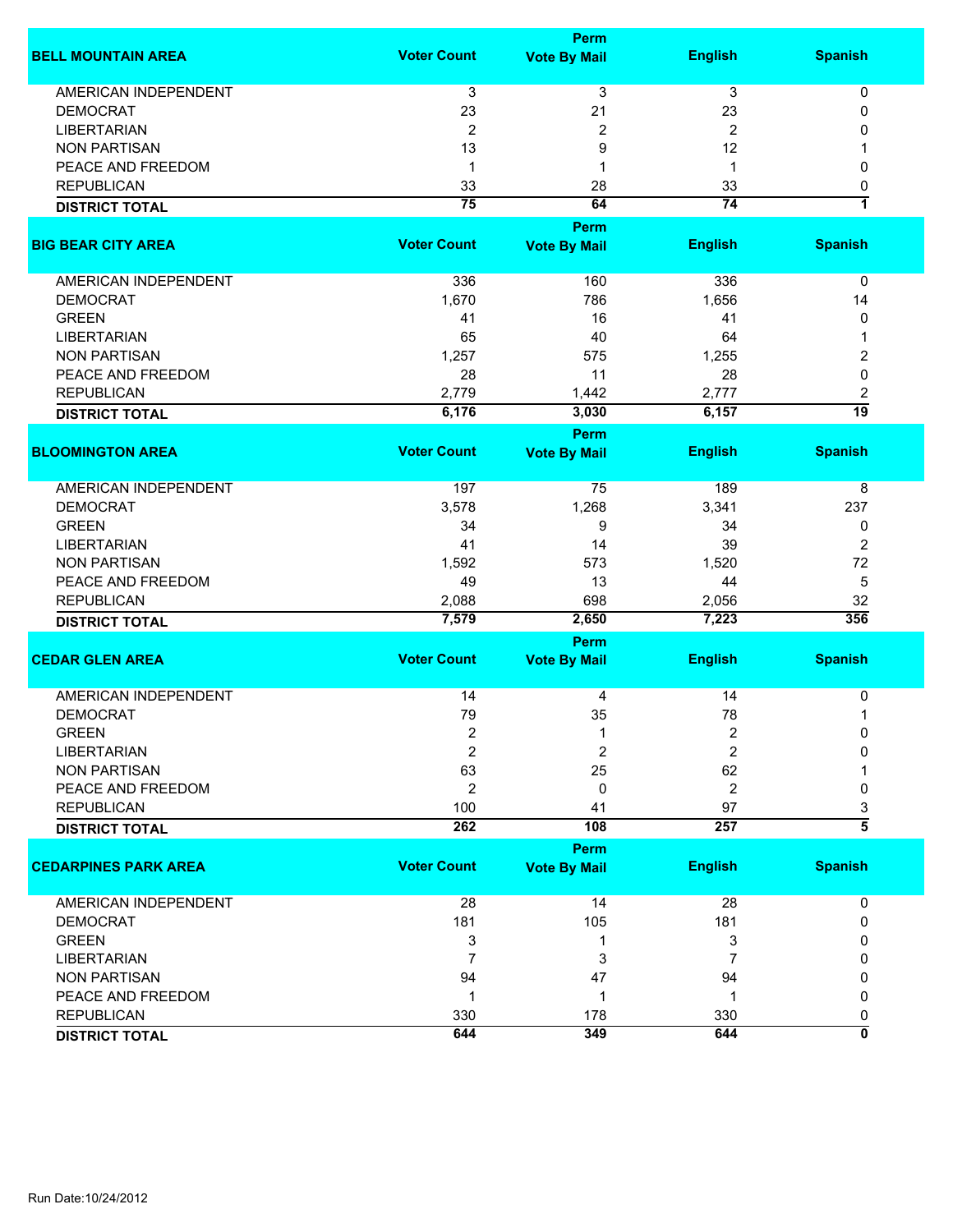| BELL MOUNTAIN AREA | Voter Count | Perm Vote By Mail | English | Spanish |
|---|---|---|---|---|
| AMERICAN INDEPENDENT | 3 | 3 | 3 | 0 |
| DEMOCRAT | 23 | 21 | 23 | 0 |
| LIBERTARIAN | 2 | 2 | 2 | 0 |
| NON PARTISAN | 13 | 9 | 12 | 1 |
| PEACE AND FREEDOM | 1 | 1 | 1 | 0 |
| REPUBLICAN | 33 | 28 | 33 | 0 |
| **DISTRICT TOTAL** | **75** | **64** | **74** | **1** |

| BIG BEAR CITY AREA | Voter Count | Perm Vote By Mail | English | Spanish |
|---|---|---|---|---|
| AMERICAN INDEPENDENT | 336 | 160 | 336 | 0 |
| DEMOCRAT | 1,670 | 786 | 1,656 | 14 |
| GREEN | 41 | 16 | 41 | 0 |
| LIBERTARIAN | 65 | 40 | 64 | 1 |
| NON PARTISAN | 1,257 | 575 | 1,255 | 2 |
| PEACE AND FREEDOM | 28 | 11 | 28 | 0 |
| REPUBLICAN | 2,779 | 1,442 | 2,777 | 2 |
| **DISTRICT TOTAL** | **6,176** | **3,030** | **6,157** | **19** |

| BLOOMINGTON AREA | Voter Count | Perm Vote By Mail | English | Spanish |
|---|---|---|---|---|
| AMERICAN INDEPENDENT | 197 | 75 | 189 | 8 |
| DEMOCRAT | 3,578 | 1,268 | 3,341 | 237 |
| GREEN | 34 | 9 | 34 | 0 |
| LIBERTARIAN | 41 | 14 | 39 | 2 |
| NON PARTISAN | 1,592 | 573 | 1,520 | 72 |
| PEACE AND FREEDOM | 49 | 13 | 44 | 5 |
| REPUBLICAN | 2,088 | 698 | 2,056 | 32 |
| **DISTRICT TOTAL** | **7,579** | **2,650** | **7,223** | **356** |

| CEDAR GLEN AREA | Voter Count | Perm Vote By Mail | English | Spanish |
|---|---|---|---|---|
| AMERICAN INDEPENDENT | 14 | 4 | 14 | 0 |
| DEMOCRAT | 79 | 35 | 78 | 1 |
| GREEN | 2 | 1 | 2 | 0 |
| LIBERTARIAN | 2 | 2 | 2 | 0 |
| NON PARTISAN | 63 | 25 | 62 | 1 |
| PEACE AND FREEDOM | 2 | 0 | 2 | 0 |
| REPUBLICAN | 100 | 41 | 97 | 3 |
| **DISTRICT TOTAL** | **262** | **108** | **257** | **5** |

| CEDARPINES PARK AREA | Voter Count | Perm Vote By Mail | English | Spanish |
|---|---|---|---|---|
| AMERICAN INDEPENDENT | 28 | 14 | 28 | 0 |
| DEMOCRAT | 181 | 105 | 181 | 0 |
| GREEN | 3 | 1 | 3 | 0 |
| LIBERTARIAN | 7 | 3 | 7 | 0 |
| NON PARTISAN | 94 | 47 | 94 | 0 |
| PEACE AND FREEDOM | 1 | 1 | 1 | 0 |
| REPUBLICAN | 330 | 178 | 330 | 0 |
| **DISTRICT TOTAL** | **644** | **349** | **644** | **0** |

Run Date:10/24/2012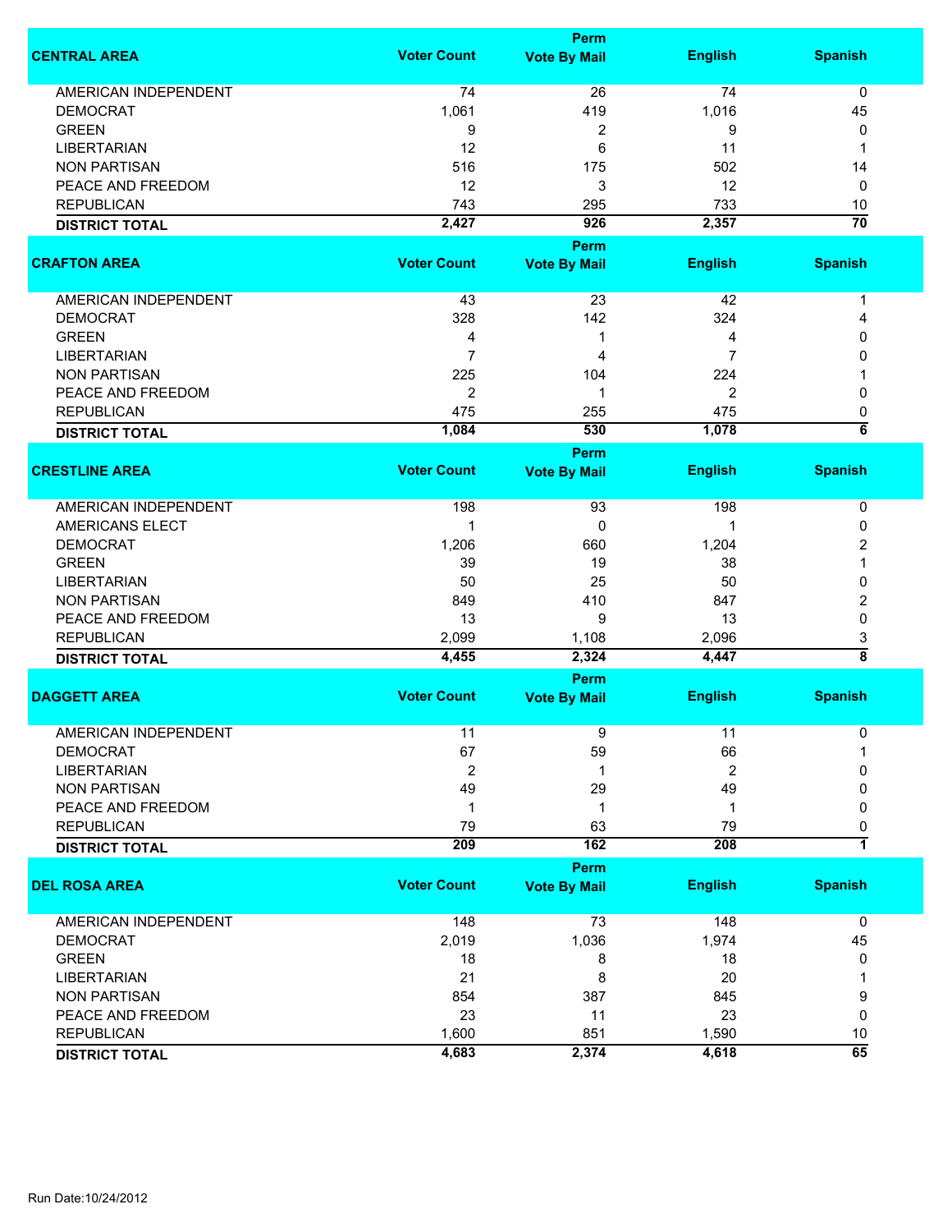| CENTRAL AREA | Voter Count | Perm Vote By Mail | English | Spanish |
|---|---|---|---|---|
| AMERICAN INDEPENDENT | 74 | 26 | 74 | 0 |
| DEMOCRAT | 1,061 | 419 | 1,016 | 45 |
| GREEN | 9 | 2 | 9 | 0 |
| LIBERTARIAN | 12 | 6 | 11 | 1 |
| NON PARTISAN | 516 | 175 | 502 | 14 |
| PEACE AND FREEDOM | 12 | 3 | 12 | 0 |
| REPUBLICAN | 743 | 295 | 733 | 10 |
| **DISTRICT TOTAL** | **2,427** | **926** | **2,357** | **70** |

| CRAFTON AREA | Voter Count | Perm Vote By Mail | English | Spanish |
|---|---|---|---|---|
| AMERICAN INDEPENDENT | 43 | 23 | 42 | 1 |
| DEMOCRAT | 328 | 142 | 324 | 4 |
| GREEN | 4 | 1 | 4 | 0 |
| LIBERTARIAN | 7 | 4 | 7 | 0 |
| NON PARTISAN | 225 | 104 | 224 | 1 |
| PEACE AND FREEDOM | 2 | 1 | 2 | 0 |
| REPUBLICAN | 475 | 255 | 475 | 0 |
| **DISTRICT TOTAL** | **1,084** | **530** | **1,078** | **6** |

| CRESTLINE AREA | Voter Count | Perm Vote By Mail | English | Spanish |
|---|---|---|---|---|
| AMERICAN INDEPENDENT | 198 | 93 | 198 | 0 |
| AMERICANS ELECT | 1 | 0 | 1 | 0 |
| DEMOCRAT | 1,206 | 660 | 1,204 | 2 |
| GREEN | 39 | 19 | 38 | 1 |
| LIBERTARIAN | 50 | 25 | 50 | 0 |
| NON PARTISAN | 849 | 410 | 847 | 2 |
| PEACE AND FREEDOM | 13 | 9 | 13 | 0 |
| REPUBLICAN | 2,099 | 1,108 | 2,096 | 3 |
| **DISTRICT TOTAL** | **4,455** | **2,324** | **4,447** | **8** |

| DAGGETT AREA | Voter Count | Perm Vote By Mail | English | Spanish |
|---|---|---|---|---|
| AMERICAN INDEPENDENT | 11 | 9 | 11 | 0 |
| DEMOCRAT | 67 | 59 | 66 | 1 |
| LIBERTARIAN | 2 | 1 | 2 | 0 |
| NON PARTISAN | 49 | 29 | 49 | 0 |
| PEACE AND FREEDOM | 1 | 1 | 1 | 0 |
| REPUBLICAN | 79 | 63 | 79 | 0 |
| **DISTRICT TOTAL** | **209** | **162** | **208** | **1** |

| DEL ROSA AREA | Voter Count | Perm Vote By Mail | English | Spanish |
|---|---|---|---|---|
| AMERICAN INDEPENDENT | 148 | 73 | 148 | 0 |
| DEMOCRAT | 2,019 | 1,036 | 1,974 | 45 |
| GREEN | 18 | 8 | 18 | 0 |
| LIBERTARIAN | 21 | 8 | 20 | 1 |
| NON PARTISAN | 854 | 387 | 845 | 9 |
| PEACE AND FREEDOM | 23 | 11 | 23 | 0 |
| REPUBLICAN | 1,600 | 851 | 1,590 | 10 |
| **DISTRICT TOTAL** | **4,683** | **2,374** | **4,618** | **65** |

Run Date:10/24/2012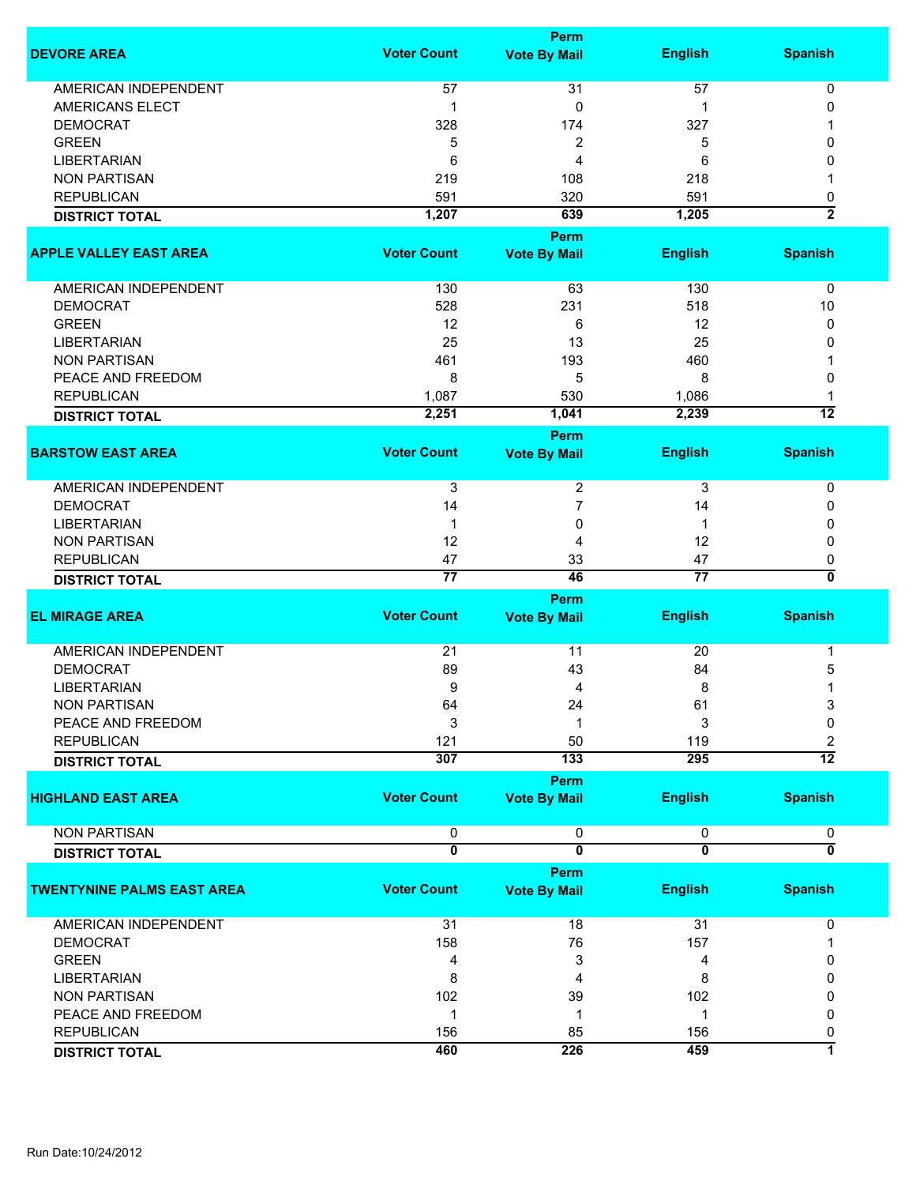| DEVORE AREA | Voter Count | Perm Vote By Mail | English | Spanish |
|---|---|---|---|---|
| AMERICAN INDEPENDENT | 57 | 31 | 57 | 0 |
| AMERICANS ELECT | 1 | 0 | 1 | 0 |
| DEMOCRAT | 328 | 174 | 327 | 1 |
| GREEN | 5 | 2 | 5 | 0 |
| LIBERTARIAN | 6 | 4 | 6 | 0 |
| NON PARTISAN | 219 | 108 | 218 | 1 |
| REPUBLICAN | 591 | 320 | 591 | 0 |
| **DISTRICT TOTAL** | **1,207** | **639** | **1,205** | **2** |

| APPLE VALLEY EAST AREA | Voter Count | Perm Vote By Mail | English | Spanish |
|---|---|---|---|---|
| AMERICAN INDEPENDENT | 130 | 63 | 130 | 0 |
| DEMOCRAT | 528 | 231 | 518 | 10 |
| GREEN | 12 | 6 | 12 | 0 |
| LIBERTARIAN | 25 | 13 | 25 | 0 |
| NON PARTISAN | 461 | 193 | 460 | 1 |
| PEACE AND FREEDOM | 8 | 5 | 8 | 0 |
| REPUBLICAN | 1,087 | 530 | 1,086 | 1 |
| **DISTRICT TOTAL** | **2,251** | **1,041** | **2,239** | **12** |

| BARSTOW EAST AREA | Voter Count | Perm Vote By Mail | English | Spanish |
|---|---|---|---|---|
| AMERICAN INDEPENDENT | 3 | 2 | 3 | 0 |
| DEMOCRAT | 14 | 7 | 14 | 0 |
| LIBERTARIAN | 1 | 0 | 1 | 0 |
| NON PARTISAN | 12 | 4 | 12 | 0 |
| REPUBLICAN | 47 | 33 | 47 | 0 |
| **DISTRICT TOTAL** | **77** | **46** | **77** | **0** |

| EL MIRAGE AREA | Voter Count | Perm Vote By Mail | English | Spanish |
|---|---|---|---|---|
| AMERICAN INDEPENDENT | 21 | 11 | 20 | 1 |
| DEMOCRAT | 89 | 43 | 84 | 5 |
| LIBERTARIAN | 9 | 4 | 8 | 1 |
| NON PARTISAN | 64 | 24 | 61 | 3 |
| PEACE AND FREEDOM | 3 | 1 | 3 | 0 |
| REPUBLICAN | 121 | 50 | 119 | 2 |
| **DISTRICT TOTAL** | **307** | **133** | **295** | **12** |

| HIGHLAND EAST AREA | Voter Count | Perm Vote By Mail | English | Spanish |
|---|---|---|---|---|
| NON PARTISAN | 0 | 0 | 0 | 0 |
| **DISTRICT TOTAL** | **0** | **0** | **0** | **0** |

| TWENTYNINE PALMS EAST AREA | Voter Count | Perm Vote By Mail | English | Spanish |
|---|---|---|---|---|
| AMERICAN INDEPENDENT | 31 | 18 | 31 | 0 |
| DEMOCRAT | 158 | 76 | 157 | 1 |
| GREEN | 4 | 3 | 4 | 0 |
| LIBERTARIAN | 8 | 4 | 8 | 0 |
| NON PARTISAN | 102 | 39 | 102 | 0 |
| PEACE AND FREEDOM | 1 | 1 | 1 | 0 |
| REPUBLICAN | 156 | 85 | 156 | 0 |
| **DISTRICT TOTAL** | **460** | **226** | **459** | **1** |

Run Date:10/24/2012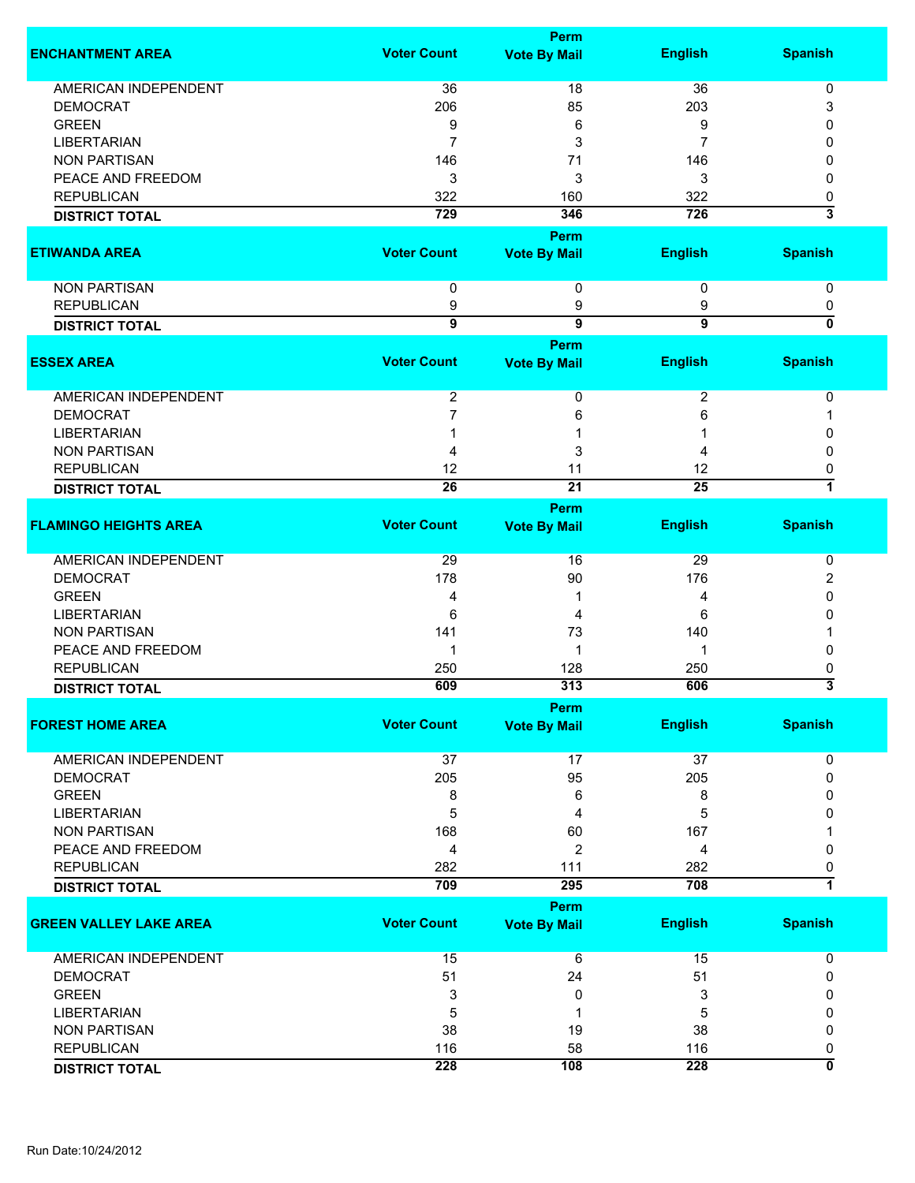| ENCHANTMENT AREA | Voter Count | Perm Vote By Mail | English | Spanish |
|---|---|---|---|---|
| AMERICAN INDEPENDENT | 36 | 18 | 36 | 0 |
| DEMOCRAT | 206 | 85 | 203 | 3 |
| GREEN | 9 | 6 | 9 | 0 |
| LIBERTARIAN | 7 | 3 | 7 | 0 |
| NON PARTISAN | 146 | 71 | 146 | 0 |
| PEACE AND FREEDOM | 3 | 3 | 3 | 0 |
| REPUBLICAN | 322 | 160 | 322 | 0 |
| **DISTRICT TOTAL** | **729** | **346** | **726** | **3** |

| ETIWANDA AREA | Voter Count | Perm Vote By Mail | English | Spanish |
|---|---|---|---|---|
| NON PARTISAN | 0 | 0 | 0 | 0 |
| REPUBLICAN | 9 | 9 | 9 | 0 |
| **DISTRICT TOTAL** | **9** | **9** | **9** | **0** |

| ESSEX AREA | Voter Count | Perm Vote By Mail | English | Spanish |
|---|---|---|---|---|
| AMERICAN INDEPENDENT | 2 | 0 | 2 | 0 |
| DEMOCRAT | 7 | 6 | 6 | 1 |
| LIBERTARIAN | 1 | 1 | 1 | 0 |
| NON PARTISAN | 4 | 3 | 4 | 0 |
| REPUBLICAN | 12 | 11 | 12 | 0 |
| **DISTRICT TOTAL** | **26** | **21** | **25** | **1** |

| FLAMINGO HEIGHTS AREA | Voter Count | Perm Vote By Mail | English | Spanish |
|---|---|---|---|---|
| AMERICAN INDEPENDENT | 29 | 16 | 29 | 0 |
| DEMOCRAT | 178 | 90 | 176 | 2 |
| GREEN | 4 | 1 | 4 | 0 |
| LIBERTARIAN | 6 | 4 | 6 | 0 |
| NON PARTISAN | 141 | 73 | 140 | 1 |
| PEACE AND FREEDOM | 1 | 1 | 1 | 0 |
| REPUBLICAN | 250 | 128 | 250 | 0 |
| **DISTRICT TOTAL** | **609** | **313** | **606** | **3** |

| FOREST HOME AREA | Voter Count | Perm Vote By Mail | English | Spanish |
|---|---|---|---|---|
| AMERICAN INDEPENDENT | 37 | 17 | 37 | 0 |
| DEMOCRAT | 205 | 95 | 205 | 0 |
| GREEN | 8 | 6 | 8 | 0 |
| LIBERTARIAN | 5 | 4 | 5 | 0 |
| NON PARTISAN | 168 | 60 | 167 | 1 |
| PEACE AND FREEDOM | 4 | 2 | 4 | 0 |
| REPUBLICAN | 282 | 111 | 282 | 0 |
| **DISTRICT TOTAL** | **709** | **295** | **708** | **1** |

| GREEN VALLEY LAKE AREA | Voter Count | Perm Vote By Mail | English | Spanish |
|---|---|---|---|---|
| AMERICAN INDEPENDENT | 15 | 6 | 15 | 0 |
| DEMOCRAT | 51 | 24 | 51 | 0 |
| GREEN | 3 | 0 | 3 | 0 |
| LIBERTARIAN | 5 | 1 | 5 | 0 |
| NON PARTISAN | 38 | 19 | 38 | 0 |
| REPUBLICAN | 116 | 58 | 116 | 0 |
| **DISTRICT TOTAL** | **228** | **108** | **228** | **0** |

Run Date:10/24/2012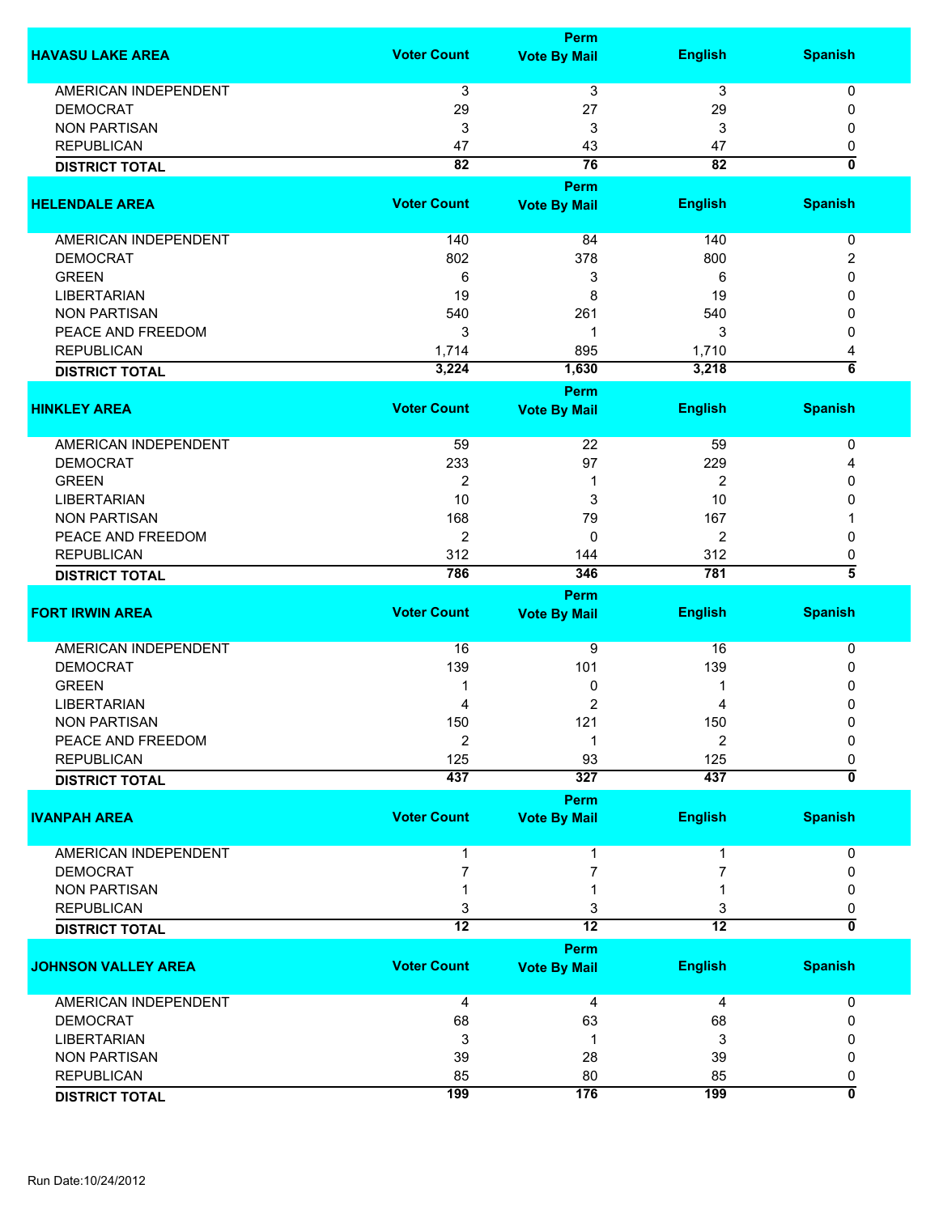| HAVASU LAKE AREA | Voter Count | Perm Vote By Mail | English | Spanish |
|---|---|---|---|---|
| AMERICAN INDEPENDENT | 3 | 3 | 3 | 0 |
| DEMOCRAT | 29 | 27 | 29 | 0 |
| NON PARTISAN | 3 | 3 | 3 | 0 |
| REPUBLICAN | 47 | 43 | 47 | 0 |
| **DISTRICT TOTAL** | **82** | **76** | **82** | **0** |

| HELENDALE AREA | Voter Count | Perm Vote By Mail | English | Spanish |
|---|---|---|---|---|
| AMERICAN INDEPENDENT | 140 | 84 | 140 | 0 |
| DEMOCRAT | 802 | 378 | 800 | 2 |
| GREEN | 6 | 3 | 6 | 0 |
| LIBERTARIAN | 19 | 8 | 19 | 0 |
| NON PARTISAN | 540 | 261 | 540 | 0 |
| PEACE AND FREEDOM | 3 | 1 | 3 | 0 |
| REPUBLICAN | 1,714 | 895 | 1,710 | 4 |
| **DISTRICT TOTAL** | **3,224** | **1,630** | **3,218** | **6** |

| HINKLEY AREA | Voter Count | Perm Vote By Mail | English | Spanish |
|---|---|---|---|---|
| AMERICAN INDEPENDENT | 59 | 22 | 59 | 0 |
| DEMOCRAT | 233 | 97 | 229 | 4 |
| GREEN | 2 | 1 | 2 | 0 |
| LIBERTARIAN | 10 | 3 | 10 | 0 |
| NON PARTISAN | 168 | 79 | 167 | 1 |
| PEACE AND FREEDOM | 2 | 0 | 2 | 0 |
| REPUBLICAN | 312 | 144 | 312 | 0 |
| **DISTRICT TOTAL** | **786** | **346** | **781** | **5** |

| FORT IRWIN AREA | Voter Count | Perm Vote By Mail | English | Spanish |
|---|---|---|---|---|
| AMERICAN INDEPENDENT | 16 | 9 | 16 | 0 |
| DEMOCRAT | 139 | 101 | 139 | 0 |
| GREEN | 1 | 0 | 1 | 0 |
| LIBERTARIAN | 4 | 2 | 4 | 0 |
| NON PARTISAN | 150 | 121 | 150 | 0 |
| PEACE AND FREEDOM | 2 | 1 | 2 | 0 |
| REPUBLICAN | 125 | 93 | 125 | 0 |
| **DISTRICT TOTAL** | **437** | **327** | **437** | **0** |

| IVANPAH AREA | Voter Count | Perm Vote By Mail | English | Spanish |
|---|---|---|---|---|
| AMERICAN INDEPENDENT | 1 | 1 | 1 | 0 |
| DEMOCRAT | 7 | 7 | 7 | 0 |
| NON PARTISAN | 1 | 1 | 1 | 0 |
| REPUBLICAN | 3 | 3 | 3 | 0 |
| **DISTRICT TOTAL** | **12** | **12** | **12** | **0** |

| JOHNSON VALLEY AREA | Voter Count | Perm Vote By Mail | English | Spanish |
|---|---|---|---|---|
| AMERICAN INDEPENDENT | 4 | 4 | 4 | 0 |
| DEMOCRAT | 68 | 63 | 68 | 0 |
| LIBERTARIAN | 3 | 1 | 3 | 0 |
| NON PARTISAN | 39 | 28 | 39 | 0 |
| REPUBLICAN | 85 | 80 | 85 | 0 |
| **DISTRICT TOTAL** | **199** | **176** | **199** | **0** |

Run Date:10/24/2012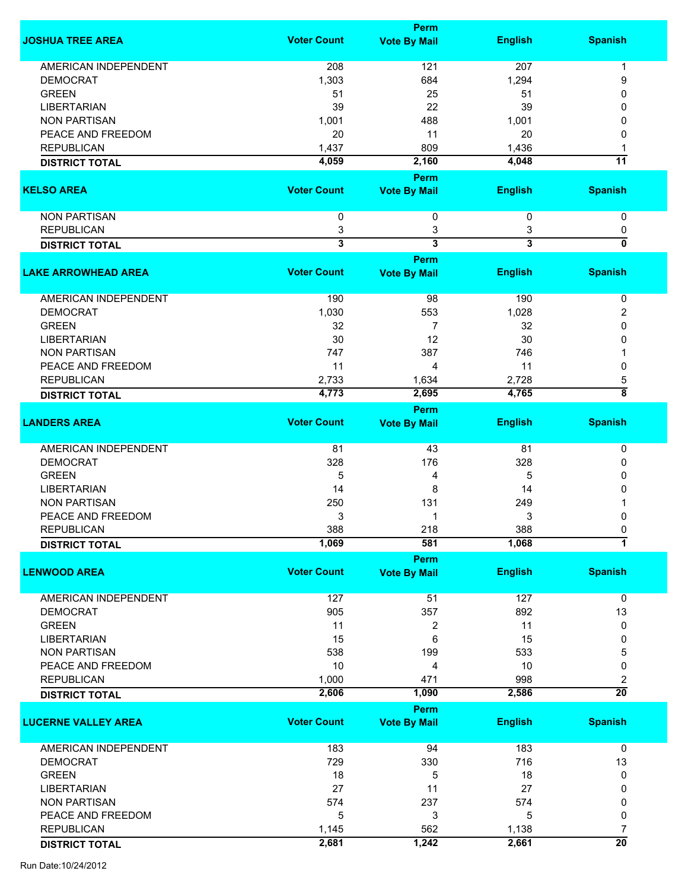| JOSHUA TREE AREA | Voter Count | Perm Vote By Mail | English | Spanish |
|---|---|---|---|---|
| AMERICAN INDEPENDENT | 208 | 121 | 207 | 1 |
| DEMOCRAT | 1,303 | 684 | 1,294 | 9 |
| GREEN | 51 | 25 | 51 | 0 |
| LIBERTARIAN | 39 | 22 | 39 | 0 |
| NON PARTISAN | 1,001 | 488 | 1,001 | 0 |
| PEACE AND FREEDOM | 20 | 11 | 20 | 0 |
| REPUBLICAN | 1,437 | 809 | 1,436 | 1 |
| **DISTRICT TOTAL** | **4,059** | **2,160** | **4,048** | **11** |

| KELSO AREA | Voter Count | Perm Vote By Mail | English | Spanish |
|---|---|---|---|---|
| NON PARTISAN | 0 | 0 | 0 | 0 |
| REPUBLICAN | 3 | 3 | 3 | 0 |
| **DISTRICT TOTAL** | **3** | **3** | **3** | **0** |

| LAKE ARROWHEAD AREA | Voter Count | Perm Vote By Mail | English | Spanish |
|---|---|---|---|---|
| AMERICAN INDEPENDENT | 190 | 98 | 190 | 0 |
| DEMOCRAT | 1,030 | 553 | 1,028 | 2 |
| GREEN | 32 | 7 | 32 | 0 |
| LIBERTARIAN | 30 | 12 | 30 | 0 |
| NON PARTISAN | 747 | 387 | 746 | 1 |
| PEACE AND FREEDOM | 11 | 4 | 11 | 0 |
| REPUBLICAN | 2,733 | 1,634 | 2,728 | 5 |
| **DISTRICT TOTAL** | **4,773** | **2,695** | **4,765** | **8** |

| LANDERS AREA | Voter Count | Perm Vote By Mail | English | Spanish |
|---|---|---|---|---|
| AMERICAN INDEPENDENT | 81 | 43 | 81 | 0 |
| DEMOCRAT | 328 | 176 | 328 | 0 |
| GREEN | 5 | 4 | 5 | 0 |
| LIBERTARIAN | 14 | 8 | 14 | 0 |
| NON PARTISAN | 250 | 131 | 249 | 1 |
| PEACE AND FREEDOM | 3 | 1 | 3 | 0 |
| REPUBLICAN | 388 | 218 | 388 | 0 |
| **DISTRICT TOTAL** | **1,069** | **581** | **1,068** | **1** |

| LENWOOD AREA | Voter Count | Perm Vote By Mail | English | Spanish |
|---|---|---|---|---|
| AMERICAN INDEPENDENT | 127 | 51 | 127 | 0 |
| DEMOCRAT | 905 | 357 | 892 | 13 |
| GREEN | 11 | 2 | 11 | 0 |
| LIBERTARIAN | 15 | 6 | 15 | 0 |
| NON PARTISAN | 538 | 199 | 533 | 5 |
| PEACE AND FREEDOM | 10 | 4 | 10 | 0 |
| REPUBLICAN | 1,000 | 471 | 998 | 2 |
| **DISTRICT TOTAL** | **2,606** | **1,090** | **2,586** | **20** |

| LUCERNE VALLEY AREA | Voter Count | Perm Vote By Mail | English | Spanish |
|---|---|---|---|---|
| AMERICAN INDEPENDENT | 183 | 94 | 183 | 0 |
| DEMOCRAT | 729 | 330 | 716 | 13 |
| GREEN | 18 | 5 | 18 | 0 |
| LIBERTARIAN | 27 | 11 | 27 | 0 |
| NON PARTISAN | 574 | 237 | 574 | 0 |
| PEACE AND FREEDOM | 5 | 3 | 5 | 0 |
| REPUBLICAN | 1,145 | 562 | 1,138 | 7 |
| **DISTRICT TOTAL** | **2,681** | **1,242** | **2,661** | **20** |

Run Date:10/24/2012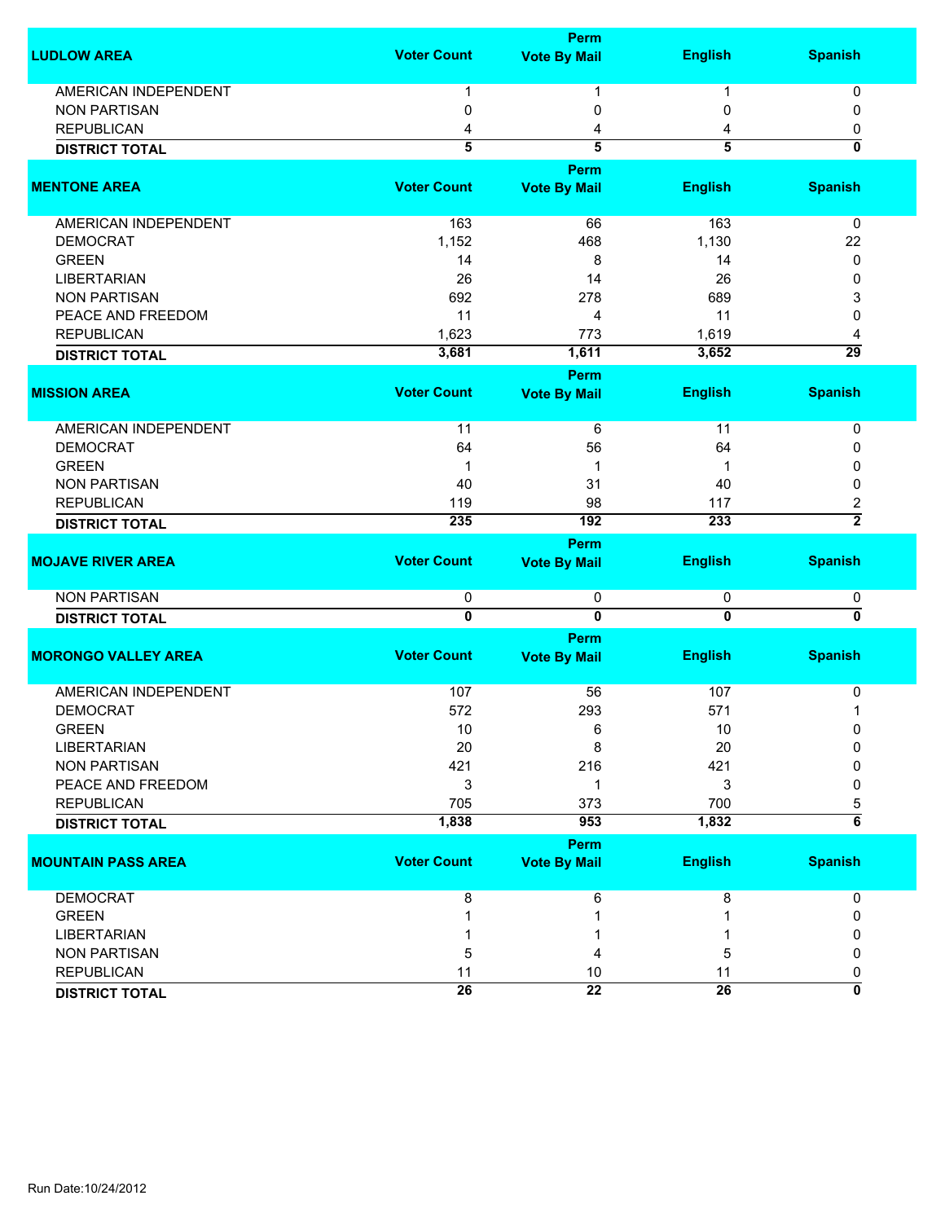| LUDLOW AREA | Voter Count | Perm Vote By Mail | English | Spanish |
|---|---|---|---|---|
| AMERICAN INDEPENDENT | 1 | 1 | 1 | 0 |
| NON PARTISAN | 0 | 0 | 0 | 0 |
| REPUBLICAN | 4 | 4 | 4 | 0 |
| **DISTRICT TOTAL** | **5** | **5** | **5** | **0** |

| MENTONE AREA | Voter Count | Perm Vote By Mail | English | Spanish |
|---|---|---|---|---|
| AMERICAN INDEPENDENT | 163 | 66 | 163 | 0 |
| DEMOCRAT | 1,152 | 468 | 1,130 | 22 |
| GREEN | 14 | 8 | 14 | 0 |
| LIBERTARIAN | 26 | 14 | 26 | 0 |
| NON PARTISAN | 692 | 278 | 689 | 3 |
| PEACE AND FREEDOM | 11 | 4 | 11 | 0 |
| REPUBLICAN | 1,623 | 773 | 1,619 | 4 |
| **DISTRICT TOTAL** | **3,681** | **1,611** | **3,652** | **29** |

| MISSION AREA | Voter Count | Perm Vote By Mail | English | Spanish |
|---|---|---|---|---|
| AMERICAN INDEPENDENT | 11 | 6 | 11 | 0 |
| DEMOCRAT | 64 | 56 | 64 | 0 |
| GREEN | 1 | 1 | 1 | 0 |
| NON PARTISAN | 40 | 31 | 40 | 0 |
| REPUBLICAN | 119 | 98 | 117 | 2 |
| **DISTRICT TOTAL** | **235** | **192** | **233** | **2** |

| MOJAVE RIVER AREA | Voter Count | Perm Vote By Mail | English | Spanish |
|---|---|---|---|---|
| NON PARTISAN | 0 | 0 | 0 | 0 |
| **DISTRICT TOTAL** | **0** | **0** | **0** | **0** |

| MORONGO VALLEY AREA | Voter Count | Perm Vote By Mail | English | Spanish |
|---|---|---|---|---|
| AMERICAN INDEPENDENT | 107 | 56 | 107 | 0 |
| DEMOCRAT | 572 | 293 | 571 | 1 |
| GREEN | 10 | 6 | 10 | 0 |
| LIBERTARIAN | 20 | 8 | 20 | 0 |
| NON PARTISAN | 421 | 216 | 421 | 0 |
| PEACE AND FREEDOM | 3 | 1 | 3 | 0 |
| REPUBLICAN | 705 | 373 | 700 | 5 |
| **DISTRICT TOTAL** | **1,838** | **953** | **1,832** | **6** |

| MOUNTAIN PASS AREA | Voter Count | Perm Vote By Mail | English | Spanish |
|---|---|---|---|---|
| DEMOCRAT | 8 | 6 | 8 | 0 |
| GREEN | 1 | 1 | 1 | 0 |
| LIBERTARIAN | 1 | 1 | 1 | 0 |
| NON PARTISAN | 5 | 4 | 5 | 0 |
| REPUBLICAN | 11 | 10 | 11 | 0 |
| **DISTRICT TOTAL** | **26** | **22** | **26** | **0** |

Run Date:10/24/2012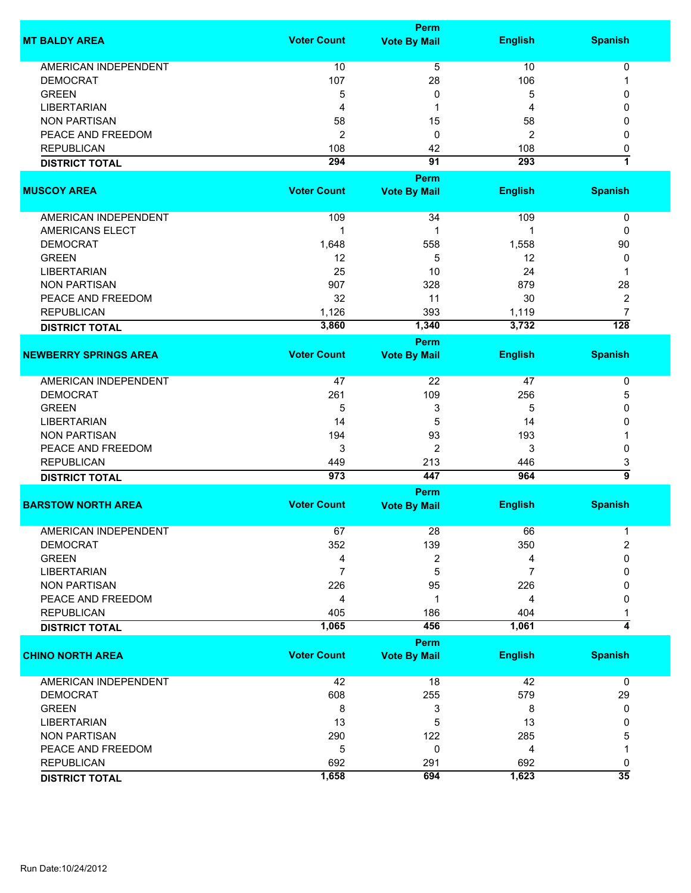| MT BALDY AREA | Voter Count | Perm Vote By Mail | English | Spanish |
|---|---|---|---|---|
| AMERICAN INDEPENDENT | 10 | 5 | 10 | 0 |
| DEMOCRAT | 107 | 28 | 106 | 1 |
| GREEN | 5 | 0 | 5 | 0 |
| LIBERTARIAN | 4 | 1 | 4 | 0 |
| NON PARTISAN | 58 | 15 | 58 | 0 |
| PEACE AND FREEDOM | 2 | 0 | 2 | 0 |
| REPUBLICAN | 108 | 42 | 108 | 0 |
| **DISTRICT TOTAL** | **294** | **91** | **293** | **1** |

| MUSCOY AREA | Voter Count | Perm Vote By Mail | English | Spanish |
|---|---|---|---|---|
| AMERICAN INDEPENDENT | 109 | 34 | 109 | 0 |
| AMERICANS ELECT | 1 | 1 | 1 | 0 |
| DEMOCRAT | 1,648 | 558 | 1,558 | 90 |
| GREEN | 12 | 5 | 12 | 0 |
| LIBERTARIAN | 25 | 10 | 24 | 1 |
| NON PARTISAN | 907 | 328 | 879 | 28 |
| PEACE AND FREEDOM | 32 | 11 | 30 | 2 |
| REPUBLICAN | 1,126 | 393 | 1,119 | 7 |
| **DISTRICT TOTAL** | **3,860** | **1,340** | **3,732** | **128** |

| NEWBERRY SPRINGS AREA | Voter Count | Perm Vote By Mail | English | Spanish |
|---|---|---|---|---|
| AMERICAN INDEPENDENT | 47 | 22 | 47 | 0 |
| DEMOCRAT | 261 | 109 | 256 | 5 |
| GREEN | 5 | 3 | 5 | 0 |
| LIBERTARIAN | 14 | 5 | 14 | 0 |
| NON PARTISAN | 194 | 93 | 193 | 1 |
| PEACE AND FREEDOM | 3 | 2 | 3 | 0 |
| REPUBLICAN | 449 | 213 | 446 | 3 |
| **DISTRICT TOTAL** | **973** | **447** | **964** | **9** |

| BARSTOW NORTH AREA | Voter Count | Perm Vote By Mail | English | Spanish |
|---|---|---|---|---|
| AMERICAN INDEPENDENT | 67 | 28 | 66 | 1 |
| DEMOCRAT | 352 | 139 | 350 | 2 |
| GREEN | 4 | 2 | 4 | 0 |
| LIBERTARIAN | 7 | 5 | 7 | 0 |
| NON PARTISAN | 226 | 95 | 226 | 0 |
| PEACE AND FREEDOM | 4 | 1 | 4 | 0 |
| REPUBLICAN | 405 | 186 | 404 | 1 |
| **DISTRICT TOTAL** | **1,065** | **456** | **1,061** | **4** |

| CHINO NORTH AREA | Voter Count | Perm Vote By Mail | English | Spanish |
|---|---|---|---|---|
| AMERICAN INDEPENDENT | 42 | 18 | 42 | 0 |
| DEMOCRAT | 608 | 255 | 579 | 29 |
| GREEN | 8 | 3 | 8 | 0 |
| LIBERTARIAN | 13 | 5 | 13 | 0 |
| NON PARTISAN | 290 | 122 | 285 | 5 |
| PEACE AND FREEDOM | 5 | 0 | 4 | 1 |
| REPUBLICAN | 692 | 291 | 692 | 0 |
| **DISTRICT TOTAL** | **1,658** | **694** | **1,623** | **35** |

Run Date:10/24/2012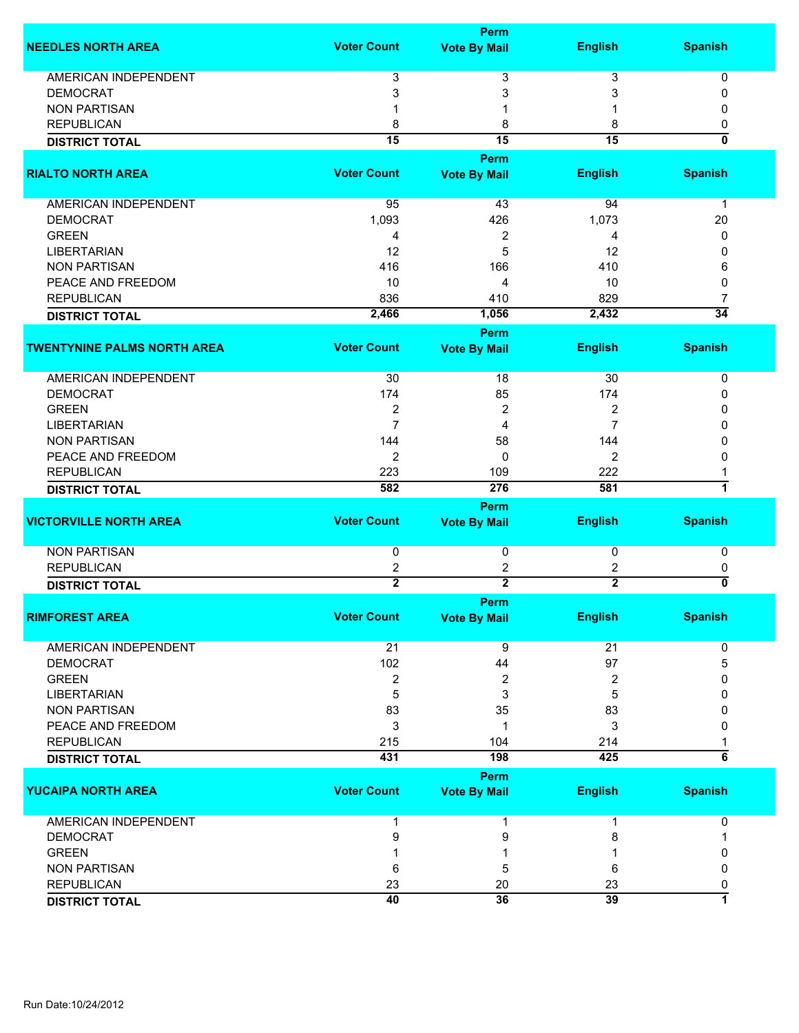| NEEDLES NORTH AREA | Voter Count | Perm Vote By Mail | English | Spanish |
|---|---|---|---|---|
| AMERICAN INDEPENDENT | 3 | 3 | 3 | 0 |
| DEMOCRAT | 3 | 3 | 3 | 0 |
| NON PARTISAN | 1 | 1 | 1 | 0 |
| REPUBLICAN | 8 | 8 | 8 | 0 |
| **DISTRICT TOTAL** | **15** | **15** | **15** | **0** |

| RIALTO NORTH AREA | Voter Count | Perm Vote By Mail | English | Spanish |
|---|---|---|---|---|
| AMERICAN INDEPENDENT | 95 | 43 | 94 | 1 |
| DEMOCRAT | 1,093 | 426 | 1,073 | 20 |
| GREEN | 4 | 2 | 4 | 0 |
| LIBERTARIAN | 12 | 5 | 12 | 0 |
| NON PARTISAN | 416 | 166 | 410 | 6 |
| PEACE AND FREEDOM | 10 | 4 | 10 | 0 |
| REPUBLICAN | 836 | 410 | 829 | 7 |
| **DISTRICT TOTAL** | **2,466** | **1,056** | **2,432** | **34** |

| TWENTYNINE PALMS NORTH AREA | Voter Count | Perm Vote By Mail | English | Spanish |
|---|---|---|---|---|
| AMERICAN INDEPENDENT | 30 | 18 | 30 | 0 |
| DEMOCRAT | 174 | 85 | 174 | 0 |
| GREEN | 2 | 2 | 2 | 0 |
| LIBERTARIAN | 7 | 4 | 7 | 0 |
| NON PARTISAN | 144 | 58 | 144 | 0 |
| PEACE AND FREEDOM | 2 | 0 | 2 | 0 |
| REPUBLICAN | 223 | 109 | 222 | 1 |
| **DISTRICT TOTAL** | **582** | **276** | **581** | **1** |

| VICTORVILLE NORTH AREA | Voter Count | Perm Vote By Mail | English | Spanish |
|---|---|---|---|---|
| NON PARTISAN | 0 | 0 | 0 | 0 |
| REPUBLICAN | 2 | 2 | 2 | 0 |
| **DISTRICT TOTAL** | **2** | **2** | **2** | **0** |

| RIMFOREST AREA | Voter Count | Perm Vote By Mail | English | Spanish |
|---|---|---|---|---|
| AMERICAN INDEPENDENT | 21 | 9 | 21 | 0 |
| DEMOCRAT | 102 | 44 | 97 | 5 |
| GREEN | 2 | 2 | 2 | 0 |
| LIBERTARIAN | 5 | 3 | 5 | 0 |
| NON PARTISAN | 83 | 35 | 83 | 0 |
| PEACE AND FREEDOM | 3 | 1 | 3 | 0 |
| REPUBLICAN | 215 | 104 | 214 | 1 |
| **DISTRICT TOTAL** | **431** | **198** | **425** | **6** |

| YUCAIPA NORTH AREA | Voter Count | Perm Vote By Mail | English | Spanish |
|---|---|---|---|---|
| AMERICAN INDEPENDENT | 1 | 1 | 1 | 0 |
| DEMOCRAT | 9 | 9 | 8 | 1 |
| GREEN | 1 | 1 | 1 | 0 |
| NON PARTISAN | 6 | 5 | 6 | 0 |
| REPUBLICAN | 23 | 20 | 23 | 0 |
| **DISTRICT TOTAL** | **40** | **36** | **39** | **1** |

Run Date:10/24/2012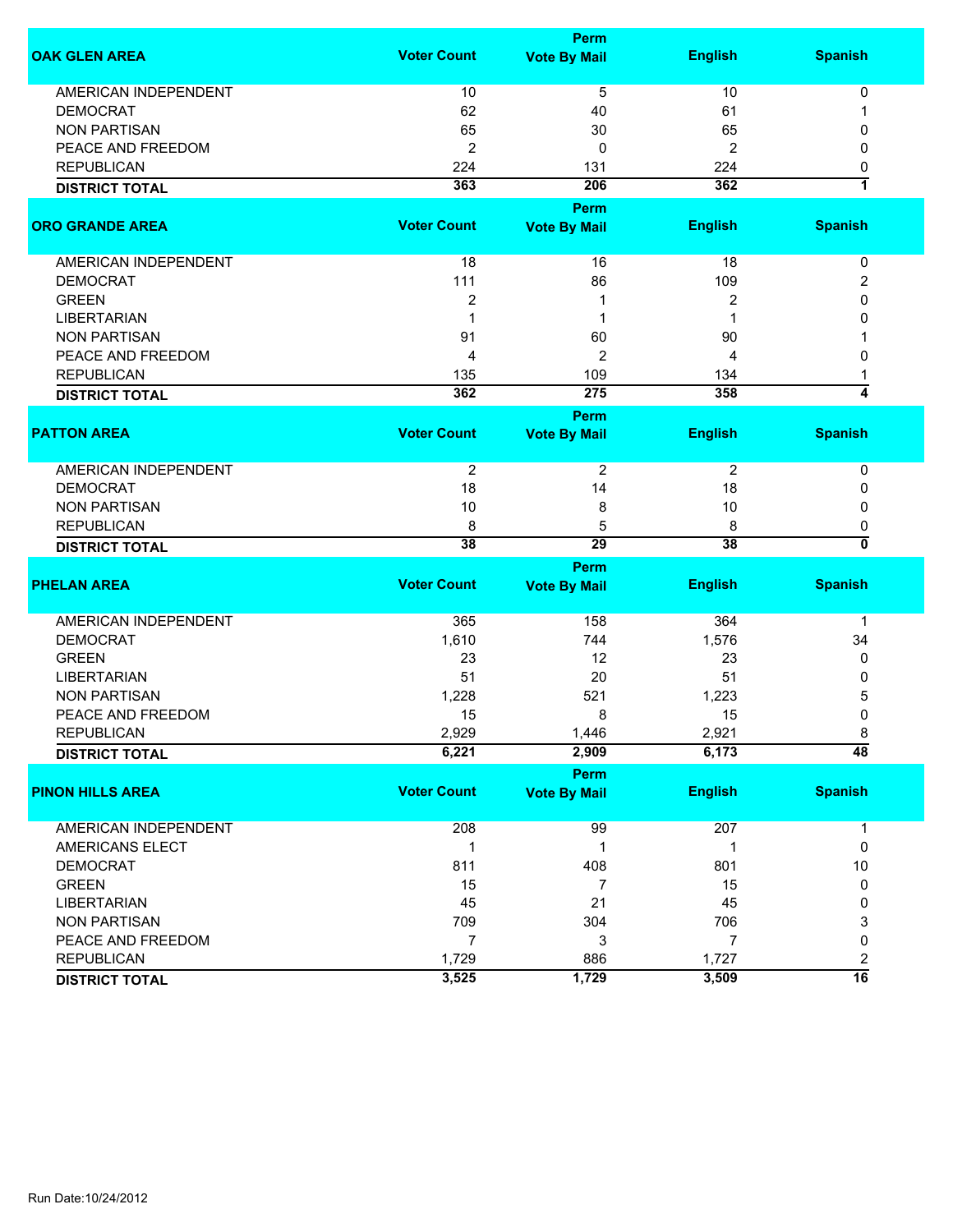| OAK GLEN AREA | Voter Count | Perm Vote By Mail | English | Spanish |
|---|---|---|---|---|
| AMERICAN INDEPENDENT | 10 | 5 | 10 | 0 |
| DEMOCRAT | 62 | 40 | 61 | 1 |
| NON PARTISAN | 65 | 30 | 65 | 0 |
| PEACE AND FREEDOM | 2 | 0 | 2 | 0 |
| REPUBLICAN | 224 | 131 | 224 | 0 |
| **DISTRICT TOTAL** | **363** | **206** | **362** | **1** |

| ORO GRANDE AREA | Voter Count | Perm Vote By Mail | English | Spanish |
|---|---|---|---|---|
| AMERICAN INDEPENDENT | 18 | 16 | 18 | 0 |
| DEMOCRAT | 111 | 86 | 109 | 2 |
| GREEN | 2 | 1 | 2 | 0 |
| LIBERTARIAN | 1 | 1 | 1 | 0 |
| NON PARTISAN | 91 | 60 | 90 | 1 |
| PEACE AND FREEDOM | 4 | 2 | 4 | 0 |
| REPUBLICAN | 135 | 109 | 134 | 1 |
| **DISTRICT TOTAL** | **362** | **275** | **358** | **4** |

| PATTON AREA | Voter Count | Perm Vote By Mail | English | Spanish |
|---|---|---|---|---|
| AMERICAN INDEPENDENT | 2 | 2 | 2 | 0 |
| DEMOCRAT | 18 | 14 | 18 | 0 |
| NON PARTISAN | 10 | 8 | 10 | 0 |
| REPUBLICAN | 8 | 5 | 8 | 0 |
| **DISTRICT TOTAL** | **38** | **29** | **38** | **0** |

| PHELAN AREA | Voter Count | Perm Vote By Mail | English | Spanish |
|---|---|---|---|---|
| AMERICAN INDEPENDENT | 365 | 158 | 364 | 1 |
| DEMOCRAT | 1,610 | 744 | 1,576 | 34 |
| GREEN | 23 | 12 | 23 | 0 |
| LIBERTARIAN | 51 | 20 | 51 | 0 |
| NON PARTISAN | 1,228 | 521 | 1,223 | 5 |
| PEACE AND FREEDOM | 15 | 8 | 15 | 0 |
| REPUBLICAN | 2,929 | 1,446 | 2,921 | 8 |
| **DISTRICT TOTAL** | **6,221** | **2,909** | **6,173** | **48** |

| PINON HILLS AREA | Voter Count | Perm Vote By Mail | English | Spanish |
|---|---|---|---|---|
| AMERICAN INDEPENDENT | 208 | 99 | 207 | 1 |
| AMERICANS ELECT | 1 | 1 | 1 | 0 |
| DEMOCRAT | 811 | 408 | 801 | 10 |
| GREEN | 15 | 7 | 15 | 0 |
| LIBERTARIAN | 45 | 21 | 45 | 0 |
| NON PARTISAN | 709 | 304 | 706 | 3 |
| PEACE AND FREEDOM | 7 | 3 | 7 | 0 |
| REPUBLICAN | 1,729 | 886 | 1,727 | 2 |
| **DISTRICT TOTAL** | **3,525** | **1,729** | **3,509** | **16** |

Run Date:10/24/2012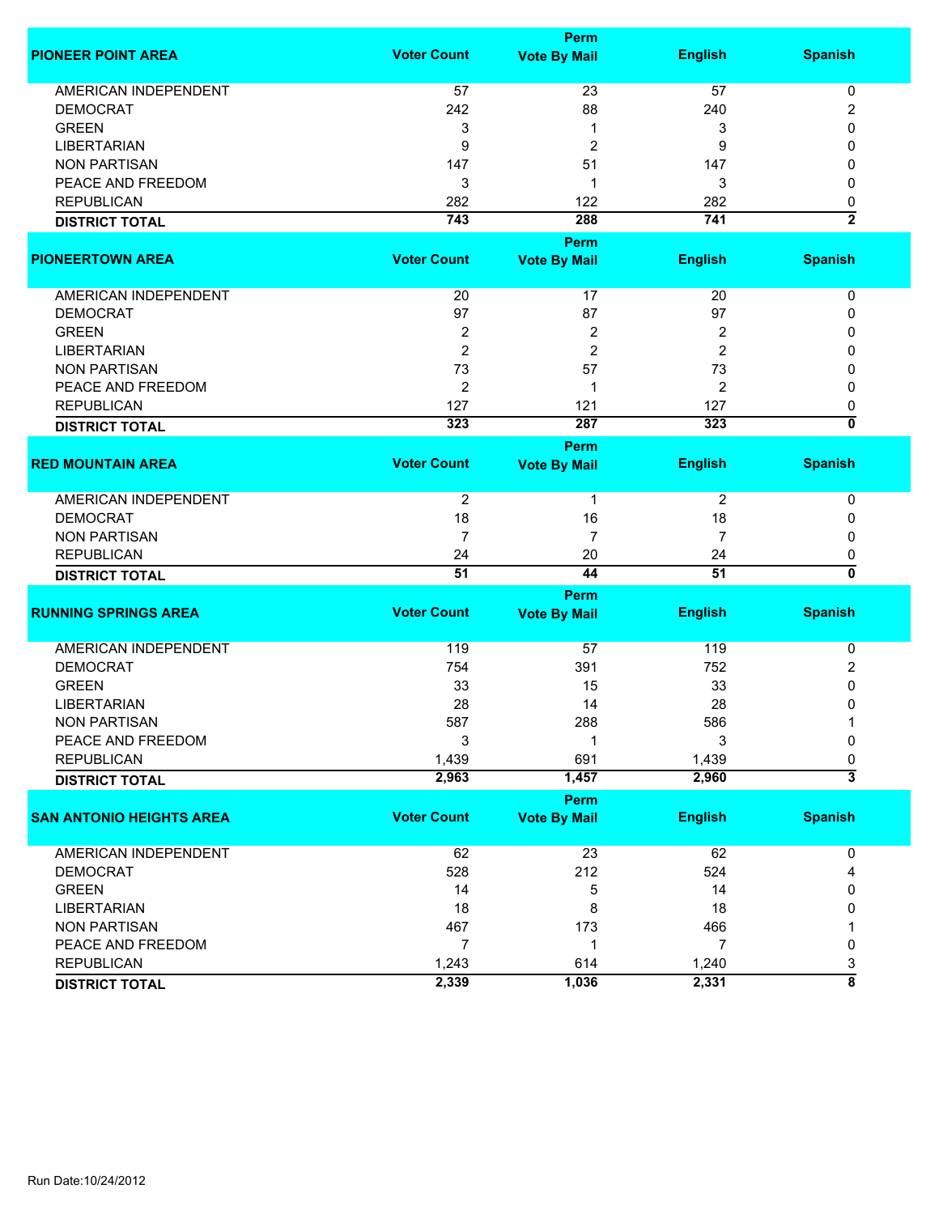| PIONEER POINT AREA | Voter Count | Perm Vote By Mail | English | Spanish |
|---|---|---|---|---|
| AMERICAN INDEPENDENT | 57 | 23 | 57 | 0 |
| DEMOCRAT | 242 | 88 | 240 | 2 |
| GREEN | 3 | 1 | 3 | 0 |
| LIBERTARIAN | 9 | 2 | 9 | 0 |
| NON PARTISAN | 147 | 51 | 147 | 0 |
| PEACE AND FREEDOM | 3 | 1 | 3 | 0 |
| REPUBLICAN | 282 | 122 | 282 | 0 |
| **DISTRICT TOTAL** | **743** | **288** | **741** | **2** |

| PIONEERTOWN AREA | Voter Count | Perm Vote By Mail | English | Spanish |
|---|---|---|---|---|
| AMERICAN INDEPENDENT | 20 | 17 | 20 | 0 |
| DEMOCRAT | 97 | 87 | 97 | 0 |
| GREEN | 2 | 2 | 2 | 0 |
| LIBERTARIAN | 2 | 2 | 2 | 0 |
| NON PARTISAN | 73 | 57 | 73 | 0 |
| PEACE AND FREEDOM | 2 | 1 | 2 | 0 |
| REPUBLICAN | 127 | 121 | 127 | 0 |
| **DISTRICT TOTAL** | **323** | **287** | **323** | **0** |

| RED MOUNTAIN AREA | Voter Count | Perm Vote By Mail | English | Spanish |
|---|---|---|---|---|
| AMERICAN INDEPENDENT | 2 | 1 | 2 | 0 |
| DEMOCRAT | 18 | 16 | 18 | 0 |
| NON PARTISAN | 7 | 7 | 7 | 0 |
| REPUBLICAN | 24 | 20 | 24 | 0 |
| **DISTRICT TOTAL** | **51** | **44** | **51** | **0** |

| RUNNING SPRINGS AREA | Voter Count | Perm Vote By Mail | English | Spanish |
|---|---|---|---|---|
| AMERICAN INDEPENDENT | 119 | 57 | 119 | 0 |
| DEMOCRAT | 754 | 391 | 752 | 2 |
| GREEN | 33 | 15 | 33 | 0 |
| LIBERTARIAN | 28 | 14 | 28 | 0 |
| NON PARTISAN | 587 | 288 | 586 | 1 |
| PEACE AND FREEDOM | 3 | 1 | 3 | 0 |
| REPUBLICAN | 1,439 | 691 | 1,439 | 0 |
| **DISTRICT TOTAL** | **2,963** | **1,457** | **2,960** | **3** |

| SAN ANTONIO HEIGHTS AREA | Voter Count | Perm Vote By Mail | English | Spanish |
|---|---|---|---|---|
| AMERICAN INDEPENDENT | 62 | 23 | 62 | 0 |
| DEMOCRAT | 528 | 212 | 524 | 4 |
| GREEN | 14 | 5 | 14 | 0 |
| LIBERTARIAN | 18 | 8 | 18 | 0 |
| NON PARTISAN | 467 | 173 | 466 | 1 |
| PEACE AND FREEDOM | 7 | 1 | 7 | 0 |
| REPUBLICAN | 1,243 | 614 | 1,240 | 3 |
| **DISTRICT TOTAL** | **2,339** | **1,036** | **2,331** | **8** |

Run Date:10/24/2012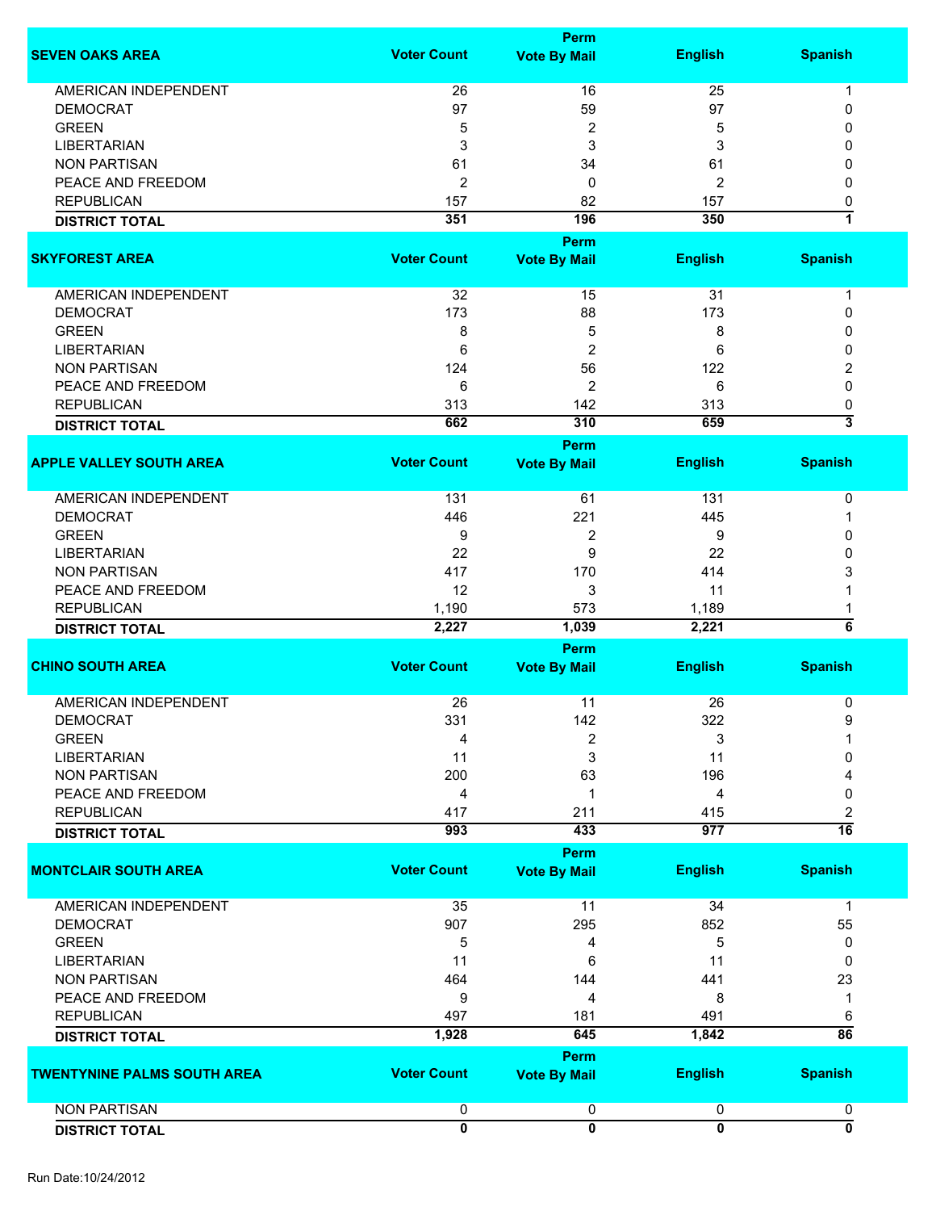| SEVEN OAKS AREA | Voter Count | Perm Vote By Mail | English | Spanish |
|---|---|---|---|---|
| AMERICAN INDEPENDENT | 26 | 16 | 25 | 1 |
| DEMOCRAT | 97 | 59 | 97 | 0 |
| GREEN | 5 | 2 | 5 | 0 |
| LIBERTARIAN | 3 | 3 | 3 | 0 |
| NON PARTISAN | 61 | 34 | 61 | 0 |
| PEACE AND FREEDOM | 2 | 0 | 2 | 0 |
| REPUBLICAN | 157 | 82 | 157 | 0 |
| **DISTRICT TOTAL** | **351** | **196** | **350** | **1** |

| SKYFOREST AREA | Voter Count | Perm Vote By Mail | English | Spanish |
|---|---|---|---|---|
| AMERICAN INDEPENDENT | 32 | 15 | 31 | 1 |
| DEMOCRAT | 173 | 88 | 173 | 0 |
| GREEN | 8 | 5 | 8 | 0 |
| LIBERTARIAN | 6 | 2 | 6 | 0 |
| NON PARTISAN | 124 | 56 | 122 | 2 |
| PEACE AND FREEDOM | 6 | 2 | 6 | 0 |
| REPUBLICAN | 313 | 142 | 313 | 0 |
| **DISTRICT TOTAL** | **662** | **310** | **659** | **3** |

| APPLE VALLEY SOUTH AREA | Voter Count | Perm Vote By Mail | English | Spanish |
|---|---|---|---|---|
| AMERICAN INDEPENDENT | 131 | 61 | 131 | 0 |
| DEMOCRAT | 446 | 221 | 445 | 1 |
| GREEN | 9 | 2 | 9 | 0 |
| LIBERTARIAN | 22 | 9 | 22 | 0 |
| NON PARTISAN | 417 | 170 | 414 | 3 |
| PEACE AND FREEDOM | 12 | 3 | 11 | 1 |
| REPUBLICAN | 1,190 | 573 | 1,189 | 1 |
| **DISTRICT TOTAL** | **2,227** | **1,039** | **2,221** | **6** |

| CHINO SOUTH AREA | Voter Count | Perm Vote By Mail | English | Spanish |
|---|---|---|---|---|
| AMERICAN INDEPENDENT | 26 | 11 | 26 | 0 |
| DEMOCRAT | 331 | 142 | 322 | 9 |
| GREEN | 4 | 2 | 3 | 1 |
| LIBERTARIAN | 11 | 3 | 11 | 0 |
| NON PARTISAN | 200 | 63 | 196 | 4 |
| PEACE AND FREEDOM | 4 | 1 | 4 | 0 |
| REPUBLICAN | 417 | 211 | 415 | 2 |
| **DISTRICT TOTAL** | **993** | **433** | **977** | **16** |

| MONTCLAIR SOUTH AREA | Voter Count | Perm Vote By Mail | English | Spanish |
|---|---|---|---|---|
| AMERICAN INDEPENDENT | 35 | 11 | 34 | 1 |
| DEMOCRAT | 907 | 295 | 852 | 55 |
| GREEN | 5 | 4 | 5 | 0 |
| LIBERTARIAN | 11 | 6 | 11 | 0 |
| NON PARTISAN | 464 | 144 | 441 | 23 |
| PEACE AND FREEDOM | 9 | 4 | 8 | 1 |
| REPUBLICAN | 497 | 181 | 491 | 6 |
| **DISTRICT TOTAL** | **1,928** | **645** | **1,842** | **86** |

| TWENTYNINE PALMS SOUTH AREA | Voter Count | Perm Vote By Mail | English | Spanish |
|---|---|---|---|---|
| NON PARTISAN | 0 | 0 | 0 | 0 |
| **DISTRICT TOTAL** | **0** | **0** | **0** | **0** |

Run Date:10/24/2012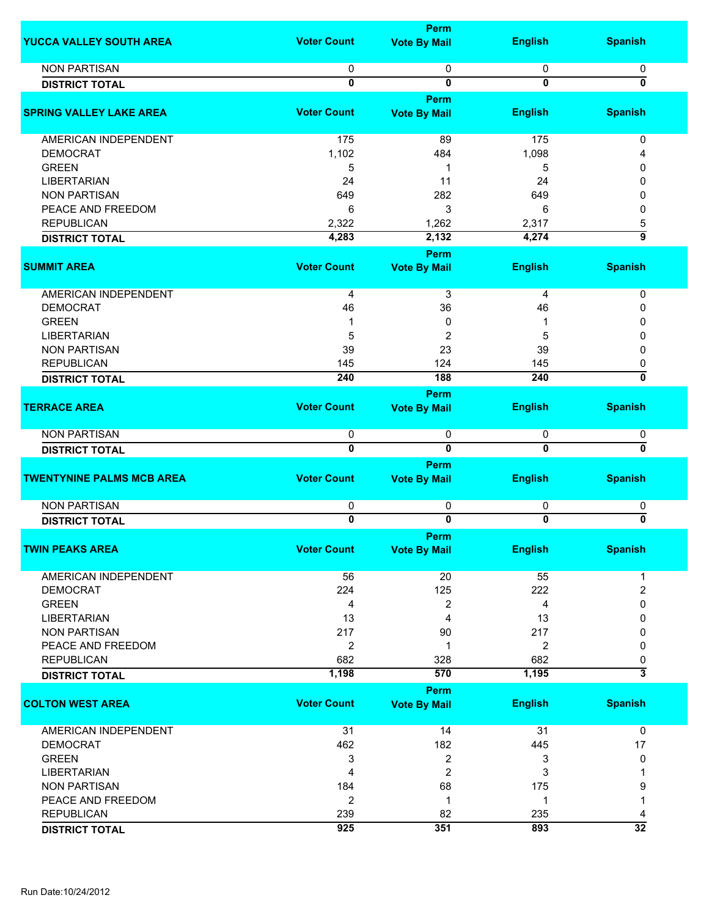| YUCCA VALLEY SOUTH AREA | Voter Count | Perm Vote By Mail | English | Spanish |
|---|---|---|---|---|
| NON PARTISAN | 0 | 0 | 0 | 0 |
| **DISTRICT TOTAL** | **0** | **0** | **0** | **0** |

| SPRING VALLEY LAKE AREA | Voter Count | Perm Vote By Mail | English | Spanish |
|---|---|---|---|---|
| AMERICAN INDEPENDENT | 175 | 89 | 175 | 0 |
| DEMOCRAT | 1,102 | 484 | 1,098 | 4 |
| GREEN | 5 | 1 | 5 | 0 |
| LIBERTARIAN | 24 | 11 | 24 | 0 |
| NON PARTISAN | 649 | 282 | 649 | 0 |
| PEACE AND FREEDOM | 6 | 3 | 6 | 0 |
| REPUBLICAN | 2,322 | 1,262 | 2,317 | 5 |
| **DISTRICT TOTAL** | **4,283** | **2,132** | **4,274** | **9** |

| SUMMIT AREA | Voter Count | Perm Vote By Mail | English | Spanish |
|---|---|---|---|---|
| AMERICAN INDEPENDENT | 4 | 3 | 4 | 0 |
| DEMOCRAT | 46 | 36 | 46 | 0 |
| GREEN | 1 | 0 | 1 | 0 |
| LIBERTARIAN | 5 | 2 | 5 | 0 |
| NON PARTISAN | 39 | 23 | 39 | 0 |
| REPUBLICAN | 145 | 124 | 145 | 0 |
| **DISTRICT TOTAL** | **240** | **188** | **240** | **0** |

| TERRACE AREA | Voter Count | Perm Vote By Mail | English | Spanish |
|---|---|---|---|---|
| NON PARTISAN | 0 | 0 | 0 | 0 |
| **DISTRICT TOTAL** | **0** | **0** | **0** | **0** |

| TWENTYNINE PALMS MCB AREA | Voter Count | Perm Vote By Mail | English | Spanish |
|---|---|---|---|---|
| NON PARTISAN | 0 | 0 | 0 | 0 |
| **DISTRICT TOTAL** | **0** | **0** | **0** | **0** |

| TWIN PEAKS AREA | Voter Count | Perm Vote By Mail | English | Spanish |
|---|---|---|---|---|
| AMERICAN INDEPENDENT | 56 | 20 | 55 | 1 |
| DEMOCRAT | 224 | 125 | 222 | 2 |
| GREEN | 4 | 2 | 4 | 0 |
| LIBERTARIAN | 13 | 4 | 13 | 0 |
| NON PARTISAN | 217 | 90 | 217 | 0 |
| PEACE AND FREEDOM | 2 | 1 | 2 | 0 |
| REPUBLICAN | 682 | 328 | 682 | 0 |
| **DISTRICT TOTAL** | **1,198** | **570** | **1,195** | **3** |

| COLTON WEST AREA | Voter Count | Perm Vote By Mail | English | Spanish |
|---|---|---|---|---|
| AMERICAN INDEPENDENT | 31 | 14 | 31 | 0 |
| DEMOCRAT | 462 | 182 | 445 | 17 |
| GREEN | 3 | 2 | 3 | 0 |
| LIBERTARIAN | 4 | 2 | 3 | 1 |
| NON PARTISAN | 184 | 68 | 175 | 9 |
| PEACE AND FREEDOM | 2 | 1 | 1 | 1 |
| REPUBLICAN | 239 | 82 | 235 | 4 |
| **DISTRICT TOTAL** | **925** | **351** | **893** | **32** |

Run Date:10/24/2012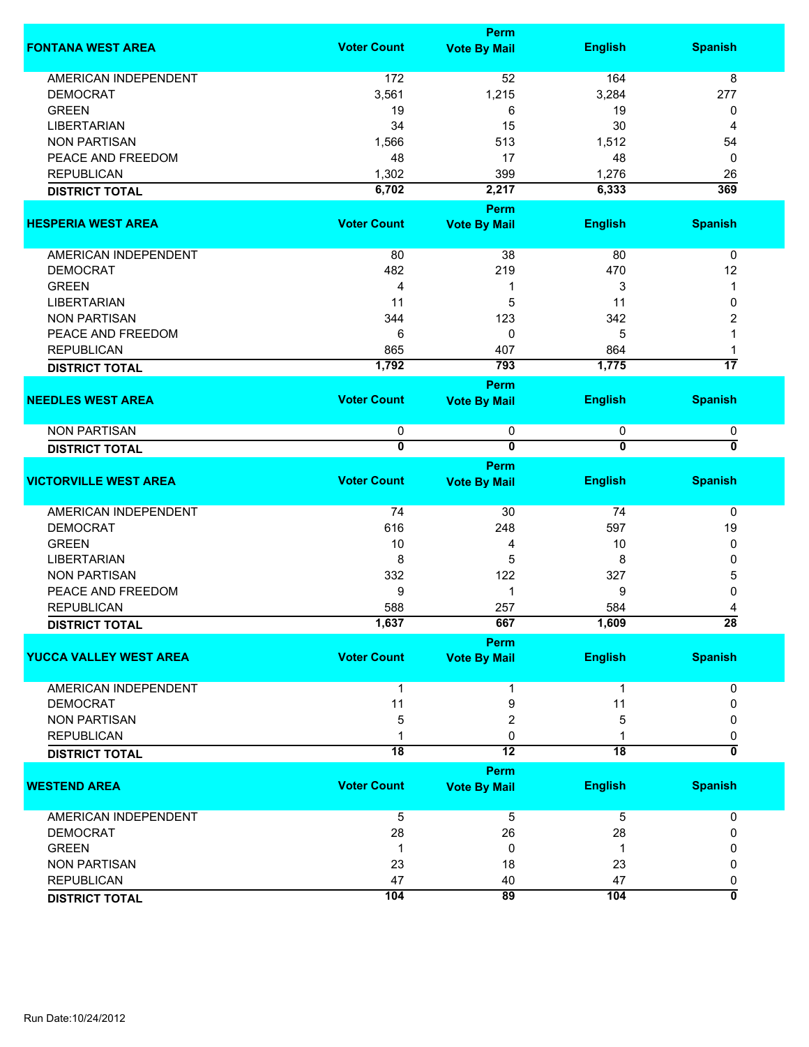| FONTANA WEST AREA | Voter Count | Perm Vote By Mail | English | Spanish |
|---|---|---|---|---|
| AMERICAN INDEPENDENT | 172 | 52 | 164 | 8 |
| DEMOCRAT | 3,561 | 1,215 | 3,284 | 277 |
| GREEN | 19 | 6 | 19 | 0 |
| LIBERTARIAN | 34 | 15 | 30 | 4 |
| NON PARTISAN | 1,566 | 513 | 1,512 | 54 |
| PEACE AND FREEDOM | 48 | 17 | 48 | 0 |
| REPUBLICAN | 1,302 | 399 | 1,276 | 26 |
| **DISTRICT TOTAL** | **6,702** | **2,217** | **6,333** | **369** |

| HESPERIA WEST AREA | Voter Count | Perm Vote By Mail | English | Spanish |
|---|---|---|---|---|
| AMERICAN INDEPENDENT | 80 | 38 | 80 | 0 |
| DEMOCRAT | 482 | 219 | 470 | 12 |
| GREEN | 4 | 1 | 3 | 1 |
| LIBERTARIAN | 11 | 5 | 11 | 0 |
| NON PARTISAN | 344 | 123 | 342 | 2 |
| PEACE AND FREEDOM | 6 | 0 | 5 | 1 |
| REPUBLICAN | 865 | 407 | 864 | 1 |
| **DISTRICT TOTAL** | **1,792** | **793** | **1,775** | **17** |

| NEEDLES WEST AREA | Voter Count | Perm Vote By Mail | English | Spanish |
|---|---|---|---|---|
| NON PARTISAN | 0 | 0 | 0 | 0 |
| **DISTRICT TOTAL** | **0** | **0** | **0** | **0** |

| VICTORVILLE WEST AREA | Voter Count | Perm Vote By Mail | English | Spanish |
|---|---|---|---|---|
| AMERICAN INDEPENDENT | 74 | 30 | 74 | 0 |
| DEMOCRAT | 616 | 248 | 597 | 19 |
| GREEN | 10 | 4 | 10 | 0 |
| LIBERTARIAN | 8 | 5 | 8 | 0 |
| NON PARTISAN | 332 | 122 | 327 | 5 |
| PEACE AND FREEDOM | 9 | 1 | 9 | 0 |
| REPUBLICAN | 588 | 257 | 584 | 4 |
| **DISTRICT TOTAL** | **1,637** | **667** | **1,609** | **28** |

| YUCCA VALLEY WEST AREA | Voter Count | Perm Vote By Mail | English | Spanish |
|---|---|---|---|---|
| AMERICAN INDEPENDENT | 1 | 1 | 1 | 0 |
| DEMOCRAT | 11 | 9 | 11 | 0 |
| NON PARTISAN | 5 | 2 | 5 | 0 |
| REPUBLICAN | 1 | 0 | 1 | 0 |
| **DISTRICT TOTAL** | **18** | **12** | **18** | **0** |

| WESTEND AREA | Voter Count | Perm Vote By Mail | English | Spanish |
|---|---|---|---|---|
| AMERICAN INDEPENDENT | 5 | 5 | 5 | 0 |
| DEMOCRAT | 28 | 26 | 28 | 0 |
| GREEN | 1 | 0 | 1 | 0 |
| NON PARTISAN | 23 | 18 | 23 | 0 |
| REPUBLICAN | 47 | 40 | 47 | 0 |
| **DISTRICT TOTAL** | **104** | **89** | **104** | **0** |

Run Date:10/24/2012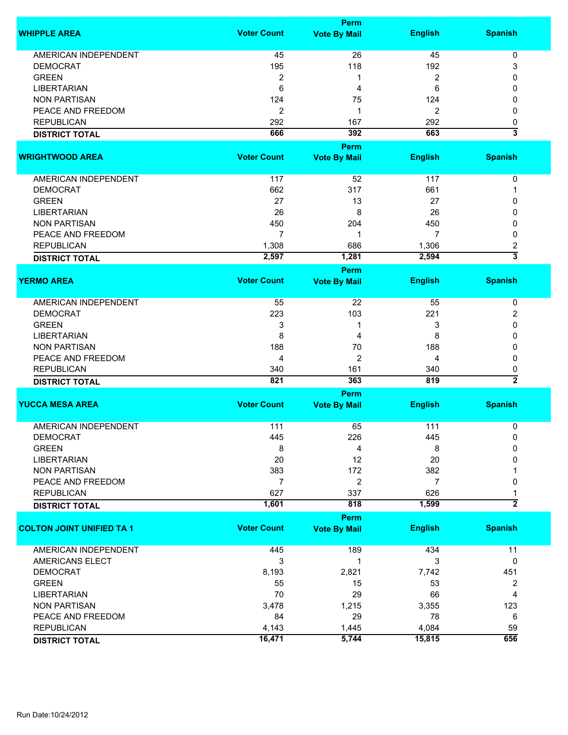| WHIPPLE AREA | Voter Count | Perm Vote By Mail | English | Spanish |
|---|---|---|---|---|
| AMERICAN INDEPENDENT | 45 | 26 | 45 | 0 |
| DEMOCRAT | 195 | 118 | 192 | 3 |
| GREEN | 2 | 1 | 2 | 0 |
| LIBERTARIAN | 6 | 4 | 6 | 0 |
| NON PARTISAN | 124 | 75 | 124 | 0 |
| PEACE AND FREEDOM | 2 | 1 | 2 | 0 |
| REPUBLICAN | 292 | 167 | 292 | 0 |
| **DISTRICT TOTAL** | **666** | **392** | **663** | **3** |

| WRIGHTWOOD AREA | Voter Count | Perm Vote By Mail | English | Spanish |
|---|---|---|---|---|
| AMERICAN INDEPENDENT | 117 | 52 | 117 | 0 |
| DEMOCRAT | 662 | 317 | 661 | 1 |
| GREEN | 27 | 13 | 27 | 0 |
| LIBERTARIAN | 26 | 8 | 26 | 0 |
| NON PARTISAN | 450 | 204 | 450 | 0 |
| PEACE AND FREEDOM | 7 | 1 | 7 | 0 |
| REPUBLICAN | 1,308 | 686 | 1,306 | 2 |
| **DISTRICT TOTAL** | **2,597** | **1,281** | **2,594** | **3** |

| YERMO AREA | Voter Count | Perm Vote By Mail | English | Spanish |
|---|---|---|---|---|
| AMERICAN INDEPENDENT | 55 | 22 | 55 | 0 |
| DEMOCRAT | 223 | 103 | 221 | 2 |
| GREEN | 3 | 1 | 3 | 0 |
| LIBERTARIAN | 8 | 4 | 8 | 0 |
| NON PARTISAN | 188 | 70 | 188 | 0 |
| PEACE AND FREEDOM | 4 | 2 | 4 | 0 |
| REPUBLICAN | 340 | 161 | 340 | 0 |
| **DISTRICT TOTAL** | **821** | **363** | **819** | **2** |

| YUCCA MESA AREA | Voter Count | Perm Vote By Mail | English | Spanish |
|---|---|---|---|---|
| AMERICAN INDEPENDENT | 111 | 65 | 111 | 0 |
| DEMOCRAT | 445 | 226 | 445 | 0 |
| GREEN | 8 | 4 | 8 | 0 |
| LIBERTARIAN | 20 | 12 | 20 | 0 |
| NON PARTISAN | 383 | 172 | 382 | 1 |
| PEACE AND FREEDOM | 7 | 2 | 7 | 0 |
| REPUBLICAN | 627 | 337 | 626 | 1 |
| **DISTRICT TOTAL** | **1,601** | **818** | **1,599** | **2** |

| COLTON JOINT UNIFIED TA 1 | Voter Count | Perm Vote By Mail | English | Spanish |
|---|---|---|---|---|
| AMERICAN INDEPENDENT | 445 | 189 | 434 | 11 |
| AMERICANS ELECT | 3 | 1 | 3 | 0 |
| DEMOCRAT | 8,193 | 2,821 | 7,742 | 451 |
| GREEN | 55 | 15 | 53 | 2 |
| LIBERTARIAN | 70 | 29 | 66 | 4 |
| NON PARTISAN | 3,478 | 1,215 | 3,355 | 123 |
| PEACE AND FREEDOM | 84 | 29 | 78 | 6 |
| REPUBLICAN | 4,143 | 1,445 | 4,084 | 59 |
| **DISTRICT TOTAL** | **16,471** | **5,744** | **15,815** | **656** |

Run Date:10/24/2012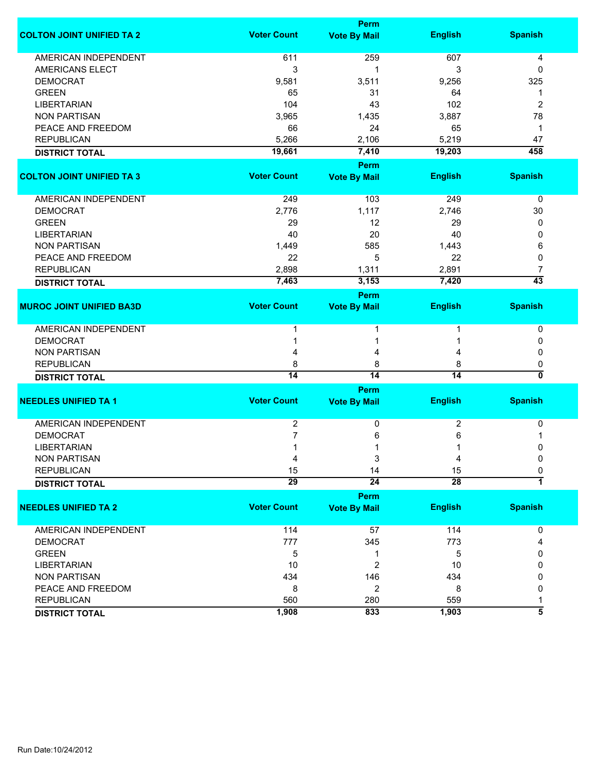| COLTON JOINT UNIFIED TA 2 | Voter Count | Perm Vote By Mail | English | Spanish |
|---|---|---|---|---|
| AMERICAN INDEPENDENT | 611 | 259 | 607 | 4 |
| AMERICANS ELECT | 3 | 1 | 3 | 0 |
| DEMOCRAT | 9,581 | 3,511 | 9,256 | 325 |
| GREEN | 65 | 31 | 64 | 1 |
| LIBERTARIAN | 104 | 43 | 102 | 2 |
| NON PARTISAN | 3,965 | 1,435 | 3,887 | 78 |
| PEACE AND FREEDOM | 66 | 24 | 65 | 1 |
| REPUBLICAN | 5,266 | 2,106 | 5,219 | 47 |
| **DISTRICT TOTAL** | **19,661** | **7,410** | **19,203** | **458** |

| COLTON JOINT UNIFIED TA 3 | Voter Count | Perm Vote By Mail | English | Spanish |
|---|---|---|---|---|
| AMERICAN INDEPENDENT | 249 | 103 | 249 | 0 |
| DEMOCRAT | 2,776 | 1,117 | 2,746 | 30 |
| GREEN | 29 | 12 | 29 | 0 |
| LIBERTARIAN | 40 | 20 | 40 | 0 |
| NON PARTISAN | 1,449 | 585 | 1,443 | 6 |
| PEACE AND FREEDOM | 22 | 5 | 22 | 0 |
| REPUBLICAN | 2,898 | 1,311 | 2,891 | 7 |
| **DISTRICT TOTAL** | **7,463** | **3,153** | **7,420** | **43** |

| MUROC JOINT UNIFIED BA3D | Voter Count | Perm Vote By Mail | English | Spanish |
|---|---|---|---|---|
| AMERICAN INDEPENDENT | 1 | 1 | 1 | 0 |
| DEMOCRAT | 1 | 1 | 1 | 0 |
| NON PARTISAN | 4 | 4 | 4 | 0 |
| REPUBLICAN | 8 | 8 | 8 | 0 |
| **DISTRICT TOTAL** | **14** | **14** | **14** | **0** |

| NEEDLES UNIFIED TA 1 | Voter Count | Perm Vote By Mail | English | Spanish |
|---|---|---|---|---|
| AMERICAN INDEPENDENT | 2 | 0 | 2 | 0 |
| DEMOCRAT | 7 | 6 | 6 | 1 |
| LIBERTARIAN | 1 | 1 | 1 | 0 |
| NON PARTISAN | 4 | 3 | 4 | 0 |
| REPUBLICAN | 15 | 14 | 15 | 0 |
| **DISTRICT TOTAL** | **29** | **24** | **28** | **1** |

| NEEDLES UNIFIED TA 2 | Voter Count | Perm Vote By Mail | English | Spanish |
|---|---|---|---|---|
| AMERICAN INDEPENDENT | 114 | 57 | 114 | 0 |
| DEMOCRAT | 777 | 345 | 773 | 4 |
| GREEN | 5 | 1 | 5 | 0 |
| LIBERTARIAN | 10 | 2 | 10 | 0 |
| NON PARTISAN | 434 | 146 | 434 | 0 |
| PEACE AND FREEDOM | 8 | 2 | 8 | 0 |
| REPUBLICAN | 560 | 280 | 559 | 1 |
| **DISTRICT TOTAL** | **1,908** | **833** | **1,903** | **5** |

Run Date:10/24/2012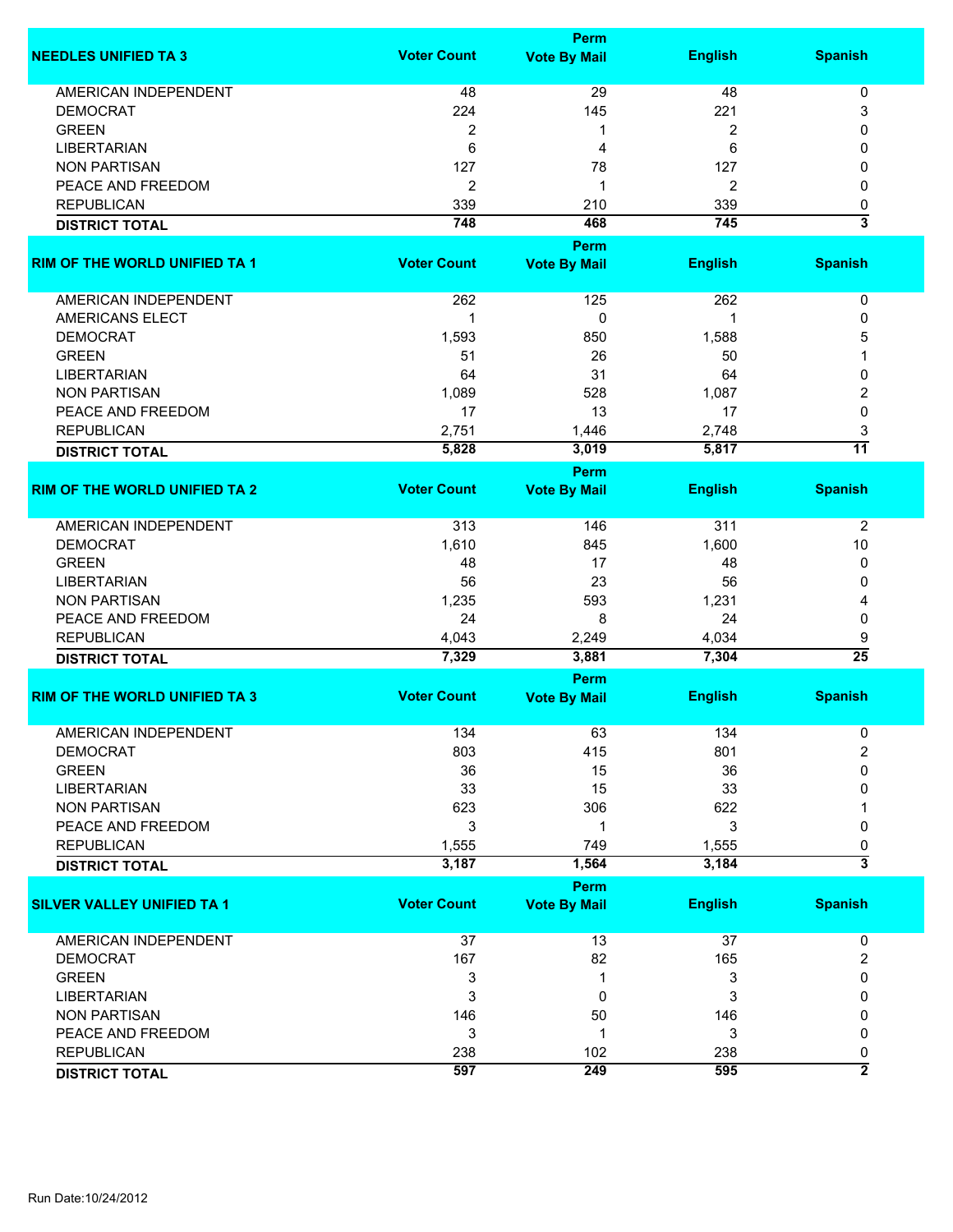| NEEDLES UNIFIED TA 3 | Voter Count | Perm Vote By Mail | English | Spanish |
|---|---|---|---|---|
| AMERICAN INDEPENDENT | 48 | 29 | 48 | 0 |
| DEMOCRAT | 224 | 145 | 221 | 3 |
| GREEN | 2 | 1 | 2 | 0 |
| LIBERTARIAN | 6 | 4 | 6 | 0 |
| NON PARTISAN | 127 | 78 | 127 | 0 |
| PEACE AND FREEDOM | 2 | 1 | 2 | 0 |
| REPUBLICAN | 339 | 210 | 339 | 0 |
| **DISTRICT TOTAL** | **748** | **468** | **745** | **3** |

| RIM OF THE WORLD UNIFIED TA 1 | Voter Count | Perm Vote By Mail | English | Spanish |
|---|---|---|---|---|
| AMERICAN INDEPENDENT | 262 | 125 | 262 | 0 |
| AMERICANS ELECT | 1 | 0 | 1 | 0 |
| DEMOCRAT | 1,593 | 850 | 1,588 | 5 |
| GREEN | 51 | 26 | 50 | 1 |
| LIBERTARIAN | 64 | 31 | 64 | 0 |
| NON PARTISAN | 1,089 | 528 | 1,087 | 2 |
| PEACE AND FREEDOM | 17 | 13 | 17 | 0 |
| REPUBLICAN | 2,751 | 1,446 | 2,748 | 3 |
| **DISTRICT TOTAL** | **5,828** | **3,019** | **5,817** | **11** |

| RIM OF THE WORLD UNIFIED TA 2 | Voter Count | Perm Vote By Mail | English | Spanish |
|---|---|---|---|---|
| AMERICAN INDEPENDENT | 313 | 146 | 311 | 2 |
| DEMOCRAT | 1,610 | 845 | 1,600 | 10 |
| GREEN | 48 | 17 | 48 | 0 |
| LIBERTARIAN | 56 | 23 | 56 | 0 |
| NON PARTISAN | 1,235 | 593 | 1,231 | 4 |
| PEACE AND FREEDOM | 24 | 8 | 24 | 0 |
| REPUBLICAN | 4,043 | 2,249 | 4,034 | 9 |
| **DISTRICT TOTAL** | **7,329** | **3,881** | **7,304** | **25** |

| RIM OF THE WORLD UNIFIED TA 3 | Voter Count | Perm Vote By Mail | English | Spanish |
|---|---|---|---|---|
| AMERICAN INDEPENDENT | 134 | 63 | 134 | 0 |
| DEMOCRAT | 803 | 415 | 801 | 2 |
| GREEN | 36 | 15 | 36 | 0 |
| LIBERTARIAN | 33 | 15 | 33 | 0 |
| NON PARTISAN | 623 | 306 | 622 | 1 |
| PEACE AND FREEDOM | 3 | 1 | 3 | 0 |
| REPUBLICAN | 1,555 | 749 | 1,555 | 0 |
| **DISTRICT TOTAL** | **3,187** | **1,564** | **3,184** | **3** |

| SILVER VALLEY UNIFIED TA 1 | Voter Count | Perm Vote By Mail | English | Spanish |
|---|---|---|---|---|
| AMERICAN INDEPENDENT | 37 | 13 | 37 | 0 |
| DEMOCRAT | 167 | 82 | 165 | 2 |
| GREEN | 3 | 1 | 3 | 0 |
| LIBERTARIAN | 3 | 0 | 3 | 0 |
| NON PARTISAN | 146 | 50 | 146 | 0 |
| PEACE AND FREEDOM | 3 | 1 | 3 | 0 |
| REPUBLICAN | 238 | 102 | 238 | 0 |
| **DISTRICT TOTAL** | **597** | **249** | **595** | **2** |

Run Date:10/24/2012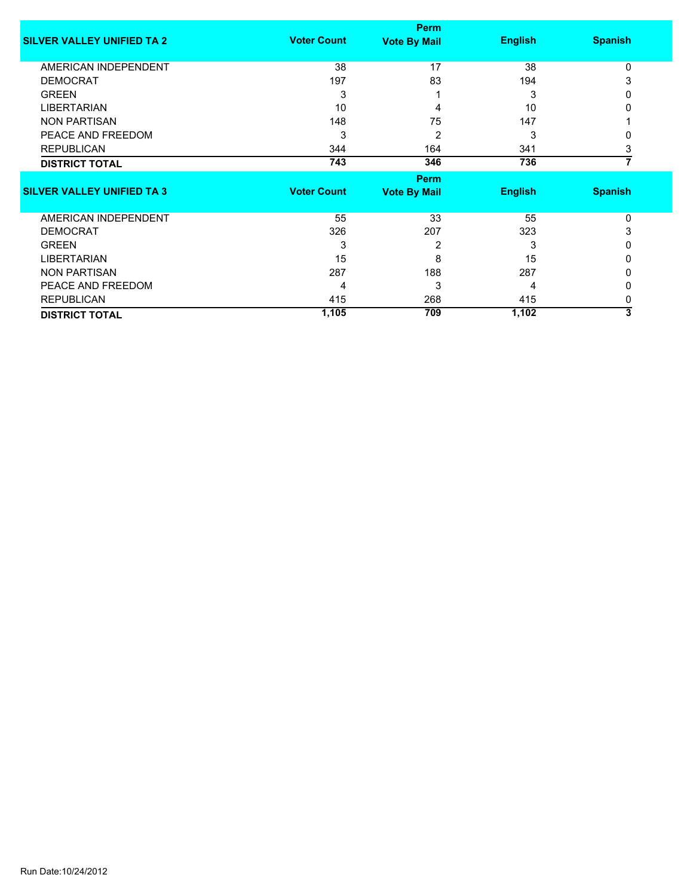| SILVER VALLEY UNIFIED TA 2 | Voter Count | Perm Vote By Mail | English | Spanish |
|---|---|---|---|---|
| AMERICAN INDEPENDENT | 38 | 17 | 38 | 0 |
| DEMOCRAT | 197 | 83 | 194 | 3 |
| GREEN | 3 | 1 | 3 | 0 |
| LIBERTARIAN | 10 | 4 | 10 | 0 |
| NON PARTISAN | 148 | 75 | 147 | 1 |
| PEACE AND FREEDOM | 3 | 2 | 3 | 0 |
| REPUBLICAN | 344 | 164 | 341 | 3 |
| **DISTRICT TOTAL** | **743** | **346** | **736** | **7** |

| SILVER VALLEY UNIFIED TA 3 | Voter Count | Perm Vote By Mail | English | Spanish |
|---|---|---|---|---|
| AMERICAN INDEPENDENT | 55 | 33 | 55 | 0 |
| DEMOCRAT | 326 | 207 | 323 | 3 |
| GREEN | 3 | 2 | 3 | 0 |
| LIBERTARIAN | 15 | 8 | 15 | 0 |
| NON PARTISAN | 287 | 188 | 287 | 0 |
| PEACE AND FREEDOM | 4 | 3 | 4 | 0 |
| REPUBLICAN | 415 | 268 | 415 | 0 |
| **DISTRICT TOTAL** | **1,105** | **709** | **1,102** | **3** |

Run Date:10/24/2012